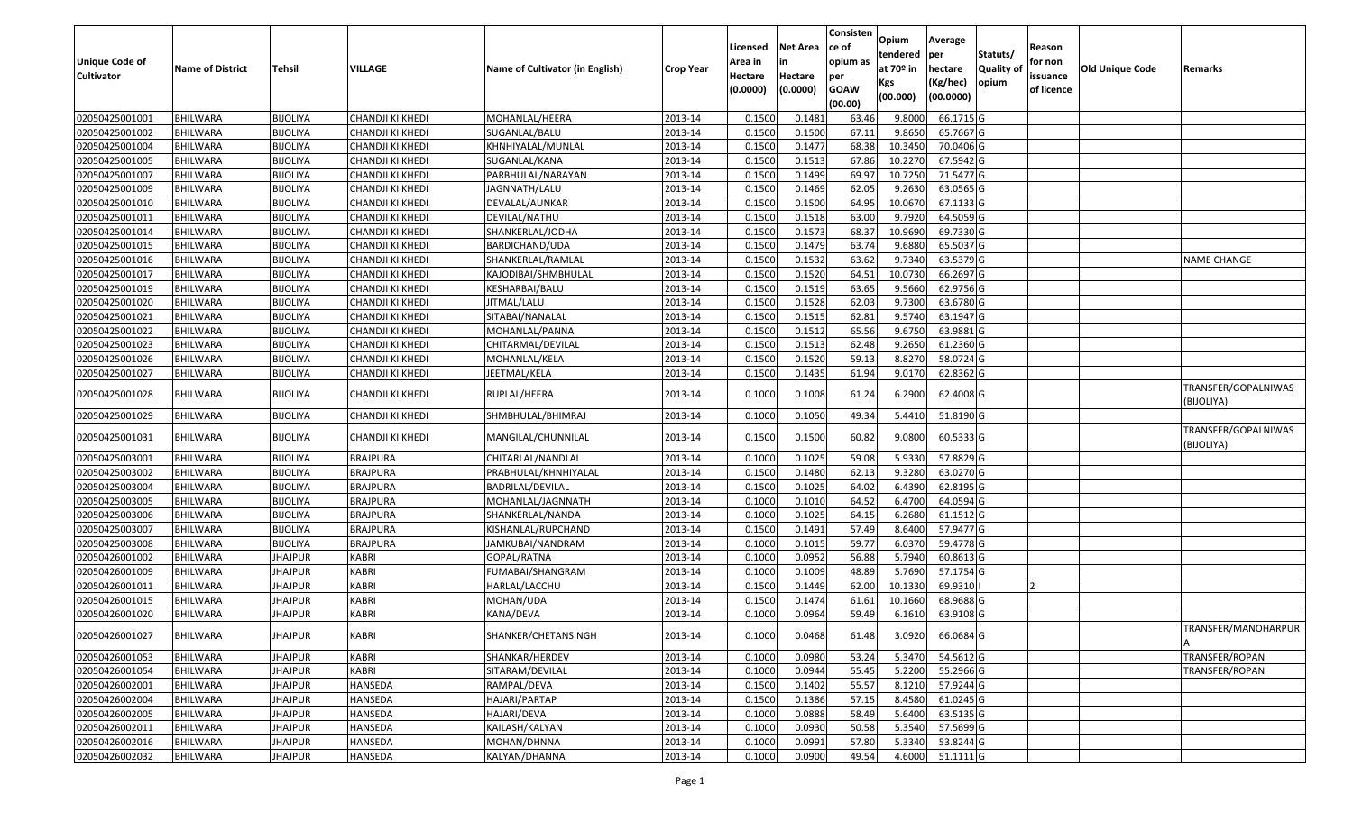| Unique Code of Cultivator | Name of District | Tehsil | VILLAGE | Name of Cultivator (in English) | Crop Year | Licensed Area in Hectare (0.0000) | Net Area in Hectare (0.0000) | Consistence of opium as per GOAW (00.00) | Opium tendered at 70º in Kgs (00.000) | Average per hectare (Kg/hec) (00.0000) | Statuts/ Quality of opium | Reason for non issuance of licence | Old Unique Code | Remarks |
|---|---|---|---|---|---|---|---|---|---|---|---|---|---|---|
| 02050425001001 | BHILWARA | BIJOLIYA | CHANDJI KI KHEDI | MOHANLAL/HEERA | 2013-14 | 0.1500 | 0.1481 | 63.46 | 9.8000 | 66.1715 | G | | | |
| 02050425001002 | BHILWARA | BIJOLIYA | CHANDJI KI KHEDI | SUGANLAL/BALU | 2013-14 | 0.1500 | 0.1500 | 67.11 | 9.8650 | 65.7667 | G | | | |
| 02050425001004 | BHILWARA | BIJOLIYA | CHANDJI KI KHEDI | KHNHIYALAL/MUNLAL | 2013-14 | 0.1500 | 0.1477 | 68.38 | 10.3450 | 70.0406 | G | | | |
| 02050425001005 | BHILWARA | BIJOLIYA | CHANDJI KI KHEDI | SUGANLAL/KANA | 2013-14 | 0.1500 | 0.1513 | 67.86 | 10.2270 | 67.5942 | G | | | |
| 02050425001007 | BHILWARA | BIJOLIYA | CHANDJI KI KHEDI | PARBHULAL/NARAYAN | 2013-14 | 0.1500 | 0.1499 | 69.97 | 10.7250 | 71.5477 | G | | | |
| 02050425001009 | BHILWARA | BIJOLIYA | CHANDJI KI KHEDI | JAGNNATH/LALU | 2013-14 | 0.1500 | 0.1469 | 62.05 | 9.2630 | 63.0565 | G | | | |
| 02050425001010 | BHILWARA | BIJOLIYA | CHANDJI KI KHEDI | DEVALAL/AUNKAR | 2013-14 | 0.1500 | 0.1500 | 64.95 | 10.0670 | 67.1133 | G | | | |
| 02050425001011 | BHILWARA | BIJOLIYA | CHANDJI KI KHEDI | DEVILAL/NATHU | 2013-14 | 0.1500 | 0.1518 | 63.00 | 9.7920 | 64.5059 | G | | | |
| 02050425001014 | BHILWARA | BIJOLIYA | CHANDJI KI KHEDI | SHANKERLAL/JODHA | 2013-14 | 0.1500 | 0.1573 | 68.37 | 10.9690 | 69.7330 | G | | | |
| 02050425001015 | BHILWARA | BIJOLIYA | CHANDJI KI KHEDI | BARDICHAND/UDA | 2013-14 | 0.1500 | 0.1479 | 63.74 | 9.6880 | 65.5037 | G | | | |
| 02050425001016 | BHILWARA | BIJOLIYA | CHANDJI KI KHEDI | SHANKERLAL/RAMLAL | 2013-14 | 0.1500 | 0.1532 | 63.62 | 9.7340 | 63.5379 | G | | | NAME CHANGE |
| 02050425001017 | BHILWARA | BIJOLIYA | CHANDJI KI KHEDI | KAJODIBAI/SHMBHULAL | 2013-14 | 0.1500 | 0.1520 | 64.51 | 10.0730 | 66.2697 | G | | | |
| 02050425001019 | BHILWARA | BIJOLIYA | CHANDJI KI KHEDI | KESHARBAI/BALU | 2013-14 | 0.1500 | 0.1519 | 63.65 | 9.5660 | 62.9756 | G | | | |
| 02050425001020 | BHILWARA | BIJOLIYA | CHANDJI KI KHEDI | JITMAL/LALU | 2013-14 | 0.1500 | 0.1528 | 62.03 | 9.7300 | 63.6780 | G | | | |
| 02050425001021 | BHILWARA | BIJOLIYA | CHANDJI KI KHEDI | SITABAI/NANALAL | 2013-14 | 0.1500 | 0.1515 | 62.81 | 9.5740 | 63.1947 | G | | | |
| 02050425001022 | BHILWARA | BIJOLIYA | CHANDJI KI KHEDI | MOHANLAL/PANNA | 2013-14 | 0.1500 | 0.1512 | 65.56 | 9.6750 | 63.9881 | G | | | |
| 02050425001023 | BHILWARA | BIJOLIYA | CHANDJI KI KHEDI | CHITARMAL/DEVILAL | 2013-14 | 0.1500 | 0.1513 | 62.48 | 9.2650 | 61.2360 | G | | | |
| 02050425001026 | BHILWARA | BIJOLIYA | CHANDJI KI KHEDI | MOHANLAL/KELA | 2013-14 | 0.1500 | 0.1520 | 59.13 | 8.8270 | 58.0724 | G | | | |
| 02050425001027 | BHILWARA | BIJOLIYA | CHANDJI KI KHEDI | JEETMAL/KELA | 2013-14 | 0.1500 | 0.1435 | 61.94 | 9.0170 | 62.8362 | G | | | |
| 02050425001028 | BHILWARA | BIJOLIYA | CHANDJI KI KHEDI | RUPLAL/HEERA | 2013-14 | 0.1000 | 0.1008 | 61.24 | 6.2900 | 62.4008 | G | | | TRANSFER/GOPALNIWAS (BIJOLIYA) |
| 02050425001029 | BHILWARA | BIJOLIYA | CHANDJI KI KHEDI | SHMBHULAL/BHIMRAJ | 2013-14 | 0.1000 | 0.1050 | 49.34 | 5.4410 | 51.8190 | G | | | |
| 02050425001031 | BHILWARA | BIJOLIYA | CHANDJI KI KHEDI | MANGILAL/CHUNNILAL | 2013-14 | 0.1500 | 0.1500 | 60.82 | 9.0800 | 60.5333 | G | | | TRANSFER/GOPALNIWAS (BIJOLIYA) |
| 02050425003001 | BHILWARA | BIJOLIYA | BRAJPURA | CHITARLAL/NANDLAL | 2013-14 | 0.1000 | 0.1025 | 59.08 | 5.9330 | 57.8829 | G | | | |
| 02050425003002 | BHILWARA | BIJOLIYA | BRAJPURA | PRABHULAL/KHNHIYALAL | 2013-14 | 0.1500 | 0.1480 | 62.13 | 9.3280 | 63.0270 | G | | | |
| 02050425003004 | BHILWARA | BIJOLIYA | BRAJPURA | BADRILAL/DEVILAL | 2013-14 | 0.1500 | 0.1025 | 64.02 | 6.4390 | 62.8195 | G | | | |
| 02050425003005 | BHILWARA | BIJOLIYA | BRAJPURA | MOHANLAL/JAGNNATH | 2013-14 | 0.1000 | 0.1010 | 64.52 | 6.4700 | 64.0594 | G | | | |
| 02050425003006 | BHILWARA | BIJOLIYA | BRAJPURA | SHANKERLAL/NANDA | 2013-14 | 0.1000 | 0.1025 | 64.15 | 6.2680 | 61.1512 | G | | | |
| 02050425003007 | BHILWARA | BIJOLIYA | BRAJPURA | KISHANLAL/RUPCHAND | 2013-14 | 0.1500 | 0.1491 | 57.49 | 8.6400 | 57.9477 | G | | | |
| 02050425003008 | BHILWARA | BIJOLIYA | BRAJPURA | JAMKUBAI/NANDRAM | 2013-14 | 0.1000 | 0.1015 | 59.77 | 6.0370 | 59.4778 | G | | | |
| 02050426001002 | BHILWARA | JHAJPUR | KABRI | GOPAL/RATNA | 2013-14 | 0.1000 | 0.0952 | 56.88 | 5.7940 | 60.8613 | G | | | |
| 02050426001009 | BHILWARA | JHAJPUR | KABRI | FUMABAI/SHANGRAM | 2013-14 | 0.1000 | 0.1009 | 48.89 | 5.7690 | 57.1754 | G | | | |
| 02050426001011 | BHILWARA | JHAJPUR | KABRI | HARLAL/LACCHU | 2013-14 | 0.1500 | 0.1449 | 62.00 | 10.1330 | 69.9310 | I | 2 | | |
| 02050426001015 | BHILWARA | JHAJPUR | KABRI | MOHAN/UDA | 2013-14 | 0.1500 | 0.1474 | 61.61 | 10.1660 | 68.9688 | G | | | |
| 02050426001020 | BHILWARA | JHAJPUR | KABRI | KANA/DEVA | 2013-14 | 0.1000 | 0.0964 | 59.49 | 6.1610 | 63.9108 | G | | | |
| 02050426001027 | BHILWARA | JHAJPUR | KABRI | SHANKER/CHETANSINGH | 2013-14 | 0.1000 | 0.0468 | 61.48 | 3.0920 | 66.0684 | G | | | TRANSFER/MANOHARPURA |
| 02050426001053 | BHILWARA | JHAJPUR | KABRI | SHANKAR/HERDEV | 2013-14 | 0.1000 | 0.0980 | 53.24 | 5.3470 | 54.5612 | G | | | TRANSFER/ROPAN |
| 02050426001054 | BHILWARA | JHAJPUR | KABRI | SITARAM/DEVILAL | 2013-14 | 0.1000 | 0.0944 | 55.45 | 5.2200 | 55.2966 | G | | | TRANSFER/ROPAN |
| 02050426002001 | BHILWARA | JHAJPUR | HANSEDA | RAMPAL/DEVA | 2013-14 | 0.1500 | 0.1402 | 55.57 | 8.1210 | 57.9244 | G | | | |
| 02050426002004 | BHILWARA | JHAJPUR | HANSEDA | HAJARI/PARTAP | 2013-14 | 0.1500 | 0.1386 | 57.15 | 8.4580 | 61.0245 | G | | | |
| 02050426002005 | BHILWARA | JHAJPUR | HANSEDA | HAJARI/DEVA | 2013-14 | 0.1000 | 0.0888 | 58.49 | 5.6400 | 63.5135 | G | | | |
| 02050426002011 | BHILWARA | JHAJPUR | HANSEDA | KAILASH/KALYAN | 2013-14 | 0.1000 | 0.0930 | 50.58 | 5.3540 | 57.5699 | G | | | |
| 02050426002016 | BHILWARA | JHAJPUR | HANSEDA | MOHAN/DHNNA | 2013-14 | 0.1000 | 0.0991 | 57.80 | 5.3340 | 53.8244 | G | | | |
| 02050426002032 | BHILWARA | JHAJPUR | HANSEDA | KALYAN/DHANNA | 2013-14 | 0.1000 | 0.0900 | 49.54 | 4.6000 | 51.1111 | G | | | |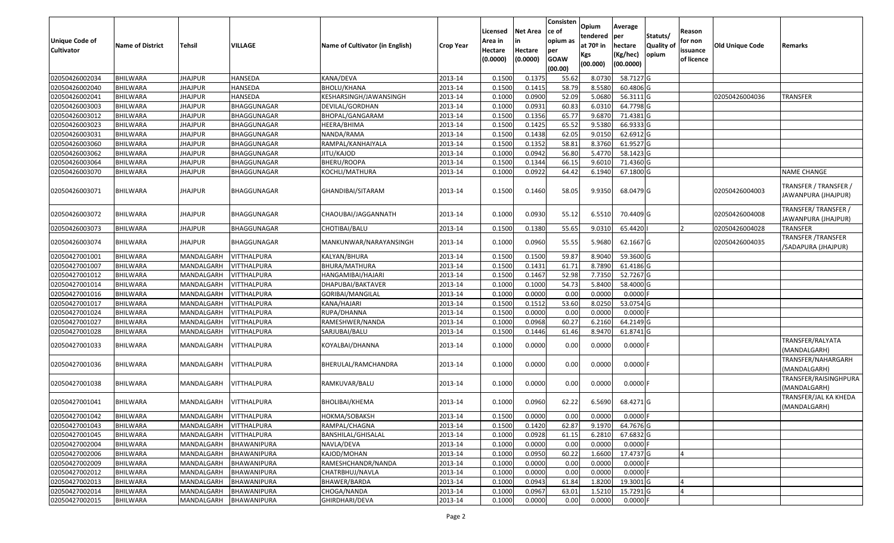| Unique Code of Cultivator | Name of District | Tehsil | VILLAGE | Name of Cultivator (in English) | Crop Year | Licensed Area in Hectare (0.0000) | Net Area in Hectare (0.0000) | Consistence of opium as per GOAW (00.00) | Opium tendered at 70º in Kgs (00.000) | Average per hectare (Kg/hec) (00.0000) | Statuts/ Quality of opium | Reason for non issuance of licence | Old Unique Code | Remarks |
|---|---|---|---|---|---|---|---|---|---|---|---|---|---|---|
| 02050426002034 | BHILWARA | JHAJPUR | HANSEDA | KANA/DEVA | 2013-14 | 0.1500 | 0.1375 | 55.62 | 8.0730 | 58.7127 | G | | | |
| 02050426002040 | BHILWARA | JHAJPUR | HANSEDA | BHOLU/KHANA | 2013-14 | 0.1500 | 0.1415 | 58.79 | 8.5580 | 60.4806 | G | | | |
| 02050426002041 | BHILWARA | JHAJPUR | HANSEDA | KESHARSINGH/JAWANSINGH | 2013-14 | 0.1000 | 0.0900 | 52.09 | 5.0680 | 56.3111 | G | | 02050426004036 | TRANSFER |
| 02050426003003 | BHILWARA | JHAJPUR | BHAGGUNAGAR | DEVILAL/GORDHAN | 2013-14 | 0.1000 | 0.0931 | 60.83 | 6.0310 | 64.7798 | G | | | |
| 02050426003012 | BHILWARA | JHAJPUR | BHAGGUNAGAR | BHOPAL/GANGARAM | 2013-14 | 0.1500 | 0.1356 | 65.77 | 9.6870 | 71.4381 | G | | | |
| 02050426003023 | BHILWARA | JHAJPUR | BHAGGUNAGAR | HEERA/BHIMA | 2013-14 | 0.1500 | 0.1425 | 65.52 | 9.5380 | 66.9333 | G | | | |
| 02050426003031 | BHILWARA | JHAJPUR | BHAGGUNAGAR | NANDA/RAMA | 2013-14 | 0.1500 | 0.1438 | 62.05 | 9.0150 | 62.6912 | G | | | |
| 02050426003060 | BHILWARA | JHAJPUR | BHAGGUNAGAR | RAMPAL/KANHAIYALA | 2013-14 | 0.1500 | 0.1352 | 58.81 | 8.3760 | 61.9527 | G | | | |
| 02050426003062 | BHILWARA | JHAJPUR | BHAGGUNAGAR | JITU/KAJOD | 2013-14 | 0.1000 | 0.0942 | 56.80 | 5.4770 | 58.1423 | G | | | |
| 02050426003064 | BHILWARA | JHAJPUR | BHAGGUNAGAR | BHERU/ROOPA | 2013-14 | 0.1500 | 0.1344 | 66.15 | 9.6010 | 71.4360 | G | | | |
| 02050426003070 | BHILWARA | JHAJPUR | BHAGGUNAGAR | KOCHLI/MATHURA | 2013-14 | 0.1000 | 0.0922 | 64.42 | 6.1940 | 67.1800 | G | | | NAME CHANGE |
| 02050426003071 | BHILWARA | JHAJPUR | BHAGGUNAGAR | GHANDIBAI/SITARAM | 2013-14 | 0.1500 | 0.1460 | 58.05 | 9.9350 | 68.0479 | G | | 02050426004003 | TRANSFER / TRANSFER / JAWANPURA (JHAJPUR) |
| 02050426003072 | BHILWARA | JHAJPUR | BHAGGUNAGAR | CHAOUBAI/JAGGANNATH | 2013-14 | 0.1000 | 0.0930 | 55.12 | 6.5510 | 70.4409 | G | | 02050426004008 | TRANSFER/ TRANSFER / JAWANPURA (JHAJPUR) |
| 02050426003073 | BHILWARA | JHAJPUR | BHAGGUNAGAR | CHOTIBAI/BALU | 2013-14 | 0.1500 | 0.1380 | 55.65 | 9.0310 | 65.4420 | I | 2 | 02050426004028 | TRANSFER |
| 02050426003074 | BHILWARA | JHAJPUR | BHAGGUNAGAR | MANKUNWAR/NARAYANSINGH | 2013-14 | 0.1000 | 0.0960 | 55.55 | 5.9680 | 62.1667 | G | | 02050426004035 | TRANSFER /TRANSFER /SADAPURA (JHAJPUR) |
| 02050427001001 | BHILWARA | MANDALGARH | VITTHALPURA | KALYAN/BHURA | 2013-14 | 0.1500 | 0.1500 | 59.87 | 8.9040 | 59.3600 | G | | | |
| 02050427001007 | BHILWARA | MANDALGARH | VITTHALPURA | BHURA/MATHURA | 2013-14 | 0.1500 | 0.1431 | 61.71 | 8.7890 | 61.4186 | G | | | |
| 02050427001012 | BHILWARA | MANDALGARH | VITTHALPURA | HANGAMIBAI/HAJARI | 2013-14 | 0.1500 | 0.1467 | 52.98 | 7.7350 | 52.7267 | G | | | |
| 02050427001014 | BHILWARA | MANDALGARH | VITTHALPURA | DHAPUBAI/BAKTAVER | 2013-14 | 0.1000 | 0.1000 | 54.73 | 5.8400 | 58.4000 | G | | | |
| 02050427001016 | BHILWARA | MANDALGARH | VITTHALPURA | GORIBAI/MANGILAL | 2013-14 | 0.1000 | 0.0000 | 0.00 | 0.0000 | 0.0000 | F | | | |
| 02050427001017 | BHILWARA | MANDALGARH | VITTHALPURA | KANA/HAJARI | 2013-14 | 0.1500 | 0.1512 | 53.60 | 8.0250 | 53.0754 | G | | | |
| 02050427001024 | BHILWARA | MANDALGARH | VITTHALPURA | RUPA/DHANNA | 2013-14 | 0.1500 | 0.0000 | 0.00 | 0.0000 | 0.0000 | F | | | |
| 02050427001027 | BHILWARA | MANDALGARH | VITTHALPURA | RAMESHWER/NANDA | 2013-14 | 0.1000 | 0.0968 | 60.27 | 6.2160 | 64.2149 | G | | | |
| 02050427001028 | BHILWARA | MANDALGARH | VITTHALPURA | SARJUBAI/BALU | 2013-14 | 0.1500 | 0.1446 | 61.46 | 8.9470 | 61.8741 | G | | | |
| 02050427001033 | BHILWARA | MANDALGARH | VITTHALPURA | KOYALBAI/DHANNA | 2013-14 | 0.1000 | 0.0000 | 0.00 | 0.0000 | 0.0000 | F | | | TRANSFER/RALYATA (MANDALGARH) |
| 02050427001036 | BHILWARA | MANDALGARH | VITTHALPURA | BHERULAL/RAMCHANDRA | 2013-14 | 0.1000 | 0.0000 | 0.00 | 0.0000 | 0.0000 | F | | | TRANSFER/NAHARGARH (MANDALGARH) |
| 02050427001038 | BHILWARA | MANDALGARH | VITTHALPURA | RAMKUVAR/BALU | 2013-14 | 0.1000 | 0.0000 | 0.00 | 0.0000 | 0.0000 | F | | | TRANSFER/RAISINGHPURA (MANDALGARH) |
| 02050427001041 | BHILWARA | MANDALGARH | VITTHALPURA | BHOLIBAI/KHEMA | 2013-14 | 0.1000 | 0.0960 | 62.22 | 6.5690 | 68.4271 | G | | | TRANSFER/JAL KA KHEDA (MANDALGARH) |
| 02050427001042 | BHILWARA | MANDALGARH | VITTHALPURA | HOKMA/SOBAKSH | 2013-14 | 0.1500 | 0.0000 | 0.00 | 0.0000 | 0.0000 | F | | | |
| 02050427001043 | BHILWARA | MANDALGARH | VITTHALPURA | RAMPAL/CHAGNA | 2013-14 | 0.1500 | 0.1420 | 62.87 | 9.1970 | 64.7676 | G | | | |
| 02050427001045 | BHILWARA | MANDALGARH | VITTHALPURA | BANSHILAL/GHISALAL | 2013-14 | 0.1000 | 0.0928 | 61.15 | 6.2810 | 67.6832 | G | | | |
| 02050427002004 | BHILWARA | MANDALGARH | BHAWANIPURA | NAVLA/DEVA | 2013-14 | 0.1000 | 0.0000 | 0.00 | 0.0000 | 0.0000 | F | | | |
| 02050427002006 | BHILWARA | MANDALGARH | BHAWANIPURA | KAJOD/MOHAN | 2013-14 | 0.1000 | 0.0950 | 60.22 | 1.6600 | 17.4737 | G | 4 | | |
| 02050427002009 | BHILWARA | MANDALGARH | BHAWANIPURA | RAMESHCHANDR/NANDA | 2013-14 | 0.1000 | 0.0000 | 0.00 | 0.0000 | 0.0000 | F | | | |
| 02050427002012 | BHILWARA | MANDALGARH | BHAWANIPURA | CHATRBHUJ/NAVLA | 2013-14 | 0.1000 | 0.0000 | 0.00 | 0.0000 | 0.0000 | F | | | |
| 02050427002013 | BHILWARA | MANDALGARH | BHAWANIPURA | BHAWER/BARDA | 2013-14 | 0.1000 | 0.0943 | 61.84 | 1.8200 | 19.3001 | G | 4 | | |
| 02050427002014 | BHILWARA | MANDALGARH | BHAWANIPURA | CHOGA/NANDA | 2013-14 | 0.1000 | 0.0967 | 63.01 | 1.5210 | 15.7291 | G | 4 | | |
| 02050427002015 | BHILWARA | MANDALGARH | BHAWANIPURA | GHIRDHARI/DEVA | 2013-14 | 0.1000 | 0.0000 | 0.00 | 0.0000 | 0.0000 | F | | | |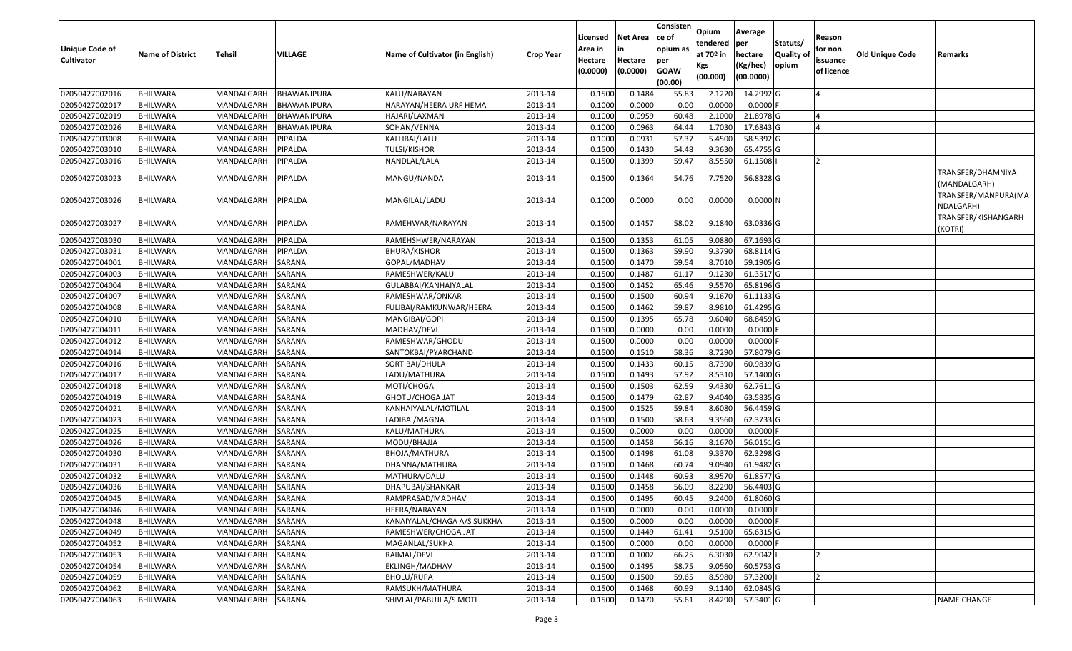| Unique Code of Cultivator | Name of District | Tehsil | VILLAGE | Name of Cultivator (in English) | Crop Year | Licensed Area in Hectare (0.0000) | Net Area in Hectare (0.0000) | Consistence of opium as per GOAW (00.00) | Opium tendered at 70º in Kgs (00.000) | Average per hectare (Kg/hec) (00.0000) | Statuts/ Quality of opium | Reason for non issuance of licence | Old Unique Code | Remarks |
|---|---|---|---|---|---|---|---|---|---|---|---|---|---|---|
| 02050427002016 | BHILWARA | MANDALGARH | BHAWANIPURA | KALU/NARAYAN | 2013-14 | 0.1500 | 0.1484 | 55.83 | 2.1220 | 14.2992 | G | 4 | | |
| 02050427002017 | BHILWARA | MANDALGARH | BHAWANIPURA | NARAYAN/HEERA URF HEMA | 2013-14 | 0.1000 | 0.0000 | 0.00 | 0.0000 | 0.0000 | F | | | |
| 02050427002019 | BHILWARA | MANDALGARH | BHAWANIPURA | HAJARI/LAXMAN | 2013-14 | 0.1000 | 0.0959 | 60.48 | 2.1000 | 21.8978 | G | 4 | | |
| 02050427002026 | BHILWARA | MANDALGARH | BHAWANIPURA | SOHAN/VENNA | 2013-14 | 0.1000 | 0.0963 | 64.44 | 1.7030 | 17.6843 | G | 4 | | |
| 02050427003008 | BHILWARA | MANDALGARH | PIPALDA | KALLIBAI/LALU | 2013-14 | 0.1000 | 0.0931 | 57.37 | 5.4500 | 58.5392 | G | | | |
| 02050427003010 | BHILWARA | MANDALGARH | PIPALDA | TULSI/KISHOR | 2013-14 | 0.1500 | 0.1430 | 54.48 | 9.3630 | 65.4755 | G | | | |
| 02050427003016 | BHILWARA | MANDALGARH | PIPALDA | NANDLAL/LALA | 2013-14 | 0.1500 | 0.1399 | 59.47 | 8.5550 | 61.1508 | I | 2 | | |
| 02050427003023 | BHILWARA | MANDALGARH | PIPALDA | MANGU/NANDA | 2013-14 | 0.1500 | 0.1364 | 54.76 | 7.7520 | 56.8328 | G | | | TRANSFER/DHAMNIYA (MANDALGARH) |
| 02050427003026 | BHILWARA | MANDALGARH | PIPALDA | MANGILAL/LADU | 2013-14 | 0.1000 | 0.0000 | 0.00 | 0.0000 | 0.0000 | N | | | TRANSFER/MANPURA(MANDALGARH) |
| 02050427003027 | BHILWARA | MANDALGARH | PIPALDA | RAMEHWAR/NARAYAN | 2013-14 | 0.1500 | 0.1457 | 58.02 | 9.1840 | 63.0336 | G | | | TRANSFER/KISHANGARH (KOTRI) |
| 02050427003030 | BHILWARA | MANDALGARH | PIPALDA | RAMEHSHWER/NARAYAN | 2013-14 | 0.1500 | 0.1353 | 61.05 | 9.0880 | 67.1693 | G | | | |
| 02050427003031 | BHILWARA | MANDALGARH | PIPALDA | BHURA/KISHOR | 2013-14 | 0.1500 | 0.1363 | 59.90 | 9.3790 | 68.8114 | G | | | |
| 02050427004001 | BHILWARA | MANDALGARH | SARANA | GOPAL/MADHAV | 2013-14 | 0.1500 | 0.1470 | 59.54 | 8.7010 | 59.1905 | G | | | |
| 02050427004003 | BHILWARA | MANDALGARH | SARANA | RAMESHWER/KALU | 2013-14 | 0.1500 | 0.1487 | 61.17 | 9.1230 | 61.3517 | G | | | |
| 02050427004004 | BHILWARA | MANDALGARH | SARANA | GULABBAI/KANHAIYALAL | 2013-14 | 0.1500 | 0.1452 | 65.46 | 9.5570 | 65.8196 | G | | | |
| 02050427004007 | BHILWARA | MANDALGARH | SARANA | RAMESHWAR/ONKAR | 2013-14 | 0.1500 | 0.1500 | 60.94 | 9.1670 | 61.1133 | G | | | |
| 02050427004008 | BHILWARA | MANDALGARH | SARANA | FULIBAI/RAMKUNWAR/HEERA | 2013-14 | 0.1500 | 0.1462 | 59.87 | 8.9810 | 61.4295 | G | | | |
| 02050427004010 | BHILWARA | MANDALGARH | SARANA | MANGIBAI/GOPI | 2013-14 | 0.1500 | 0.1395 | 65.78 | 9.6040 | 68.8459 | G | | | |
| 02050427004011 | BHILWARA | MANDALGARH | SARANA | MADHAV/DEVI | 2013-14 | 0.1500 | 0.0000 | 0.00 | 0.0000 | 0.0000 | F | | | |
| 02050427004012 | BHILWARA | MANDALGARH | SARANA | RAMESHWAR/GHODU | 2013-14 | 0.1500 | 0.0000 | 0.00 | 0.0000 | 0.0000 | F | | | |
| 02050427004014 | BHILWARA | MANDALGARH | SARANA | SANTOKBAI/PYARCHAND | 2013-14 | 0.1500 | 0.1510 | 58.36 | 8.7290 | 57.8079 | G | | | |
| 02050427004016 | BHILWARA | MANDALGARH | SARANA | SORTIBAI/DHULA | 2013-14 | 0.1500 | 0.1433 | 60.15 | 8.7390 | 60.9839 | G | | | |
| 02050427004017 | BHILWARA | MANDALGARH | SARANA | LADU/MATHURA | 2013-14 | 0.1500 | 0.1493 | 57.92 | 8.5310 | 57.1400 | G | | | |
| 02050427004018 | BHILWARA | MANDALGARH | SARANA | MOTI/CHOGA | 2013-14 | 0.1500 | 0.1503 | 62.59 | 9.4330 | 62.7611 | G | | | |
| 02050427004019 | BHILWARA | MANDALGARH | SARANA | GHOTU/CHOGA JAT | 2013-14 | 0.1500 | 0.1479 | 62.87 | 9.4040 | 63.5835 | G | | | |
| 02050427004021 | BHILWARA | MANDALGARH | SARANA | KANHAIYALAL/MOTILAL | 2013-14 | 0.1500 | 0.1525 | 59.84 | 8.6080 | 56.4459 | G | | | |
| 02050427004023 | BHILWARA | MANDALGARH | SARANA | LADIBAI/MAGNA | 2013-14 | 0.1500 | 0.1500 | 58.63 | 9.3560 | 62.3733 | G | | | |
| 02050427004025 | BHILWARA | MANDALGARH | SARANA | KALU/MATHURA | 2013-14 | 0.1500 | 0.0000 | 0.00 | 0.0000 | 0.0000 | F | | | |
| 02050427004026 | BHILWARA | MANDALGARH | SARANA | MODU/BHAJJA | 2013-14 | 0.1500 | 0.1458 | 56.16 | 8.1670 | 56.0151 | G | | | |
| 02050427004030 | BHILWARA | MANDALGARH | SARANA | BHOJA/MATHURA | 2013-14 | 0.1500 | 0.1498 | 61.08 | 9.3370 | 62.3298 | G | | | |
| 02050427004031 | BHILWARA | MANDALGARH | SARANA | DHANNA/MATHURA | 2013-14 | 0.1500 | 0.1468 | 60.74 | 9.0940 | 61.9482 | G | | | |
| 02050427004032 | BHILWARA | MANDALGARH | SARANA | MATHURA/DALU | 2013-14 | 0.1500 | 0.1448 | 60.93 | 8.9570 | 61.8577 | G | | | |
| 02050427004036 | BHILWARA | MANDALGARH | SARANA | DHAPUBAI/SHANKAR | 2013-14 | 0.1500 | 0.1458 | 56.09 | 8.2290 | 56.4403 | G | | | |
| 02050427004045 | BHILWARA | MANDALGARH | SARANA | RAMPRASAD/MADHAV | 2013-14 | 0.1500 | 0.1495 | 60.45 | 9.2400 | 61.8060 | G | | | |
| 02050427004046 | BHILWARA | MANDALGARH | SARANA | HEERA/NARAYAN | 2013-14 | 0.1500 | 0.0000 | 0.00 | 0.0000 | 0.0000 | F | | | |
| 02050427004048 | BHILWARA | MANDALGARH | SARANA | KANAIYALAL/CHAGA A/S SUKKHA | 2013-14 | 0.1500 | 0.0000 | 0.00 | 0.0000 | 0.0000 | F | | | |
| 02050427004049 | BHILWARA | MANDALGARH | SARANA | RAMESHWER/CHOGA JAT | 2013-14 | 0.1500 | 0.1449 | 61.41 | 9.5100 | 65.6315 | G | | | |
| 02050427004052 | BHILWARA | MANDALGARH | SARANA | MAGANLAL/SUKHA | 2013-14 | 0.1500 | 0.0000 | 0.00 | 0.0000 | 0.0000 | F | | | |
| 02050427004053 | BHILWARA | MANDALGARH | SARANA | RAIMAL/DEVI | 2013-14 | 0.1000 | 0.1002 | 66.25 | 6.3030 | 62.9042 | I | 2 | | |
| 02050427004054 | BHILWARA | MANDALGARH | SARANA | EKLINGH/MADHAV | 2013-14 | 0.1500 | 0.1495 | 58.75 | 9.0560 | 60.5753 | G | | | |
| 02050427004059 | BHILWARA | MANDALGARH | SARANA | BHOLU/RUPA | 2013-14 | 0.1500 | 0.1500 | 59.65 | 8.5980 | 57.3200 | I | 2 | | |
| 02050427004062 | BHILWARA | MANDALGARH | SARANA | RAMSUKH/MATHURA | 2013-14 | 0.1500 | 0.1468 | 60.99 | 9.1140 | 62.0845 | G | | | |
| 02050427004063 | BHILWARA | MANDALGARH | SARANA | SHIVLAL/PABUJI A/S MOTI | 2013-14 | 0.1500 | 0.1470 | 55.61 | 8.4290 | 57.3401 | G | | | NAME CHANGE |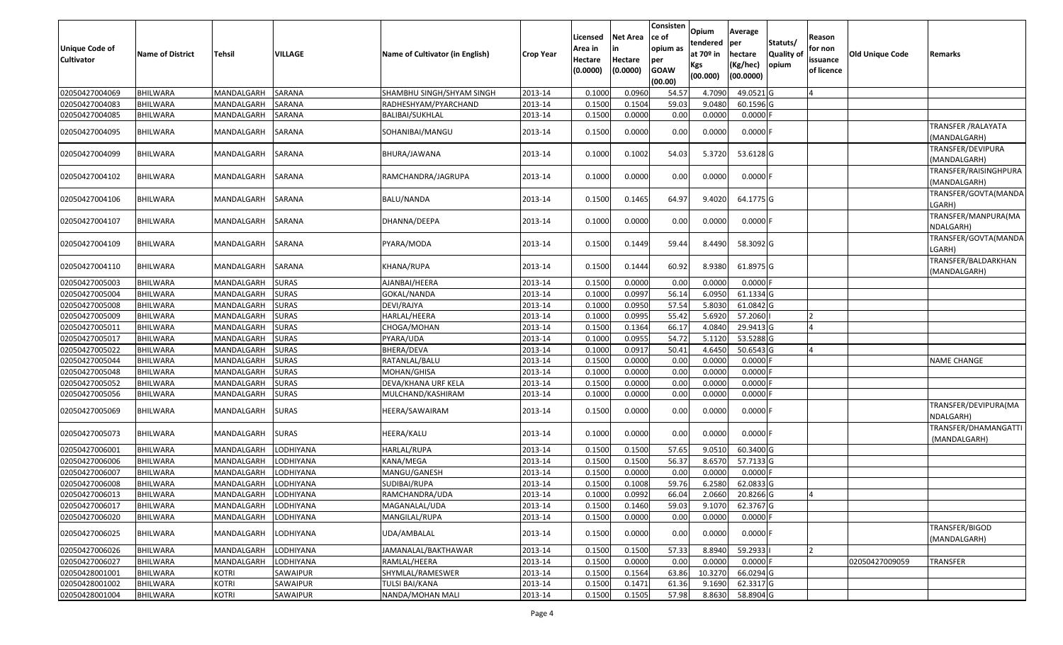| Unique Code of Cultivator | Name of District | Tehsil | VILLAGE | Name of Cultivator (in English) | Crop Year | Licensed Area in Hectare (0.0000) | Net Area in Hectare (0.0000) | Consistence of opium as per GOAW (00.00) | Opium tendered at 70º in Kgs (00.000) | Average per hectare (Kg/hec) (00.0000) | Statuts/ Quality of opium | Reason for non issuance of licence | Old Unique Code | Remarks |
|---|---|---|---|---|---|---|---|---|---|---|---|---|---|---|
| 02050427004069 | BHILWARA | MANDALGARH | SARANA | SHAMBHU SINGH/SHYAM SINGH | 2013-14 | 0.1000 | 0.0960 | 54.57 | 4.7090 | 49.0521 | G | 4 | | |
| 02050427004083 | BHILWARA | MANDALGARH | SARANA | RADHESHYAM/PYARCHAND | 2013-14 | 0.1500 | 0.1504 | 59.03 | 9.0480 | 60.1596 | G | | | |
| 02050427004085 | BHILWARA | MANDALGARH | SARANA | BALIBAI/SUKHLAL | 2013-14 | 0.1500 | 0.0000 | 0.00 | 0.0000 | 0.0000 | F | | | |
| 02050427004095 | BHILWARA | MANDALGARH | SARANA | SOHANIBAI/MANGU | 2013-14 | 0.1500 | 0.0000 | 0.00 | 0.0000 | 0.0000 | F | | | TRANSFER /RALAYATA (MANDALGARH) |
| 02050427004099 | BHILWARA | MANDALGARH | SARANA | BHURA/JAWANA | 2013-14 | 0.1000 | 0.1002 | 54.03 | 5.3720 | 53.6128 | G | | | TRANSFER/DEVIPURA (MANDALGARH) |
| 02050427004102 | BHILWARA | MANDALGARH | SARANA | RAMCHANDRA/JAGRUPA | 2013-14 | 0.1000 | 0.0000 | 0.00 | 0.0000 | 0.0000 | F | | | TRANSFER/RAISINGHPURA (MANDALGARH) |
| 02050427004106 | BHILWARA | MANDALGARH | SARANA | BALU/NANDA | 2013-14 | 0.1500 | 0.1465 | 64.97 | 9.4020 | 64.1775 | G | | | TRANSFER/GOVTA(MANDALGARH) |
| 02050427004107 | BHILWARA | MANDALGARH | SARANA | DHANNA/DEEPA | 2013-14 | 0.1000 | 0.0000 | 0.00 | 0.0000 | 0.0000 | F | | | TRANSFER/MANPURA(MANDALGARH) |
| 02050427004109 | BHILWARA | MANDALGARH | SARANA | PYARA/MODA | 2013-14 | 0.1500 | 0.1449 | 59.44 | 8.4490 | 58.3092 | G | | | TRANSFER/GOVTA(MANDALGARH) |
| 02050427004110 | BHILWARA | MANDALGARH | SARANA | KHANA/RUPA | 2013-14 | 0.1500 | 0.1444 | 60.92 | 8.9380 | 61.8975 | G | | | TRANSFER/BALDARKHAN (MANDALGARH) |
| 02050427005003 | BHILWARA | MANDALGARH | SURAS | AJANBAI/HEERA | 2013-14 | 0.1500 | 0.0000 | 0.00 | 0.0000 | 0.0000 | F | | | |
| 02050427005004 | BHILWARA | MANDALGARH | SURAS | GOKAL/NANDA | 2013-14 | 0.1000 | 0.0997 | 56.14 | 6.0950 | 61.1334 | G | | | |
| 02050427005008 | BHILWARA | MANDALGARH | SURAS | DEVI/RAJYA | 2013-14 | 0.1000 | 0.0950 | 57.54 | 5.8030 | 61.0842 | G | | | |
| 02050427005009 | BHILWARA | MANDALGARH | SURAS | HARLAL/HEERA | 2013-14 | 0.1000 | 0.0995 | 55.42 | 5.6920 | 57.2060 | I | 2 | | |
| 02050427005011 | BHILWARA | MANDALGARH | SURAS | CHOGA/MOHAN | 2013-14 | 0.1500 | 0.1364 | 66.17 | 4.0840 | 29.9413 | G | 4 | | |
| 02050427005017 | BHILWARA | MANDALGARH | SURAS | PYARA/UDA | 2013-14 | 0.1000 | 0.0955 | 54.72 | 5.1120 | 53.5288 | G | | | |
| 02050427005022 | BHILWARA | MANDALGARH | SURAS | BHERA/DEVA | 2013-14 | 0.1000 | 0.0917 | 50.41 | 4.6450 | 50.6543 | G | 4 | | |
| 02050427005044 | BHILWARA | MANDALGARH | SURAS | RATANLAL/BALU | 2013-14 | 0.1500 | 0.0000 | 0.00 | 0.0000 | 0.0000 | F | | | NAME CHANGE |
| 02050427005048 | BHILWARA | MANDALGARH | SURAS | MOHAN/GHISA | 2013-14 | 0.1000 | 0.0000 | 0.00 | 0.0000 | 0.0000 | F | | | |
| 02050427005052 | BHILWARA | MANDALGARH | SURAS | DEVA/KHANA URF KELA | 2013-14 | 0.1500 | 0.0000 | 0.00 | 0.0000 | 0.0000 | F | | | |
| 02050427005056 | BHILWARA | MANDALGARH | SURAS | MULCHAND/KASHIRAM | 2013-14 | 0.1000 | 0.0000 | 0.00 | 0.0000 | 0.0000 | F | | | |
| 02050427005069 | BHILWARA | MANDALGARH | SURAS | HEERA/SAWAIRAM | 2013-14 | 0.1500 | 0.0000 | 0.00 | 0.0000 | 0.0000 | F | | | TRANSFER/DEVIPURA(MANDALGARH) |
| 02050427005073 | BHILWARA | MANDALGARH | SURAS | HEERA/KALU | 2013-14 | 0.1000 | 0.0000 | 0.00 | 0.0000 | 0.0000 | F | | | TRANSFER/DHAMANGATTI (MANDALGARH) |
| 02050427006001 | BHILWARA | MANDALGARH | LODHIYANA | HARLAL/RUPA | 2013-14 | 0.1500 | 0.1500 | 57.65 | 9.0510 | 60.3400 | G | | | |
| 02050427006006 | BHILWARA | MANDALGARH | LODHIYANA | KANA/MEGA | 2013-14 | 0.1500 | 0.1500 | 56.37 | 8.6570 | 57.7133 | G | | | |
| 02050427006007 | BHILWARA | MANDALGARH | LODHIYANA | MANGU/GANESH | 2013-14 | 0.1500 | 0.0000 | 0.00 | 0.0000 | 0.0000 | F | | | |
| 02050427006008 | BHILWARA | MANDALGARH | LODHIYANA | SUDIBAI/RUPA | 2013-14 | 0.1500 | 0.1008 | 59.76 | 6.2580 | 62.0833 | G | | | |
| 02050427006013 | BHILWARA | MANDALGARH | LODHIYANA | RAMCHANDRA/UDA | 2013-14 | 0.1000 | 0.0992 | 66.04 | 2.0660 | 20.8266 | G | 4 | | |
| 02050427006017 | BHILWARA | MANDALGARH | LODHIYANA | MAGANALAL/UDA | 2013-14 | 0.1500 | 0.1460 | 59.03 | 9.1070 | 62.3767 | G | | | |
| 02050427006020 | BHILWARA | MANDALGARH | LODHIYANA | MANGILAL/RUPA | 2013-14 | 0.1500 | 0.0000 | 0.00 | 0.0000 | 0.0000 | F | | | |
| 02050427006025 | BHILWARA | MANDALGARH | LODHIYANA | UDA/AMBALAL | 2013-14 | 0.1500 | 0.0000 | 0.00 | 0.0000 | 0.0000 | F | | | TRANSFER/BIGOD (MANDALGARH) |
| 02050427006026 | BHILWARA | MANDALGARH | LODHIYANA | JAMANALAL/BAKTHAWAR | 2013-14 | 0.1500 | 0.1500 | 57.33 | 8.8940 | 59.2933 | I | 2 | | |
| 02050427006027 | BHILWARA | MANDALGARH | LODHIYANA | RAMLAL/HEERA | 2013-14 | 0.1500 | 0.0000 | 0.00 | 0.0000 | 0.0000 | F | | 02050427009059 | TRANSFER |
| 02050428001001 | BHILWARA | KOTRI | SAWAIPUR | SHYMLAL/RAMESWER | 2013-14 | 0.1500 | 0.1564 | 63.86 | 10.3270 | 66.0294 | G | | | |
| 02050428001002 | BHILWARA | KOTRI | SAWAIPUR | TULSI BAI/KANA | 2013-14 | 0.1500 | 0.1471 | 61.36 | 9.1690 | 62.3317 | G | | | |
| 02050428001004 | BHILWARA | KOTRI | SAWAIPUR | NANDA/MOHAN MALI | 2013-14 | 0.1500 | 0.1505 | 57.98 | 8.8630 | 58.8904 | G | | | |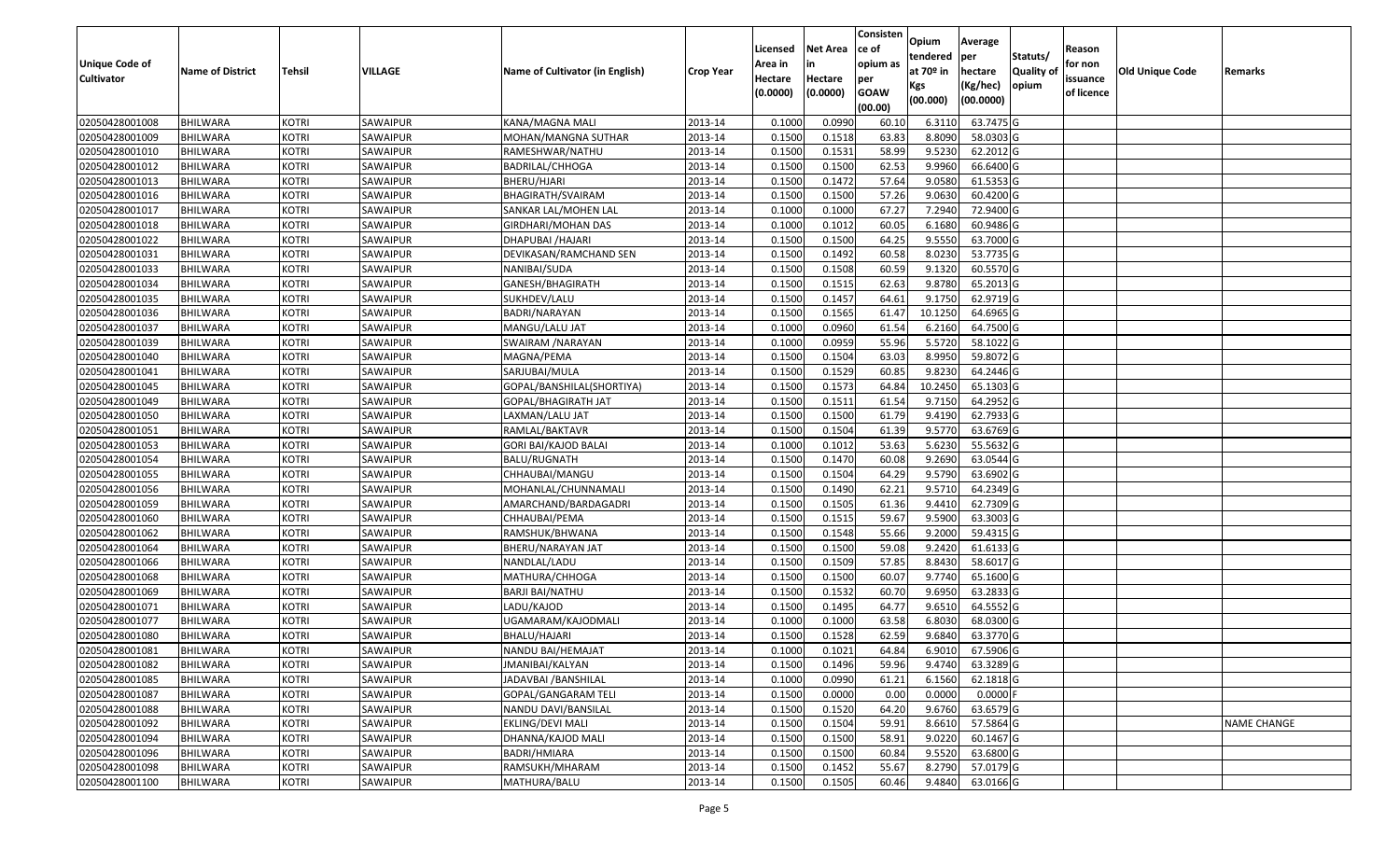| Unique Code of Cultivator | Name of District | Tehsil | VILLAGE | Name of Cultivator (in English) | Crop Year | Licensed Area in Hectare (0.0000) | Net Area in Hectare (0.0000) | Consisten ce of opium as per GOAW (00.00) | Opium tendered at 70º in Kgs (00.000) | Average per hectare (Kg/hec) (00.0000) | Statuts/ Quality of opium | Reason for non issuance of licence | Old Unique Code | Remarks |
|---|---|---|---|---|---|---|---|---|---|---|---|---|---|---|
| 02050428001008 | BHILWARA | KOTRI | SAWAIPUR | KANA/MAGNA MALI | 2013-14 | 0.1000 | 0.0990 | 60.10 | 6.3110 | 63.7475 | G | | | |
| 02050428001009 | BHILWARA | KOTRI | SAWAIPUR | MOHAN/MANGNA SUTHAR | 2013-14 | 0.1500 | 0.1518 | 63.83 | 8.8090 | 58.0303 | G | | | |
| 02050428001010 | BHILWARA | KOTRI | SAWAIPUR | RAMESHWAR/NATHU | 2013-14 | 0.1500 | 0.1531 | 58.99 | 9.5230 | 62.2012 | G | | | |
| 02050428001012 | BHILWARA | KOTRI | SAWAIPUR | BADRILAL/CHHOGA | 2013-14 | 0.1500 | 0.1500 | 62.53 | 9.9960 | 66.6400 | G | | | |
| 02050428001013 | BHILWARA | KOTRI | SAWAIPUR | BHERU/HJARI | 2013-14 | 0.1500 | 0.1472 | 57.64 | 9.0580 | 61.5353 | G | | | |
| 02050428001016 | BHILWARA | KOTRI | SAWAIPUR | BHAGIRATH/SVAIRAM | 2013-14 | 0.1500 | 0.1500 | 57.26 | 9.0630 | 60.4200 | G | | | |
| 02050428001017 | BHILWARA | KOTRI | SAWAIPUR | SANKAR LAL/MOHEN LAL | 2013-14 | 0.1000 | 0.1000 | 67.27 | 7.2940 | 72.9400 | G | | | |
| 02050428001018 | BHILWARA | KOTRI | SAWAIPUR | GIRDHARI/MOHAN DAS | 2013-14 | 0.1000 | 0.1012 | 60.05 | 6.1680 | 60.9486 | G | | | |
| 02050428001022 | BHILWARA | KOTRI | SAWAIPUR | DHAPUBAI /HAJARI | 2013-14 | 0.1500 | 0.1500 | 64.25 | 9.5550 | 63.7000 | G | | | |
| 02050428001031 | BHILWARA | KOTRI | SAWAIPUR | DEVIKASAN/RAMCHAND SEN | 2013-14 | 0.1500 | 0.1492 | 60.58 | 8.0230 | 53.7735 | G | | | |
| 02050428001033 | BHILWARA | KOTRI | SAWAIPUR | NANIBAI/SUDA | 2013-14 | 0.1500 | 0.1508 | 60.59 | 9.1320 | 60.5570 | G | | | |
| 02050428001034 | BHILWARA | KOTRI | SAWAIPUR | GANESH/BHAGIRATH | 2013-14 | 0.1500 | 0.1515 | 62.63 | 9.8780 | 65.2013 | G | | | |
| 02050428001035 | BHILWARA | KOTRI | SAWAIPUR | SUKHDEV/LALU | 2013-14 | 0.1500 | 0.1457 | 64.61 | 9.1750 | 62.9719 | G | | | |
| 02050428001036 | BHILWARA | KOTRI | SAWAIPUR | BADRI/NARAYAN | 2013-14 | 0.1500 | 0.1565 | 61.47 | 10.1250 | 64.6965 | G | | | |
| 02050428001037 | BHILWARA | KOTRI | SAWAIPUR | MANGU/LALU JAT | 2013-14 | 0.1000 | 0.0960 | 61.54 | 6.2160 | 64.7500 | G | | | |
| 02050428001039 | BHILWARA | KOTRI | SAWAIPUR | SWAIRAM /NARAYAN | 2013-14 | 0.1000 | 0.0959 | 55.96 | 5.5720 | 58.1022 | G | | | |
| 02050428001040 | BHILWARA | KOTRI | SAWAIPUR | MAGNA/PEMA | 2013-14 | 0.1500 | 0.1504 | 63.03 | 8.9950 | 59.8072 | G | | | |
| 02050428001041 | BHILWARA | KOTRI | SAWAIPUR | SARJUBAI/MULA | 2013-14 | 0.1500 | 0.1529 | 60.85 | 9.8230 | 64.2446 | G | | | |
| 02050428001045 | BHILWARA | KOTRI | SAWAIPUR | GOPAL/BANSHILAL(SHORTIYA) | 2013-14 | 0.1500 | 0.1573 | 64.84 | 10.2450 | 65.1303 | G | | | |
| 02050428001049 | BHILWARA | KOTRI | SAWAIPUR | GOPAL/BHAGIRATH JAT | 2013-14 | 0.1500 | 0.1511 | 61.54 | 9.7150 | 64.2952 | G | | | |
| 02050428001050 | BHILWARA | KOTRI | SAWAIPUR | LAXMAN/LALU JAT | 2013-14 | 0.1500 | 0.1500 | 61.79 | 9.4190 | 62.7933 | G | | | |
| 02050428001051 | BHILWARA | KOTRI | SAWAIPUR | RAMLAL/BAKTAVR | 2013-14 | 0.1500 | 0.1504 | 61.39 | 9.5770 | 63.6769 | G | | | |
| 02050428001053 | BHILWARA | KOTRI | SAWAIPUR | GORI BAI/KAJOD BALAI | 2013-14 | 0.1000 | 0.1012 | 53.63 | 5.6230 | 55.5632 | G | | | |
| 02050428001054 | BHILWARA | KOTRI | SAWAIPUR | BALU/RUGNATH | 2013-14 | 0.1500 | 0.1470 | 60.08 | 9.2690 | 63.0544 | G | | | |
| 02050428001055 | BHILWARA | KOTRI | SAWAIPUR | CHHAUBAI/MANGU | 2013-14 | 0.1500 | 0.1504 | 64.29 | 9.5790 | 63.6902 | G | | | |
| 02050428001056 | BHILWARA | KOTRI | SAWAIPUR | MOHANLAL/CHUNNAMALI | 2013-14 | 0.1500 | 0.1490 | 62.21 | 9.5710 | 64.2349 | G | | | |
| 02050428001059 | BHILWARA | KOTRI | SAWAIPUR | AMARCHAND/BARDAGADRI | 2013-14 | 0.1500 | 0.1505 | 61.36 | 9.4410 | 62.7309 | G | | | |
| 02050428001060 | BHILWARA | KOTRI | SAWAIPUR | CHHAUBAI/PEMA | 2013-14 | 0.1500 | 0.1515 | 59.67 | 9.5900 | 63.3003 | G | | | |
| 02050428001062 | BHILWARA | KOTRI | SAWAIPUR | RAMSHUK/BHWANA | 2013-14 | 0.1500 | 0.1548 | 55.66 | 9.2000 | 59.4315 | G | | | |
| 02050428001064 | BHILWARA | KOTRI | SAWAIPUR | BHERU/NARAYAN JAT | 2013-14 | 0.1500 | 0.1500 | 59.08 | 9.2420 | 61.6133 | G | | | |
| 02050428001066 | BHILWARA | KOTRI | SAWAIPUR | NANDLAL/LADU | 2013-14 | 0.1500 | 0.1509 | 57.85 | 8.8430 | 58.6017 | G | | | |
| 02050428001068 | BHILWARA | KOTRI | SAWAIPUR | MATHURA/CHHOGA | 2013-14 | 0.1500 | 0.1500 | 60.07 | 9.7740 | 65.1600 | G | | | |
| 02050428001069 | BHILWARA | KOTRI | SAWAIPUR | BARJI BAI/NATHU | 2013-14 | 0.1500 | 0.1532 | 60.70 | 9.6950 | 63.2833 | G | | | |
| 02050428001071 | BHILWARA | KOTRI | SAWAIPUR | LADU/KAJOD | 2013-14 | 0.1500 | 0.1495 | 64.77 | 9.6510 | 64.5552 | G | | | |
| 02050428001077 | BHILWARA | KOTRI | SAWAIPUR | UGAMARAM/KAJODMALI | 2013-14 | 0.1000 | 0.1000 | 63.58 | 6.8030 | 68.0300 | G | | | |
| 02050428001080 | BHILWARA | KOTRI | SAWAIPUR | BHALU/HAJARI | 2013-14 | 0.1500 | 0.1528 | 62.59 | 9.6840 | 63.3770 | G | | | |
| 02050428001081 | BHILWARA | KOTRI | SAWAIPUR | NANDU BAI/HEMAJAT | 2013-14 | 0.1000 | 0.1021 | 64.84 | 6.9010 | 67.5906 | G | | | |
| 02050428001082 | BHILWARA | KOTRI | SAWAIPUR | JMANIBAI/KALYAN | 2013-14 | 0.1500 | 0.1496 | 59.96 | 9.4740 | 63.3289 | G | | | |
| 02050428001085 | BHILWARA | KOTRI | SAWAIPUR | JADAVBAI /BANSHILAL | 2013-14 | 0.1000 | 0.0990 | 61.21 | 6.1560 | 62.1818 | G | | | |
| 02050428001087 | BHILWARA | KOTRI | SAWAIPUR | GOPAL/GANGARAM TELI | 2013-14 | 0.1500 | 0.0000 | 0.00 | 0.0000 | 0.0000 | F | | | |
| 02050428001088 | BHILWARA | KOTRI | SAWAIPUR | NANDU DAVI/BANSILAL | 2013-14 | 0.1500 | 0.1520 | 64.20 | 9.6760 | 63.6579 | G | | | |
| 02050428001092 | BHILWARA | KOTRI | SAWAIPUR | EKLING/DEVI MALI | 2013-14 | 0.1500 | 0.1504 | 59.91 | 8.6610 | 57.5864 | G | | | NAME CHANGE |
| 02050428001094 | BHILWARA | KOTRI | SAWAIPUR | DHANNA/KAJOD MALI | 2013-14 | 0.1500 | 0.1500 | 58.91 | 9.0220 | 60.1467 | G | | | |
| 02050428001096 | BHILWARA | KOTRI | SAWAIPUR | BADRI/HMIARA | 2013-14 | 0.1500 | 0.1500 | 60.84 | 9.5520 | 63.6800 | G | | | |
| 02050428001098 | BHILWARA | KOTRI | SAWAIPUR | RAMSUKH/MHARAM | 2013-14 | 0.1500 | 0.1452 | 55.67 | 8.2790 | 57.0179 | G | | | |
| 02050428001100 | BHILWARA | KOTRI | SAWAIPUR | MATHURA/BALU | 2013-14 | 0.1500 | 0.1505 | 60.46 | 9.4840 | 63.0166 | G | | | |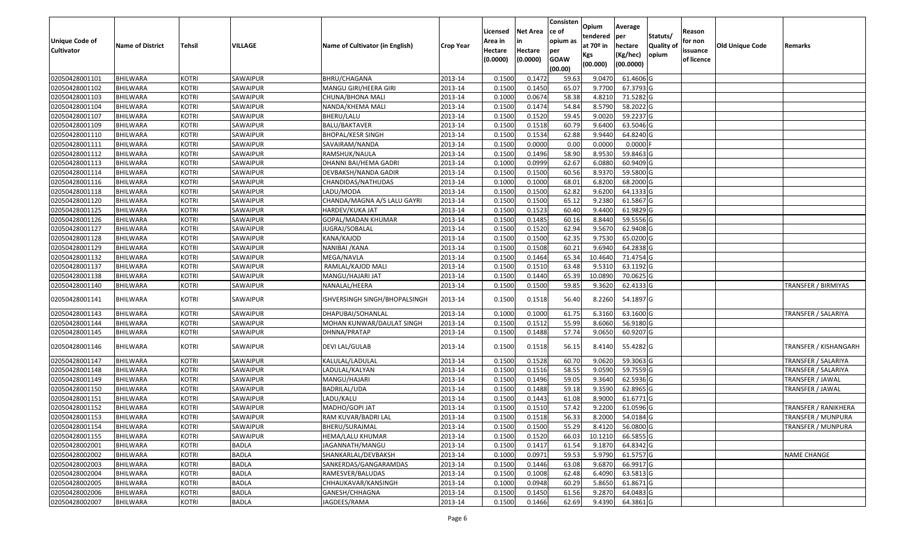| Unique Code of Cultivator | Name of District | Tehsil | VILLAGE | Name of Cultivator (in English) | Crop Year | Licensed Area in Hectare (0.0000) | Net Area in Hectare (0.0000) | Consistence of opium as per GOAW (00.00) | Opium tendered at 70º in Kgs (00.000) | Average per hectare (Kg/hec) (00.0000) | Statuts/ Quality of opium | Reason for non issuance of licence | Old Unique Code | Remarks |
|---|---|---|---|---|---|---|---|---|---|---|---|---|---|---|
| 02050428001101 | BHILWARA | KOTRI | SAWAIPUR | BHRU/CHAGANA | 2013-14 | 0.1500 | 0.1472 | 59.63 | 9.0470 | 61.4606 | G | | | |
| 02050428001102 | BHILWARA | KOTRI | SAWAIPUR | MANGU GIRI/HEERA GIRI | 2013-14 | 0.1500 | 0.1450 | 65.07 | 9.7700 | 67.3793 | G | | | |
| 02050428001103 | BHILWARA | KOTRI | SAWAIPUR | CHUNA/BHONA MALI | 2013-14 | 0.1000 | 0.0674 | 58.38 | 4.8210 | 71.5282 | G | | | |
| 02050428001104 | BHILWARA | KOTRI | SAWAIPUR | NANDA/KHEMA MALI | 2013-14 | 0.1500 | 0.1474 | 54.84 | 8.5790 | 58.2022 | G | | | |
| 02050428001107 | BHILWARA | KOTRI | SAWAIPUR | BHERU/LALU | 2013-14 | 0.1500 | 0.1520 | 59.45 | 9.0020 | 59.2237 | G | | | |
| 02050428001109 | BHILWARA | KOTRI | SAWAIPUR | BALU/BAKTAVER | 2013-14 | 0.1500 | 0.1518 | 60.79 | 9.6400 | 63.5046 | G | | | |
| 02050428001110 | BHILWARA | KOTRI | SAWAIPUR | BHOPAL/KESR SINGH | 2013-14 | 0.1500 | 0.1534 | 62.88 | 9.9440 | 64.8240 | G | | | |
| 02050428001111 | BHILWARA | KOTRI | SAWAIPUR | SAVAIRAM/NANDA | 2013-14 | 0.1500 | 0.0000 | 0.00 | 0.0000 | 0.0000 | F | | | |
| 02050428001112 | BHILWARA | KOTRI | SAWAIPUR | RAMSHUK/NAULA | 2013-14 | 0.1500 | 0.1496 | 58.90 | 8.9530 | 59.8463 | G | | | |
| 02050428001113 | BHILWARA | KOTRI | SAWAIPUR | DHANNI BAI/HEMA GADRI | 2013-14 | 0.1000 | 0.0999 | 62.67 | 6.0880 | 60.9409 | G | | | |
| 02050428001114 | BHILWARA | KOTRI | SAWAIPUR | DEVBAKSH/NANDA GADIR | 2013-14 | 0.1500 | 0.1500 | 60.56 | 8.9370 | 59.5800 | G | | | |
| 02050428001116 | BHILWARA | KOTRI | SAWAIPUR | CHANDIDAS/NATHUDAS | 2013-14 | 0.1000 | 0.1000 | 68.01 | 6.8200 | 68.2000 | G | | | |
| 02050428001118 | BHILWARA | KOTRI | SAWAIPUR | LADU/MODA | 2013-14 | 0.1500 | 0.1500 | 62.82 | 9.6200 | 64.1333 | G | | | |
| 02050428001120 | BHILWARA | KOTRI | SAWAIPUR | CHANDA/MAGNA A/S LALU GAYRI | 2013-14 | 0.1500 | 0.1500 | 65.12 | 9.2380 | 61.5867 | G | | | |
| 02050428001125 | BHILWARA | KOTRI | SAWAIPUR | HARDEV/KUKA JAT | 2013-14 | 0.1500 | 0.1523 | 60.40 | 9.4400 | 61.9829 | G | | | |
| 02050428001126 | BHILWARA | KOTRI | SAWAIPUR | GOPAL/MADAN KHUMAR | 2013-14 | 0.1500 | 0.1485 | 60.16 | 8.8440 | 59.5556 | G | | | |
| 02050428001127 | BHILWARA | KOTRI | SAWAIPUR | JUGRAJ/SOBALAL | 2013-14 | 0.1500 | 0.1520 | 62.94 | 9.5670 | 62.9408 | G | | | |
| 02050428001128 | BHILWARA | KOTRI | SAWAIPUR | KANA/KAJOD | 2013-14 | 0.1500 | 0.1500 | 62.35 | 9.7530 | 65.0200 | G | | | |
| 02050428001129 | BHILWARA | KOTRI | SAWAIPUR | NANIBAI /KANA | 2013-14 | 0.1500 | 0.1508 | 60.21 | 9.6940 | 64.2838 | G | | | |
| 02050428001132 | BHILWARA | KOTRI | SAWAIPUR | MEGA/NAVLA | 2013-14 | 0.1500 | 0.1464 | 65.34 | 10.4640 | 71.4754 | G | | | |
| 02050428001137 | BHILWARA | KOTRI | SAWAIPUR | RAMLAL/KAJOD MALI | 2013-14 | 0.1500 | 0.1510 | 63.48 | 9.5310 | 63.1192 | G | | | |
| 02050428001138 | BHILWARA | KOTRI | SAWAIPUR | MANGU/HAJARI JAT | 2013-14 | 0.1500 | 0.1440 | 65.39 | 10.0890 | 70.0625 | G | | | |
| 02050428001140 | BHILWARA | KOTRI | SAWAIPUR | NANALAL/HEERA | 2013-14 | 0.1500 | 0.1500 | 59.85 | 9.3620 | 62.4133 | G | | | TRANSFER / BIRMIYAS |
| 02050428001141 | BHILWARA | KOTRI | SAWAIPUR | ISHVERSINGH SINGH/BHOPALSINGH | 2013-14 | 0.1500 | 0.1518 | 56.40 | 8.2260 | 54.1897 | G | | | |
| 02050428001143 | BHILWARA | KOTRI | SAWAIPUR | DHAPUBAI/SOHANLAL | 2013-14 | 0.1000 | 0.1000 | 61.75 | 6.3160 | 63.1600 | G | | | TRANSFER / SALARIYA |
| 02050428001144 | BHILWARA | KOTRI | SAWAIPUR | MOHAN KUNWAR/DAULAT SINGH | 2013-14 | 0.1500 | 0.1512 | 55.99 | 8.6060 | 56.9180 | G | | | |
| 02050428001145 | BHILWARA | KOTRI | SAWAIPUR | DHNNA/PRATAP | 2013-14 | 0.1500 | 0.1488 | 57.74 | 9.0650 | 60.9207 | G | | | |
| 02050428001146 | BHILWARA | KOTRI | SAWAIPUR | DEVI LAL/GULAB | 2013-14 | 0.1500 | 0.1518 | 56.15 | 8.4140 | 55.4282 | G | | | TRANSFER / KISHANGARH |
| 02050428001147 | BHILWARA | KOTRI | SAWAIPUR | KALULAL/LADULAL | 2013-14 | 0.1500 | 0.1528 | 60.70 | 9.0620 | 59.3063 | G | | | TRANSFER / SALARIYA |
| 02050428001148 | BHILWARA | KOTRI | SAWAIPUR | LADULAL/KALYAN | 2013-14 | 0.1500 | 0.1516 | 58.55 | 9.0590 | 59.7559 | G | | | TRANSFER / SALARIYA |
| 02050428001149 | BHILWARA | KOTRI | SAWAIPUR | MANGU/HAJARI | 2013-14 | 0.1500 | 0.1496 | 59.05 | 9.3640 | 62.5936 | G | | | TRANSFER / JAWAL |
| 02050428001150 | BHILWARA | KOTRI | SAWAIPUR | BADRILAL/UDA | 2013-14 | 0.1500 | 0.1488 | 59.18 | 9.3590 | 62.8965 | G | | | TRANSFER / JAWAL |
| 02050428001151 | BHILWARA | KOTRI | SAWAIPUR | LADU/KALU | 2013-14 | 0.1500 | 0.1443 | 61.08 | 8.9000 | 61.6771 | G | | | |
| 02050428001152 | BHILWARA | KOTRI | SAWAIPUR | MADHO/GOPI JAT | 2013-14 | 0.1500 | 0.1510 | 57.42 | 9.2200 | 61.0596 | G | | | TRANSFER / RANIKHERA |
| 02050428001153 | BHILWARA | KOTRI | SAWAIPUR | RAM KUVAR/BADRI LAL | 2013-14 | 0.1500 | 0.1518 | 56.33 | 8.2000 | 54.0184 | G | | | TRANSFER / MUNPURA |
| 02050428001154 | BHILWARA | KOTRI | SAWAIPUR | BHERU/SURAJMAL | 2013-14 | 0.1500 | 0.1500 | 55.29 | 8.4120 | 56.0800 | G | | | TRANSFER / MUNPURA |
| 02050428001155 | BHILWARA | KOTRI | SAWAIPUR | HEMA/LALU KHUMAR | 2013-14 | 0.1500 | 0.1520 | 66.03 | 10.1210 | 66.5855 | G | | | |
| 02050428002001 | BHILWARA | KOTRI | BADLA | JAGANNATH/MANGU | 2013-14 | 0.1500 | 0.1417 | 61.54 | 9.1870 | 64.8342 | G | | | |
| 02050428002002 | BHILWARA | KOTRI | BADLA | SHANKARLAL/DEVBAKSH | 2013-14 | 0.1000 | 0.0971 | 59.53 | 5.9790 | 61.5757 | G | | | NAME CHANGE |
| 02050428002003 | BHILWARA | KOTRI | BADLA | SANKERDAS/GANGARAMDAS | 2013-14 | 0.1500 | 0.1446 | 63.08 | 9.6870 | 66.9917 | G | | | |
| 02050428002004 | BHILWARA | KOTRI | BADLA | RAMESVER/BALUDAS | 2013-14 | 0.1500 | 0.1008 | 62.48 | 6.4090 | 63.5813 | G | | | |
| 02050428002005 | BHILWARA | KOTRI | BADLA | CHHAUKAVAR/KANSINGH | 2013-14 | 0.1000 | 0.0948 | 60.29 | 5.8650 | 61.8671 | G | | | |
| 02050428002006 | BHILWARA | KOTRI | BADLA | GANESH/CHHAGNA | 2013-14 | 0.1500 | 0.1450 | 61.56 | 9.2870 | 64.0483 | G | | | |
| 02050428002007 | BHILWARA | KOTRI | BADLA | JAGDEES/RAMA | 2013-14 | 0.1500 | 0.1466 | 62.69 | 9.4390 | 64.3861 | G | | | |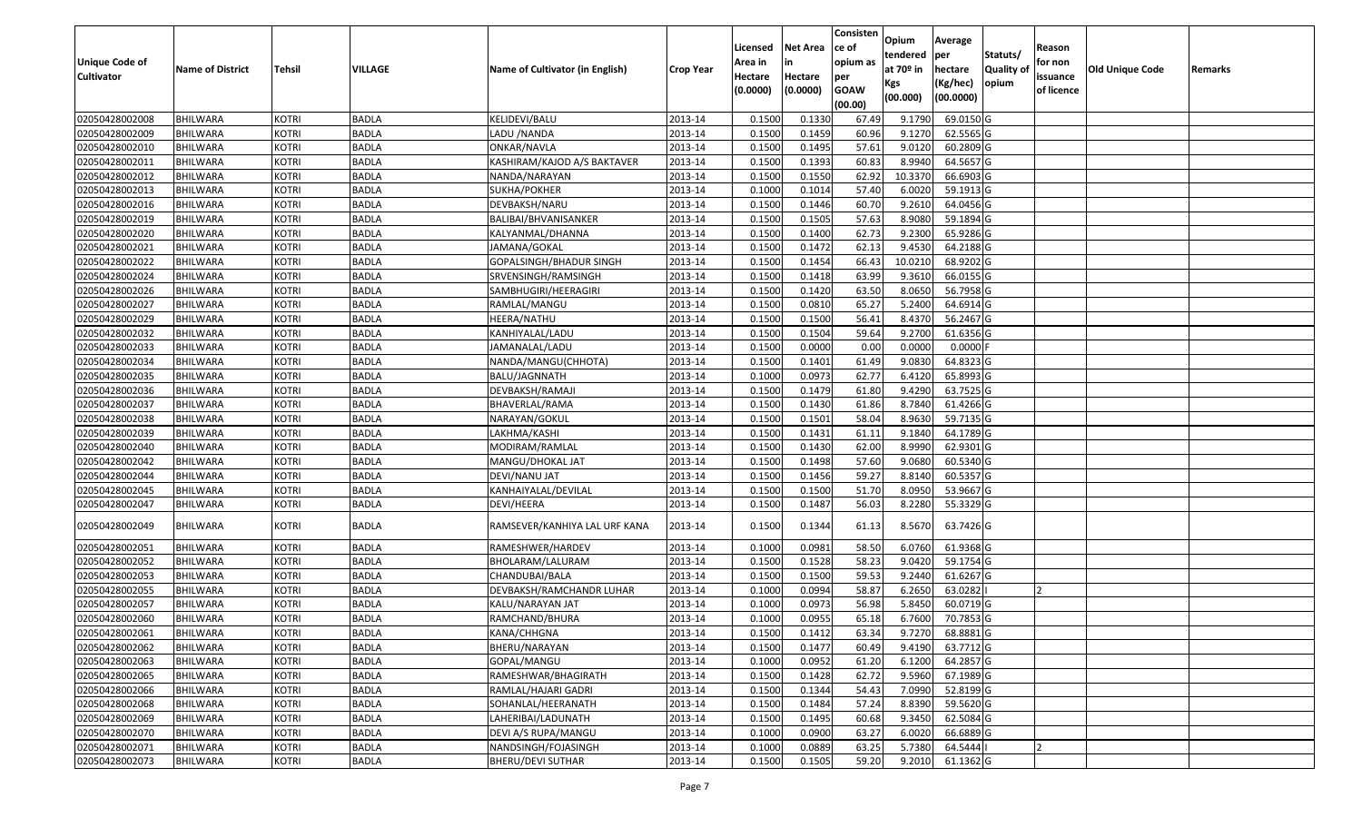| Unique Code of Cultivator | Name of District | Tehsil | VILLAGE | Name of Cultivator (in English) | Crop Year | Licensed Area in Hectare (0.0000) | Net Area in Hectare (0.0000) | Consistence of opium as per GOAW (00.00) | Opium tendered at 70º in Kgs (00.000) | Average per hectare (Kg/hec) (00.0000) | Statuts/ Quality of opium | Reason for non issuance of licence | Old Unique Code | Remarks |
|---|---|---|---|---|---|---|---|---|---|---|---|---|---|---|
| 02050428002008 | BHILWARA | KOTRI | BADLA | KELIDEVI/BALU | 2013-14 | 0.1500 | 0.1330 | 67.49 | 9.1790 | 69.0150 | G | | | |
| 02050428002009 | BHILWARA | KOTRI | BADLA | LADU /NANDA | 2013-14 | 0.1500 | 0.1459 | 60.96 | 9.1270 | 62.5565 | G | | | |
| 02050428002010 | BHILWARA | KOTRI | BADLA | ONKAR/NAVLA | 2013-14 | 0.1500 | 0.1495 | 57.61 | 9.0120 | 60.2809 | G | | | |
| 02050428002011 | BHILWARA | KOTRI | BADLA | KASHIRAM/KAJOD A/S BAKTAVER | 2013-14 | 0.1500 | 0.1393 | 60.83 | 8.9940 | 64.5657 | G | | | |
| 02050428002012 | BHILWARA | KOTRI | BADLA | NANDA/NARAYAN | 2013-14 | 0.1500 | 0.1550 | 62.92 | 10.3370 | 66.6903 | G | | | |
| 02050428002013 | BHILWARA | KOTRI | BADLA | SUKHA/POKHER | 2013-14 | 0.1000 | 0.1014 | 57.40 | 6.0020 | 59.1913 | G | | | |
| 02050428002016 | BHILWARA | KOTRI | BADLA | DEVBAKSH/NARU | 2013-14 | 0.1500 | 0.1446 | 60.70 | 9.2610 | 64.0456 | G | | | |
| 02050428002019 | BHILWARA | KOTRI | BADLA | BALIBAI/BHVANISANKER | 2013-14 | 0.1500 | 0.1505 | 57.63 | 8.9080 | 59.1894 | G | | | |
| 02050428002020 | BHILWARA | KOTRI | BADLA | KALYANMAL/DHANNA | 2013-14 | 0.1500 | 0.1400 | 62.73 | 9.2300 | 65.9286 | G | | | |
| 02050428002021 | BHILWARA | KOTRI | BADLA | JAMANA/GOKAL | 2013-14 | 0.1500 | 0.1472 | 62.13 | 9.4530 | 64.2188 | G | | | |
| 02050428002022 | BHILWARA | KOTRI | BADLA | GOPALSINGH/BHADUR SINGH | 2013-14 | 0.1500 | 0.1454 | 66.43 | 10.0210 | 68.9202 | G | | | |
| 02050428002024 | BHILWARA | KOTRI | BADLA | SRVENSINGH/RAMSINGH | 2013-14 | 0.1500 | 0.1418 | 63.99 | 9.3610 | 66.0155 | G | | | |
| 02050428002026 | BHILWARA | KOTRI | BADLA | SAMBHUGIRI/HEERAGIRI | 2013-14 | 0.1500 | 0.1420 | 63.50 | 8.0650 | 56.7958 | G | | | |
| 02050428002027 | BHILWARA | KOTRI | BADLA | RAMLAL/MANGU | 2013-14 | 0.1500 | 0.0810 | 65.27 | 5.2400 | 64.6914 | G | | | |
| 02050428002029 | BHILWARA | KOTRI | BADLA | HEERA/NATHU | 2013-14 | 0.1500 | 0.1500 | 56.41 | 8.4370 | 56.2467 | G | | | |
| 02050428002032 | BHILWARA | KOTRI | BADLA | KANHIYALAL/LADU | 2013-14 | 0.1500 | 0.1504 | 59.64 | 9.2700 | 61.6356 | G | | | |
| 02050428002033 | BHILWARA | KOTRI | BADLA | JAMANALAL/LADU | 2013-14 | 0.1500 | 0.0000 | 0.00 | 0.0000 | 0.0000 | F | | | |
| 02050428002034 | BHILWARA | KOTRI | BADLA | NANDA/MANGU(CHHOTA) | 2013-14 | 0.1500 | 0.1401 | 61.49 | 9.0830 | 64.8323 | G | | | |
| 02050428002035 | BHILWARA | KOTRI | BADLA | BALU/JAGNNATH | 2013-14 | 0.1000 | 0.0973 | 62.77 | 6.4120 | 65.8993 | G | | | |
| 02050428002036 | BHILWARA | KOTRI | BADLA | DEVBAKSH/RAMAJI | 2013-14 | 0.1500 | 0.1479 | 61.80 | 9.4290 | 63.7525 | G | | | |
| 02050428002037 | BHILWARA | KOTRI | BADLA | BHAVERLAL/RAMA | 2013-14 | 0.1500 | 0.1430 | 61.86 | 8.7840 | 61.4266 | G | | | |
| 02050428002038 | BHILWARA | KOTRI | BADLA | NARAYAN/GOKUL | 2013-14 | 0.1500 | 0.1501 | 58.04 | 8.9630 | 59.7135 | G | | | |
| 02050428002039 | BHILWARA | KOTRI | BADLA | LAKHMA/KASHI | 2013-14 | 0.1500 | 0.1431 | 61.11 | 9.1840 | 64.1789 | G | | | |
| 02050428002040 | BHILWARA | KOTRI | BADLA | MODIRAM/RAMLAL | 2013-14 | 0.1500 | 0.1430 | 62.00 | 8.9990 | 62.9301 | G | | | |
| 02050428002042 | BHILWARA | KOTRI | BADLA | MANGU/DHOKAL JAT | 2013-14 | 0.1500 | 0.1498 | 57.60 | 9.0680 | 60.5340 | G | | | |
| 02050428002044 | BHILWARA | KOTRI | BADLA | DEVI/NANU JAT | 2013-14 | 0.1500 | 0.1456 | 59.27 | 8.8140 | 60.5357 | G | | | |
| 02050428002045 | BHILWARA | KOTRI | BADLA | KANHAIYALAL/DEVILAL | 2013-14 | 0.1500 | 0.1500 | 51.70 | 8.0950 | 53.9667 | G | | | |
| 02050428002047 | BHILWARA | KOTRI | BADLA | DEVI/HEERA | 2013-14 | 0.1500 | 0.1487 | 56.03 | 8.2280 | 55.3329 | G | | | |
| 02050428002049 | BHILWARA | KOTRI | BADLA | RAMSEVER/KANHIYA LAL URF KANA | 2013-14 | 0.1500 | 0.1344 | 61.13 | 8.5670 | 63.7426 | G | | | |
| 02050428002051 | BHILWARA | KOTRI | BADLA | RAMESHWER/HARDEV | 2013-14 | 0.1000 | 0.0981 | 58.50 | 6.0760 | 61.9368 | G | | | |
| 02050428002052 | BHILWARA | KOTRI | BADLA | BHOLARAM/LALURAM | 2013-14 | 0.1500 | 0.1528 | 58.23 | 9.0420 | 59.1754 | G | | | |
| 02050428002053 | BHILWARA | KOTRI | BADLA | CHANDUBAI/BALA | 2013-14 | 0.1500 | 0.1500 | 59.53 | 9.2440 | 61.6267 | G | | | |
| 02050428002055 | BHILWARA | KOTRI | BADLA | DEVBAKSH/RAMCHANDR LUHAR | 2013-14 | 0.1000 | 0.0994 | 58.87 | 6.2650 | 63.0282 | I | 2 | | |
| 02050428002057 | BHILWARA | KOTRI | BADLA | KALU/NARAYAN JAT | 2013-14 | 0.1000 | 0.0973 | 56.98 | 5.8450 | 60.0719 | G | | | |
| 02050428002060 | BHILWARA | KOTRI | BADLA | RAMCHAND/BHURA | 2013-14 | 0.1000 | 0.0955 | 65.18 | 6.7600 | 70.7853 | G | | | |
| 02050428002061 | BHILWARA | KOTRI | BADLA | KANA/CHHGNA | 2013-14 | 0.1500 | 0.1412 | 63.34 | 9.7270 | 68.8881 | G | | | |
| 02050428002062 | BHILWARA | KOTRI | BADLA | BHERU/NARAYAN | 2013-14 | 0.1500 | 0.1477 | 60.49 | 9.4190 | 63.7712 | G | | | |
| 02050428002063 | BHILWARA | KOTRI | BADLA | GOPAL/MANGU | 2013-14 | 0.1000 | 0.0952 | 61.20 | 6.1200 | 64.2857 | G | | | |
| 02050428002065 | BHILWARA | KOTRI | BADLA | RAMESHWAR/BHAGIRATH | 2013-14 | 0.1500 | 0.1428 | 62.72 | 9.5960 | 67.1989 | G | | | |
| 02050428002066 | BHILWARA | KOTRI | BADLA | RAMLAL/HAJARI GADRI | 2013-14 | 0.1500 | 0.1344 | 54.43 | 7.0990 | 52.8199 | G | | | |
| 02050428002068 | BHILWARA | KOTRI | BADLA | SOHANLAL/HEERANATH | 2013-14 | 0.1500 | 0.1484 | 57.24 | 8.8390 | 59.5620 | G | | | |
| 02050428002069 | BHILWARA | KOTRI | BADLA | LAHERIBAI/LADUNATH | 2013-14 | 0.1500 | 0.1495 | 60.68 | 9.3450 | 62.5084 | G | | | |
| 02050428002070 | BHILWARA | KOTRI | BADLA | DEVI A/S RUPA/MANGU | 2013-14 | 0.1000 | 0.0900 | 63.27 | 6.0020 | 66.6889 | G | | | |
| 02050428002071 | BHILWARA | KOTRI | BADLA | NANDSINGH/FOJASINGH | 2013-14 | 0.1000 | 0.0889 | 63.25 | 5.7380 | 64.5444 | I | 2 | | |
| 02050428002073 | BHILWARA | KOTRI | BADLA | BHERU/DEVI SUTHAR | 2013-14 | 0.1500 | 0.1505 | 59.20 | 9.2010 | 61.1362 | G | | | |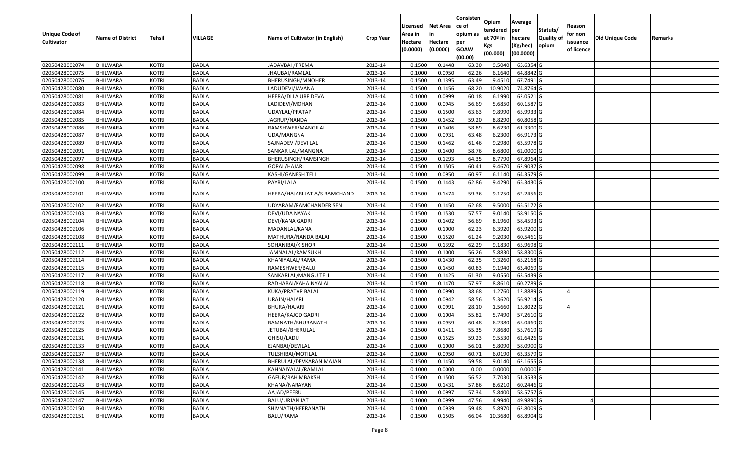| Unique Code of Cultivator | Name of District | Tehsil | VILLAGE | Name of Cultivator (in English) | Crop Year | Licensed Area in Hectare (0.0000) | Net Area in Hectare (0.0000) | Consistence of opium as per GOAW (00.00) | Opium tendered at 70º in Kgs (00.000) | Average per hectare (Kg/hec) (00.0000) | Statuts/ Quality of opium | Reason for non issuance of licence | Old Unique Code | Remarks |
|---|---|---|---|---|---|---|---|---|---|---|---|---|---|---|
| 02050428002074 | BHILWARA | KOTRI | BADLA | JADAVBAI /PREMA | 2013-14 | 0.1500 | 0.1448 | 63.30 | 9.5040 | 65.6354 | G | | | |
| 02050428002075 | BHILWARA | KOTRI | BADLA | JHAUBAI/RAMLAL | 2013-14 | 0.1000 | 0.0950 | 62.26 | 6.1640 | 64.8842 | G | | | |
| 02050428002076 | BHILWARA | KOTRI | BADLA | BHERUSINGH/MNOHER | 2013-14 | 0.1500 | 0.1395 | 63.49 | 9.4510 | 67.7491 | G | | | |
| 02050428002080 | BHILWARA | KOTRI | BADLA | LADUDEVI/JAVANA | 2013-14 | 0.1500 | 0.1456 | 68.20 | 10.9020 | 74.8764 | G | | | |
| 02050428002081 | BHILWARA | KOTRI | BADLA | HEERA/DLLA URF DEVA | 2013-14 | 0.1000 | 0.0999 | 60.18 | 6.1990 | 62.0521 | G | | | |
| 02050428002083 | BHILWARA | KOTRI | BADLA | LADIDEVI/MOHAN | 2013-14 | 0.1000 | 0.0945 | 56.69 | 5.6850 | 60.1587 | G | | | |
| 02050428002084 | BHILWARA | KOTRI | BADLA | UDAYLAL/PRATAP | 2013-14 | 0.1500 | 0.1500 | 63.63 | 9.8990 | 65.9933 | G | | | |
| 02050428002085 | BHILWARA | KOTRI | BADLA | JAGRUP/NANDA | 2013-14 | 0.1500 | 0.1452 | 59.20 | 8.8290 | 60.8058 | G | | | |
| 02050428002086 | BHILWARA | KOTRI | BADLA | RAMSHWER/MANGILAL | 2013-14 | 0.1500 | 0.1406 | 58.89 | 8.6230 | 61.3300 | G | | | |
| 02050428002087 | BHILWARA | KOTRI | BADLA | UDA/MANGNA | 2013-14 | 0.1000 | 0.0931 | 63.48 | 6.2300 | 66.9173 | G | | | |
| 02050428002089 | BHILWARA | KOTRI | BADLA | SAJNADEVI/DEVI LAL | 2013-14 | 0.1500 | 0.1462 | 61.46 | 9.2980 | 63.5978 | G | | | |
| 02050428002091 | BHILWARA | KOTRI | BADLA | SANKAR LAL/MANGNA | 2013-14 | 0.1500 | 0.1400 | 58.76 | 8.6800 | 62.0000 | G | | | |
| 02050428002097 | BHILWARA | KOTRI | BADLA | BHERUSINGH/RAMSINGH | 2013-14 | 0.1500 | 0.1293 | 64.35 | 8.7790 | 67.8964 | G | | | |
| 02050428002098 | BHILWARA | KOTRI | BADLA | GOPAL/HAJARI | 2013-14 | 0.1500 | 0.1505 | 60.41 | 9.4670 | 62.9037 | G | | | |
| 02050428002099 | BHILWARA | KOTRI | BADLA | KASHI/GANESH TELI | 2013-14 | 0.1000 | 0.0950 | 60.97 | 6.1140 | 64.3579 | G | | | |
| 02050428002100 | BHILWARA | KOTRI | BADLA | PAYRI/LALA | 2013-14 | 0.1500 | 0.1443 | 62.86 | 9.4290 | 65.3430 | G | | | |
| 02050428002101 | BHILWARA | KOTRI | BADLA | HEERA/HAJARI JAT A/S RAMCHAND | 2013-14 | 0.1500 | 0.1474 | 59.36 | 9.1750 | 62.2456 | G | | | |
| 02050428002102 | BHILWARA | KOTRI | BADLA | UDYARAM/RAMCHANDER SEN | 2013-14 | 0.1500 | 0.1450 | 62.68 | 9.5000 | 65.5172 | G | | | |
| 02050428002103 | BHILWARA | KOTRI | BADLA | DEVI/UDA NAYAK | 2013-14 | 0.1500 | 0.1530 | 57.57 | 9.0140 | 58.9150 | G | | | |
| 02050428002104 | BHILWARA | KOTRI | BADLA | DEVI/KANA GADRI | 2013-14 | 0.1500 | 0.1402 | 56.69 | 8.1960 | 58.4593 | G | | | |
| 02050428002106 | BHILWARA | KOTRI | BADLA | MADANLAL/KANA | 2013-14 | 0.1000 | 0.1000 | 62.23 | 6.3920 | 63.9200 | G | | | |
| 02050428002108 | BHILWARA | KOTRI | BADLA | MATHURA/NANDA BALAI | 2013-14 | 0.1500 | 0.1520 | 61.24 | 9.2030 | 60.5461 | G | | | |
| 02050428002111 | BHILWARA | KOTRI | BADLA | SOHANIBAI/KISHOR | 2013-14 | 0.1500 | 0.1392 | 62.29 | 9.1830 | 65.9698 | G | | | |
| 02050428002112 | BHILWARA | KOTRI | BADLA | JAMNALAL/RAMSUKH | 2013-14 | 0.1000 | 0.1000 | 56.26 | 5.8830 | 58.8300 | G | | | |
| 02050428002114 | BHILWARA | KOTRI | BADLA | KHANIYALAL/RAMA | 2013-14 | 0.1500 | 0.1430 | 62.35 | 9.3260 | 65.2168 | G | | | |
| 02050428002115 | BHILWARA | KOTRI | BADLA | RAMESHWER/BALU | 2013-14 | 0.1500 | 0.1450 | 60.83 | 9.1940 | 63.4069 | G | | | |
| 02050428002117 | BHILWARA | KOTRI | BADLA | SANKARLAL/MANGU TELI | 2013-14 | 0.1500 | 0.1425 | 61.30 | 9.0550 | 63.5439 | G | | | |
| 02050428002118 | BHILWARA | KOTRI | BADLA | RADHABAI/KAHAINYALAL | 2013-14 | 0.1500 | 0.1470 | 57.97 | 8.8610 | 60.2789 | G | | | |
| 02050428002119 | BHILWARA | KOTRI | BADLA | KUKA/PRATAP BALAI | 2013-14 | 0.1000 | 0.0990 | 38.68 | 1.2760 | 12.8889 | G | 4 | | |
| 02050428002120 | BHILWARA | KOTRI | BADLA | URAJN/HAJARI | 2013-14 | 0.1000 | 0.0942 | 58.56 | 5.3620 | 56.9214 | G | | | |
| 02050428002121 | BHILWARA | KOTRI | BADLA | BHURA/HAJARI | 2013-14 | 0.1000 | 0.0991 | 28.10 | 1.5660 | 15.8022 | G | 4 | | |
| 02050428002122 | BHILWARA | KOTRI | BADLA | HEERA/KAJOD GADRI | 2013-14 | 0.1000 | 0.1004 | 55.82 | 5.7490 | 57.2610 | G | | | |
| 02050428002123 | BHILWARA | KOTRI | BADLA | RAMNATH/BHURANATH | 2013-14 | 0.1000 | 0.0959 | 60.48 | 6.2380 | 65.0469 | G | | | |
| 02050428002125 | BHILWARA | KOTRI | BADLA | JETUBAI/BHERULAL | 2013-14 | 0.1500 | 0.1411 | 55.35 | 7.8680 | 55.7619 | G | | | |
| 02050428002131 | BHILWARA | KOTRI | BADLA | GHISU/LADU | 2013-14 | 0.1500 | 0.1525 | 59.23 | 9.5530 | 62.6426 | G | | | |
| 02050428002133 | BHILWARA | KOTRI | BADLA | EJANBAI/DEVILAL | 2013-14 | 0.1000 | 0.1000 | 56.01 | 5.8090 | 58.0900 | G | | | |
| 02050428002137 | BHILWARA | KOTRI | BADLA | TULSHIBAI/MOTILAL | 2013-14 | 0.1000 | 0.0950 | 60.71 | 6.0190 | 63.3579 | G | | | |
| 02050428002138 | BHILWARA | KOTRI | BADLA | BHERULAL/DEVKARAN MAJAN | 2013-14 | 0.1500 | 0.1450 | 59.58 | 9.0140 | 62.1655 | G | | | |
| 02050428002141 | BHILWARA | KOTRI | BADLA | KAHNAIYALAL/RAMLAL | 2013-14 | 0.1000 | 0.0000 | 0.00 | 0.0000 | 0.0000 | F | | | |
| 02050428002142 | BHILWARA | KOTRI | BADLA | GAFUR/RAHIMBAKSH | 2013-14 | 0.1500 | 0.1500 | 56.52 | 7.7030 | 51.3533 | G | | | |
| 02050428002143 | BHILWARA | KOTRI | BADLA | KHANA/NARAYAN | 2013-14 | 0.1500 | 0.1431 | 57.86 | 8.6210 | 60.2446 | G | | | |
| 02050428002145 | BHILWARA | KOTRI | BADLA | AAJAD/PEERU | 2013-14 | 0.1000 | 0.0997 | 57.34 | 5.8400 | 58.5757 | G | | | |
| 02050428002147 | BHILWARA | KOTRI | BADLA | BALU/URJAN JAT | 2013-14 | 0.1000 | 0.0999 | 47.56 | 4.9940 | 49.9890 | G | 4 | | |
| 02050428002150 | BHILWARA | KOTRI | BADLA | SHIVNATH/HEERANATH | 2013-14 | 0.1000 | 0.0939 | 59.48 | 5.8970 | 62.8009 | G | | | |
| 02050428002151 | BHILWARA | KOTRI | BADLA | BALU/RAMA | 2013-14 | 0.1500 | 0.1505 | 66.04 | 10.3680 | 68.8904 | G | | | |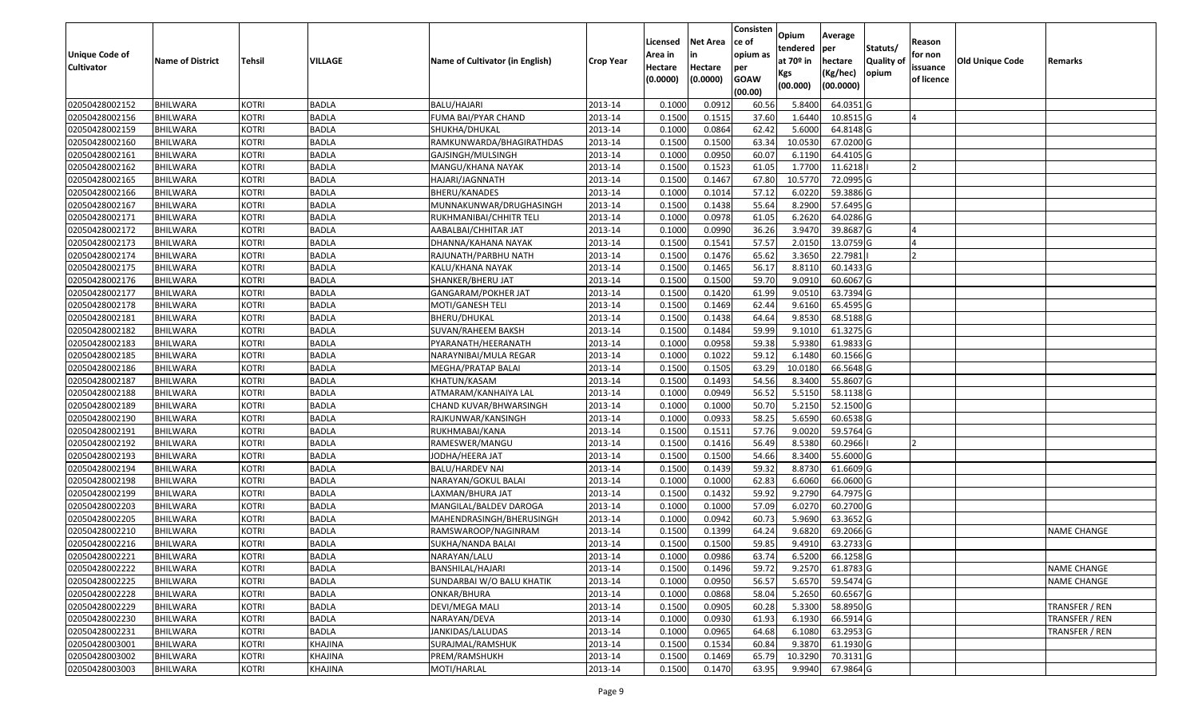| Unique Code of Cultivator | Name of District | Tehsil | VILLAGE | Name of Cultivator (in English) | Crop Year | Licensed Area in Hectare (0.0000) | Net Area in Hectare (0.0000) | Consisten ce of opium as per GOAW (00.00) | Opium tendered at 70º in Kgs (00.000) | Average per hectare (Kg/hec) (00.0000) | Statuts/ Quality of opium | Reason for non issuance of licence | Old Unique Code | Remarks |
|---|---|---|---|---|---|---|---|---|---|---|---|---|---|---|
| 02050428002152 | BHILWARA | KOTRI | BADLA | BALU/HAJARI | 2013-14 | 0.1000 | 0.0912 | 60.56 | 5.8400 | 64.0351 | G | | | |
| 02050428002156 | BHILWARA | KOTRI | BADLA | FUMA BAI/PYAR CHAND | 2013-14 | 0.1500 | 0.1515 | 37.60 | 1.6440 | 10.8515 | G | 4 | | |
| 02050428002159 | BHILWARA | KOTRI | BADLA | SHUKHA/DHUKAL | 2013-14 | 0.1000 | 0.0864 | 62.42 | 5.6000 | 64.8148 | G | | | |
| 02050428002160 | BHILWARA | KOTRI | BADLA | RAMKUNWARDA/BHAGIRATHDAS | 2013-14 | 0.1500 | 0.1500 | 63.34 | 10.0530 | 67.0200 | G | | | |
| 02050428002161 | BHILWARA | KOTRI | BADLA | GAJSINGH/MULSINGH | 2013-14 | 0.1000 | 0.0950 | 60.07 | 6.1190 | 64.4105 | G | | | |
| 02050428002162 | BHILWARA | KOTRI | BADLA | MANGU/KHANA NAYAK | 2013-14 | 0.1500 | 0.1523 | 61.05 | 1.7700 | 11.6218 | I | 2 | | |
| 02050428002165 | BHILWARA | KOTRI | BADLA | HAJARI/JAGNNATH | 2013-14 | 0.1500 | 0.1467 | 67.80 | 10.5770 | 72.0995 | G | | | |
| 02050428002166 | BHILWARA | KOTRI | BADLA | BHERU/KANADES | 2013-14 | 0.1000 | 0.1014 | 57.12 | 6.0220 | 59.3886 | G | | | |
| 02050428002167 | BHILWARA | KOTRI | BADLA | MUNNAKUNWAR/DRUGHASINGH | 2013-14 | 0.1500 | 0.1438 | 55.64 | 8.2900 | 57.6495 | G | | | |
| 02050428002171 | BHILWARA | KOTRI | BADLA | RUKHMANIBAI/CHHITR TELI | 2013-14 | 0.1000 | 0.0978 | 61.05 | 6.2620 | 64.0286 | G | | | |
| 02050428002172 | BHILWARA | KOTRI | BADLA | AABALBAI/CHHITAR JAT | 2013-14 | 0.1000 | 0.0990 | 36.26 | 3.9470 | 39.8687 | G | 4 | | |
| 02050428002173 | BHILWARA | KOTRI | BADLA | DHANNA/KAHANA NAYAK | 2013-14 | 0.1500 | 0.1541 | 57.57 | 2.0150 | 13.0759 | G | 4 | | |
| 02050428002174 | BHILWARA | KOTRI | BADLA | RAJUNATH/PARBHU NATH | 2013-14 | 0.1500 | 0.1476 | 65.62 | 3.3650 | 22.7981 | I | 2 | | |
| 02050428002175 | BHILWARA | KOTRI | BADLA | KALU/KHANA NAYAK | 2013-14 | 0.1500 | 0.1465 | 56.17 | 8.8110 | 60.1433 | G | | | |
| 02050428002176 | BHILWARA | KOTRI | BADLA | SHANKER/BHERU JAT | 2013-14 | 0.1500 | 0.1500 | 59.70 | 9.0910 | 60.6067 | G | | | |
| 02050428002177 | BHILWARA | KOTRI | BADLA | GANGARAM/POKHER JAT | 2013-14 | 0.1500 | 0.1420 | 61.99 | 9.0510 | 63.7394 | G | | | |
| 02050428002178 | BHILWARA | KOTRI | BADLA | MOTI/GANESH TELI | 2013-14 | 0.1500 | 0.1469 | 62.44 | 9.6160 | 65.4595 | G | | | |
| 02050428002181 | BHILWARA | KOTRI | BADLA | BHERU/DHUKAL | 2013-14 | 0.1500 | 0.1438 | 64.64 | 9.8530 | 68.5188 | G | | | |
| 02050428002182 | BHILWARA | KOTRI | BADLA | SUVAN/RAHEEM BAKSH | 2013-14 | 0.1500 | 0.1484 | 59.99 | 9.1010 | 61.3275 | G | | | |
| 02050428002183 | BHILWARA | KOTRI | BADLA | PYARANATH/HEERANATH | 2013-14 | 0.1000 | 0.0958 | 59.38 | 5.9380 | 61.9833 | G | | | |
| 02050428002185 | BHILWARA | KOTRI | BADLA | NARAYNIBAI/MULA REGAR | 2013-14 | 0.1000 | 0.1022 | 59.12 | 6.1480 | 60.1566 | G | | | |
| 02050428002186 | BHILWARA | KOTRI | BADLA | MEGHA/PRATAP BALAI | 2013-14 | 0.1500 | 0.1505 | 63.29 | 10.0180 | 66.5648 | G | | | |
| 02050428002187 | BHILWARA | KOTRI | BADLA | KHATUN/KASAM | 2013-14 | 0.1500 | 0.1493 | 54.56 | 8.3400 | 55.8607 | G | | | |
| 02050428002188 | BHILWARA | KOTRI | BADLA | ATMARAM/KANHAIYA LAL | 2013-14 | 0.1000 | 0.0949 | 56.52 | 5.5150 | 58.1138 | G | | | |
| 02050428002189 | BHILWARA | KOTRI | BADLA | CHAND KUVAR/BHWARSINGH | 2013-14 | 0.1000 | 0.1000 | 50.70 | 5.2150 | 52.1500 | G | | | |
| 02050428002190 | BHILWARA | KOTRI | BADLA | RAJKUNWAR/KANSINGH | 2013-14 | 0.1000 | 0.0933 | 58.25 | 5.6590 | 60.6538 | G | | | |
| 02050428002191 | BHILWARA | KOTRI | BADLA | RUKHMABAI/KANA | 2013-14 | 0.1500 | 0.1511 | 57.76 | 9.0020 | 59.5764 | G | | | |
| 02050428002192 | BHILWARA | KOTRI | BADLA | RAMESWER/MANGU | 2013-14 | 0.1500 | 0.1416 | 56.49 | 8.5380 | 60.2966 | I | 2 | | |
| 02050428002193 | BHILWARA | KOTRI | BADLA | JODHA/HEERA JAT | 2013-14 | 0.1500 | 0.1500 | 54.66 | 8.3400 | 55.6000 | G | | | |
| 02050428002194 | BHILWARA | KOTRI | BADLA | BALU/HARDEV NAI | 2013-14 | 0.1500 | 0.1439 | 59.32 | 8.8730 | 61.6609 | G | | | |
| 02050428002198 | BHILWARA | KOTRI | BADLA | NARAYAN/GOKUL BALAI | 2013-14 | 0.1000 | 0.1000 | 62.83 | 6.6060 | 66.0600 | G | | | |
| 02050428002199 | BHILWARA | KOTRI | BADLA | LAXMAN/BHURA JAT | 2013-14 | 0.1500 | 0.1432 | 59.92 | 9.2790 | 64.7975 | G | | | |
| 02050428002203 | BHILWARA | KOTRI | BADLA | MANGILAL/BALDEV DAROGA | 2013-14 | 0.1000 | 0.1000 | 57.09 | 6.0270 | 60.2700 | G | | | |
| 02050428002205 | BHILWARA | KOTRI | BADLA | MAHENDRASINGH/BHERUSINGH | 2013-14 | 0.1000 | 0.0942 | 60.73 | 5.9690 | 63.3652 | G | | | |
| 02050428002210 | BHILWARA | KOTRI | BADLA | RAMSWAROOP/NAGINRAM | 2013-14 | 0.1500 | 0.1399 | 64.24 | 9.6820 | 69.2066 | G | | | NAME CHANGE |
| 02050428002216 | BHILWARA | KOTRI | BADLA | SUKHA/NANDA BALAI | 2013-14 | 0.1500 | 0.1500 | 59.85 | 9.4910 | 63.2733 | G | | | |
| 02050428002221 | BHILWARA | KOTRI | BADLA | NARAYAN/LALU | 2013-14 | 0.1000 | 0.0986 | 63.74 | 6.5200 | 66.1258 | G | | | |
| 02050428002222 | BHILWARA | KOTRI | BADLA | BANSHILAL/HAJARI | 2013-14 | 0.1500 | 0.1496 | 59.72 | 9.2570 | 61.8783 | G | | | NAME CHANGE |
| 02050428002225 | BHILWARA | KOTRI | BADLA | SUNDARBAI W/O BALU KHATIK | 2013-14 | 0.1000 | 0.0950 | 56.57 | 5.6570 | 59.5474 | G | | | NAME CHANGE |
| 02050428002228 | BHILWARA | KOTRI | BADLA | ONKAR/BHURA | 2013-14 | 0.1000 | 0.0868 | 58.04 | 5.2650 | 60.6567 | G | | | |
| 02050428002229 | BHILWARA | KOTRI | BADLA | DEVI/MEGA MALI | 2013-14 | 0.1500 | 0.0905 | 60.28 | 5.3300 | 58.8950 | G | | | TRANSFER / REN |
| 02050428002230 | BHILWARA | KOTRI | BADLA | NARAYAN/DEVA | 2013-14 | 0.1000 | 0.0930 | 61.93 | 6.1930 | 66.5914 | G | | | TRANSFER / REN |
| 02050428002231 | BHILWARA | KOTRI | BADLA | JANKIDAS/LALUDAS | 2013-14 | 0.1000 | 0.0965 | 64.68 | 6.1080 | 63.2953 | G | | | TRANSFER / REN |
| 02050428003001 | BHILWARA | KOTRI | KHAJINA | SURAJMAL/RAMSHUK | 2013-14 | 0.1500 | 0.1534 | 60.84 | 9.3870 | 61.1930 | G | | | |
| 02050428003002 | BHILWARA | KOTRI | KHAJINA | PREM/RAMSHUKH | 2013-14 | 0.1500 | 0.1469 | 65.79 | 10.3290 | 70.3131 | G | | | |
| 02050428003003 | BHILWARA | KOTRI | KHAJINA | MOTI/HARLAL | 2013-14 | 0.1500 | 0.1470 | 63.95 | 9.9940 | 67.9864 | G | | | |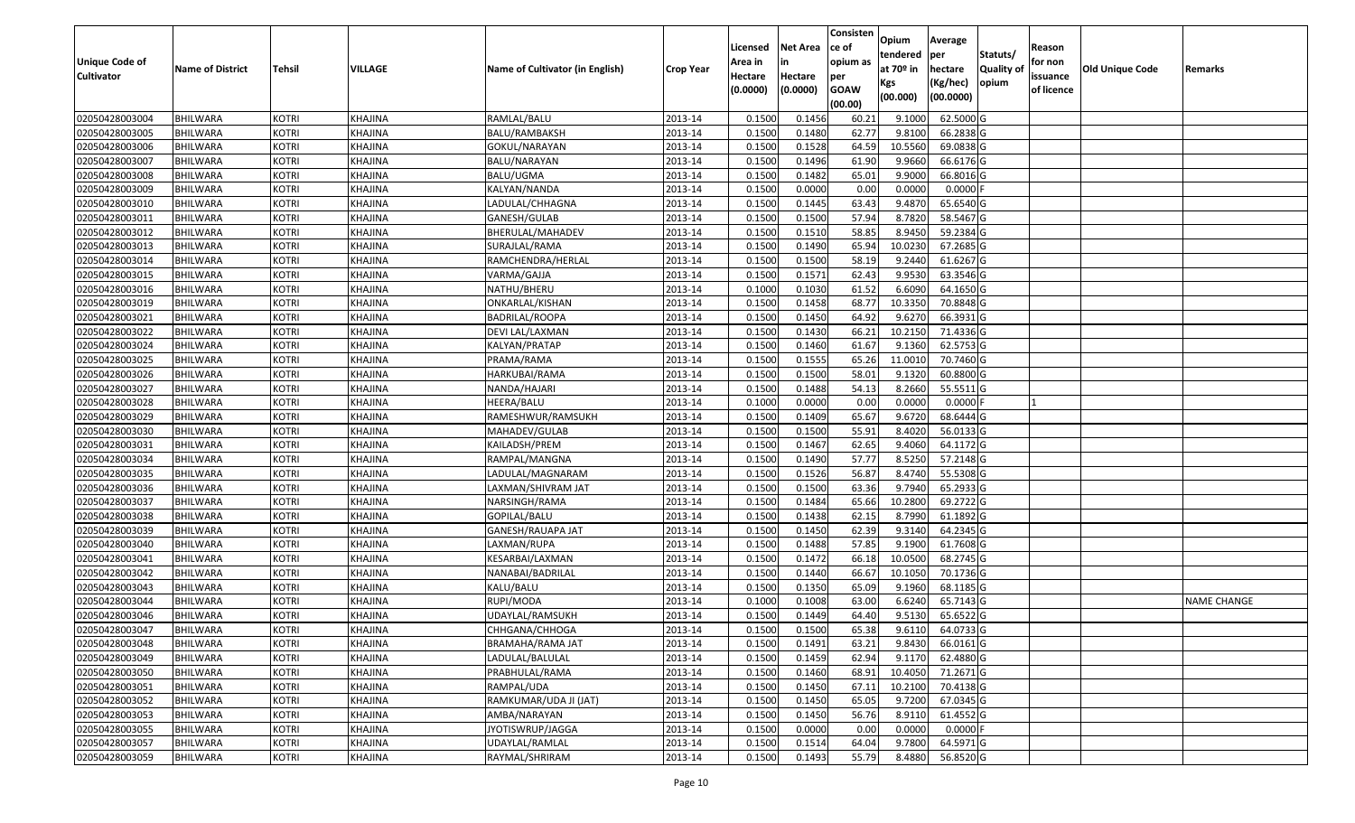| Unique Code of Cultivator | Name of District | Tehsil | VILLAGE | Name of Cultivator (in English) | Crop Year | Licensed Area in Hectare (0.0000) | Net Area in Hectare (0.0000) | Consistence of opium as per GOAW (00.00) | Opium tendered at 70º in Kgs (00.000) | Average per hectare (Kg/hec) (00.0000) | Statuts/ Quality of opium | Reason for non issuance of licence | Old Unique Code | Remarks |
|---|---|---|---|---|---|---|---|---|---|---|---|---|---|---|
| 02050428003004 | BHILWARA | KOTRI | KHAJINA | RAMLAL/BALU | 2013-14 | 0.1500 | 0.1456 | 60.21 | 9.1000 | 62.5000 | G | | | |
| 02050428003005 | BHILWARA | KOTRI | KHAJINA | BALU/RAMBAKSH | 2013-14 | 0.1500 | 0.1480 | 62.77 | 9.8100 | 66.2838 | G | | | |
| 02050428003006 | BHILWARA | KOTRI | KHAJINA | GOKUL/NARAYAN | 2013-14 | 0.1500 | 0.1528 | 64.59 | 10.5560 | 69.0838 | G | | | |
| 02050428003007 | BHILWARA | KOTRI | KHAJINA | BALU/NARAYAN | 2013-14 | 0.1500 | 0.1496 | 61.90 | 9.9660 | 66.6176 | G | | | |
| 02050428003008 | BHILWARA | KOTRI | KHAJINA | BALU/UGMA | 2013-14 | 0.1500 | 0.1482 | 65.01 | 9.9000 | 66.8016 | G | | | |
| 02050428003009 | BHILWARA | KOTRI | KHAJINA | KALYAN/NANDA | 2013-14 | 0.1500 | 0.0000 | 0.00 | 0.0000 | 0.0000 | F | | | |
| 02050428003010 | BHILWARA | KOTRI | KHAJINA | LADULAL/CHHAGNA | 2013-14 | 0.1500 | 0.1445 | 63.43 | 9.4870 | 65.6540 | G | | | |
| 02050428003011 | BHILWARA | KOTRI | KHAJINA | GANESH/GULAB | 2013-14 | 0.1500 | 0.1500 | 57.94 | 8.7820 | 58.5467 | G | | | |
| 02050428003012 | BHILWARA | KOTRI | KHAJINA | BHERULAL/MAHADEV | 2013-14 | 0.1500 | 0.1510 | 58.85 | 8.9450 | 59.2384 | G | | | |
| 02050428003013 | BHILWARA | KOTRI | KHAJINA | SURAJLAL/RAMA | 2013-14 | 0.1500 | 0.1490 | 65.94 | 10.0230 | 67.2685 | G | | | |
| 02050428003014 | BHILWARA | KOTRI | KHAJINA | RAMCHENDRA/HERLAL | 2013-14 | 0.1500 | 0.1500 | 58.19 | 9.2440 | 61.6267 | G | | | |
| 02050428003015 | BHILWARA | KOTRI | KHAJINA | VARMA/GAJJA | 2013-14 | 0.1500 | 0.1571 | 62.43 | 9.9530 | 63.3546 | G | | | |
| 02050428003016 | BHILWARA | KOTRI | KHAJINA | NATHU/BHERU | 2013-14 | 0.1000 | 0.1030 | 61.52 | 6.6090 | 64.1650 | G | | | |
| 02050428003019 | BHILWARA | KOTRI | KHAJINA | ONKARLAL/KISHAN | 2013-14 | 0.1500 | 0.1458 | 68.77 | 10.3350 | 70.8848 | G | | | |
| 02050428003021 | BHILWARA | KOTRI | KHAJINA | BADRILAL/ROOPA | 2013-14 | 0.1500 | 0.1450 | 64.92 | 9.6270 | 66.3931 | G | | | |
| 02050428003022 | BHILWARA | KOTRI | KHAJINA | DEVI LAL/LAXMAN | 2013-14 | 0.1500 | 0.1430 | 66.21 | 10.2150 | 71.4336 | G | | | |
| 02050428003024 | BHILWARA | KOTRI | KHAJINA | KALYAN/PRATAP | 2013-14 | 0.1500 | 0.1460 | 61.67 | 9.1360 | 62.5753 | G | | | |
| 02050428003025 | BHILWARA | KOTRI | KHAJINA | PRAMA/RAMA | 2013-14 | 0.1500 | 0.1555 | 65.26 | 11.0010 | 70.7460 | G | | | |
| 02050428003026 | BHILWARA | KOTRI | KHAJINA | HARKUBAI/RAMA | 2013-14 | 0.1500 | 0.1500 | 58.01 | 9.1320 | 60.8800 | G | | | |
| 02050428003027 | BHILWARA | KOTRI | KHAJINA | NANDA/HAJARI | 2013-14 | 0.1500 | 0.1488 | 54.13 | 8.2660 | 55.5511 | G | | | |
| 02050428003028 | BHILWARA | KOTRI | KHAJINA | HEERA/BALU | 2013-14 | 0.1000 | 0.0000 | 0.00 | 0.0000 | 0.0000 | F | 1 | | |
| 02050428003029 | BHILWARA | KOTRI | KHAJINA | RAMESHWUR/RAMSUKH | 2013-14 | 0.1500 | 0.1409 | 65.67 | 9.6720 | 68.6444 | G | | | |
| 02050428003030 | BHILWARA | KOTRI | KHAJINA | MAHADEV/GULAB | 2013-14 | 0.1500 | 0.1500 | 55.91 | 8.4020 | 56.0133 | G | | | |
| 02050428003031 | BHILWARA | KOTRI | KHAJINA | KAILADSH/PREM | 2013-14 | 0.1500 | 0.1467 | 62.65 | 9.4060 | 64.1172 | G | | | |
| 02050428003034 | BHILWARA | KOTRI | KHAJINA | RAMPAL/MANGNA | 2013-14 | 0.1500 | 0.1490 | 57.77 | 8.5250 | 57.2148 | G | | | |
| 02050428003035 | BHILWARA | KOTRI | KHAJINA | LADULAL/MAGNARAM | 2013-14 | 0.1500 | 0.1526 | 56.87 | 8.4740 | 55.5308 | G | | | |
| 02050428003036 | BHILWARA | KOTRI | KHAJINA | LAXMAN/SHIVRAM JAT | 2013-14 | 0.1500 | 0.1500 | 63.36 | 9.7940 | 65.2933 | G | | | |
| 02050428003037 | BHILWARA | KOTRI | KHAJINA | NARSINGH/RAMA | 2013-14 | 0.1500 | 0.1484 | 65.66 | 10.2800 | 69.2722 | G | | | |
| 02050428003038 | BHILWARA | KOTRI | KHAJINA | GOPILAL/BALU | 2013-14 | 0.1500 | 0.1438 | 62.15 | 8.7990 | 61.1892 | G | | | |
| 02050428003039 | BHILWARA | KOTRI | KHAJINA | GANESH/RAUAPA JAT | 2013-14 | 0.1500 | 0.1450 | 62.39 | 9.3140 | 64.2345 | G | | | |
| 02050428003040 | BHILWARA | KOTRI | KHAJINA | LAXMAN/RUPA | 2013-14 | 0.1500 | 0.1488 | 57.85 | 9.1900 | 61.7608 | G | | | |
| 02050428003041 | BHILWARA | KOTRI | KHAJINA | KESARBAI/LAXMAN | 2013-14 | 0.1500 | 0.1472 | 66.18 | 10.0500 | 68.2745 | G | | | |
| 02050428003042 | BHILWARA | KOTRI | KHAJINA | NANABAI/BADRILAL | 2013-14 | 0.1500 | 0.1440 | 66.67 | 10.1050 | 70.1736 | G | | | |
| 02050428003043 | BHILWARA | KOTRI | KHAJINA | KALU/BALU | 2013-14 | 0.1500 | 0.1350 | 65.09 | 9.1960 | 68.1185 | G | | | |
| 02050428003044 | BHILWARA | KOTRI | KHAJINA | RUPI/MODA | 2013-14 | 0.1000 | 0.1008 | 63.00 | 6.6240 | 65.7143 | G | | | NAME CHANGE |
| 02050428003046 | BHILWARA | KOTRI | KHAJINA | UDAYLAL/RAMSUKH | 2013-14 | 0.1500 | 0.1449 | 64.40 | 9.5130 | 65.6522 | G | | | |
| 02050428003047 | BHILWARA | KOTRI | KHAJINA | CHHGANA/CHHOGA | 2013-14 | 0.1500 | 0.1500 | 65.38 | 9.6110 | 64.0733 | G | | | |
| 02050428003048 | BHILWARA | KOTRI | KHAJINA | BRAMAHA/RAMA JAT | 2013-14 | 0.1500 | 0.1491 | 63.21 | 9.8430 | 66.0161 | G | | | |
| 02050428003049 | BHILWARA | KOTRI | KHAJINA | LADULAL/BALULAL | 2013-14 | 0.1500 | 0.1459 | 62.94 | 9.1170 | 62.4880 | G | | | |
| 02050428003050 | BHILWARA | KOTRI | KHAJINA | PRABHULAL/RAMA | 2013-14 | 0.1500 | 0.1460 | 68.91 | 10.4050 | 71.2671 | G | | | |
| 02050428003051 | BHILWARA | KOTRI | KHAJINA | RAMPAL/UDA | 2013-14 | 0.1500 | 0.1450 | 67.11 | 10.2100 | 70.4138 | G | | | |
| 02050428003052 | BHILWARA | KOTRI | KHAJINA | RAMKUMAR/UDA JI (JAT) | 2013-14 | 0.1500 | 0.1450 | 65.05 | 9.7200 | 67.0345 | G | | | |
| 02050428003053 | BHILWARA | KOTRI | KHAJINA | AMBA/NARAYAN | 2013-14 | 0.1500 | 0.1450 | 56.76 | 8.9110 | 61.4552 | G | | | |
| 02050428003055 | BHILWARA | KOTRI | KHAJINA | JYOTISWRUP/JAGGA | 2013-14 | 0.1500 | 0.0000 | 0.00 | 0.0000 | 0.0000 | F | | | |
| 02050428003057 | BHILWARA | KOTRI | KHAJINA | UDAYLAL/RAMLAL | 2013-14 | 0.1500 | 0.1514 | 64.04 | 9.7800 | 64.5971 | G | | | |
| 02050428003059 | BHILWARA | KOTRI | KHAJINA | RAYMAL/SHRIRAM | 2013-14 | 0.1500 | 0.1493 | 55.79 | 8.4880 | 56.8520 | G | | | |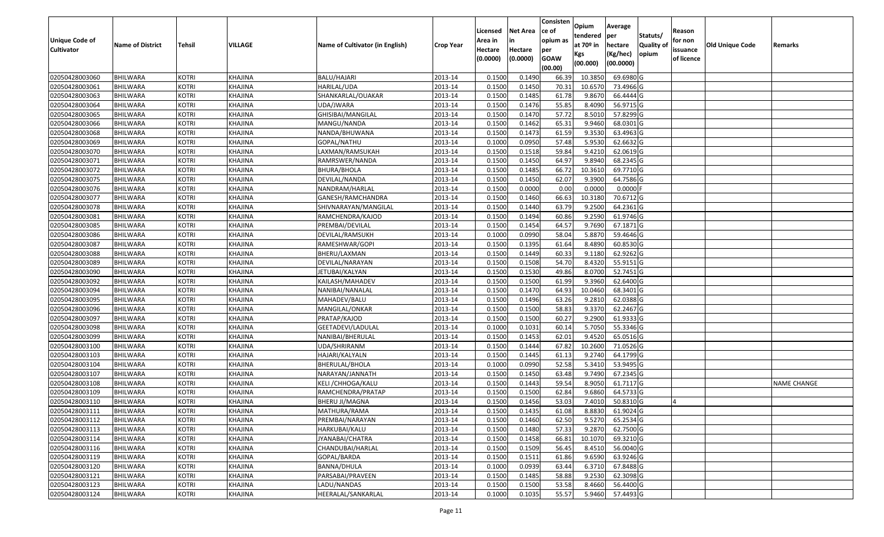| Unique Code of Cultivator | Name of District | Tehsil | VILLAGE | Name of Cultivator (in English) | Crop Year | Licensed Area in Hectare (0.0000) | Net Area in Hectare (0.0000) | Consisten ce of opium as per GOAW (00.00) | Opium tendered at 70º in Kgs (00.000) | Average per hectare (Kg/hec) (00.0000) | Statuts/ Quality of opium | Reason for non issuance of licence | Old Unique Code | Remarks |
|---|---|---|---|---|---|---|---|---|---|---|---|---|---|---|
| 02050428003060 | BHILWARA | KOTRI | KHAJINA | BALU/HAJARI | 2013-14 | 0.1500 | 0.1490 | 66.39 | 10.3850 | 69.6980 | G | | | |
| 02050428003061 | BHILWARA | KOTRI | KHAJINA | HARILAL/UDA | 2013-14 | 0.1500 | 0.1450 | 70.31 | 10.6570 | 73.4966 | G | | | |
| 02050428003063 | BHILWARA | KOTRI | KHAJINA | SHANKARLAL/OUAKAR | 2013-14 | 0.1500 | 0.1485 | 61.78 | 9.8670 | 66.4444 | G | | | |
| 02050428003064 | BHILWARA | KOTRI | KHAJINA | UDA/JWARA | 2013-14 | 0.1500 | 0.1476 | 55.85 | 8.4090 | 56.9715 | G | | | |
| 02050428003065 | BHILWARA | KOTRI | KHAJINA | GHISIBAI/MANGILAL | 2013-14 | 0.1500 | 0.1470 | 57.72 | 8.5010 | 57.8299 | G | | | |
| 02050428003066 | BHILWARA | KOTRI | KHAJINA | MANGU/NANDA | 2013-14 | 0.1500 | 0.1462 | 65.31 | 9.9460 | 68.0301 | G | | | |
| 02050428003068 | BHILWARA | KOTRI | KHAJINA | NANDA/BHUWANA | 2013-14 | 0.1500 | 0.1473 | 61.59 | 9.3530 | 63.4963 | G | | | |
| 02050428003069 | BHILWARA | KOTRI | KHAJINA | GOPAL/NATHU | 2013-14 | 0.1000 | 0.0950 | 57.48 | 5.9530 | 62.6632 | G | | | |
| 02050428003070 | BHILWARA | KOTRI | KHAJINA | LAXMAN/RAMSUKAH | 2013-14 | 0.1500 | 0.1518 | 59.84 | 9.4210 | 62.0619 | G | | | |
| 02050428003071 | BHILWARA | KOTRI | KHAJINA | RAMRSWER/NANDA | 2013-14 | 0.1500 | 0.1450 | 64.97 | 9.8940 | 68.2345 | G | | | |
| 02050428003072 | BHILWARA | KOTRI | KHAJINA | BHURA/BHOLA | 2013-14 | 0.1500 | 0.1485 | 66.72 | 10.3610 | 69.7710 | G | | | |
| 02050428003075 | BHILWARA | KOTRI | KHAJINA | DEVILAL/NANDA | 2013-14 | 0.1500 | 0.1450 | 62.07 | 9.3900 | 64.7586 | G | | | |
| 02050428003076 | BHILWARA | KOTRI | KHAJINA | NANDRAM/HARLAL | 2013-14 | 0.1500 | 0.0000 | 0.00 | 0.0000 | 0.0000 | F | | | |
| 02050428003077 | BHILWARA | KOTRI | KHAJINA | GANESH/RAMCHANDRA | 2013-14 | 0.1500 | 0.1460 | 66.63 | 10.3180 | 70.6712 | G | | | |
| 02050428003078 | BHILWARA | KOTRI | KHAJINA | SHIVNARAYAN/MANGILAL | 2013-14 | 0.1500 | 0.1440 | 63.79 | 9.2500 | 64.2361 | G | | | |
| 02050428003081 | BHILWARA | KOTRI | KHAJINA | RAMCHENDRA/KAJOD | 2013-14 | 0.1500 | 0.1494 | 60.86 | 9.2590 | 61.9746 | G | | | |
| 02050428003085 | BHILWARA | KOTRI | KHAJINA | PREMBAI/DEVILAL | 2013-14 | 0.1500 | 0.1454 | 64.57 | 9.7690 | 67.1871 | G | | | |
| 02050428003086 | BHILWARA | KOTRI | KHAJINA | DEVILAL/RAMSUKH | 2013-14 | 0.1000 | 0.0990 | 58.04 | 5.8870 | 59.4646 | G | | | |
| 02050428003087 | BHILWARA | KOTRI | KHAJINA | RAMESHWAR/GOPI | 2013-14 | 0.1500 | 0.1395 | 61.64 | 8.4890 | 60.8530 | G | | | |
| 02050428003088 | BHILWARA | KOTRI | KHAJINA | BHERU/LAXMAN | 2013-14 | 0.1500 | 0.1449 | 60.33 | 9.1180 | 62.9262 | G | | | |
| 02050428003089 | BHILWARA | KOTRI | KHAJINA | DEVILAL/NARAYAN | 2013-14 | 0.1500 | 0.1508 | 54.70 | 8.4320 | 55.9151 | G | | | |
| 02050428003090 | BHILWARA | KOTRI | KHAJINA | JETUBAI/KALYAN | 2013-14 | 0.1500 | 0.1530 | 49.86 | 8.0700 | 52.7451 | G | | | |
| 02050428003092 | BHILWARA | KOTRI | KHAJINA | KAILASH/MAHADEV | 2013-14 | 0.1500 | 0.1500 | 61.99 | 9.3960 | 62.6400 | G | | | |
| 02050428003094 | BHILWARA | KOTRI | KHAJINA | NANIBAI/NANALAL | 2013-14 | 0.1500 | 0.1470 | 64.93 | 10.0460 | 68.3401 | G | | | |
| 02050428003095 | BHILWARA | KOTRI | KHAJINA | MAHADEV/BALU | 2013-14 | 0.1500 | 0.1496 | 63.26 | 9.2810 | 62.0388 | G | | | |
| 02050428003096 | BHILWARA | KOTRI | KHAJINA | MANGILAL/ONKAR | 2013-14 | 0.1500 | 0.1500 | 58.83 | 9.3370 | 62.2467 | G | | | |
| 02050428003097 | BHILWARA | KOTRI | KHAJINA | PRATAP/KAJOD | 2013-14 | 0.1500 | 0.1500 | 60.27 | 9.2900 | 61.9333 | G | | | |
| 02050428003098 | BHILWARA | KOTRI | KHAJINA | GEETADEVI/LADULAL | 2013-14 | 0.1000 | 0.1031 | 60.14 | 5.7050 | 55.3346 | G | | | |
| 02050428003099 | BHILWARA | KOTRI | KHAJINA | NANIBAI/BHERULAL | 2013-14 | 0.1500 | 0.1453 | 62.01 | 9.4520 | 65.0516 | G | | | |
| 02050428003100 | BHILWARA | KOTRI | KHAJINA | UDA/SHRIRANM | 2013-14 | 0.1500 | 0.1444 | 67.82 | 10.2600 | 71.0526 | G | | | |
| 02050428003103 | BHILWARA | KOTRI | KHAJINA | HAJARI/KALYALN | 2013-14 | 0.1500 | 0.1445 | 61.13 | 9.2740 | 64.1799 | G | | | |
| 02050428003104 | BHILWARA | KOTRI | KHAJINA | BHERULAL/BHOLA | 2013-14 | 0.1000 | 0.0990 | 52.58 | 5.3410 | 53.9495 | G | | | |
| 02050428003107 | BHILWARA | KOTRI | KHAJINA | NARAYAN/JANNATH | 2013-14 | 0.1500 | 0.1450 | 63.48 | 9.7490 | 67.2345 | G | | | |
| 02050428003108 | BHILWARA | KOTRI | KHAJINA | KELI /CHHOGA/KALU | 2013-14 | 0.1500 | 0.1443 | 59.54 | 8.9050 | 61.7117 | G | | | NAME CHANGE |
| 02050428003109 | BHILWARA | KOTRI | KHAJINA | RAMCHENDRA/PRATAP | 2013-14 | 0.1500 | 0.1500 | 62.84 | 9.6860 | 64.5733 | G | | | |
| 02050428003110 | BHILWARA | KOTRI | KHAJINA | BHERU JI/MAGNA | 2013-14 | 0.1500 | 0.1456 | 53.03 | 7.4010 | 50.8310 | G | 4 | | |
| 02050428003111 | BHILWARA | KOTRI | KHAJINA | MATHURA/RAMA | 2013-14 | 0.1500 | 0.1435 | 61.08 | 8.8830 | 61.9024 | G | | | |
| 02050428003112 | BHILWARA | KOTRI | KHAJINA | PREMBAI/NARAYAN | 2013-14 | 0.1500 | 0.1460 | 62.50 | 9.5270 | 65.2534 | G | | | |
| 02050428003113 | BHILWARA | KOTRI | KHAJINA | HARKUBAI/KALU | 2013-14 | 0.1500 | 0.1480 | 57.33 | 9.2870 | 62.7500 | G | | | |
| 02050428003114 | BHILWARA | KOTRI | KHAJINA | JYANABAI/CHATRA | 2013-14 | 0.1500 | 0.1458 | 66.81 | 10.1070 | 69.3210 | G | | | |
| 02050428003116 | BHILWARA | KOTRI | KHAJINA | CHANDUBAI/HARLAL | 2013-14 | 0.1500 | 0.1509 | 56.45 | 8.4510 | 56.0040 | G | | | |
| 02050428003119 | BHILWARA | KOTRI | KHAJINA | GOPAL/BARDA | 2013-14 | 0.1500 | 0.1511 | 61.86 | 9.6590 | 63.9246 | G | | | |
| 02050428003120 | BHILWARA | KOTRI | KHAJINA | BANNA/DHULA | 2013-14 | 0.1000 | 0.0939 | 63.44 | 6.3710 | 67.8488 | G | | | |
| 02050428003121 | BHILWARA | KOTRI | KHAJINA | PARSABAI/PRAVEEN | 2013-14 | 0.1500 | 0.1485 | 58.88 | 9.2530 | 62.3098 | G | | | |
| 02050428003123 | BHILWARA | KOTRI | KHAJINA | LADU/NANDAS | 2013-14 | 0.1500 | 0.1500 | 53.58 | 8.4660 | 56.4400 | G | | | |
| 02050428003124 | BHILWARA | KOTRI | KHAJINA | HEERALAL/SANKARLAL | 2013-14 | 0.1000 | 0.1035 | 55.57 | 5.9460 | 57.4493 | G | | | |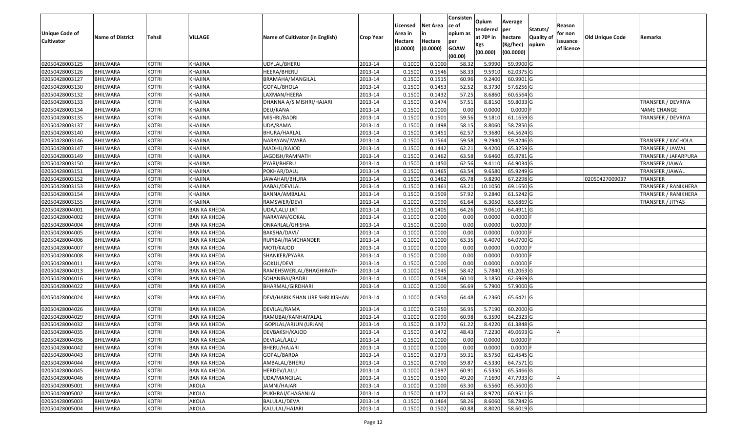| Unique Code of Cultivator | Name of District | Tehsil | VILLAGE | Name of Cultivator (in English) | Crop Year | Licensed Area in Hectare (0.0000) | Net Area in Hectare (0.0000) | Consistence of opium as per GOAW (00.00) | Opium tendered at 70º in Kgs (00.000) | Average per hectare (Kg/hec) (00.0000) | Statuts/ Quality of opium | Reason for non issuance of licence | Old Unique Code | Remarks |
|---|---|---|---|---|---|---|---|---|---|---|---|---|---|---|
| 02050428003125 | BHILWARA | KOTRI | KHAJINA | UDYLAL/BHERU | 2013-14 | 0.1000 | 0.1000 | 58.32 | 5.9990 | 59.9900 | G | | | |
| 02050428003126 | BHILWARA | KOTRI | KHAJINA | HEERA/BHERU | 2013-14 | 0.1500 | 0.1546 | 58.33 | 9.5910 | 62.0375 | G | | | |
| 02050428003127 | BHILWARA | KOTRI | KHAJINA | BRAMAHA/MANGILAL | 2013-14 | 0.1500 | 0.1515 | 60.96 | 9.2400 | 60.9901 | G | | | |
| 02050428003130 | BHILWARA | KOTRI | KHAJINA | GOPAL/BHOLA | 2013-14 | 0.1500 | 0.1453 | 52.52 | 8.3730 | 57.6256 | G | | | |
| 02050428003132 | BHILWARA | KOTRI | KHAJINA | LAXMAN/HEERA | 2013-14 | 0.1500 | 0.1432 | 57.25 | 8.6860 | 60.6564 | G | | | |
| 02050428003133 | BHILWARA | KOTRI | KHAJINA | DHANNA A/S MISHRI/HAJARI | 2013-14 | 0.1500 | 0.1474 | 57.51 | 8.8150 | 59.8033 | G | | | TRANSFER / DEVRIYA |
| 02050428003134 | BHILWARA | KOTRI | KHAJINA | DEU/KANA | 2013-14 | 0.1500 | 0.0000 | 0.00 | 0.0000 | 0.0000 | F | | | NAME CHANGE |
| 02050428003135 | BHILWARA | KOTRI | KHAJINA | MISHRI/BADRI | 2013-14 | 0.1500 | 0.1501 | 59.56 | 9.1810 | 61.1659 | G | | | TRANSFER / DEVRIYA |
| 02050428003137 | BHILWARA | KOTRI | KHAJINA | UDA/RAMA | 2013-14 | 0.1500 | 0.1498 | 58.15 | 8.8060 | 58.7850 | G | | | |
| 02050428003140 | BHILWARA | KOTRI | KHAJINA | BHURA/HARLAL | 2013-14 | 0.1500 | 0.1451 | 62.57 | 9.3680 | 64.5624 | G | | | |
| 02050428003146 | BHILWARA | KOTRI | KHAJINA | NARAYAN/JWARA | 2013-14 | 0.1500 | 0.1564 | 59.58 | 9.2940 | 59.4246 | G | | | TRANSFER / KACHOLA |
| 02050428003147 | BHILWARA | KOTRI | KHAJINA | MADHU/KAJOD | 2013-14 | 0.1500 | 0.1442 | 62.21 | 9.4200 | 65.3259 | G | | | TRANSFER / JAWAL |
| 02050428003149 | BHILWARA | KOTRI | KHAJINA | JAGDISH/RAMNATH | 2013-14 | 0.1500 | 0.1462 | 63.58 | 9.6460 | 65.9781 | G | | | TRANSFER / JAFARPURA |
| 02050428003150 | BHILWARA | KOTRI | KHAJINA | PYARI/BHERU | 2013-14 | 0.1500 | 0.1450 | 62.56 | 9.4110 | 64.9034 | G | | | TRANSFER /JAWAL |
| 02050428003151 | BHILWARA | KOTRI | KHAJINA | POKHAR/DALU | 2013-14 | 0.1500 | 0.1465 | 63.54 | 9.6580 | 65.9249 | G | | | TRANSFER /JAWAL |
| 02050428003152 | BHILWARA | KOTRI | KHAJINA | JAWAHAR/BHURA | 2013-14 | 0.1500 | 0.1462 | 65.78 | 9.8290 | 67.2298 | G | | 02050427009037 | TRANSFER |
| 02050428003153 | BHILWARA | KOTRI | KHAJINA | AABAL/DEVILAL | 2013-14 | 0.1500 | 0.1461 | 63.21 | 10.1050 | 69.1650 | G | | | TRANSFER / RANIKHERA |
| 02050428003154 | BHILWARA | KOTRI | KHAJINA | BANNA/AMBALAL | 2013-14 | 0.1500 | 0.1509 | 57.92 | 9.2840 | 61.5242 | G | | | TRANSFER / RANIKHERA |
| 02050428003155 | BHILWARA | KOTRI | KHAJINA | RAMSWER/DEVI | 2013-14 | 0.1000 | 0.0990 | 61.64 | 6.3050 | 63.6869 | G | | | TRANSFER / JITYAS |
| 02050428004001 | BHILWARA | KOTRI | BAN KA KHEDA | UDA/LALU JAT | 2013-14 | 0.1500 | 0.1405 | 64.26 | 9.0610 | 64.4911 | G | | | |
| 02050428004002 | BHILWARA | KOTRI | BAN KA KHEDA | NARAYAN/GOKAL | 2013-14 | 0.1000 | 0.0000 | 0.00 | 0.0000 | 0.0000 | F | | | |
| 02050428004004 | BHILWARA | KOTRI | BAN KA KHEDA | ONKARLAL/GHISHA | 2013-14 | 0.1500 | 0.0000 | 0.00 | 0.0000 | 0.0000 | F | | | |
| 02050428004005 | BHILWARA | KOTRI | BAN KA KHEDA | BAKSHA/DAVI/ | 2013-14 | 0.1000 | 0.0000 | 0.00 | 0.0000 | 0.0000 | F | | | |
| 02050428004006 | BHILWARA | KOTRI | BAN KA KHEDA | RUPIBAI/RAMCHANDER | 2013-14 | 0.1000 | 0.1000 | 63.35 | 6.4070 | 64.0700 | G | | | |
| 02050428004007 | BHILWARA | KOTRI | BAN KA KHEDA | MOTI/KAJOD | 2013-14 | 0.1000 | 0.0000 | 0.00 | 0.0000 | 0.0000 | F | | | |
| 02050428004008 | BHILWARA | KOTRI | BAN KA KHEDA | SHANKER/PYARA | 2013-14 | 0.1500 | 0.0000 | 0.00 | 0.0000 | 0.0000 | F | | | |
| 02050428004011 | BHILWARA | KOTRI | BAN KA KHEDA | GOKUL/DEVI | 2013-14 | 0.1500 | 0.0000 | 0.00 | 0.0000 | 0.0000 | F | | | |
| 02050428004013 | BHILWARA | KOTRI | BAN KA KHEDA | RAMEHSWERLAL/BHAGHIRATH | 2013-14 | 0.1000 | 0.0945 | 58.42 | 5.7840 | 61.2063 | G | | | |
| 02050428004016 | BHILWARA | KOTRI | BAN KA KHEDA | SOHANIBAI/BADRI | 2013-14 | 0.1000 | 0.0508 | 60.10 | 3.1850 | 62.6969 | G | | | |
| 02050428004022 | BHILWARA | KOTRI | BAN KA KHEDA | BHARMAL/GIRDHARI | 2013-14 | 0.1000 | 0.1000 | 56.69 | 5.7900 | 57.9000 | G | | | |
| 02050428004024 | BHILWARA | KOTRI | BAN KA KHEDA | DEVI/HARIKISHAN URF SHRI KISHAN | 2013-14 | 0.1000 | 0.0950 | 64.48 | 6.2360 | 65.6421 | G | | | |
| 02050428004026 | BHILWARA | KOTRI | BAN KA KHEDA | DEVILAL/RAMA | 2013-14 | 0.1000 | 0.0950 | 56.95 | 5.7190 | 60.2000 | G | | | |
| 02050428004029 | BHILWARA | KOTRI | BAN KA KHEDA | RAMUBAI/KANHAIYALAL | 2013-14 | 0.1000 | 0.0990 | 60.98 | 6.3590 | 64.2323 | G | | | |
| 02050428004032 | BHILWARA | KOTRI | BAN KA KHEDA | GOPILAL/ARJUN (URJAN) | 2013-14 | 0.1500 | 0.1372 | 61.22 | 8.4220 | 61.3848 | G | | | |
| 02050428004035 | BHILWARA | KOTRI | BAN KA KHEDA | DEVBAKSH/KAJOD | 2013-14 | 0.1500 | 0.1472 | 48.43 | 7.2230 | 49.0693 | G | 4 | | |
| 02050428004036 | BHILWARA | KOTRI | BAN KA KHEDA | DEVILAL/LALU | 2013-14 | 0.1500 | 0.0000 | 0.00 | 0.0000 | 0.0000 | F | | | |
| 02050428004042 | BHILWARA | KOTRI | BAN KA KHEDA | BHERU/HAJARI | 2013-14 | 0.1000 | 0.0000 | 0.00 | 0.0000 | 0.0000 | F | | | |
| 02050428004043 | BHILWARA | KOTRI | BAN KA KHEDA | GOPAL/BARDA | 2013-14 | 0.1500 | 0.1373 | 59.31 | 8.5750 | 62.4545 | G | | | |
| 02050428004044 | BHILWARA | KOTRI | BAN KA KHEDA | AMBALAL/BHERU | 2013-14 | 0.1500 | 0.0700 | 59.87 | 4.5330 | 64.7571 | G | | | |
| 02050428004045 | BHILWARA | KOTRI | BAN KA KHEDA | HERDEV/LALU | 2013-14 | 0.1000 | 0.0997 | 60.91 | 6.5350 | 65.5466 | G | | | |
| 02050428004046 | BHILWARA | KOTRI | BAN KA KHEDA | UDA/MANGILAL | 2013-14 | 0.1500 | 0.1500 | 49.20 | 7.1690 | 47.7933 | G | 4 | | |
| 02050428005001 | BHILWARA | KOTRI | AKOLA | JAMNI/HAJARI | 2013-14 | 0.1000 | 0.1000 | 63.30 | 6.5560 | 65.5600 | G | | | |
| 02050428005002 | BHILWARA | KOTRI | AKOLA | PUKHRAJ/CHAGANLAL | 2013-14 | 0.1500 | 0.1472 | 61.63 | 8.9720 | 60.9511 | G | | | |
| 02050428005003 | BHILWARA | KOTRI | AKOLA | BALULAL/DEVA | 2013-14 | 0.1500 | 0.1464 | 58.26 | 8.6060 | 58.7842 | G | | | |
| 02050428005004 | BHILWARA | KOTRI | AKOLA | KALULAL/HAJARI | 2013-14 | 0.1500 | 0.1502 | 60.88 | 8.8020 | 58.6019 | G | | | |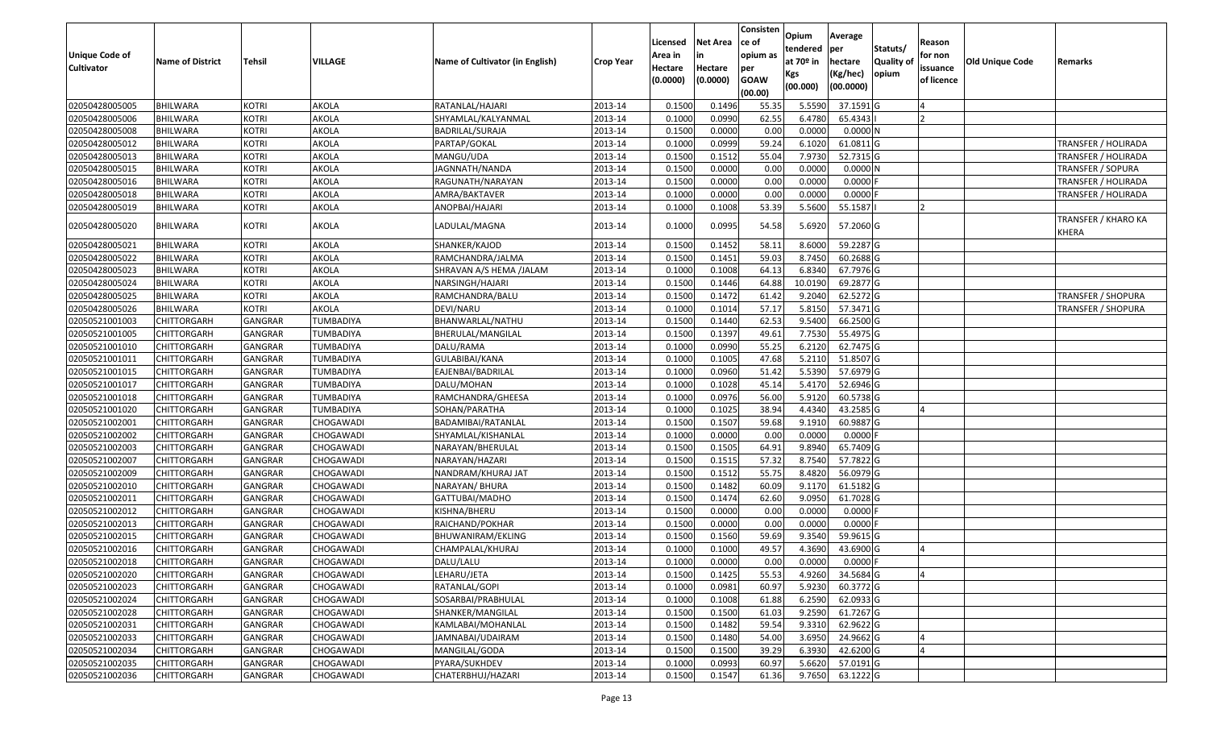| Unique Code of Cultivator | Name of District | Tehsil | VILLAGE | Name of Cultivator (in English) | Crop Year | Licensed Area in Hectare (0.0000) | Net Area in Hectare (0.0000) | Consisten ce of opium as per GOAW (00.00) | Opium tendered at 70º in Kgs (00.000) | Average per hectare (Kg/hec) (00.0000) | Statuts/ Quality of opium | Reason for non issuance of licence | Old Unique Code | Remarks |
|---|---|---|---|---|---|---|---|---|---|---|---|---|---|---|
| 02050428005005 | BHILWARA | KOTRI | AKOLA | RATANLAL/HAJARI | 2013-14 | 0.1500 | 0.1496 | 55.35 | 5.5590 | 37.1591 | G | 4 | | |
| 02050428005006 | BHILWARA | KOTRI | AKOLA | SHYAMLAL/KALYANMAL | 2013-14 | 0.1000 | 0.0990 | 62.55 | 6.4780 | 65.4343 | I | 2 | | |
| 02050428005008 | BHILWARA | KOTRI | AKOLA | BADRILAL/SURAJA | 2013-14 | 0.1500 | 0.0000 | 0.00 | 0.0000 | 0.0000 | N | | | |
| 02050428005012 | BHILWARA | KOTRI | AKOLA | PARTAP/GOKAL | 2013-14 | 0.1000 | 0.0999 | 59.24 | 6.1020 | 61.0811 | G | | | TRANSFER / HOLIRADA |
| 02050428005013 | BHILWARA | KOTRI | AKOLA | MANGU/UDA | 2013-14 | 0.1500 | 0.1512 | 55.04 | 7.9730 | 52.7315 | G | | | TRANSFER / HOLIRADA |
| 02050428005015 | BHILWARA | KOTRI | AKOLA | JAGNNATH/NANDA | 2013-14 | 0.1500 | 0.0000 | 0.00 | 0.0000 | 0.0000 | N | | | TRANSFER / SOPURA |
| 02050428005016 | BHILWARA | KOTRI | AKOLA | RAGUNATH/NARAYAN | 2013-14 | 0.1500 | 0.0000 | 0.00 | 0.0000 | 0.0000 | F | | | TRANSFER / HOLIRADA |
| 02050428005018 | BHILWARA | KOTRI | AKOLA | AMRA/BAKTAVER | 2013-14 | 0.1000 | 0.0000 | 0.00 | 0.0000 | 0.0000 | F | | | TRANSFER / HOLIRADA |
| 02050428005019 | BHILWARA | KOTRI | AKOLA | ANOPBAI/HAJARI | 2013-14 | 0.1000 | 0.1008 | 53.39 | 5.5600 | 55.1587 | I | 2 | | |
| 02050428005020 | BHILWARA | KOTRI | AKOLA | LADULAL/MAGNA | 2013-14 | 0.1000 | 0.0995 | 54.58 | 5.6920 | 57.2060 | G | | | TRANSFER / KHARO KA KHERA |
| 02050428005021 | BHILWARA | KOTRI | AKOLA | SHANKER/KAJOD | 2013-14 | 0.1500 | 0.1452 | 58.11 | 8.6000 | 59.2287 | G | | | |
| 02050428005022 | BHILWARA | KOTRI | AKOLA | RAMCHANDRA/JALMA | 2013-14 | 0.1500 | 0.1451 | 59.03 | 8.7450 | 60.2688 | G | | | |
| 02050428005023 | BHILWARA | KOTRI | AKOLA | SHRAVAN A/S HEMA /JALAM | 2013-14 | 0.1000 | 0.1008 | 64.13 | 6.8340 | 67.7976 | G | | | |
| 02050428005024 | BHILWARA | KOTRI | AKOLA | NARSINGH/HAJARI | 2013-14 | 0.1500 | 0.1446 | 64.88 | 10.0190 | 69.2877 | G | | | |
| 02050428005025 | BHILWARA | KOTRI | AKOLA | RAMCHANDRA/BALU | 2013-14 | 0.1500 | 0.1472 | 61.42 | 9.2040 | 62.5272 | G | | | TRANSFER / SHOPURA |
| 02050428005026 | BHILWARA | KOTRI | AKOLA | DEVI/NARU | 2013-14 | 0.1000 | 0.1014 | 57.17 | 5.8150 | 57.3471 | G | | | TRANSFER / SHOPURA |
| 02050521001003 | CHITTORGARH | GANGRAR | TUMBADIYA | BHANWARLAL/NATHU | 2013-14 | 0.1500 | 0.1440 | 62.53 | 9.5400 | 66.2500 | G | | | |
| 02050521001005 | CHITTORGARH | GANGRAR | TUMBADIYA | BHERULAL/MANGILAL | 2013-14 | 0.1500 | 0.1397 | 49.61 | 7.7530 | 55.4975 | G | | | |
| 02050521001010 | CHITTORGARH | GANGRAR | TUMBADIYA | DALU/RAMA | 2013-14 | 0.1000 | 0.0990 | 55.25 | 6.2120 | 62.7475 | G | | | |
| 02050521001011 | CHITTORGARH | GANGRAR | TUMBADIYA | GULABIBAI/KANA | 2013-14 | 0.1000 | 0.1005 | 47.68 | 5.2110 | 51.8507 | G | | | |
| 02050521001015 | CHITTORGARH | GANGRAR | TUMBADIYA | EAJENBAI/BADRILAL | 2013-14 | 0.1000 | 0.0960 | 51.42 | 5.5390 | 57.6979 | G | | | |
| 02050521001017 | CHITTORGARH | GANGRAR | TUMBADIYA | DALU/MOHAN | 2013-14 | 0.1000 | 0.1028 | 45.14 | 5.4170 | 52.6946 | G | | | |
| 02050521001018 | CHITTORGARH | GANGRAR | TUMBADIYA | RAMCHANDRA/GHEESA | 2013-14 | 0.1000 | 0.0976 | 56.00 | 5.9120 | 60.5738 | G | | | |
| 02050521001020 | CHITTORGARH | GANGRAR | TUMBADIYA | SOHAN/PARATHA | 2013-14 | 0.1000 | 0.1025 | 38.94 | 4.4340 | 43.2585 | G | 4 | | |
| 02050521002001 | CHITTORGARH | GANGRAR | CHOGAWADI | BADAMIBAI/RATANLAL | 2013-14 | 0.1500 | 0.1507 | 59.68 | 9.1910 | 60.9887 | G | | | |
| 02050521002002 | CHITTORGARH | GANGRAR | CHOGAWADI | SHYAMLAL/KISHANLAL | 2013-14 | 0.1000 | 0.0000 | 0.00 | 0.0000 | 0.0000 | F | | | |
| 02050521002003 | CHITTORGARH | GANGRAR | CHOGAWADI | NARAYAN/BHERULAL | 2013-14 | 0.1500 | 0.1505 | 64.91 | 9.8940 | 65.7409 | G | | | |
| 02050521002007 | CHITTORGARH | GANGRAR | CHOGAWADI | NARAYAN/HAZARI | 2013-14 | 0.1500 | 0.1515 | 57.32 | 8.7540 | 57.7822 | G | | | |
| 02050521002009 | CHITTORGARH | GANGRAR | CHOGAWADI | NANDRAM/KHURAJ JAT | 2013-14 | 0.1500 | 0.1512 | 55.75 | 8.4820 | 56.0979 | G | | | |
| 02050521002010 | CHITTORGARH | GANGRAR | CHOGAWADI | NARAYAN/ BHURA | 2013-14 | 0.1500 | 0.1482 | 60.09 | 9.1170 | 61.5182 | G | | | |
| 02050521002011 | CHITTORGARH | GANGRAR | CHOGAWADI | GATTUBAI/MADHO | 2013-14 | 0.1500 | 0.1474 | 62.60 | 9.0950 | 61.7028 | G | | | |
| 02050521002012 | CHITTORGARH | GANGRAR | CHOGAWADI | KISHNA/BHERU | 2013-14 | 0.1500 | 0.0000 | 0.00 | 0.0000 | 0.0000 | F | | | |
| 02050521002013 | CHITTORGARH | GANGRAR | CHOGAWADI | RAICHAND/POKHAR | 2013-14 | 0.1500 | 0.0000 | 0.00 | 0.0000 | 0.0000 | F | | | |
| 02050521002015 | CHITTORGARH | GANGRAR | CHOGAWADI | BHUWANIRAM/EKLING | 2013-14 | 0.1500 | 0.1560 | 59.69 | 9.3540 | 59.9615 | G | | | |
| 02050521002016 | CHITTORGARH | GANGRAR | CHOGAWADI | CHAMPALAL/KHURAJ | 2013-14 | 0.1000 | 0.1000 | 49.57 | 4.3690 | 43.6900 | G | 4 | | |
| 02050521002018 | CHITTORGARH | GANGRAR | CHOGAWADI | DALU/LALU | 2013-14 | 0.1000 | 0.0000 | 0.00 | 0.0000 | 0.0000 | F | | | |
| 02050521002020 | CHITTORGARH | GANGRAR | CHOGAWADI | LEHARU/JETA | 2013-14 | 0.1500 | 0.1425 | 55.53 | 4.9260 | 34.5684 | G | 4 | | |
| 02050521002023 | CHITTORGARH | GANGRAR | CHOGAWADI | RATANLAL/GOPI | 2013-14 | 0.1000 | 0.0981 | 60.97 | 5.9230 | 60.3772 | G | | | |
| 02050521002024 | CHITTORGARH | GANGRAR | CHOGAWADI | SOSARBAI/PRABHULAL | 2013-14 | 0.1000 | 0.1008 | 61.88 | 6.2590 | 62.0933 | G | | | |
| 02050521002028 | CHITTORGARH | GANGRAR | CHOGAWADI | SHANKER/MANGILAL | 2013-14 | 0.1500 | 0.1500 | 61.03 | 9.2590 | 61.7267 | G | | | |
| 02050521002031 | CHITTORGARH | GANGRAR | CHOGAWADI | KAMLABAI/MOHANLAL | 2013-14 | 0.1500 | 0.1482 | 59.54 | 9.3310 | 62.9622 | G | | | |
| 02050521002033 | CHITTORGARH | GANGRAR | CHOGAWADI | JAMNABAI/UDAIRAM | 2013-14 | 0.1500 | 0.1480 | 54.00 | 3.6950 | 24.9662 | G | 4 | | |
| 02050521002034 | CHITTORGARH | GANGRAR | CHOGAWADI | MANGILAL/GODA | 2013-14 | 0.1500 | 0.1500 | 39.29 | 6.3930 | 42.6200 | G | 4 | | |
| 02050521002035 | CHITTORGARH | GANGRAR | CHOGAWADI | PYARA/SUKHDEV | 2013-14 | 0.1000 | 0.0993 | 60.97 | 5.6620 | 57.0191 | G | | | |
| 02050521002036 | CHITTORGARH | GANGRAR | CHOGAWADI | CHATERBHUJ/HAZARI | 2013-14 | 0.1500 | 0.1547 | 61.36 | 9.7650 | 63.1222 | G | | | |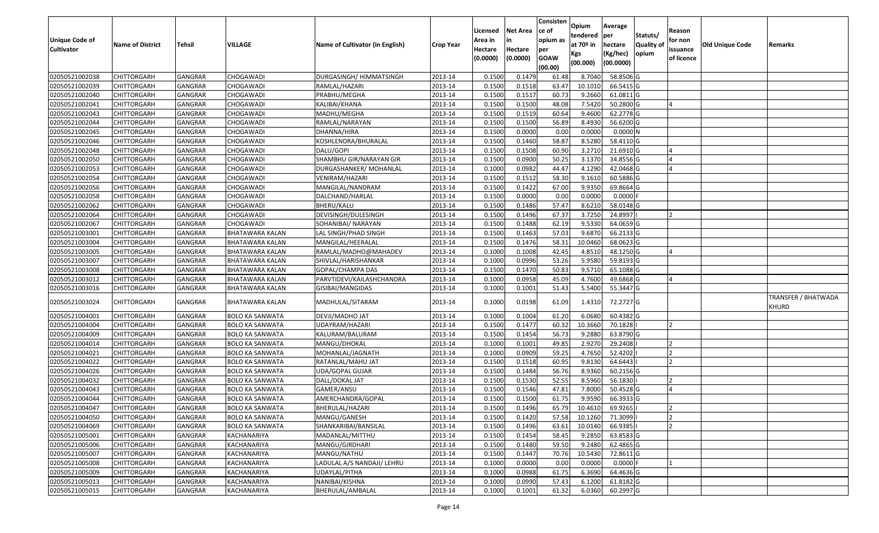| Unique Code of Cultivator | Name of District | Tehsil | VILLAGE | Name of Cultivator (in English) | Crop Year | Licensed Area in Hectare (0.0000) | Net Area in Hectare (0.0000) | Consistence of opium as per GOAW (00.00) | Opium tendered at 70º in Kgs (00.000) | Average per hectare (Kg/hec) (00.0000) | Statuts/ Quality of opium | Reason for non issuance of licence | Old Unique Code | Remarks |
|---|---|---|---|---|---|---|---|---|---|---|---|---|---|---|
| 02050521002038 | CHITTORGARH | GANGRAR | CHOGAWADI | DURGASINGH/ HIMMATSINGH | 2013-14 | 0.1500 | 0.1479 | 61.48 | 8.7040 | 58.8506 | G | | | |
| 02050521002039 | CHITTORGARH | GANGRAR | CHOGAWADI | RAMLAL/HAZARI | 2013-14 | 0.1500 | 0.1518 | 63.47 | 10.1010 | 66.5415 | G | | | |
| 02050521002040 | CHITTORGARH | GANGRAR | CHOGAWADI | PRABHU/MEGHA | 2013-14 | 0.1500 | 0.1517 | 60.73 | 9.2660 | 61.0811 | G | | | |
| 02050521002041 | CHITTORGARH | GANGRAR | CHOGAWADI | KALIBAI/KHANA | 2013-14 | 0.1500 | 0.1500 | 48.08 | 7.5420 | 50.2800 | G | 4 | | |
| 02050521002043 | CHITTORGARH | GANGRAR | CHOGAWADI | MADHU/MEGHA | 2013-14 | 0.1500 | 0.1519 | 60.64 | 9.4600 | 62.2778 | G | | | |
| 02050521002044 | CHITTORGARH | GANGRAR | CHOGAWADI | RAMLAL/NARAYAN | 2013-14 | 0.1500 | 0.1500 | 56.89 | 8.4930 | 56.6200 | G | | | |
| 02050521002045 | CHITTORGARH | GANGRAR | CHOGAWADI | DHANNA/HIRA | 2013-14 | 0.1500 | 0.0000 | 0.00 | 0.0000 | 0.0000 | N | | | |
| 02050521002046 | CHITTORGARH | GANGRAR | CHOGAWADI | KOSHLENDRA/BHURALAL | 2013-14 | 0.1500 | 0.1460 | 58.87 | 8.5280 | 58.4110 | G | | | |
| 02050521002048 | CHITTORGARH | GANGRAR | CHOGAWADI | DALU/GOPI | 2013-14 | 0.1500 | 0.1508 | 60.90 | 3.2710 | 21.6910 | G | 4 | | |
| 02050521002050 | CHITTORGARH | GANGRAR | CHOGAWADI | SHAMBHU GIR/NARAYAN GIR | 2013-14 | 0.1500 | 0.0900 | 50.25 | 3.1370 | 34.8556 | G | 4 | | |
| 02050521002053 | CHITTORGARH | GANGRAR | CHOGAWADI | DURGASHANKER/ MOHANLAL | 2013-14 | 0.1000 | 0.0982 | 44.47 | 4.1290 | 42.0468 | G | 4 | | |
| 02050521002054 | CHITTORGARH | GANGRAR | CHOGAWADI | VENIRAM/HAZARI | 2013-14 | 0.1500 | 0.1512 | 58.30 | 9.1610 | 60.5886 | G | | | |
| 02050521002056 | CHITTORGARH | GANGRAR | CHOGAWADI | MANGILAL/NANDRAM | 2013-14 | 0.1500 | 0.1422 | 67.00 | 9.9350 | 69.8664 | G | | | |
| 02050521002058 | CHITTORGARH | GANGRAR | CHOGAWADI | DALCHAND/HARLAL | 2013-14 | 0.1500 | 0.0000 | 0.00 | 0.0000 | 0.0000 | F | | | |
| 02050521002062 | CHITTORGARH | GANGRAR | CHOGAWADI | BHERU/KALU | 2013-14 | 0.1500 | 0.1486 | 57.47 | 8.6210 | 58.0148 | G | | | |
| 02050521002064 | CHITTORGARH | GANGRAR | CHOGAWADI | DEVISINGH/DULESINGH | 2013-14 | 0.1500 | 0.1496 | 67.37 | 3.7250 | 24.8997 | I | 2 | | |
| 02050521002067 | CHITTORGARH | GANGRAR | CHOGAWADI | SOHANIBAI/ NARAYAN | 2013-14 | 0.1500 | 0.1488 | 62.19 | 9.5330 | 64.0659 | G | | | |
| 02050521003001 | CHITTORGARH | GANGRAR | BHATAWARA KALAN | LAL SINGH/PHAD SINGH | 2013-14 | 0.1500 | 0.1463 | 57.03 | 9.6870 | 66.2133 | G | | | |
| 02050521003004 | CHITTORGARH | GANGRAR | BHATAWARA KALAN | MANGILAL/HEERALAL | 2013-14 | 0.1500 | 0.1476 | 58.31 | 10.0460 | 68.0623 | G | | | |
| 02050521003005 | CHITTORGARH | GANGRAR | BHATAWARA KALAN | RAMLAL/MADHO@MAHADEV | 2013-14 | 0.1000 | 0.1008 | 42.45 | 4.8510 | 48.1250 | G | 4 | | |
| 02050521003007 | CHITTORGARH | GANGRAR | BHATAWARA KALAN | SHIVLAL/HARISHANKAR | 2013-14 | 0.1000 | 0.0996 | 53.26 | 5.9580 | 59.8193 | G | | | |
| 02050521003008 | CHITTORGARH | GANGRAR | BHATAWARA KALAN | GOPAL/CHAMPA DAS | 2013-14 | 0.1500 | 0.1470 | 50.83 | 9.5710 | 65.1088 | G | | | |
| 02050521003012 | CHITTORGARH | GANGRAR | BHATAWARA KALAN | PARVTIDEVI/KAILASHCHANDRA | 2013-14 | 0.1000 | 0.0958 | 45.09 | 4.7600 | 49.6868 | G | 4 | | |
| 02050521003016 | CHITTORGARH | GANGRAR | BHATAWARA KALAN | GISIBAI/MANGIDAS | 2013-14 | 0.1000 | 0.1001 | 51.43 | 5.5400 | 55.3447 | G | | | |
| 02050521003024 | CHITTORGARH | GANGRAR | BHATAWARA KALAN | MADHULAL/SITARAM | 2013-14 | 0.1000 | 0.0198 | 61.09 | 1.4310 | 72.2727 | G | | | TRANSFER / BHATWADA KHURD |
| 02050521004001 | CHITTORGARH | GANGRAR | BOLO KA SANWATA | DEVJI/MADHO JAT | 2013-14 | 0.1000 | 0.1004 | 61.20 | 6.0680 | 60.4382 | G | | | |
| 02050521004004 | CHITTORGARH | GANGRAR | BOLO KA SANWATA | UDAYRAM/HAZARI | 2013-14 | 0.1500 | 0.1477 | 60.32 | 10.3660 | 70.1828 | I | 2 | | |
| 02050521004009 | CHITTORGARH | GANGRAR | BOLO KA SANWATA | KALURAM/BALURAM | 2013-14 | 0.1500 | 0.1454 | 56.73 | 9.2880 | 63.8790 | G | | | |
| 02050521004014 | CHITTORGARH | GANGRAR | BOLO KA SANWATA | MANGU/DHOKAL | 2013-14 | 0.1000 | 0.1001 | 49.85 | 2.9270 | 29.2408 | I | 2 | | |
| 02050521004021 | CHITTORGARH | GANGRAR | BOLO KA SANWATA | MOHANLAL/JAGNATH | 2013-14 | 0.1000 | 0.0909 | 59.25 | 4.7650 | 52.4202 | I | 2 | | |
| 02050521004022 | CHITTORGARH | GANGRAR | BOLO KA SANWATA | RATANLAL/MAHU JAT | 2013-14 | 0.1500 | 0.1518 | 60.95 | 9.8130 | 64.6443 | I | 2 | | |
| 02050521004026 | CHITTORGARH | GANGRAR | BOLO KA SANWATA | UDA/GOPAL GUJAR | 2013-14 | 0.1500 | 0.1484 | 56.76 | 8.9360 | 60.2156 | G | | | |
| 02050521004032 | CHITTORGARH | GANGRAR | BOLO KA SANWATA | DALL/DOKAL JAT | 2013-14 | 0.1500 | 0.1530 | 52.55 | 8.5960 | 56.1830 | I | 2 | | |
| 02050521004043 | CHITTORGARH | GANGRAR | BOLO KA SANWATA | GAMER/ANSU | 2013-14 | 0.1500 | 0.1546 | 47.81 | 7.8000 | 50.4528 | G | 4 | | |
| 02050521004044 | CHITTORGARH | GANGRAR | BOLO KA SANWATA | AMERCHANDRA/GOPAL | 2013-14 | 0.1500 | 0.1500 | 61.75 | 9.9590 | 66.3933 | G | | | |
| 02050521004047 | CHITTORGARH | GANGRAR | BOLO KA SANWATA | BHERULAL/HAZARI | 2013-14 | 0.1500 | 0.1496 | 65.79 | 10.4610 | 69.9265 | I | 2 | | |
| 02050521004050 | CHITTORGARH | GANGRAR | BOLO KA SANWATA | MANGU/GANESH | 2013-14 | 0.1500 | 0.1420 | 57.58 | 10.1260 | 71.3099 | I | 2 | | |
| 02050521004069 | CHITTORGARH | GANGRAR | BOLO KA SANWATA | SHANKARIBAI/BANSILAL | 2013-14 | 0.1500 | 0.1496 | 63.61 | 10.0140 | 66.9385 | I | 2 | | |
| 02050521005001 | CHITTORGARH | GANGRAR | KACHANARIYA | MADANLAL/MITTHU | 2013-14 | 0.1500 | 0.1454 | 58.45 | 9.2850 | 63.8583 | G | | | |
| 02050521005006 | CHITTORGARH | GANGRAR | KACHANARIYA | MANGU/GIRDHARI | 2013-14 | 0.1500 | 0.1480 | 59.50 | 9.2480 | 62.4865 | G | | | |
| 02050521005007 | CHITTORGARH | GANGRAR | KACHANARIYA | MANGU/NATHU | 2013-14 | 0.1500 | 0.1447 | 70.76 | 10.5430 | 72.8611 | G | | | |
| 02050521005008 | CHITTORGARH | GANGRAR | KACHANARIYA | LADULAL A/S NANDAJI/ LEHRU | 2013-14 | 0.1000 | 0.0000 | 0.00 | 0.0000 | 0.0000 | F | 1 | | |
| 02050521005009 | CHITTORGARH | GANGRAR | KACHANARIYA | UDAYLAL/PITHA | 2013-14 | 0.1000 | 0.0988 | 61.75 | 6.3690 | 64.4636 | G | | | |
| 02050521005013 | CHITTORGARH | GANGRAR | KACHANARIYA | NANIBAI/KISHNA | 2013-14 | 0.1000 | 0.0990 | 57.43 | 6.1200 | 61.8182 | G | | | |
| 02050521005015 | CHITTORGARH | GANGRAR | KACHANARIYA | BHERULAL/AMBALAL | 2013-14 | 0.1000 | 0.1001 | 61.32 | 6.0360 | 60.2997 | G | | | |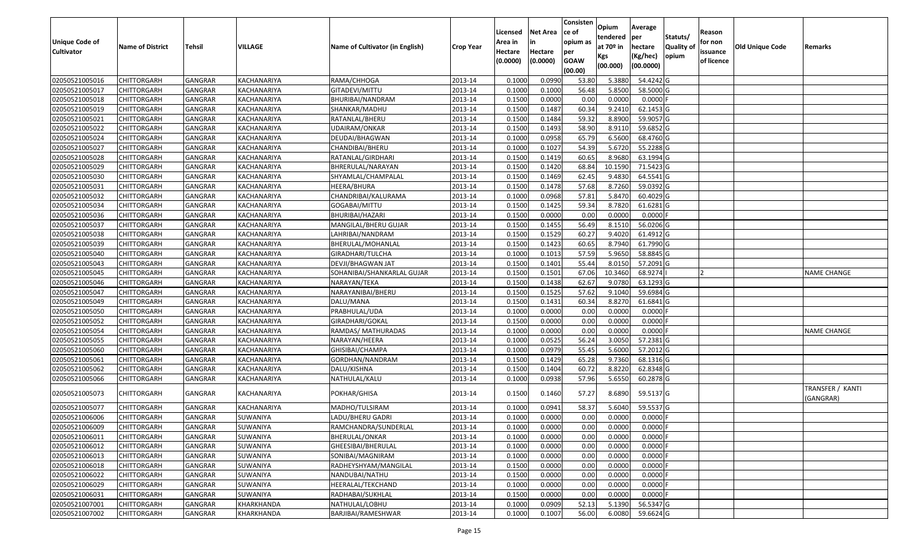| Unique Code of Cultivator | Name of District | Tehsil | VILLAGE | Name of Cultivator (in English) | Crop Year | Licensed Area in Hectare (0.0000) | Net Area in Hectare (0.0000) | Consistence of opium as per GOAW (00.00) | Opium tendered at 70º in Kgs (00.000) | Average per hectare (Kg/hec) (00.0000) | Statuts/ Quality of opium | Reason for non issuance of licence | Old Unique Code | Remarks |
|---|---|---|---|---|---|---|---|---|---|---|---|---|---|---|
| 02050521005016 | CHITTORGARH | GANGRAR | KACHANARIYA | RAMA/CHHOGA | 2013-14 | 0.1000 | 0.0990 | 53.80 | 5.3880 | 54.4242 | G | | | |
| 02050521005017 | CHITTORGARH | GANGRAR | KACHANARIYA | GITADEVI/MITTU | 2013-14 | 0.1000 | 0.1000 | 56.48 | 5.8500 | 58.5000 | G | | | |
| 02050521005018 | CHITTORGARH | GANGRAR | KACHANARIYA | BHURIBAI/NANDRAM | 2013-14 | 0.1500 | 0.0000 | 0.00 | 0.0000 | 0.0000 | F | | | |
| 02050521005019 | CHITTORGARH | GANGRAR | KACHANARIYA | SHANKAR/MADHU | 2013-14 | 0.1500 | 0.1487 | 60.34 | 9.2410 | 62.1453 | G | | | |
| 02050521005021 | CHITTORGARH | GANGRAR | KACHANARIYA | RATANLAL/BHERU | 2013-14 | 0.1500 | 0.1484 | 59.32 | 8.8900 | 59.9057 | G | | | |
| 02050521005022 | CHITTORGARH | GANGRAR | KACHANARIYA | UDAIRAM/ONKAR | 2013-14 | 0.1500 | 0.1493 | 58.90 | 8.9110 | 59.6852 | G | | | |
| 02050521005024 | CHITTORGARH | GANGRAR | KACHANARIYA | DEUDAI/BHAGWAN | 2013-14 | 0.1000 | 0.0958 | 65.79 | 6.5600 | 68.4760 | G | | | |
| 02050521005027 | CHITTORGARH | GANGRAR | KACHANARIYA | CHANDIBAI/BHERU | 2013-14 | 0.1000 | 0.1027 | 54.39 | 5.6720 | 55.2288 | G | | | |
| 02050521005028 | CHITTORGARH | GANGRAR | KACHANARIYA | RATANLAL/GIRDHARI | 2013-14 | 0.1500 | 0.1419 | 60.65 | 8.9680 | 63.1994 | G | | | |
| 02050521005029 | CHITTORGARH | GANGRAR | KACHANARIYA | BHRERULAL/NARAYAN | 2013-14 | 0.1500 | 0.1420 | 68.84 | 10.1590 | 71.5423 | G | | | |
| 02050521005030 | CHITTORGARH | GANGRAR | KACHANARIYA | SHYAMLAL/CHAMPALAL | 2013-14 | 0.1500 | 0.1469 | 62.45 | 9.4830 | 64.5541 | G | | | |
| 02050521005031 | CHITTORGARH | GANGRAR | KACHANARIYA | HEERA/BHURA | 2013-14 | 0.1500 | 0.1478 | 57.68 | 8.7260 | 59.0392 | G | | | |
| 02050521005032 | CHITTORGARH | GANGRAR | KACHANARIYA | CHANDRIBAI/KALURAMA | 2013-14 | 0.1000 | 0.0968 | 57.81 | 5.8470 | 60.4029 | G | | | |
| 02050521005034 | CHITTORGARH | GANGRAR | KACHANARIYA | GOGABAI/MITTU | 2013-14 | 0.1500 | 0.1425 | 59.34 | 8.7820 | 61.6281 | G | | | |
| 02050521005036 | CHITTORGARH | GANGRAR | KACHANARIYA | BHURIBAI/HAZARI | 2013-14 | 0.1500 | 0.0000 | 0.00 | 0.0000 | 0.0000 | F | | | |
| 02050521005037 | CHITTORGARH | GANGRAR | KACHANARIYA | MANGILAL/BHERU GUJAR | 2013-14 | 0.1500 | 0.1455 | 56.49 | 8.1510 | 56.0206 | G | | | |
| 02050521005038 | CHITTORGARH | GANGRAR | KACHANARIYA | LAHRIBAI/NANDRAM | 2013-14 | 0.1500 | 0.1529 | 60.27 | 9.4020 | 61.4912 | G | | | |
| 02050521005039 | CHITTORGARH | GANGRAR | KACHANARIYA | BHERULAL/MOHANLAL | 2013-14 | 0.1500 | 0.1423 | 60.65 | 8.7940 | 61.7990 | G | | | |
| 02050521005040 | CHITTORGARH | GANGRAR | KACHANARIYA | GIRADHARI/TULCHA | 2013-14 | 0.1000 | 0.1013 | 57.59 | 5.9650 | 58.8845 | G | | | |
| 02050521005043 | CHITTORGARH | GANGRAR | KACHANARIYA | DEVJI/BHAGWAN JAT | 2013-14 | 0.1500 | 0.1401 | 55.44 | 8.0150 | 57.2091 | G | | | |
| 02050521005045 | CHITTORGARH | GANGRAR | KACHANARIYA | SOHANIBAI/SHANKARLAL GUJAR | 2013-14 | 0.1500 | 0.1501 | 67.06 | 10.3460 | 68.9274 | I | 2 | | NAME CHANGE |
| 02050521005046 | CHITTORGARH | GANGRAR | KACHANARIYA | NARAYAN/TEKA | 2013-14 | 0.1500 | 0.1438 | 62.67 | 9.0780 | 63.1293 | G | | | |
| 02050521005047 | CHITTORGARH | GANGRAR | KACHANARIYA | NARAYANIBAI/BHERU | 2013-14 | 0.1500 | 0.1525 | 57.62 | 9.1040 | 59.6984 | G | | | |
| 02050521005049 | CHITTORGARH | GANGRAR | KACHANARIYA | DALU/MANA | 2013-14 | 0.1500 | 0.1431 | 60.34 | 8.8270 | 61.6841 | G | | | |
| 02050521005050 | CHITTORGARH | GANGRAR | KACHANARIYA | PRABHULAL/UDA | 2013-14 | 0.1000 | 0.0000 | 0.00 | 0.0000 | 0.0000 | F | | | |
| 02050521005052 | CHITTORGARH | GANGRAR | KACHANARIYA | GIRADHARI/GOKAL | 2013-14 | 0.1500 | 0.0000 | 0.00 | 0.0000 | 0.0000 | F | | | |
| 02050521005054 | CHITTORGARH | GANGRAR | KACHANARIYA | RAMDAS/ MATHURADAS | 2013-14 | 0.1000 | 0.0000 | 0.00 | 0.0000 | 0.0000 | F | | | NAME CHANGE |
| 02050521005055 | CHITTORGARH | GANGRAR | KACHANARIYA | NARAYAN/HEERA | 2013-14 | 0.1000 | 0.0525 | 56.24 | 3.0050 | 57.2381 | G | | | |
| 02050521005060 | CHITTORGARH | GANGRAR | KACHANARIYA | GHISIBAI/CHAMPA | 2013-14 | 0.1000 | 0.0979 | 55.45 | 5.6000 | 57.2012 | G | | | |
| 02050521005061 | CHITTORGARH | GANGRAR | KACHANARIYA | GORDHAN/NANDRAM | 2013-14 | 0.1500 | 0.1429 | 65.28 | 9.7360 | 68.1316 | G | | | |
| 02050521005062 | CHITTORGARH | GANGRAR | KACHANARIYA | DALU/KISHNA | 2013-14 | 0.1500 | 0.1404 | 60.72 | 8.8220 | 62.8348 | G | | | |
| 02050521005066 | CHITTORGARH | GANGRAR | KACHANARIYA | NATHULAL/KALU | 2013-14 | 0.1000 | 0.0938 | 57.96 | 5.6550 | 60.2878 | G | | | |
| 02050521005073 | CHITTORGARH | GANGRAR | KACHANARIYA | POKHAR/GHISA | 2013-14 | 0.1500 | 0.1460 | 57.27 | 8.6890 | 59.5137 | G | | | TRANSFER / KANTI (GANGRAR) |
| 02050521005077 | CHITTORGARH | GANGRAR | KACHANARIYA | MADHO/TULSIRAM | 2013-14 | 0.1000 | 0.0941 | 58.37 | 5.6040 | 59.5537 | G | | | |
| 02050521006006 | CHITTORGARH | GANGRAR | SUWANIYA | LADU/BHERU GADRI | 2013-14 | 0.1000 | 0.0000 | 0.00 | 0.0000 | 0.0000 | F | | | |
| 02050521006009 | CHITTORGARH | GANGRAR | SUWANIYA | RAMCHANDRA/SUNDERLAL | 2013-14 | 0.1000 | 0.0000 | 0.00 | 0.0000 | 0.0000 | F | | | |
| 02050521006011 | CHITTORGARH | GANGRAR | SUWANIYA | BHERULAL/ONKAR | 2013-14 | 0.1000 | 0.0000 | 0.00 | 0.0000 | 0.0000 | F | | | |
| 02050521006012 | CHITTORGARH | GANGRAR | SUWANIYA | GHEESIBAI/BHERULAL | 2013-14 | 0.1000 | 0.0000 | 0.00 | 0.0000 | 0.0000 | F | | | |
| 02050521006013 | CHITTORGARH | GANGRAR | SUWANIYA | SONIBAI/MAGNIRAM | 2013-14 | 0.1000 | 0.0000 | 0.00 | 0.0000 | 0.0000 | F | | | |
| 02050521006018 | CHITTORGARH | GANGRAR | SUWANIYA | RADHEYSHYAM/MANGILAL | 2013-14 | 0.1500 | 0.0000 | 0.00 | 0.0000 | 0.0000 | F | | | |
| 02050521006022 | CHITTORGARH | GANGRAR | SUWANIYA | NANDUBAI/NATHU | 2013-14 | 0.1500 | 0.0000 | 0.00 | 0.0000 | 0.0000 | F | | | |
| 02050521006029 | CHITTORGARH | GANGRAR | SUWANIYA | HEERALAL/TEKCHAND | 2013-14 | 0.1000 | 0.0000 | 0.00 | 0.0000 | 0.0000 | F | | | |
| 02050521006031 | CHITTORGARH | GANGRAR | SUWANIYA | RADHABAI/SUKHLAL | 2013-14 | 0.1500 | 0.0000 | 0.00 | 0.0000 | 0.0000 | F | | | |
| 02050521007001 | CHITTORGARH | GANGRAR | KHARKHANDA | NATHULAL/LOBHU | 2013-14 | 0.1000 | 0.0909 | 52.13 | 5.1390 | 56.5347 | G | | | |
| 02050521007002 | CHITTORGARH | GANGRAR | KHARKHANDA | BARJIBAI/RAMESHWAR | 2013-14 | 0.1000 | 0.1007 | 56.00 | 6.0080 | 59.6624 | G | | | |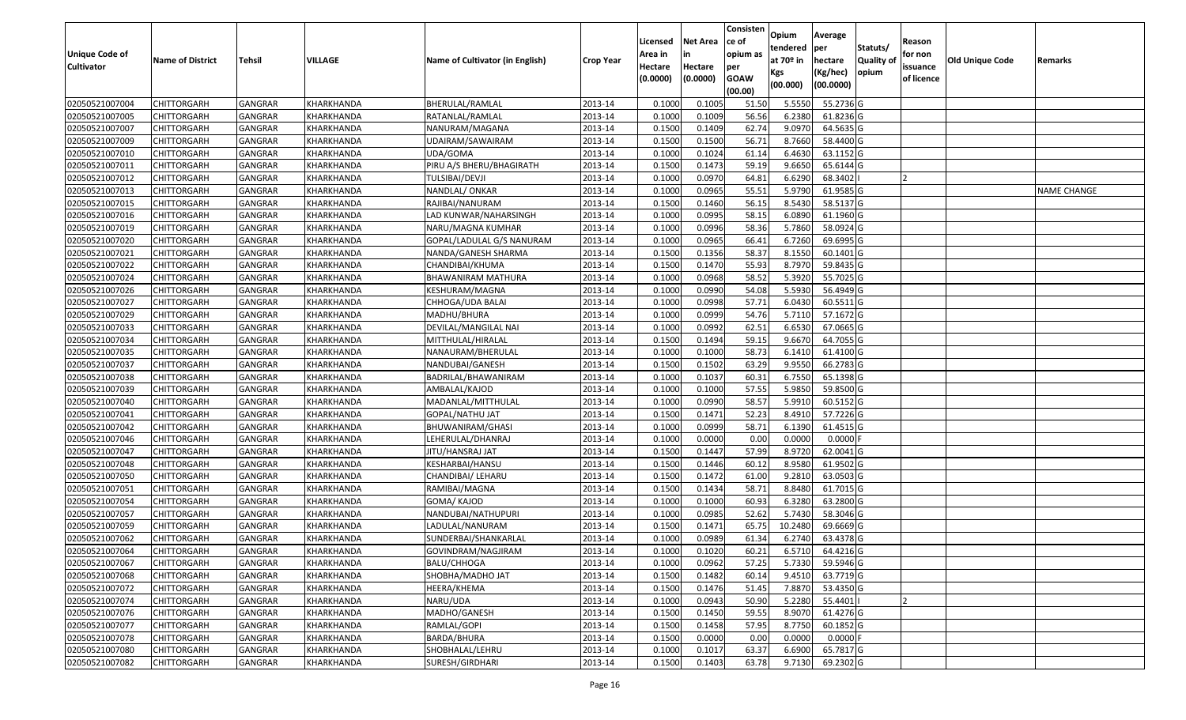| Unique Code of Cultivator | Name of District | Tehsil | VILLAGE | Name of Cultivator (in English) | Crop Year | Licensed Area in Hectare (0.0000) | Net Area in Hectare (0.0000) | Consisten ce of opium as per GOAW (00.00) | Opium tendered at 70º in Kgs (00.000) | Average per hectare (Kg/hec) (00.0000) | Statuts/ Quality of opium | Reason for non issuance of licence | Old Unique Code | Remarks |
|---|---|---|---|---|---|---|---|---|---|---|---|---|---|---|
| 02050521007004 | CHITTORGARH | GANGRAR | KHARKHANDA | BHERULAL/RAMLAL | 2013-14 | 0.1000 | 0.1005 | 51.50 | 5.5550 | 55.2736 | G | | | |
| 02050521007005 | CHITTORGARH | GANGRAR | KHARKHANDA | RATANLAL/RAMLAL | 2013-14 | 0.1000 | 0.1009 | 56.56 | 6.2380 | 61.8236 | G | | | |
| 02050521007007 | CHITTORGARH | GANGRAR | KHARKHANDA | NANURAM/MAGANA | 2013-14 | 0.1500 | 0.1409 | 62.74 | 9.0970 | 64.5635 | G | | | |
| 02050521007009 | CHITTORGARH | GANGRAR | KHARKHANDA | UDAIRAM/SAWAIRAM | 2013-14 | 0.1500 | 0.1500 | 56.71 | 8.7660 | 58.4400 | G | | | |
| 02050521007010 | CHITTORGARH | GANGRAR | KHARKHANDA | UDA/GOMA | 2013-14 | 0.1000 | 0.1024 | 61.14 | 6.4630 | 63.1152 | G | | | |
| 02050521007011 | CHITTORGARH | GANGRAR | KHARKHANDA | PIRU A/S BHERU/BHAGIRATH | 2013-14 | 0.1500 | 0.1473 | 59.19 | 9.6650 | 65.6144 | G | | | |
| 02050521007012 | CHITTORGARH | GANGRAR | KHARKHANDA | TULSIBAI/DEVJI | 2013-14 | 0.1000 | 0.0970 | 64.81 | 6.6290 | 68.3402 | I | 2 | | |
| 02050521007013 | CHITTORGARH | GANGRAR | KHARKHANDA | NANDLAL/ ONKAR | 2013-14 | 0.1000 | 0.0965 | 55.51 | 5.9790 | 61.9585 | G | | | NAME CHANGE |
| 02050521007015 | CHITTORGARH | GANGRAR | KHARKHANDA | RAJIBAI/NANURAM | 2013-14 | 0.1500 | 0.1460 | 56.15 | 8.5430 | 58.5137 | G | | | |
| 02050521007016 | CHITTORGARH | GANGRAR | KHARKHANDA | LAD KUNWAR/NAHARSINGH | 2013-14 | 0.1000 | 0.0995 | 58.15 | 6.0890 | 61.1960 | G | | | |
| 02050521007019 | CHITTORGARH | GANGRAR | KHARKHANDA | NARU/MAGNA KUMHAR | 2013-14 | 0.1000 | 0.0996 | 58.36 | 5.7860 | 58.0924 | G | | | |
| 02050521007020 | CHITTORGARH | GANGRAR | KHARKHANDA | GOPAL/LADULAL G/S NANURAM | 2013-14 | 0.1000 | 0.0965 | 66.41 | 6.7260 | 69.6995 | G | | | |
| 02050521007021 | CHITTORGARH | GANGRAR | KHARKHANDA | NANDA/GANESH SHARMA | 2013-14 | 0.1500 | 0.1356 | 58.37 | 8.1550 | 60.1401 | G | | | |
| 02050521007022 | CHITTORGARH | GANGRAR | KHARKHANDA | CHANDIBAI/KHUMA | 2013-14 | 0.1500 | 0.1470 | 55.93 | 8.7970 | 59.8435 | G | | | |
| 02050521007024 | CHITTORGARH | GANGRAR | KHARKHANDA | BHAWANIRAM MATHURA | 2013-14 | 0.1000 | 0.0968 | 58.52 | 5.3920 | 55.7025 | G | | | |
| 02050521007026 | CHITTORGARH | GANGRAR | KHARKHANDA | KESHURAM/MAGNA | 2013-14 | 0.1000 | 0.0990 | 54.08 | 5.5930 | 56.4949 | G | | | |
| 02050521007027 | CHITTORGARH | GANGRAR | KHARKHANDA | CHHOGA/UDA BALAI | 2013-14 | 0.1000 | 0.0998 | 57.71 | 6.0430 | 60.5511 | G | | | |
| 02050521007029 | CHITTORGARH | GANGRAR | KHARKHANDA | MADHU/BHURA | 2013-14 | 0.1000 | 0.0999 | 54.76 | 5.7110 | 57.1672 | G | | | |
| 02050521007033 | CHITTORGARH | GANGRAR | KHARKHANDA | DEVILAL/MANGILAL NAI | 2013-14 | 0.1000 | 0.0992 | 62.51 | 6.6530 | 67.0665 | G | | | |
| 02050521007034 | CHITTORGARH | GANGRAR | KHARKHANDA | MITTHULAL/HIRALAL | 2013-14 | 0.1500 | 0.1494 | 59.15 | 9.6670 | 64.7055 | G | | | |
| 02050521007035 | CHITTORGARH | GANGRAR | KHARKHANDA | NANAURAM/BHERULAL | 2013-14 | 0.1000 | 0.1000 | 58.73 | 6.1410 | 61.4100 | G | | | |
| 02050521007037 | CHITTORGARH | GANGRAR | KHARKHANDA | NANDUBAI/GANESH | 2013-14 | 0.1500 | 0.1502 | 63.29 | 9.9550 | 66.2783 | G | | | |
| 02050521007038 | CHITTORGARH | GANGRAR | KHARKHANDA | BADRILAL/BHAWANIRAM | 2013-14 | 0.1000 | 0.1037 | 60.31 | 6.7550 | 65.1398 | G | | | |
| 02050521007039 | CHITTORGARH | GANGRAR | KHARKHANDA | AMBALAL/KAJOD | 2013-14 | 0.1000 | 0.1000 | 57.55 | 5.9850 | 59.8500 | G | | | |
| 02050521007040 | CHITTORGARH | GANGRAR | KHARKHANDA | MADANLAL/MITTHULAL | 2013-14 | 0.1000 | 0.0990 | 58.57 | 5.9910 | 60.5152 | G | | | |
| 02050521007041 | CHITTORGARH | GANGRAR | KHARKHANDA | GOPAL/NATHU JAT | 2013-14 | 0.1500 | 0.1471 | 52.23 | 8.4910 | 57.7226 | G | | | |
| 02050521007042 | CHITTORGARH | GANGRAR | KHARKHANDA | BHUWANIRAM/GHASI | 2013-14 | 0.1000 | 0.0999 | 58.71 | 6.1390 | 61.4515 | G | | | |
| 02050521007046 | CHITTORGARH | GANGRAR | KHARKHANDA | LEHERULAL/DHANRAJ | 2013-14 | 0.1000 | 0.0000 | 0.00 | 0.0000 | 0.0000 | F | | | |
| 02050521007047 | CHITTORGARH | GANGRAR | KHARKHANDA | JITU/HANSRAJ JAT | 2013-14 | 0.1500 | 0.1447 | 57.99 | 8.9720 | 62.0041 | G | | | |
| 02050521007048 | CHITTORGARH | GANGRAR | KHARKHANDA | KESHARBAI/HANSU | 2013-14 | 0.1500 | 0.1446 | 60.12 | 8.9580 | 61.9502 | G | | | |
| 02050521007050 | CHITTORGARH | GANGRAR | KHARKHANDA | CHANDIBAI/ LEHARU | 2013-14 | 0.1500 | 0.1472 | 61.00 | 9.2810 | 63.0503 | G | | | |
| 02050521007051 | CHITTORGARH | GANGRAR | KHARKHANDA | RAMIBAI/MAGNA | 2013-14 | 0.1500 | 0.1434 | 58.71 | 8.8480 | 61.7015 | G | | | |
| 02050521007054 | CHITTORGARH | GANGRAR | KHARKHANDA | GOMA/ KAJOD | 2013-14 | 0.1000 | 0.1000 | 60.93 | 6.3280 | 63.2800 | G | | | |
| 02050521007057 | CHITTORGARH | GANGRAR | KHARKHANDA | NANDUBAI/NATHUPURI | 2013-14 | 0.1000 | 0.0985 | 52.62 | 5.7430 | 58.3046 | G | | | |
| 02050521007059 | CHITTORGARH | GANGRAR | KHARKHANDA | LADULAL/NANURAM | 2013-14 | 0.1500 | 0.1471 | 65.75 | 10.2480 | 69.6669 | G | | | |
| 02050521007062 | CHITTORGARH | GANGRAR | KHARKHANDA | SUNDERBAI/SHANKARLAL | 2013-14 | 0.1000 | 0.0989 | 61.34 | 6.2740 | 63.4378 | G | | | |
| 02050521007064 | CHITTORGARH | GANGRAR | KHARKHANDA | GOVINDRAM/NAGJIRAM | 2013-14 | 0.1000 | 0.1020 | 60.21 | 6.5710 | 64.4216 | G | | | |
| 02050521007067 | CHITTORGARH | GANGRAR | KHARKHANDA | BALU/CHHOGA | 2013-14 | 0.1000 | 0.0962 | 57.25 | 5.7330 | 59.5946 | G | | | |
| 02050521007068 | CHITTORGARH | GANGRAR | KHARKHANDA | SHOBHA/MADHO JAT | 2013-14 | 0.1500 | 0.1482 | 60.14 | 9.4510 | 63.7719 | G | | | |
| 02050521007072 | CHITTORGARH | GANGRAR | KHARKHANDA | HEERA/KHEMA | 2013-14 | 0.1500 | 0.1476 | 51.45 | 7.8870 | 53.4350 | G | | | |
| 02050521007074 | CHITTORGARH | GANGRAR | KHARKHANDA | NARU/UDA | 2013-14 | 0.1000 | 0.0943 | 50.90 | 5.2280 | 55.4401 | I | 2 | | |
| 02050521007076 | CHITTORGARH | GANGRAR | KHARKHANDA | MADHO/GANESH | 2013-14 | 0.1500 | 0.1450 | 59.55 | 8.9070 | 61.4276 | G | | | |
| 02050521007077 | CHITTORGARH | GANGRAR | KHARKHANDA | RAMLAL/GOPI | 2013-14 | 0.1500 | 0.1458 | 57.95 | 8.7750 | 60.1852 | G | | | |
| 02050521007078 | CHITTORGARH | GANGRAR | KHARKHANDA | BARDA/BHURA | 2013-14 | 0.1500 | 0.0000 | 0.00 | 0.0000 | 0.0000 | F | | | |
| 02050521007080 | CHITTORGARH | GANGRAR | KHARKHANDA | SHOBHALAL/LEHRU | 2013-14 | 0.1000 | 0.1017 | 63.37 | 6.6900 | 65.7817 | G | | | |
| 02050521007082 | CHITTORGARH | GANGRAR | KHARKHANDA | SURESH/GIRDHARI | 2013-14 | 0.1500 | 0.1403 | 63.78 | 9.7130 | 69.2302 | G | | | |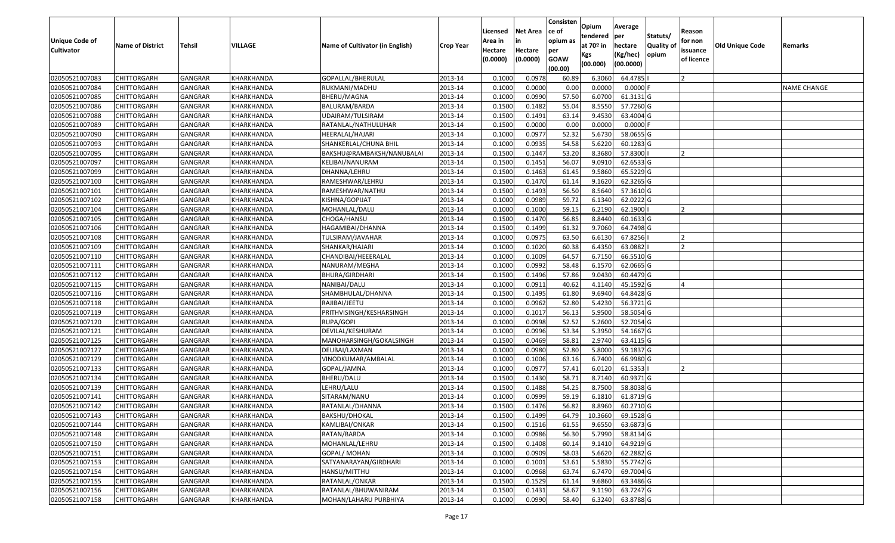| Unique Code of Cultivator | Name of District | Tehsil | VILLAGE | Name of Cultivator (in English) | Crop Year | Licensed Area in Hectare (0.0000) | Net Area in Hectare (0.0000) | Consistence of opium as per GOAW (00.00) | Opium tendered at 70º in Kgs (00.000) | Average per hectare (Kg/hec) (00.0000) | Statuts/ Quality of opium | Reason for non issuance of licence | Old Unique Code | Remarks |
|---|---|---|---|---|---|---|---|---|---|---|---|---|---|---|
| 02050521007083 | CHITTORGARH | GANGRAR | KHARKHANDA | GOPALLAL/BHERULAL | 2013-14 | 0.1000 | 0.0978 | 60.89 | 6.3060 | 64.4785 | I | 2 | | |
| 02050521007084 | CHITTORGARH | GANGRAR | KHARKHANDA | RUKMANI/MADHU | 2013-14 | 0.1000 | 0.0000 | 0.00 | 0.0000 | 0.0000 | F | | | NAME CHANGE |
| 02050521007085 | CHITTORGARH | GANGRAR | KHARKHANDA | BHERU/MAGNA | 2013-14 | 0.1000 | 0.0990 | 57.50 | 6.0700 | 61.3131 | G | | | |
| 02050521007086 | CHITTORGARH | GANGRAR | KHARKHANDA | BALURAM/BARDA | 2013-14 | 0.1500 | 0.1482 | 55.04 | 8.5550 | 57.7260 | G | | | |
| 02050521007088 | CHITTORGARH | GANGRAR | KHARKHANDA | UDAIRAM/TULSIRAM | 2013-14 | 0.1500 | 0.1491 | 63.14 | 9.4530 | 63.4004 | G | | | |
| 02050521007089 | CHITTORGARH | GANGRAR | KHARKHANDA | RATANLAL/NATHULUHAR | 2013-14 | 0.1500 | 0.0000 | 0.00 | 0.0000 | 0.0000 | F | | | |
| 02050521007090 | CHITTORGARH | GANGRAR | KHARKHANDA | HEERALAL/HAJARI | 2013-14 | 0.1000 | 0.0977 | 52.32 | 5.6730 | 58.0655 | G | | | |
| 02050521007093 | CHITTORGARH | GANGRAR | KHARKHANDA | SHANKERLAL/CHUNA BHIL | 2013-14 | 0.1000 | 0.0935 | 54.58 | 5.6220 | 60.1283 | G | | | |
| 02050521007095 | CHITTORGARH | GANGRAR | KHARKHANDA | BAKSHU@RAMBAKSH/NANUBALAI | 2013-14 | 0.1500 | 0.1447 | 53.20 | 8.3680 | 57.8300 | I | 2 | | |
| 02050521007097 | CHITTORGARH | GANGRAR | KHARKHANDA | KELIBAI/NANURAM | 2013-14 | 0.1500 | 0.1451 | 56.07 | 9.0910 | 62.6533 | G | | | |
| 02050521007099 | CHITTORGARH | GANGRAR | KHARKHANDA | DHANNA/LEHRU | 2013-14 | 0.1500 | 0.1463 | 61.45 | 9.5860 | 65.5229 | G | | | |
| 02050521007100 | CHITTORGARH | GANGRAR | KHARKHANDA | RAMESHWAR/LEHRU | 2013-14 | 0.1500 | 0.1470 | 61.14 | 9.1620 | 62.3265 | G | | | |
| 02050521007101 | CHITTORGARH | GANGRAR | KHARKHANDA | RAMESHWAR/NATHU | 2013-14 | 0.1500 | 0.1493 | 56.50 | 8.5640 | 57.3610 | G | | | |
| 02050521007102 | CHITTORGARH | GANGRAR | KHARKHANDA | KISHNA/GOPIJAT | 2013-14 | 0.1000 | 0.0989 | 59.72 | 6.1340 | 62.0222 | G | | | |
| 02050521007104 | CHITTORGARH | GANGRAR | KHARKHANDA | MOHANLAL/DALU | 2013-14 | 0.1000 | 0.1000 | 59.15 | 6.2190 | 62.1900 | I | 2 | | |
| 02050521007105 | CHITTORGARH | GANGRAR | KHARKHANDA | CHOGA/HANSU | 2013-14 | 0.1500 | 0.1470 | 56.85 | 8.8440 | 60.1633 | G | | | |
| 02050521007106 | CHITTORGARH | GANGRAR | KHARKHANDA | HAGAMIBAI/DHANNA | 2013-14 | 0.1500 | 0.1499 | 61.32 | 9.7060 | 64.7498 | G | | | |
| 02050521007108 | CHITTORGARH | GANGRAR | KHARKHANDA | TULSIRAM/JAVAHAR | 2013-14 | 0.1000 | 0.0975 | 63.50 | 6.6130 | 67.8256 | I | 2 | | |
| 02050521007109 | CHITTORGARH | GANGRAR | KHARKHANDA | SHANKAR/HAJARI | 2013-14 | 0.1000 | 0.1020 | 60.38 | 6.4350 | 63.0882 | I | 2 | | |
| 02050521007110 | CHITTORGARH | GANGRAR | KHARKHANDA | CHANDIBAI/HEEERALAL | 2013-14 | 0.1000 | 0.1009 | 64.57 | 6.7150 | 66.5510 | G | | | |
| 02050521007111 | CHITTORGARH | GANGRAR | KHARKHANDA | NANURAM/MEGHA | 2013-14 | 0.1000 | 0.0992 | 58.48 | 6.1570 | 62.0665 | G | | | |
| 02050521007112 | CHITTORGARH | GANGRAR | KHARKHANDA | BHURA/GIRDHARI | 2013-14 | 0.1500 | 0.1496 | 57.86 | 9.0430 | 60.4479 | G | | | |
| 02050521007115 | CHITTORGARH | GANGRAR | KHARKHANDA | NANIBAI/DALU | 2013-14 | 0.1000 | 0.0911 | 40.62 | 4.1140 | 45.1592 | G | 4 | | |
| 02050521007116 | CHITTORGARH | GANGRAR | KHARKHANDA | SHAMBHULAL/DHANNA | 2013-14 | 0.1500 | 0.1495 | 61.80 | 9.6940 | 64.8428 | G | | | |
| 02050521007118 | CHITTORGARH | GANGRAR | KHARKHANDA | RAJIBAI/JEETU | 2013-14 | 0.1000 | 0.0962 | 52.80 | 5.4230 | 56.3721 | G | | | |
| 02050521007119 | CHITTORGARH | GANGRAR | KHARKHANDA | PRITHVISINGH/KESHARSINGH | 2013-14 | 0.1000 | 0.1017 | 56.13 | 5.9500 | 58.5054 | G | | | |
| 02050521007120 | CHITTORGARH | GANGRAR | KHARKHANDA | RUPA/GOPI | 2013-14 | 0.1000 | 0.0998 | 52.52 | 5.2600 | 52.7054 | G | | | |
| 02050521007121 | CHITTORGARH | GANGRAR | KHARKHANDA | DEVILAL/KESHURAM | 2013-14 | 0.1000 | 0.0996 | 53.34 | 5.3950 | 54.1667 | G | | | |
| 02050521007125 | CHITTORGARH | GANGRAR | KHARKHANDA | MANOHARSINGH/GOKALSINGH | 2013-14 | 0.1500 | 0.0469 | 58.81 | 2.9740 | 63.4115 | G | | | |
| 02050521007127 | CHITTORGARH | GANGRAR | KHARKHANDA | DEUBAI/LAXMAN | 2013-14 | 0.1000 | 0.0980 | 52.80 | 5.8000 | 59.1837 | G | | | |
| 02050521007129 | CHITTORGARH | GANGRAR | KHARKHANDA | VINODKUMAR/AMBALAL | 2013-14 | 0.1000 | 0.1006 | 63.16 | 6.7400 | 66.9980 | G | | | |
| 02050521007133 | CHITTORGARH | GANGRAR | KHARKHANDA | GOPAL/JAMNA | 2013-14 | 0.1000 | 0.0977 | 57.41 | 6.0120 | 61.5353 | I | 2 | | |
| 02050521007134 | CHITTORGARH | GANGRAR | KHARKHANDA | BHERU/DALU | 2013-14 | 0.1500 | 0.1430 | 58.71 | 8.7140 | 60.9371 | G | | | |
| 02050521007139 | CHITTORGARH | GANGRAR | KHARKHANDA | LEHRU/LALU | 2013-14 | 0.1500 | 0.1488 | 54.25 | 8.7500 | 58.8038 | G | | | |
| 02050521007141 | CHITTORGARH | GANGRAR | KHARKHANDA | SITARAM/NANU | 2013-14 | 0.1000 | 0.0999 | 59.19 | 6.1810 | 61.8719 | G | | | |
| 02050521007142 | CHITTORGARH | GANGRAR | KHARKHANDA | RATANLAL/DHANNA | 2013-14 | 0.1500 | 0.1476 | 56.82 | 8.8960 | 60.2710 | G | | | |
| 02050521007143 | CHITTORGARH | GANGRAR | KHARKHANDA | BAKSHU/DHOKAL | 2013-14 | 0.1500 | 0.1499 | 64.79 | 10.3660 | 69.1528 | G | | | |
| 02050521007144 | CHITTORGARH | GANGRAR | KHARKHANDA | KAMLIBAI/ONKAR | 2013-14 | 0.1500 | 0.1516 | 61.55 | 9.6550 | 63.6873 | G | | | |
| 02050521007148 | CHITTORGARH | GANGRAR | KHARKHANDA | RATAN/BARDA | 2013-14 | 0.1000 | 0.0986 | 56.30 | 5.7990 | 58.8134 | G | | | |
| 02050521007150 | CHITTORGARH | GANGRAR | KHARKHANDA | MOHANLAL/LEHRU | 2013-14 | 0.1500 | 0.1408 | 60.14 | 9.1410 | 64.9219 | G | | | |
| 02050521007151 | CHITTORGARH | GANGRAR | KHARKHANDA | GOPAL/ MOHAN | 2013-14 | 0.1000 | 0.0909 | 58.03 | 5.6620 | 62.2882 | G | | | |
| 02050521007153 | CHITTORGARH | GANGRAR | KHARKHANDA | SATYANARAYAN/GIRDHARI | 2013-14 | 0.1000 | 0.1001 | 53.61 | 5.5830 | 55.7742 | G | | | |
| 02050521007154 | CHITTORGARH | GANGRAR | KHARKHANDA | HANSU/MITTHU | 2013-14 | 0.1000 | 0.0968 | 63.74 | 6.7470 | 69.7004 | G | | | |
| 02050521007155 | CHITTORGARH | GANGRAR | KHARKHANDA | RATANLAL/ONKAR | 2013-14 | 0.1500 | 0.1529 | 61.14 | 9.6860 | 63.3486 | G | | | |
| 02050521007156 | CHITTORGARH | GANGRAR | KHARKHANDA | RATANLAL/BHUWANIRAM | 2013-14 | 0.1500 | 0.1431 | 58.67 | 9.1190 | 63.7247 | G | | | |
| 02050521007158 | CHITTORGARH | GANGRAR | KHARKHANDA | MOHAN/LAHARU PURBHIYA | 2013-14 | 0.1000 | 0.0990 | 58.40 | 6.3240 | 63.8788 | G | | | |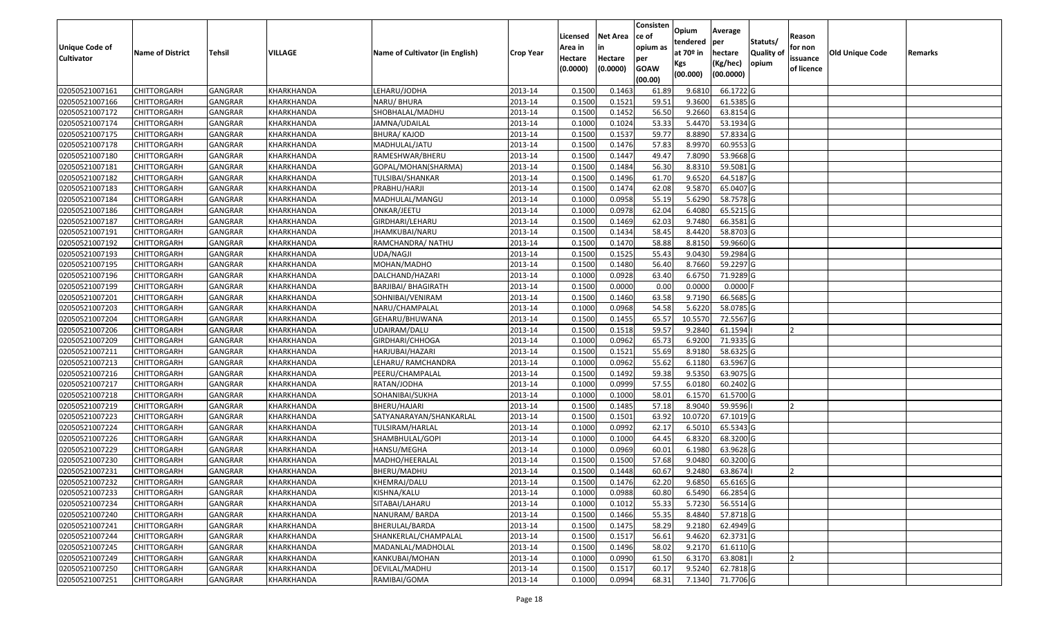| Unique Code of Cultivator | Name of District | Tehsil | VILLAGE | Name of Cultivator (in English) | Crop Year | Licensed Area in Hectare (0.0000) | Net Area in Hectare (0.0000) | Consistence of opium as per GOAW (00.00) | Opium tendered at 70º in Kgs (00.000) | Average per hectare (Kg/hec) (00.0000) | Statuts/ Quality of opium | Reason for non issuance of licence | Old Unique Code | Remarks |
|---|---|---|---|---|---|---|---|---|---|---|---|---|---|---|
| 02050521007161 | CHITTORGARH | GANGRAR | KHARKHANDA | LEHARU/JODHA | 2013-14 | 0.1500 | 0.1463 | 61.89 | 9.6810 | 66.1722 | G | | | |
| 02050521007166 | CHITTORGARH | GANGRAR | KHARKHANDA | NARU/ BHURA | 2013-14 | 0.1500 | 0.1521 | 59.51 | 9.3600 | 61.5385 | G | | | |
| 02050521007172 | CHITTORGARH | GANGRAR | KHARKHANDA | SHOBHALAL/MADHU | 2013-14 | 0.1500 | 0.1452 | 56.50 | 9.2660 | 63.8154 | G | | | |
| 02050521007174 | CHITTORGARH | GANGRAR | KHARKHANDA | JAMNA/UDAILAL | 2013-14 | 0.1000 | 0.1024 | 53.33 | 5.4470 | 53.1934 | G | | | |
| 02050521007175 | CHITTORGARH | GANGRAR | KHARKHANDA | BHURA/ KAJOD | 2013-14 | 0.1500 | 0.1537 | 59.77 | 8.8890 | 57.8334 | G | | | |
| 02050521007178 | CHITTORGARH | GANGRAR | KHARKHANDA | MADHULAL/JATU | 2013-14 | 0.1500 | 0.1476 | 57.83 | 8.9970 | 60.9553 | G | | | |
| 02050521007180 | CHITTORGARH | GANGRAR | KHARKHANDA | RAMESHWAR/BHERU | 2013-14 | 0.1500 | 0.1447 | 49.47 | 7.8090 | 53.9668 | G | | | |
| 02050521007181 | CHITTORGARH | GANGRAR | KHARKHANDA | GOPAL/MOHAN(SHARMA) | 2013-14 | 0.1500 | 0.1484 | 56.30 | 8.8310 | 59.5081 | G | | | |
| 02050521007182 | CHITTORGARH | GANGRAR | KHARKHANDA | TULSIBAI/SHANKAR | 2013-14 | 0.1500 | 0.1496 | 61.70 | 9.6520 | 64.5187 | G | | | |
| 02050521007183 | CHITTORGARH | GANGRAR | KHARKHANDA | PRABHU/HARJI | 2013-14 | 0.1500 | 0.1474 | 62.08 | 9.5870 | 65.0407 | G | | | |
| 02050521007184 | CHITTORGARH | GANGRAR | KHARKHANDA | MADHULAL/MANGU | 2013-14 | 0.1000 | 0.0958 | 55.19 | 5.6290 | 58.7578 | G | | | |
| 02050521007186 | CHITTORGARH | GANGRAR | KHARKHANDA | ONKAR/JEETU | 2013-14 | 0.1000 | 0.0978 | 62.04 | 6.4080 | 65.5215 | G | | | |
| 02050521007187 | CHITTORGARH | GANGRAR | KHARKHANDA | GIRDHARI/LEHARU | 2013-14 | 0.1500 | 0.1469 | 62.03 | 9.7480 | 66.3581 | G | | | |
| 02050521007191 | CHITTORGARH | GANGRAR | KHARKHANDA | JHAMKUBAI/NARU | 2013-14 | 0.1500 | 0.1434 | 58.45 | 8.4420 | 58.8703 | G | | | |
| 02050521007192 | CHITTORGARH | GANGRAR | KHARKHANDA | RAMCHANDRA/ NATHU | 2013-14 | 0.1500 | 0.1470 | 58.88 | 8.8150 | 59.9660 | G | | | |
| 02050521007193 | CHITTORGARH | GANGRAR | KHARKHANDA | UDA/NAGJI | 2013-14 | 0.1500 | 0.1525 | 55.43 | 9.0430 | 59.2984 | G | | | |
| 02050521007195 | CHITTORGARH | GANGRAR | KHARKHANDA | MOHAN/MADHO | 2013-14 | 0.1500 | 0.1480 | 56.40 | 8.7660 | 59.2297 | G | | | |
| 02050521007196 | CHITTORGARH | GANGRAR | KHARKHANDA | DALCHAND/HAZARI | 2013-14 | 0.1000 | 0.0928 | 63.40 | 6.6750 | 71.9289 | G | | | |
| 02050521007199 | CHITTORGARH | GANGRAR | KHARKHANDA | BARJIBAI/ BHAGIRATH | 2013-14 | 0.1500 | 0.0000 | 0.00 | 0.0000 | 0.0000 | F | | | |
| 02050521007201 | CHITTORGARH | GANGRAR | KHARKHANDA | SOHNIBAI/VENIRAM | 2013-14 | 0.1500 | 0.1460 | 63.58 | 9.7190 | 66.5685 | G | | | |
| 02050521007203 | CHITTORGARH | GANGRAR | KHARKHANDA | NARU/CHAMPALAL | 2013-14 | 0.1000 | 0.0968 | 54.58 | 5.6220 | 58.0785 | G | | | |
| 02050521007204 | CHITTORGARH | GANGRAR | KHARKHANDA | GEHARU/BHUWANA | 2013-14 | 0.1500 | 0.1455 | 65.57 | 10.5570 | 72.5567 | G | | | |
| 02050521007206 | CHITTORGARH | GANGRAR | KHARKHANDA | UDAIRAM/DALU | 2013-14 | 0.1500 | 0.1518 | 59.57 | 9.2840 | 61.1594 | I | 2 | | |
| 02050521007209 | CHITTORGARH | GANGRAR | KHARKHANDA | GIRDHARI/CHHOGA | 2013-14 | 0.1000 | 0.0962 | 65.73 | 6.9200 | 71.9335 | G | | | |
| 02050521007211 | CHITTORGARH | GANGRAR | KHARKHANDA | HARJUBAI/HAZARI | 2013-14 | 0.1500 | 0.1521 | 55.69 | 8.9180 | 58.6325 | G | | | |
| 02050521007213 | CHITTORGARH | GANGRAR | KHARKHANDA | LEHARU/ RAMCHANDRA | 2013-14 | 0.1000 | 0.0962 | 55.62 | 6.1180 | 63.5967 | G | | | |
| 02050521007216 | CHITTORGARH | GANGRAR | KHARKHANDA | PEERU/CHAMPALAL | 2013-14 | 0.1500 | 0.1492 | 59.38 | 9.5350 | 63.9075 | G | | | |
| 02050521007217 | CHITTORGARH | GANGRAR | KHARKHANDA | RATAN/JODHA | 2013-14 | 0.1000 | 0.0999 | 57.55 | 6.0180 | 60.2402 | G | | | |
| 02050521007218 | CHITTORGARH | GANGRAR | KHARKHANDA | SOHANIBAI/SUKHA | 2013-14 | 0.1000 | 0.1000 | 58.01 | 6.1570 | 61.5700 | G | | | |
| 02050521007219 | CHITTORGARH | GANGRAR | KHARKHANDA | BHERU/HAJARI | 2013-14 | 0.1500 | 0.1485 | 57.18 | 8.9040 | 59.9596 | I | 2 | | |
| 02050521007223 | CHITTORGARH | GANGRAR | KHARKHANDA | SATYANARAYAN/SHANKARLAL | 2013-14 | 0.1500 | 0.1501 | 63.92 | 10.0720 | 67.1019 | G | | | |
| 02050521007224 | CHITTORGARH | GANGRAR | KHARKHANDA | TULSIRAM/HARLAL | 2013-14 | 0.1000 | 0.0992 | 62.17 | 6.5010 | 65.5343 | G | | | |
| 02050521007226 | CHITTORGARH | GANGRAR | KHARKHANDA | SHAMBHULAL/GOPI | 2013-14 | 0.1000 | 0.1000 | 64.45 | 6.8320 | 68.3200 | G | | | |
| 02050521007229 | CHITTORGARH | GANGRAR | KHARKHANDA | HANSU/MEGHA | 2013-14 | 0.1000 | 0.0969 | 60.01 | 6.1980 | 63.9628 | G | | | |
| 02050521007230 | CHITTORGARH | GANGRAR | KHARKHANDA | MADHO/HEERALAL | 2013-14 | 0.1500 | 0.1500 | 57.68 | 9.0480 | 60.3200 | G | | | |
| 02050521007231 | CHITTORGARH | GANGRAR | KHARKHANDA | BHERU/MADHU | 2013-14 | 0.1500 | 0.1448 | 60.67 | 9.2480 | 63.8674 | I | 2 | | |
| 02050521007232 | CHITTORGARH | GANGRAR | KHARKHANDA | KHEMRAJ/DALU | 2013-14 | 0.1500 | 0.1476 | 62.20 | 9.6850 | 65.6165 | G | | | |
| 02050521007233 | CHITTORGARH | GANGRAR | KHARKHANDA | KISHNA/KALU | 2013-14 | 0.1000 | 0.0988 | 60.80 | 6.5490 | 66.2854 | G | | | |
| 02050521007234 | CHITTORGARH | GANGRAR | KHARKHANDA | SITABAI/LAHARU | 2013-14 | 0.1000 | 0.1012 | 55.33 | 5.7230 | 56.5514 | G | | | |
| 02050521007240 | CHITTORGARH | GANGRAR | KHARKHANDA | NANURAM/ BARDA | 2013-14 | 0.1500 | 0.1466 | 55.35 | 8.4840 | 57.8718 | G | | | |
| 02050521007241 | CHITTORGARH | GANGRAR | KHARKHANDA | BHERULAL/BARDA | 2013-14 | 0.1500 | 0.1475 | 58.29 | 9.2180 | 62.4949 | G | | | |
| 02050521007244 | CHITTORGARH | GANGRAR | KHARKHANDA | SHANKERLAL/CHAMPALAL | 2013-14 | 0.1500 | 0.1517 | 56.61 | 9.4620 | 62.3731 | G | | | |
| 02050521007245 | CHITTORGARH | GANGRAR | KHARKHANDA | MADANLAL/MADHOLAL | 2013-14 | 0.1500 | 0.1496 | 58.02 | 9.2170 | 61.6110 | G | | | |
| 02050521007249 | CHITTORGARH | GANGRAR | KHARKHANDA | KANKUBAI/MOHAN | 2013-14 | 0.1000 | 0.0990 | 61.50 | 6.3170 | 63.8081 | I | 2 | | |
| 02050521007250 | CHITTORGARH | GANGRAR | KHARKHANDA | DEVILAL/MADHU | 2013-14 | 0.1500 | 0.1517 | 60.17 | 9.5240 | 62.7818 | G | | | |
| 02050521007251 | CHITTORGARH | GANGRAR | KHARKHANDA | RAMIBAI/GOMA | 2013-14 | 0.1000 | 0.0994 | 68.31 | 7.1340 | 71.7706 | G | | | |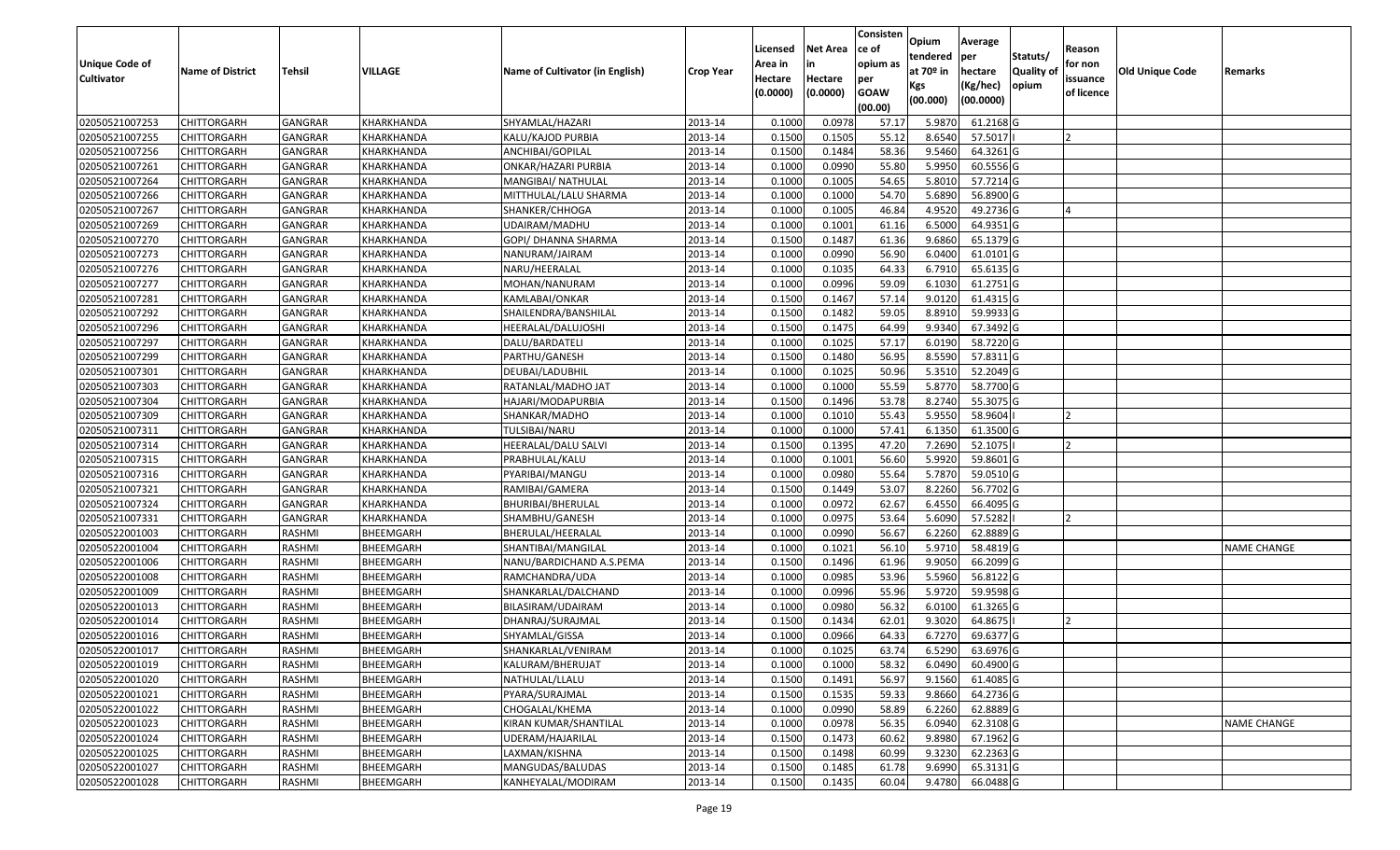| Unique Code of Cultivator | Name of District | Tehsil | VILLAGE | Name of Cultivator (in English) | Crop Year | Licensed Area in Hectare (0.0000) | Net Area in Hectare (0.0000) | Consistence of opium as per GOAW (00.00) | Opium tendered at 70º in Kgs (00.000) | Average per hectare (Kg/hec) (00.0000) | Statuts/ Quality of opium | Reason for non issuance of licence | Old Unique Code | Remarks |
|---|---|---|---|---|---|---|---|---|---|---|---|---|---|---|
| 02050521007253 | CHITTORGARH | GANGRAR | KHARKHANDA | SHYAMLAL/HAZARI | 2013-14 | 0.1000 | 0.0978 | 57.17 | 5.9870 | 61.2168 | G | | | |
| 02050521007255 | CHITTORGARH | GANGRAR | KHARKHANDA | KALU/KAJOD PURBIA | 2013-14 | 0.1500 | 0.1505 | 55.12 | 8.6540 | 57.5017 | I | 2 | | |
| 02050521007256 | CHITTORGARH | GANGRAR | KHARKHANDA | ANCHIBAI/GOPILAL | 2013-14 | 0.1500 | 0.1484 | 58.36 | 9.5460 | 64.3261 | G | | | |
| 02050521007261 | CHITTORGARH | GANGRAR | KHARKHANDA | ONKAR/HAZARI PURBIA | 2013-14 | 0.1000 | 0.0990 | 55.80 | 5.9950 | 60.5556 | G | | | |
| 02050521007264 | CHITTORGARH | GANGRAR | KHARKHANDA | MANGIBAI/ NATHULAL | 2013-14 | 0.1000 | 0.1005 | 54.65 | 5.8010 | 57.7214 | G | | | |
| 02050521007266 | CHITTORGARH | GANGRAR | KHARKHANDA | MITTHULAL/LALU SHARMA | 2013-14 | 0.1000 | 0.1000 | 54.70 | 5.6890 | 56.8900 | G | | | |
| 02050521007267 | CHITTORGARH | GANGRAR | KHARKHANDA | SHANKER/CHHOGA | 2013-14 | 0.1000 | 0.1005 | 46.84 | 4.9520 | 49.2736 | G | 4 | | |
| 02050521007269 | CHITTORGARH | GANGRAR | KHARKHANDA | UDAIRAM/MADHU | 2013-14 | 0.1000 | 0.1001 | 61.16 | 6.5000 | 64.9351 | G | | | |
| 02050521007270 | CHITTORGARH | GANGRAR | KHARKHANDA | GOPI/ DHANNA SHARMA | 2013-14 | 0.1500 | 0.1487 | 61.36 | 9.6860 | 65.1379 | G | | | |
| 02050521007273 | CHITTORGARH | GANGRAR | KHARKHANDA | NANURAM/JAIRAM | 2013-14 | 0.1000 | 0.0990 | 56.90 | 6.0400 | 61.0101 | G | | | |
| 02050521007276 | CHITTORGARH | GANGRAR | KHARKHANDA | NARU/HEERALAL | 2013-14 | 0.1000 | 0.1035 | 64.33 | 6.7910 | 65.6135 | G | | | |
| 02050521007277 | CHITTORGARH | GANGRAR | KHARKHANDA | MOHAN/NANURAM | 2013-14 | 0.1000 | 0.0996 | 59.09 | 6.1030 | 61.2751 | G | | | |
| 02050521007281 | CHITTORGARH | GANGRAR | KHARKHANDA | KAMLABAI/ONKAR | 2013-14 | 0.1500 | 0.1467 | 57.14 | 9.0120 | 61.4315 | G | | | |
| 02050521007292 | CHITTORGARH | GANGRAR | KHARKHANDA | SHAILENDRA/BANSHILAL | 2013-14 | 0.1500 | 0.1482 | 59.05 | 8.8910 | 59.9933 | G | | | |
| 02050521007296 | CHITTORGARH | GANGRAR | KHARKHANDA | HEERALAL/DALUJOSHI | 2013-14 | 0.1500 | 0.1475 | 64.99 | 9.9340 | 67.3492 | G | | | |
| 02050521007297 | CHITTORGARH | GANGRAR | KHARKHANDA | DALU/BARDATELI | 2013-14 | 0.1000 | 0.1025 | 57.17 | 6.0190 | 58.7220 | G | | | |
| 02050521007299 | CHITTORGARH | GANGRAR | KHARKHANDA | PARTHU/GANESH | 2013-14 | 0.1500 | 0.1480 | 56.95 | 8.5590 | 57.8311 | G | | | |
| 02050521007301 | CHITTORGARH | GANGRAR | KHARKHANDA | DEUBAI/LADUBHIL | 2013-14 | 0.1000 | 0.1025 | 50.96 | 5.3510 | 52.2049 | G | | | |
| 02050521007303 | CHITTORGARH | GANGRAR | KHARKHANDA | RATANLAL/MADHO JAT | 2013-14 | 0.1000 | 0.1000 | 55.59 | 5.8770 | 58.7700 | G | | | |
| 02050521007304 | CHITTORGARH | GANGRAR | KHARKHANDA | HAJARI/MODAPURBIA | 2013-14 | 0.1500 | 0.1496 | 53.78 | 8.2740 | 55.3075 | G | | | |
| 02050521007309 | CHITTORGARH | GANGRAR | KHARKHANDA | SHANKAR/MADHO | 2013-14 | 0.1000 | 0.1010 | 55.43 | 5.9550 | 58.9604 | I | 2 | | |
| 02050521007311 | CHITTORGARH | GANGRAR | KHARKHANDA | TULSIBAI/NARU | 2013-14 | 0.1000 | 0.1000 | 57.41 | 6.1350 | 61.3500 | G | | | |
| 02050521007314 | CHITTORGARH | GANGRAR | KHARKHANDA | HEERALAL/DALU SALVI | 2013-14 | 0.1500 | 0.1395 | 47.20 | 7.2690 | 52.1075 | I | 2 | | |
| 02050521007315 | CHITTORGARH | GANGRAR | KHARKHANDA | PRABHULAL/KALU | 2013-14 | 0.1000 | 0.1001 | 56.60 | 5.9920 | 59.8601 | G | | | |
| 02050521007316 | CHITTORGARH | GANGRAR | KHARKHANDA | PYARIBAI/MANGU | 2013-14 | 0.1000 | 0.0980 | 55.64 | 5.7870 | 59.0510 | G | | | |
| 02050521007321 | CHITTORGARH | GANGRAR | KHARKHANDA | RAMIBAI/GAMERA | 2013-14 | 0.1500 | 0.1449 | 53.07 | 8.2260 | 56.7702 | G | | | |
| 02050521007324 | CHITTORGARH | GANGRAR | KHARKHANDA | BHURIBAI/BHERULAL | 2013-14 | 0.1000 | 0.0972 | 62.67 | 6.4550 | 66.4095 | G | | | |
| 02050521007331 | CHITTORGARH | GANGRAR | KHARKHANDA | SHAMBHU/GANESH | 2013-14 | 0.1000 | 0.0975 | 53.64 | 5.6090 | 57.5282 | I | 2 | | |
| 02050522001003 | CHITTORGARH | RASHMI | BHEEMGARH | BHERULAL/HEERALAL | 2013-14 | 0.1000 | 0.0990 | 56.67 | 6.2260 | 62.8889 | G | | | |
| 02050522001004 | CHITTORGARH | RASHMI | BHEEMGARH | SHANTIBAI/MANGILAL | 2013-14 | 0.1000 | 0.1021 | 56.10 | 5.9710 | 58.4819 | G | | | NAME CHANGE |
| 02050522001006 | CHITTORGARH | RASHMI | BHEEMGARH | NANU/BARDICHAND A.S.PEMA | 2013-14 | 0.1500 | 0.1496 | 61.96 | 9.9050 | 66.2099 | G | | | |
| 02050522001008 | CHITTORGARH | RASHMI | BHEEMGARH | RAMCHANDRA/UDA | 2013-14 | 0.1000 | 0.0985 | 53.96 | 5.5960 | 56.8122 | G | | | |
| 02050522001009 | CHITTORGARH | RASHMI | BHEEMGARH | SHANKARLAL/DALCHAND | 2013-14 | 0.1000 | 0.0996 | 55.96 | 5.9720 | 59.9598 | G | | | |
| 02050522001013 | CHITTORGARH | RASHMI | BHEEMGARH | BILASIRAM/UDAIRAM | 2013-14 | 0.1000 | 0.0980 | 56.32 | 6.0100 | 61.3265 | G | | | |
| 02050522001014 | CHITTORGARH | RASHMI | BHEEMGARH | DHANRAJ/SURAJMAL | 2013-14 | 0.1500 | 0.1434 | 62.01 | 9.3020 | 64.8675 | I | 2 | | |
| 02050522001016 | CHITTORGARH | RASHMI | BHEEMGARH | SHYAMLAL/GISSA | 2013-14 | 0.1000 | 0.0966 | 64.33 | 6.7270 | 69.6377 | G | | | |
| 02050522001017 | CHITTORGARH | RASHMI | BHEEMGARH | SHANKARLAL/VENIRAM | 2013-14 | 0.1000 | 0.1025 | 63.74 | 6.5290 | 63.6976 | G | | | |
| 02050522001019 | CHITTORGARH | RASHMI | BHEEMGARH | KALURAM/BHERUJAT | 2013-14 | 0.1000 | 0.1000 | 58.32 | 6.0490 | 60.4900 | G | | | |
| 02050522001020 | CHITTORGARH | RASHMI | BHEEMGARH | NATHULAL/LLALU | 2013-14 | 0.1500 | 0.1491 | 56.97 | 9.1560 | 61.4085 | G | | | |
| 02050522001021 | CHITTORGARH | RASHMI | BHEEMGARH | PYARA/SURAJMAL | 2013-14 | 0.1500 | 0.1535 | 59.33 | 9.8660 | 64.2736 | G | | | |
| 02050522001022 | CHITTORGARH | RASHMI | BHEEMGARH | CHOGALAL/KHEMA | 2013-14 | 0.1000 | 0.0990 | 58.89 | 6.2260 | 62.8889 | G | | | |
| 02050522001023 | CHITTORGARH | RASHMI | BHEEMGARH | KIRAN KUMAR/SHANTILAL | 2013-14 | 0.1000 | 0.0978 | 56.35 | 6.0940 | 62.3108 | G | | | NAME CHANGE |
| 02050522001024 | CHITTORGARH | RASHMI | BHEEMGARH | UDERAM/HAJARILAL | 2013-14 | 0.1500 | 0.1473 | 60.62 | 9.8980 | 67.1962 | G | | | |
| 02050522001025 | CHITTORGARH | RASHMI | BHEEMGARH | LAXMAN/KISHNA | 2013-14 | 0.1500 | 0.1498 | 60.99 | 9.3230 | 62.2363 | G | | | |
| 02050522001027 | CHITTORGARH | RASHMI | BHEEMGARH | MANGUDAS/BALUDAS | 2013-14 | 0.1500 | 0.1485 | 61.78 | 9.6990 | 65.3131 | G | | | |
| 02050522001028 | CHITTORGARH | RASHMI | BHEEMGARH | KANHEYALAL/MODIRAM | 2013-14 | 0.1500 | 0.1435 | 60.04 | 9.4780 | 66.0488 | G | | | |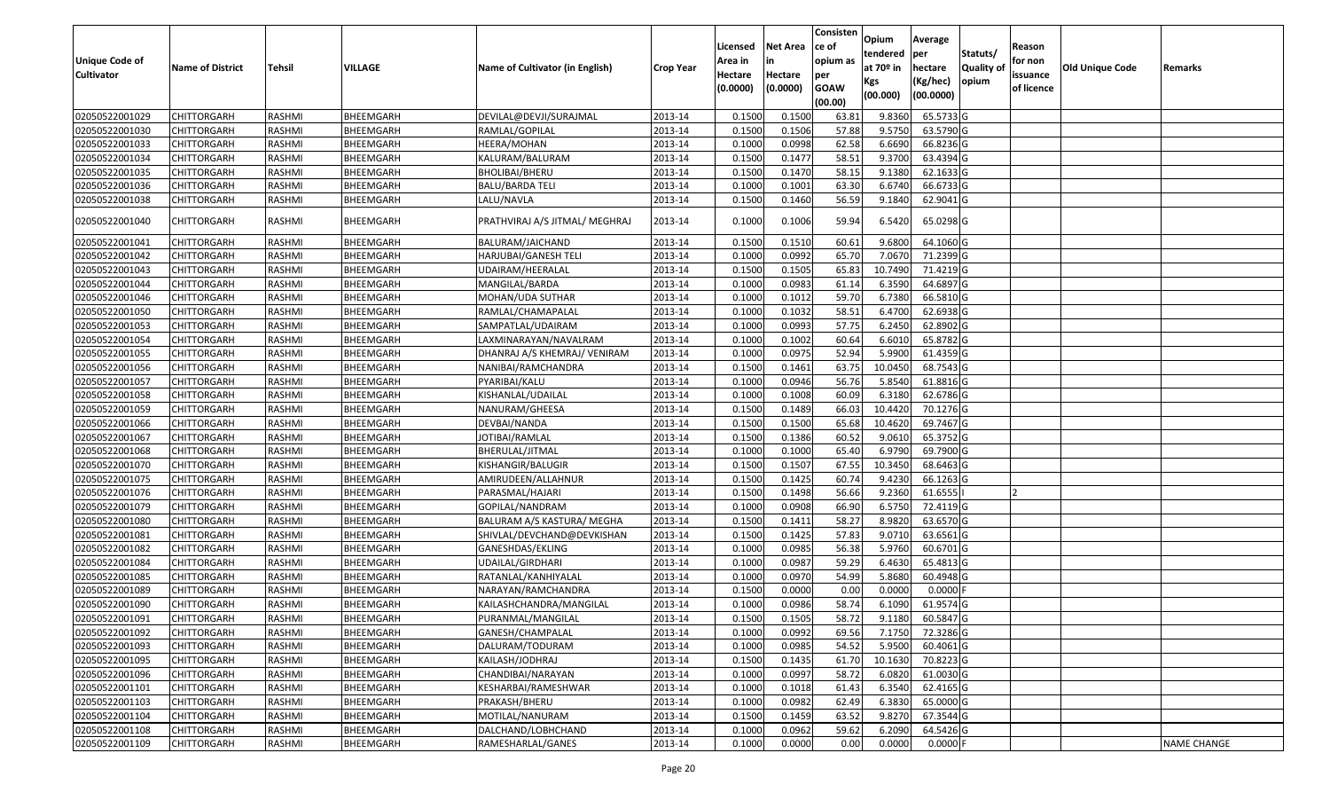| Unique Code of Cultivator | Name of District | Tehsil | VILLAGE | Name of Cultivator (in English) | Crop Year | Licensed Area in Hectare (0.0000) | Net Area in Hectare (0.0000) | Consistence of opium as per GOAW (00.00) | Opium tendered at 70º in Kgs (00.000) | Average per hectare (Kg/hec) (00.0000) | Statuts/ Quality of opium | Reason for non issuance of licence | Old Unique Code | Remarks |
|---|---|---|---|---|---|---|---|---|---|---|---|---|---|---|
| 02050522001029 | CHITTORGARH | RASHMI | BHEEMGARH | DEVILAL@DEVJI/SURAJMAL | 2013-14 | 0.1500 | 0.1500 | 63.81 | 9.8360 | 65.5733 | G | | | |
| 02050522001030 | CHITTORGARH | RASHMI | BHEEMGARH | RAMLAL/GOPILAL | 2013-14 | 0.1500 | 0.1506 | 57.88 | 9.5750 | 63.5790 | G | | | |
| 02050522001033 | CHITTORGARH | RASHMI | BHEEMGARH | HEERA/MOHAN | 2013-14 | 0.1000 | 0.0998 | 62.58 | 6.6690 | 66.8236 | G | | | |
| 02050522001034 | CHITTORGARH | RASHMI | BHEEMGARH | KALURAM/BALURAM | 2013-14 | 0.1500 | 0.1477 | 58.51 | 9.3700 | 63.4394 | G | | | |
| 02050522001035 | CHITTORGARH | RASHMI | BHEEMGARH | BHOLIBAI/BHERU | 2013-14 | 0.1500 | 0.1470 | 58.15 | 9.1380 | 62.1633 | G | | | |
| 02050522001036 | CHITTORGARH | RASHMI | BHEEMGARH | BALU/BARDA TELI | 2013-14 | 0.1000 | 0.1001 | 63.30 | 6.6740 | 66.6733 | G | | | |
| 02050522001038 | CHITTORGARH | RASHMI | BHEEMGARH | LALU/NAVLA | 2013-14 | 0.1500 | 0.1460 | 56.59 | 9.1840 | 62.9041 | G | | | |
| 02050522001040 | CHITTORGARH | RASHMI | BHEEMGARH | PRATHVIRAJ A/S JITMAL/ MEGHRAJ | 2013-14 | 0.1000 | 0.1006 | 59.94 | 6.5420 | 65.0298 | G | | | |
| 02050522001041 | CHITTORGARH | RASHMI | BHEEMGARH | BALURAM/JAICHAND | 2013-14 | 0.1500 | 0.1510 | 60.61 | 9.6800 | 64.1060 | G | | | |
| 02050522001042 | CHITTORGARH | RASHMI | BHEEMGARH | HARJUBAI/GANESH TELI | 2013-14 | 0.1000 | 0.0992 | 65.70 | 7.0670 | 71.2399 | G | | | |
| 02050522001043 | CHITTORGARH | RASHMI | BHEEMGARH | UDAIRAM/HEERALAL | 2013-14 | 0.1500 | 0.1505 | 65.83 | 10.7490 | 71.4219 | G | | | |
| 02050522001044 | CHITTORGARH | RASHMI | BHEEMGARH | MANGILAL/BARDA | 2013-14 | 0.1000 | 0.0983 | 61.14 | 6.3590 | 64.6897 | G | | | |
| 02050522001046 | CHITTORGARH | RASHMI | BHEEMGARH | MOHAN/UDA SUTHAR | 2013-14 | 0.1000 | 0.1012 | 59.70 | 6.7380 | 66.5810 | G | | | |
| 02050522001050 | CHITTORGARH | RASHMI | BHEEMGARH | RAMLAL/CHAMAPALAL | 2013-14 | 0.1000 | 0.1032 | 58.51 | 6.4700 | 62.6938 | G | | | |
| 02050522001053 | CHITTORGARH | RASHMI | BHEEMGARH | SAMPATLAL/UDAIRAM | 2013-14 | 0.1000 | 0.0993 | 57.75 | 6.2450 | 62.8902 | G | | | |
| 02050522001054 | CHITTORGARH | RASHMI | BHEEMGARH | LAXMINARAYAN/NAVALRAM | 2013-14 | 0.1000 | 0.1002 | 60.64 | 6.6010 | 65.8782 | G | | | |
| 02050522001055 | CHITTORGARH | RASHMI | BHEEMGARH | DHANRAJ A/S KHEMRAJ/ VENIRAM | 2013-14 | 0.1000 | 0.0975 | 52.94 | 5.9900 | 61.4359 | G | | | |
| 02050522001056 | CHITTORGARH | RASHMI | BHEEMGARH | NANIBAI/RAMCHANDRA | 2013-14 | 0.1500 | 0.1461 | 63.75 | 10.0450 | 68.7543 | G | | | |
| 02050522001057 | CHITTORGARH | RASHMI | BHEEMGARH | PYARIBAI/KALU | 2013-14 | 0.1000 | 0.0946 | 56.76 | 5.8540 | 61.8816 | G | | | |
| 02050522001058 | CHITTORGARH | RASHMI | BHEEMGARH | KISHANLAL/UDAILAL | 2013-14 | 0.1000 | 0.1008 | 60.09 | 6.3180 | 62.6786 | G | | | |
| 02050522001059 | CHITTORGARH | RASHMI | BHEEMGARH | NANURAM/GHEESA | 2013-14 | 0.1500 | 0.1489 | 66.03 | 10.4420 | 70.1276 | G | | | |
| 02050522001066 | CHITTORGARH | RASHMI | BHEEMGARH | DEVBAI/NANDA | 2013-14 | 0.1500 | 0.1500 | 65.68 | 10.4620 | 69.7467 | G | | | |
| 02050522001067 | CHITTORGARH | RASHMI | BHEEMGARH | JOTIBAI/RAMLAL | 2013-14 | 0.1500 | 0.1386 | 60.52 | 9.0610 | 65.3752 | G | | | |
| 02050522001068 | CHITTORGARH | RASHMI | BHEEMGARH | BHERULAL/JITMAL | 2013-14 | 0.1000 | 0.1000 | 65.40 | 6.9790 | 69.7900 | G | | | |
| 02050522001070 | CHITTORGARH | RASHMI | BHEEMGARH | KISHANGIR/BALUGIR | 2013-14 | 0.1500 | 0.1507 | 67.55 | 10.3450 | 68.6463 | G | | | |
| 02050522001075 | CHITTORGARH | RASHMI | BHEEMGARH | AMIRUDEEN/ALLAHNUR | 2013-14 | 0.1500 | 0.1425 | 60.74 | 9.4230 | 66.1263 | G | | | |
| 02050522001076 | CHITTORGARH | RASHMI | BHEEMGARH | PARASMAL/HAJARI | 2013-14 | 0.1500 | 0.1498 | 56.66 | 9.2360 | 61.6555 | I | 2 | | |
| 02050522001079 | CHITTORGARH | RASHMI | BHEEMGARH | GOPILAL/NANDRAM | 2013-14 | 0.1000 | 0.0908 | 66.90 | 6.5750 | 72.4119 | G | | | |
| 02050522001080 | CHITTORGARH | RASHMI | BHEEMGARH | BALURAM A/S KASTURA/ MEGHA | 2013-14 | 0.1500 | 0.1411 | 58.27 | 8.9820 | 63.6570 | G | | | |
| 02050522001081 | CHITTORGARH | RASHMI | BHEEMGARH | SHIVLAL/DEVCHAND@DEVKISHAN | 2013-14 | 0.1500 | 0.1425 | 57.83 | 9.0710 | 63.6561 | G | | | |
| 02050522001082 | CHITTORGARH | RASHMI | BHEEMGARH | GANESHDAS/EKLING | 2013-14 | 0.1000 | 0.0985 | 56.38 | 5.9760 | 60.6701 | G | | | |
| 02050522001084 | CHITTORGARH | RASHMI | BHEEMGARH | UDAILAL/GIRDHARI | 2013-14 | 0.1000 | 0.0987 | 59.29 | 6.4630 | 65.4813 | G | | | |
| 02050522001085 | CHITTORGARH | RASHMI | BHEEMGARH | RATANLAL/KANHIYALAL | 2013-14 | 0.1000 | 0.0970 | 54.99 | 5.8680 | 60.4948 | G | | | |
| 02050522001089 | CHITTORGARH | RASHMI | BHEEMGARH | NARAYAN/RAMCHANDRA | 2013-14 | 0.1500 | 0.0000 | 0.00 | 0.0000 | 0.0000 | F | | | |
| 02050522001090 | CHITTORGARH | RASHMI | BHEEMGARH | KAILASHCHANDRA/MANGILAL | 2013-14 | 0.1000 | 0.0986 | 58.74 | 6.1090 | 61.9574 | G | | | |
| 02050522001091 | CHITTORGARH | RASHMI | BHEEMGARH | PURANMAL/MANGILAL | 2013-14 | 0.1500 | 0.1505 | 58.72 | 9.1180 | 60.5847 | G | | | |
| 02050522001092 | CHITTORGARH | RASHMI | BHEEMGARH | GANESH/CHAMPALAL | 2013-14 | 0.1000 | 0.0992 | 69.56 | 7.1750 | 72.3286 | G | | | |
| 02050522001093 | CHITTORGARH | RASHMI | BHEEMGARH | DALURAM/TODURAM | 2013-14 | 0.1000 | 0.0985 | 54.52 | 5.9500 | 60.4061 | G | | | |
| 02050522001095 | CHITTORGARH | RASHMI | BHEEMGARH | KAILASH/JODHRAJ | 2013-14 | 0.1500 | 0.1435 | 61.70 | 10.1630 | 70.8223 | G | | | |
| 02050522001096 | CHITTORGARH | RASHMI | BHEEMGARH | CHANDIBAI/NARAYAN | 2013-14 | 0.1000 | 0.0997 | 58.72 | 6.0820 | 61.0030 | G | | | |
| 02050522001101 | CHITTORGARH | RASHMI | BHEEMGARH | KESHARBAI/RAMESHWAR | 2013-14 | 0.1000 | 0.1018 | 61.43 | 6.3540 | 62.4165 | G | | | |
| 02050522001103 | CHITTORGARH | RASHMI | BHEEMGARH | PRAKASH/BHERU | 2013-14 | 0.1000 | 0.0982 | 62.49 | 6.3830 | 65.0000 | G | | | |
| 02050522001104 | CHITTORGARH | RASHMI | BHEEMGARH | MOTILAL/NANURAM | 2013-14 | 0.1500 | 0.1459 | 63.52 | 9.8270 | 67.3544 | G | | | |
| 02050522001108 | CHITTORGARH | RASHMI | BHEEMGARH | DALCHAND/LOBHCHAND | 2013-14 | 0.1000 | 0.0962 | 59.62 | 6.2090 | 64.5426 | G | | | |
| 02050522001109 | CHITTORGARH | RASHMI | BHEEMGARH | RAMESHARLAL/GANES | 2013-14 | 0.1000 | 0.0000 | 0.00 | 0.0000 | 0.0000 | F | | | NAME CHANGE |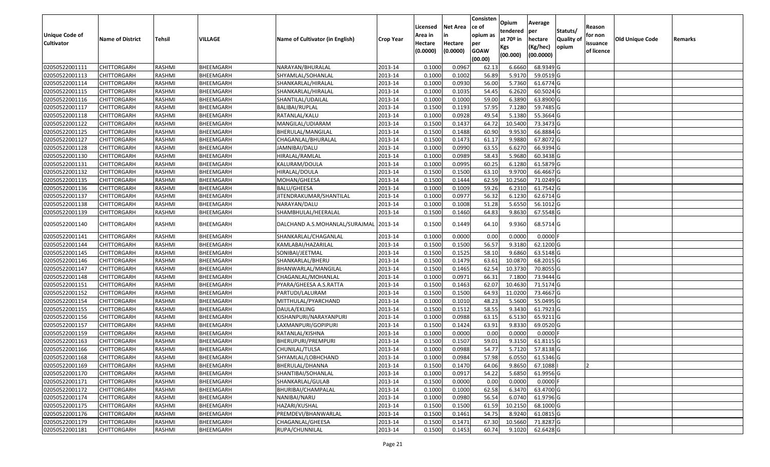| Unique Code of Cultivator | Name of District | Tehsil | VILLAGE | Name of Cultivator (in English) | Crop Year | Licensed Area in Hectare (0.0000) | Net Area in Hectare (0.0000) | Consistence of opium as per GOAW (00.00) | Opium tendered at 70º in Kgs (00.000) | Average per hectare (Kg/hec) (00.0000) | Statuts/ Quality of opium | Reason for non issuance of licence | Old Unique Code | Remarks |
|---|---|---|---|---|---|---|---|---|---|---|---|---|---|---|
| 02050522001111 | CHITTORGARH | RASHMI | BHEEMGARH | NARAYAN/BHURALAL | 2013-14 | 0.1000 | 0.0967 | 62.13 | 6.6660 | 68.9349 | G | | | |
| 02050522001113 | CHITTORGARH | RASHMI | BHEEMGARH | SHYAMLAL/SOHANLAL | 2013-14 | 0.1000 | 0.1002 | 56.89 | 5.9170 | 59.0519 | G | | | |
| 02050522001114 | CHITTORGARH | RASHMI | BHEEMGARH | SHANKARLAL/HIRALAL | 2013-14 | 0.1000 | 0.0930 | 56.00 | 5.7360 | 61.6774 | G | | | |
| 02050522001115 | CHITTORGARH | RASHMI | BHEEMGARH | SHANKARLAL/HIRALAL | 2013-14 | 0.1000 | 0.1035 | 54.45 | 6.2620 | 60.5024 | G | | | |
| 02050522001116 | CHITTORGARH | RASHMI | BHEEMGARH | SHANTILAL/UDAILAL | 2013-14 | 0.1000 | 0.1000 | 59.00 | 6.3890 | 63.8900 | G | | | |
| 02050522001117 | CHITTORGARH | RASHMI | BHEEMGARH | BALIBAI/RUPLAL | 2013-14 | 0.1500 | 0.1193 | 57.95 | 7.1280 | 59.7485 | G | | | |
| 02050522001118 | CHITTORGARH | RASHMI | BHEEMGARH | RATANLAL/KALU | 2013-14 | 0.1000 | 0.0928 | 49.54 | 5.1380 | 55.3664 | G | | | |
| 02050522001122 | CHITTORGARH | RASHMI | BHEEMGARH | MANGILAL/UDIARAM | 2013-14 | 0.1500 | 0.1437 | 64.72 | 10.5400 | 73.3473 | G | | | |
| 02050522001125 | CHITTORGARH | RASHMI | BHEEMGARH | BHERULAL/MANGILAL | 2013-14 | 0.1500 | 0.1488 | 60.90 | 9.9530 | 66.8884 | G | | | |
| 02050522001127 | CHITTORGARH | RASHMI | BHEEMGARH | CHAGANLAL/BHURALAL | 2013-14 | 0.1500 | 0.1473 | 61.17 | 9.9880 | 67.8072 | G | | | |
| 02050522001128 | CHITTORGARH | RASHMI | BHEEMGARH | JAMNIBAI/DALU | 2013-14 | 0.1000 | 0.0990 | 63.55 | 6.6270 | 66.9394 | G | | | |
| 02050522001130 | CHITTORGARH | RASHMI | BHEEMGARH | HIRALAL/RAMLAL | 2013-14 | 0.1000 | 0.0989 | 58.43 | 5.9680 | 60.3438 | G | | | |
| 02050522001131 | CHITTORGARH | RASHMI | BHEEMGARH | KALURAM/DOULA | 2013-14 | 0.1000 | 0.0995 | 60.25 | 6.1280 | 61.5879 | G | | | |
| 02050522001132 | CHITTORGARH | RASHMI | BHEEMGARH | HIRALAL/DOULA | 2013-14 | 0.1500 | 0.1500 | 63.10 | 9.9700 | 66.4667 | G | | | |
| 02050522001135 | CHITTORGARH | RASHMI | BHEEMGARH | MOHAN/GHEESA | 2013-14 | 0.1500 | 0.1444 | 62.59 | 10.2560 | 71.0249 | G | | | |
| 02050522001136 | CHITTORGARH | RASHMI | BHEEMGARH | BALU/GHEESA | 2013-14 | 0.1000 | 0.1009 | 59.26 | 6.2310 | 61.7542 | G | | | |
| 02050522001137 | CHITTORGARH | RASHMI | BHEEMGARH | JITENDRAKUMAR/SHANTILAL | 2013-14 | 0.1000 | 0.0977 | 56.32 | 6.1230 | 62.6714 | G | | | |
| 02050522001138 | CHITTORGARH | RASHMI | BHEEMGARH | NARAYAN/DALU | 2013-14 | 0.1000 | 0.1008 | 51.28 | 5.6550 | 56.1012 | G | | | |
| 02050522001139 | CHITTORGARH | RASHMI | BHEEMGARH | SHAMBHULAL/HEERALAL | 2013-14 | 0.1500 | 0.1460 | 64.83 | 9.8630 | 67.5548 | G | | | |
| 02050522001140 | CHITTORGARH | RASHMI | BHEEMGARH | DALCHAND A.S.MOHANLAL/SURAJMAL | 2013-14 | 0.1500 | 0.1449 | 64.10 | 9.9360 | 68.5714 | G | | | |
| 02050522001141 | CHITTORGARH | RASHMI | BHEEMGARH | SHANKARLAL/CHAGANLAL | 2013-14 | 0.1000 | 0.0000 | 0.00 | 0.0000 | 0.0000 | F | | | |
| 02050522001144 | CHITTORGARH | RASHMI | BHEEMGARH | KAMLABAI/HAZARILAL | 2013-14 | 0.1500 | 0.1500 | 56.57 | 9.3180 | 62.1200 | G | | | |
| 02050522001145 | CHITTORGARH | RASHMI | BHEEMGARH | SONIBAI/JEETMAL | 2013-14 | 0.1500 | 0.1525 | 58.10 | 9.6860 | 63.5148 | G | | | |
| 02050522001146 | CHITTORGARH | RASHMI | BHEEMGARH | SHANKARLAL/BHERU | 2013-14 | 0.1500 | 0.1479 | 63.61 | 10.0870 | 68.2015 | G | | | |
| 02050522001147 | CHITTORGARH | RASHMI | BHEEMGARH | BHANWARLAL/MANGILAL | 2013-14 | 0.1500 | 0.1465 | 62.54 | 10.3730 | 70.8055 | G | | | |
| 02050522001148 | CHITTORGARH | RASHMI | BHEEMGARH | CHAGANLAL/MOHANLAL | 2013-14 | 0.1000 | 0.0971 | 66.31 | 7.1800 | 73.9444 | G | | | |
| 02050522001151 | CHITTORGARH | RASHMI | BHEEMGARH | PYARA/GHEESA A.S.RATTA | 2013-14 | 0.1500 | 0.1463 | 62.07 | 10.4630 | 71.5174 | G | | | |
| 02050522001152 | CHITTORGARH | RASHMI | BHEEMGARH | PARTUDI/LALURAM | 2013-14 | 0.1500 | 0.1500 | 64.93 | 11.0200 | 73.4667 | G | | | |
| 02050522001154 | CHITTORGARH | RASHMI | BHEEMGARH | MITTHULAL/PYARCHAND | 2013-14 | 0.1000 | 0.1010 | 48.23 | 5.5600 | 55.0495 | G | | | |
| 02050522001155 | CHITTORGARH | RASHMI | BHEEMGARH | DAULA/EKLING | 2013-14 | 0.1500 | 0.1512 | 58.55 | 9.3430 | 61.7923 | G | | | |
| 02050522001156 | CHITTORGARH | RASHMI | BHEEMGARH | KISHANPURI/NARAYANPURI | 2013-14 | 0.1000 | 0.0988 | 63.15 | 6.5130 | 65.9211 | G | | | |
| 02050522001157 | CHITTORGARH | RASHMI | BHEEMGARH | LAXMANPURI/GOPIPURI | 2013-14 | 0.1500 | 0.1424 | 63.91 | 9.8330 | 69.0520 | G | | | |
| 02050522001159 | CHITTORGARH | RASHMI | BHEEMGARH | RATANLAL/KISHNA | 2013-14 | 0.1000 | 0.0000 | 0.00 | 0.0000 | 0.0000 | F | | | |
| 02050522001163 | CHITTORGARH | RASHMI | BHEEMGARH | BHERUPURI/PREMPURI | 2013-14 | 0.1500 | 0.1507 | 59.01 | 9.3150 | 61.8115 | G | | | |
| 02050522001166 | CHITTORGARH | RASHMI | BHEEMGARH | CHUNILAL/TULSA | 2013-14 | 0.1000 | 0.0988 | 54.77 | 5.7120 | 57.8138 | G | | | |
| 02050522001168 | CHITTORGARH | RASHMI | BHEEMGARH | SHYAMLAL/LOBHCHAND | 2013-14 | 0.1000 | 0.0984 | 57.98 | 6.0550 | 61.5346 | G | | | |
| 02050522001169 | CHITTORGARH | RASHMI | BHEEMGARH | BHERULAL/DHANNA | 2013-14 | 0.1500 | 0.1470 | 64.06 | 9.8650 | 67.1088 | I | 2 | | |
| 02050522001170 | CHITTORGARH | RASHMI | BHEEMGARH | SHANTIBAI/SOHANLAL | 2013-14 | 0.1000 | 0.0917 | 54.22 | 5.6850 | 61.9956 | G | | | |
| 02050522001171 | CHITTORGARH | RASHMI | BHEEMGARH | SHANKARLAL/GULAB | 2013-14 | 0.1500 | 0.0000 | 0.00 | 0.0000 | 0.0000 | F | | | |
| 02050522001172 | CHITTORGARH | RASHMI | BHEEMGARH | BHURIBAI/CHAMPALAL | 2013-14 | 0.1000 | 0.1000 | 62.58 | 6.3470 | 63.4700 | G | | | |
| 02050522001174 | CHITTORGARH | RASHMI | BHEEMGARH | NANIBAI/NARU | 2013-14 | 0.1000 | 0.0980 | 56.54 | 6.0740 | 61.9796 | G | | | |
| 02050522001175 | CHITTORGARH | RASHMI | BHEEMGARH | HAZARI/KUSHAL | 2013-14 | 0.1500 | 0.1500 | 61.59 | 10.2150 | 68.1000 | G | | | |
| 02050522001176 | CHITTORGARH | RASHMI | BHEEMGARH | PREMDEVI/BHANWARLAL | 2013-14 | 0.1500 | 0.1461 | 54.75 | 8.9240 | 61.0815 | G | | | |
| 02050522001179 | CHITTORGARH | RASHMI | BHEEMGARH | CHAGANLAL/GHEESA | 2013-14 | 0.1500 | 0.1471 | 67.30 | 10.5660 | 71.8287 | G | | | |
| 02050522001181 | CHITTORGARH | RASHMI | BHEEMGARH | RUPA/CHUNNILAL | 2013-14 | 0.1500 | 0.1453 | 60.74 | 9.1020 | 62.6428 | G | | | |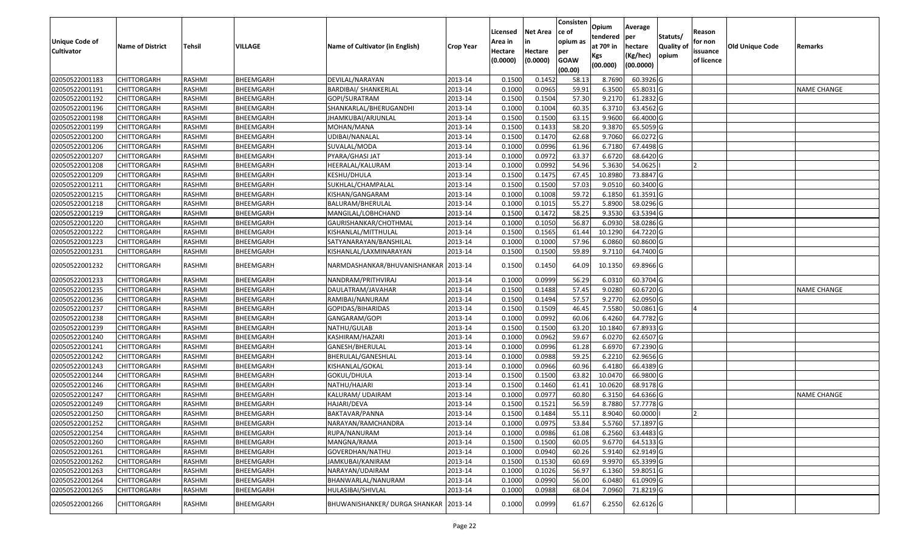| Unique Code of Cultivator | Name of District | Tehsil | VILLAGE | Name of Cultivator (in English) | Crop Year | Licensed Area in Hectare (0.0000) | Net Area in Hectare (0.0000) | Consistence of opium as per GOAW (00.00) | Opium tendered at 70º in Kgs (00.000) | Average per hectare (Kg/hec) (00.0000) | Statuts/ Quality of opium | Reason for non issuance of licence | Old Unique Code | Remarks |
|---|---|---|---|---|---|---|---|---|---|---|---|---|---|---|
| 02050522001183 | CHITTORGARH | RASHMI | BHEEMGARH | DEVILAL/NARAYAN | 2013-14 | 0.1500 | 0.1452 | 58.13 | 8.7690 | 60.3926 | G | | | |
| 02050522001191 | CHITTORGARH | RASHMI | BHEEMGARH | BARDIBAI/ SHANKERLAL | 2013-14 | 0.1000 | 0.0965 | 59.91 | 6.3500 | 65.8031 | G | | | NAME CHANGE |
| 02050522001192 | CHITTORGARH | RASHMI | BHEEMGARH | GOPI/SURATRAM | 2013-14 | 0.1500 | 0.1504 | 57.30 | 9.2170 | 61.2832 | G | | | |
| 02050522001196 | CHITTORGARH | RASHMI | BHEEMGARH | SHANKARLAL/BHERUGANDHI | 2013-14 | 0.1000 | 0.1004 | 60.35 | 6.3710 | 63.4562 | G | | | |
| 02050522001198 | CHITTORGARH | RASHMI | BHEEMGARH | JHAMKUBAI/ARJUNLAL | 2013-14 | 0.1500 | 0.1500 | 63.15 | 9.9600 | 66.4000 | G | | | |
| 02050522001199 | CHITTORGARH | RASHMI | BHEEMGARH | MOHAN/MANA | 2013-14 | 0.1500 | 0.1433 | 58.20 | 9.3870 | 65.5059 | G | | | |
| 02050522001200 | CHITTORGARH | RASHMI | BHEEMGARH | UDIBAI/NANALAL | 2013-14 | 0.1500 | 0.1470 | 62.68 | 9.7060 | 66.0272 | G | | | |
| 02050522001206 | CHITTORGARH | RASHMI | BHEEMGARH | SUVALAL/MODA | 2013-14 | 0.1000 | 0.0996 | 61.96 | 6.7180 | 67.4498 | G | | | |
| 02050522001207 | CHITTORGARH | RASHMI | BHEEMGARH | PYARA/GHASI JAT | 2013-14 | 0.1000 | 0.0972 | 63.37 | 6.6720 | 68.6420 | G | | | |
| 02050522001208 | CHITTORGARH | RASHMI | BHEEMGARH | HEERALAL/KALURAM | 2013-14 | 0.1000 | 0.0992 | 54.96 | 5.3630 | 54.0625 | I | 2 | | |
| 02050522001209 | CHITTORGARH | RASHMI | BHEEMGARH | KESHU/DHULA | 2013-14 | 0.1500 | 0.1475 | 67.45 | 10.8980 | 73.8847 | G | | | |
| 02050522001211 | CHITTORGARH | RASHMI | BHEEMGARH | SUKHLAL/CHAMPALAL | 2013-14 | 0.1500 | 0.1500 | 57.03 | 9.0510 | 60.3400 | G | | | |
| 02050522001215 | CHITTORGARH | RASHMI | BHEEMGARH | KISHAN/GANGARAM | 2013-14 | 0.1000 | 0.1008 | 59.72 | 6.1850 | 61.3591 | G | | | |
| 02050522001218 | CHITTORGARH | RASHMI | BHEEMGARH | BALURAM/BHERULAL | 2013-14 | 0.1000 | 0.1015 | 55.27 | 5.8900 | 58.0296 | G | | | |
| 02050522001219 | CHITTORGARH | RASHMI | BHEEMGARH | MANGILAL/LOBHCHAND | 2013-14 | 0.1500 | 0.1472 | 58.25 | 9.3530 | 63.5394 | G | | | |
| 02050522001220 | CHITTORGARH | RASHMI | BHEEMGARH | GAURISHANKAR/CHOTHMAL | 2013-14 | 0.1000 | 0.1050 | 56.87 | 6.0930 | 58.0286 | G | | | |
| 02050522001222 | CHITTORGARH | RASHMI | BHEEMGARH | KISHANLAL/MITTHULAL | 2013-14 | 0.1500 | 0.1565 | 61.44 | 10.1290 | 64.7220 | G | | | |
| 02050522001223 | CHITTORGARH | RASHMI | BHEEMGARH | SATYANARAYAN/BANSHILAL | 2013-14 | 0.1000 | 0.1000 | 57.96 | 6.0860 | 60.8600 | G | | | |
| 02050522001231 | CHITTORGARH | RASHMI | BHEEMGARH | KISHANLAL/LAXMINARAYAN | 2013-14 | 0.1500 | 0.1500 | 59.89 | 9.7110 | 64.7400 | G | | | |
| 02050522001232 | CHITTORGARH | RASHMI | BHEEMGARH | NARMDASHANKAR/BHUVANISHANKAR | 2013-14 | 0.1500 | 0.1450 | 64.09 | 10.1350 | 69.8966 | G | | | |
| 02050522001233 | CHITTORGARH | RASHMI | BHEEMGARH | NANDRAM/PRITHVIRAJ | 2013-14 | 0.1000 | 0.0999 | 56.29 | 6.0310 | 60.3704 | G | | | |
| 02050522001235 | CHITTORGARH | RASHMI | BHEEMGARH | DAULATRAM/JAVAHAR | 2013-14 | 0.1500 | 0.1488 | 57.45 | 9.0280 | 60.6720 | G | | | NAME CHANGE |
| 02050522001236 | CHITTORGARH | RASHMI | BHEEMGARH | RAMIBAI/NANURAM | 2013-14 | 0.1500 | 0.1494 | 57.57 | 9.2770 | 62.0950 | G | | | |
| 02050522001237 | CHITTORGARH | RASHMI | BHEEMGARH | GOPIDAS/BIHARIDAS | 2013-14 | 0.1500 | 0.1509 | 46.45 | 7.5580 | 50.0861 | G | 4 | | |
| 02050522001238 | CHITTORGARH | RASHMI | BHEEMGARH | GANGARAM/GOPI | 2013-14 | 0.1000 | 0.0992 | 60.06 | 6.4260 | 64.7782 | G | | | |
| 02050522001239 | CHITTORGARH | RASHMI | BHEEMGARH | NATHU/GULAB | 2013-14 | 0.1500 | 0.1500 | 63.20 | 10.1840 | 67.8933 | G | | | |
| 02050522001240 | CHITTORGARH | RASHMI | BHEEMGARH | KASHIRAM/HAZARI | 2013-14 | 0.1000 | 0.0962 | 59.67 | 6.0270 | 62.6507 | G | | | |
| 02050522001241 | CHITTORGARH | RASHMI | BHEEMGARH | GANESH/BHERULAL | 2013-14 | 0.1000 | 0.0996 | 61.28 | 6.6970 | 67.2390 | G | | | |
| 02050522001242 | CHITTORGARH | RASHMI | BHEEMGARH | BHERULAL/GANESHLAL | 2013-14 | 0.1000 | 0.0988 | 59.25 | 6.2210 | 62.9656 | G | | | |
| 02050522001243 | CHITTORGARH | RASHMI | BHEEMGARH | KISHANLAL/GOKAL | 2013-14 | 0.1000 | 0.0966 | 60.96 | 6.4180 | 66.4389 | G | | | |
| 02050522001244 | CHITTORGARH | RASHMI | BHEEMGARH | GOKUL/DHULA | 2013-14 | 0.1500 | 0.1500 | 63.82 | 10.0470 | 66.9800 | G | | | |
| 02050522001246 | CHITTORGARH | RASHMI | BHEEMGARH | NATHU/HAJARI | 2013-14 | 0.1500 | 0.1460 | 61.41 | 10.0620 | 68.9178 | G | | | |
| 02050522001247 | CHITTORGARH | RASHMI | BHEEMGARH | KALURAM/ UDAIRAM | 2013-14 | 0.1000 | 0.0977 | 60.80 | 6.3150 | 64.6366 | G | | | NAME CHANGE |
| 02050522001249 | CHITTORGARH | RASHMI | BHEEMGARH | HAJARI/DEVA | 2013-14 | 0.1500 | 0.1521 | 56.59 | 8.7880 | 57.7778 | G | | | |
| 02050522001250 | CHITTORGARH | RASHMI | BHEEMGARH | BAKTAVAR/PANNA | 2013-14 | 0.1500 | 0.1484 | 55.11 | 8.9040 | 60.0000 | I | 2 | | |
| 02050522001252 | CHITTORGARH | RASHMI | BHEEMGARH | NARAYAN/RAMCHANDRA | 2013-14 | 0.1000 | 0.0975 | 53.84 | 5.5760 | 57.1897 | G | | | |
| 02050522001254 | CHITTORGARH | RASHMI | BHEEMGARH | RUPA/NANURAM | 2013-14 | 0.1000 | 0.0986 | 61.08 | 6.2560 | 63.4483 | G | | | |
| 02050522001260 | CHITTORGARH | RASHMI | BHEEMGARH | MANGNA/RAMA | 2013-14 | 0.1500 | 0.1500 | 60.05 | 9.6770 | 64.5133 | G | | | |
| 02050522001261 | CHITTORGARH | RASHMI | BHEEMGARH | GOVERDHAN/NATHU | 2013-14 | 0.1000 | 0.0940 | 60.26 | 5.9140 | 62.9149 | G | | | |
| 02050522001262 | CHITTORGARH | RASHMI | BHEEMGARH | JAMKUBAI/KANIRAM | 2013-14 | 0.1500 | 0.1530 | 60.69 | 9.9970 | 65.3399 | G | | | |
| 02050522001263 | CHITTORGARH | RASHMI | BHEEMGARH | NARAYAN/UDAIRAM | 2013-14 | 0.1000 | 0.1026 | 56.97 | 6.1360 | 59.8051 | G | | | |
| 02050522001264 | CHITTORGARH | RASHMI | BHEEMGARH | BHANWARLAL/NANURAM | 2013-14 | 0.1000 | 0.0990 | 56.00 | 6.0480 | 61.0909 | G | | | |
| 02050522001265 | CHITTORGARH | RASHMI | BHEEMGARH | HULASIBAI/SHIVLAL | 2013-14 | 0.1000 | 0.0988 | 68.04 | 7.0960 | 71.8219 | G | | | |
| 02050522001266 | CHITTORGARH | RASHMI | BHEEMGARH | BHUWANISHANKER/ DURGA SHANKAR | 2013-14 | 0.1000 | 0.0999 | 61.67 | 6.2550 | 62.6126 | G | | | |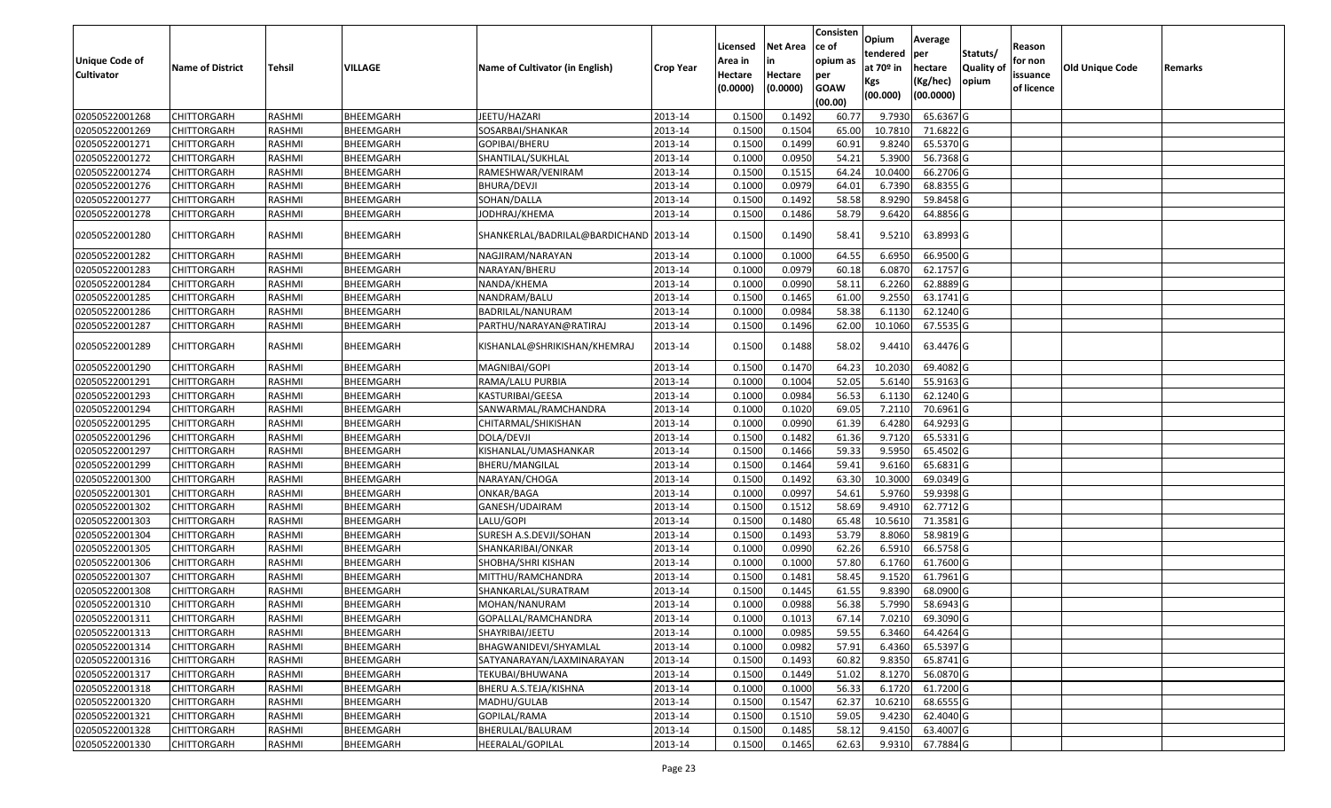| Unique Code of Cultivator | Name of District | Tehsil | VILLAGE | Name of Cultivator (in English) | Crop Year | Licensed Area in Hectare (0.0000) | Net Area in Hectare (0.0000) | Consisten ce of opium as per GOAW (00.00) | Opium tendered at 70º in Kgs (00.000) | Average per hectare (Kg/hec) (00.0000) | Statuts/ Quality of opium | Reason for non issuance of licence | Old Unique Code | Remarks |
|---|---|---|---|---|---|---|---|---|---|---|---|---|---|---|
| 02050522001268 | CHITTORGARH | RASHMI | BHEEMGARH | JEETU/HAZARI | 2013-14 | 0.1500 | 0.1492 | 60.77 | 9.7930 | 65.6367 | G | | | |
| 02050522001269 | CHITTORGARH | RASHMI | BHEEMGARH | SOSARBAI/SHANKAR | 2013-14 | 0.1500 | 0.1504 | 65.00 | 10.7810 | 71.6822 | G | | | |
| 02050522001271 | CHITTORGARH | RASHMI | BHEEMGARH | GOPIBAI/BHERU | 2013-14 | 0.1500 | 0.1499 | 60.91 | 9.8240 | 65.5370 | G | | | |
| 02050522001272 | CHITTORGARH | RASHMI | BHEEMGARH | SHANTILAL/SUKHLAL | 2013-14 | 0.1000 | 0.0950 | 54.21 | 5.3900 | 56.7368 | G | | | |
| 02050522001274 | CHITTORGARH | RASHMI | BHEEMGARH | RAMESHWAR/VENIRAM | 2013-14 | 0.1500 | 0.1515 | 64.24 | 10.0400 | 66.2706 | G | | | |
| 02050522001276 | CHITTORGARH | RASHMI | BHEEMGARH | BHURA/DEVJI | 2013-14 | 0.1000 | 0.0979 | 64.01 | 6.7390 | 68.8355 | G | | | |
| 02050522001277 | CHITTORGARH | RASHMI | BHEEMGARH | SOHAN/DALLA | 2013-14 | 0.1500 | 0.1492 | 58.58 | 8.9290 | 59.8458 | G | | | |
| 02050522001278 | CHITTORGARH | RASHMI | BHEEMGARH | JODHRAJ/KHEMA | 2013-14 | 0.1500 | 0.1486 | 58.79 | 9.6420 | 64.8856 | G | | | |
| 02050522001280 | CHITTORGARH | RASHMI | BHEEMGARH | SHANKERLAL/BADRILAL@BARDICHAND | 2013-14 | 0.1500 | 0.1490 | 58.41 | 9.5210 | 63.8993 | G | | | |
| 02050522001282 | CHITTORGARH | RASHMI | BHEEMGARH | NAGJIRAM/NARAYAN | 2013-14 | 0.1000 | 0.1000 | 64.55 | 6.6950 | 66.9500 | G | | | |
| 02050522001283 | CHITTORGARH | RASHMI | BHEEMGARH | NARAYAN/BHERU | 2013-14 | 0.1000 | 0.0979 | 60.18 | 6.0870 | 62.1757 | G | | | |
| 02050522001284 | CHITTORGARH | RASHMI | BHEEMGARH | NANDA/KHEMA | 2013-14 | 0.1000 | 0.0990 | 58.11 | 6.2260 | 62.8889 | G | | | |
| 02050522001285 | CHITTORGARH | RASHMI | BHEEMGARH | NANDRAM/BALU | 2013-14 | 0.1500 | 0.1465 | 61.00 | 9.2550 | 63.1741 | G | | | |
| 02050522001286 | CHITTORGARH | RASHMI | BHEEMGARH | BADRILAL/NANURAM | 2013-14 | 0.1000 | 0.0984 | 58.38 | 6.1130 | 62.1240 | G | | | |
| 02050522001287 | CHITTORGARH | RASHMI | BHEEMGARH | PARTHU/NARAYAN@RATIRAJ | 2013-14 | 0.1500 | 0.1496 | 62.00 | 10.1060 | 67.5535 | G | | | |
| 02050522001289 | CHITTORGARH | RASHMI | BHEEMGARH | KISHANLAL@SHRIKISHAN/KHEMRAJ | 2013-14 | 0.1500 | 0.1488 | 58.02 | 9.4410 | 63.4476 | G | | | |
| 02050522001290 | CHITTORGARH | RASHMI | BHEEMGARH | MAGNIBAI/GOPI | 2013-14 | 0.1500 | 0.1470 | 64.23 | 10.2030 | 69.4082 | G | | | |
| 02050522001291 | CHITTORGARH | RASHMI | BHEEMGARH | RAMA/LALU PURBIA | 2013-14 | 0.1000 | 0.1004 | 52.05 | 5.6140 | 55.9163 | G | | | |
| 02050522001293 | CHITTORGARH | RASHMI | BHEEMGARH | KASTURIBAI/GEESA | 2013-14 | 0.1000 | 0.0984 | 56.53 | 6.1130 | 62.1240 | G | | | |
| 02050522001294 | CHITTORGARH | RASHMI | BHEEMGARH | SANWARMAL/RAMCHANDRA | 2013-14 | 0.1000 | 0.1020 | 69.05 | 7.2110 | 70.6961 | G | | | |
| 02050522001295 | CHITTORGARH | RASHMI | BHEEMGARH | CHITARMAL/SHIKISHAN | 2013-14 | 0.1000 | 0.0990 | 61.39 | 6.4280 | 64.9293 | G | | | |
| 02050522001296 | CHITTORGARH | RASHMI | BHEEMGARH | DOLA/DEVJI | 2013-14 | 0.1500 | 0.1482 | 61.36 | 9.7120 | 65.5331 | G | | | |
| 02050522001297 | CHITTORGARH | RASHMI | BHEEMGARH | KISHANLAL/UMASHANKAR | 2013-14 | 0.1500 | 0.1466 | 59.33 | 9.5950 | 65.4502 | G | | | |
| 02050522001299 | CHITTORGARH | RASHMI | BHEEMGARH | BHERU/MANGILAL | 2013-14 | 0.1500 | 0.1464 | 59.41 | 9.6160 | 65.6831 | G | | | |
| 02050522001300 | CHITTORGARH | RASHMI | BHEEMGARH | NARAYAN/CHOGA | 2013-14 | 0.1500 | 0.1492 | 63.30 | 10.3000 | 69.0349 | G | | | |
| 02050522001301 | CHITTORGARH | RASHMI | BHEEMGARH | ONKAR/BAGA | 2013-14 | 0.1000 | 0.0997 | 54.61 | 5.9760 | 59.9398 | G | | | |
| 02050522001302 | CHITTORGARH | RASHMI | BHEEMGARH | GANESH/UDAIRAM | 2013-14 | 0.1500 | 0.1512 | 58.69 | 9.4910 | 62.7712 | G | | | |
| 02050522001303 | CHITTORGARH | RASHMI | BHEEMGARH | LALU/GOPI | 2013-14 | 0.1500 | 0.1480 | 65.48 | 10.5610 | 71.3581 | G | | | |
| 02050522001304 | CHITTORGARH | RASHMI | BHEEMGARH | SURESH A.S.DEVJI/SOHAN | 2013-14 | 0.1500 | 0.1493 | 53.79 | 8.8060 | 58.9819 | G | | | |
| 02050522001305 | CHITTORGARH | RASHMI | BHEEMGARH | SHANKARIBAI/ONKAR | 2013-14 | 0.1000 | 0.0990 | 62.26 | 6.5910 | 66.5758 | G | | | |
| 02050522001306 | CHITTORGARH | RASHMI | BHEEMGARH | SHOBHA/SHRI KISHAN | 2013-14 | 0.1000 | 0.1000 | 57.80 | 6.1760 | 61.7600 | G | | | |
| 02050522001307 | CHITTORGARH | RASHMI | BHEEMGARH | MITTHU/RAMCHANDRA | 2013-14 | 0.1500 | 0.1481 | 58.45 | 9.1520 | 61.7961 | G | | | |
| 02050522001308 | CHITTORGARH | RASHMI | BHEEMGARH | SHANKARLAL/SURATRAM | 2013-14 | 0.1500 | 0.1445 | 61.55 | 9.8390 | 68.0900 | G | | | |
| 02050522001310 | CHITTORGARH | RASHMI | BHEEMGARH | MOHAN/NANURAM | 2013-14 | 0.1000 | 0.0988 | 56.38 | 5.7990 | 58.6943 | G | | | |
| 02050522001311 | CHITTORGARH | RASHMI | BHEEMGARH | GOPALLAL/RAMCHANDRA | 2013-14 | 0.1000 | 0.1013 | 67.14 | 7.0210 | 69.3090 | G | | | |
| 02050522001313 | CHITTORGARH | RASHMI | BHEEMGARH | SHAYRIBAI/JEETU | 2013-14 | 0.1000 | 0.0985 | 59.55 | 6.3460 | 64.4264 | G | | | |
| 02050522001314 | CHITTORGARH | RASHMI | BHEEMGARH | BHAGWANIDEVI/SHYAMLAL | 2013-14 | 0.1000 | 0.0982 | 57.91 | 6.4360 | 65.5397 | G | | | |
| 02050522001316 | CHITTORGARH | RASHMI | BHEEMGARH | SATYANARAYAN/LAXMINARAYAN | 2013-14 | 0.1500 | 0.1493 | 60.82 | 9.8350 | 65.8741 | G | | | |
| 02050522001317 | CHITTORGARH | RASHMI | BHEEMGARH | TEKUBAI/BHUWANA | 2013-14 | 0.1500 | 0.1449 | 51.02 | 8.1270 | 56.0870 | G | | | |
| 02050522001318 | CHITTORGARH | RASHMI | BHEEMGARH | BHERU A.S.TEJA/KISHNA | 2013-14 | 0.1000 | 0.1000 | 56.33 | 6.1720 | 61.7200 | G | | | |
| 02050522001320 | CHITTORGARH | RASHMI | BHEEMGARH | MADHU/GULAB | 2013-14 | 0.1500 | 0.1547 | 62.37 | 10.6210 | 68.6555 | G | | | |
| 02050522001321 | CHITTORGARH | RASHMI | BHEEMGARH | GOPILAL/RAMA | 2013-14 | 0.1500 | 0.1510 | 59.05 | 9.4230 | 62.4040 | G | | | |
| 02050522001328 | CHITTORGARH | RASHMI | BHEEMGARH | BHERULAL/BALURAM | 2013-14 | 0.1500 | 0.1485 | 58.12 | 9.4150 | 63.4007 | G | | | |
| 02050522001330 | CHITTORGARH | RASHMI | BHEEMGARH | HEERALAL/GOPILAL | 2013-14 | 0.1500 | 0.1465 | 62.63 | 9.9310 | 67.7884 | G | | | |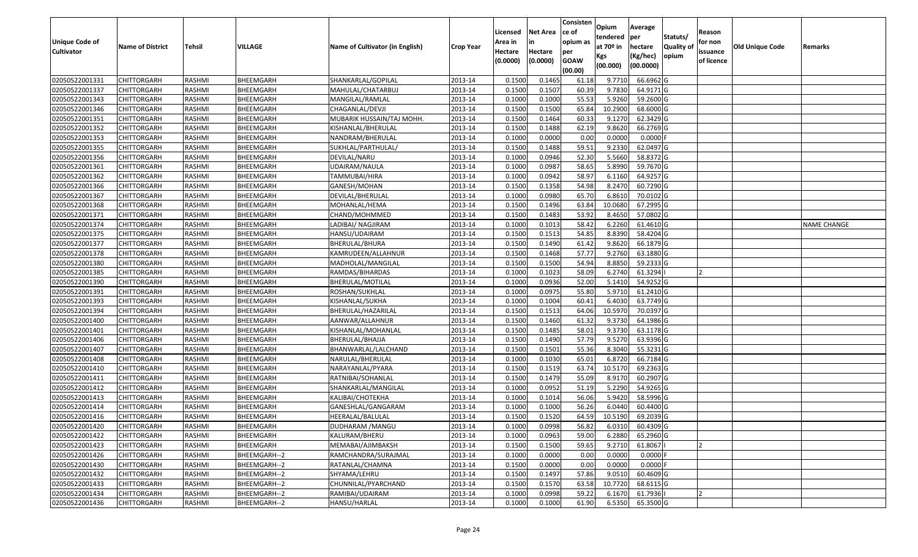| Unique Code of Cultivator | Name of District | Tehsil | VILLAGE | Name of Cultivator (in English) | Crop Year | Licensed Area in Hectare (0.0000) | Net Area in Hectare (0.0000) | Consistence of opium as per GOAW (00.00) | Opium tendered at 70º in Kgs (00.000) | Average per hectare (Kg/hec) (00.0000) | Statuts/ Quality of opium | Reason for non issuance of licence | Old Unique Code | Remarks |
|---|---|---|---|---|---|---|---|---|---|---|---|---|---|---|
| 02050522001331 | CHITTORGARH | RASHMI | BHEEMGARH | SHANKARLAL/GOPILAL | 2013-14 | 0.1500 | 0.1465 | 61.18 | 9.7710 | 66.6962 | G | | | |
| 02050522001337 | CHITTORGARH | RASHMI | BHEEMGARH | MAHULAL/CHATARBUJ | 2013-14 | 0.1500 | 0.1507 | 60.39 | 9.7830 | 64.9171 | G | | | |
| 02050522001343 | CHITTORGARH | RASHMI | BHEEMGARH | MANGILAL/RAMLAL | 2013-14 | 0.1000 | 0.1000 | 55.53 | 5.9260 | 59.2600 | G | | | |
| 02050522001346 | CHITTORGARH | RASHMI | BHEEMGARH | CHAGANLAL/DEVJI | 2013-14 | 0.1500 | 0.1500 | 65.84 | 10.2900 | 68.6000 | G | | | |
| 02050522001351 | CHITTORGARH | RASHMI | BHEEMGARH | MUBARIK HUSSAIN/TAJ MOHH. | 2013-14 | 0.1500 | 0.1464 | 60.33 | 9.1270 | 62.3429 | G | | | |
| 02050522001352 | CHITTORGARH | RASHMI | BHEEMGARH | KISHANLAL/BHERULAL | 2013-14 | 0.1500 | 0.1488 | 62.19 | 9.8620 | 66.2769 | G | | | |
| 02050522001353 | CHITTORGARH | RASHMI | BHEEMGARH | NANDRAM/BHERULAL | 2013-14 | 0.1000 | 0.0000 | 0.00 | 0.0000 | 0.0000 | F | | | |
| 02050522001355 | CHITTORGARH | RASHMI | BHEEMGARH | SUKHLAL/PARTHULAL/ | 2013-14 | 0.1500 | 0.1488 | 59.51 | 9.2330 | 62.0497 | G | | | |
| 02050522001356 | CHITTORGARH | RASHMI | BHEEMGARH | DEVILAL/NARU | 2013-14 | 0.1000 | 0.0946 | 52.30 | 5.5660 | 58.8372 | G | | | |
| 02050522001361 | CHITTORGARH | RASHMI | BHEEMGARH | UDAIRAM/NAULA | 2013-14 | 0.1000 | 0.0987 | 58.65 | 5.8990 | 59.7670 | G | | | |
| 02050522001362 | CHITTORGARH | RASHMI | BHEEMGARH | TAMMUBAI/HIRA | 2013-14 | 0.1000 | 0.0942 | 58.97 | 6.1160 | 64.9257 | G | | | |
| 02050522001366 | CHITTORGARH | RASHMI | BHEEMGARH | GANESH/MOHAN | 2013-14 | 0.1500 | 0.1358 | 54.98 | 8.2470 | 60.7290 | G | | | |
| 02050522001367 | CHITTORGARH | RASHMI | BHEEMGARH | DEVILAL/BHERULAL | 2013-14 | 0.1000 | 0.0980 | 65.70 | 6.8610 | 70.0102 | G | | | |
| 02050522001368 | CHITTORGARH | RASHMI | BHEEMGARH | MOHANLAL/HEMA | 2013-14 | 0.1500 | 0.1496 | 63.84 | 10.0680 | 67.2995 | G | | | |
| 02050522001371 | CHITTORGARH | RASHMI | BHEEMGARH | CHAND/MOHMMED | 2013-14 | 0.1500 | 0.1483 | 53.92 | 8.4650 | 57.0802 | G | | | |
| 02050522001374 | CHITTORGARH | RASHMI | BHEEMGARH | LADIBAI/ NAGJIRAM | 2013-14 | 0.1000 | 0.1013 | 58.42 | 6.2260 | 61.4610 | G | | | NAME CHANGE |
| 02050522001375 | CHITTORGARH | RASHMI | BHEEMGARH | HANSU/UDAIRAM | 2013-14 | 0.1500 | 0.1513 | 54.85 | 8.8390 | 58.4204 | G | | | |
| 02050522001377 | CHITTORGARH | RASHMI | BHEEMGARH | BHERULAL/BHURA | 2013-14 | 0.1500 | 0.1490 | 61.42 | 9.8620 | 66.1879 | G | | | |
| 02050522001378 | CHITTORGARH | RASHMI | BHEEMGARH | KAMRUDEEN/ALLAHNUR | 2013-14 | 0.1500 | 0.1468 | 57.77 | 9.2760 | 63.1880 | G | | | |
| 02050522001380 | CHITTORGARH | RASHMI | BHEEMGARH | MADHOLAL/MANGILAL | 2013-14 | 0.1500 | 0.1500 | 54.94 | 8.8850 | 59.2333 | G | | | |
| 02050522001385 | CHITTORGARH | RASHMI | BHEEMGARH | RAMDAS/BIHARDAS | 2013-14 | 0.1000 | 0.1023 | 58.09 | 6.2740 | 61.3294 | I | 2 | | |
| 02050522001390 | CHITTORGARH | RASHMI | BHEEMGARH | BHERULAL/MOTILAL | 2013-14 | 0.1000 | 0.0936 | 52.00 | 5.1410 | 54.9252 | G | | | |
| 02050522001391 | CHITTORGARH | RASHMI | BHEEMGARH | ROSHAN/SUKHLAL | 2013-14 | 0.1000 | 0.0975 | 55.80 | 5.9710 | 61.2410 | G | | | |
| 02050522001393 | CHITTORGARH | RASHMI | BHEEMGARH | KISHANLAL/SUKHA | 2013-14 | 0.1000 | 0.1004 | 60.41 | 6.4030 | 63.7749 | G | | | |
| 02050522001394 | CHITTORGARH | RASHMI | BHEEMGARH | BHERULAL/HAZARILAL | 2013-14 | 0.1500 | 0.1513 | 64.06 | 10.5970 | 70.0397 | G | | | |
| 02050522001400 | CHITTORGARH | RASHMI | BHEEMGARH | AANWAR/ALLAHNUR | 2013-14 | 0.1500 | 0.1460 | 61.32 | 9.3730 | 64.1986 | G | | | |
| 02050522001401 | CHITTORGARH | RASHMI | BHEEMGARH | KISHANLAL/MOHANLAL | 2013-14 | 0.1500 | 0.1485 | 58.01 | 9.3730 | 63.1178 | G | | | |
| 02050522001406 | CHITTORGARH | RASHMI | BHEEMGARH | BHERULAL/BHAJJA | 2013-14 | 0.1500 | 0.1490 | 57.79 | 9.5270 | 63.9396 | G | | | |
| 02050522001407 | CHITTORGARH | RASHMI | BHEEMGARH | BHANWARLAL/LALCHAND | 2013-14 | 0.1500 | 0.1501 | 55.36 | 8.3040 | 55.3231 | G | | | |
| 02050522001408 | CHITTORGARH | RASHMI | BHEEMGARH | NARULAL/BHERULAL | 2013-14 | 0.1000 | 0.1030 | 65.01 | 6.8720 | 66.7184 | G | | | |
| 02050522001410 | CHITTORGARH | RASHMI | BHEEMGARH | NARAYANLAL/PYARA | 2013-14 | 0.1500 | 0.1519 | 63.74 | 10.5170 | 69.2363 | G | | | |
| 02050522001411 | CHITTORGARH | RASHMI | BHEEMGARH | RATNIBAI/SOHANLAL | 2013-14 | 0.1500 | 0.1479 | 55.09 | 8.9170 | 60.2907 | G | | | |
| 02050522001412 | CHITTORGARH | RASHMI | BHEEMGARH | SHANKARLAL/MANGILAL | 2013-14 | 0.1000 | 0.0952 | 51.19 | 5.2290 | 54.9265 | G | | | |
| 02050522001413 | CHITTORGARH | RASHMI | BHEEMGARH | KALIBAI/CHOTEKHA | 2013-14 | 0.1000 | 0.1014 | 56.06 | 5.9420 | 58.5996 | G | | | |
| 02050522001414 | CHITTORGARH | RASHMI | BHEEMGARH | GANESHLAL/GANGARAM | 2013-14 | 0.1000 | 0.1000 | 56.26 | 6.0440 | 60.4400 | G | | | |
| 02050522001416 | CHITTORGARH | RASHMI | BHEEMGARH | HEERALAL/BALULAL | 2013-14 | 0.1500 | 0.1520 | 64.59 | 10.5190 | 69.2039 | G | | | |
| 02050522001420 | CHITTORGARH | RASHMI | BHEEMGARH | DUDHARAM /MANGU | 2013-14 | 0.1000 | 0.0998 | 56.82 | 6.0310 | 60.4309 | G | | | |
| 02050522001422 | CHITTORGARH | RASHMI | BHEEMGARH | KALURAM/BHERU | 2013-14 | 0.1000 | 0.0963 | 59.00 | 6.2880 | 65.2960 | G | | | |
| 02050522001423 | CHITTORGARH | RASHMI | BHEEMGARH | MEMABAI/AJIMBAKSH | 2013-14 | 0.1500 | 0.1500 | 59.65 | 9.2710 | 61.8067 | I | 2 | | |
| 02050522001426 | CHITTORGARH | RASHMI | BHEEMGARH--2 | RAMCHANDRA/SURAJMAL | 2013-14 | 0.1000 | 0.0000 | 0.00 | 0.0000 | 0.0000 | F | | | |
| 02050522001430 | CHITTORGARH | RASHMI | BHEEMGARH--2 | RATANLAL/CHAMNA | 2013-14 | 0.1500 | 0.0000 | 0.00 | 0.0000 | 0.0000 | F | | | |
| 02050522001432 | CHITTORGARH | RASHMI | BHEEMGARH--2 | SHYAMA/LEHRU | 2013-14 | 0.1500 | 0.1497 | 57.86 | 9.0510 | 60.4609 | G | | | |
| 02050522001433 | CHITTORGARH | RASHMI | BHEEMGARH--2 | CHUNNILAL/PYARCHAND | 2013-14 | 0.1500 | 0.1570 | 63.58 | 10.7720 | 68.6115 | G | | | |
| 02050522001434 | CHITTORGARH | RASHMI | BHEEMGARH--2 | RAMIBAI/UDAIRAM | 2013-14 | 0.1000 | 0.0998 | 59.22 | 6.1670 | 61.7936 | I | 2 | | |
| 02050522001436 | CHITTORGARH | RASHMI | BHEEMGARH--2 | HANSU/HARLAL | 2013-14 | 0.1000 | 0.1000 | 61.90 | 6.5350 | 65.3500 | G | | | |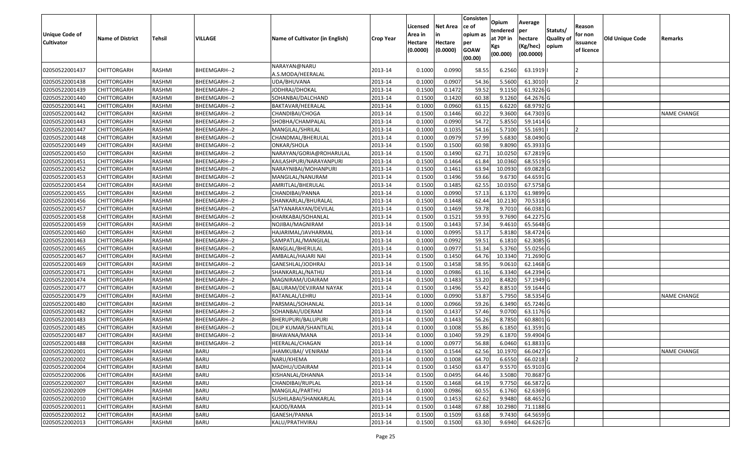| Unique Code of Cultivator | Name of District | Tehsil | VILLAGE | Name of Cultivator (in English) | Crop Year | Licensed Area in Hectare (0.0000) | Net Area in Hectare (0.0000) | Consistence of opium as per GOAW (00.00) | Opium tendered at 70º in Kgs (00.000) | Average per hectare (Kg/hec) (00.0000) | Statuts/ Quality of opium | Reason for non issuance of licence | Old Unique Code | Remarks |
|---|---|---|---|---|---|---|---|---|---|---|---|---|---|---|
| 02050522001437 | CHITTORGARH | RASHMI | BHEEMGARH--2 | NARAYAN@NARU A.S.MODA/HEERALAL | 2013-14 | 0.1000 | 0.0990 | 58.55 | 6.2560 | 63.1919 | I | 2 | | |
| 02050522001438 | CHITTORGARH | RASHMI | BHEEMGARH--2 | UDA/BHUVANA | 2013-14 | 0.1000 | 0.0907 | 54.36 | 5.5600 | 61.3010 | I | 2 | | |
| 02050522001439 | CHITTORGARH | RASHMI | BHEEMGARH--2 | JODHRAJ/DHOKAL | 2013-14 | 0.1500 | 0.1472 | 59.52 | 9.1150 | 61.9226 | G | | | |
| 02050522001440 | CHITTORGARH | RASHMI | BHEEMGARH--2 | SOHANBAI/DALCHAND | 2013-14 | 0.1500 | 0.1420 | 60.38 | 9.1260 | 64.2676 | G | | | |
| 02050522001441 | CHITTORGARH | RASHMI | BHEEMGARH--2 | BAKTAVAR/HEERALAL | 2013-14 | 0.1000 | 0.0960 | 63.15 | 6.6220 | 68.9792 | G | | | |
| 02050522001442 | CHITTORGARH | RASHMI | BHEEMGARH--2 | CHANDIBAI/CHOGA | 2013-14 | 0.1500 | 0.1446 | 60.22 | 9.3600 | 64.7303 | G | | | NAME CHANGE |
| 02050522001443 | CHITTORGARH | RASHMI | BHEEMGARH--2 | SHOBHA/CHAMPALAL | 2013-14 | 0.1000 | 0.0990 | 54.72 | 5.8550 | 59.1414 | G | | | |
| 02050522001447 | CHITTORGARH | RASHMI | BHEEMGARH--2 | MANGILAL/SHRILAL | 2013-14 | 0.1000 | 0.1035 | 54.16 | 5.7100 | 55.1691 | I | 2 | | |
| 02050522001448 | CHITTORGARH | RASHMI | BHEEMGARH--2 | CHANDMAL/BHERULAL | 2013-14 | 0.1000 | 0.0979 | 57.99 | 5.6830 | 58.0490 | G | | | |
| 02050522001449 | CHITTORGARH | RASHMI | BHEEMGARH--2 | ONKAR/SHOLA | 2013-14 | 0.1500 | 0.1500 | 60.98 | 9.8090 | 65.3933 | G | | | |
| 02050522001450 | CHITTORGARH | RASHMI | BHEEMGARH--2 | NARAYAN/GORIA@ROHARULAL | 2013-14 | 0.1500 | 0.1490 | 62.71 | 10.0250 | 67.2819 | G | | | |
| 02050522001451 | CHITTORGARH | RASHMI | BHEEMGARH--2 | KAILASHPURI/NARAYANPURI | 2013-14 | 0.1500 | 0.1464 | 61.84 | 10.0360 | 68.5519 | G | | | |
| 02050522001452 | CHITTORGARH | RASHMI | BHEEMGARH--2 | NARAYNIBAI/MOHANPURI | 2013-14 | 0.1500 | 0.1461 | 63.94 | 10.0930 | 69.0828 | G | | | |
| 02050522001453 | CHITTORGARH | RASHMI | BHEEMGARH--2 | MANGILAL/NANURAM | 2013-14 | 0.1500 | 0.1496 | 59.66 | 9.6730 | 64.6591 | G | | | |
| 02050522001454 | CHITTORGARH | RASHMI | BHEEMGARH--2 | AMRITLAL/BHERULAL | 2013-14 | 0.1500 | 0.1485 | 62.55 | 10.0350 | 67.5758 | G | | | |
| 02050522001455 | CHITTORGARH | RASHMI | BHEEMGARH--2 | CHANDIBAI/PANNA | 2013-14 | 0.1000 | 0.0990 | 57.13 | 6.1370 | 61.9899 | G | | | |
| 02050522001456 | CHITTORGARH | RASHMI | BHEEMGARH--2 | SHANKARLAL/BHURALAL | 2013-14 | 0.1500 | 0.1448 | 62.44 | 10.2130 | 70.5318 | G | | | |
| 02050522001457 | CHITTORGARH | RASHMI | BHEEMGARH--2 | SATYANARAYAN/DEVILAL | 2013-14 | 0.1500 | 0.1469 | 59.78 | 9.7010 | 66.0381 | G | | | |
| 02050522001458 | CHITTORGARH | RASHMI | BHEEMGARH--2 | KHARKABAI/SOHANLAL | 2013-14 | 0.1500 | 0.1521 | 59.93 | 9.7690 | 64.2275 | G | | | |
| 02050522001459 | CHITTORGARH | RASHMI | BHEEMGARH--2 | NOJIBAI/MAGNIRAM | 2013-14 | 0.1500 | 0.1443 | 57.34 | 9.4610 | 65.5648 | G | | | |
| 02050522001460 | CHITTORGARH | RASHMI | BHEEMGARH--2 | HAJARIMAL/JAVHARMAL | 2013-14 | 0.1000 | 0.0995 | 53.17 | 5.8180 | 58.4724 | G | | | |
| 02050522001463 | CHITTORGARH | RASHMI | BHEEMGARH--2 | SAMPATLAL/MANGILAL | 2013-14 | 0.1000 | 0.0992 | 59.51 | 6.1810 | 62.3085 | G | | | |
| 02050522001465 | CHITTORGARH | RASHMI | BHEEMGARH--2 | RANGLAL/BHERULAL | 2013-14 | 0.1000 | 0.0977 | 51.34 | 5.3760 | 55.0256 | G | | | |
| 02050522001467 | CHITTORGARH | RASHMI | BHEEMGARH--2 | AMBALAL/HAJARI NAI | 2013-14 | 0.1500 | 0.1450 | 64.76 | 10.3340 | 71.2690 | G | | | |
| 02050522001469 | CHITTORGARH | RASHMI | BHEEMGARH--2 | GANESHLAL/JODHRAJ | 2013-14 | 0.1500 | 0.1458 | 58.95 | 9.0610 | 62.1468 | G | | | |
| 02050522001471 | CHITTORGARH | RASHMI | BHEEMGARH--2 | SHANKARLAL/NATHU | 2013-14 | 0.1000 | 0.0986 | 61.16 | 6.3340 | 64.2394 | G | | | |
| 02050522001474 | CHITTORGARH | RASHMI | BHEEMGARH--2 | MAGNIRAM/UDAIRAM | 2013-14 | 0.1500 | 0.1483 | 53.20 | 8.4820 | 57.1949 | G | | | |
| 02050522001477 | CHITTORGARH | RASHMI | BHEEMGARH--2 | BALURAM/DEVJIRAM NAYAK | 2013-14 | 0.1500 | 0.1496 | 55.42 | 8.8510 | 59.1644 | G | | | |
| 02050522001479 | CHITTORGARH | RASHMI | BHEEMGARH--2 | RATANLAL/LEHRU | 2013-14 | 0.1000 | 0.0990 | 53.87 | 5.7950 | 58.5354 | G | | | NAME CHANGE |
| 02050522001480 | CHITTORGARH | RASHMI | BHEEMGARH--2 | PARSMAL/SOHANLAL | 2013-14 | 0.1000 | 0.0966 | 59.26 | 6.3490 | 65.7246 | G | | | |
| 02050522001482 | CHITTORGARH | RASHMI | BHEEMGARH--2 | SOHANBAI/UDERAM | 2013-14 | 0.1500 | 0.1437 | 57.46 | 9.0700 | 63.1176 | G | | | |
| 02050522001483 | CHITTORGARH | RASHMI | BHEEMGARH--2 | BHERUPURI/BALUPURI | 2013-14 | 0.1500 | 0.1443 | 56.26 | 8.7850 | 60.8801 | G | | | |
| 02050522001485 | CHITTORGARH | RASHMI | BHEEMGARH--2 | DILIP KUMAR/SHANTILAL | 2013-14 | 0.1000 | 0.1008 | 55.86 | 6.1850 | 61.3591 | G | | | |
| 02050522001487 | CHITTORGARH | RASHMI | BHEEMGARH--2 | BHAWANA/MANA | 2013-14 | 0.1000 | 0.1040 | 59.29 | 6.1870 | 59.4904 | G | | | |
| 02050522001488 | CHITTORGARH | RASHMI | BHEEMGARH--2 | HEERALAL/CHAGAN | 2013-14 | 0.1000 | 0.0977 | 56.88 | 6.0460 | 61.8833 | G | | | |
| 02050522002001 | CHITTORGARH | RASHMI | BARU | JHAMKUBAI/ VENIRAM | 2013-14 | 0.1500 | 0.1544 | 62.56 | 10.1970 | 66.0427 | G | | | NAME CHANGE |
| 02050522002002 | CHITTORGARH | RASHMI | BARU | NARU/KHEMA | 2013-14 | 0.1000 | 0.1008 | 64.70 | 6.6550 | 66.0218 | I | 2 | | |
| 02050522002004 | CHITTORGARH | RASHMI | BARU | MADHU/UDAIRAM | 2013-14 | 0.1500 | 0.1450 | 63.47 | 9.5570 | 65.9103 | G | | | |
| 02050522002006 | CHITTORGARH | RASHMI | BARU | KISHANLAL/DHANNA | 2013-14 | 0.1500 | 0.0495 | 64.46 | 3.5080 | 70.8687 | G | | | |
| 02050522002007 | CHITTORGARH | RASHMI | BARU | CHANDIBAI/RUPLAL | 2013-14 | 0.1500 | 0.1468 | 64.19 | 9.7750 | 66.5872 | G | | | |
| 02050522002009 | CHITTORGARH | RASHMI | BARU | MANGILAL/PARTHU | 2013-14 | 0.1000 | 0.0986 | 60.55 | 6.1760 | 62.6369 | G | | | |
| 02050522002010 | CHITTORGARH | RASHMI | BARU | SUSHILABAI/SHANKARLAL | 2013-14 | 0.1500 | 0.1453 | 62.62 | 9.9480 | 68.4652 | G | | | |
| 02050522002011 | CHITTORGARH | RASHMI | BARU | KAJOD/RAMA | 2013-14 | 0.1500 | 0.1448 | 67.88 | 10.2980 | 71.1188 | G | | | |
| 02050522002012 | CHITTORGARH | RASHMI | BARU | GANESH/PANNA | 2013-14 | 0.1500 | 0.1509 | 63.68 | 9.7430 | 64.5659 | G | | | |
| 02050522002013 | CHITTORGARH | RASHMI | BARU | KALU/PRATHVIRAJ | 2013-14 | 0.1500 | 0.1500 | 63.30 | 9.6940 | 64.6267 | G | | | |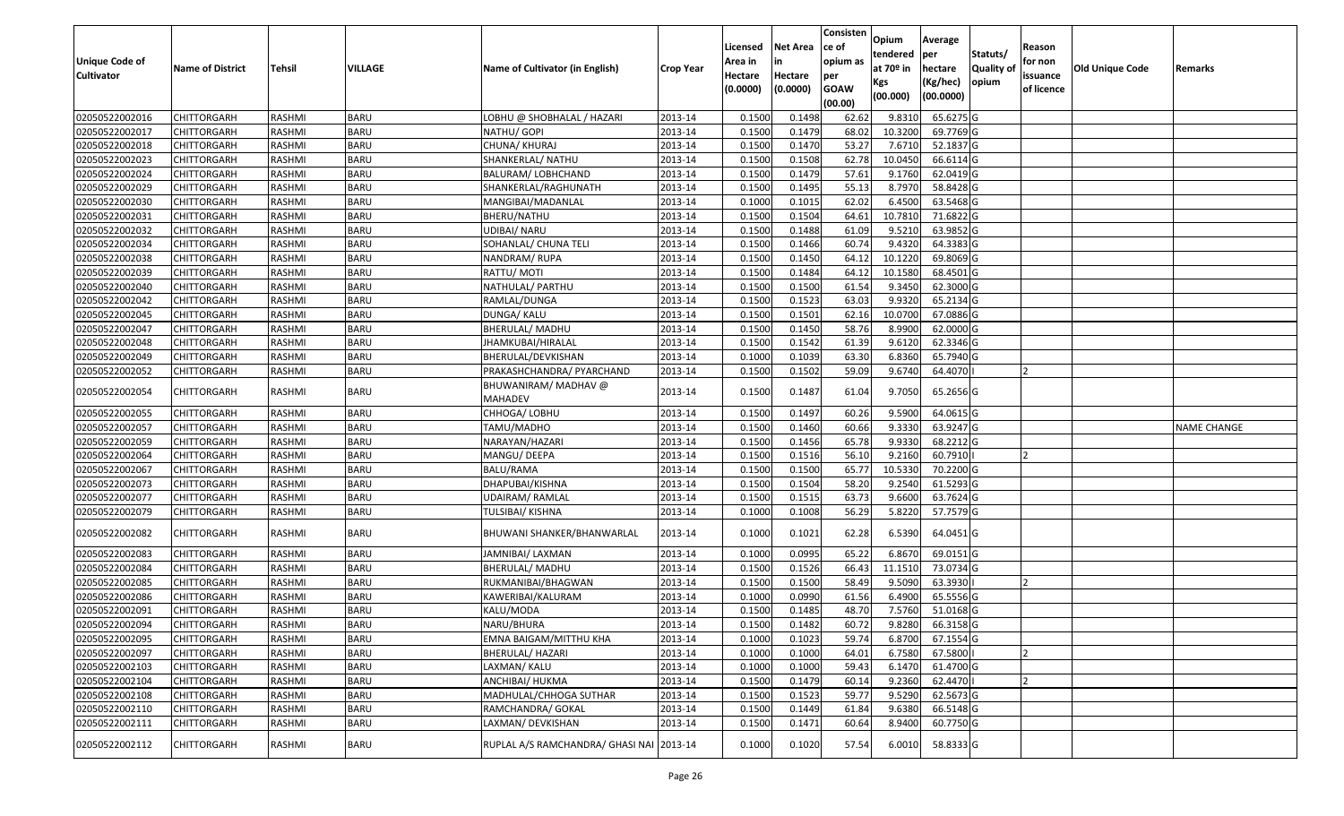| Unique Code of Cultivator | Name of District | Tehsil | VILLAGE | Name of Cultivator (in English) | Crop Year | Licensed Area in Hectare (0.0000) | Net Area in Hectare (0.0000) | Consistence of opium as per GOAW (00.00) | Opium tendered at 70º in Kgs (00.000) | Average per hectare (Kg/hec) (00.0000) | Statuts/ Quality of opium | Reason for non issuance of licence | Old Unique Code | Remarks |
|---|---|---|---|---|---|---|---|---|---|---|---|---|---|---|
| 02050522002016 | CHITTORGARH | RASHMI | BARU | LOBHU @ SHOBHALAL / HAZARI | 2013-14 | 0.1500 | 0.1498 | 62.62 | 9.8310 | 65.6275 | G | | | |
| 02050522002017 | CHITTORGARH | RASHMI | BARU | NATHU/ GOPI | 2013-14 | 0.1500 | 0.1479 | 68.02 | 10.3200 | 69.7769 | G | | | |
| 02050522002018 | CHITTORGARH | RASHMI | BARU | CHUNA/ KHURAJ | 2013-14 | 0.1500 | 0.1470 | 53.27 | 7.6710 | 52.1837 | G | | | |
| 02050522002023 | CHITTORGARH | RASHMI | BARU | SHANKERLAL/ NATHU | 2013-14 | 0.1500 | 0.1508 | 62.78 | 10.0450 | 66.6114 | G | | | |
| 02050522002024 | CHITTORGARH | RASHMI | BARU | BALURAM/ LOBHCHAND | 2013-14 | 0.1500 | 0.1479 | 57.61 | 9.1760 | 62.0419 | G | | | |
| 02050522002029 | CHITTORGARH | RASHMI | BARU | SHANKERLAL/RAGHUNATH | 2013-14 | 0.1500 | 0.1495 | 55.13 | 8.7970 | 58.8428 | G | | | |
| 02050522002030 | CHITTORGARH | RASHMI | BARU | MANGIBAI/MADANLAL | 2013-14 | 0.1000 | 0.1015 | 62.02 | 6.4500 | 63.5468 | G | | | |
| 02050522002031 | CHITTORGARH | RASHMI | BARU | BHERU/NATHU | 2013-14 | 0.1500 | 0.1504 | 64.61 | 10.7810 | 71.6822 | G | | | |
| 02050522002032 | CHITTORGARH | RASHMI | BARU | UDIBAI/ NARU | 2013-14 | 0.1500 | 0.1488 | 61.09 | 9.5210 | 63.9852 | G | | | |
| 02050522002034 | CHITTORGARH | RASHMI | BARU | SOHANLAL/ CHUNA TELI | 2013-14 | 0.1500 | 0.1466 | 60.74 | 9.4320 | 64.3383 | G | | | |
| 02050522002038 | CHITTORGARH | RASHMI | BARU | NANDRAM/ RUPA | 2013-14 | 0.1500 | 0.1450 | 64.12 | 10.1220 | 69.8069 | G | | | |
| 02050522002039 | CHITTORGARH | RASHMI | BARU | RATTU/ MOTI | 2013-14 | 0.1500 | 0.1484 | 64.12 | 10.1580 | 68.4501 | G | | | |
| 02050522002040 | CHITTORGARH | RASHMI | BARU | NATHULAL/ PARTHU | 2013-14 | 0.1500 | 0.1500 | 61.54 | 9.3450 | 62.3000 | G | | | |
| 02050522002042 | CHITTORGARH | RASHMI | BARU | RAMLAL/DUNGA | 2013-14 | 0.1500 | 0.1523 | 63.03 | 9.9320 | 65.2134 | G | | | |
| 02050522002045 | CHITTORGARH | RASHMI | BARU | DUNGA/ KALU | 2013-14 | 0.1500 | 0.1501 | 62.16 | 10.0700 | 67.0886 | G | | | |
| 02050522002047 | CHITTORGARH | RASHMI | BARU | BHERULAL/ MADHU | 2013-14 | 0.1500 | 0.1450 | 58.76 | 8.9900 | 62.0000 | G | | | |
| 02050522002048 | CHITTORGARH | RASHMI | BARU | JHAMKUBAI/HIRALAL | 2013-14 | 0.1500 | 0.1542 | 61.39 | 9.6120 | 62.3346 | G | | | |
| 02050522002049 | CHITTORGARH | RASHMI | BARU | BHERULAL/DEVKISHAN | 2013-14 | 0.1000 | 0.1039 | 63.30 | 6.8360 | 65.7940 | G | | | |
| 02050522002052 | CHITTORGARH | RASHMI | BARU | PRAKASHCHANDRA/ PYARCHAND | 2013-14 | 0.1500 | 0.1502 | 59.09 | 9.6740 | 64.4070 | I | 2 | | |
| 02050522002054 | CHITTORGARH | RASHMI | BARU | BHUWANIRAM/ MADHAV @ MAHADEV | 2013-14 | 0.1500 | 0.1487 | 61.04 | 9.7050 | 65.2656 | G | | | |
| 02050522002055 | CHITTORGARH | RASHMI | BARU | CHHOGA/ LOBHU | 2013-14 | 0.1500 | 0.1497 | 60.26 | 9.5900 | 64.0615 | G | | | |
| 02050522002057 | CHITTORGARH | RASHMI | BARU | TAMU/MADHO | 2013-14 | 0.1500 | 0.1460 | 60.66 | 9.3330 | 63.9247 | G | | | NAME CHANGE |
| 02050522002059 | CHITTORGARH | RASHMI | BARU | NARAYAN/HAZARI | 2013-14 | 0.1500 | 0.1456 | 65.78 | 9.9330 | 68.2212 | G | | | |
| 02050522002064 | CHITTORGARH | RASHMI | BARU | MANGU/ DEEPA | 2013-14 | 0.1500 | 0.1516 | 56.10 | 9.2160 | 60.7910 | I | 2 | | |
| 02050522002067 | CHITTORGARH | RASHMI | BARU | BALU/RAMA | 2013-14 | 0.1500 | 0.1500 | 65.77 | 10.5330 | 70.2200 | G | | | |
| 02050522002073 | CHITTORGARH | RASHMI | BARU | DHAPUBAI/KISHNA | 2013-14 | 0.1500 | 0.1504 | 58.20 | 9.2540 | 61.5293 | G | | | |
| 02050522002077 | CHITTORGARH | RASHMI | BARU | UDAIRAM/ RAMLAL | 2013-14 | 0.1500 | 0.1515 | 63.73 | 9.6600 | 63.7624 | G | | | |
| 02050522002079 | CHITTORGARH | RASHMI | BARU | TULSIBAI/ KISHNA | 2013-14 | 0.1000 | 0.1008 | 56.29 | 5.8220 | 57.7579 | G | | | |
| 02050522002082 | CHITTORGARH | RASHMI | BARU | BHUWANI SHANKER/BHANWARLAL | 2013-14 | 0.1000 | 0.1021 | 62.28 | 6.5390 | 64.0451 | G | | | |
| 02050522002083 | CHITTORGARH | RASHMI | BARU | JAMNIBAI/ LAXMAN | 2013-14 | 0.1000 | 0.0995 | 65.22 | 6.8670 | 69.0151 | G | | | |
| 02050522002084 | CHITTORGARH | RASHMI | BARU | BHERULAL/ MADHU | 2013-14 | 0.1500 | 0.1526 | 66.43 | 11.1510 | 73.0734 | G | | | |
| 02050522002085 | CHITTORGARH | RASHMI | BARU | RUKMANIBAI/BHAGWAN | 2013-14 | 0.1500 | 0.1500 | 58.49 | 9.5090 | 63.3930 | I | 2 | | |
| 02050522002086 | CHITTORGARH | RASHMI | BARU | KAWERIBAI/KALURAM | 2013-14 | 0.1000 | 0.0990 | 61.56 | 6.4900 | 65.5556 | G | | | |
| 02050522002091 | CHITTORGARH | RASHMI | BARU | KALU/MODA | 2013-14 | 0.1500 | 0.1485 | 48.70 | 7.5760 | 51.0168 | G | | | |
| 02050522002094 | CHITTORGARH | RASHMI | BARU | NARU/BHURA | 2013-14 | 0.1500 | 0.1482 | 60.72 | 9.8280 | 66.3158 | G | | | |
| 02050522002095 | CHITTORGARH | RASHMI | BARU | EMNA BAIGAM/MITTHU KHA | 2013-14 | 0.1000 | 0.1023 | 59.74 | 6.8700 | 67.1554 | G | | | |
| 02050522002097 | CHITTORGARH | RASHMI | BARU | BHERULAL/ HAZARI | 2013-14 | 0.1000 | 0.1000 | 64.01 | 6.7580 | 67.5800 | I | 2 | | |
| 02050522002103 | CHITTORGARH | RASHMI | BARU | LAXMAN/ KALU | 2013-14 | 0.1000 | 0.1000 | 59.43 | 6.1470 | 61.4700 | G | | | |
| 02050522002104 | CHITTORGARH | RASHMI | BARU | ANCHIBAI/ HUKMA | 2013-14 | 0.1500 | 0.1479 | 60.14 | 9.2360 | 62.4470 | I | 2 | | |
| 02050522002108 | CHITTORGARH | RASHMI | BARU | MADHULAL/CHHOGA SUTHAR | 2013-14 | 0.1500 | 0.1523 | 59.77 | 9.5290 | 62.5673 | G | | | |
| 02050522002110 | CHITTORGARH | RASHMI | BARU | RAMCHANDRA/ GOKAL | 2013-14 | 0.1500 | 0.1449 | 61.84 | 9.6380 | 66.5148 | G | | | |
| 02050522002111 | CHITTORGARH | RASHMI | BARU | LAXMAN/ DEVKISHAN | 2013-14 | 0.1500 | 0.1471 | 60.64 | 8.9400 | 60.7750 | G | | | |
| 02050522002112 | CHITTORGARH | RASHMI | BARU | RUPLAL A/S RAMCHANDRA/ GHASI NAI | 2013-14 | 0.1000 | 0.1020 | 57.54 | 6.0010 | 58.8333 | G | | | |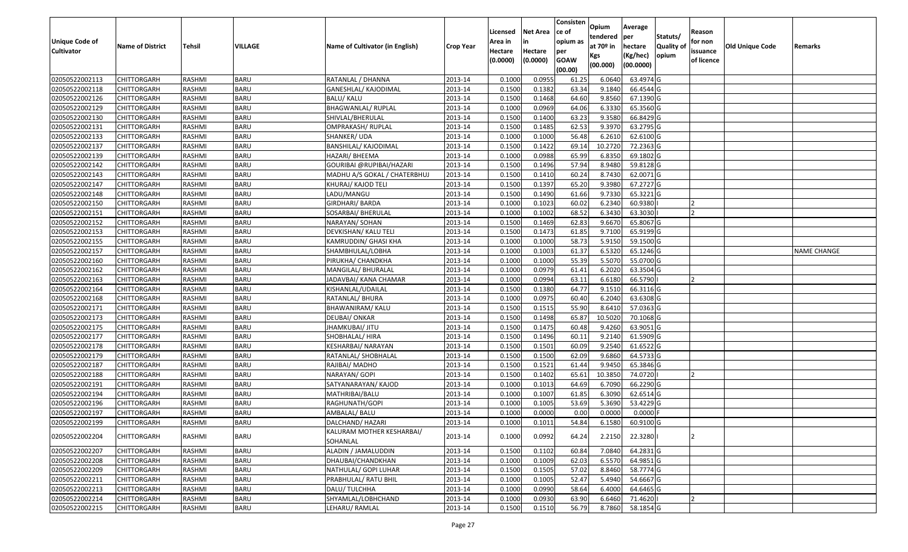| Unique Code of Cultivator | Name of District | Tehsil | VILLAGE | Name of Cultivator (in English) | Crop Year | Licensed Area in Hectare (0.0000) | Net Area in Hectare (0.0000) | Consistence of opium as per GOAW (00.00) | Opium tendered at 70º in Kgs (00.000) | Average per hectare (Kg/hec) (00.0000) | Statuts/ Quality of opium | Reason for non issuance of licence | Old Unique Code | Remarks |
|---|---|---|---|---|---|---|---|---|---|---|---|---|---|---|
| 02050522002113 | CHITTORGARH | RASHMI | BARU | RATANLAL / DHANNA | 2013-14 | 0.1000 | 0.0955 | 61.25 | 6.0640 | 63.4974 | G | | | |
| 02050522002118 | CHITTORGARH | RASHMI | BARU | GANESHLAL/ KAJODIMAL | 2013-14 | 0.1500 | 0.1382 | 63.34 | 9.1840 | 66.4544 | G | | | |
| 02050522002126 | CHITTORGARH | RASHMI | BARU | BALU/ KALU | 2013-14 | 0.1500 | 0.1468 | 64.60 | 9.8560 | 67.1390 | G | | | |
| 02050522002129 | CHITTORGARH | RASHMI | BARU | BHAGWANLAL/ RUPLAL | 2013-14 | 0.1000 | 0.0969 | 64.06 | 6.3330 | 65.3560 | G | | | |
| 02050522002130 | CHITTORGARH | RASHMI | BARU | SHIVLAL/BHERULAL | 2013-14 | 0.1500 | 0.1400 | 63.23 | 9.3580 | 66.8429 | G | | | |
| 02050522002131 | CHITTORGARH | RASHMI | BARU | OMPRAKASH/ RUPLAL | 2013-14 | 0.1500 | 0.1485 | 62.53 | 9.3970 | 63.2795 | G | | | |
| 02050522002133 | CHITTORGARH | RASHMI | BARU | SHANKER/ UDA | 2013-14 | 0.1000 | 0.1000 | 56.48 | 6.2610 | 62.6100 | G | | | |
| 02050522002137 | CHITTORGARH | RASHMI | BARU | BANSHILAL/ KAJODIMAL | 2013-14 | 0.1500 | 0.1422 | 69.14 | 10.2720 | 72.2363 | G | | | |
| 02050522002139 | CHITTORGARH | RASHMI | BARU | HAZARI/ BHEEMA | 2013-14 | 0.1000 | 0.0988 | 65.99 | 6.8350 | 69.1802 | G | | | |
| 02050522002142 | CHITTORGARH | RASHMI | BARU | GOURIBAI @RUPIBAI/HAZARI | 2013-14 | 0.1500 | 0.1496 | 57.94 | 8.9480 | 59.8128 | G | | | |
| 02050522002143 | CHITTORGARH | RASHMI | BARU | MADHU A/S GOKAL / CHATERBHUJ | 2013-14 | 0.1500 | 0.1410 | 60.24 | 8.7430 | 62.0071 | G | | | |
| 02050522002147 | CHITTORGARH | RASHMI | BARU | KHURAJ/ KAJOD TELI | 2013-14 | 0.1500 | 0.1397 | 65.20 | 9.3980 | 67.2727 | G | | | |
| 02050522002148 | CHITTORGARH | RASHMI | BARU | LADU/MANGU | 2013-14 | 0.1500 | 0.1490 | 61.66 | 9.7330 | 65.3221 | G | | | |
| 02050522002150 | CHITTORGARH | RASHMI | BARU | GIRDHARI/ BARDA | 2013-14 | 0.1000 | 0.1023 | 60.02 | 6.2340 | 60.9380 | I | 2 | | |
| 02050522002151 | CHITTORGARH | RASHMI | BARU | SOSARBAI/ BHERULAL | 2013-14 | 0.1000 | 0.1002 | 68.52 | 6.3430 | 63.3030 | I | 2 | | |
| 02050522002152 | CHITTORGARH | RASHMI | BARU | NARAYAN/ SOHAN | 2013-14 | 0.1500 | 0.1469 | 62.83 | 9.6670 | 65.8067 | G | | | |
| 02050522002153 | CHITTORGARH | RASHMI | BARU | DEVKISHAN/ KALU TELI | 2013-14 | 0.1500 | 0.1473 | 61.85 | 9.7100 | 65.9199 | G | | | |
| 02050522002155 | CHITTORGARH | RASHMI | BARU | KAMRUDDIN/ GHASI KHA | 2013-14 | 0.1000 | 0.1000 | 58.73 | 5.9150 | 59.1500 | G | | | |
| 02050522002157 | CHITTORGARH | RASHMI | BARU | SHAMBHULAL/LOBHA | 2013-14 | 0.1000 | 0.1003 | 61.37 | 6.5320 | 65.1246 | G | | | NAME CHANGE |
| 02050522002160 | CHITTORGARH | RASHMI | BARU | PIRUKHA/ CHANDKHA | 2013-14 | 0.1000 | 0.1000 | 55.39 | 5.5070 | 55.0700 | G | | | |
| 02050522002162 | CHITTORGARH | RASHMI | BARU | MANGILAL/ BHURALAL | 2013-14 | 0.1000 | 0.0979 | 61.41 | 6.2020 | 63.3504 | G | | | |
| 02050522002163 | CHITTORGARH | RASHMI | BARU | JADAVBAI/ KANA CHAMAR | 2013-14 | 0.1000 | 0.0994 | 63.11 | 6.6180 | 66.5790 | I | 2 | | |
| 02050522002164 | CHITTORGARH | RASHMI | BARU | KISHANLAL/UDAILAL | 2013-14 | 0.1500 | 0.1380 | 64.77 | 9.1510 | 66.3116 | G | | | |
| 02050522002168 | CHITTORGARH | RASHMI | BARU | RATANLAL/ BHURA | 2013-14 | 0.1000 | 0.0975 | 60.40 | 6.2040 | 63.6308 | G | | | |
| 02050522002171 | CHITTORGARH | RASHMI | BARU | BHAWANIRAM/ KALU | 2013-14 | 0.1500 | 0.1515 | 55.90 | 8.6410 | 57.0363 | G | | | |
| 02050522002173 | CHITTORGARH | RASHMI | BARU | DEUBAI/ ONKAR | 2013-14 | 0.1500 | 0.1498 | 65.87 | 10.5020 | 70.1068 | G | | | |
| 02050522002175 | CHITTORGARH | RASHMI | BARU | JHAMKUBAI/ JITU | 2013-14 | 0.1500 | 0.1475 | 60.48 | 9.4260 | 63.9051 | G | | | |
| 02050522002177 | CHITTORGARH | RASHMI | BARU | SHOBHALAL/ HIRA | 2013-14 | 0.1500 | 0.1496 | 60.11 | 9.2140 | 61.5909 | G | | | |
| 02050522002178 | CHITTORGARH | RASHMI | BARU | KESHARBAI/ NARAYAN | 2013-14 | 0.1500 | 0.1501 | 60.09 | 9.2540 | 61.6522 | G | | | |
| 02050522002179 | CHITTORGARH | RASHMI | BARU | RATANLAL/ SHOBHALAL | 2013-14 | 0.1500 | 0.1500 | 62.09 | 9.6860 | 64.5733 | G | | | |
| 02050522002187 | CHITTORGARH | RASHMI | BARU | RAJIBAI/ MADHO | 2013-14 | 0.1500 | 0.1521 | 61.44 | 9.9450 | 65.3846 | G | | | |
| 02050522002188 | CHITTORGARH | RASHMI | BARU | NARAYAN/ GOPI | 2013-14 | 0.1500 | 0.1402 | 65.61 | 10.3850 | 74.0720 | I | 2 | | |
| 02050522002191 | CHITTORGARH | RASHMI | BARU | SATYANARAYAN/ KAJOD | 2013-14 | 0.1000 | 0.1013 | 64.69 | 6.7090 | 66.2290 | G | | | |
| 02050522002194 | CHITTORGARH | RASHMI | BARU | MATHRIBAI/BALU | 2013-14 | 0.1000 | 0.1007 | 61.85 | 6.3090 | 62.6514 | G | | | |
| 02050522002196 | CHITTORGARH | RASHMI | BARU | RAGHUNATH/GOPI | 2013-14 | 0.1000 | 0.1005 | 53.69 | 5.3690 | 53.4229 | G | | | |
| 02050522002197 | CHITTORGARH | RASHMI | BARU | AMBALAL/ BALU | 2013-14 | 0.1000 | 0.0000 | 0.00 | 0.0000 | 0.0000 | F | | | |
| 02050522002199 | CHITTORGARH | RASHMI | BARU | DALCHAND/ HAZARI | 2013-14 | 0.1000 | 0.1011 | 54.84 | 6.1580 | 60.9100 | G | | | |
| 02050522002204 | CHITTORGARH | RASHMI | BARU | KALURAM MOTHER KESHARBAI/ SOHANLAL | 2013-14 | 0.1000 | 0.0992 | 64.24 | 2.2150 | 22.3280 | I | 2 | | |
| 02050522002207 | CHITTORGARH | RASHMI | BARU | ALADIN / JAMALUDDIN | 2013-14 | 0.1500 | 0.1102 | 60.84 | 7.0840 | 64.2831 | G | | | |
| 02050522002208 | CHITTORGARH | RASHMI | BARU | DHAUBAI/CHANDKHAN | 2013-14 | 0.1000 | 0.1009 | 62.03 | 6.5570 | 64.9851 | G | | | |
| 02050522002209 | CHITTORGARH | RASHMI | BARU | NATHULAL/ GOPI LUHAR | 2013-14 | 0.1500 | 0.1505 | 57.02 | 8.8460 | 58.7774 | G | | | |
| 02050522002211 | CHITTORGARH | RASHMI | BARU | PRABHULAL/ RATU BHIL | 2013-14 | 0.1000 | 0.1005 | 52.47 | 5.4940 | 54.6667 | G | | | |
| 02050522002213 | CHITTORGARH | RASHMI | BARU | DALU/ TULCHHA | 2013-14 | 0.1000 | 0.0990 | 58.64 | 6.4000 | 64.6465 | G | | | |
| 02050522002214 | CHITTORGARH | RASHMI | BARU | SHYAMLAL/LOBHCHAND | 2013-14 | 0.1000 | 0.0930 | 63.90 | 6.6460 | 71.4620 | I | 2 | | |
| 02050522002215 | CHITTORGARH | RASHMI | BARU | LEHARU/ RAMLAL | 2013-14 | 0.1500 | 0.1510 | 56.79 | 8.7860 | 58.1854 | G | | | |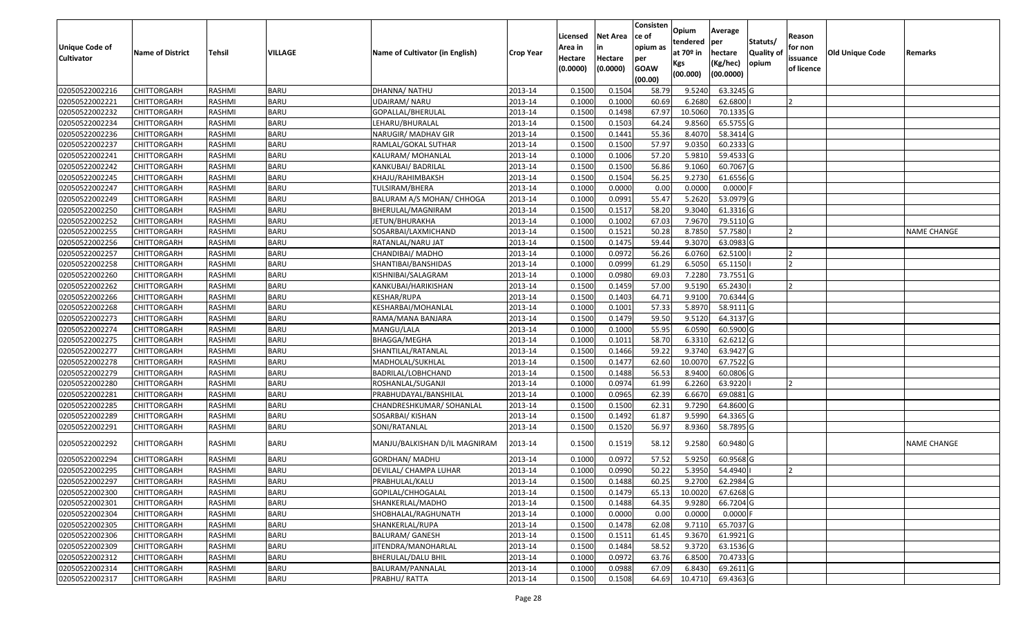| Unique Code of Cultivator | Name of District | Tehsil | VILLAGE | Name of Cultivator (in English) | Crop Year | Licensed Area in Hectare (0.0000) | Net Area in Hectare (0.0000) | Consisten ce of opium as per GOAW (00.00) | Opium tendered at 70º in Kgs (00.000) | Average per hectare (Kg/hec) (00.0000) | Statuts/ Quality of opium | Reason for non issuance of licence | Old Unique Code | Remarks |
|---|---|---|---|---|---|---|---|---|---|---|---|---|---|---|
| 02050522002216 | CHITTORGARH | RASHMI | BARU | DHANNA/ NATHU | 2013-14 | 0.1500 | 0.1504 | 58.79 | 9.5240 | 63.3245 | G | | | |
| 02050522002221 | CHITTORGARH | RASHMI | BARU | UDAIRAM/ NARU | 2013-14 | 0.1000 | 0.1000 | 60.69 | 6.2680 | 62.6800 | I | 2 | | |
| 02050522002232 | CHITTORGARH | RASHMI | BARU | GOPALLAL/BHERULAL | 2013-14 | 0.1500 | 0.1498 | 67.97 | 10.5060 | 70.1335 | G | | | |
| 02050522002234 | CHITTORGARH | RASHMI | BARU | LEHARU/BHURALAL | 2013-14 | 0.1500 | 0.1503 | 64.24 | 9.8560 | 65.5755 | G | | | |
| 02050522002236 | CHITTORGARH | RASHMI | BARU | NARUGIR/ MADHAV GIR | 2013-14 | 0.1500 | 0.1441 | 55.36 | 8.4070 | 58.3414 | G | | | |
| 02050522002237 | CHITTORGARH | RASHMI | BARU | RAMLAL/GOKAL SUTHAR | 2013-14 | 0.1500 | 0.1500 | 57.97 | 9.0350 | 60.2333 | G | | | |
| 02050522002241 | CHITTORGARH | RASHMI | BARU | KALURAM/ MOHANLAL | 2013-14 | 0.1000 | 0.1006 | 57.20 | 5.9810 | 59.4533 | G | | | |
| 02050522002242 | CHITTORGARH | RASHMI | BARU | KANKUBAI/ BADRILAL | 2013-14 | 0.1500 | 0.1500 | 56.86 | 9.1060 | 60.7067 | G | | | |
| 02050522002245 | CHITTORGARH | RASHMI | BARU | KHAJU/RAHIMBAKSH | 2013-14 | 0.1500 | 0.1504 | 56.25 | 9.2730 | 61.6556 | G | | | |
| 02050522002247 | CHITTORGARH | RASHMI | BARU | TULSIRAM/BHERA | 2013-14 | 0.1000 | 0.0000 | 0.00 | 0.0000 | 0.0000 | F | | | |
| 02050522002249 | CHITTORGARH | RASHMI | BARU | BALURAM A/S MOHAN/ CHHOGA | 2013-14 | 0.1000 | 0.0991 | 55.47 | 5.2620 | 53.0979 | G | | | |
| 02050522002250 | CHITTORGARH | RASHMI | BARU | BHERULAL/MAGNIRAM | 2013-14 | 0.1500 | 0.1517 | 58.20 | 9.3040 | 61.3316 | G | | | |
| 02050522002252 | CHITTORGARH | RASHMI | BARU | JETUN/BHURAKHA | 2013-14 | 0.1000 | 0.1002 | 67.03 | 7.9670 | 79.5110 | G | | | |
| 02050522002255 | CHITTORGARH | RASHMI | BARU | SOSARBAI/LAXMICHAND | 2013-14 | 0.1500 | 0.1521 | 50.28 | 8.7850 | 57.7580 | I | 2 | | NAME CHANGE |
| 02050522002256 | CHITTORGARH | RASHMI | BARU | RATANLAL/NARU JAT | 2013-14 | 0.1500 | 0.1475 | 59.44 | 9.3070 | 63.0983 | G | | | |
| 02050522002257 | CHITTORGARH | RASHMI | BARU | CHANDIBAI/ MADHO | 2013-14 | 0.1000 | 0.0972 | 56.26 | 6.0760 | 62.5100 | I | 2 | | |
| 02050522002258 | CHITTORGARH | RASHMI | BARU | SHANTIBAI/BANSHIDAS | 2013-14 | 0.1000 | 0.0999 | 61.29 | 6.5050 | 65.1150 | I | 2 | | |
| 02050522002260 | CHITTORGARH | RASHMI | BARU | KISHNIBAI/SALAGRAM | 2013-14 | 0.1000 | 0.0980 | 69.03 | 7.2280 | 73.7551 | G | | | |
| 02050522002262 | CHITTORGARH | RASHMI | BARU | KANKUBAI/HARIKISHAN | 2013-14 | 0.1500 | 0.1459 | 57.00 | 9.5190 | 65.2430 | I | 2 | | |
| 02050522002266 | CHITTORGARH | RASHMI | BARU | KESHAR/RUPA | 2013-14 | 0.1500 | 0.1403 | 64.71 | 9.9100 | 70.6344 | G | | | |
| 02050522002268 | CHITTORGARH | RASHMI | BARU | KESHARBAI/MOHANLAL | 2013-14 | 0.1000 | 0.1001 | 57.33 | 5.8970 | 58.9111 | G | | | |
| 02050522002273 | CHITTORGARH | RASHMI | BARU | RAMA/MANA BANJARA | 2013-14 | 0.1500 | 0.1479 | 59.50 | 9.5120 | 64.3137 | G | | | |
| 02050522002274 | CHITTORGARH | RASHMI | BARU | MANGU/LALA | 2013-14 | 0.1000 | 0.1000 | 55.95 | 6.0590 | 60.5900 | G | | | |
| 02050522002275 | CHITTORGARH | RASHMI | BARU | BHAGGA/MEGHA | 2013-14 | 0.1000 | 0.1011 | 58.70 | 6.3310 | 62.6212 | G | | | |
| 02050522002277 | CHITTORGARH | RASHMI | BARU | SHANTILAL/RATANLAL | 2013-14 | 0.1500 | 0.1466 | 59.22 | 9.3740 | 63.9427 | G | | | |
| 02050522002278 | CHITTORGARH | RASHMI | BARU | MADHOLAL/SUKHLAL | 2013-14 | 0.1500 | 0.1477 | 62.60 | 10.0070 | 67.7522 | G | | | |
| 02050522002279 | CHITTORGARH | RASHMI | BARU | BADRILAL/LOBHCHAND | 2013-14 | 0.1500 | 0.1488 | 56.53 | 8.9400 | 60.0806 | G | | | |
| 02050522002280 | CHITTORGARH | RASHMI | BARU | ROSHANLAL/SUGANJI | 2013-14 | 0.1000 | 0.0974 | 61.99 | 6.2260 | 63.9220 | I | 2 | | |
| 02050522002281 | CHITTORGARH | RASHMI | BARU | PRABHUDAYAL/BANSHILAL | 2013-14 | 0.1000 | 0.0965 | 62.39 | 6.6670 | 69.0881 | G | | | |
| 02050522002285 | CHITTORGARH | RASHMI | BARU | CHANDRESHKUMAR/ SOHANLAL | 2013-14 | 0.1500 | 0.1500 | 62.31 | 9.7290 | 64.8600 | G | | | |
| 02050522002289 | CHITTORGARH | RASHMI | BARU | SOSARBAI/ KISHAN | 2013-14 | 0.1500 | 0.1492 | 61.87 | 9.5990 | 64.3365 | G | | | |
| 02050522002291 | CHITTORGARH | RASHMI | BARU | SONI/RATANLAL | 2013-14 | 0.1500 | 0.1520 | 56.97 | 8.9360 | 58.7895 | G | | | |
| 02050522002292 | CHITTORGARH | RASHMI | BARU | MANJU/BALKISHAN D/IL MAGNIRAM | 2013-14 | 0.1500 | 0.1519 | 58.12 | 9.2580 | 60.9480 | G | | | NAME CHANGE |
| 02050522002294 | CHITTORGARH | RASHMI | BARU | GORDHAN/ MADHU | 2013-14 | 0.1000 | 0.0972 | 57.52 | 5.9250 | 60.9568 | G | | | |
| 02050522002295 | CHITTORGARH | RASHMI | BARU | DEVILAL/ CHAMPA LUHAR | 2013-14 | 0.1000 | 0.0990 | 50.22 | 5.3950 | 54.4940 | I | 2 | | |
| 02050522002297 | CHITTORGARH | RASHMI | BARU | PRABHULAL/KALU | 2013-14 | 0.1500 | 0.1488 | 60.25 | 9.2700 | 62.2984 | G | | | |
| 02050522002300 | CHITTORGARH | RASHMI | BARU | GOPILAL/CHHOGALAL | 2013-14 | 0.1500 | 0.1479 | 65.13 | 10.0020 | 67.6268 | G | | | |
| 02050522002301 | CHITTORGARH | RASHMI | BARU | SHANKERLAL/MADHO | 2013-14 | 0.1500 | 0.1488 | 64.35 | 9.9280 | 66.7204 | G | | | |
| 02050522002304 | CHITTORGARH | RASHMI | BARU | SHOBHALAL/RAGHUNATH | 2013-14 | 0.1000 | 0.0000 | 0.00 | 0.0000 | 0.0000 | F | | | |
| 02050522002305 | CHITTORGARH | RASHMI | BARU | SHANKERLAL/RUPA | 2013-14 | 0.1500 | 0.1478 | 62.08 | 9.7110 | 65.7037 | G | | | |
| 02050522002306 | CHITTORGARH | RASHMI | BARU | BALURAM/ GANESH | 2013-14 | 0.1500 | 0.1511 | 61.45 | 9.3670 | 61.9921 | G | | | |
| 02050522002309 | CHITTORGARH | RASHMI | BARU | JITENDRA/MANOHARLAL | 2013-14 | 0.1500 | 0.1484 | 58.52 | 9.3720 | 63.1536 | G | | | |
| 02050522002312 | CHITTORGARH | RASHMI | BARU | BHERULAL/DALU BHIL | 2013-14 | 0.1000 | 0.0972 | 63.76 | 6.8500 | 70.4733 | G | | | |
| 02050522002314 | CHITTORGARH | RASHMI | BARU | BALURAM/PANNALAL | 2013-14 | 0.1000 | 0.0988 | 67.09 | 6.8430 | 69.2611 | G | | | |
| 02050522002317 | CHITTORGARH | RASHMI | BARU | PRABHU/ RATTA | 2013-14 | 0.1500 | 0.1508 | 64.69 | 10.4710 | 69.4363 | G | | | |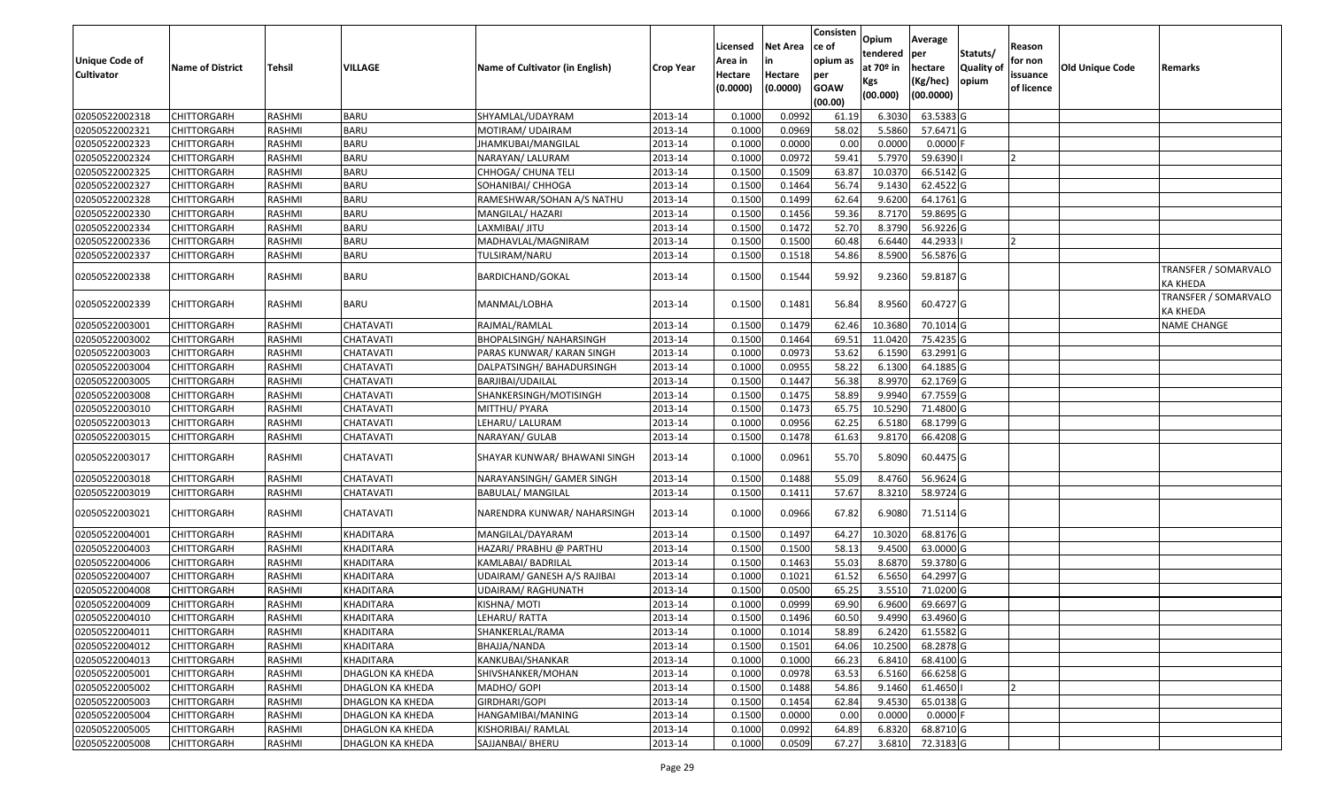| Unique Code of Cultivator | Name of District | Tehsil | VILLAGE | Name of Cultivator (in English) | Crop Year | Licensed Area in Hectare (0.0000) | Net Area in Hectare (0.0000) | Consistence of opium as per GOAW (00.00) | Opium tendered at 70º in Kgs (00.000) | Average per hectare (Kg/hec) (00.0000) | Statuts/ Quality of opium | Reason for non issuance of licence | Old Unique Code | Remarks |
|---|---|---|---|---|---|---|---|---|---|---|---|---|---|---|
| 02050522002318 | CHITTORGARH | RASHMI | BARU | SHYAMLAL/UDAYRAM | 2013-14 | 0.1000 | 0.0992 | 61.19 | 6.3030 | 63.5383 | G | | | |
| 02050522002321 | CHITTORGARH | RASHMI | BARU | MOTIRAM/ UDAIRAM | 2013-14 | 0.1000 | 0.0969 | 58.02 | 5.5860 | 57.6471 | G | | | |
| 02050522002323 | CHITTORGARH | RASHMI | BARU | JHAMKUBAI/MANGILAL | 2013-14 | 0.1000 | 0.0000 | 0.00 | 0.0000 | 0.0000 | F | | | |
| 02050522002324 | CHITTORGARH | RASHMI | BARU | NARAYAN/ LALURAM | 2013-14 | 0.1000 | 0.0972 | 59.41 | 5.7970 | 59.6390 | I | 2 | | |
| 02050522002325 | CHITTORGARH | RASHMI | BARU | CHHOGA/ CHUNA TELI | 2013-14 | 0.1500 | 0.1509 | 63.87 | 10.0370 | 66.5142 | G | | | |
| 02050522002327 | CHITTORGARH | RASHMI | BARU | SOHANIBAI/ CHHOGA | 2013-14 | 0.1500 | 0.1464 | 56.74 | 9.1430 | 62.4522 | G | | | |
| 02050522002328 | CHITTORGARH | RASHMI | BARU | RAMESHWAR/SOHAN A/S NATHU | 2013-14 | 0.1500 | 0.1499 | 62.64 | 9.6200 | 64.1761 | G | | | |
| 02050522002330 | CHITTORGARH | RASHMI | BARU | MANGILAL/ HAZARI | 2013-14 | 0.1500 | 0.1456 | 59.36 | 8.7170 | 59.8695 | G | | | |
| 02050522002334 | CHITTORGARH | RASHMI | BARU | LAXMIBAI/ JITU | 2013-14 | 0.1500 | 0.1472 | 52.70 | 8.3790 | 56.9226 | G | | | |
| 02050522002336 | CHITTORGARH | RASHMI | BARU | MADHAVLAL/MAGNIRAM | 2013-14 | 0.1500 | 0.1500 | 60.48 | 6.6440 | 44.2933 | I | 2 | | |
| 02050522002337 | CHITTORGARH | RASHMI | BARU | TULSIRAM/NARU | 2013-14 | 0.1500 | 0.1518 | 54.86 | 8.5900 | 56.5876 | G | | | |
| 02050522002338 | CHITTORGARH | RASHMI | BARU | BARDICHAND/GOKAL | 2013-14 | 0.1500 | 0.1544 | 59.92 | 9.2360 | 59.8187 | G | | | TRANSFER / SOMARVALO KA KHEDA |
| 02050522002339 | CHITTORGARH | RASHMI | BARU | MANMAL/LOBHA | 2013-14 | 0.1500 | 0.1481 | 56.84 | 8.9560 | 60.4727 | G | | | TRANSFER / SOMARVALO KA KHEDA |
| 02050522003001 | CHITTORGARH | RASHMI | CHATAVATI | RAJMAL/RAMLAL | 2013-14 | 0.1500 | 0.1479 | 62.46 | 10.3680 | 70.1014 | G | | | NAME CHANGE |
| 02050522003002 | CHITTORGARH | RASHMI | CHATAVATI | BHOPALSINGH/ NAHARSINGH | 2013-14 | 0.1500 | 0.1464 | 69.51 | 11.0420 | 75.4235 | G | | | |
| 02050522003003 | CHITTORGARH | RASHMI | CHATAVATI | PARAS KUNWAR/ KARAN SINGH | 2013-14 | 0.1000 | 0.0973 | 53.62 | 6.1590 | 63.2991 | G | | | |
| 02050522003004 | CHITTORGARH | RASHMI | CHATAVATI | DALPATSINGH/ BAHADURSINGH | 2013-14 | 0.1000 | 0.0955 | 58.22 | 6.1300 | 64.1885 | G | | | |
| 02050522003005 | CHITTORGARH | RASHMI | CHATAVATI | BARJIBAI/UDAILAL | 2013-14 | 0.1500 | 0.1447 | 56.38 | 8.9970 | 62.1769 | G | | | |
| 02050522003008 | CHITTORGARH | RASHMI | CHATAVATI | SHANKERSINGH/MOTISINGH | 2013-14 | 0.1500 | 0.1475 | 58.89 | 9.9940 | 67.7559 | G | | | |
| 02050522003010 | CHITTORGARH | RASHMI | CHATAVATI | MITTHU/ PYARA | 2013-14 | 0.1500 | 0.1473 | 65.75 | 10.5290 | 71.4800 | G | | | |
| 02050522003013 | CHITTORGARH | RASHMI | CHATAVATI | LEHARU/ LALURAM | 2013-14 | 0.1000 | 0.0956 | 62.25 | 6.5180 | 68.1799 | G | | | |
| 02050522003015 | CHITTORGARH | RASHMI | CHATAVATI | NARAYAN/ GULAB | 2013-14 | 0.1500 | 0.1478 | 61.63 | 9.8170 | 66.4208 | G | | | |
| 02050522003017 | CHITTORGARH | RASHMI | CHATAVATI | SHAYAR KUNWAR/ BHAWANI SINGH | 2013-14 | 0.1000 | 0.0961 | 55.70 | 5.8090 | 60.4475 | G | | | |
| 02050522003018 | CHITTORGARH | RASHMI | CHATAVATI | NARAYANSINGH/ GAMER SINGH | 2013-14 | 0.1500 | 0.1488 | 55.09 | 8.4760 | 56.9624 | G | | | |
| 02050522003019 | CHITTORGARH | RASHMI | CHATAVATI | BABULAL/ MANGILAL | 2013-14 | 0.1500 | 0.1411 | 57.67 | 8.3210 | 58.9724 | G | | | |
| 02050522003021 | CHITTORGARH | RASHMI | CHATAVATI | NARENDRA KUNWAR/ NAHARSINGH | 2013-14 | 0.1000 | 0.0966 | 67.82 | 6.9080 | 71.5114 | G | | | |
| 02050522004001 | CHITTORGARH | RASHMI | KHADITARA | MANGILAL/DAYARAM | 2013-14 | 0.1500 | 0.1497 | 64.27 | 10.3020 | 68.8176 | G | | | |
| 02050522004003 | CHITTORGARH | RASHMI | KHADITARA | HAZARI/ PRABHU @ PARTHU | 2013-14 | 0.1500 | 0.1500 | 58.13 | 9.4500 | 63.0000 | G | | | |
| 02050522004006 | CHITTORGARH | RASHMI | KHADITARA | KAMLABAI/ BADRILAL | 2013-14 | 0.1500 | 0.1463 | 55.03 | 8.6870 | 59.3780 | G | | | |
| 02050522004007 | CHITTORGARH | RASHMI | KHADITARA | UDAIRAM/ GANESH A/S RAJIBAI | 2013-14 | 0.1000 | 0.1021 | 61.52 | 6.5650 | 64.2997 | G | | | |
| 02050522004008 | CHITTORGARH | RASHMI | KHADITARA | UDAIRAM/ RAGHUNATH | 2013-14 | 0.1500 | 0.0500 | 65.25 | 3.5510 | 71.0200 | G | | | |
| 02050522004009 | CHITTORGARH | RASHMI | KHADITARA | KISHNA/ MOTI | 2013-14 | 0.1000 | 0.0999 | 69.90 | 6.9600 | 69.6697 | G | | | |
| 02050522004010 | CHITTORGARH | RASHMI | KHADITARA | LEHARU/ RATTA | 2013-14 | 0.1500 | 0.1496 | 60.50 | 9.4990 | 63.4960 | G | | | |
| 02050522004011 | CHITTORGARH | RASHMI | KHADITARA | SHANKERLAL/RAMA | 2013-14 | 0.1000 | 0.1014 | 58.89 | 6.2420 | 61.5582 | G | | | |
| 02050522004012 | CHITTORGARH | RASHMI | KHADITARA | BHAJJA/NANDA | 2013-14 | 0.1500 | 0.1501 | 64.06 | 10.2500 | 68.2878 | G | | | |
| 02050522004013 | CHITTORGARH | RASHMI | KHADITARA | KANKUBAI/SHANKAR | 2013-14 | 0.1000 | 0.1000 | 66.23 | 6.8410 | 68.4100 | G | | | |
| 02050522005001 | CHITTORGARH | RASHMI | DHAGLON KA KHEDA | SHIVSHANKER/MOHAN | 2013-14 | 0.1000 | 0.0978 | 63.53 | 6.5160 | 66.6258 | G | | | |
| 02050522005002 | CHITTORGARH | RASHMI | DHAGLON KA KHEDA | MADHO/ GOPI | 2013-14 | 0.1500 | 0.1488 | 54.86 | 9.1460 | 61.4650 | I | 2 | | |
| 02050522005003 | CHITTORGARH | RASHMI | DHAGLON KA KHEDA | GIRDHARI/GOPI | 2013-14 | 0.1500 | 0.1454 | 62.84 | 9.4530 | 65.0138 | G | | | |
| 02050522005004 | CHITTORGARH | RASHMI | DHAGLON KA KHEDA | HANGAMIBAI/MANING | 2013-14 | 0.1500 | 0.0000 | 0.00 | 0.0000 | 0.0000 | F | | | |
| 02050522005005 | CHITTORGARH | RASHMI | DHAGLON KA KHEDA | KISHORIBAI/ RAMLAL | 2013-14 | 0.1000 | 0.0992 | 64.89 | 6.8320 | 68.8710 | G | | | |
| 02050522005008 | CHITTORGARH | RASHMI | DHAGLON KA KHEDA | SAJJANBAI/ BHERU | 2013-14 | 0.1000 | 0.0509 | 67.27 | 3.6810 | 72.3183 | G | | | |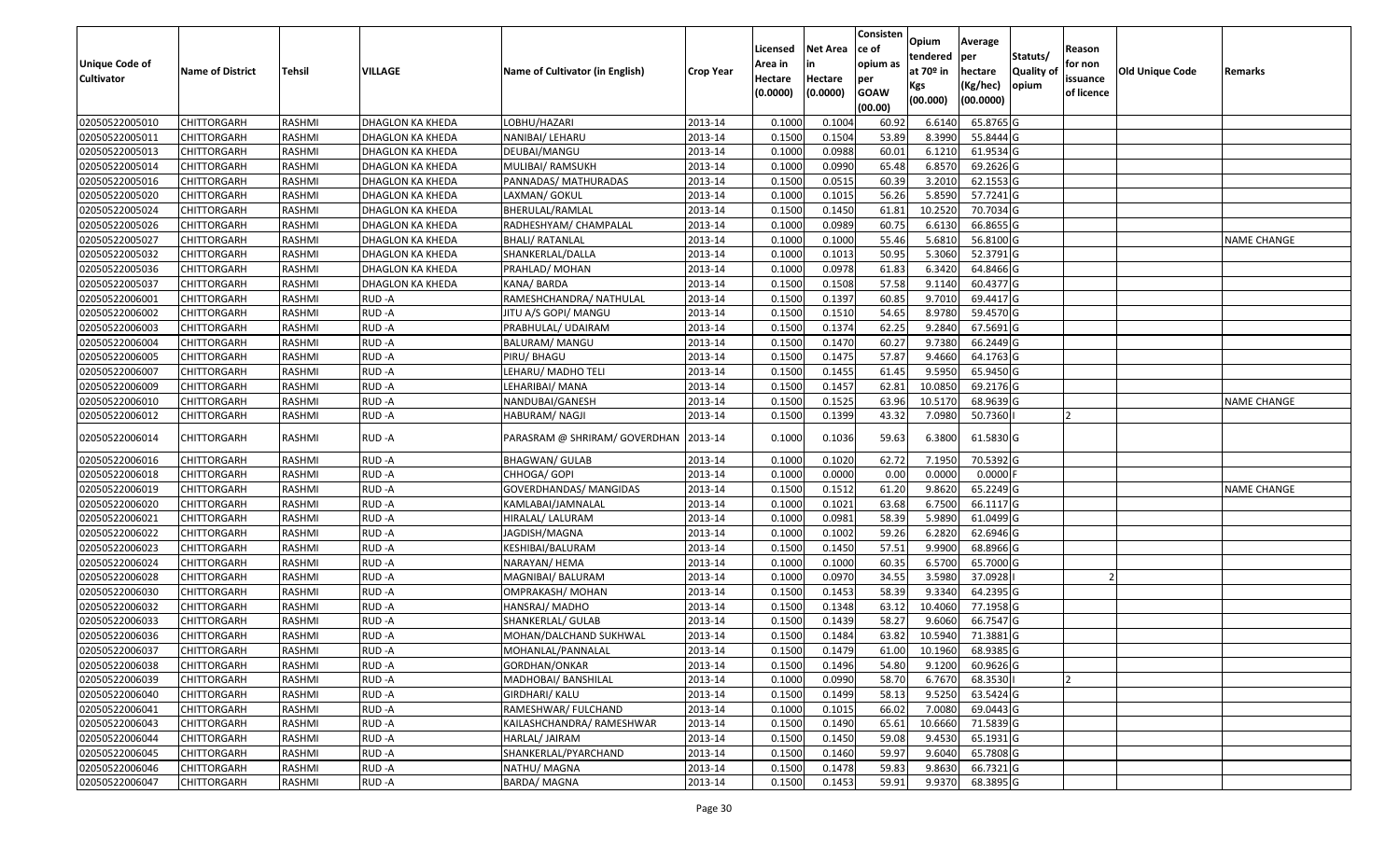| Unique Code of Cultivator | Name of District | Tehsil | VILLAGE | Name of Cultivator (in English) | Crop Year | Licensed Area in Hectare (0.0000) | Net Area in Hectare (0.0000) | Consistence of opium as per GOAW (00.00) | Opium tendered at 70º in Kgs (00.000) | Average per hectare (Kg/hec) (00.0000) | Statuts/ Quality of opium | Reason for non issuance of licence | Old Unique Code | Remarks |
|---|---|---|---|---|---|---|---|---|---|---|---|---|---|---|
| 02050522005010 | CHITTORGARH | RASHMI | DHAGLON KA KHEDA | LOBHU/HAZARI | 2013-14 | 0.1000 | 0.1004 | 60.92 | 6.6140 | 65.8765 | G | | | |
| 02050522005011 | CHITTORGARH | RASHMI | DHAGLON KA KHEDA | NANIBAI/ LEHARU | 2013-14 | 0.1500 | 0.1504 | 53.89 | 8.3990 | 55.8444 | G | | | |
| 02050522005013 | CHITTORGARH | RASHMI | DHAGLON KA KHEDA | DEUBAI/MANGU | 2013-14 | 0.1000 | 0.0988 | 60.01 | 6.1210 | 61.9534 | G | | | |
| 02050522005014 | CHITTORGARH | RASHMI | DHAGLON KA KHEDA | MULIBAI/ RAMSUKH | 2013-14 | 0.1000 | 0.0990 | 65.48 | 6.8570 | 69.2626 | G | | | |
| 02050522005016 | CHITTORGARH | RASHMI | DHAGLON KA KHEDA | PANNADAS/ MATHURADAS | 2013-14 | 0.1500 | 0.0515 | 60.39 | 3.2010 | 62.1553 | G | | | |
| 02050522005020 | CHITTORGARH | RASHMI | DHAGLON KA KHEDA | LAXMAN/ GOKUL | 2013-14 | 0.1000 | 0.1015 | 56.26 | 5.8590 | 57.7241 | G | | | |
| 02050522005024 | CHITTORGARH | RASHMI | DHAGLON KA KHEDA | BHERULAL/RAMLAL | 2013-14 | 0.1500 | 0.1450 | 61.81 | 10.2520 | 70.7034 | G | | | |
| 02050522005026 | CHITTORGARH | RASHMI | DHAGLON KA KHEDA | RADHESHYAM/ CHAMPALAL | 2013-14 | 0.1000 | 0.0989 | 60.75 | 6.6130 | 66.8655 | G | | | |
| 02050522005027 | CHITTORGARH | RASHMI | DHAGLON KA KHEDA | BHALI/ RATANLAL | 2013-14 | 0.1000 | 0.1000 | 55.46 | 5.6810 | 56.8100 | G | | | NAME CHANGE |
| 02050522005032 | CHITTORGARH | RASHMI | DHAGLON KA KHEDA | SHANKERLAL/DALLA | 2013-14 | 0.1000 | 0.1013 | 50.95 | 5.3060 | 52.3791 | G | | | |
| 02050522005036 | CHITTORGARH | RASHMI | DHAGLON KA KHEDA | PRAHLAD/ MOHAN | 2013-14 | 0.1000 | 0.0978 | 61.83 | 6.3420 | 64.8466 | G | | | |
| 02050522005037 | CHITTORGARH | RASHMI | DHAGLON KA KHEDA | KANA/ BARDA | 2013-14 | 0.1500 | 0.1508 | 57.58 | 9.1140 | 60.4377 | G | | | |
| 02050522006001 | CHITTORGARH | RASHMI | RUD -A | RAMESHCHANDRA/ NATHULAL | 2013-14 | 0.1500 | 0.1397 | 60.85 | 9.7010 | 69.4417 | G | | | |
| 02050522006002 | CHITTORGARH | RASHMI | RUD -A | JITU A/S GOPI/ MANGU | 2013-14 | 0.1500 | 0.1510 | 54.65 | 8.9780 | 59.4570 | G | | | |
| 02050522006003 | CHITTORGARH | RASHMI | RUD -A | PRABHULAL/ UDAIRAM | 2013-14 | 0.1500 | 0.1374 | 62.25 | 9.2840 | 67.5691 | G | | | |
| 02050522006004 | CHITTORGARH | RASHMI | RUD -A | BALURAM/ MANGU | 2013-14 | 0.1500 | 0.1470 | 60.27 | 9.7380 | 66.2449 | G | | | |
| 02050522006005 | CHITTORGARH | RASHMI | RUD -A | PIRU/ BHAGU | 2013-14 | 0.1500 | 0.1475 | 57.87 | 9.4660 | 64.1763 | G | | | |
| 02050522006007 | CHITTORGARH | RASHMI | RUD -A | LEHARU/ MADHO TELI | 2013-14 | 0.1500 | 0.1455 | 61.45 | 9.5950 | 65.9450 | G | | | |
| 02050522006009 | CHITTORGARH | RASHMI | RUD -A | LEHARIBAI/ MANA | 2013-14 | 0.1500 | 0.1457 | 62.81 | 10.0850 | 69.2176 | G | | | |
| 02050522006010 | CHITTORGARH | RASHMI | RUD -A | NANDUBAI/GANESH | 2013-14 | 0.1500 | 0.1525 | 63.96 | 10.5170 | 68.9639 | G | | | NAME CHANGE |
| 02050522006012 | CHITTORGARH | RASHMI | RUD -A | HABURAM/ NAGJI | 2013-14 | 0.1500 | 0.1399 | 43.32 | 7.0980 | 50.7360 | I | 2 | | |
| 02050522006014 | CHITTORGARH | RASHMI | RUD -A | PARASRAM @ SHRIRAM/ GOVERDHAN | 2013-14 | 0.1000 | 0.1036 | 59.63 | 6.3800 | 61.5830 | G | | | |
| 02050522006016 | CHITTORGARH | RASHMI | RUD -A | BHAGWAN/ GULAB | 2013-14 | 0.1000 | 0.1020 | 62.72 | 7.1950 | 70.5392 | G | | | |
| 02050522006018 | CHITTORGARH | RASHMI | RUD -A | CHHOGA/ GOPI | 2013-14 | 0.1000 | 0.0000 | 0.00 | 0.0000 | 0.0000 | F | | | |
| 02050522006019 | CHITTORGARH | RASHMI | RUD -A | GOVERDHANDAS/ MANGIDAS | 2013-14 | 0.1500 | 0.1512 | 61.20 | 9.8620 | 65.2249 | G | | | NAME CHANGE |
| 02050522006020 | CHITTORGARH | RASHMI | RUD -A | KAMLABAI/JAMNALAL | 2013-14 | 0.1000 | 0.1021 | 63.68 | 6.7500 | 66.1117 | G | | | |
| 02050522006021 | CHITTORGARH | RASHMI | RUD -A | HIRALAL/ LALURAM | 2013-14 | 0.1000 | 0.0981 | 58.39 | 5.9890 | 61.0499 | G | | | |
| 02050522006022 | CHITTORGARH | RASHMI | RUD -A | JAGDISH/MAGNA | 2013-14 | 0.1000 | 0.1002 | 59.26 | 6.2820 | 62.6946 | G | | | |
| 02050522006023 | CHITTORGARH | RASHMI | RUD -A | KESHIBAI/BALURAM | 2013-14 | 0.1500 | 0.1450 | 57.51 | 9.9900 | 68.8966 | G | | | |
| 02050522006024 | CHITTORGARH | RASHMI | RUD -A | NARAYAN/ HEMA | 2013-14 | 0.1000 | 0.1000 | 60.35 | 6.5700 | 65.7000 | G | | | |
| 02050522006028 | CHITTORGARH | RASHMI | RUD -A | MAGNIBAI/ BALURAM | 2013-14 | 0.1000 | 0.0970 | 34.55 | 3.5980 | 37.0928 | I | 2 | | |
| 02050522006030 | CHITTORGARH | RASHMI | RUD -A | OMPRAKASH/ MOHAN | 2013-14 | 0.1500 | 0.1453 | 58.39 | 9.3340 | 64.2395 | G | | | |
| 02050522006032 | CHITTORGARH | RASHMI | RUD -A | HANSRAJ/ MADHO | 2013-14 | 0.1500 | 0.1348 | 63.12 | 10.4060 | 77.1958 | G | | | |
| 02050522006033 | CHITTORGARH | RASHMI | RUD -A | SHANKERLAL/ GULAB | 2013-14 | 0.1500 | 0.1439 | 58.27 | 9.6060 | 66.7547 | G | | | |
| 02050522006036 | CHITTORGARH | RASHMI | RUD -A | MOHAN/DALCHAND SUKHWAL | 2013-14 | 0.1500 | 0.1484 | 63.82 | 10.5940 | 71.3881 | G | | | |
| 02050522006037 | CHITTORGARH | RASHMI | RUD -A | MOHANLAL/PANNALAL | 2013-14 | 0.1500 | 0.1479 | 61.00 | 10.1960 | 68.9385 | G | | | |
| 02050522006038 | CHITTORGARH | RASHMI | RUD -A | GORDHAN/ONKAR | 2013-14 | 0.1500 | 0.1496 | 54.80 | 9.1200 | 60.9626 | G | | | |
| 02050522006039 | CHITTORGARH | RASHMI | RUD -A | MADHOBAI/ BANSHILAL | 2013-14 | 0.1000 | 0.0990 | 58.70 | 6.7670 | 68.3530 | I | 2 | | |
| 02050522006040 | CHITTORGARH | RASHMI | RUD -A | GIRDHARI/ KALU | 2013-14 | 0.1500 | 0.1499 | 58.13 | 9.5250 | 63.5424 | G | | | |
| 02050522006041 | CHITTORGARH | RASHMI | RUD -A | RAMESHWAR/ FULCHAND | 2013-14 | 0.1000 | 0.1015 | 66.02 | 7.0080 | 69.0443 | G | | | |
| 02050522006043 | CHITTORGARH | RASHMI | RUD -A | KAILASHCHANDRA/ RAMESHWAR | 2013-14 | 0.1500 | 0.1490 | 65.61 | 10.6660 | 71.5839 | G | | | |
| 02050522006044 | CHITTORGARH | RASHMI | RUD -A | HARLAL/ JAIRAM | 2013-14 | 0.1500 | 0.1450 | 59.08 | 9.4530 | 65.1931 | G | | | |
| 02050522006045 | CHITTORGARH | RASHMI | RUD -A | SHANKERLAL/PYARCHAND | 2013-14 | 0.1500 | 0.1460 | 59.97 | 9.6040 | 65.7808 | G | | | |
| 02050522006046 | CHITTORGARH | RASHMI | RUD -A | NATHU/ MAGNA | 2013-14 | 0.1500 | 0.1478 | 59.83 | 9.8630 | 66.7321 | G | | | |
| 02050522006047 | CHITTORGARH | RASHMI | RUD -A | BARDA/ MAGNA | 2013-14 | 0.1500 | 0.1453 | 59.91 | 9.9370 | 68.3895 | G | | | |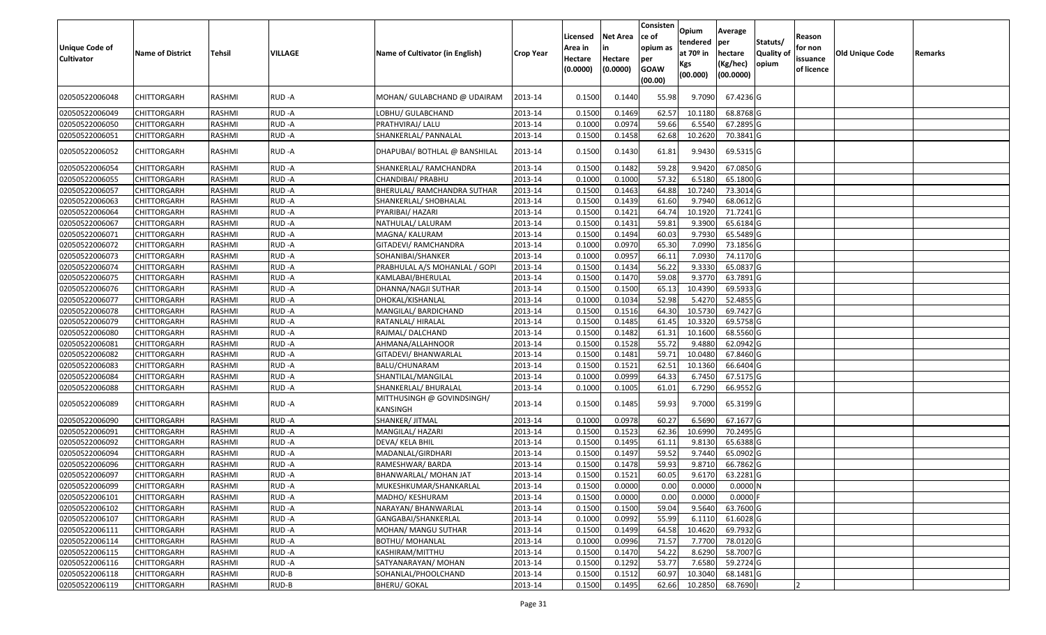| Unique Code of Cultivator | Name of District | Tehsil | VILLAGE | Name of Cultivator (in English) | Crop Year | Licensed Area in Hectare (0.0000) | Net Area in Hectare (0.0000) | Consistence of opium as per GOAW (00.00) | Opium tendered at 70º in Kgs (00.000) | Average per hectare (Kg/hec) (00.0000) | Statuts/ Quality of opium | Reason for non issuance of licence | Old Unique Code | Remarks |
|---|---|---|---|---|---|---|---|---|---|---|---|---|---|---|
| 02050522006048 | CHITTORGARH | RASHMI | RUD -A | MOHAN/ GULABCHAND @ UDAIRAM | 2013-14 | 0.1500 | 0.1440 | 55.98 | 9.7090 | 67.4236 | G | | | |
| 02050522006049 | CHITTORGARH | RASHMI | RUD -A | LOBHU/ GULABCHAND | 2013-14 | 0.1500 | 0.1469 | 62.57 | 10.1180 | 68.8768 | G | | | |
| 02050522006050 | CHITTORGARH | RASHMI | RUD -A | PRATHVIRAJ/ LALU | 2013-14 | 0.1000 | 0.0974 | 59.66 | 6.5540 | 67.2895 | G | | | |
| 02050522006051 | CHITTORGARH | RASHMI | RUD -A | SHANKERLAL/ PANNALAL | 2013-14 | 0.1500 | 0.1458 | 62.68 | 10.2620 | 70.3841 | G | | | |
| 02050522006052 | CHITTORGARH | RASHMI | RUD -A | DHAPUBAI/ BOTHLAL @ BANSHILAL | 2013-14 | 0.1500 | 0.1430 | 61.81 | 9.9430 | 69.5315 | G | | | |
| 02050522006054 | CHITTORGARH | RASHMI | RUD -A | SHANKERLAL/ RAMCHANDRA | 2013-14 | 0.1500 | 0.1482 | 59.28 | 9.9420 | 67.0850 | G | | | |
| 02050522006055 | CHITTORGARH | RASHMI | RUD -A | CHANDIBAI/ PRABHU | 2013-14 | 0.1000 | 0.1000 | 57.32 | 6.5180 | 65.1800 | G | | | |
| 02050522006057 | CHITTORGARH | RASHMI | RUD -A | BHERULAL/ RAMCHANDRA SUTHAR | 2013-14 | 0.1500 | 0.1463 | 64.88 | 10.7240 | 73.3014 | G | | | |
| 02050522006063 | CHITTORGARH | RASHMI | RUD -A | SHANKERLAL/ SHOBHALAL | 2013-14 | 0.1500 | 0.1439 | 61.60 | 9.7940 | 68.0612 | G | | | |
| 02050522006064 | CHITTORGARH | RASHMI | RUD -A | PYARIBAI/ HAZARI | 2013-14 | 0.1500 | 0.1421 | 64.74 | 10.1920 | 71.7241 | G | | | |
| 02050522006067 | CHITTORGARH | RASHMI | RUD -A | NATHULAL/ LALURAM | 2013-14 | 0.1500 | 0.1431 | 59.81 | 9.3900 | 65.6184 | G | | | |
| 02050522006071 | CHITTORGARH | RASHMI | RUD -A | MAGNA/ KALURAM | 2013-14 | 0.1500 | 0.1494 | 60.03 | 9.7930 | 65.5489 | G | | | |
| 02050522006072 | CHITTORGARH | RASHMI | RUD -A | GITADEVI/ RAMCHANDRA | 2013-14 | 0.1000 | 0.0970 | 65.30 | 7.0990 | 73.1856 | G | | | |
| 02050522006073 | CHITTORGARH | RASHMI | RUD -A | SOHANIBAI/SHANKER | 2013-14 | 0.1000 | 0.0957 | 66.11 | 7.0930 | 74.1170 | G | | | |
| 02050522006074 | CHITTORGARH | RASHMI | RUD -A | PRABHULAL A/S MOHANLAL / GOPI | 2013-14 | 0.1500 | 0.1434 | 56.22 | 9.3330 | 65.0837 | G | | | |
| 02050522006075 | CHITTORGARH | RASHMI | RUD -A | KAMLABAI/BHERULAL | 2013-14 | 0.1500 | 0.1470 | 59.08 | 9.3770 | 63.7891 | G | | | |
| 02050522006076 | CHITTORGARH | RASHMI | RUD -A | DHANNA/NAGJI SUTHAR | 2013-14 | 0.1500 | 0.1500 | 65.13 | 10.4390 | 69.5933 | G | | | |
| 02050522006077 | CHITTORGARH | RASHMI | RUD -A | DHOKAL/KISHANLAL | 2013-14 | 0.1000 | 0.1034 | 52.98 | 5.4270 | 52.4855 | G | | | |
| 02050522006078 | CHITTORGARH | RASHMI | RUD -A | MANGILAL/ BARDICHAND | 2013-14 | 0.1500 | 0.1516 | 64.30 | 10.5730 | 69.7427 | G | | | |
| 02050522006079 | CHITTORGARH | RASHMI | RUD -A | RATANLAL/ HIRALAL | 2013-14 | 0.1500 | 0.1485 | 61.45 | 10.3320 | 69.5758 | G | | | |
| 02050522006080 | CHITTORGARH | RASHMI | RUD -A | RAJMAL/ DALCHAND | 2013-14 | 0.1500 | 0.1482 | 61.31 | 10.1600 | 68.5560 | G | | | |
| 02050522006081 | CHITTORGARH | RASHMI | RUD -A | AHMANA/ALLAHNOOR | 2013-14 | 0.1500 | 0.1528 | 55.72 | 9.4880 | 62.0942 | G | | | |
| 02050522006082 | CHITTORGARH | RASHMI | RUD -A | GITADEVI/ BHANWARLAL | 2013-14 | 0.1500 | 0.1481 | 59.71 | 10.0480 | 67.8460 | G | | | |
| 02050522006083 | CHITTORGARH | RASHMI | RUD -A | BALU/CHUNARAM | 2013-14 | 0.1500 | 0.1521 | 62.51 | 10.1360 | 66.6404 | G | | | |
| 02050522006084 | CHITTORGARH | RASHMI | RUD -A | SHANTILAL/MANGILAL | 2013-14 | 0.1000 | 0.0999 | 64.33 | 6.7450 | 67.5175 | G | | | |
| 02050522006088 | CHITTORGARH | RASHMI | RUD -A | SHANKERLAL/ BHURALAL | 2013-14 | 0.1000 | 0.1005 | 61.01 | 6.7290 | 66.9552 | G | | | |
| 02050522006089 | CHITTORGARH | RASHMI | RUD -A | MITTHUSINGH @ GOVINDSINGH/ KANSINGH | 2013-14 | 0.1500 | 0.1485 | 59.93 | 9.7000 | 65.3199 | G | | | |
| 02050522006090 | CHITTORGARH | RASHMI | RUD -A | SHANKER/ JITMAL | 2013-14 | 0.1000 | 0.0978 | 60.27 | 6.5690 | 67.1677 | G | | | |
| 02050522006091 | CHITTORGARH | RASHMI | RUD -A | MANGILAL/ HAZARI | 2013-14 | 0.1500 | 0.1523 | 62.36 | 10.6990 | 70.2495 | G | | | |
| 02050522006092 | CHITTORGARH | RASHMI | RUD -A | DEVA/ KELA BHIL | 2013-14 | 0.1500 | 0.1495 | 61.11 | 9.8130 | 65.6388 | G | | | |
| 02050522006094 | CHITTORGARH | RASHMI | RUD -A | MADANLAL/GIRDHARI | 2013-14 | 0.1500 | 0.1497 | 59.52 | 9.7440 | 65.0902 | G | | | |
| 02050522006096 | CHITTORGARH | RASHMI | RUD -A | RAMESHWAR/ BARDA | 2013-14 | 0.1500 | 0.1478 | 59.93 | 9.8710 | 66.7862 | G | | | |
| 02050522006097 | CHITTORGARH | RASHMI | RUD -A | BHANWARLAL/ MOHAN JAT | 2013-14 | 0.1500 | 0.1521 | 60.05 | 9.6170 | 63.2281 | G | | | |
| 02050522006099 | CHITTORGARH | RASHMI | RUD -A | MUKESHKUMAR/SHANKARLAL | 2013-14 | 0.1500 | 0.0000 | 0.00 | 0.0000 | 0.0000 | N | | | |
| 02050522006101 | CHITTORGARH | RASHMI | RUD -A | MADHO/ KESHURAM | 2013-14 | 0.1500 | 0.0000 | 0.00 | 0.0000 | 0.0000 | F | | | |
| 02050522006102 | CHITTORGARH | RASHMI | RUD -A | NARAYAN/ BHANWARLAL | 2013-14 | 0.1500 | 0.1500 | 59.04 | 9.5640 | 63.7600 | G | | | |
| 02050522006107 | CHITTORGARH | RASHMI | RUD -A | GANGABAI/SHANKERLAL | 2013-14 | 0.1000 | 0.0992 | 55.99 | 6.1110 | 61.6028 | G | | | |
| 02050522006111 | CHITTORGARH | RASHMI | RUD -A | MOHAN/ MANGU SUTHAR | 2013-14 | 0.1500 | 0.1499 | 64.58 | 10.4620 | 69.7932 | G | | | |
| 02050522006114 | CHITTORGARH | RASHMI | RUD -A | BOTHU/ MOHANLAL | 2013-14 | 0.1000 | 0.0996 | 71.57 | 7.7700 | 78.0120 | G | | | |
| 02050522006115 | CHITTORGARH | RASHMI | RUD -A | KASHIRAM/MITTHU | 2013-14 | 0.1500 | 0.1470 | 54.22 | 8.6290 | 58.7007 | G | | | |
| 02050522006116 | CHITTORGARH | RASHMI | RUD -A | SATYANARAYAN/ MOHAN | 2013-14 | 0.1500 | 0.1292 | 53.77 | 7.6580 | 59.2724 | G | | | |
| 02050522006118 | CHITTORGARH | RASHMI | RUD-B | SOHANLAL/PHOOLCHAND | 2013-14 | 0.1500 | 0.1512 | 60.97 | 10.3040 | 68.1481 | G | | | |
| 02050522006119 | CHITTORGARH | RASHMI | RUD-B | BHERU/ GOKAL | 2013-14 | 0.1500 | 0.1495 | 62.66 | 10.2850 | 68.7690 | I | 2 | | |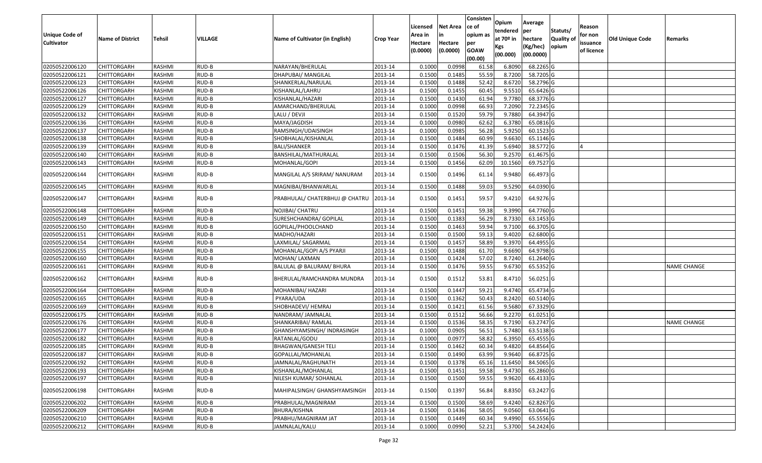| Unique Code of Cultivator | Name of District | Tehsil | VILLAGE | Name of Cultivator (in English) | Crop Year | Licensed Area in Hectare (0.0000) | Net Area in Hectare (0.0000) | Consistence of opium as per GOAW (00.00) | Opium tendered at 70º in Kgs (00.000) | Average per hectare (Kg/hec) (00.0000) | Statuts/ Quality of opium | Reason for non issuance of licence | Old Unique Code | Remarks |
|---|---|---|---|---|---|---|---|---|---|---|---|---|---|---|
| 02050522006120 | CHITTORGARH | RASHMI | RUD-B | NARAYAN/BHERULAL | 2013-14 | 0.1000 | 0.0998 | 61.58 | 6.8090 | 68.2265 | G | | | |
| 02050522006121 | CHITTORGARH | RASHMI | RUD-B | DHAPUBAI/ MANGILAL | 2013-14 | 0.1500 | 0.1485 | 55.59 | 8.7200 | 58.7205 | G | | | |
| 02050522006123 | CHITTORGARH | RASHMI | RUD-B | SHANKERLAL/NARULAL | 2013-14 | 0.1500 | 0.1488 | 52.42 | 8.6720 | 58.2796 | G | | | |
| 02050522006126 | CHITTORGARH | RASHMI | RUD-B | KISHANLAL/LAHRU | 2013-14 | 0.1500 | 0.1455 | 60.45 | 9.5510 | 65.6426 | G | | | |
| 02050522006127 | CHITTORGARH | RASHMI | RUD-B | KISHANLAL/HAZARI | 2013-14 | 0.1500 | 0.1430 | 61.94 | 9.7780 | 68.3776 | G | | | |
| 02050522006129 | CHITTORGARH | RASHMI | RUD-B | AMARCHAND/BHERULAL | 2013-14 | 0.1000 | 0.0998 | 66.93 | 7.2090 | 72.2345 | G | | | |
| 02050522006132 | CHITTORGARH | RASHMI | RUD-B | LALU / DEVJI | 2013-14 | 0.1500 | 0.1520 | 59.79 | 9.7880 | 64.3947 | G | | | |
| 02050522006136 | CHITTORGARH | RASHMI | RUD-B | MAYA/JAGDISH | 2013-14 | 0.1000 | 0.0980 | 62.62 | 6.3780 | 65.0816 | G | | | |
| 02050522006137 | CHITTORGARH | RASHMI | RUD-B | RAMSINGH/UDAISINGH | 2013-14 | 0.1000 | 0.0985 | 56.28 | 5.9250 | 60.1523 | G | | | |
| 02050522006138 | CHITTORGARH | RASHMI | RUD-B | SHOBHALAL/KISHANLAL | 2013-14 | 0.1500 | 0.1484 | 60.99 | 9.6630 | 65.1146 | G | | | |
| 02050522006139 | CHITTORGARH | RASHMI | RUD-B | BALI/SHANKER | 2013-14 | 0.1500 | 0.1476 | 41.39 | 5.6940 | 38.5772 | G | 4 | | |
| 02050522006140 | CHITTORGARH | RASHMI | RUD-B | BANSHILAL/MATHURALAL | 2013-14 | 0.1500 | 0.1506 | 56.30 | 9.2570 | 61.4675 | G | | | |
| 02050522006143 | CHITTORGARH | RASHMI | RUD-B | MOHANLAL/GOPI | 2013-14 | 0.1500 | 0.1456 | 62.09 | 10.1560 | 69.7527 | G | | | |
| 02050522006144 | CHITTORGARH | RASHMI | RUD-B | MANGILAL A/S SRIRAM/ NANURAM | 2013-14 | 0.1500 | 0.1496 | 61.14 | 9.9480 | 66.4973 | G | | | |
| 02050522006145 | CHITTORGARH | RASHMI | RUD-B | MAGNIBAI/BHANWARLAL | 2013-14 | 0.1500 | 0.1488 | 59.03 | 9.5290 | 64.0390 | G | | | |
| 02050522006147 | CHITTORGARH | RASHMI | RUD-B | PRABHULAL/ CHATERBHUJ @ CHATRU | 2013-14 | 0.1500 | 0.1451 | 59.57 | 9.4210 | 64.9276 | G | | | |
| 02050522006148 | CHITTORGARH | RASHMI | RUD-B | NOJIBAI/ CHATRU | 2013-14 | 0.1500 | 0.1451 | 59.38 | 9.3990 | 64.7760 | G | | | |
| 02050522006149 | CHITTORGARH | RASHMI | RUD-B | SURESHCHANDRA/ GOPILAL | 2013-14 | 0.1500 | 0.1383 | 56.29 | 8.7330 | 63.1453 | G | | | |
| 02050522006150 | CHITTORGARH | RASHMI | RUD-B | GOPILAL/PHOOLCHAND | 2013-14 | 0.1500 | 0.1463 | 59.94 | 9.7100 | 66.3705 | G | | | |
| 02050522006151 | CHITTORGARH | RASHMI | RUD-B | MADHO/HAZARI | 2013-14 | 0.1500 | 0.1500 | 59.13 | 9.4020 | 62.6800 | G | | | |
| 02050522006154 | CHITTORGARH | RASHMI | RUD-B | LAXMILAL/ SAGARMAL | 2013-14 | 0.1500 | 0.1457 | 58.89 | 9.3970 | 64.4955 | G | | | |
| 02050522006155 | CHITTORGARH | RASHMI | RUD-B | MOHANLAL/GOPI A/S PYARJI | 2013-14 | 0.1500 | 0.1488 | 61.70 | 9.6690 | 64.9798 | G | | | |
| 02050522006160 | CHITTORGARH | RASHMI | RUD-B | MOHAN/ LAXMAN | 2013-14 | 0.1500 | 0.1424 | 57.02 | 8.7240 | 61.2640 | G | | | |
| 02050522006161 | CHITTORGARH | RASHMI | RUD-B | BALULAL @ BALURAM/ BHURA | 2013-14 | 0.1500 | 0.1476 | 59.55 | 9.6730 | 65.5352 | G | | | NAME CHANGE |
| 02050522006162 | CHITTORGARH | RASHMI | RUD-B | BHERULAL/RAMCHANDRA MUNDRA | 2013-14 | 0.1500 | 0.1512 | 53.81 | 8.4710 | 56.0251 | G | | | |
| 02050522006164 | CHITTORGARH | RASHMI | RUD-B | MOHANIBAI/ HAZARI | 2013-14 | 0.1500 | 0.1447 | 59.21 | 9.4740 | 65.4734 | G | | | |
| 02050522006165 | CHITTORGARH | RASHMI | RUD-B | PYARA/UDA | 2013-14 | 0.1500 | 0.1362 | 50.43 | 8.2420 | 60.5140 | G | | | |
| 02050522006169 | CHITTORGARH | RASHMI | RUD-B | SHOBHADEVI/ HEMRAJ | 2013-14 | 0.1500 | 0.1421 | 61.56 | 9.5680 | 67.3329 | G | | | |
| 02050522006175 | CHITTORGARH | RASHMI | RUD-B | NANDRAM/ JAMNALAL | 2013-14 | 0.1500 | 0.1512 | 56.66 | 9.2270 | 61.0251 | G | | | |
| 02050522006176 | CHITTORGARH | RASHMI | RUD-B | SHANKARIBAI/ RAMLAL | 2013-14 | 0.1500 | 0.1536 | 58.35 | 9.7190 | 63.2747 | G | | | NAME CHANGE |
| 02050522006177 | CHITTORGARH | RASHMI | RUD-B | GHANSHYAMSINGH/ INDRASINGH | 2013-14 | 0.1000 | 0.0905 | 56.51 | 5.7480 | 63.5138 | G | | | |
| 02050522006182 | CHITTORGARH | RASHMI | RUD-B | RATANLAL/GODU | 2013-14 | 0.1000 | 0.0977 | 58.82 | 6.3950 | 65.4555 | G | | | |
| 02050522006185 | CHITTORGARH | RASHMI | RUD-B | BHAGWAN/GANESH TELI | 2013-14 | 0.1500 | 0.1462 | 60.34 | 9.4820 | 64.8564 | G | | | |
| 02050522006187 | CHITTORGARH | RASHMI | RUD-B | GOPALLAL/MOHANLAL | 2013-14 | 0.1500 | 0.1490 | 63.99 | 9.9640 | 66.8725 | G | | | |
| 02050522006192 | CHITTORGARH | RASHMI | RUD-B | JAMNALAL/RAGHUNATH | 2013-14 | 0.1500 | 0.1378 | 65.16 | 11.6450 | 84.5065 | G | | | |
| 02050522006193 | CHITTORGARH | RASHMI | RUD-B | KISHANLAL/MOHANLAL | 2013-14 | 0.1500 | 0.1451 | 59.58 | 9.4730 | 65.2860 | G | | | |
| 02050522006197 | CHITTORGARH | RASHMI | RUD-B | NILESH KUMAR/ SOHANLAL | 2013-14 | 0.1500 | 0.1500 | 59.55 | 9.9620 | 66.4133 | G | | | |
| 02050522006198 | CHITTORGARH | RASHMI | RUD-B | MAHIPALSINGH/ GHANSHYAMSINGH | 2013-14 | 0.1500 | 0.1397 | 56.84 | 8.8350 | 63.2427 | G | | | |
| 02050522006202 | CHITTORGARH | RASHMI | RUD-B | PRABHULAL/MAGNIRAM | 2013-14 | 0.1500 | 0.1500 | 58.69 | 9.4240 | 62.8267 | G | | | |
| 02050522006209 | CHITTORGARH | RASHMI | RUD-B | BHURA/KISHNA | 2013-14 | 0.1500 | 0.1436 | 58.05 | 9.0560 | 63.0641 | G | | | |
| 02050522006210 | CHITTORGARH | RASHMI | RUD-B | PRABHU/MAGNIRAM JAT | 2013-14 | 0.1500 | 0.1449 | 60.34 | 9.4990 | 65.5556 | G | | | |
| 02050522006212 | CHITTORGARH | RASHMI | RUD-B | JAMNALAL/KALU | 2013-14 | 0.1000 | 0.0990 | 52.21 | 5.3700 | 54.2424 | G | | | |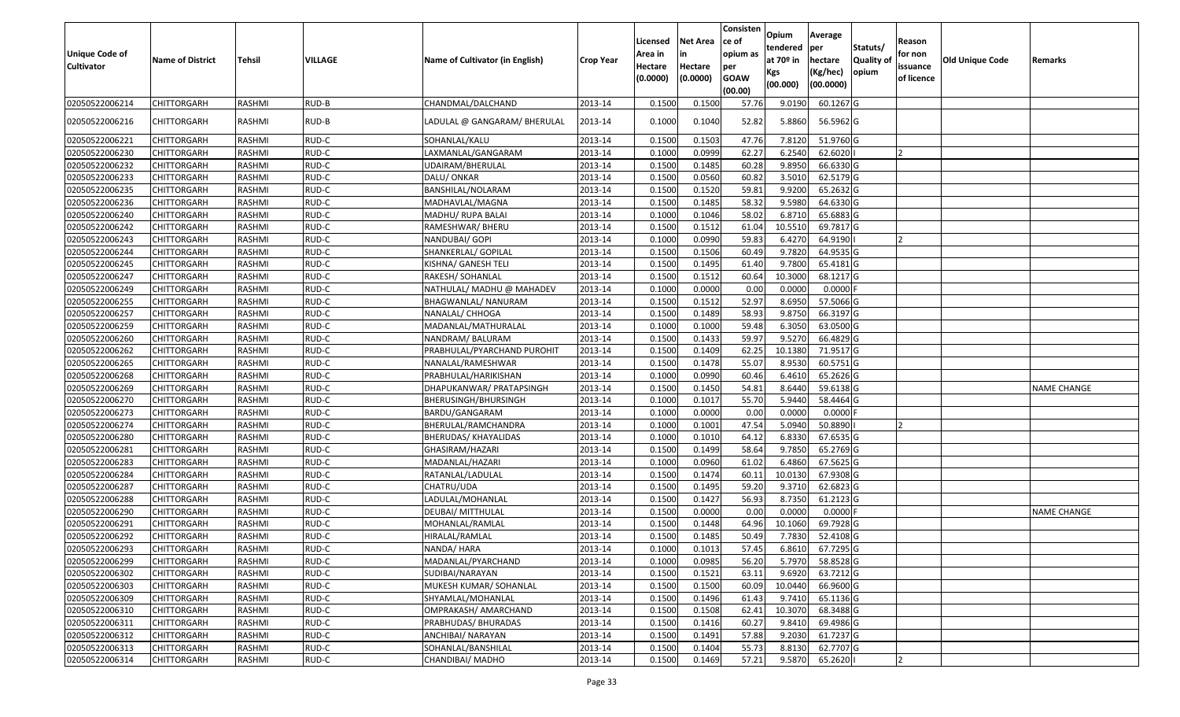| Unique Code of Cultivator | Name of District | Tehsil | VILLAGE | Name of Cultivator (in English) | Crop Year | Licensed Area in Hectare (0.0000) | Net Area in Hectare (0.0000) | Consistence of opium as per GOAW (00.00) | Opium tendered at 70º in Kgs (00.000) | Average per hectare (Kg/hec) (00.0000) | Statuts/ Quality of opium | Reason for non issuance of licence | Old Unique Code | Remarks |
|---|---|---|---|---|---|---|---|---|---|---|---|---|---|---|
| 02050522006214 | CHITTORGARH | RASHMI | RUD-B | CHANDMAL/DALCHAND | 2013-14 | 0.1500 | 0.1500 | 57.76 | 9.0190 | 60.1267 | G | | | |
| 02050522006216 | CHITTORGARH | RASHMI | RUD-B | LADULAL @ GANGARAM/ BHERULAL | 2013-14 | 0.1000 | 0.1040 | 52.82 | 5.8860 | 56.5962 | G | | | |
| 02050522006221 | CHITTORGARH | RASHMI | RUD-C | SOHANLAL/KALU | 2013-14 | 0.1500 | 0.1503 | 47.76 | 7.8120 | 51.9760 | G | | | |
| 02050522006230 | CHITTORGARH | RASHMI | RUD-C | LAXMANLAL/GANGARAM | 2013-14 | 0.1000 | 0.0999 | 62.27 | 6.2540 | 62.6020 | I | 2 | | |
| 02050522006232 | CHITTORGARH | RASHMI | RUD-C | UDAIRAM/BHERULAL | 2013-14 | 0.1500 | 0.1485 | 60.28 | 9.8950 | 66.6330 | G | | | |
| 02050522006233 | CHITTORGARH | RASHMI | RUD-C | DALU/ ONKAR | 2013-14 | 0.1500 | 0.0560 | 60.82 | 3.5010 | 62.5179 | G | | | |
| 02050522006235 | CHITTORGARH | RASHMI | RUD-C | BANSHILAL/NOLARAM | 2013-14 | 0.1500 | 0.1520 | 59.81 | 9.9200 | 65.2632 | G | | | |
| 02050522006236 | CHITTORGARH | RASHMI | RUD-C | MADHAVLAL/MAGNA | 2013-14 | 0.1500 | 0.1485 | 58.32 | 9.5980 | 64.6330 | G | | | |
| 02050522006240 | CHITTORGARH | RASHMI | RUD-C | MADHU/ RUPA BALAI | 2013-14 | 0.1000 | 0.1046 | 58.02 | 6.8710 | 65.6883 | G | | | |
| 02050522006242 | CHITTORGARH | RASHMI | RUD-C | RAMESHWAR/ BHERU | 2013-14 | 0.1500 | 0.1512 | 61.04 | 10.5510 | 69.7817 | G | | | |
| 02050522006243 | CHITTORGARH | RASHMI | RUD-C | NANDUBAI/ GOPI | 2013-14 | 0.1000 | 0.0990 | 59.83 | 6.4270 | 64.9190 | I | 2 | | |
| 02050522006244 | CHITTORGARH | RASHMI | RUD-C | SHANKERLAL/ GOPILAL | 2013-14 | 0.1500 | 0.1506 | 60.49 | 9.7820 | 64.9535 | G | | | |
| 02050522006245 | CHITTORGARH | RASHMI | RUD-C | KISHNA/ GANESH TELI | 2013-14 | 0.1500 | 0.1495 | 61.40 | 9.7800 | 65.4181 | G | | | |
| 02050522006247 | CHITTORGARH | RASHMI | RUD-C | RAKESH/ SOHANLAL | 2013-14 | 0.1500 | 0.1512 | 60.64 | 10.3000 | 68.1217 | G | | | |
| 02050522006249 | CHITTORGARH | RASHMI | RUD-C | NATHULAL/ MADHU @ MAHADEV | 2013-14 | 0.1000 | 0.0000 | 0.00 | 0.0000 | 0.0000 | F | | | |
| 02050522006255 | CHITTORGARH | RASHMI | RUD-C | BHAGWANLAL/ NANURAM | 2013-14 | 0.1500 | 0.1512 | 52.97 | 8.6950 | 57.5066 | G | | | |
| 02050522006257 | CHITTORGARH | RASHMI | RUD-C | NANALAL/ CHHOGA | 2013-14 | 0.1500 | 0.1489 | 58.93 | 9.8750 | 66.3197 | G | | | |
| 02050522006259 | CHITTORGARH | RASHMI | RUD-C | MADANLAL/MATHURALAL | 2013-14 | 0.1000 | 0.1000 | 59.48 | 6.3050 | 63.0500 | G | | | |
| 02050522006260 | CHITTORGARH | RASHMI | RUD-C | NANDRAM/ BALURAM | 2013-14 | 0.1500 | 0.1433 | 59.97 | 9.5270 | 66.4829 | G | | | |
| 02050522006262 | CHITTORGARH | RASHMI | RUD-C | PRABHULAL/PYARCHAND PUROHIT | 2013-14 | 0.1500 | 0.1409 | 62.25 | 10.1380 | 71.9517 | G | | | |
| 02050522006265 | CHITTORGARH | RASHMI | RUD-C | NANALAL/RAMESHWAR | 2013-14 | 0.1500 | 0.1478 | 55.07 | 8.9530 | 60.5751 | G | | | |
| 02050522006268 | CHITTORGARH | RASHMI | RUD-C | PRABHULAL/HARIKISHAN | 2013-14 | 0.1000 | 0.0990 | 60.46 | 6.4610 | 65.2626 | G | | | |
| 02050522006269 | CHITTORGARH | RASHMI | RUD-C | DHAPUKANWAR/ PRATAPSINGH | 2013-14 | 0.1500 | 0.1450 | 54.81 | 8.6440 | 59.6138 | G | | | NAME CHANGE |
| 02050522006270 | CHITTORGARH | RASHMI | RUD-C | BHERUSINGH/BHURSINGH | 2013-14 | 0.1000 | 0.1017 | 55.70 | 5.9440 | 58.4464 | G | | | |
| 02050522006273 | CHITTORGARH | RASHMI | RUD-C | BARDU/GANGARAM | 2013-14 | 0.1000 | 0.0000 | 0.00 | 0.0000 | 0.0000 | F | | | |
| 02050522006274 | CHITTORGARH | RASHMI | RUD-C | BHERULAL/RAMCHANDRA | 2013-14 | 0.1000 | 0.1001 | 47.54 | 5.0940 | 50.8890 | I | 2 | | |
| 02050522006280 | CHITTORGARH | RASHMI | RUD-C | BHERUDAS/ KHAYALIDAS | 2013-14 | 0.1000 | 0.1010 | 64.12 | 6.8330 | 67.6535 | G | | | |
| 02050522006281 | CHITTORGARH | RASHMI | RUD-C | GHASIRAM/HAZARI | 2013-14 | 0.1500 | 0.1499 | 58.64 | 9.7850 | 65.2769 | G | | | |
| 02050522006283 | CHITTORGARH | RASHMI | RUD-C | MADANLAL/HAZARI | 2013-14 | 0.1000 | 0.0960 | 61.02 | 6.4860 | 67.5625 | G | | | |
| 02050522006284 | CHITTORGARH | RASHMI | RUD-C | RATANLAL/LADULAL | 2013-14 | 0.1500 | 0.1474 | 60.11 | 10.0130 | 67.9308 | G | | | |
| 02050522006287 | CHITTORGARH | RASHMI | RUD-C | CHATRU/UDA | 2013-14 | 0.1500 | 0.1495 | 59.20 | 9.3710 | 62.6823 | G | | | |
| 02050522006288 | CHITTORGARH | RASHMI | RUD-C | LADULAL/MOHANLAL | 2013-14 | 0.1500 | 0.1427 | 56.93 | 8.7350 | 61.2123 | G | | | |
| 02050522006290 | CHITTORGARH | RASHMI | RUD-C | DEUBAI/ MITTHULAL | 2013-14 | 0.1500 | 0.0000 | 0.00 | 0.0000 | 0.0000 | F | | | NAME CHANGE |
| 02050522006291 | CHITTORGARH | RASHMI | RUD-C | MOHANLAL/RAMLAL | 2013-14 | 0.1500 | 0.1448 | 64.96 | 10.1060 | 69.7928 | G | | | |
| 02050522006292 | CHITTORGARH | RASHMI | RUD-C | HIRALAL/RAMLAL | 2013-14 | 0.1500 | 0.1485 | 50.49 | 7.7830 | 52.4108 | G | | | |
| 02050522006293 | CHITTORGARH | RASHMI | RUD-C | NANDA/ HARA | 2013-14 | 0.1000 | 0.1013 | 57.45 | 6.8610 | 67.7295 | G | | | |
| 02050522006299 | CHITTORGARH | RASHMI | RUD-C | MADANLAL/PYARCHAND | 2013-14 | 0.1000 | 0.0985 | 56.20 | 5.7970 | 58.8528 | G | | | |
| 02050522006302 | CHITTORGARH | RASHMI | RUD-C | SUDIBAI/NARAYAN | 2013-14 | 0.1500 | 0.1521 | 63.11 | 9.6920 | 63.7212 | G | | | |
| 02050522006303 | CHITTORGARH | RASHMI | RUD-C | MUKESH KUMAR/ SOHANLAL | 2013-14 | 0.1500 | 0.1500 | 60.09 | 10.0440 | 66.9600 | G | | | |
| 02050522006309 | CHITTORGARH | RASHMI | RUD-C | SHYAMLAL/MOHANLAL | 2013-14 | 0.1500 | 0.1496 | 61.43 | 9.7410 | 65.1136 | G | | | |
| 02050522006310 | CHITTORGARH | RASHMI | RUD-C | OMPRAKASH/ AMARCHAND | 2013-14 | 0.1500 | 0.1508 | 62.41 | 10.3070 | 68.3488 | G | | | |
| 02050522006311 | CHITTORGARH | RASHMI | RUD-C | PRABHUDAS/ BHURADAS | 2013-14 | 0.1500 | 0.1416 | 60.27 | 9.8410 | 69.4986 | G | | | |
| 02050522006312 | CHITTORGARH | RASHMI | RUD-C | ANCHIBAI/ NARAYAN | 2013-14 | 0.1500 | 0.1491 | 57.88 | 9.2030 | 61.7237 | G | | | |
| 02050522006313 | CHITTORGARH | RASHMI | RUD-C | SOHANLAL/BANSHILAL | 2013-14 | 0.1500 | 0.1404 | 55.73 | 8.8130 | 62.7707 | G | | | |
| 02050522006314 | CHITTORGARH | RASHMI | RUD-C | CHANDIBAI/ MADHO | 2013-14 | 0.1500 | 0.1469 | 57.21 | 9.5870 | 65.2620 | I | 2 | | |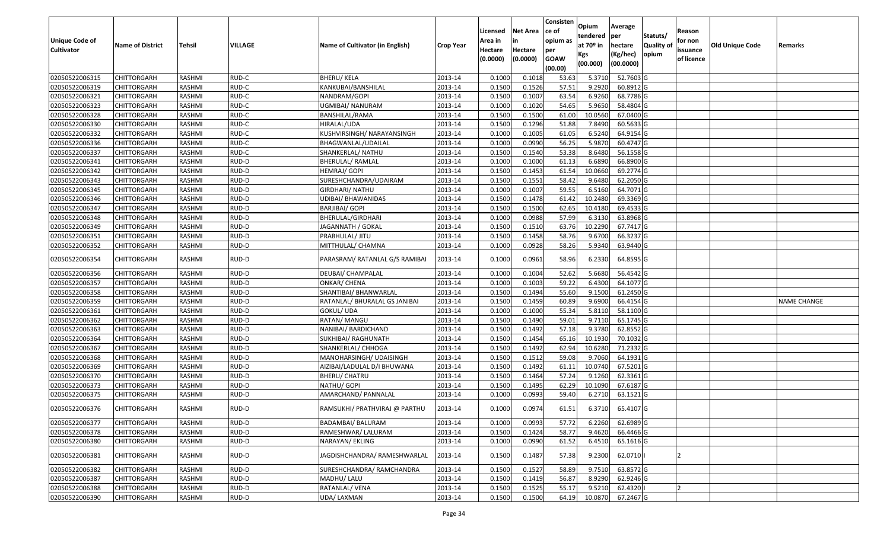| Unique Code of Cultivator | Name of District | Tehsil | VILLAGE | Name of Cultivator (in English) | Crop Year | Licensed Area in Hectare (0.0000) | Net Area in Hectare (0.0000) | Consistence of opium as per GOAW (00.00) | Opium tendered at 70º in Kgs (00.000) | Average per hectare (Kg/hec) (00.0000) | Statuts/ Quality of opium | Reason for non issuance of licence | Old Unique Code | Remarks |
|---|---|---|---|---|---|---|---|---|---|---|---|---|---|---|
| 02050522006315 | CHITTORGARH | RASHMI | RUD-C | BHERU/ KELA | 2013-14 | 0.1000 | 0.1018 | 53.63 | 5.3710 | 52.7603 | G | | | |
| 02050522006319 | CHITTORGARH | RASHMI | RUD-C | KANKUBAI/BANSHILAL | 2013-14 | 0.1500 | 0.1526 | 57.51 | 9.2920 | 60.8912 | G | | | |
| 02050522006321 | CHITTORGARH | RASHMI | RUD-C | NANDRAM/GOPI | 2013-14 | 0.1500 | 0.1007 | 63.54 | 6.9260 | 68.7786 | G | | | |
| 02050522006323 | CHITTORGARH | RASHMI | RUD-C | UGMIBAI/ NANURAM | 2013-14 | 0.1000 | 0.1020 | 54.65 | 5.9650 | 58.4804 | G | | | |
| 02050522006328 | CHITTORGARH | RASHMI | RUD-C | BANSHILAL/RAMA | 2013-14 | 0.1500 | 0.1500 | 61.00 | 10.0560 | 67.0400 | G | | | |
| 02050522006330 | CHITTORGARH | RASHMI | RUD-C | HIRALAL/UDA | 2013-14 | 0.1500 | 0.1296 | 51.88 | 7.8490 | 60.5633 | G | | | |
| 02050522006332 | CHITTORGARH | RASHMI | RUD-C | KUSHVIRSINGH/ NARAYANSINGH | 2013-14 | 0.1000 | 0.1005 | 61.05 | 6.5240 | 64.9154 | G | | | |
| 02050522006336 | CHITTORGARH | RASHMI | RUD-C | BHAGWANLAL/UDAILAL | 2013-14 | 0.1000 | 0.0990 | 56.25 | 5.9870 | 60.4747 | G | | | |
| 02050522006337 | CHITTORGARH | RASHMI | RUD-C | SHANKERLAL/ NATHU | 2013-14 | 0.1500 | 0.1540 | 53.38 | 8.6480 | 56.1558 | G | | | |
| 02050522006341 | CHITTORGARH | RASHMI | RUD-D | BHERULAL/ RAMLAL | 2013-14 | 0.1000 | 0.1000 | 61.13 | 6.6890 | 66.8900 | G | | | |
| 02050522006342 | CHITTORGARH | RASHMI | RUD-D | HEMRAJ/ GOPI | 2013-14 | 0.1500 | 0.1453 | 61.54 | 10.0660 | 69.2774 | G | | | |
| 02050522006343 | CHITTORGARH | RASHMI | RUD-D | SURESHCHANDRA/UDAIRAM | 2013-14 | 0.1500 | 0.1551 | 58.42 | 9.6480 | 62.2050 | G | | | |
| 02050522006345 | CHITTORGARH | RASHMI | RUD-D | GIRDHARI/ NATHU | 2013-14 | 0.1000 | 0.1007 | 59.55 | 6.5160 | 64.7071 | G | | | |
| 02050522006346 | CHITTORGARH | RASHMI | RUD-D | UDIBAI/ BHAWANIDAS | 2013-14 | 0.1500 | 0.1478 | 61.42 | 10.2480 | 69.3369 | G | | | |
| 02050522006347 | CHITTORGARH | RASHMI | RUD-D | BARJIBAI/ GOPI | 2013-14 | 0.1500 | 0.1500 | 62.65 | 10.4180 | 69.4533 | G | | | |
| 02050522006348 | CHITTORGARH | RASHMI | RUD-D | BHERULAL/GIRDHARI | 2013-14 | 0.1000 | 0.0988 | 57.99 | 6.3130 | 63.8968 | G | | | |
| 02050522006349 | CHITTORGARH | RASHMI | RUD-D | JAGANNATH / GOKAL | 2013-14 | 0.1500 | 0.1510 | 63.76 | 10.2290 | 67.7417 | G | | | |
| 02050522006351 | CHITTORGARH | RASHMI | RUD-D | PRABHULAL/ JITU | 2013-14 | 0.1500 | 0.1458 | 58.76 | 9.6700 | 66.3237 | G | | | |
| 02050522006352 | CHITTORGARH | RASHMI | RUD-D | MITTHULAL/ CHAMNA | 2013-14 | 0.1000 | 0.0928 | 58.26 | 5.9340 | 63.9440 | G | | | |
| 02050522006354 | CHITTORGARH | RASHMI | RUD-D | PARASRAM/ RATANLAL G/S RAMIBAI | 2013-14 | 0.1000 | 0.0961 | 58.96 | 6.2330 | 64.8595 | G | | | |
| 02050522006356 | CHITTORGARH | RASHMI | RUD-D | DEUBAI/ CHAMPALAL | 2013-14 | 0.1000 | 0.1004 | 52.62 | 5.6680 | 56.4542 | G | | | |
| 02050522006357 | CHITTORGARH | RASHMI | RUD-D | ONKAR/ CHENA | 2013-14 | 0.1000 | 0.1003 | 59.22 | 6.4300 | 64.1077 | G | | | |
| 02050522006358 | CHITTORGARH | RASHMI | RUD-D | SHANTIBAI/ BHANWARLAL | 2013-14 | 0.1500 | 0.1494 | 55.60 | 9.1500 | 61.2450 | G | | | |
| 02050522006359 | CHITTORGARH | RASHMI | RUD-D | RATANLAL/ BHURALAL GS JANIBAI | 2013-14 | 0.1500 | 0.1459 | 60.89 | 9.6900 | 66.4154 | G | | | NAME CHANGE |
| 02050522006361 | CHITTORGARH | RASHMI | RUD-D | GOKUL/ UDA | 2013-14 | 0.1000 | 0.1000 | 55.34 | 5.8110 | 58.1100 | G | | | |
| 02050522006362 | CHITTORGARH | RASHMI | RUD-D | RATAN/ MANGU | 2013-14 | 0.1500 | 0.1490 | 59.01 | 9.7110 | 65.1745 | G | | | |
| 02050522006363 | CHITTORGARH | RASHMI | RUD-D | NANIBAI/ BARDICHAND | 2013-14 | 0.1500 | 0.1492 | 57.18 | 9.3780 | 62.8552 | G | | | |
| 02050522006364 | CHITTORGARH | RASHMI | RUD-D | SUKHIBAI/ RAGHUNATH | 2013-14 | 0.1500 | 0.1454 | 65.16 | 10.1930 | 70.1032 | G | | | |
| 02050522006367 | CHITTORGARH | RASHMI | RUD-D | SHANKERLAL/ CHHOGA | 2013-14 | 0.1500 | 0.1492 | 62.94 | 10.6280 | 71.2332 | G | | | |
| 02050522006368 | CHITTORGARH | RASHMI | RUD-D | MANOHARSINGH/ UDAISINGH | 2013-14 | 0.1500 | 0.1512 | 59.08 | 9.7060 | 64.1931 | G | | | |
| 02050522006369 | CHITTORGARH | RASHMI | RUD-D | AIZIBAI/LADULAL D/I BHUWANA | 2013-14 | 0.1500 | 0.1492 | 61.11 | 10.0740 | 67.5201 | G | | | |
| 02050522006370 | CHITTORGARH | RASHMI | RUD-D | BHERU/ CHATRU | 2013-14 | 0.1500 | 0.1464 | 57.24 | 9.1260 | 62.3361 | G | | | |
| 02050522006373 | CHITTORGARH | RASHMI | RUD-D | NATHU/ GOPI | 2013-14 | 0.1500 | 0.1495 | 62.29 | 10.1090 | 67.6187 | G | | | |
| 02050522006375 | CHITTORGARH | RASHMI | RUD-D | AMARCHAND/ PANNALAL | 2013-14 | 0.1000 | 0.0993 | 59.40 | 6.2710 | 63.1521 | G | | | |
| 02050522006376 | CHITTORGARH | RASHMI | RUD-D | RAMSUKHI/ PRATHVIRAJ @ PARTHU | 2013-14 | 0.1000 | 0.0974 | 61.51 | 6.3710 | 65.4107 | G | | | |
| 02050522006377 | CHITTORGARH | RASHMI | RUD-D | BADAMBAI/ BALURAM | 2013-14 | 0.1000 | 0.0993 | 57.72 | 6.2260 | 62.6989 | G | | | |
| 02050522006378 | CHITTORGARH | RASHMI | RUD-D | RAMESHWAR/ LALURAM | 2013-14 | 0.1500 | 0.1424 | 58.77 | 9.4620 | 66.4466 | G | | | |
| 02050522006380 | CHITTORGARH | RASHMI | RUD-D | NARAYAN/ EKLING | 2013-14 | 0.1000 | 0.0990 | 61.52 | 6.4510 | 65.1616 | G | | | |
| 02050522006381 | CHITTORGARH | RASHMI | RUD-D | JAGDISHCHANDRA/ RAMESHWARLAL | 2013-14 | 0.1500 | 0.1487 | 57.38 | 9.2300 | 62.0710 | I | 2 | | |
| 02050522006382 | CHITTORGARH | RASHMI | RUD-D | SURESHCHANDRA/ RAMCHANDRA | 2013-14 | 0.1500 | 0.1527 | 58.89 | 9.7510 | 63.8572 | G | | | |
| 02050522006387 | CHITTORGARH | RASHMI | RUD-D | MADHU/ LALU | 2013-14 | 0.1500 | 0.1419 | 56.87 | 8.9290 | 62.9246 | G | | | |
| 02050522006388 | CHITTORGARH | RASHMI | RUD-D | RATANLAL/ VENA | 2013-14 | 0.1500 | 0.1525 | 55.17 | 9.5210 | 62.4320 | I | 2 | | |
| 02050522006390 | CHITTORGARH | RASHMI | RUD-D | UDA/ LAXMAN | 2013-14 | 0.1500 | 0.1500 | 64.19 | 10.0870 | 67.2467 | G | | | |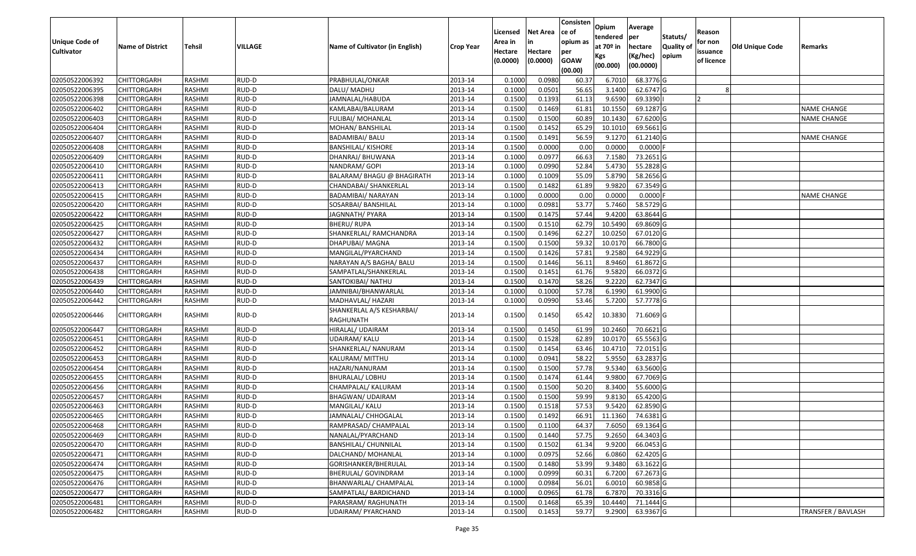| Unique Code of Cultivator | Name of District | Tehsil | VILLAGE | Name of Cultivator (in English) | Crop Year | Licensed Area in Hectare (0.0000) | Net Area in Hectare (0.0000) | Consistence of opium as per GOAW (00.00) | Opium tendered at 70º in Kgs (00.000) | Average per hectare (Kg/hec) (00.0000) | Statuts/ Quality of opium | Reason for non issuance of licence | Old Unique Code | Remarks |
|---|---|---|---|---|---|---|---|---|---|---|---|---|---|---|
| 02050522006392 | CHITTORGARH | RASHMI | RUD-D | PRABHULAL/ONKAR | 2013-14 | 0.1000 | 0.0980 | 60.37 | 6.7010 | 68.3776 | G | | | |
| 02050522006395 | CHITTORGARH | RASHMI | RUD-D | DALU/ MADHU | 2013-14 | 0.1000 | 0.0501 | 56.65 | 3.1400 | 62.6747 | G | 8 | | |
| 02050522006398 | CHITTORGARH | RASHMI | RUD-D | JAMNALAL/HABUDA | 2013-14 | 0.1500 | 0.1393 | 61.13 | 9.6590 | 69.3390 | I | 2 | | |
| 02050522006402 | CHITTORGARH | RASHMI | RUD-D | KAMLABAI/BALURAM | 2013-14 | 0.1500 | 0.1469 | 61.81 | 10.1550 | 69.1287 | G | | | NAME CHANGE |
| 02050522006403 | CHITTORGARH | RASHMI | RUD-D | FULIBAI/ MOHANLAL | 2013-14 | 0.1500 | 0.1500 | 60.89 | 10.1430 | 67.6200 | G | | | NAME CHANGE |
| 02050522006404 | CHITTORGARH | RASHMI | RUD-D | MOHAN/ BANSHILAL | 2013-14 | 0.1500 | 0.1452 | 65.29 | 10.1010 | 69.5661 | G | | | |
| 02050522006407 | CHITTORGARH | RASHMI | RUD-D | BADAMIBAI/ BALU | 2013-14 | 0.1500 | 0.1491 | 56.59 | 9.1270 | 61.2140 | G | | | NAME CHANGE |
| 02050522006408 | CHITTORGARH | RASHMI | RUD-D | BANSHILAL/ KISHORE | 2013-14 | 0.1500 | 0.0000 | 0.00 | 0.0000 | 0.0000 | F | | | |
| 02050522006409 | CHITTORGARH | RASHMI | RUD-D | DHANRAJ/ BHUWANA | 2013-14 | 0.1000 | 0.0977 | 66.63 | 7.1580 | 73.2651 | G | | | |
| 02050522006410 | CHITTORGARH | RASHMI | RUD-D | NANDRAM/ GOPI | 2013-14 | 0.1000 | 0.0990 | 52.84 | 5.4730 | 55.2828 | G | | | |
| 02050522006411 | CHITTORGARH | RASHMI | RUD-D | BALARAM/ BHAGU @ BHAGIRATH | 2013-14 | 0.1000 | 0.1009 | 55.09 | 5.8790 | 58.2656 | G | | | |
| 02050522006413 | CHITTORGARH | RASHMI | RUD-D | CHANDABAI/ SHANKERLAL | 2013-14 | 0.1500 | 0.1482 | 61.89 | 9.9820 | 67.3549 | G | | | |
| 02050522006415 | CHITTORGARH | RASHMI | RUD-D | BADAMIBAI/ NARAYAN | 2013-14 | 0.1000 | 0.0000 | 0.00 | 0.0000 | 0.0000 | F | | | NAME CHANGE |
| 02050522006420 | CHITTORGARH | RASHMI | RUD-D | SOSARBAI/ BANSHILAL | 2013-14 | 0.1000 | 0.0981 | 53.77 | 5.7460 | 58.5729 | G | | | |
| 02050522006422 | CHITTORGARH | RASHMI | RUD-D | JAGNNATH/ PYARA | 2013-14 | 0.1500 | 0.1475 | 57.44 | 9.4200 | 63.8644 | G | | | |
| 02050522006425 | CHITTORGARH | RASHMI | RUD-D | BHERU/ RUPA | 2013-14 | 0.1500 | 0.1510 | 62.79 | 10.5490 | 69.8609 | G | | | |
| 02050522006427 | CHITTORGARH | RASHMI | RUD-D | SHANKERLAL/ RAMCHANDRA | 2013-14 | 0.1500 | 0.1496 | 62.27 | 10.0250 | 67.0120 | G | | | |
| 02050522006432 | CHITTORGARH | RASHMI | RUD-D | DHAPUBAI/ MAGNA | 2013-14 | 0.1500 | 0.1500 | 59.32 | 10.0170 | 66.7800 | G | | | |
| 02050522006434 | CHITTORGARH | RASHMI | RUD-D | MANGILAL/PYARCHAND | 2013-14 | 0.1500 | 0.1426 | 57.81 | 9.2580 | 64.9229 | G | | | |
| 02050522006437 | CHITTORGARH | RASHMI | RUD-D | NARAYAN A/S BAGHA/ BALU | 2013-14 | 0.1500 | 0.1446 | 56.11 | 8.9460 | 61.8672 | G | | | |
| 02050522006438 | CHITTORGARH | RASHMI | RUD-D | SAMPATLAL/SHANKERLAL | 2013-14 | 0.1500 | 0.1451 | 61.76 | 9.5820 | 66.0372 | G | | | |
| 02050522006439 | CHITTORGARH | RASHMI | RUD-D | SANTOKIBAI/ NATHU | 2013-14 | 0.1500 | 0.1470 | 58.26 | 9.2220 | 62.7347 | G | | | |
| 02050522006440 | CHITTORGARH | RASHMI | RUD-D | JAMNIBAI/BHANWARLAL | 2013-14 | 0.1000 | 0.1000 | 57.78 | 6.1990 | 61.9900 | G | | | |
| 02050522006442 | CHITTORGARH | RASHMI | RUD-D | MADHAVLAL/ HAZARI | 2013-14 | 0.1000 | 0.0990 | 53.46 | 5.7200 | 57.7778 | G | | | |
| 02050522006446 | CHITTORGARH | RASHMI | RUD-D | SHANKERLAL A/S KESHARBAI/ RAGHUNATH | 2013-14 | 0.1500 | 0.1450 | 65.42 | 10.3830 | 71.6069 | G | | | |
| 02050522006447 | CHITTORGARH | RASHMI | RUD-D | HIRALAL/ UDAIRAM | 2013-14 | 0.1500 | 0.1450 | 61.99 | 10.2460 | 70.6621 | G | | | |
| 02050522006451 | CHITTORGARH | RASHMI | RUD-D | UDAIRAM/ KALU | 2013-14 | 0.1500 | 0.1528 | 62.89 | 10.0170 | 65.5563 | G | | | |
| 02050522006452 | CHITTORGARH | RASHMI | RUD-D | SHANKERLAL/ NANURAM | 2013-14 | 0.1500 | 0.1454 | 63.46 | 10.4710 | 72.0151 | G | | | |
| 02050522006453 | CHITTORGARH | RASHMI | RUD-D | KALURAM/ MITTHU | 2013-14 | 0.1000 | 0.0941 | 58.22 | 5.9550 | 63.2837 | G | | | |
| 02050522006454 | CHITTORGARH | RASHMI | RUD-D | HAZARI/NANURAM | 2013-14 | 0.1500 | 0.1500 | 57.78 | 9.5340 | 63.5600 | G | | | |
| 02050522006455 | CHITTORGARH | RASHMI | RUD-D | BHURALAL/ LOBHU | 2013-14 | 0.1500 | 0.1474 | 61.44 | 9.9800 | 67.7069 | G | | | |
| 02050522006456 | CHITTORGARH | RASHMI | RUD-D | CHAMPALAL/ KALURAM | 2013-14 | 0.1500 | 0.1500 | 50.20 | 8.3400 | 55.6000 | G | | | |
| 02050522006457 | CHITTORGARH | RASHMI | RUD-D | BHAGWAN/ UDAIRAM | 2013-14 | 0.1500 | 0.1500 | 59.99 | 9.8130 | 65.4200 | G | | | |
| 02050522006463 | CHITTORGARH | RASHMI | RUD-D | MANGILAL/ KALU | 2013-14 | 0.1500 | 0.1518 | 57.53 | 9.5420 | 62.8590 | G | | | |
| 02050522006465 | CHITTORGARH | RASHMI | RUD-D | JAMNALAL/ CHHOGALAL | 2013-14 | 0.1500 | 0.1492 | 66.91 | 11.1360 | 74.6381 | G | | | |
| 02050522006468 | CHITTORGARH | RASHMI | RUD-D | RAMPRASAD/ CHAMPALAL | 2013-14 | 0.1500 | 0.1100 | 64.37 | 7.6050 | 69.1364 | G | | | |
| 02050522006469 | CHITTORGARH | RASHMI | RUD-D | NANALAL/PYARCHAND | 2013-14 | 0.1500 | 0.1440 | 57.75 | 9.2650 | 64.3403 | G | | | |
| 02050522006470 | CHITTORGARH | RASHMI | RUD-D | BANSHILAL/ CHUNNILAL | 2013-14 | 0.1500 | 0.1502 | 61.34 | 9.9200 | 66.0453 | G | | | |
| 02050522006471 | CHITTORGARH | RASHMI | RUD-D | DALCHAND/ MOHANLAL | 2013-14 | 0.1000 | 0.0975 | 52.66 | 6.0860 | 62.4205 | G | | | |
| 02050522006474 | CHITTORGARH | RASHMI | RUD-D | GORISHANKER/BHERULAL | 2013-14 | 0.1500 | 0.1480 | 53.99 | 9.3480 | 63.1622 | G | | | |
| 02050522006475 | CHITTORGARH | RASHMI | RUD-D | BHERULAL/ GOVINDRAM | 2013-14 | 0.1000 | 0.0999 | 60.31 | 6.7200 | 67.2673 | G | | | |
| 02050522006476 | CHITTORGARH | RASHMI | RUD-D | BHANWARLAL/ CHAMPALAL | 2013-14 | 0.1000 | 0.0984 | 56.01 | 6.0010 | 60.9858 | G | | | |
| 02050522006477 | CHITTORGARH | RASHMI | RUD-D | SAMPATLAL/ BARDICHAND | 2013-14 | 0.1000 | 0.0965 | 61.78 | 6.7870 | 70.3316 | G | | | |
| 02050522006481 | CHITTORGARH | RASHMI | RUD-D | PARASRAM/ RAGHUNATH | 2013-14 | 0.1500 | 0.1468 | 65.39 | 10.4440 | 71.1444 | G | | | |
| 02050522006482 | CHITTORGARH | RASHMI | RUD-D | UDAIRAM/ PYARCHAND | 2013-14 | 0.1500 | 0.1453 | 59.77 | 9.2900 | 63.9367 | G | | | TRANSFER / BAVLASH |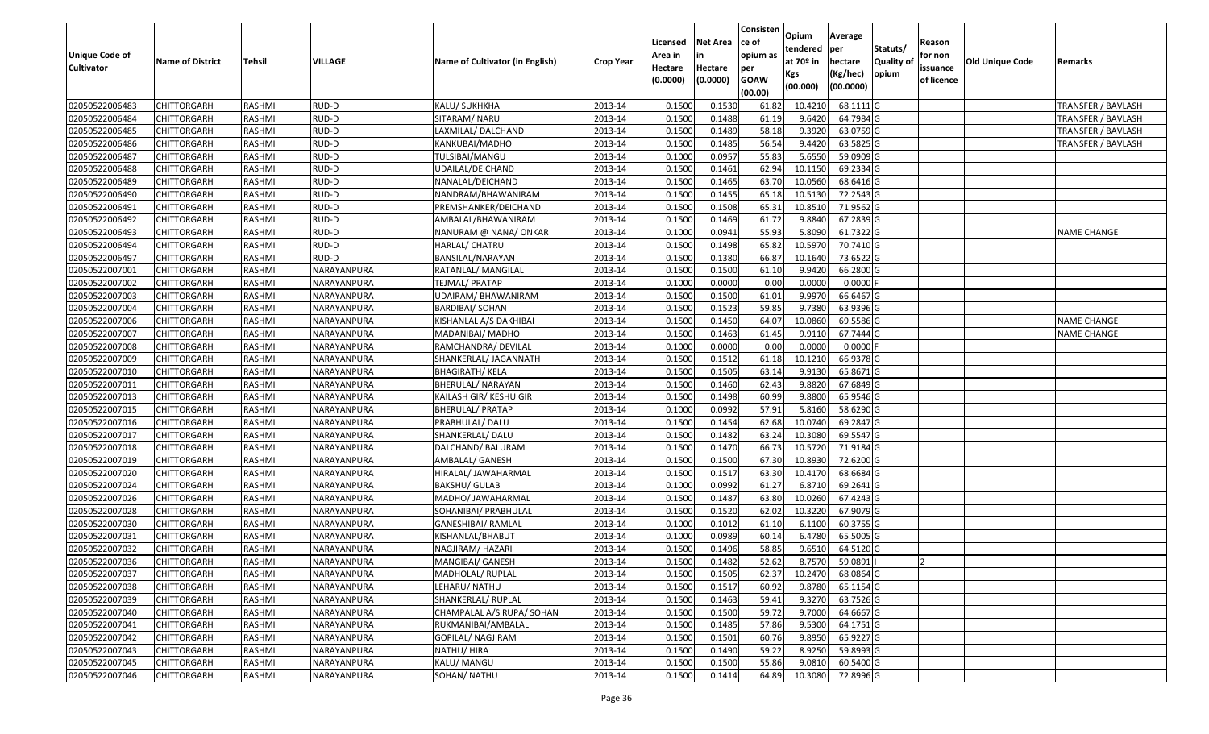| Unique Code of Cultivator | Name of District | Tehsil | VILLAGE | Name of Cultivator (in English) | Crop Year | Licensed Area in Hectare (0.0000) | Net Area in Hectare (0.0000) | Consistence of opium as per GOAW (00.00) | Opium tendered at 70º in Kgs (00.000) | Average per hectare (Kg/hec) (00.0000) | Statuts/ Quality of opium | Reason for non issuance of licence | Old Unique Code | Remarks |
|---|---|---|---|---|---|---|---|---|---|---|---|---|---|---|
| 02050522006483 | CHITTORGARH | RASHMI | RUD-D | KALU/ SUKHKHA | 2013-14 | 0.1500 | 0.1530 | 61.82 | 10.4210 | 68.1111 | G | | | TRANSFER / BAVLASH |
| 02050522006484 | CHITTORGARH | RASHMI | RUD-D | SITARAM/ NARU | 2013-14 | 0.1500 | 0.1488 | 61.19 | 9.6420 | 64.7984 | G | | | TRANSFER / BAVLASH |
| 02050522006485 | CHITTORGARH | RASHMI | RUD-D | LAXMILAL/ DALCHAND | 2013-14 | 0.1500 | 0.1489 | 58.18 | 9.3920 | 63.0759 | G | | | TRANSFER / BAVLASH |
| 02050522006486 | CHITTORGARH | RASHMI | RUD-D | KANKUBAI/MADHO | 2013-14 | 0.1500 | 0.1485 | 56.54 | 9.4420 | 63.5825 | G | | | TRANSFER / BAVLASH |
| 02050522006487 | CHITTORGARH | RASHMI | RUD-D | TULSIBAI/MANGU | 2013-14 | 0.1000 | 0.0957 | 55.83 | 5.6550 | 59.0909 | G | | | |
| 02050522006488 | CHITTORGARH | RASHMI | RUD-D | UDAILAL/DEICHAND | 2013-14 | 0.1500 | 0.1461 | 62.94 | 10.1150 | 69.2334 | G | | | |
| 02050522006489 | CHITTORGARH | RASHMI | RUD-D | NANALAL/DEICHAND | 2013-14 | 0.1500 | 0.1465 | 63.70 | 10.0560 | 68.6416 | G | | | |
| 02050522006490 | CHITTORGARH | RASHMI | RUD-D | NANDRAM/BHAWANIRAM | 2013-14 | 0.1500 | 0.1455 | 65.18 | 10.5130 | 72.2543 | G | | | |
| 02050522006491 | CHITTORGARH | RASHMI | RUD-D | PREMSHANKER/DEICHAND | 2013-14 | 0.1500 | 0.1508 | 65.31 | 10.8510 | 71.9562 | G | | | |
| 02050522006492 | CHITTORGARH | RASHMI | RUD-D | AMBALAL/BHAWANIRAM | 2013-14 | 0.1500 | 0.1469 | 61.72 | 9.8840 | 67.2839 | G | | | |
| 02050522006493 | CHITTORGARH | RASHMI | RUD-D | NANURAM @ NANA/ ONKAR | 2013-14 | 0.1000 | 0.0941 | 55.93 | 5.8090 | 61.7322 | G | | | NAME CHANGE |
| 02050522006494 | CHITTORGARH | RASHMI | RUD-D | HARLAL/ CHATRU | 2013-14 | 0.1500 | 0.1498 | 65.82 | 10.5970 | 70.7410 | G | | | |
| 02050522006497 | CHITTORGARH | RASHMI | RUD-D | BANSILAL/NARAYAN | 2013-14 | 0.1500 | 0.1380 | 66.87 | 10.1640 | 73.6522 | G | | | |
| 02050522007001 | CHITTORGARH | RASHMI | NARAYANPURA | RATANLAL/ MANGILAL | 2013-14 | 0.1500 | 0.1500 | 61.10 | 9.9420 | 66.2800 | G | | | |
| 02050522007002 | CHITTORGARH | RASHMI | NARAYANPURA | TEJMAL/ PRATAP | 2013-14 | 0.1000 | 0.0000 | 0.00 | 0.0000 | 0.0000 | F | | | |
| 02050522007003 | CHITTORGARH | RASHMI | NARAYANPURA | UDAIRAM/ BHAWANIRAM | 2013-14 | 0.1500 | 0.1500 | 61.01 | 9.9970 | 66.6467 | G | | | |
| 02050522007004 | CHITTORGARH | RASHMI | NARAYANPURA | BARDIBAI/ SOHAN | 2013-14 | 0.1500 | 0.1523 | 59.85 | 9.7380 | 63.9396 | G | | | |
| 02050522007006 | CHITTORGARH | RASHMI | NARAYANPURA | KISHANLAL A/S DAKHIBAI | 2013-14 | 0.1500 | 0.1450 | 64.07 | 10.0860 | 69.5586 | G | | | NAME CHANGE |
| 02050522007007 | CHITTORGARH | RASHMI | NARAYANPURA | MADANIBAI/ MADHO | 2013-14 | 0.1500 | 0.1463 | 61.45 | 9.9110 | 67.7444 | G | | | NAME CHANGE |
| 02050522007008 | CHITTORGARH | RASHMI | NARAYANPURA | RAMCHANDRA/ DEVILAL | 2013-14 | 0.1000 | 0.0000 | 0.00 | 0.0000 | 0.0000 | F | | | |
| 02050522007009 | CHITTORGARH | RASHMI | NARAYANPURA | SHANKERLAL/ JAGANNATH | 2013-14 | 0.1500 | 0.1512 | 61.18 | 10.1210 | 66.9378 | G | | | |
| 02050522007010 | CHITTORGARH | RASHMI | NARAYANPURA | BHAGIRATH/ KELA | 2013-14 | 0.1500 | 0.1505 | 63.14 | 9.9130 | 65.8671 | G | | | |
| 02050522007011 | CHITTORGARH | RASHMI | NARAYANPURA | BHERULAL/ NARAYAN | 2013-14 | 0.1500 | 0.1460 | 62.43 | 9.8820 | 67.6849 | G | | | |
| 02050522007013 | CHITTORGARH | RASHMI | NARAYANPURA | KAILASH GIR/ KESHU GIR | 2013-14 | 0.1500 | 0.1498 | 60.99 | 9.8800 | 65.9546 | G | | | |
| 02050522007015 | CHITTORGARH | RASHMI | NARAYANPURA | BHERULAL/ PRATAP | 2013-14 | 0.1000 | 0.0992 | 57.91 | 5.8160 | 58.6290 | G | | | |
| 02050522007016 | CHITTORGARH | RASHMI | NARAYANPURA | PRABHULAL/ DALU | 2013-14 | 0.1500 | 0.1454 | 62.68 | 10.0740 | 69.2847 | G | | | |
| 02050522007017 | CHITTORGARH | RASHMI | NARAYANPURA | SHANKERLAL/ DALU | 2013-14 | 0.1500 | 0.1482 | 63.24 | 10.3080 | 69.5547 | G | | | |
| 02050522007018 | CHITTORGARH | RASHMI | NARAYANPURA | DALCHAND/ BALURAM | 2013-14 | 0.1500 | 0.1470 | 66.73 | 10.5720 | 71.9184 | G | | | |
| 02050522007019 | CHITTORGARH | RASHMI | NARAYANPURA | AMBALAL/ GANESH | 2013-14 | 0.1500 | 0.1500 | 67.30 | 10.8930 | 72.6200 | G | | | |
| 02050522007020 | CHITTORGARH | RASHMI | NARAYANPURA | HIRALAL/ JAWAHARMAL | 2013-14 | 0.1500 | 0.1517 | 63.30 | 10.4170 | 68.6684 | G | | | |
| 02050522007024 | CHITTORGARH | RASHMI | NARAYANPURA | BAKSHU/ GULAB | 2013-14 | 0.1000 | 0.0992 | 61.27 | 6.8710 | 69.2641 | G | | | |
| 02050522007026 | CHITTORGARH | RASHMI | NARAYANPURA | MADHO/ JAWAHARMAL | 2013-14 | 0.1500 | 0.1487 | 63.80 | 10.0260 | 67.4243 | G | | | |
| 02050522007028 | CHITTORGARH | RASHMI | NARAYANPURA | SOHANIBAI/ PRABHULAL | 2013-14 | 0.1500 | 0.1520 | 62.02 | 10.3220 | 67.9079 | G | | | |
| 02050522007030 | CHITTORGARH | RASHMI | NARAYANPURA | GANESHIBAI/ RAMLAL | 2013-14 | 0.1000 | 0.1012 | 61.10 | 6.1100 | 60.3755 | G | | | |
| 02050522007031 | CHITTORGARH | RASHMI | NARAYANPURA | KISHANLAL/BHABUT | 2013-14 | 0.1000 | 0.0989 | 60.14 | 6.4780 | 65.5005 | G | | | |
| 02050522007032 | CHITTORGARH | RASHMI | NARAYANPURA | NAGJIRAM/ HAZARI | 2013-14 | 0.1500 | 0.1496 | 58.85 | 9.6510 | 64.5120 | G | | | |
| 02050522007036 | CHITTORGARH | RASHMI | NARAYANPURA | MANGIBAI/ GANESH | 2013-14 | 0.1500 | 0.1482 | 52.62 | 8.7570 | 59.0891 | I | 2 | | |
| 02050522007037 | CHITTORGARH | RASHMI | NARAYANPURA | MADHOLAL/ RUPLAL | 2013-14 | 0.1500 | 0.1505 | 62.37 | 10.2470 | 68.0864 | G | | | |
| 02050522007038 | CHITTORGARH | RASHMI | NARAYANPURA | LEHARU/ NATHU | 2013-14 | 0.1500 | 0.1517 | 60.92 | 9.8780 | 65.1154 | G | | | |
| 02050522007039 | CHITTORGARH | RASHMI | NARAYANPURA | SHANKERLAL/ RUPLAL | 2013-14 | 0.1500 | 0.1463 | 59.41 | 9.3270 | 63.7526 | G | | | |
| 02050522007040 | CHITTORGARH | RASHMI | NARAYANPURA | CHAMPALAL A/S RUPA/ SOHAN | 2013-14 | 0.1500 | 0.1500 | 59.72 | 9.7000 | 64.6667 | G | | | |
| 02050522007041 | CHITTORGARH | RASHMI | NARAYANPURA | RUKMANIBAI/AMBALAL | 2013-14 | 0.1500 | 0.1485 | 57.86 | 9.5300 | 64.1751 | G | | | |
| 02050522007042 | CHITTORGARH | RASHMI | NARAYANPURA | GOPILAL/ NAGJIRAM | 2013-14 | 0.1500 | 0.1501 | 60.76 | 9.8950 | 65.9227 | G | | | |
| 02050522007043 | CHITTORGARH | RASHMI | NARAYANPURA | NATHU/ HIRA | 2013-14 | 0.1500 | 0.1490 | 59.22 | 8.9250 | 59.8993 | G | | | |
| 02050522007045 | CHITTORGARH | RASHMI | NARAYANPURA | KALU/ MANGU | 2013-14 | 0.1500 | 0.1500 | 55.86 | 9.0810 | 60.5400 | G | | | |
| 02050522007046 | CHITTORGARH | RASHMI | NARAYANPURA | SOHAN/ NATHU | 2013-14 | 0.1500 | 0.1414 | 64.89 | 10.3080 | 72.8996 | G | | | |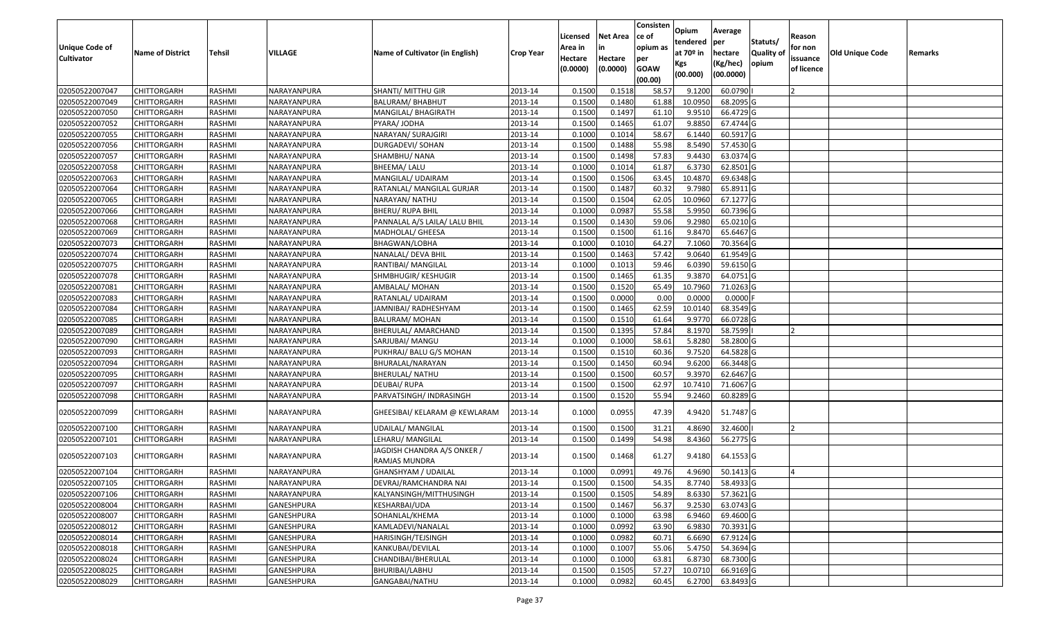| Unique Code of Cultivator | Name of District | Tehsil | VILLAGE | Name of Cultivator (in English) | Crop Year | Licensed Area in Hectare (0.0000) | Net Area in Hectare (0.0000) | Consisten ce of opium as per GOAW (00.00) | Opium tendered at 70º in Kgs (00.000) | Average per hectare (Kg/hec) (00.0000) | Statuts/ Quality of opium | Reason for non issuance of licence | Old Unique Code | Remarks |
|---|---|---|---|---|---|---|---|---|---|---|---|---|---|---|
| 02050522007047 | CHITTORGARH | RASHMI | NARAYANPURA | SHANTI/ MITTHU GIR | 2013-14 | 0.1500 | 0.1518 | 58.57 | 9.1200 | 60.0790 | I | 2 | | |
| 02050522007049 | CHITTORGARH | RASHMI | NARAYANPURA | BALURAM/ BHABHUT | 2013-14 | 0.1500 | 0.1480 | 61.88 | 10.0950 | 68.2095 | G | | | |
| 02050522007050 | CHITTORGARH | RASHMI | NARAYANPURA | MANGILAL/ BHAGIRATH | 2013-14 | 0.1500 | 0.1497 | 61.10 | 9.9510 | 66.4729 | G | | | |
| 02050522007052 | CHITTORGARH | RASHMI | NARAYANPURA | PYARA/ JODHA | 2013-14 | 0.1500 | 0.1465 | 61.07 | 9.8850 | 67.4744 | G | | | |
| 02050522007055 | CHITTORGARH | RASHMI | NARAYANPURA | NARAYAN/ SURAJGIRI | 2013-14 | 0.1000 | 0.1014 | 58.67 | 6.1440 | 60.5917 | G | | | |
| 02050522007056 | CHITTORGARH | RASHMI | NARAYANPURA | DURGADEVI/ SOHAN | 2013-14 | 0.1500 | 0.1488 | 55.98 | 8.5490 | 57.4530 | G | | | |
| 02050522007057 | CHITTORGARH | RASHMI | NARAYANPURA | SHAMBHU/ NANA | 2013-14 | 0.1500 | 0.1498 | 57.83 | 9.4430 | 63.0374 | G | | | |
| 02050522007058 | CHITTORGARH | RASHMI | NARAYANPURA | BHEEMA/ LALU | 2013-14 | 0.1000 | 0.1014 | 61.87 | 6.3730 | 62.8501 | G | | | |
| 02050522007063 | CHITTORGARH | RASHMI | NARAYANPURA | MANGILAL/ UDAIRAM | 2013-14 | 0.1500 | 0.1506 | 63.45 | 10.4870 | 69.6348 | G | | | |
| 02050522007064 | CHITTORGARH | RASHMI | NARAYANPURA | RATANLAL/ MANGILAL GURJAR | 2013-14 | 0.1500 | 0.1487 | 60.32 | 9.7980 | 65.8911 | G | | | |
| 02050522007065 | CHITTORGARH | RASHMI | NARAYANPURA | NARAYAN/ NATHU | 2013-14 | 0.1500 | 0.1504 | 62.05 | 10.0960 | 67.1277 | G | | | |
| 02050522007066 | CHITTORGARH | RASHMI | NARAYANPURA | BHERU/ RUPA BHIL | 2013-14 | 0.1000 | 0.0987 | 55.58 | 5.9950 | 60.7396 | G | | | |
| 02050522007068 | CHITTORGARH | RASHMI | NARAYANPURA | PANNALAL A/S LAILA/ LALU BHIL | 2013-14 | 0.1500 | 0.1430 | 59.06 | 9.2980 | 65.0210 | G | | | |
| 02050522007069 | CHITTORGARH | RASHMI | NARAYANPURA | MADHOLAL/ GHEESA | 2013-14 | 0.1500 | 0.1500 | 61.16 | 9.8470 | 65.6467 | G | | | |
| 02050522007073 | CHITTORGARH | RASHMI | NARAYANPURA | BHAGWAN/LOBHA | 2013-14 | 0.1000 | 0.1010 | 64.27 | 7.1060 | 70.3564 | G | | | |
| 02050522007074 | CHITTORGARH | RASHMI | NARAYANPURA | NANALAL/ DEVA BHIL | 2013-14 | 0.1500 | 0.1463 | 57.42 | 9.0640 | 61.9549 | G | | | |
| 02050522007075 | CHITTORGARH | RASHMI | NARAYANPURA | RANTIBAI/ MANGILAL | 2013-14 | 0.1000 | 0.1013 | 59.46 | 6.0390 | 59.6150 | G | | | |
| 02050522007078 | CHITTORGARH | RASHMI | NARAYANPURA | SHMBHUGIR/ KESHUGIR | 2013-14 | 0.1500 | 0.1465 | 61.35 | 9.3870 | 64.0751 | G | | | |
| 02050522007081 | CHITTORGARH | RASHMI | NARAYANPURA | AMBALAL/ MOHAN | 2013-14 | 0.1500 | 0.1520 | 65.49 | 10.7960 | 71.0263 | G | | | |
| 02050522007083 | CHITTORGARH | RASHMI | NARAYANPURA | RATANLAL/ UDAIRAM | 2013-14 | 0.1500 | 0.0000 | 0.00 | 0.0000 | 0.0000 | F | | | |
| 02050522007084 | CHITTORGARH | RASHMI | NARAYANPURA | JAMNIBAI/ RADHESHYAM | 2013-14 | 0.1500 | 0.1465 | 62.59 | 10.0140 | 68.3549 | G | | | |
| 02050522007085 | CHITTORGARH | RASHMI | NARAYANPURA | BALURAM/ MOHAN | 2013-14 | 0.1500 | 0.1510 | 61.64 | 9.9770 | 66.0728 | G | | | |
| 02050522007089 | CHITTORGARH | RASHMI | NARAYANPURA | BHERULAL/ AMARCHAND | 2013-14 | 0.1500 | 0.1395 | 57.84 | 8.1970 | 58.7599 | I | 2 | | |
| 02050522007090 | CHITTORGARH | RASHMI | NARAYANPURA | SARJUBAI/ MANGU | 2013-14 | 0.1000 | 0.1000 | 58.61 | 5.8280 | 58.2800 | G | | | |
| 02050522007093 | CHITTORGARH | RASHMI | NARAYANPURA | PUKHRAJ/ BALU G/S MOHAN | 2013-14 | 0.1500 | 0.1510 | 60.36 | 9.7520 | 64.5828 | G | | | |
| 02050522007094 | CHITTORGARH | RASHMI | NARAYANPURA | BHURALAL/NARAYAN | 2013-14 | 0.1500 | 0.1450 | 60.94 | 9.6200 | 66.3448 | G | | | |
| 02050522007095 | CHITTORGARH | RASHMI | NARAYANPURA | BHERULAL/ NATHU | 2013-14 | 0.1500 | 0.1500 | 60.57 | 9.3970 | 62.6467 | G | | | |
| 02050522007097 | CHITTORGARH | RASHMI | NARAYANPURA | DEUBAI/ RUPA | 2013-14 | 0.1500 | 0.1500 | 62.97 | 10.7410 | 71.6067 | G | | | |
| 02050522007098 | CHITTORGARH | RASHMI | NARAYANPURA | PARVATSINGH/ INDRASINGH | 2013-14 | 0.1500 | 0.1520 | 55.94 | 9.2460 | 60.8289 | G | | | |
| 02050522007099 | CHITTORGARH | RASHMI | NARAYANPURA | GHEESIBAI/ KELARAM @ KEWLARAM | 2013-14 | 0.1000 | 0.0955 | 47.39 | 4.9420 | 51.7487 | G | | | |
| 02050522007100 | CHITTORGARH | RASHMI | NARAYANPURA | UDAILAL/ MANGILAL | 2013-14 | 0.1500 | 0.1500 | 31.21 | 4.8690 | 32.4600 | I | 2 | | |
| 02050522007101 | CHITTORGARH | RASHMI | NARAYANPURA | LEHARU/ MANGILAL | 2013-14 | 0.1500 | 0.1499 | 54.98 | 8.4360 | 56.2775 | G | | | |
| 02050522007103 | CHITTORGARH | RASHMI | NARAYANPURA | JAGDISH CHANDRA A/S ONKER / RAMJAS MUNDRA | 2013-14 | 0.1500 | 0.1468 | 61.27 | 9.4180 | 64.1553 | G | | | |
| 02050522007104 | CHITTORGARH | RASHMI | NARAYANPURA | GHANSHYAM / UDAILAL | 2013-14 | 0.1000 | 0.0991 | 49.76 | 4.9690 | 50.1413 | G | 4 | | |
| 02050522007105 | CHITTORGARH | RASHMI | NARAYANPURA | DEVRAJ/RAMCHANDRA NAI | 2013-14 | 0.1500 | 0.1500 | 54.35 | 8.7740 | 58.4933 | G | | | |
| 02050522007106 | CHITTORGARH | RASHMI | NARAYANPURA | KALYANSINGH/MITTHUSINGH | 2013-14 | 0.1500 | 0.1505 | 54.89 | 8.6330 | 57.3621 | G | | | |
| 02050522008004 | CHITTORGARH | RASHMI | GANESHPURA | KESHARBAI/UDA | 2013-14 | 0.1500 | 0.1467 | 56.37 | 9.2530 | 63.0743 | G | | | |
| 02050522008007 | CHITTORGARH | RASHMI | GANESHPURA | SOHANLAL/KHEMA | 2013-14 | 0.1000 | 0.1000 | 63.98 | 6.9460 | 69.4600 | G | | | |
| 02050522008012 | CHITTORGARH | RASHMI | GANESHPURA | KAMLADEVI/NANALAL | 2013-14 | 0.1000 | 0.0992 | 63.90 | 6.9830 | 70.3931 | G | | | |
| 02050522008014 | CHITTORGARH | RASHMI | GANESHPURA | HARISINGH/TEJSINGH | 2013-14 | 0.1000 | 0.0982 | 60.71 | 6.6690 | 67.9124 | G | | | |
| 02050522008018 | CHITTORGARH | RASHMI | GANESHPURA | KANKUBAI/DEVILAL | 2013-14 | 0.1000 | 0.1007 | 55.06 | 5.4750 | 54.3694 | G | | | |
| 02050522008024 | CHITTORGARH | RASHMI | GANESHPURA | CHANDIBAI/BHERULAL | 2013-14 | 0.1000 | 0.1000 | 63.81 | 6.8730 | 68.7300 | G | | | |
| 02050522008025 | CHITTORGARH | RASHMI | GANESHPURA | BHURIBAI/LABHU | 2013-14 | 0.1500 | 0.1505 | 57.27 | 10.0710 | 66.9169 | G | | | |
| 02050522008029 | CHITTORGARH | RASHMI | GANESHPURA | GANGABAI/NATHU | 2013-14 | 0.1000 | 0.0982 | 60.45 | 6.2700 | 63.8493 | G | | | |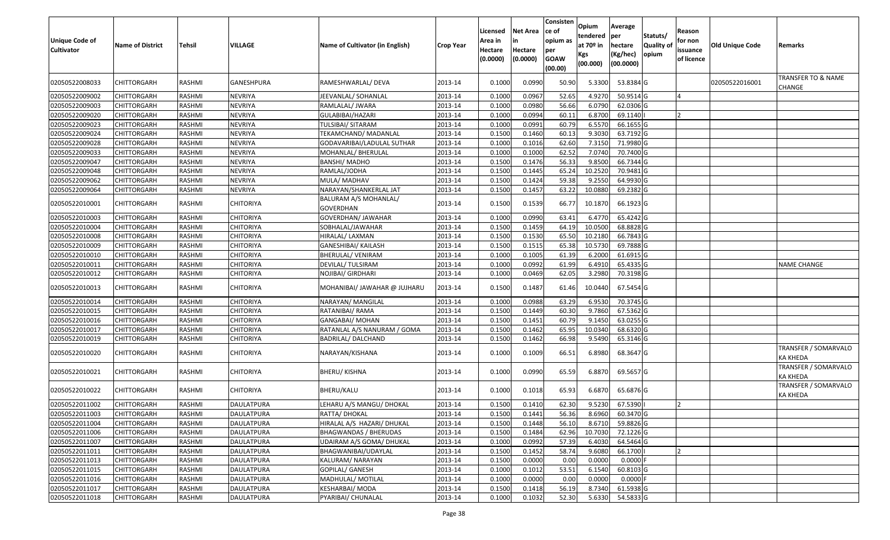| Unique Code of Cultivator | Name of District | Tehsil | VILLAGE | Name of Cultivator (in English) | Crop Year | Licensed Area in Hectare (0.0000) | Net Area in Hectare (0.0000) | Consisten ce of opium as per GOAW (00.00) | Opium tendered at 70º in Kgs (00.000) | Average per hectare (Kg/hec) (00.0000) | Statuts/ Quality of opium | Reason for non issuance of licence | Old Unique Code | Remarks |
|---|---|---|---|---|---|---|---|---|---|---|---|---|---|---|
| 02050522008033 | CHITTORGARH | RASHMI | GANESHPURA | RAMESHWARLAL/ DEVA | 2013-14 | 0.1000 | 0.0990 | 50.90 | 5.3300 | 53.8384 | G | | 02050522016001 | TRANSFER TO & NAME CHANGE |
| 02050522009002 | CHITTORGARH | RASHMI | NEVRIYA | JEEVANLAL/ SOHANLAL | 2013-14 | 0.1000 | 0.0967 | 52.65 | 4.9270 | 50.9514 | G | 4 | | |
| 02050522009003 | CHITTORGARH | RASHMI | NEVRIYA | RAMLALAL/ JWARA | 2013-14 | 0.1000 | 0.0980 | 56.66 | 6.0790 | 62.0306 | G | | | |
| 02050522009020 | CHITTORGARH | RASHMI | NEVRIYA | GULABIBAI/HAZARI | 2013-14 | 0.1000 | 0.0994 | 60.11 | 6.8700 | 69.1140 | I | 2 | | |
| 02050522009023 | CHITTORGARH | RASHMI | NEVRIYA | TULSIBAI/ SITARAM | 2013-14 | 0.1000 | 0.0991 | 60.79 | 6.5570 | 66.1655 | G | | | |
| 02050522009024 | CHITTORGARH | RASHMI | NEVRIYA | TEKAMCHAND/ MADANLAL | 2013-14 | 0.1500 | 0.1460 | 60.13 | 9.3030 | 63.7192 | G | | | |
| 02050522009028 | CHITTORGARH | RASHMI | NEVRIYA | GODAVARIBAI/LADULAL SUTHAR | 2013-14 | 0.1000 | 0.1016 | 62.60 | 7.3150 | 71.9980 | G | | | |
| 02050522009033 | CHITTORGARH | RASHMI | NEVRIYA | MOHANLAL/ BHERULAL | 2013-14 | 0.1000 | 0.1000 | 62.52 | 7.0740 | 70.7400 | G | | | |
| 02050522009047 | CHITTORGARH | RASHMI | NEVRIYA | BANSHI/ MADHO | 2013-14 | 0.1500 | 0.1476 | 56.33 | 9.8500 | 66.7344 | G | | | |
| 02050522009048 | CHITTORGARH | RASHMI | NEVRIYA | RAMLAL/JODHA | 2013-14 | 0.1500 | 0.1445 | 65.24 | 10.2520 | 70.9481 | G | | | |
| 02050522009062 | CHITTORGARH | RASHMI | NEVRIYA | MULA/ MADHAV | 2013-14 | 0.1500 | 0.1424 | 59.38 | 9.2550 | 64.9930 | G | | | |
| 02050522009064 | CHITTORGARH | RASHMI | NEVRIYA | NARAYAN/SHANKERLAL JAT | 2013-14 | 0.1500 | 0.1457 | 63.22 | 10.0880 | 69.2382 | G | | | |
| 02050522010001 | CHITTORGARH | RASHMI | CHITORIYA | BALURAM A/S MOHANLAL/ GOVERDHAN | 2013-14 | 0.1500 | 0.1539 | 66.77 | 10.1870 | 66.1923 | G | | | |
| 02050522010003 | CHITTORGARH | RASHMI | CHITORIYA | GOVERDHAN/ JAWAHAR | 2013-14 | 0.1000 | 0.0990 | 63.41 | 6.4770 | 65.4242 | G | | | |
| 02050522010004 | CHITTORGARH | RASHMI | CHITORIYA | SOBHALAL/JAWAHAR | 2013-14 | 0.1500 | 0.1459 | 64.19 | 10.0500 | 68.8828 | G | | | |
| 02050522010008 | CHITTORGARH | RASHMI | CHITORIYA | HIRALAL/ LAXMAN | 2013-14 | 0.1500 | 0.1530 | 65.50 | 10.2180 | 66.7843 | G | | | |
| 02050522010009 | CHITTORGARH | RASHMI | CHITORIYA | GANESHIBAI/ KAILASH | 2013-14 | 0.1500 | 0.1515 | 65.38 | 10.5730 | 69.7888 | G | | | |
| 02050522010010 | CHITTORGARH | RASHMI | CHITORIYA | BHERULAL/ VENIRAM | 2013-14 | 0.1000 | 0.1005 | 61.39 | 6.2000 | 61.6915 | G | | | |
| 02050522010011 | CHITTORGARH | RASHMI | CHITORIYA | DEVILAL/ TULSIRAM | 2013-14 | 0.1000 | 0.0992 | 61.99 | 6.4910 | 65.4335 | G | | | NAME CHANGE |
| 02050522010012 | CHITTORGARH | RASHMI | CHITORIYA | NOJIBAI/ GIRDHARI | 2013-14 | 0.1000 | 0.0469 | 62.05 | 3.2980 | 70.3198 | G | | | |
| 02050522010013 | CHITTORGARH | RASHMI | CHITORIYA | MOHANIBAI/ JAWAHAR @ JUJHARU | 2013-14 | 0.1500 | 0.1487 | 61.46 | 10.0440 | 67.5454 | G | | | |
| 02050522010014 | CHITTORGARH | RASHMI | CHITORIYA | NARAYAN/ MANGILAL | 2013-14 | 0.1000 | 0.0988 | 63.29 | 6.9530 | 70.3745 | G | | | |
| 02050522010015 | CHITTORGARH | RASHMI | CHITORIYA | RATANIBAI/ RAMA | 2013-14 | 0.1500 | 0.1449 | 60.30 | 9.7860 | 67.5362 | G | | | |
| 02050522010016 | CHITTORGARH | RASHMI | CHITORIYA | GANGABAI/ MOHAN | 2013-14 | 0.1500 | 0.1451 | 60.79 | 9.1450 | 63.0255 | G | | | |
| 02050522010017 | CHITTORGARH | RASHMI | CHITORIYA | RATANLAL A/S NANURAM / GOMA | 2013-14 | 0.1500 | 0.1462 | 65.95 | 10.0340 | 68.6320 | G | | | |
| 02050522010019 | CHITTORGARH | RASHMI | CHITORIYA | BADRILAL/ DALCHAND | 2013-14 | 0.1500 | 0.1462 | 66.98 | 9.5490 | 65.3146 | G | | | |
| 02050522010020 | CHITTORGARH | RASHMI | CHITORIYA | NARAYAN/KISHANA | 2013-14 | 0.1000 | 0.1009 | 66.51 | 6.8980 | 68.3647 | G | | | TRANSFER / SOMARVALO KA KHEDA |
| 02050522010021 | CHITTORGARH | RASHMI | CHITORIYA | BHERU/ KISHNA | 2013-14 | 0.1000 | 0.0990 | 65.59 | 6.8870 | 69.5657 | G | | | TRANSFER / SOMARVALO KA KHEDA |
| 02050522010022 | CHITTORGARH | RASHMI | CHITORIYA | BHERU/KALU | 2013-14 | 0.1000 | 0.1018 | 65.93 | 6.6870 | 65.6876 | G | | | TRANSFER / SOMARVALO KA KHEDA |
| 02050522011002 | CHITTORGARH | RASHMI | DAULATPURA | LEHARU A/S MANGU/ DHOKAL | 2013-14 | 0.1500 | 0.1410 | 62.30 | 9.5230 | 67.5390 | I | 2 | | |
| 02050522011003 | CHITTORGARH | RASHMI | DAULATPURA | RATTA/ DHOKAL | 2013-14 | 0.1500 | 0.1441 | 56.36 | 8.6960 | 60.3470 | G | | | |
| 02050522011004 | CHITTORGARH | RASHMI | DAULATPURA | HIRALAL A/S HAZARI/ DHUKAL | 2013-14 | 0.1500 | 0.1448 | 56.10 | 8.6710 | 59.8826 | G | | | |
| 02050522011006 | CHITTORGARH | RASHMI | DAULATPURA | BHAGWANDAS / BHERUDAS | 2013-14 | 0.1500 | 0.1484 | 62.96 | 10.7030 | 72.1226 | G | | | |
| 02050522011007 | CHITTORGARH | RASHMI | DAULATPURA | UDAIRAM A/S GOMA/ DHUKAL | 2013-14 | 0.1000 | 0.0992 | 57.39 | 6.4030 | 64.5464 | G | | | |
| 02050522011011 | CHITTORGARH | RASHMI | DAULATPURA | BHAGWANIBAI/UDAYLAL | 2013-14 | 0.1500 | 0.1452 | 58.74 | 9.6080 | 66.1700 | I | 2 | | |
| 02050522011013 | CHITTORGARH | RASHMI | DAULATPURA | KALURAM/ NARAYAN | 2013-14 | 0.1500 | 0.0000 | 0.00 | 0.0000 | 0.0000 | F | | | |
| 02050522011015 | CHITTORGARH | RASHMI | DAULATPURA | GOPILAL/ GANESH | 2013-14 | 0.1000 | 0.1012 | 53.51 | 6.1540 | 60.8103 | G | | | |
| 02050522011016 | CHITTORGARH | RASHMI | DAULATPURA | MADHULAL/ MOTILAL | 2013-14 | 0.1000 | 0.0000 | 0.00 | 0.0000 | 0.0000 | F | | | |
| 02050522011017 | CHITTORGARH | RASHMI | DAULATPURA | KESHARBAI/ MODA | 2013-14 | 0.1500 | 0.1418 | 56.19 | 8.7340 | 61.5938 | G | | | |
| 02050522011018 | CHITTORGARH | RASHMI | DAULATPURA | PYARIBAI/ CHUNALAL | 2013-14 | 0.1000 | 0.1032 | 52.30 | 5.6330 | 54.5833 | G | | | |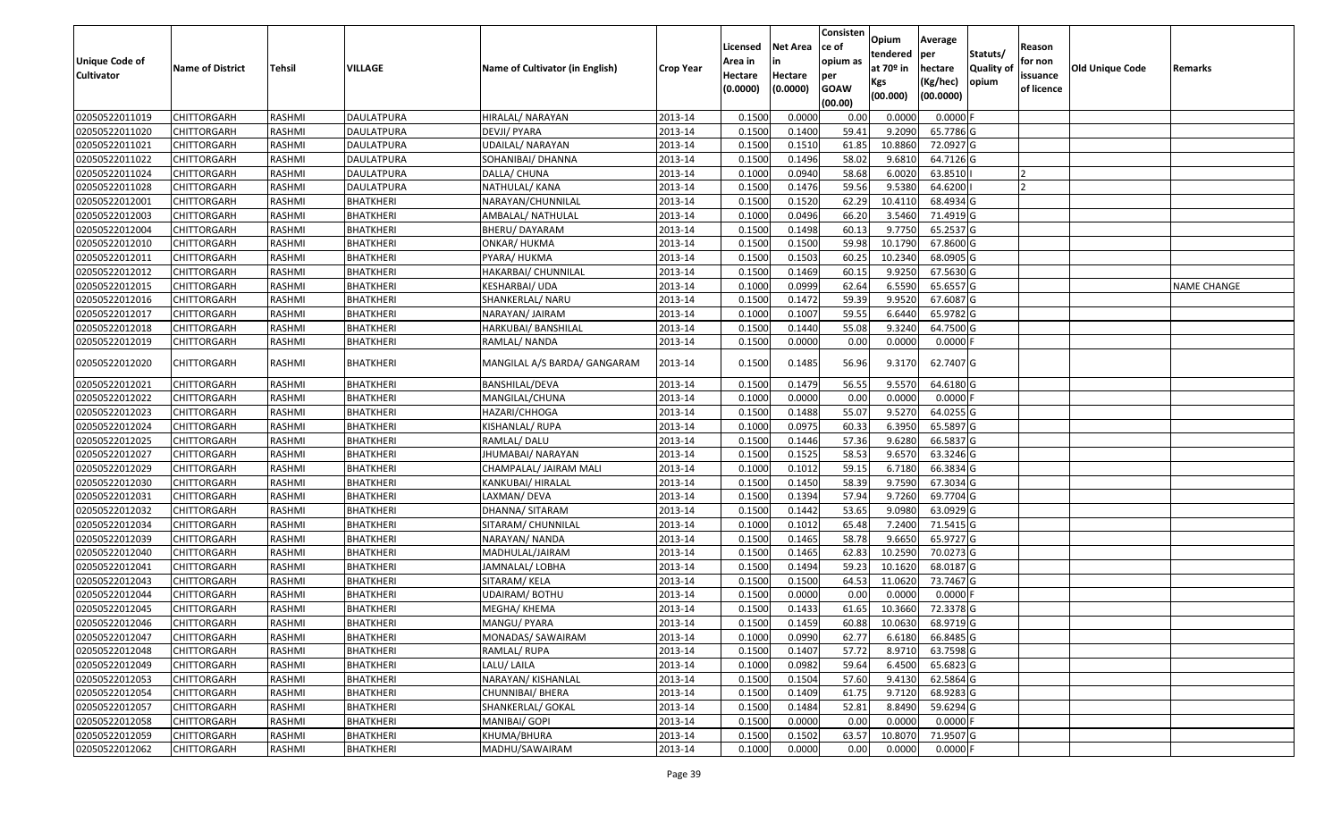| Unique Code of Cultivator | Name of District | Tehsil | VILLAGE | Name of Cultivator (in English) | Crop Year | Licensed Area in Hectare (0.0000) | Net Area in Hectare (0.0000) | Consisten ce of opium as per GOAW (00.00) | Opium tendered at 70º in Kgs (00.000) | Average per hectare (Kg/hec) (00.0000) | Statuts/ Quality of opium | Reason for non issuance of licence | Old Unique Code | Remarks |
|---|---|---|---|---|---|---|---|---|---|---|---|---|---|---|
| 02050522011019 | CHITTORGARH | RASHMI | DAULATPURA | HIRALAL/ NARAYAN | 2013-14 | 0.1500 | 0.0000 | 0.00 | 0.0000 | 0.0000 | F | | | |
| 02050522011020 | CHITTORGARH | RASHMI | DAULATPURA | DEVJI/ PYARA | 2013-14 | 0.1500 | 0.1400 | 59.41 | 9.2090 | 65.7786 | G | | | |
| 02050522011021 | CHITTORGARH | RASHMI | DAULATPURA | UDAILAL/ NARAYAN | 2013-14 | 0.1500 | 0.1510 | 61.85 | 10.8860 | 72.0927 | G | | | |
| 02050522011022 | CHITTORGARH | RASHMI | DAULATPURA | SOHANIBAI/ DHANNA | 2013-14 | 0.1500 | 0.1496 | 58.02 | 9.6810 | 64.7126 | G | | | |
| 02050522011024 | CHITTORGARH | RASHMI | DAULATPURA | DALLA/ CHUNA | 2013-14 | 0.1000 | 0.0940 | 58.68 | 6.0020 | 63.8510 | I | 2 | | |
| 02050522011028 | CHITTORGARH | RASHMI | DAULATPURA | NATHULAL/ KANA | 2013-14 | 0.1500 | 0.1476 | 59.56 | 9.5380 | 64.6200 | I | 2 | | |
| 02050522012001 | CHITTORGARH | RASHMI | BHATKHERI | NARAYAN/CHUNNILAL | 2013-14 | 0.1500 | 0.1520 | 62.29 | 10.4110 | 68.4934 | G | | | |
| 02050522012003 | CHITTORGARH | RASHMI | BHATKHERI | AMBALAL/ NATHULAL | 2013-14 | 0.1000 | 0.0496 | 66.20 | 3.5460 | 71.4919 | G | | | |
| 02050522012004 | CHITTORGARH | RASHMI | BHATKHERI | BHERU/ DAYARAM | 2013-14 | 0.1500 | 0.1498 | 60.13 | 9.7750 | 65.2537 | G | | | |
| 02050522012010 | CHITTORGARH | RASHMI | BHATKHERI | ONKAR/ HUKMA | 2013-14 | 0.1500 | 0.1500 | 59.98 | 10.1790 | 67.8600 | G | | | |
| 02050522012011 | CHITTORGARH | RASHMI | BHATKHERI | PYARA/ HUKMA | 2013-14 | 0.1500 | 0.1503 | 60.25 | 10.2340 | 68.0905 | G | | | |
| 02050522012012 | CHITTORGARH | RASHMI | BHATKHERI | HAKARBAI/ CHUNNILAL | 2013-14 | 0.1500 | 0.1469 | 60.15 | 9.9250 | 67.5630 | G | | | |
| 02050522012015 | CHITTORGARH | RASHMI | BHATKHERI | KESHARBAI/ UDA | 2013-14 | 0.1000 | 0.0999 | 62.64 | 6.5590 | 65.6557 | G | | | NAME CHANGE |
| 02050522012016 | CHITTORGARH | RASHMI | BHATKHERI | SHANKERLAL/ NARU | 2013-14 | 0.1500 | 0.1472 | 59.39 | 9.9520 | 67.6087 | G | | | |
| 02050522012017 | CHITTORGARH | RASHMI | BHATKHERI | NARAYAN/ JAIRAM | 2013-14 | 0.1000 | 0.1007 | 59.55 | 6.6440 | 65.9782 | G | | | |
| 02050522012018 | CHITTORGARH | RASHMI | BHATKHERI | HARKUBAI/ BANSHILAL | 2013-14 | 0.1500 | 0.1440 | 55.08 | 9.3240 | 64.7500 | G | | | |
| 02050522012019 | CHITTORGARH | RASHMI | BHATKHERI | RAMLAL/ NANDA | 2013-14 | 0.1500 | 0.0000 | 0.00 | 0.0000 | 0.0000 | F | | | |
| 02050522012020 | CHITTORGARH | RASHMI | BHATKHERI | MANGILAL A/S BARDA/ GANGARAM | 2013-14 | 0.1500 | 0.1485 | 56.96 | 9.3170 | 62.7407 | G | | | |
| 02050522012021 | CHITTORGARH | RASHMI | BHATKHERI | BANSHILAL/DEVA | 2013-14 | 0.1500 | 0.1479 | 56.55 | 9.5570 | 64.6180 | G | | | |
| 02050522012022 | CHITTORGARH | RASHMI | BHATKHERI | MANGILAL/CHUNA | 2013-14 | 0.1000 | 0.0000 | 0.00 | 0.0000 | 0.0000 | F | | | |
| 02050522012023 | CHITTORGARH | RASHMI | BHATKHERI | HAZARI/CHHOGA | 2013-14 | 0.1500 | 0.1488 | 55.07 | 9.5270 | 64.0255 | G | | | |
| 02050522012024 | CHITTORGARH | RASHMI | BHATKHERI | KISHANLAL/ RUPA | 2013-14 | 0.1000 | 0.0975 | 60.33 | 6.3950 | 65.5897 | G | | | |
| 02050522012025 | CHITTORGARH | RASHMI | BHATKHERI | RAMLAL/ DALU | 2013-14 | 0.1500 | 0.1446 | 57.36 | 9.6280 | 66.5837 | G | | | |
| 02050522012027 | CHITTORGARH | RASHMI | BHATKHERI | JHUMABAI/ NARAYAN | 2013-14 | 0.1500 | 0.1525 | 58.53 | 9.6570 | 63.3246 | G | | | |
| 02050522012029 | CHITTORGARH | RASHMI | BHATKHERI | CHAMPALAL/ JAIRAM MALI | 2013-14 | 0.1000 | 0.1012 | 59.15 | 6.7180 | 66.3834 | G | | | |
| 02050522012030 | CHITTORGARH | RASHMI | BHATKHERI | KANKUBAI/ HIRALAL | 2013-14 | 0.1500 | 0.1450 | 58.39 | 9.7590 | 67.3034 | G | | | |
| 02050522012031 | CHITTORGARH | RASHMI | BHATKHERI | LAXMAN/ DEVA | 2013-14 | 0.1500 | 0.1394 | 57.94 | 9.7260 | 69.7704 | G | | | |
| 02050522012032 | CHITTORGARH | RASHMI | BHATKHERI | DHANNA/ SITARAM | 2013-14 | 0.1500 | 0.1442 | 53.65 | 9.0980 | 63.0929 | G | | | |
| 02050522012034 | CHITTORGARH | RASHMI | BHATKHERI | SITARAM/ CHUNNILAL | 2013-14 | 0.1000 | 0.1012 | 65.48 | 7.2400 | 71.5415 | G | | | |
| 02050522012039 | CHITTORGARH | RASHMI | BHATKHERI | NARAYAN/ NANDA | 2013-14 | 0.1500 | 0.1465 | 58.78 | 9.6650 | 65.9727 | G | | | |
| 02050522012040 | CHITTORGARH | RASHMI | BHATKHERI | MADHULAL/JAIRAM | 2013-14 | 0.1500 | 0.1465 | 62.83 | 10.2590 | 70.0273 | G | | | |
| 02050522012041 | CHITTORGARH | RASHMI | BHATKHERI | JAMNALAL/ LOBHA | 2013-14 | 0.1500 | 0.1494 | 59.23 | 10.1620 | 68.0187 | G | | | |
| 02050522012043 | CHITTORGARH | RASHMI | BHATKHERI | SITARAM/ KELA | 2013-14 | 0.1500 | 0.1500 | 64.53 | 11.0620 | 73.7467 | G | | | |
| 02050522012044 | CHITTORGARH | RASHMI | BHATKHERI | UDAIRAM/ BOTHU | 2013-14 | 0.1500 | 0.0000 | 0.00 | 0.0000 | 0.0000 | F | | | |
| 02050522012045 | CHITTORGARH | RASHMI | BHATKHERI | MEGHA/ KHEMA | 2013-14 | 0.1500 | 0.1433 | 61.65 | 10.3660 | 72.3378 | G | | | |
| 02050522012046 | CHITTORGARH | RASHMI | BHATKHERI | MANGU/ PYARA | 2013-14 | 0.1500 | 0.1459 | 60.88 | 10.0630 | 68.9719 | G | | | |
| 02050522012047 | CHITTORGARH | RASHMI | BHATKHERI | MONADAS/ SAWAIRAM | 2013-14 | 0.1000 | 0.0990 | 62.77 | 6.6180 | 66.8485 | G | | | |
| 02050522012048 | CHITTORGARH | RASHMI | BHATKHERI | RAMLAL/ RUPA | 2013-14 | 0.1500 | 0.1407 | 57.72 | 8.9710 | 63.7598 | G | | | |
| 02050522012049 | CHITTORGARH | RASHMI | BHATKHERI | LALU/ LAILA | 2013-14 | 0.1000 | 0.0982 | 59.64 | 6.4500 | 65.6823 | G | | | |
| 02050522012053 | CHITTORGARH | RASHMI | BHATKHERI | NARAYAN/ KISHANLAL | 2013-14 | 0.1500 | 0.1504 | 57.60 | 9.4130 | 62.5864 | G | | | |
| 02050522012054 | CHITTORGARH | RASHMI | BHATKHERI | CHUNNIBAI/ BHERA | 2013-14 | 0.1500 | 0.1409 | 61.75 | 9.7120 | 68.9283 | G | | | |
| 02050522012057 | CHITTORGARH | RASHMI | BHATKHERI | SHANKERLAL/ GOKAL | 2013-14 | 0.1500 | 0.1484 | 52.81 | 8.8490 | 59.6294 | G | | | |
| 02050522012058 | CHITTORGARH | RASHMI | BHATKHERI | MANIBAI/ GOPI | 2013-14 | 0.1500 | 0.0000 | 0.00 | 0.0000 | 0.0000 | F | | | |
| 02050522012059 | CHITTORGARH | RASHMI | BHATKHERI | KHUMA/BHURA | 2013-14 | 0.1500 | 0.1502 | 63.57 | 10.8070 | 71.9507 | G | | | |
| 02050522012062 | CHITTORGARH | RASHMI | BHATKHERI | MADHU/SAWAIRAM | 2013-14 | 0.1000 | 0.0000 | 0.00 | 0.0000 | 0.0000 | F | | | |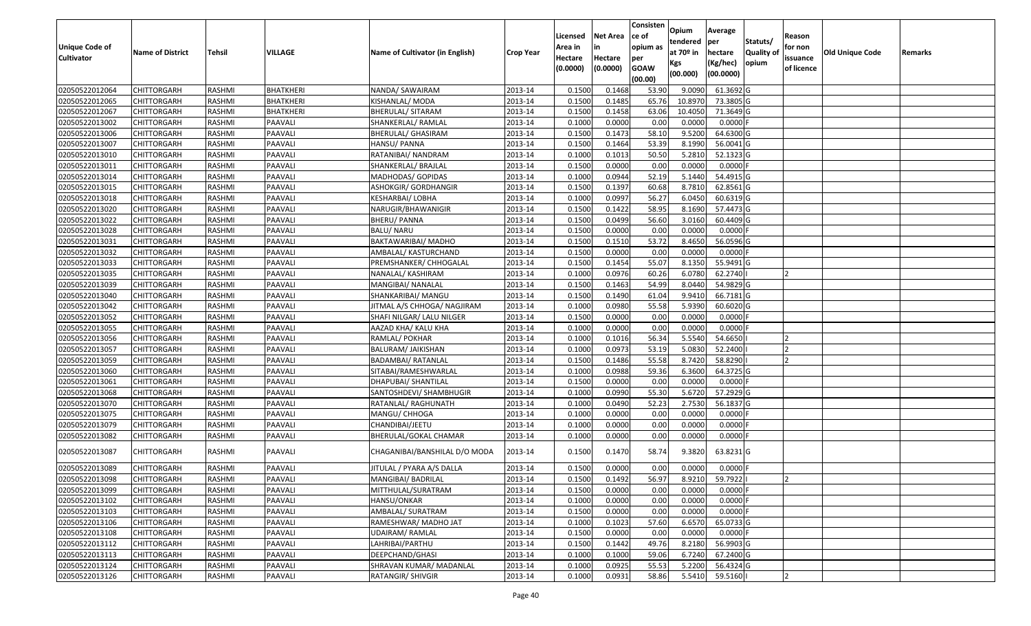| Unique Code of Cultivator | Name of District | Tehsil | VILLAGE | Name of Cultivator (in English) | Crop Year | Licensed Area in Hectare (0.0000) | Net Area in Hectare (0.0000) | Consistence of opium as per GOAW (00.00) | Opium tendered at 70º in Kgs (00.000) | Average per hectare (Kg/hec) (00.0000) | Statuts/ Quality of opium | Reason for non issuance of licence | Old Unique Code | Remarks |
|---|---|---|---|---|---|---|---|---|---|---|---|---|---|---|
| 02050522012064 | CHITTORGARH | RASHMI | BHATKHERI | NANDA/ SAWAIRAM | 2013-14 | 0.1500 | 0.1468 | 53.90 | 9.0090 | 61.3692 | G | | | |
| 02050522012065 | CHITTORGARH | RASHMI | BHATKHERI | KISHANLAL/ MODA | 2013-14 | 0.1500 | 0.1485 | 65.76 | 10.8970 | 73.3805 | G | | | |
| 02050522012067 | CHITTORGARH | RASHMI | BHATKHERI | BHERULAL/ SITARAM | 2013-14 | 0.1500 | 0.1458 | 63.06 | 10.4050 | 71.3649 | G | | | |
| 02050522013002 | CHITTORGARH | RASHMI | PAAVALI | SHANKERLAL/ RAMLAL | 2013-14 | 0.1000 | 0.0000 | 0.00 | 0.0000 | 0.0000 | F | | | |
| 02050522013006 | CHITTORGARH | RASHMI | PAAVALI | BHERULAL/ GHASIRAM | 2013-14 | 0.1500 | 0.1473 | 58.10 | 9.5200 | 64.6300 | G | | | |
| 02050522013007 | CHITTORGARH | RASHMI | PAAVALI | HANSU/ PANNA | 2013-14 | 0.1500 | 0.1464 | 53.39 | 8.1990 | 56.0041 | G | | | |
| 02050522013010 | CHITTORGARH | RASHMI | PAAVALI | RATANIBAI/ NANDRAM | 2013-14 | 0.1000 | 0.1013 | 50.50 | 5.2810 | 52.1323 | G | | | |
| 02050522013011 | CHITTORGARH | RASHMI | PAAVALI | SHANKERLAL/ BRAJLAL | 2013-14 | 0.1500 | 0.0000 | 0.00 | 0.0000 | 0.0000 | F | | | |
| 02050522013014 | CHITTORGARH | RASHMI | PAAVALI | MADHODAS/ GOPIDAS | 2013-14 | 0.1000 | 0.0944 | 52.19 | 5.1440 | 54.4915 | G | | | |
| 02050522013015 | CHITTORGARH | RASHMI | PAAVALI | ASHOKGIR/ GORDHANGIR | 2013-14 | 0.1500 | 0.1397 | 60.68 | 8.7810 | 62.8561 | G | | | |
| 02050522013018 | CHITTORGARH | RASHMI | PAAVALI | KESHARBAI/ LOBHA | 2013-14 | 0.1000 | 0.0997 | 56.27 | 6.0450 | 60.6319 | G | | | |
| 02050522013020 | CHITTORGARH | RASHMI | PAAVALI | NARUGIR/BHAWANIGIR | 2013-14 | 0.1500 | 0.1422 | 58.95 | 8.1690 | 57.4473 | G | | | |
| 02050522013022 | CHITTORGARH | RASHMI | PAAVALI | BHERU/ PANNA | 2013-14 | 0.1500 | 0.0499 | 56.60 | 3.0160 | 60.4409 | G | | | |
| 02050522013028 | CHITTORGARH | RASHMI | PAAVALI | BALU/ NARU | 2013-14 | 0.1500 | 0.0000 | 0.00 | 0.0000 | 0.0000 | F | | | |
| 02050522013031 | CHITTORGARH | RASHMI | PAAVALI | BAKTAWARIBAI/ MADHO | 2013-14 | 0.1500 | 0.1510 | 53.72 | 8.4650 | 56.0596 | G | | | |
| 02050522013032 | CHITTORGARH | RASHMI | PAAVALI | AMBALAL/ KASTURCHAND | 2013-14 | 0.1500 | 0.0000 | 0.00 | 0.0000 | 0.0000 | F | | | |
| 02050522013033 | CHITTORGARH | RASHMI | PAAVALI | PREMSHANKER/ CHHOGALAL | 2013-14 | 0.1500 | 0.1454 | 55.07 | 8.1350 | 55.9491 | G | | | |
| 02050522013035 | CHITTORGARH | RASHMI | PAAVALI | NANALAL/ KASHIRAM | 2013-14 | 0.1000 | 0.0976 | 60.26 | 6.0780 | 62.2740 | I | 2 | | |
| 02050522013039 | CHITTORGARH | RASHMI | PAAVALI | MANGIBAI/ NANALAL | 2013-14 | 0.1500 | 0.1463 | 54.99 | 8.0440 | 54.9829 | G | | | |
| 02050522013040 | CHITTORGARH | RASHMI | PAAVALI | SHANKARIBAI/ MANGU | 2013-14 | 0.1500 | 0.1490 | 61.04 | 9.9410 | 66.7181 | G | | | |
| 02050522013042 | CHITTORGARH | RASHMI | PAAVALI | JITMAL A/S CHHOGA/ NAGJIRAM | 2013-14 | 0.1000 | 0.0980 | 55.58 | 5.9390 | 60.6020 | G | | | |
| 02050522013052 | CHITTORGARH | RASHMI | PAAVALI | SHAFI NILGAR/ LALU NILGER | 2013-14 | 0.1500 | 0.0000 | 0.00 | 0.0000 | 0.0000 | F | | | |
| 02050522013055 | CHITTORGARH | RASHMI | PAAVALI | AAZAD KHA/ KALU KHA | 2013-14 | 0.1000 | 0.0000 | 0.00 | 0.0000 | 0.0000 | F | | | |
| 02050522013056 | CHITTORGARH | RASHMI | PAAVALI | RAMLAL/ POKHAR | 2013-14 | 0.1000 | 0.1016 | 56.34 | 5.5540 | 54.6650 | I | 2 | | |
| 02050522013057 | CHITTORGARH | RASHMI | PAAVALI | BALURAM/ JAIKISHAN | 2013-14 | 0.1000 | 0.0973 | 53.19 | 5.0830 | 52.2400 | I | 2 | | |
| 02050522013059 | CHITTORGARH | RASHMI | PAAVALI | BADAMBAI/ RATANLAL | 2013-14 | 0.1500 | 0.1486 | 55.58 | 8.7420 | 58.8290 | I | 2 | | |
| 02050522013060 | CHITTORGARH | RASHMI | PAAVALI | SITABAI/RAMESHWARLAL | 2013-14 | 0.1000 | 0.0988 | 59.36 | 6.3600 | 64.3725 | G | | | |
| 02050522013061 | CHITTORGARH | RASHMI | PAAVALI | DHAPUBAI/ SHANTILAL | 2013-14 | 0.1500 | 0.0000 | 0.00 | 0.0000 | 0.0000 | F | | | |
| 02050522013068 | CHITTORGARH | RASHMI | PAAVALI | SANTOSHDEVI/ SHAMBHUGIR | 2013-14 | 0.1000 | 0.0990 | 55.30 | 5.6720 | 57.2929 | G | | | |
| 02050522013070 | CHITTORGARH | RASHMI | PAAVALI | RATANLAL/ RAGHUNATH | 2013-14 | 0.1000 | 0.0490 | 52.23 | 2.7530 | 56.1837 | G | | | |
| 02050522013075 | CHITTORGARH | RASHMI | PAAVALI | MANGU/ CHHOGA | 2013-14 | 0.1000 | 0.0000 | 0.00 | 0.0000 | 0.0000 | F | | | |
| 02050522013079 | CHITTORGARH | RASHMI | PAAVALI | CHANDIBAI/JEETU | 2013-14 | 0.1000 | 0.0000 | 0.00 | 0.0000 | 0.0000 | F | | | |
| 02050522013082 | CHITTORGARH | RASHMI | PAAVALI | BHERULAL/GOKAL CHAMAR | 2013-14 | 0.1000 | 0.0000 | 0.00 | 0.0000 | 0.0000 | F | | | |
| 02050522013087 | CHITTORGARH | RASHMI | PAAVALI | CHAGANIBAI/BANSHILAL D/O MODA | 2013-14 | 0.1500 | 0.1470 | 58.74 | 9.3820 | 63.8231 | G | | | |
| 02050522013089 | CHITTORGARH | RASHMI | PAAVALI | JITULAL / PYARA A/S DALLA | 2013-14 | 0.1500 | 0.0000 | 0.00 | 0.0000 | 0.0000 | F | | | |
| 02050522013098 | CHITTORGARH | RASHMI | PAAVALI | MANGIBAI/ BADRILAL | 2013-14 | 0.1500 | 0.1492 | 56.97 | 8.9210 | 59.7922 | I | 2 | | |
| 02050522013099 | CHITTORGARH | RASHMI | PAAVALI | MITTHULAL/SURATRAM | 2013-14 | 0.1500 | 0.0000 | 0.00 | 0.0000 | 0.0000 | F | | | |
| 02050522013102 | CHITTORGARH | RASHMI | PAAVALI | HANSU/ONKAR | 2013-14 | 0.1000 | 0.0000 | 0.00 | 0.0000 | 0.0000 | F | | | |
| 02050522013103 | CHITTORGARH | RASHMI | PAAVALI | AMBALAL/ SURATRAM | 2013-14 | 0.1500 | 0.0000 | 0.00 | 0.0000 | 0.0000 | F | | | |
| 02050522013106 | CHITTORGARH | RASHMI | PAAVALI | RAMESHWAR/ MADHO JAT | 2013-14 | 0.1000 | 0.1023 | 57.60 | 6.6570 | 65.0733 | G | | | |
| 02050522013108 | CHITTORGARH | RASHMI | PAAVALI | UDAIRAM/ RAMLAL | 2013-14 | 0.1500 | 0.0000 | 0.00 | 0.0000 | 0.0000 | F | | | |
| 02050522013112 | CHITTORGARH | RASHMI | PAAVALI | LAHRIBAI/PARTHU | 2013-14 | 0.1500 | 0.1442 | 49.76 | 8.2180 | 56.9903 | G | | | |
| 02050522013113 | CHITTORGARH | RASHMI | PAAVALI | DEEPCHAND/GHASI | 2013-14 | 0.1000 | 0.1000 | 59.06 | 6.7240 | 67.2400 | G | | | |
| 02050522013124 | CHITTORGARH | RASHMI | PAAVALI | SHRAVAN KUMAR/ MADANLAL | 2013-14 | 0.1000 | 0.0925 | 55.53 | 5.2200 | 56.4324 | G | | | |
| 02050522013126 | CHITTORGARH | RASHMI | PAAVALI | RATANGIR/ SHIVGIR | 2013-14 | 0.1000 | 0.0931 | 58.86 | 5.5410 | 59.5160 | I | 2 | | |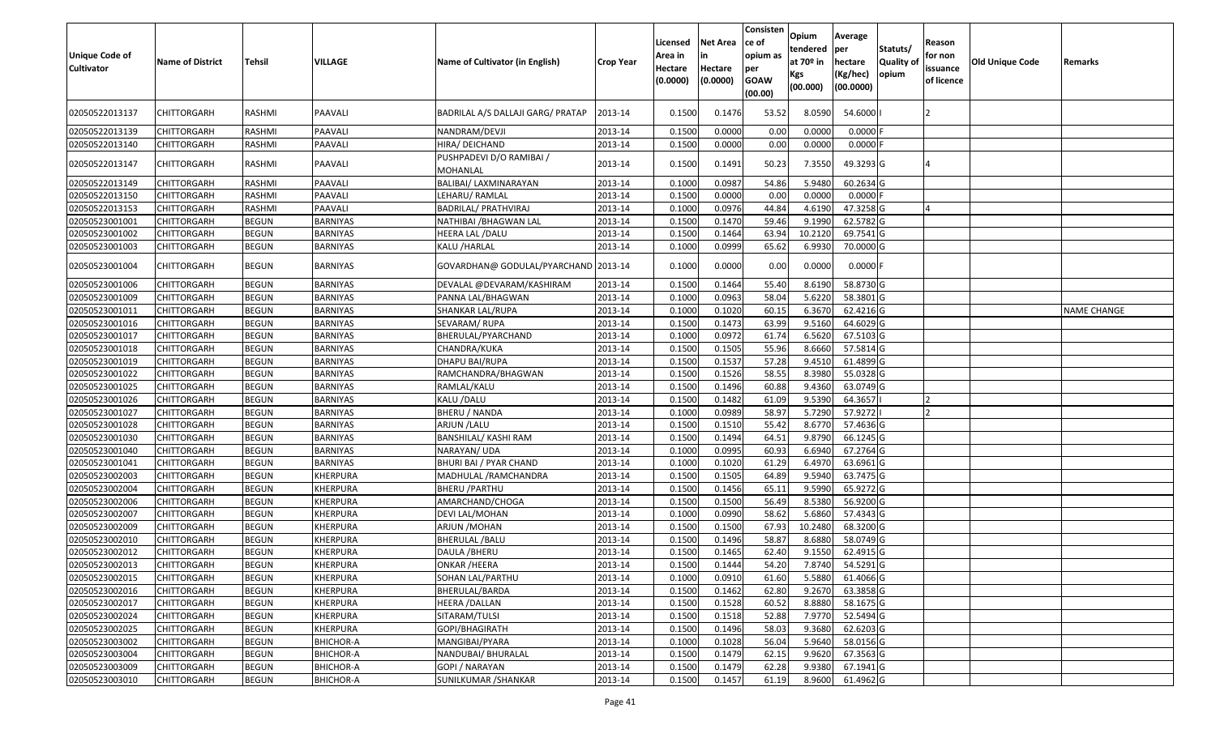| Unique Code of Cultivator | Name of District | Tehsil | VILLAGE | Name of Cultivator (in English) | Crop Year | Licensed Area in Hectare (0.0000) | Net Area in Hectare (0.0000) | Consisten ce of opium as per GOAW (00.00) | Opium tendered at 70º in Kgs (00.000) | Average per hectare (Kg/hec) (00.0000) | Statuts/ Quality of opium | Reason for non issuance of licence | Old Unique Code | Remarks |
|---|---|---|---|---|---|---|---|---|---|---|---|---|---|---|
| 02050522013137 | CHITTORGARH | RASHMI | PAAVALI | BADRILAL A/S DALLAJI GARG/ PRATAP | 2013-14 | 0.1500 | 0.1476 | 53.52 | 8.0590 | 54.6000 | I | 2 | | |
| 02050522013139 | CHITTORGARH | RASHMI | PAAVALI | NANDRAM/DEVJI | 2013-14 | 0.1500 | 0.0000 | 0.00 | 0.0000 | 0.0000 | F | | | |
| 02050522013140 | CHITTORGARH | RASHMI | PAAVALI | HIRA/ DEICHAND | 2013-14 | 0.1500 | 0.0000 | 0.00 | 0.0000 | 0.0000 | F | | | |
| 02050522013147 | CHITTORGARH | RASHMI | PAAVALI | PUSHPADEVI D/O RAMIBAI / MOHANLAL | 2013-14 | 0.1500 | 0.1491 | 50.23 | 7.3550 | 49.3293 | G | 4 | | |
| 02050522013149 | CHITTORGARH | RASHMI | PAAVALI | BALIBAI/ LAXMINARAYAN | 2013-14 | 0.1000 | 0.0987 | 54.86 | 5.9480 | 60.2634 | G | | | |
| 02050522013150 | CHITTORGARH | RASHMI | PAAVALI | LEHARU/ RAMLAL | 2013-14 | 0.1500 | 0.0000 | 0.00 | 0.0000 | 0.0000 | F | | | |
| 02050522013153 | CHITTORGARH | RASHMI | PAAVALI | BADRILAL/ PRATHVIRAJ | 2013-14 | 0.1000 | 0.0976 | 44.84 | 4.6190 | 47.3258 | G | 4 | | |
| 02050523001001 | CHITTORGARH | BEGUN | BARNIYAS | NATHIBAI /BHAGWAN LAL | 2013-14 | 0.1500 | 0.1470 | 59.46 | 9.1990 | 62.5782 | G | | | |
| 02050523001002 | CHITTORGARH | BEGUN | BARNIYAS | HEERA LAL /DALU | 2013-14 | 0.1500 | 0.1464 | 63.94 | 10.2120 | 69.7541 | G | | | |
| 02050523001003 | CHITTORGARH | BEGUN | BARNIYAS | KALU /HARLAL | 2013-14 | 0.1000 | 0.0999 | 65.62 | 6.9930 | 70.0000 | G | | | |
| 02050523001004 | CHITTORGARH | BEGUN | BARNIYAS | GOVARDHAN@ GODULAL/PYARCHAND | 2013-14 | 0.1000 | 0.0000 | 0.00 | 0.0000 | 0.0000 | F | | | |
| 02050523001006 | CHITTORGARH | BEGUN | BARNIYAS | DEVALAL @DEVARAM/KASHIRAM | 2013-14 | 0.1500 | 0.1464 | 55.40 | 8.6190 | 58.8730 | G | | | |
| 02050523001009 | CHITTORGARH | BEGUN | BARNIYAS | PANNA LAL/BHAGWAN | 2013-14 | 0.1000 | 0.0963 | 58.04 | 5.6220 | 58.3801 | G | | | |
| 02050523001011 | CHITTORGARH | BEGUN | BARNIYAS | SHANKAR LAL/RUPA | 2013-14 | 0.1000 | 0.1020 | 60.15 | 6.3670 | 62.4216 | G | | | NAME CHANGE |
| 02050523001016 | CHITTORGARH | BEGUN | BARNIYAS | SEVARAM/ RUPA | 2013-14 | 0.1500 | 0.1473 | 63.99 | 9.5160 | 64.6029 | G | | | |
| 02050523001017 | CHITTORGARH | BEGUN | BARNIYAS | BHERULAL/PYARCHAND | 2013-14 | 0.1000 | 0.0972 | 61.74 | 6.5620 | 67.5103 | G | | | |
| 02050523001018 | CHITTORGARH | BEGUN | BARNIYAS | CHANDRA/KUKA | 2013-14 | 0.1500 | 0.1505 | 55.96 | 8.6660 | 57.5814 | G | | | |
| 02050523001019 | CHITTORGARH | BEGUN | BARNIYAS | DHAPU BAI/RUPA | 2013-14 | 0.1500 | 0.1537 | 57.28 | 9.4510 | 61.4899 | G | | | |
| 02050523001022 | CHITTORGARH | BEGUN | BARNIYAS | RAMCHANDRA/BHAGWAN | 2013-14 | 0.1500 | 0.1526 | 58.55 | 8.3980 | 55.0328 | G | | | |
| 02050523001025 | CHITTORGARH | BEGUN | BARNIYAS | RAMLAL/KALU | 2013-14 | 0.1500 | 0.1496 | 60.88 | 9.4360 | 63.0749 | G | | | |
| 02050523001026 | CHITTORGARH | BEGUN | BARNIYAS | KALU /DALU | 2013-14 | 0.1500 | 0.1482 | 61.09 | 9.5390 | 64.3657 | I | 2 | | |
| 02050523001027 | CHITTORGARH | BEGUN | BARNIYAS | BHERU / NANDA | 2013-14 | 0.1000 | 0.0989 | 58.97 | 5.7290 | 57.9272 | I | 2 | | |
| 02050523001028 | CHITTORGARH | BEGUN | BARNIYAS | ARJUN /LALU | 2013-14 | 0.1500 | 0.1510 | 55.42 | 8.6770 | 57.4636 | G | | | |
| 02050523001030 | CHITTORGARH | BEGUN | BARNIYAS | BANSHILAL/ KASHI RAM | 2013-14 | 0.1500 | 0.1494 | 64.51 | 9.8790 | 66.1245 | G | | | |
| 02050523001040 | CHITTORGARH | BEGUN | BARNIYAS | NARAYAN/ UDA | 2013-14 | 0.1000 | 0.0995 | 60.93 | 6.6940 | 67.2764 | G | | | |
| 02050523001041 | CHITTORGARH | BEGUN | BARNIYAS | BHURI BAI / PYAR CHAND | 2013-14 | 0.1000 | 0.1020 | 61.29 | 6.4970 | 63.6961 | G | | | |
| 02050523002003 | CHITTORGARH | BEGUN | KHERPURA | MADHULAL /RAMCHANDRA | 2013-14 | 0.1500 | 0.1505 | 64.89 | 9.5940 | 63.7475 | G | | | |
| 02050523002004 | CHITTORGARH | BEGUN | KHERPURA | BHERU /PARTHU | 2013-14 | 0.1500 | 0.1456 | 65.11 | 9.5990 | 65.9272 | G | | | |
| 02050523002006 | CHITTORGARH | BEGUN | KHERPURA | AMARCHAND/CHOGA | 2013-14 | 0.1500 | 0.1500 | 56.49 | 8.5380 | 56.9200 | G | | | |
| 02050523002007 | CHITTORGARH | BEGUN | KHERPURA | DEVI LAL/MOHAN | 2013-14 | 0.1000 | 0.0990 | 58.62 | 5.6860 | 57.4343 | G | | | |
| 02050523002009 | CHITTORGARH | BEGUN | KHERPURA | ARJUN /MOHAN | 2013-14 | 0.1500 | 0.1500 | 67.93 | 10.2480 | 68.3200 | G | | | |
| 02050523002010 | CHITTORGARH | BEGUN | KHERPURA | BHERULAL /BALU | 2013-14 | 0.1500 | 0.1496 | 58.87 | 8.6880 | 58.0749 | G | | | |
| 02050523002012 | CHITTORGARH | BEGUN | KHERPURA | DAULA /BHERU | 2013-14 | 0.1500 | 0.1465 | 62.40 | 9.1550 | 62.4915 | G | | | |
| 02050523002013 | CHITTORGARH | BEGUN | KHERPURA | ONKAR /HEERA | 2013-14 | 0.1500 | 0.1444 | 54.20 | 7.8740 | 54.5291 | G | | | |
| 02050523002015 | CHITTORGARH | BEGUN | KHERPURA | SOHAN LAL/PARTHU | 2013-14 | 0.1000 | 0.0910 | 61.60 | 5.5880 | 61.4066 | G | | | |
| 02050523002016 | CHITTORGARH | BEGUN | KHERPURA | BHERULAL/BARDA | 2013-14 | 0.1500 | 0.1462 | 62.80 | 9.2670 | 63.3858 | G | | | |
| 02050523002017 | CHITTORGARH | BEGUN | KHERPURA | HEERA /DALLAN | 2013-14 | 0.1500 | 0.1528 | 60.52 | 8.8880 | 58.1675 | G | | | |
| 02050523002024 | CHITTORGARH | BEGUN | KHERPURA | SITARAM/TULSI | 2013-14 | 0.1500 | 0.1518 | 52.88 | 7.9770 | 52.5494 | G | | | |
| 02050523002025 | CHITTORGARH | BEGUN | KHERPURA | GOPI/BHAGIRATH | 2013-14 | 0.1500 | 0.1496 | 58.03 | 9.3680 | 62.6203 | G | | | |
| 02050523003002 | CHITTORGARH | BEGUN | BHICHOR-A | MANGIBAI/PYARA | 2013-14 | 0.1000 | 0.1028 | 56.04 | 5.9640 | 58.0156 | G | | | |
| 02050523003004 | CHITTORGARH | BEGUN | BHICHOR-A | NANDUBAI/ BHURALAL | 2013-14 | 0.1500 | 0.1479 | 62.15 | 9.9620 | 67.3563 | G | | | |
| 02050523003009 | CHITTORGARH | BEGUN | BHICHOR-A | GOPI / NARAYAN | 2013-14 | 0.1500 | 0.1479 | 62.28 | 9.9380 | 67.1941 | G | | | |
| 02050523003010 | CHITTORGARH | BEGUN | BHICHOR-A | SUNILKUMAR /SHANKAR | 2013-14 | 0.1500 | 0.1457 | 61.19 | 8.9600 | 61.4962 | G | | | |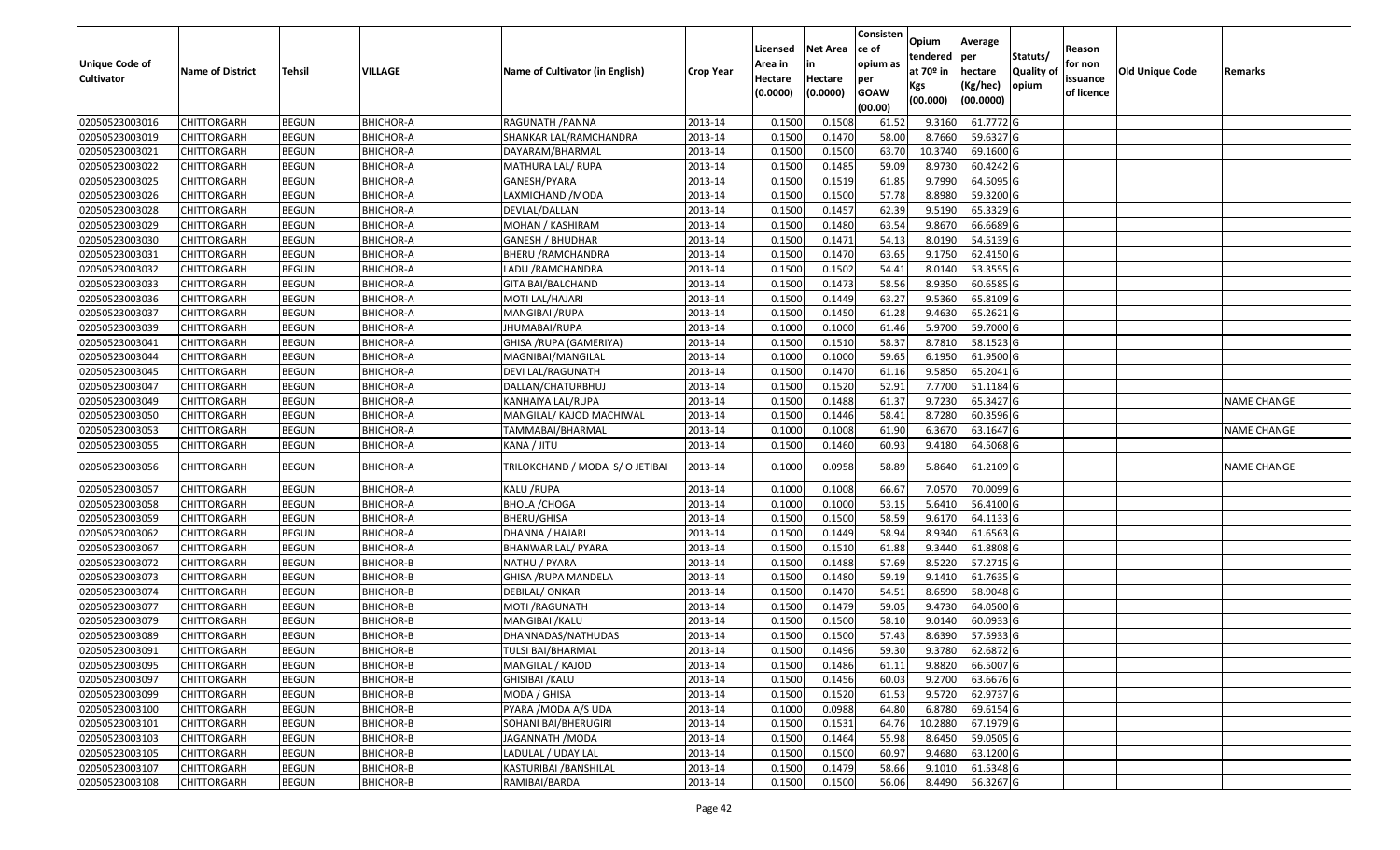| Unique Code of Cultivator | Name of District | Tehsil | VILLAGE | Name of Cultivator (in English) | Crop Year | Licensed Area in Hectare (0.0000) | Net Area in Hectare (0.0000) | Consisten ce of opium as per GOAW (00.00) | Opium tendered at 70º in Kgs (00.000) | Average per hectare (Kg/hec) (00.0000) | Statuts/ Quality of opium | Reason for non issuance of licence | Old Unique Code | Remarks |
|---|---|---|---|---|---|---|---|---|---|---|---|---|---|---|
| 02050523003016 | CHITTORGARH | BEGUN | BHICHOR-A | RAGUNATH /PANNA | 2013-14 | 0.1500 | 0.1508 | 61.52 | 9.3160 | 61.7772 | G | | | |
| 02050523003019 | CHITTORGARH | BEGUN | BHICHOR-A | SHANKAR LAL/RAMCHANDRA | 2013-14 | 0.1500 | 0.1470 | 58.00 | 8.7660 | 59.6327 | G | | | |
| 02050523003021 | CHITTORGARH | BEGUN | BHICHOR-A | DAYARAM/BHARMAL | 2013-14 | 0.1500 | 0.1500 | 63.70 | 10.3740 | 69.1600 | G | | | |
| 02050523003022 | CHITTORGARH | BEGUN | BHICHOR-A | MATHURA LAL/ RUPA | 2013-14 | 0.1500 | 0.1485 | 59.09 | 8.9730 | 60.4242 | G | | | |
| 02050523003025 | CHITTORGARH | BEGUN | BHICHOR-A | GANESH/PYARA | 2013-14 | 0.1500 | 0.1519 | 61.85 | 9.7990 | 64.5095 | G | | | |
| 02050523003026 | CHITTORGARH | BEGUN | BHICHOR-A | LAXMICHAND /MODA | 2013-14 | 0.1500 | 0.1500 | 57.78 | 8.8980 | 59.3200 | G | | | |
| 02050523003028 | CHITTORGARH | BEGUN | BHICHOR-A | DEVLAL/DALLAN | 2013-14 | 0.1500 | 0.1457 | 62.39 | 9.5190 | 65.3329 | G | | | |
| 02050523003029 | CHITTORGARH | BEGUN | BHICHOR-A | MOHAN / KASHIRAM | 2013-14 | 0.1500 | 0.1480 | 63.54 | 9.8670 | 66.6689 | G | | | |
| 02050523003030 | CHITTORGARH | BEGUN | BHICHOR-A | GANESH / BHUDHAR | 2013-14 | 0.1500 | 0.1471 | 54.13 | 8.0190 | 54.5139 | G | | | |
| 02050523003031 | CHITTORGARH | BEGUN | BHICHOR-A | BHERU /RAMCHANDRA | 2013-14 | 0.1500 | 0.1470 | 63.65 | 9.1750 | 62.4150 | G | | | |
| 02050523003032 | CHITTORGARH | BEGUN | BHICHOR-A | LADU /RAMCHANDRA | 2013-14 | 0.1500 | 0.1502 | 54.41 | 8.0140 | 53.3555 | G | | | |
| 02050523003033 | CHITTORGARH | BEGUN | BHICHOR-A | GITA BAI/BALCHAND | 2013-14 | 0.1500 | 0.1473 | 58.56 | 8.9350 | 60.6585 | G | | | |
| 02050523003036 | CHITTORGARH | BEGUN | BHICHOR-A | MOTI LAL/HAJARI | 2013-14 | 0.1500 | 0.1449 | 63.27 | 9.5360 | 65.8109 | G | | | |
| 02050523003037 | CHITTORGARH | BEGUN | BHICHOR-A | MANGIBAI /RUPA | 2013-14 | 0.1500 | 0.1450 | 61.28 | 9.4630 | 65.2621 | G | | | |
| 02050523003039 | CHITTORGARH | BEGUN | BHICHOR-A | JHUMABAI/RUPA | 2013-14 | 0.1000 | 0.1000 | 61.46 | 5.9700 | 59.7000 | G | | | |
| 02050523003041 | CHITTORGARH | BEGUN | BHICHOR-A | GHISA /RUPA (GAMERIYA) | 2013-14 | 0.1500 | 0.1510 | 58.37 | 8.7810 | 58.1523 | G | | | |
| 02050523003044 | CHITTORGARH | BEGUN | BHICHOR-A | MAGNIBAI/MANGILAL | 2013-14 | 0.1000 | 0.1000 | 59.65 | 6.1950 | 61.9500 | G | | | |
| 02050523003045 | CHITTORGARH | BEGUN | BHICHOR-A | DEVI LAL/RAGUNATH | 2013-14 | 0.1500 | 0.1470 | 61.16 | 9.5850 | 65.2041 | G | | | |
| 02050523003047 | CHITTORGARH | BEGUN | BHICHOR-A | DALLAN/CHATURBHUJ | 2013-14 | 0.1500 | 0.1520 | 52.91 | 7.7700 | 51.1184 | G | | | |
| 02050523003049 | CHITTORGARH | BEGUN | BHICHOR-A | KANHAIYA LAL/RUPA | 2013-14 | 0.1500 | 0.1488 | 61.37 | 9.7230 | 65.3427 | G | | | NAME CHANGE |
| 02050523003050 | CHITTORGARH | BEGUN | BHICHOR-A | MANGILAL/ KAJOD MACHIWAL | 2013-14 | 0.1500 | 0.1446 | 58.41 | 8.7280 | 60.3596 | G | | | |
| 02050523003053 | CHITTORGARH | BEGUN | BHICHOR-A | TAMMABAI/BHARMAL | 2013-14 | 0.1000 | 0.1008 | 61.90 | 6.3670 | 63.1647 | G | | | NAME CHANGE |
| 02050523003055 | CHITTORGARH | BEGUN | BHICHOR-A | KANA / JITU | 2013-14 | 0.1500 | 0.1460 | 60.93 | 9.4180 | 64.5068 | G | | | |
| 02050523003056 | CHITTORGARH | BEGUN | BHICHOR-A | TRILOKCHAND / MODA S/ O JETIBAI | 2013-14 | 0.1000 | 0.0958 | 58.89 | 5.8640 | 61.2109 | G | | | NAME CHANGE |
| 02050523003057 | CHITTORGARH | BEGUN | BHICHOR-A | KALU /RUPA | 2013-14 | 0.1000 | 0.1008 | 66.67 | 7.0570 | 70.0099 | G | | | |
| 02050523003058 | CHITTORGARH | BEGUN | BHICHOR-A | BHOLA /CHOGA | 2013-14 | 0.1000 | 0.1000 | 53.15 | 5.6410 | 56.4100 | G | | | |
| 02050523003059 | CHITTORGARH | BEGUN | BHICHOR-A | BHERU/GHISA | 2013-14 | 0.1500 | 0.1500 | 58.59 | 9.6170 | 64.1133 | G | | | |
| 02050523003062 | CHITTORGARH | BEGUN | BHICHOR-A | DHANNA / HAJARI | 2013-14 | 0.1500 | 0.1449 | 58.94 | 8.9340 | 61.6563 | G | | | |
| 02050523003067 | CHITTORGARH | BEGUN | BHICHOR-A | BHANWAR LAL/ PYARA | 2013-14 | 0.1500 | 0.1510 | 61.88 | 9.3440 | 61.8808 | G | | | |
| 02050523003072 | CHITTORGARH | BEGUN | BHICHOR-B | NATHU / PYARA | 2013-14 | 0.1500 | 0.1488 | 57.69 | 8.5220 | 57.2715 | G | | | |
| 02050523003073 | CHITTORGARH | BEGUN | BHICHOR-B | GHISA /RUPA MANDELA | 2013-14 | 0.1500 | 0.1480 | 59.19 | 9.1410 | 61.7635 | G | | | |
| 02050523003074 | CHITTORGARH | BEGUN | BHICHOR-B | DEBILAL/ ONKAR | 2013-14 | 0.1500 | 0.1470 | 54.51 | 8.6590 | 58.9048 | G | | | |
| 02050523003077 | CHITTORGARH | BEGUN | BHICHOR-B | MOTI /RAGUNATH | 2013-14 | 0.1500 | 0.1479 | 59.05 | 9.4730 | 64.0500 | G | | | |
| 02050523003079 | CHITTORGARH | BEGUN | BHICHOR-B | MANGIBAI /KALU | 2013-14 | 0.1500 | 0.1500 | 58.10 | 9.0140 | 60.0933 | G | | | |
| 02050523003089 | CHITTORGARH | BEGUN | BHICHOR-B | DHANNADAS/NATHUDAS | 2013-14 | 0.1500 | 0.1500 | 57.43 | 8.6390 | 57.5933 | G | | | |
| 02050523003091 | CHITTORGARH | BEGUN | BHICHOR-B | TULSI BAI/BHARMAL | 2013-14 | 0.1500 | 0.1496 | 59.30 | 9.3780 | 62.6872 | G | | | |
| 02050523003095 | CHITTORGARH | BEGUN | BHICHOR-B | MANGILAL / KAJOD | 2013-14 | 0.1500 | 0.1486 | 61.11 | 9.8820 | 66.5007 | G | | | |
| 02050523003097 | CHITTORGARH | BEGUN | BHICHOR-B | GHISIBAI /KALU | 2013-14 | 0.1500 | 0.1456 | 60.03 | 9.2700 | 63.6676 | G | | | |
| 02050523003099 | CHITTORGARH | BEGUN | BHICHOR-B | MODA / GHISA | 2013-14 | 0.1500 | 0.1520 | 61.53 | 9.5720 | 62.9737 | G | | | |
| 02050523003100 | CHITTORGARH | BEGUN | BHICHOR-B | PYARA /MODA A/S UDA | 2013-14 | 0.1000 | 0.0988 | 64.80 | 6.8780 | 69.6154 | G | | | |
| 02050523003101 | CHITTORGARH | BEGUN | BHICHOR-B | SOHANI BAI/BHERUGIRI | 2013-14 | 0.1500 | 0.1531 | 64.76 | 10.2880 | 67.1979 | G | | | |
| 02050523003103 | CHITTORGARH | BEGUN | BHICHOR-B | JAGANNATH /MODA | 2013-14 | 0.1500 | 0.1464 | 55.98 | 8.6450 | 59.0505 | G | | | |
| 02050523003105 | CHITTORGARH | BEGUN | BHICHOR-B | LADULAL / UDAY LAL | 2013-14 | 0.1500 | 0.1500 | 60.97 | 9.4680 | 63.1200 | G | | | |
| 02050523003107 | CHITTORGARH | BEGUN | BHICHOR-B | KASTURIBAI /BANSHILAL | 2013-14 | 0.1500 | 0.1479 | 58.66 | 9.1010 | 61.5348 | G | | | |
| 02050523003108 | CHITTORGARH | BEGUN | BHICHOR-B | RAMIBAI/BARDA | 2013-14 | 0.1500 | 0.1500 | 56.06 | 8.4490 | 56.3267 | G | | | |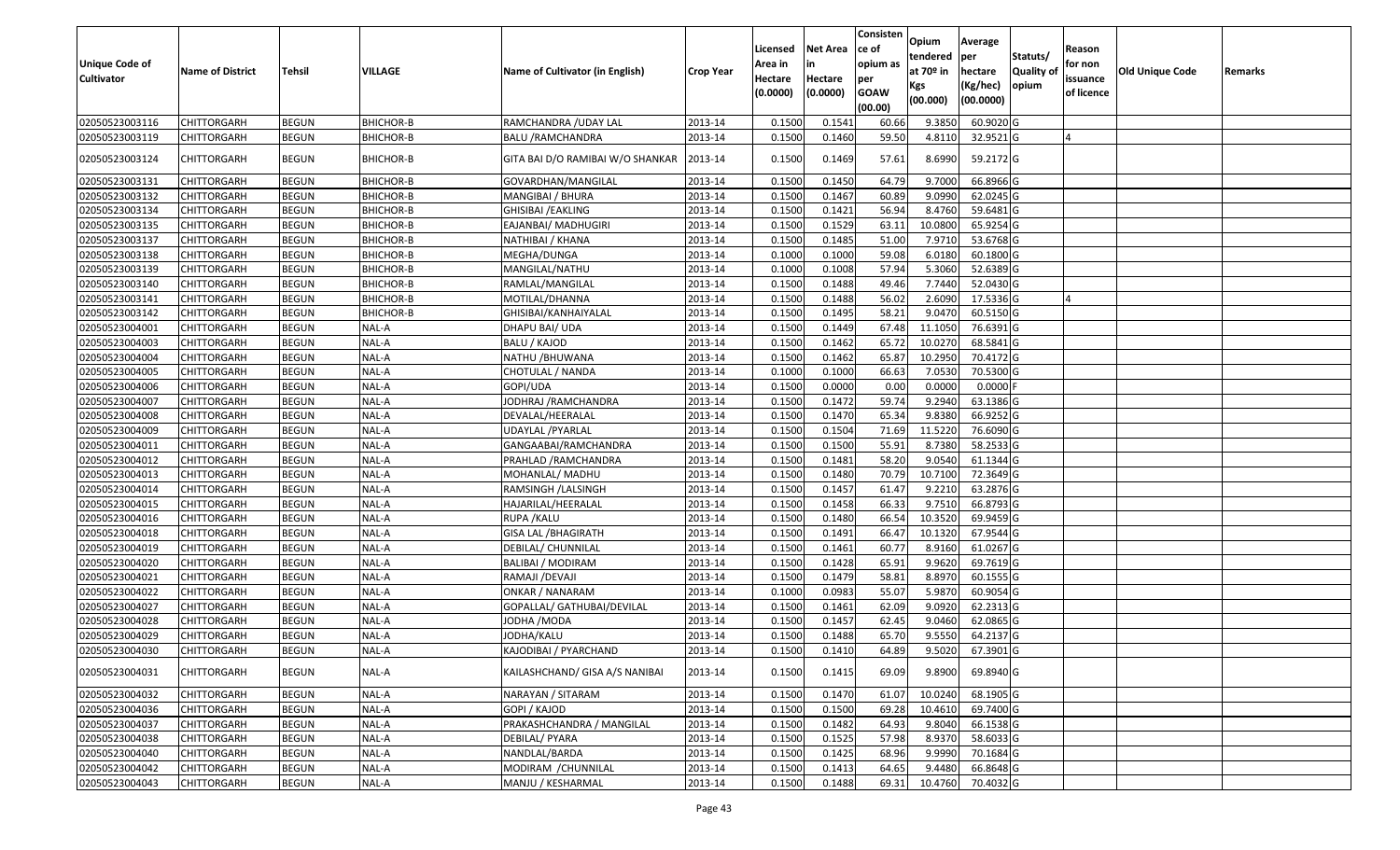| Unique Code of Cultivator | Name of District | Tehsil | VILLAGE | Name of Cultivator (in English) | Crop Year | Licensed Area in Hectare (0.0000) | Net Area in Hectare (0.0000) | Consistence of opium as per GOAW (00.00) | Opium tendered at 70º in Kgs (00.000) | Average per hectare (Kg/hec) (00.0000) | Statuts/ Quality of opium | Reason for non issuance of licence | Old Unique Code | Remarks |
|---|---|---|---|---|---|---|---|---|---|---|---|---|---|---|
| 02050523003116 | CHITTORGARH | BEGUN | BHICHOR-B | RAMCHANDRA /UDAY LAL | 2013-14 | 0.1500 | 0.1541 | 60.66 | 9.3850 | 60.9020 | G | | | |
| 02050523003119 | CHITTORGARH | BEGUN | BHICHOR-B | BALU /RAMCHANDRA | 2013-14 | 0.1500 | 0.1460 | 59.50 | 4.8110 | 32.9521 | G | 4 | | |
| 02050523003124 | CHITTORGARH | BEGUN | BHICHOR-B | GITA BAI D/O RAMIBAI W/O SHANKAR | 2013-14 | 0.1500 | 0.1469 | 57.61 | 8.6990 | 59.2172 | G | | | |
| 02050523003131 | CHITTORGARH | BEGUN | BHICHOR-B | GOVARDHAN/MANGILAL | 2013-14 | 0.1500 | 0.1450 | 64.79 | 9.7000 | 66.8966 | G | | | |
| 02050523003132 | CHITTORGARH | BEGUN | BHICHOR-B | MANGIBAI / BHURA | 2013-14 | 0.1500 | 0.1467 | 60.89 | 9.0990 | 62.0245 | G | | | |
| 02050523003134 | CHITTORGARH | BEGUN | BHICHOR-B | GHISIBAI /EAKLING | 2013-14 | 0.1500 | 0.1421 | 56.94 | 8.4760 | 59.6481 | G | | | |
| 02050523003135 | CHITTORGARH | BEGUN | BHICHOR-B | EAJANBAI/ MADHUGIRI | 2013-14 | 0.1500 | 0.1529 | 63.11 | 10.0800 | 65.9254 | G | | | |
| 02050523003137 | CHITTORGARH | BEGUN | BHICHOR-B | NATHIBAI / KHANA | 2013-14 | 0.1500 | 0.1485 | 51.00 | 7.9710 | 53.6768 | G | | | |
| 02050523003138 | CHITTORGARH | BEGUN | BHICHOR-B | MEGHA/DUNGA | 2013-14 | 0.1000 | 0.1000 | 59.08 | 6.0180 | 60.1800 | G | | | |
| 02050523003139 | CHITTORGARH | BEGUN | BHICHOR-B | MANGILAL/NATHU | 2013-14 | 0.1000 | 0.1008 | 57.94 | 5.3060 | 52.6389 | G | | | |
| 02050523003140 | CHITTORGARH | BEGUN | BHICHOR-B | RAMLAL/MANGILAL | 2013-14 | 0.1500 | 0.1488 | 49.46 | 7.7440 | 52.0430 | G | | | |
| 02050523003141 | CHITTORGARH | BEGUN | BHICHOR-B | MOTILAL/DHANNA | 2013-14 | 0.1500 | 0.1488 | 56.02 | 2.6090 | 17.5336 | G | 4 | | |
| 02050523003142 | CHITTORGARH | BEGUN | BHICHOR-B | GHISIBAI/KANHAIYALAL | 2013-14 | 0.1500 | 0.1495 | 58.21 | 9.0470 | 60.5150 | G | | | |
| 02050523004001 | CHITTORGARH | BEGUN | NAL-A | DHAPU BAI/ UDA | 2013-14 | 0.1500 | 0.1449 | 67.48 | 11.1050 | 76.6391 | G | | | |
| 02050523004003 | CHITTORGARH | BEGUN | NAL-A | BALU / KAJOD | 2013-14 | 0.1500 | 0.1462 | 65.72 | 10.0270 | 68.5841 | G | | | |
| 02050523004004 | CHITTORGARH | BEGUN | NAL-A | NATHU /BHUWANA | 2013-14 | 0.1500 | 0.1462 | 65.87 | 10.2950 | 70.4172 | G | | | |
| 02050523004005 | CHITTORGARH | BEGUN | NAL-A | CHOTULAL / NANDA | 2013-14 | 0.1000 | 0.1000 | 66.63 | 7.0530 | 70.5300 | G | | | |
| 02050523004006 | CHITTORGARH | BEGUN | NAL-A | GOPI/UDA | 2013-14 | 0.1500 | 0.0000 | 0.00 | 0.0000 | 0.0000 | F | | | |
| 02050523004007 | CHITTORGARH | BEGUN | NAL-A | JODHRAJ /RAMCHANDRA | 2013-14 | 0.1500 | 0.1472 | 59.74 | 9.2940 | 63.1386 | G | | | |
| 02050523004008 | CHITTORGARH | BEGUN | NAL-A | DEVALAL/HEERALAL | 2013-14 | 0.1500 | 0.1470 | 65.34 | 9.8380 | 66.9252 | G | | | |
| 02050523004009 | CHITTORGARH | BEGUN | NAL-A | UDAYLAL /PYARLAL | 2013-14 | 0.1500 | 0.1504 | 71.69 | 11.5220 | 76.6090 | G | | | |
| 02050523004011 | CHITTORGARH | BEGUN | NAL-A | GANGAABAI/RAMCHANDRA | 2013-14 | 0.1500 | 0.1500 | 55.91 | 8.7380 | 58.2533 | G | | | |
| 02050523004012 | CHITTORGARH | BEGUN | NAL-A | PRAHLAD /RAMCHANDRA | 2013-14 | 0.1500 | 0.1481 | 58.20 | 9.0540 | 61.1344 | G | | | |
| 02050523004013 | CHITTORGARH | BEGUN | NAL-A | MOHANLAL/ MADHU | 2013-14 | 0.1500 | 0.1480 | 70.79 | 10.7100 | 72.3649 | G | | | |
| 02050523004014 | CHITTORGARH | BEGUN | NAL-A | RAMSINGH /LALSINGH | 2013-14 | 0.1500 | 0.1457 | 61.47 | 9.2210 | 63.2876 | G | | | |
| 02050523004015 | CHITTORGARH | BEGUN | NAL-A | HAJARILAL/HEERALAL | 2013-14 | 0.1500 | 0.1458 | 66.33 | 9.7510 | 66.8793 | G | | | |
| 02050523004016 | CHITTORGARH | BEGUN | NAL-A | RUPA /KALU | 2013-14 | 0.1500 | 0.1480 | 66.54 | 10.3520 | 69.9459 | G | | | |
| 02050523004018 | CHITTORGARH | BEGUN | NAL-A | GISA LAL /BHAGIRATH | 2013-14 | 0.1500 | 0.1491 | 66.47 | 10.1320 | 67.9544 | G | | | |
| 02050523004019 | CHITTORGARH | BEGUN | NAL-A | DEBILAL/ CHUNNILAL | 2013-14 | 0.1500 | 0.1461 | 60.77 | 8.9160 | 61.0267 | G | | | |
| 02050523004020 | CHITTORGARH | BEGUN | NAL-A | BALIBAI / MODIRAM | 2013-14 | 0.1500 | 0.1428 | 65.91 | 9.9620 | 69.7619 | G | | | |
| 02050523004021 | CHITTORGARH | BEGUN | NAL-A | RAMAJI /DEVAJI | 2013-14 | 0.1500 | 0.1479 | 58.81 | 8.8970 | 60.1555 | G | | | |
| 02050523004022 | CHITTORGARH | BEGUN | NAL-A | ONKAR / NANARAM | 2013-14 | 0.1000 | 0.0983 | 55.07 | 5.9870 | 60.9054 | G | | | |
| 02050523004027 | CHITTORGARH | BEGUN | NAL-A | GOPALLAL/ GATHUBAI/DEVILAL | 2013-14 | 0.1500 | 0.1461 | 62.09 | 9.0920 | 62.2313 | G | | | |
| 02050523004028 | CHITTORGARH | BEGUN | NAL-A | JODHA /MODA | 2013-14 | 0.1500 | 0.1457 | 62.45 | 9.0460 | 62.0865 | G | | | |
| 02050523004029 | CHITTORGARH | BEGUN | NAL-A | JODHA/KALU | 2013-14 | 0.1500 | 0.1488 | 65.70 | 9.5550 | 64.2137 | G | | | |
| 02050523004030 | CHITTORGARH | BEGUN | NAL-A | KAJODIBAI / PYARCHAND | 2013-14 | 0.1500 | 0.1410 | 64.89 | 9.5020 | 67.3901 | G | | | |
| 02050523004031 | CHITTORGARH | BEGUN | NAL-A | KAILASHCHAND/ GISA A/S NANIBAI | 2013-14 | 0.1500 | 0.1415 | 69.09 | 9.8900 | 69.8940 | G | | | |
| 02050523004032 | CHITTORGARH | BEGUN | NAL-A | NARAYAN / SITARAM | 2013-14 | 0.1500 | 0.1470 | 61.07 | 10.0240 | 68.1905 | G | | | |
| 02050523004036 | CHITTORGARH | BEGUN | NAL-A | GOPI / KAJOD | 2013-14 | 0.1500 | 0.1500 | 69.28 | 10.4610 | 69.7400 | G | | | |
| 02050523004037 | CHITTORGARH | BEGUN | NAL-A | PRAKASHCHANDRA / MANGILAL | 2013-14 | 0.1500 | 0.1482 | 64.93 | 9.8040 | 66.1538 | G | | | |
| 02050523004038 | CHITTORGARH | BEGUN | NAL-A | DEBILAL/ PYARA | 2013-14 | 0.1500 | 0.1525 | 57.98 | 8.9370 | 58.6033 | G | | | |
| 02050523004040 | CHITTORGARH | BEGUN | NAL-A | NANDLAL/BARDA | 2013-14 | 0.1500 | 0.1425 | 68.96 | 9.9990 | 70.1684 | G | | | |
| 02050523004042 | CHITTORGARH | BEGUN | NAL-A | MODIRAM /CHUNNILAL | 2013-14 | 0.1500 | 0.1413 | 64.65 | 9.4480 | 66.8648 | G | | | |
| 02050523004043 | CHITTORGARH | BEGUN | NAL-A | MANJU / KESHARMAL | 2013-14 | 0.1500 | 0.1488 | 69.31 | 10.4760 | 70.4032 | G | | | |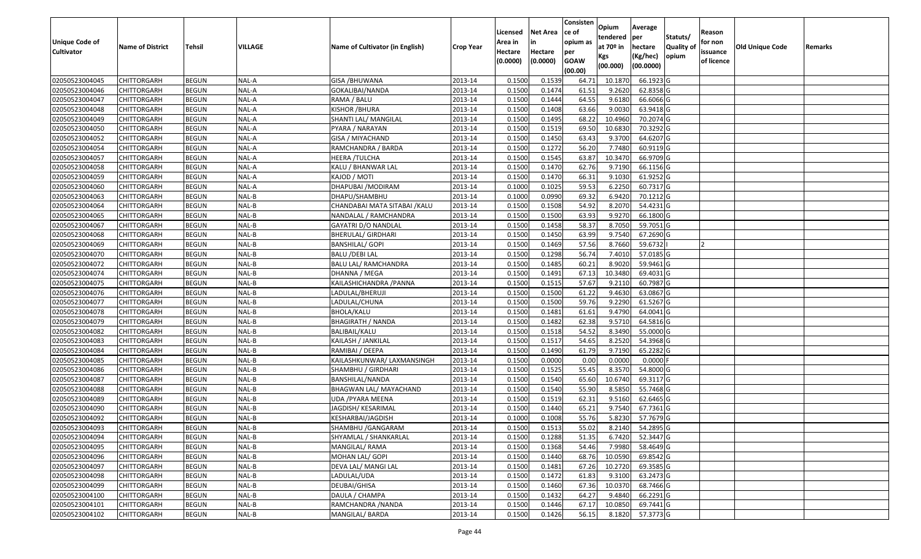| Unique Code of Cultivator | Name of District | Tehsil | VILLAGE | Name of Cultivator (in English) | Crop Year | Licensed Area in Hectare (0.0000) | Net Area in Hectare (0.0000) | Consistence of opium as per GOAW (00.00) | Opium tendered at 70º in Kgs (00.000) | Average per hectare (Kg/hec) (00.0000) | Statuts/ Quality of opium | Reason for non issuance of licence | Old Unique Code | Remarks |
|---|---|---|---|---|---|---|---|---|---|---|---|---|---|---|
| 02050523004045 | CHITTORGARH | BEGUN | NAL-A | GISA /BHUWANA | 2013-14 | 0.1500 | 0.1539 | 64.71 | 10.1870 | 66.1923 | G | | | |
| 02050523004046 | CHITTORGARH | BEGUN | NAL-A | GOKALIBAI/NANDA | 2013-14 | 0.1500 | 0.1474 | 61.51 | 9.2620 | 62.8358 | G | | | |
| 02050523004047 | CHITTORGARH | BEGUN | NAL-A | RAMA / BALU | 2013-14 | 0.1500 | 0.1444 | 64.55 | 9.6180 | 66.6066 | G | | | |
| 02050523004048 | CHITTORGARH | BEGUN | NAL-A | KISHOR /BHURA | 2013-14 | 0.1500 | 0.1408 | 63.66 | 9.0030 | 63.9418 | G | | | |
| 02050523004049 | CHITTORGARH | BEGUN | NAL-A | SHANTI LAL/ MANGILAL | 2013-14 | 0.1500 | 0.1495 | 68.22 | 10.4960 | 70.2074 | G | | | |
| 02050523004050 | CHITTORGARH | BEGUN | NAL-A | PYARA / NARAYAN | 2013-14 | 0.1500 | 0.1519 | 69.50 | 10.6830 | 70.3292 | G | | | |
| 02050523004052 | CHITTORGARH | BEGUN | NAL-A | GISA / MIYACHAND | 2013-14 | 0.1500 | 0.1450 | 63.43 | 9.3700 | 64.6207 | G | | | |
| 02050523004054 | CHITTORGARH | BEGUN | NAL-A | RAMCHANDRA / BARDA | 2013-14 | 0.1500 | 0.1272 | 56.20 | 7.7480 | 60.9119 | G | | | |
| 02050523004057 | CHITTORGARH | BEGUN | NAL-A | HEERA /TULCHA | 2013-14 | 0.1500 | 0.1545 | 63.87 | 10.3470 | 66.9709 | G | | | |
| 02050523004058 | CHITTORGARH | BEGUN | NAL-A | KALU / BHANWAR LAL | 2013-14 | 0.1500 | 0.1470 | 62.76 | 9.7190 | 66.1156 | G | | | |
| 02050523004059 | CHITTORGARH | BEGUN | NAL-A | KAJOD / MOTI | 2013-14 | 0.1500 | 0.1470 | 66.31 | 9.1030 | 61.9252 | G | | | |
| 02050523004060 | CHITTORGARH | BEGUN | NAL-A | DHAPUBAI /MODIRAM | 2013-14 | 0.1000 | 0.1025 | 59.53 | 6.2250 | 60.7317 | G | | | |
| 02050523004063 | CHITTORGARH | BEGUN | NAL-B | DHAPU/SHAMBHU | 2013-14 | 0.1000 | 0.0990 | 69.32 | 6.9420 | 70.1212 | G | | | |
| 02050523004064 | CHITTORGARH | BEGUN | NAL-B | CHANDABAI MATA SITABAI /KALU | 2013-14 | 0.1500 | 0.1508 | 54.92 | 8.2070 | 54.4231 | G | | | |
| 02050523004065 | CHITTORGARH | BEGUN | NAL-B | NANDALAL / RAMCHANDRA | 2013-14 | 0.1500 | 0.1500 | 63.93 | 9.9270 | 66.1800 | G | | | |
| 02050523004067 | CHITTORGARH | BEGUN | NAL-B | GAYATRI D/O NANDLAL | 2013-14 | 0.1500 | 0.1458 | 58.37 | 8.7050 | 59.7051 | G | | | |
| 02050523004068 | CHITTORGARH | BEGUN | NAL-B | BHERULAL/ GIRDHARI | 2013-14 | 0.1500 | 0.1450 | 63.99 | 9.7540 | 67.2690 | G | | | |
| 02050523004069 | CHITTORGARH | BEGUN | NAL-B | BANSHILAL/ GOPI | 2013-14 | 0.1500 | 0.1469 | 57.56 | 8.7660 | 59.6732 | I | 2 | | |
| 02050523004070 | CHITTORGARH | BEGUN | NAL-B | BALU /DEBI LAL | 2013-14 | 0.1500 | 0.1298 | 56.74 | 7.4010 | 57.0185 | G | | | |
| 02050523004072 | CHITTORGARH | BEGUN | NAL-B | BALU LAL/ RAMCHANDRA | 2013-14 | 0.1500 | 0.1485 | 60.21 | 8.9020 | 59.9461 | G | | | |
| 02050523004074 | CHITTORGARH | BEGUN | NAL-B | DHANNA / MEGA | 2013-14 | 0.1500 | 0.1491 | 67.13 | 10.3480 | 69.4031 | G | | | |
| 02050523004075 | CHITTORGARH | BEGUN | NAL-B | KAILASHICHANDRA /PANNA | 2013-14 | 0.1500 | 0.1515 | 57.67 | 9.2110 | 60.7987 | G | | | |
| 02050523004076 | CHITTORGARH | BEGUN | NAL-B | LADULAL/BHERUJI | 2013-14 | 0.1500 | 0.1500 | 61.22 | 9.4630 | 63.0867 | G | | | |
| 02050523004077 | CHITTORGARH | BEGUN | NAL-B | LADULAL/CHUNA | 2013-14 | 0.1500 | 0.1500 | 59.76 | 9.2290 | 61.5267 | G | | | |
| 02050523004078 | CHITTORGARH | BEGUN | NAL-B | BHOLA/KALU | 2013-14 | 0.1500 | 0.1481 | 61.61 | 9.4790 | 64.0041 | G | | | |
| 02050523004079 | CHITTORGARH | BEGUN | NAL-B | BHAGIRATH / NANDA | 2013-14 | 0.1500 | 0.1482 | 62.38 | 9.5710 | 64.5816 | G | | | |
| 02050523004082 | CHITTORGARH | BEGUN | NAL-B | BALIBAIL/KALU | 2013-14 | 0.1500 | 0.1518 | 54.52 | 8.3490 | 55.0000 | G | | | |
| 02050523004083 | CHITTORGARH | BEGUN | NAL-B | KAILASH / JANKILAL | 2013-14 | 0.1500 | 0.1517 | 54.65 | 8.2520 | 54.3968 | G | | | |
| 02050523004084 | CHITTORGARH | BEGUN | NAL-B | RAMIBAI / DEEPA | 2013-14 | 0.1500 | 0.1490 | 61.79 | 9.7190 | 65.2282 | G | | | |
| 02050523004085 | CHITTORGARH | BEGUN | NAL-B | KAILASHKUNWAR/ LAXMANSINGH | 2013-14 | 0.1500 | 0.0000 | 0.00 | 0.0000 | 0.0000 | F | | | |
| 02050523004086 | CHITTORGARH | BEGUN | NAL-B | SHAMBHU / GIRDHARI | 2013-14 | 0.1500 | 0.1525 | 55.45 | 8.3570 | 54.8000 | G | | | |
| 02050523004087 | CHITTORGARH | BEGUN | NAL-B | BANSHILAL/NANDA | 2013-14 | 0.1500 | 0.1540 | 65.60 | 10.6740 | 69.3117 | G | | | |
| 02050523004088 | CHITTORGARH | BEGUN | NAL-B | BHAGWAN LAL/ MAYACHAND | 2013-14 | 0.1500 | 0.1540 | 55.90 | 8.5850 | 55.7468 | G | | | |
| 02050523004089 | CHITTORGARH | BEGUN | NAL-B | UDA /PYARA MEENA | 2013-14 | 0.1500 | 0.1519 | 62.31 | 9.5160 | 62.6465 | G | | | |
| 02050523004090 | CHITTORGARH | BEGUN | NAL-B | JAGDISH/ KESARIMAL | 2013-14 | 0.1500 | 0.1440 | 65.21 | 9.7540 | 67.7361 | G | | | |
| 02050523004092 | CHITTORGARH | BEGUN | NAL-B | KESHARBAI/JAGDISH | 2013-14 | 0.1000 | 0.1008 | 55.76 | 5.8230 | 57.7679 | G | | | |
| 02050523004093 | CHITTORGARH | BEGUN | NAL-B | SHAMBHU /GANGARAM | 2013-14 | 0.1500 | 0.1513 | 55.02 | 8.2140 | 54.2895 | G | | | |
| 02050523004094 | CHITTORGARH | BEGUN | NAL-B | SHYAMLAL / SHANKARLAL | 2013-14 | 0.1500 | 0.1288 | 51.35 | 6.7420 | 52.3447 | G | | | |
| 02050523004095 | CHITTORGARH | BEGUN | NAL-B | MANGILAL/ RAMA | 2013-14 | 0.1500 | 0.1368 | 54.46 | 7.9980 | 58.4649 | G | | | |
| 02050523004096 | CHITTORGARH | BEGUN | NAL-B | MOHAN LAL/ GOPI | 2013-14 | 0.1500 | 0.1440 | 68.76 | 10.0590 | 69.8542 | G | | | |
| 02050523004097 | CHITTORGARH | BEGUN | NAL-B | DEVA LAL/ MANGI LAL | 2013-14 | 0.1500 | 0.1481 | 67.26 | 10.2720 | 69.3585 | G | | | |
| 02050523004098 | CHITTORGARH | BEGUN | NAL-B | LADULAL/UDA | 2013-14 | 0.1500 | 0.1472 | 61.83 | 9.3100 | 63.2473 | G | | | |
| 02050523004099 | CHITTORGARH | BEGUN | NAL-B | DEUBAI/GHISA | 2013-14 | 0.1500 | 0.1460 | 67.36 | 10.0370 | 68.7466 | G | | | |
| 02050523004100 | CHITTORGARH | BEGUN | NAL-B | DAULA / CHAMPA | 2013-14 | 0.1500 | 0.1432 | 64.27 | 9.4840 | 66.2291 | G | | | |
| 02050523004101 | CHITTORGARH | BEGUN | NAL-B | RAMCHANDRA /NANDA | 2013-14 | 0.1500 | 0.1446 | 67.17 | 10.0850 | 69.7441 | G | | | |
| 02050523004102 | CHITTORGARH | BEGUN | NAL-B | MANGILAL/ BARDA | 2013-14 | 0.1500 | 0.1426 | 56.15 | 8.1820 | 57.3773 | G | | | |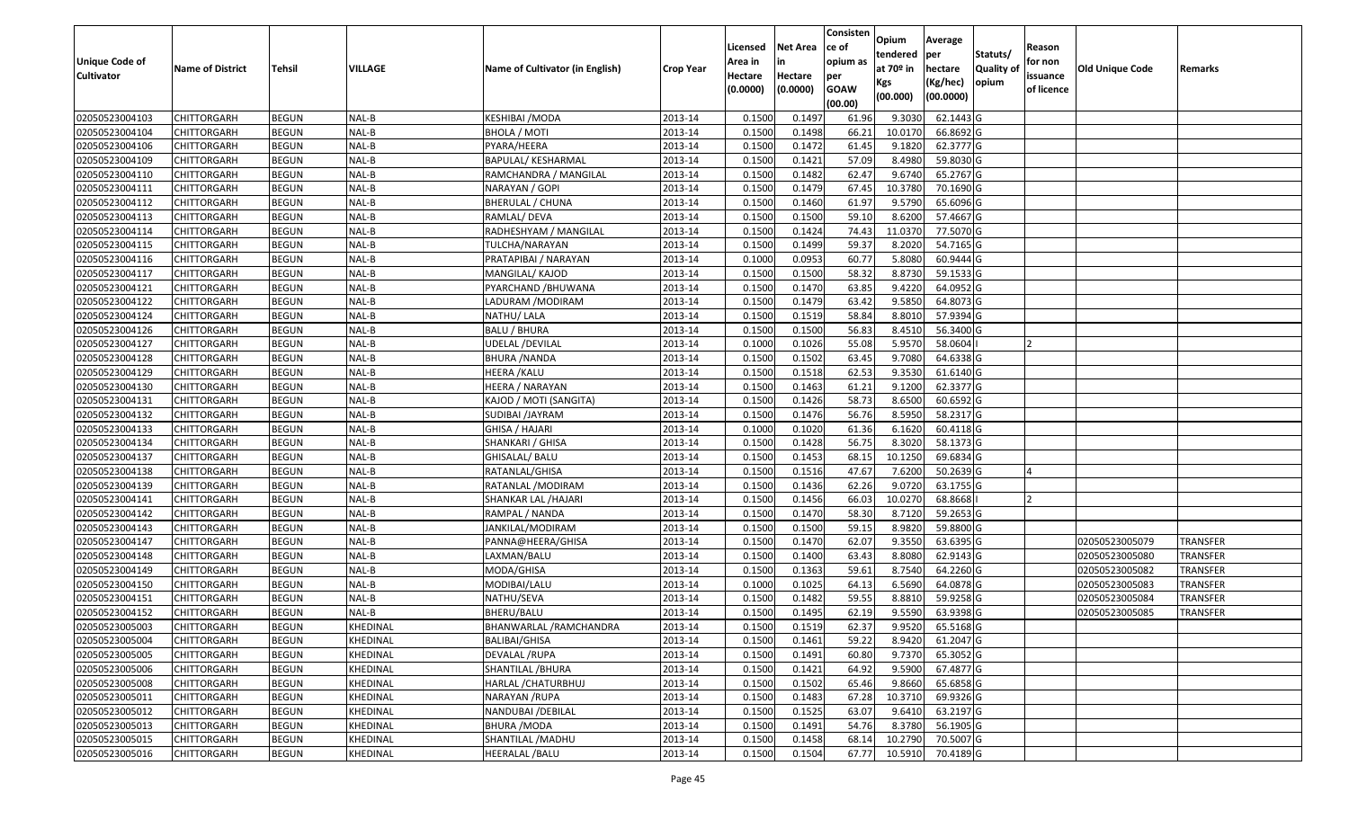| Unique Code of Cultivator | Name of District | Tehsil | VILLAGE | Name of Cultivator (in English) | Crop Year | Licensed Area in Hectare (0.0000) | Net Area in Hectare (0.0000) | Consistence of opium as per GOAW (00.00) | Opium tendered at 70º in Kgs (00.000) | Average per hectare (Kg/hec) (00.0000) | Statuts/ Quality of opium | Reason for non issuance of licence | Old Unique Code | Remarks |
|---|---|---|---|---|---|---|---|---|---|---|---|---|---|---|
| 02050523004103 | CHITTORGARH | BEGUN | NAL-B | KESHIBAI /MODA | 2013-14 | 0.1500 | 0.1497 | 61.96 | 9.3030 | 62.1443 | G | | | |
| 02050523004104 | CHITTORGARH | BEGUN | NAL-B | BHOLA / MOTI | 2013-14 | 0.1500 | 0.1498 | 66.21 | 10.0170 | 66.8692 | G | | | |
| 02050523004106 | CHITTORGARH | BEGUN | NAL-B | PYARA/HEERA | 2013-14 | 0.1500 | 0.1472 | 61.45 | 9.1820 | 62.3777 | G | | | |
| 02050523004109 | CHITTORGARH | BEGUN | NAL-B | BAPULAL/ KESHARMAL | 2013-14 | 0.1500 | 0.1421 | 57.09 | 8.4980 | 59.8030 | G | | | |
| 02050523004110 | CHITTORGARH | BEGUN | NAL-B | RAMCHANDRA / MANGILAL | 2013-14 | 0.1500 | 0.1482 | 62.47 | 9.6740 | 65.2767 | G | | | |
| 02050523004111 | CHITTORGARH | BEGUN | NAL-B | NARAYAN / GOPI | 2013-14 | 0.1500 | 0.1479 | 67.45 | 10.3780 | 70.1690 | G | | | |
| 02050523004112 | CHITTORGARH | BEGUN | NAL-B | BHERULAL / CHUNA | 2013-14 | 0.1500 | 0.1460 | 61.97 | 9.5790 | 65.6096 | G | | | |
| 02050523004113 | CHITTORGARH | BEGUN | NAL-B | RAMLAL/ DEVA | 2013-14 | 0.1500 | 0.1500 | 59.10 | 8.6200 | 57.4667 | G | | | |
| 02050523004114 | CHITTORGARH | BEGUN | NAL-B | RADHESHYAM / MANGILAL | 2013-14 | 0.1500 | 0.1424 | 74.43 | 11.0370 | 77.5070 | G | | | |
| 02050523004115 | CHITTORGARH | BEGUN | NAL-B | TULCHA/NARAYAN | 2013-14 | 0.1500 | 0.1499 | 59.37 | 8.2020 | 54.7165 | G | | | |
| 02050523004116 | CHITTORGARH | BEGUN | NAL-B | PRATAPIBAI / NARAYAN | 2013-14 | 0.1000 | 0.0953 | 60.77 | 5.8080 | 60.9444 | G | | | |
| 02050523004117 | CHITTORGARH | BEGUN | NAL-B | MANGILAL/ KAJOD | 2013-14 | 0.1500 | 0.1500 | 58.32 | 8.8730 | 59.1533 | G | | | |
| 02050523004121 | CHITTORGARH | BEGUN | NAL-B | PYARCHAND /BHUWANA | 2013-14 | 0.1500 | 0.1470 | 63.85 | 9.4220 | 64.0952 | G | | | |
| 02050523004122 | CHITTORGARH | BEGUN | NAL-B | LADURAM /MODIRAM | 2013-14 | 0.1500 | 0.1479 | 63.42 | 9.5850 | 64.8073 | G | | | |
| 02050523004124 | CHITTORGARH | BEGUN | NAL-B | NATHU/ LALA | 2013-14 | 0.1500 | 0.1519 | 58.84 | 8.8010 | 57.9394 | G | | | |
| 02050523004126 | CHITTORGARH | BEGUN | NAL-B | BALU / BHURA | 2013-14 | 0.1500 | 0.1500 | 56.83 | 8.4510 | 56.3400 | G | | | |
| 02050523004127 | CHITTORGARH | BEGUN | NAL-B | UDELAL /DEVILAL | 2013-14 | 0.1000 | 0.1026 | 55.08 | 5.9570 | 58.0604 | I | 2 | | |
| 02050523004128 | CHITTORGARH | BEGUN | NAL-B | BHURA /NANDA | 2013-14 | 0.1500 | 0.1502 | 63.45 | 9.7080 | 64.6338 | G | | | |
| 02050523004129 | CHITTORGARH | BEGUN | NAL-B | HEERA /KALU | 2013-14 | 0.1500 | 0.1518 | 62.53 | 9.3530 | 61.6140 | G | | | |
| 02050523004130 | CHITTORGARH | BEGUN | NAL-B | HEERA / NARAYAN | 2013-14 | 0.1500 | 0.1463 | 61.21 | 9.1200 | 62.3377 | G | | | |
| 02050523004131 | CHITTORGARH | BEGUN | NAL-B | KAJOD / MOTI (SANGITA) | 2013-14 | 0.1500 | 0.1426 | 58.73 | 8.6500 | 60.6592 | G | | | |
| 02050523004132 | CHITTORGARH | BEGUN | NAL-B | SUDIBAI /JAYRAM | 2013-14 | 0.1500 | 0.1476 | 56.76 | 8.5950 | 58.2317 | G | | | |
| 02050523004133 | CHITTORGARH | BEGUN | NAL-B | GHISA / HAJARI | 2013-14 | 0.1000 | 0.1020 | 61.36 | 6.1620 | 60.4118 | G | | | |
| 02050523004134 | CHITTORGARH | BEGUN | NAL-B | SHANKARI / GHISA | 2013-14 | 0.1500 | 0.1428 | 56.75 | 8.3020 | 58.1373 | G | | | |
| 02050523004137 | CHITTORGARH | BEGUN | NAL-B | GHISALAL/ BALU | 2013-14 | 0.1500 | 0.1453 | 68.15 | 10.1250 | 69.6834 | G | | | |
| 02050523004138 | CHITTORGARH | BEGUN | NAL-B | RATANLAL/GHISA | 2013-14 | 0.1500 | 0.1516 | 47.67 | 7.6200 | 50.2639 | G | 4 | | |
| 02050523004139 | CHITTORGARH | BEGUN | NAL-B | RATANLAL /MODIRAM | 2013-14 | 0.1500 | 0.1436 | 62.26 | 9.0720 | 63.1755 | G | | | |
| 02050523004141 | CHITTORGARH | BEGUN | NAL-B | SHANKAR LAL /HAJARI | 2013-14 | 0.1500 | 0.1456 | 66.03 | 10.0270 | 68.8668 | I | 2 | | |
| 02050523004142 | CHITTORGARH | BEGUN | NAL-B | RAMPAL / NANDA | 2013-14 | 0.1500 | 0.1470 | 58.30 | 8.7120 | 59.2653 | G | | | |
| 02050523004143 | CHITTORGARH | BEGUN | NAL-B | JANKILAL/MODIRAM | 2013-14 | 0.1500 | 0.1500 | 59.15 | 8.9820 | 59.8800 | G | | | |
| 02050523004147 | CHITTORGARH | BEGUN | NAL-B | PANNA@HEERA/GHISA | 2013-14 | 0.1500 | 0.1470 | 62.07 | 9.3550 | 63.6395 | G | | 02050523005079 | TRANSFER |
| 02050523004148 | CHITTORGARH | BEGUN | NAL-B | LAXMAN/BALU | 2013-14 | 0.1500 | 0.1400 | 63.43 | 8.8080 | 62.9143 | G | | 02050523005080 | TRANSFER |
| 02050523004149 | CHITTORGARH | BEGUN | NAL-B | MODA/GHISA | 2013-14 | 0.1500 | 0.1363 | 59.61 | 8.7540 | 64.2260 | G | | 02050523005082 | TRANSFER |
| 02050523004150 | CHITTORGARH | BEGUN | NAL-B | MODIBAI/LALU | 2013-14 | 0.1000 | 0.1025 | 64.13 | 6.5690 | 64.0878 | G | | 02050523005083 | TRANSFER |
| 02050523004151 | CHITTORGARH | BEGUN | NAL-B | NATHU/SEVA | 2013-14 | 0.1500 | 0.1482 | 59.55 | 8.8810 | 59.9258 | G | | 02050523005084 | TRANSFER |
| 02050523004152 | CHITTORGARH | BEGUN | NAL-B | BHERU/BALU | 2013-14 | 0.1500 | 0.1495 | 62.19 | 9.5590 | 63.9398 | G | | 02050523005085 | TRANSFER |
| 02050523005003 | CHITTORGARH | BEGUN | KHEDINAL | BHANWARLAL /RAMCHANDRA | 2013-14 | 0.1500 | 0.1519 | 62.37 | 9.9520 | 65.5168 | G | | | |
| 02050523005004 | CHITTORGARH | BEGUN | KHEDINAL | BALIBAI/GHISA | 2013-14 | 0.1500 | 0.1461 | 59.22 | 8.9420 | 61.2047 | G | | | |
| 02050523005005 | CHITTORGARH | BEGUN | KHEDINAL | DEVALAL /RUPA | 2013-14 | 0.1500 | 0.1491 | 60.80 | 9.7370 | 65.3052 | G | | | |
| 02050523005006 | CHITTORGARH | BEGUN | KHEDINAL | SHANTILAL /BHURA | 2013-14 | 0.1500 | 0.1421 | 64.92 | 9.5900 | 67.4877 | G | | | |
| 02050523005008 | CHITTORGARH | BEGUN | KHEDINAL | HARLAL /CHATURBHUJ | 2013-14 | 0.1500 | 0.1502 | 65.46 | 9.8660 | 65.6858 | G | | | |
| 02050523005011 | CHITTORGARH | BEGUN | KHEDINAL | NARAYAN /RUPA | 2013-14 | 0.1500 | 0.1483 | 67.28 | 10.3710 | 69.9326 | G | | | |
| 02050523005012 | CHITTORGARH | BEGUN | KHEDINAL | NANDUBAI /DEBILAL | 2013-14 | 0.1500 | 0.1525 | 63.07 | 9.6410 | 63.2197 | G | | | |
| 02050523005013 | CHITTORGARH | BEGUN | KHEDINAL | BHURA /MODA | 2013-14 | 0.1500 | 0.1491 | 54.76 | 8.3780 | 56.1905 | G | | | |
| 02050523005015 | CHITTORGARH | BEGUN | KHEDINAL | SHANTILAL /MADHU | 2013-14 | 0.1500 | 0.1458 | 68.14 | 10.2790 | 70.5007 | G | | | |
| 02050523005016 | CHITTORGARH | BEGUN | KHEDINAL | HEERALAL /BALU | 2013-14 | 0.1500 | 0.1504 | 67.77 | 10.5910 | 70.4189 | G | | | |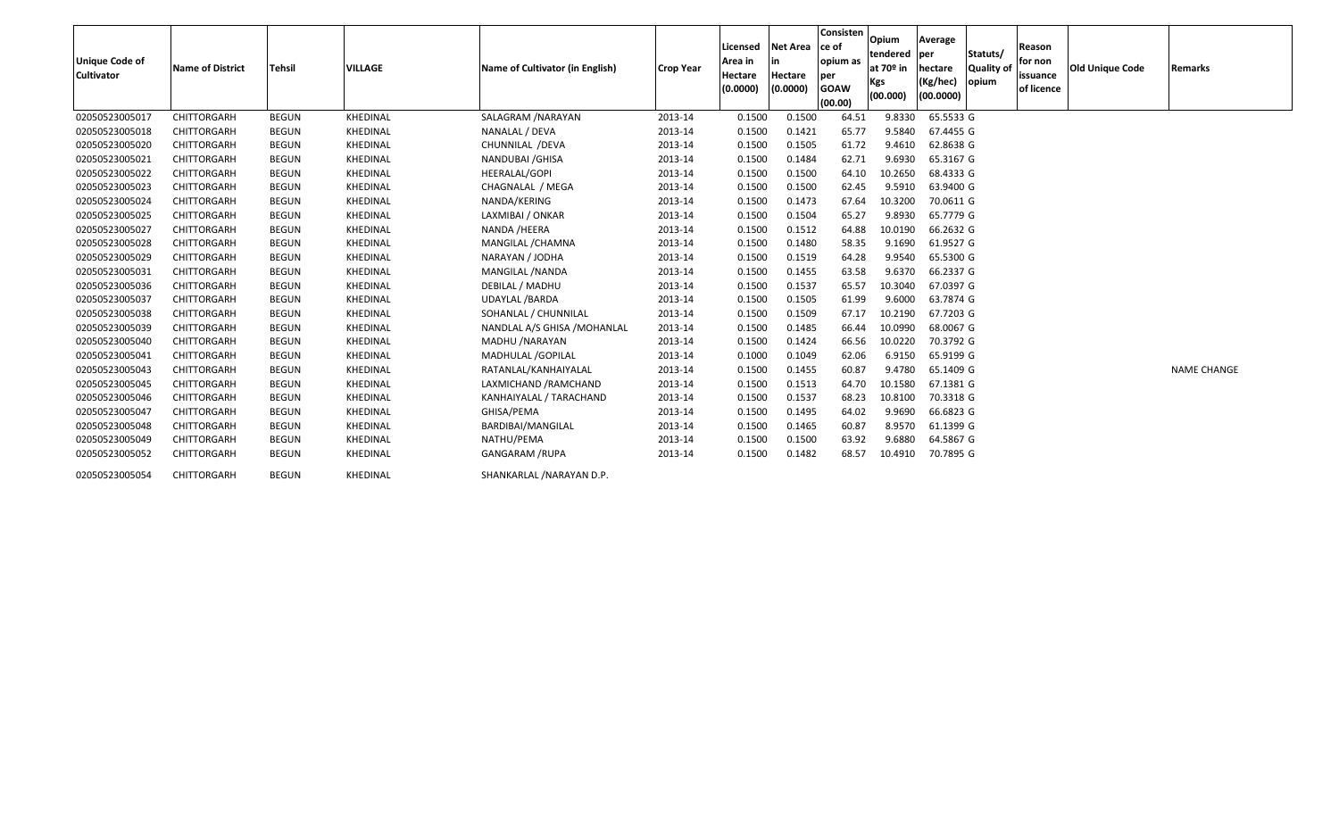| Unique Code of Cultivator | Name of District | Tehsil | VILLAGE | Name of Cultivator (in English) | Crop Year | Licensed Area in Hectare (0.0000) | Net Area in Hectare (0.0000) | Consistence of opium as per GOAW (00.00) | Opium tendered at 70º in Kgs (00.000) | Average per hectare (Kg/hec) (00.0000) | Statuts/ Quality of opium | Reason for non issuance of licence | Old Unique Code | Remarks |
|---|---|---|---|---|---|---|---|---|---|---|---|---|---|---|
| 02050523005017 | CHITTORGARH | BEGUN | KHEDINAL | SALAGRAM /NARAYAN | 2013-14 | 0.1500 | 0.1500 | 64.51 | 9.8330 | 65.5533 | G | | | |
| 02050523005018 | CHITTORGARH | BEGUN | KHEDINAL | NANALAL / DEVA | 2013-14 | 0.1500 | 0.1421 | 65.77 | 9.5840 | 67.4455 | G | | | |
| 02050523005020 | CHITTORGARH | BEGUN | KHEDINAL | CHUNNILAL /DEVA | 2013-14 | 0.1500 | 0.1505 | 61.72 | 9.4610 | 62.8638 | G | | | |
| 02050523005021 | CHITTORGARH | BEGUN | KHEDINAL | NANDUBAI /GHISA | 2013-14 | 0.1500 | 0.1484 | 62.71 | 9.6930 | 65.3167 | G | | | |
| 02050523005022 | CHITTORGARH | BEGUN | KHEDINAL | HEERALAL/GOPI | 2013-14 | 0.1500 | 0.1500 | 64.10 | 10.2650 | 68.4333 | G | | | |
| 02050523005023 | CHITTORGARH | BEGUN | KHEDINAL | CHAGNALAL / MEGA | 2013-14 | 0.1500 | 0.1500 | 62.45 | 9.5910 | 63.9400 | G | | | |
| 02050523005024 | CHITTORGARH | BEGUN | KHEDINAL | NANDA/KERING | 2013-14 | 0.1500 | 0.1473 | 67.64 | 10.3200 | 70.0611 | G | | | |
| 02050523005025 | CHITTORGARH | BEGUN | KHEDINAL | LAXMIBAI / ONKAR | 2013-14 | 0.1500 | 0.1504 | 65.27 | 9.8930 | 65.7779 | G | | | |
| 02050523005027 | CHITTORGARH | BEGUN | KHEDINAL | NANDA /HEERA | 2013-14 | 0.1500 | 0.1512 | 64.88 | 10.0190 | 66.2632 | G | | | |
| 02050523005028 | CHITTORGARH | BEGUN | KHEDINAL | MANGILAL /CHAMNA | 2013-14 | 0.1500 | 0.1480 | 58.35 | 9.1690 | 61.9527 | G | | | |
| 02050523005029 | CHITTORGARH | BEGUN | KHEDINAL | NARAYAN / JODHA | 2013-14 | 0.1500 | 0.1519 | 64.28 | 9.9540 | 65.5300 | G | | | |
| 02050523005031 | CHITTORGARH | BEGUN | KHEDINAL | MANGILAL /NANDA | 2013-14 | 0.1500 | 0.1455 | 63.58 | 9.6370 | 66.2337 | G | | | |
| 02050523005036 | CHITTORGARH | BEGUN | KHEDINAL | DEBILAL / MADHU | 2013-14 | 0.1500 | 0.1537 | 65.57 | 10.3040 | 67.0397 | G | | | |
| 02050523005037 | CHITTORGARH | BEGUN | KHEDINAL | UDAYLAL /BARDA | 2013-14 | 0.1500 | 0.1505 | 61.99 | 9.6000 | 63.7874 | G | | | |
| 02050523005038 | CHITTORGARH | BEGUN | KHEDINAL | SOHANLAL / CHUNNILAL | 2013-14 | 0.1500 | 0.1509 | 67.17 | 10.2190 | 67.7203 | G | | | |
| 02050523005039 | CHITTORGARH | BEGUN | KHEDINAL | NANDLAL A/S GHISA /MOHANLAL | 2013-14 | 0.1500 | 0.1485 | 66.44 | 10.0990 | 68.0067 | G | | | |
| 02050523005040 | CHITTORGARH | BEGUN | KHEDINAL | MADHU /NARAYAN | 2013-14 | 0.1500 | 0.1424 | 66.56 | 10.0220 | 70.3792 | G | | | |
| 02050523005041 | CHITTORGARH | BEGUN | KHEDINAL | MADHULAL /GOPILAL | 2013-14 | 0.1000 | 0.1049 | 62.06 | 6.9150 | 65.9199 | G | | | |
| 02050523005043 | CHITTORGARH | BEGUN | KHEDINAL | RATANLAL/KANHAIYALAL | 2013-14 | 0.1500 | 0.1455 | 60.87 | 9.4780 | 65.1409 | G | | | NAME CHANGE |
| 02050523005045 | CHITTORGARH | BEGUN | KHEDINAL | LAXMICHAND /RAMCHAND | 2013-14 | 0.1500 | 0.1513 | 64.70 | 10.1580 | 67.1381 | G | | | |
| 02050523005046 | CHITTORGARH | BEGUN | KHEDINAL | KANHAIYALAL / TARACHAND | 2013-14 | 0.1500 | 0.1537 | 68.23 | 10.8100 | 70.3318 | G | | | |
| 02050523005047 | CHITTORGARH | BEGUN | KHEDINAL | GHISA/PEMA | 2013-14 | 0.1500 | 0.1495 | 64.02 | 9.9690 | 66.6823 | G | | | |
| 02050523005048 | CHITTORGARH | BEGUN | KHEDINAL | BARDIBAI/MANGILAL | 2013-14 | 0.1500 | 0.1465 | 60.87 | 8.9570 | 61.1399 | G | | | |
| 02050523005049 | CHITTORGARH | BEGUN | KHEDINAL | NATHU/PEMA | 2013-14 | 0.1500 | 0.1500 | 63.92 | 9.6880 | 64.5867 | G | | | |
| 02050523005052 | CHITTORGARH | BEGUN | KHEDINAL | GANGARAM /RUPA | 2013-14 | 0.1500 | 0.1482 | 68.57 | 10.4910 | 70.7895 | G | | | |
| 02050523005054 | CHITTORGARH | BEGUN | KHEDINAL | SHANKARLAL /NARAYAN D.P. | | | | | | | | | | |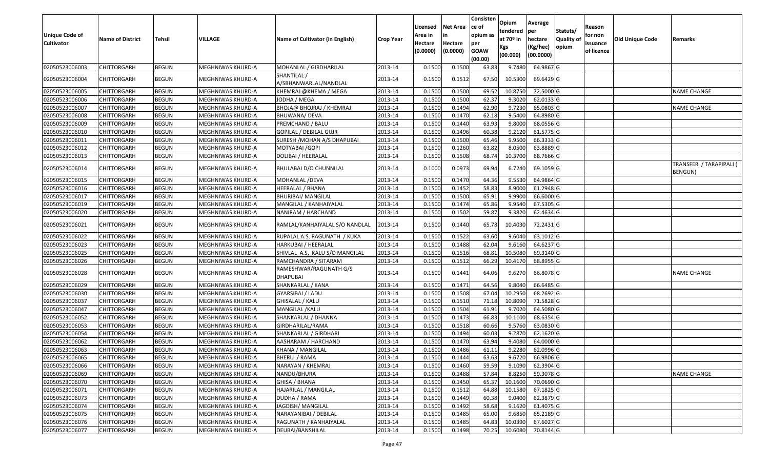| Unique Code of Cultivator | Name of District | Tehsil | VILLAGE | Name of Cultivator (in English) | Crop Year | Licensed Area in Hectare (0.0000) | Net Area in Hectare (0.0000) | Consistence of opium as per GOAW (00.00) | Opium tendered at 70º in Kgs (00.000) | Average per hectare (Kg/hec) (00.0000) | Statuts/ Quality of opium | Reason for non issuance of licence | Old Unique Code | Remarks |
|---|---|---|---|---|---|---|---|---|---|---|---|---|---|---|
| 02050523006003 | CHITTORGARH | BEGUN | MEGHNIWAS KHURD-A | MOHANLAL / GIRDHARILAL | 2013-14 | 0.1500 | 0.1500 | 63.83 | 9.7480 | 64.9867 | G | | | |
| 02050523006004 | CHITTORGARH | BEGUN | MEGHNIWAS KHURD-A | SHANTILAL / A/SBHANWARLAL/NANDLAL | 2013-14 | 0.1500 | 0.1512 | 67.50 | 10.5300 | 69.6429 | G | | | |
| 02050523006005 | CHITTORGARH | BEGUN | MEGHNIWAS KHURD-A | KHEMRAJ @KHEMA / MEGA | 2013-14 | 0.1500 | 0.1500 | 69.52 | 10.8750 | 72.5000 | G | | | NAME CHANGE |
| 02050523006006 | CHITTORGARH | BEGUN | MEGHNIWAS KHURD-A | JODHA / MEGA | 2013-14 | 0.1500 | 0.1500 | 62.37 | 9.3020 | 62.0133 | G | | | |
| 02050523006007 | CHITTORGARH | BEGUN | MEGHNIWAS KHURD-A | BHOJA@ BHOJRAJ / KHEMRAJ | 2013-14 | 0.1500 | 0.1494 | 62.90 | 9.7230 | 65.0803 | G | | | NAME CHANGE |
| 02050523006008 | CHITTORGARH | BEGUN | MEGHNIWAS KHURD-A | BHUWANA/ DEVA | 2013-14 | 0.1500 | 0.1470 | 62.18 | 9.5400 | 64.8980 | G | | | |
| 02050523006009 | CHITTORGARH | BEGUN | MEGHNIWAS KHURD-A | PREMCHAND / BALU | 2013-14 | 0.1500 | 0.1440 | 63.93 | 9.8000 | 68.0556 | G | | | |
| 02050523006010 | CHITTORGARH | BEGUN | MEGHNIWAS KHURD-A | GOPILAL / DEBILAL GUJR | 2013-14 | 0.1500 | 0.1496 | 60.38 | 9.2120 | 61.5775 | G | | | |
| 02050523006011 | CHITTORGARH | BEGUN | MEGHNIWAS KHURD-A | SURESH /MOHAN A/S DHAPUBAI | 2013-14 | 0.1500 | 0.1500 | 65.46 | 9.9500 | 66.3333 | G | | | |
| 02050523006012 | CHITTORGARH | BEGUN | MEGHNIWAS KHURD-A | MOTYABAI /GOPI | 2013-14 | 0.1500 | 0.1260 | 63.82 | 8.0500 | 63.8889 | G | | | |
| 02050523006013 | CHITTORGARH | BEGUN | MEGHNIWAS KHURD-A | DOLIBAI / HEERALAL | 2013-14 | 0.1500 | 0.1508 | 68.74 | 10.3700 | 68.7666 | G | | | |
| 02050523006014 | CHITTORGARH | BEGUN | MEGHNIWAS KHURD-A | BHULABAI D/O CHUNNILAL | 2013-14 | 0.1000 | 0.0973 | 69.94 | 6.7240 | 69.1059 | G | | | TRANSFER / TARAPIPALI ( BENGUN) |
| 02050523006015 | CHITTORGARH | BEGUN | MEGHNIWAS KHURD-A | MOHANLAL /DEVA | 2013-14 | 0.1500 | 0.1470 | 64.36 | 9.5530 | 64.9864 | G | | | |
| 02050523006016 | CHITTORGARH | BEGUN | MEGHNIWAS KHURD-A | HEERALAL / BHANA | 2013-14 | 0.1500 | 0.1452 | 58.83 | 8.9000 | 61.2948 | G | | | |
| 02050523006017 | CHITTORGARH | BEGUN | MEGHNIWAS KHURD-A | BHURIBAI/ MANGILAL | 2013-14 | 0.1500 | 0.1500 | 65.91 | 9.9900 | 66.6000 | G | | | |
| 02050523006019 | CHITTORGARH | BEGUN | MEGHNIWAS KHURD-A | MANGILAL / KANHAIYALAL | 2013-14 | 0.1500 | 0.1474 | 65.86 | 9.9540 | 67.5305 | G | | | |
| 02050523006020 | CHITTORGARH | BEGUN | MEGHNIWAS KHURD-A | NANIRAM / HARCHAND | 2013-14 | 0.1500 | 0.1502 | 59.87 | 9.3820 | 62.4634 | G | | | |
| 02050523006021 | CHITTORGARH | BEGUN | MEGHNIWAS KHURD-A | RAMLAL/KANHAIYALAL S/O NANDLAL | 2013-14 | 0.1500 | 0.1440 | 65.78 | 10.4030 | 72.2431 | G | | | |
| 02050523006022 | CHITTORGARH | BEGUN | MEGHNIWAS KHURD-A | RUPALAL A.S. RAGUNATH / KUKA | 2013-14 | 0.1500 | 0.1522 | 63.60 | 9.6040 | 63.1012 | G | | | |
| 02050523006023 | CHITTORGARH | BEGUN | MEGHNIWAS KHURD-A | HARKUBAI / HEERALAL | 2013-14 | 0.1500 | 0.1488 | 62.04 | 9.6160 | 64.6237 | G | | | |
| 02050523006025 | CHITTORGARH | BEGUN | MEGHNIWAS KHURD-A | SHIVLAL A.S, KALU S/O MANGILAL | 2013-14 | 0.1500 | 0.1516 | 68.81 | 10.5080 | 69.3140 | G | | | |
| 02050523006026 | CHITTORGARH | BEGUN | MEGHNIWAS KHURD-A | RAMCHANDRA / SITARAM | 2013-14 | 0.1500 | 0.1512 | 66.29 | 10.4170 | 68.8955 | G | | | |
| 02050523006028 | CHITTORGARH | BEGUN | MEGHNIWAS KHURD-A | RAMESHWAR/RAGUNATH G/S DHAPUBAI | 2013-14 | 0.1500 | 0.1441 | 64.06 | 9.6270 | 66.8078 | G | | | NAME CHANGE |
| 02050523006029 | CHITTORGARH | BEGUN | MEGHNIWAS KHURD-A | SHANKARLAL / KANA | 2013-14 | 0.1500 | 0.1471 | 64.56 | 9.8040 | 66.6485 | G | | | |
| 02050523006030 | CHITTORGARH | BEGUN | MEGHNIWAS KHURD-A | GYARSIBAI / LADU | 2013-14 | 0.1500 | 0.1508 | 67.04 | 10.2950 | 68.2692 | G | | | |
| 02050523006037 | CHITTORGARH | BEGUN | MEGHNIWAS KHURD-A | GHISALAL / KALU | 2013-14 | 0.1500 | 0.1510 | 71.18 | 10.8090 | 71.5828 | G | | | |
| 02050523006047 | CHITTORGARH | BEGUN | MEGHNIWAS KHURD-A | MANGILAL /KALU | 2013-14 | 0.1500 | 0.1504 | 61.91 | 9.7020 | 64.5080 | G | | | |
| 02050523006052 | CHITTORGARH | BEGUN | MEGHNIWAS KHURD-A | SHANKARLAL / DHANNA | 2013-14 | 0.1500 | 0.1473 | 66.83 | 10.1100 | 68.6354 | G | | | |
| 02050523006053 | CHITTORGARH | BEGUN | MEGHNIWAS KHURD-A | GIRDHARILAL/RAMA | 2013-14 | 0.1500 | 0.1518 | 60.66 | 9.5760 | 63.0830 | G | | | |
| 02050523006054 | CHITTORGARH | BEGUN | MEGHNIWAS KHURD-A | SHANKARLAL / GIRDHARI | 2013-14 | 0.1500 | 0.1494 | 60.03 | 9.2870 | 62.1620 | G | | | |
| 02050523006062 | CHITTORGARH | BEGUN | MEGHNIWAS KHURD-A | AASHARAM / HARCHAND | 2013-14 | 0.1500 | 0.1470 | 63.94 | 9.4080 | 64.0000 | G | | | |
| 02050523006063 | CHITTORGARH | BEGUN | MEGHNIWAS KHURD-A | KHANA / MANGILAL | 2013-14 | 0.1500 | 0.1486 | 61.11 | 9.2280 | 62.0996 | G | | | |
| 02050523006065 | CHITTORGARH | BEGUN | MEGHNIWAS KHURD-A | BHERU / RAMA | 2013-14 | 0.1500 | 0.1444 | 63.63 | 9.6720 | 66.9806 | G | | | |
| 02050523006066 | CHITTORGARH | BEGUN | MEGHNIWAS KHURD-A | NARAYAN / KHEMRAJ | 2013-14 | 0.1500 | 0.1460 | 59.59 | 9.1090 | 62.3904 | G | | | |
| 02050523006069 | CHITTORGARH | BEGUN | MEGHNIWAS KHURD-A | NANDU/BHURA | 2013-14 | 0.1500 | 0.1488 | 57.84 | 8.8250 | 59.3078 | G | | | NAME CHANGE |
| 02050523006070 | CHITTORGARH | BEGUN | MEGHNIWAS KHURD-A | GHISA / BHANA | 2013-14 | 0.1500 | 0.1450 | 65.37 | 10.1600 | 70.0690 | G | | | |
| 02050523006071 | CHITTORGARH | BEGUN | MEGHNIWAS KHURD-A | HAJARILAL / MANGILAL | 2013-14 | 0.1500 | 0.1512 | 64.88 | 10.1580 | 67.1825 | G | | | |
| 02050523006073 | CHITTORGARH | BEGUN | MEGHNIWAS KHURD-A | DUDHA / RAMA | 2013-14 | 0.1500 | 0.1449 | 60.38 | 9.0400 | 62.3879 | G | | | |
| 02050523006074 | CHITTORGARH | BEGUN | MEGHNIWAS KHURD-A | JAGDISH/ MANGILAL | 2013-14 | 0.1500 | 0.1492 | 58.68 | 9.1620 | 61.4075 | G | | | |
| 02050523006075 | CHITTORGARH | BEGUN | MEGHNIWAS KHURD-A | NARAYANIBAI / DEBILAL | 2013-14 | 0.1500 | 0.1485 | 65.00 | 9.6850 | 65.2189 | G | | | |
| 02050523006076 | CHITTORGARH | BEGUN | MEGHNIWAS KHURD-A | RAGUNATH / KANHAIYALAL | 2013-14 | 0.1500 | 0.1485 | 64.83 | 10.0390 | 67.6027 | G | | | |
| 02050523006077 | CHITTORGARH | BEGUN | MEGHNIWAS KHURD-A | DEUBAI/BANSHILAL | 2013-14 | 0.1500 | 0.1498 | 70.25 | 10.6080 | 70.8144 | G | | | |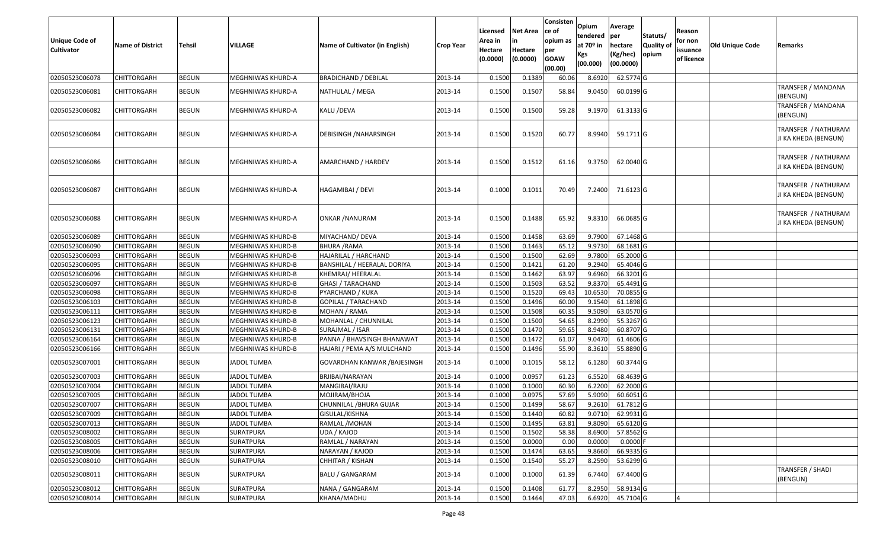| Unique Code of Cultivator | Name of District | Tehsil | VILLAGE | Name of Cultivator (in English) | Crop Year | Licensed Area in Hectare (0.0000) | Net Area in Hectare (0.0000) | Consisten ce of opium as per GOAW (00.00) | Opium tendered at 70º in Kgs (00.000) | Average per hectare (Kg/hec) (00.0000) | Statuts/ Quality of opium | Reason for non issuance of licence | Old Unique Code | Remarks |
|---|---|---|---|---|---|---|---|---|---|---|---|---|---|---|
| 02050523006078 | CHITTORGARH | BEGUN | MEGHNIWAS KHURD-A | BRADICHAND / DEBILAL | 2013-14 | 0.1500 | 0.1389 | 60.06 | 8.6920 | 62.5774 | G | | | |
| 02050523006081 | CHITTORGARH | BEGUN | MEGHNIWAS KHURD-A | NATHULAL / MEGA | 2013-14 | 0.1500 | 0.1507 | 58.84 | 9.0450 | 60.0199 | G | | | TRANSFER / MANDANA (BENGUN) |
| 02050523006082 | CHITTORGARH | BEGUN | MEGHNIWAS KHURD-A | KALU /DEVA | 2013-14 | 0.1500 | 0.1500 | 59.28 | 9.1970 | 61.3133 | G | | | TRANSFER / MANDANA (BENGUN) |
| 02050523006084 | CHITTORGARH | BEGUN | MEGHNIWAS KHURD-A | DEBISINGH /NAHARSINGH | 2013-14 | 0.1500 | 0.1520 | 60.77 | 8.9940 | 59.1711 | G | | | TRANSFER / NATHURAM JI KA KHEDA (BENGUN) |
| 02050523006086 | CHITTORGARH | BEGUN | MEGHNIWAS KHURD-A | AMARCHAND / HARDEV | 2013-14 | 0.1500 | 0.1512 | 61.16 | 9.3750 | 62.0040 | G | | | TRANSFER / NATHURAM JI KA KHEDA (BENGUN) |
| 02050523006087 | CHITTORGARH | BEGUN | MEGHNIWAS KHURD-A | HAGAMIBAI / DEVI | 2013-14 | 0.1000 | 0.1011 | 70.49 | 7.2400 | 71.6123 | G | | | TRANSFER / NATHURAM JI KA KHEDA (BENGUN) |
| 02050523006088 | CHITTORGARH | BEGUN | MEGHNIWAS KHURD-A | ONKAR /NANURAM | 2013-14 | 0.1500 | 0.1488 | 65.92 | 9.8310 | 66.0685 | G | | | TRANSFER / NATHURAM JI KA KHEDA (BENGUN) |
| 02050523006089 | CHITTORGARH | BEGUN | MEGHNIWAS KHURD-B | MIYACHAND/ DEVA | 2013-14 | 0.1500 | 0.1458 | 63.69 | 9.7900 | 67.1468 | G | | | |
| 02050523006090 | CHITTORGARH | BEGUN | MEGHNIWAS KHURD-B | BHURA /RAMA | 2013-14 | 0.1500 | 0.1463 | 65.12 | 9.9730 | 68.1681 | G | | | |
| 02050523006093 | CHITTORGARH | BEGUN | MEGHNIWAS KHURD-B | HAJARILAL / HARCHAND | 2013-14 | 0.1500 | 0.1500 | 62.69 | 9.7800 | 65.2000 | G | | | |
| 02050523006095 | CHITTORGARH | BEGUN | MEGHNIWAS KHURD-B | BANSHILAL / HEERALAL DORIYA | 2013-14 | 0.1500 | 0.1421 | 61.20 | 9.2940 | 65.4046 | G | | | |
| 02050523006096 | CHITTORGARH | BEGUN | MEGHNIWAS KHURD-B | KHEMRAJ/ HEERALAL | 2013-14 | 0.1500 | 0.1462 | 63.97 | 9.6960 | 66.3201 | G | | | |
| 02050523006097 | CHITTORGARH | BEGUN | MEGHNIWAS KHURD-B | GHASI / TARACHAND | 2013-14 | 0.1500 | 0.1503 | 63.52 | 9.8370 | 65.4491 | G | | | |
| 02050523006098 | CHITTORGARH | BEGUN | MEGHNIWAS KHURD-B | PYARCHAND / KUKA | 2013-14 | 0.1500 | 0.1520 | 69.43 | 10.6530 | 70.0855 | G | | | |
| 02050523006103 | CHITTORGARH | BEGUN | MEGHNIWAS KHURD-B | GOPILAL / TARACHAND | 2013-14 | 0.1500 | 0.1496 | 60.00 | 9.1540 | 61.1898 | G | | | |
| 02050523006111 | CHITTORGARH | BEGUN | MEGHNIWAS KHURD-B | MOHAN / RAMA | 2013-14 | 0.1500 | 0.1508 | 60.35 | 9.5090 | 63.0570 | G | | | |
| 02050523006123 | CHITTORGARH | BEGUN | MEGHNIWAS KHURD-B | MOHANLAL / CHUNNILAL | 2013-14 | 0.1500 | 0.1500 | 54.65 | 8.2990 | 55.3267 | G | | | |
| 02050523006131 | CHITTORGARH | BEGUN | MEGHNIWAS KHURD-B | SURAJMAL / ISAR | 2013-14 | 0.1500 | 0.1470 | 59.65 | 8.9480 | 60.8707 | G | | | |
| 02050523006164 | CHITTORGARH | BEGUN | MEGHNIWAS KHURD-B | PANNA / BHAVSINGH BHANAWAT | 2013-14 | 0.1500 | 0.1472 | 61.07 | 9.0470 | 61.4606 | G | | | |
| 02050523006166 | CHITTORGARH | BEGUN | MEGHNIWAS KHURD-B | HAJARI / PEMA A/S MULCHAND | 2013-14 | 0.1500 | 0.1496 | 55.90 | 8.3610 | 55.8890 | G | | | |
| 02050523007001 | CHITTORGARH | BEGUN | JADOL TUMBA | GOVARDHAN KANWAR /BAJESINGH | 2013-14 | 0.1000 | 0.1015 | 58.12 | 6.1280 | 60.3744 | G | | | |
| 02050523007003 | CHITTORGARH | BEGUN | JADOL TUMBA | BRJIBAI/NARAYAN | 2013-14 | 0.1000 | 0.0957 | 61.23 | 6.5520 | 68.4639 | G | | | |
| 02050523007004 | CHITTORGARH | BEGUN | JADOL TUMBA | MANGIBAI/RAJU | 2013-14 | 0.1000 | 0.1000 | 60.30 | 6.2200 | 62.2000 | G | | | |
| 02050523007005 | CHITTORGARH | BEGUN | JADOL TUMBA | MOJIRAM/BHOJA | 2013-14 | 0.1000 | 0.0975 | 57.69 | 5.9090 | 60.6051 | G | | | |
| 02050523007007 | CHITTORGARH | BEGUN | JADOL TUMBA | CHUNNILAL /BHURA GUJAR | 2013-14 | 0.1500 | 0.1499 | 58.67 | 9.2610 | 61.7812 | G | | | |
| 02050523007009 | CHITTORGARH | BEGUN | JADOL TUMBA | GISULAL/KISHNA | 2013-14 | 0.1500 | 0.1440 | 60.82 | 9.0710 | 62.9931 | G | | | |
| 02050523007013 | CHITTORGARH | BEGUN | JADOL TUMBA | RAMLAL /MOHAN | 2013-14 | 0.1500 | 0.1495 | 63.81 | 9.8090 | 65.6120 | G | | | |
| 02050523008002 | CHITTORGARH | BEGUN | SURATPURA | UDA / KAJOD | 2013-14 | 0.1500 | 0.1502 | 58.38 | 8.6900 | 57.8562 | G | | | |
| 02050523008005 | CHITTORGARH | BEGUN | SURATPURA | RAMLAL / NARAYAN | 2013-14 | 0.1500 | 0.0000 | 0.00 | 0.0000 | 0.0000 | F | | | |
| 02050523008006 | CHITTORGARH | BEGUN | SURATPURA | NARAYAN / KAJOD | 2013-14 | 0.1500 | 0.1474 | 63.65 | 9.8660 | 66.9335 | G | | | |
| 02050523008010 | CHITTORGARH | BEGUN | SURATPURA | CHHITAR / KISHAN | 2013-14 | 0.1500 | 0.1540 | 55.27 | 8.2590 | 53.6299 | G | | | |
| 02050523008011 | CHITTORGARH | BEGUN | SURATPURA | BALU / GANGARAM | 2013-14 | 0.1000 | 0.1000 | 61.39 | 6.7440 | 67.4400 | G | | | TRANSFER / SHADI (BENGUN) |
| 02050523008012 | CHITTORGARH | BEGUN | SURATPURA | NANA / GANGARAM | 2013-14 | 0.1500 | 0.1408 | 61.77 | 8.2950 | 58.9134 | G | | | |
| 02050523008014 | CHITTORGARH | BEGUN | SURATPURA | KHANA/MADHU | 2013-14 | 0.1500 | 0.1464 | 47.03 | 6.6920 | 45.7104 | G | 4 | | |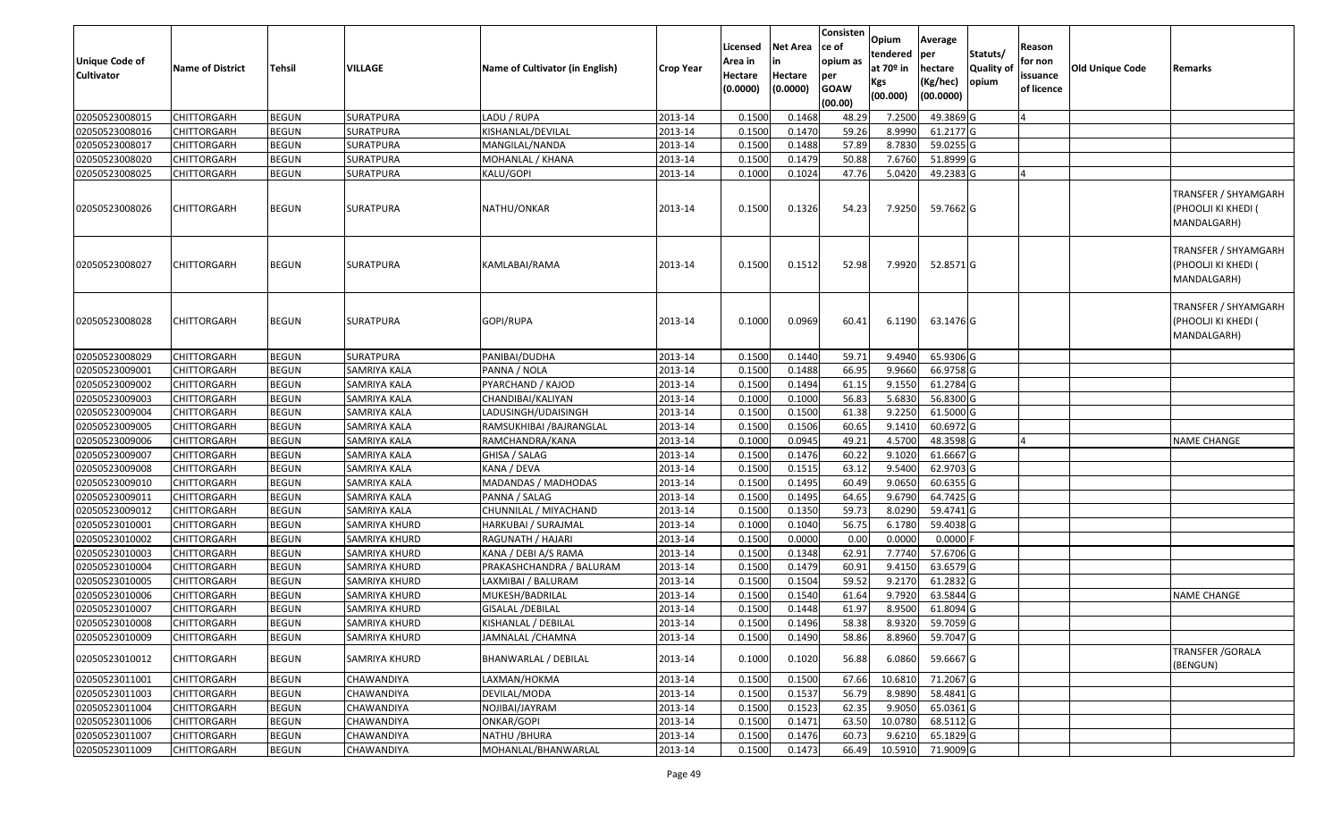| Unique Code of Cultivator | Name of District | Tehsil | VILLAGE | Name of Cultivator (in English) | Crop Year | Licensed Area in Hectare (0.0000) | Net Area in Hectare (0.0000) | Consistence of opium as per GOAW (00.00) | Opium tendered at 70º in Kgs (00.000) | Average per hectare (Kg/hec) (00.0000) | Statuts/ Quality of opium | Reason for non issuance of licence | Old Unique Code | Remarks |
|---|---|---|---|---|---|---|---|---|---|---|---|---|---|---|
| 02050523008015 | CHITTORGARH | BEGUN | SURATPURA | LADU / RUPA | 2013-14 | 0.1500 | 0.1468 | 48.29 | 7.2500 | 49.3869 | G | 4 | | |
| 02050523008016 | CHITTORGARH | BEGUN | SURATPURA | KISHANLAL/DEVILAL | 2013-14 | 0.1500 | 0.1470 | 59.26 | 8.9990 | 61.2177 | G | | | |
| 02050523008017 | CHITTORGARH | BEGUN | SURATPURA | MANGILAL/NANDA | 2013-14 | 0.1500 | 0.1488 | 57.89 | 8.7830 | 59.0255 | G | | | |
| 02050523008020 | CHITTORGARH | BEGUN | SURATPURA | MOHANLAL / KHANA | 2013-14 | 0.1500 | 0.1479 | 50.88 | 7.6760 | 51.8999 | G | | | |
| 02050523008025 | CHITTORGARH | BEGUN | SURATPURA | KALU/GOPI | 2013-14 | 0.1000 | 0.1024 | 47.76 | 5.0420 | 49.2383 | G | 4 | | |
| 02050523008026 | CHITTORGARH | BEGUN | SURATPURA | NATHU/ONKAR | 2013-14 | 0.1500 | 0.1326 | 54.23 | 7.9250 | 59.7662 | G | | | TRANSFER / SHYAMGARH (PHOOLJI KI KHEDI ( MANDALGARH) |
| 02050523008027 | CHITTORGARH | BEGUN | SURATPURA | KAMLABAI/RAMA | 2013-14 | 0.1500 | 0.1512 | 52.98 | 7.9920 | 52.8571 | G | | | TRANSFER / SHYAMGARH (PHOOLJI KI KHEDI ( MANDALGARH) |
| 02050523008028 | CHITTORGARH | BEGUN | SURATPURA | GOPI/RUPA | 2013-14 | 0.1000 | 0.0969 | 60.41 | 6.1190 | 63.1476 | G | | | TRANSFER / SHYAMGARH (PHOOLJI KI KHEDI ( MANDALGARH) |
| 02050523008029 | CHITTORGARH | BEGUN | SURATPURA | PANIBAI/DUDHA | 2013-14 | 0.1500 | 0.1440 | 59.71 | 9.4940 | 65.9306 | G | | | |
| 02050523009001 | CHITTORGARH | BEGUN | SAMRIYA KALA | PANNA / NOLA | 2013-14 | 0.1500 | 0.1488 | 66.95 | 9.9660 | 66.9758 | G | | | |
| 02050523009002 | CHITTORGARH | BEGUN | SAMRIYA KALA | PYARCHAND / KAJOD | 2013-14 | 0.1500 | 0.1494 | 61.15 | 9.1550 | 61.2784 | G | | | |
| 02050523009003 | CHITTORGARH | BEGUN | SAMRIYA KALA | CHANDIBAI/KALIYAN | 2013-14 | 0.1000 | 0.1000 | 56.83 | 5.6830 | 56.8300 | G | | | |
| 02050523009004 | CHITTORGARH | BEGUN | SAMRIYA KALA | LADUSINGH/UDAISINGH | 2013-14 | 0.1500 | 0.1500 | 61.38 | 9.2250 | 61.5000 | G | | | |
| 02050523009005 | CHITTORGARH | BEGUN | SAMRIYA KALA | RAMSUKHIBAI /BAJRANGLAL | 2013-14 | 0.1500 | 0.1506 | 60.65 | 9.1410 | 60.6972 | G | | | |
| 02050523009006 | CHITTORGARH | BEGUN | SAMRIYA KALA | RAMCHANDRA/KANA | 2013-14 | 0.1000 | 0.0945 | 49.21 | 4.5700 | 48.3598 | G | 4 | | NAME CHANGE |
| 02050523009007 | CHITTORGARH | BEGUN | SAMRIYA KALA | GHISA / SALAG | 2013-14 | 0.1500 | 0.1476 | 60.22 | 9.1020 | 61.6667 | G | | | |
| 02050523009008 | CHITTORGARH | BEGUN | SAMRIYA KALA | KANA / DEVA | 2013-14 | 0.1500 | 0.1515 | 63.12 | 9.5400 | 62.9703 | G | | | |
| 02050523009010 | CHITTORGARH | BEGUN | SAMRIYA KALA | MADANDAS / MADHODAS | 2013-14 | 0.1500 | 0.1495 | 60.49 | 9.0650 | 60.6355 | G | | | |
| 02050523009011 | CHITTORGARH | BEGUN | SAMRIYA KALA | PANNA / SALAG | 2013-14 | 0.1500 | 0.1495 | 64.65 | 9.6790 | 64.7425 | G | | | |
| 02050523009012 | CHITTORGARH | BEGUN | SAMRIYA KALA | CHUNNILAL / MIYACHAND | 2013-14 | 0.1500 | 0.1350 | 59.73 | 8.0290 | 59.4741 | G | | | |
| 02050523010001 | CHITTORGARH | BEGUN | SAMRIYA KHURD | HARKUBAI / SURAJMAL | 2013-14 | 0.1000 | 0.1040 | 56.75 | 6.1780 | 59.4038 | G | | | |
| 02050523010002 | CHITTORGARH | BEGUN | SAMRIYA KHURD | RAGUNATH / HAJARI | 2013-14 | 0.1500 | 0.0000 | 0.00 | 0.0000 | 0.0000 | F | | | |
| 02050523010003 | CHITTORGARH | BEGUN | SAMRIYA KHURD | KANA / DEBI A/S RAMA | 2013-14 | 0.1500 | 0.1348 | 62.91 | 7.7740 | 57.6706 | G | | | |
| 02050523010004 | CHITTORGARH | BEGUN | SAMRIYA KHURD | PRAKASHCHANDRA / BALURAM | 2013-14 | 0.1500 | 0.1479 | 60.91 | 9.4150 | 63.6579 | G | | | |
| 02050523010005 | CHITTORGARH | BEGUN | SAMRIYA KHURD | LAXMIBAI / BALURAM | 2013-14 | 0.1500 | 0.1504 | 59.52 | 9.2170 | 61.2832 | G | | | |
| 02050523010006 | CHITTORGARH | BEGUN | SAMRIYA KHURD | MUKESH/BADRILAL | 2013-14 | 0.1500 | 0.1540 | 61.64 | 9.7920 | 63.5844 | G | | | NAME CHANGE |
| 02050523010007 | CHITTORGARH | BEGUN | SAMRIYA KHURD | GISALAL /DEBILAL | 2013-14 | 0.1500 | 0.1448 | 61.97 | 8.9500 | 61.8094 | G | | | |
| 02050523010008 | CHITTORGARH | BEGUN | SAMRIYA KHURD | KISHANLAL / DEBILAL | 2013-14 | 0.1500 | 0.1496 | 58.38 | 8.9320 | 59.7059 | G | | | |
| 02050523010009 | CHITTORGARH | BEGUN | SAMRIYA KHURD | JAMNALAL /CHAMNA | 2013-14 | 0.1500 | 0.1490 | 58.86 | 8.8960 | 59.7047 | G | | | |
| 02050523010012 | CHITTORGARH | BEGUN | SAMRIYA KHURD | BHANWARLAL / DEBILAL | 2013-14 | 0.1000 | 0.1020 | 56.88 | 6.0860 | 59.6667 | G | | | TRANSFER /GORALA (BENGUN) |
| 02050523011001 | CHITTORGARH | BEGUN | CHAWANDIYA | LAXMAN/HOKMA | 2013-14 | 0.1500 | 0.1500 | 67.66 | 10.6810 | 71.2067 | G | | | |
| 02050523011003 | CHITTORGARH | BEGUN | CHAWANDIYA | DEVILAL/MODA | 2013-14 | 0.1500 | 0.1537 | 56.79 | 8.9890 | 58.4841 | G | | | |
| 02050523011004 | CHITTORGARH | BEGUN | CHAWANDIYA | NOJIBAI/JAYRAM | 2013-14 | 0.1500 | 0.1523 | 62.35 | 9.9050 | 65.0361 | G | | | |
| 02050523011006 | CHITTORGARH | BEGUN | CHAWANDIYA | ONKAR/GOPI | 2013-14 | 0.1500 | 0.1471 | 63.50 | 10.0780 | 68.5112 | G | | | |
| 02050523011007 | CHITTORGARH | BEGUN | CHAWANDIYA | NATHU /BHURA | 2013-14 | 0.1500 | 0.1476 | 60.73 | 9.6210 | 65.1829 | G | | | |
| 02050523011009 | CHITTORGARH | BEGUN | CHAWANDIYA | MOHANLAL/BHANWARLAL | 2013-14 | 0.1500 | 0.1473 | 66.49 | 10.5910 | 71.9009 | G | | | |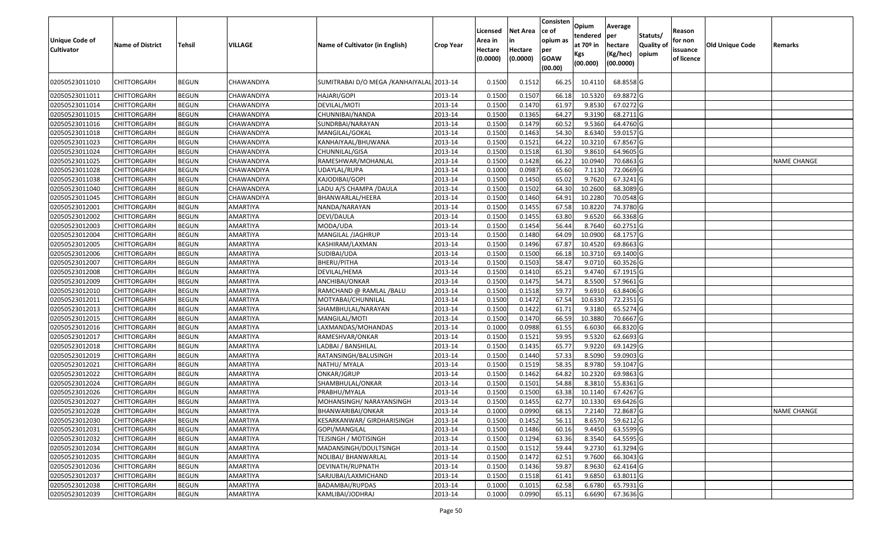| Unique Code of Cultivator | Name of District | Tehsil | VILLAGE | Name of Cultivator (in English) | Crop Year | Licensed Area in Hectare (0.0000) | Net Area in Hectare (0.0000) | Consistence of opium as per GOAW (00.00) | Opium tendered at 70º in Kgs (00.000) | Average per hectare (Kg/hec) (00.0000) | Statuts/ Quality of opium | Reason for non issuance of licence | Old Unique Code | Remarks |
|---|---|---|---|---|---|---|---|---|---|---|---|---|---|---|
| 02050523011010 | CHITTORGARH | BEGUN | CHAWANDIYA | SUMITRABAI D/O MEGA /KANHAIYALAL | 2013-14 | 0.1500 | 0.1512 | 66.25 | 10.4110 | 68.8558 | G | | | |
| 02050523011011 | CHITTORGARH | BEGUN | CHAWANDIYA | HAJARI/GOPI | 2013-14 | 0.1500 | 0.1507 | 66.18 | 10.5320 | 69.8872 | G | | | |
| 02050523011014 | CHITTORGARH | BEGUN | CHAWANDIYA | DEVILAL/MOTI | 2013-14 | 0.1500 | 0.1470 | 61.97 | 9.8530 | 67.0272 | G | | | |
| 02050523011015 | CHITTORGARH | BEGUN | CHAWANDIYA | CHUNNIBAI/NANDA | 2013-14 | 0.1500 | 0.1365 | 64.27 | 9.3190 | 68.2711 | G | | | |
| 02050523011016 | CHITTORGARH | BEGUN | CHAWANDIYA | SUNDRBAI/NARAYAN | 2013-14 | 0.1500 | 0.1479 | 60.52 | 9.5360 | 64.4760 | G | | | |
| 02050523011018 | CHITTORGARH | BEGUN | CHAWANDIYA | MANGILAL/GOKAL | 2013-14 | 0.1500 | 0.1463 | 54.30 | 8.6340 | 59.0157 | G | | | |
| 02050523011023 | CHITTORGARH | BEGUN | CHAWANDIYA | KANHAIYAAL/BHUWANA | 2013-14 | 0.1500 | 0.1521 | 64.22 | 10.3210 | 67.8567 | G | | | |
| 02050523011024 | CHITTORGARH | BEGUN | CHAWANDIYA | CHUNNILAL/GISA | 2013-14 | 0.1500 | 0.1518 | 61.30 | 9.8610 | 64.9605 | G | | | |
| 02050523011025 | CHITTORGARH | BEGUN | CHAWANDIYA | RAMESHWAR/MOHANLAL | 2013-14 | 0.1500 | 0.1428 | 66.22 | 10.0940 | 70.6863 | G | | | NAME CHANGE |
| 02050523011028 | CHITTORGARH | BEGUN | CHAWANDIYA | UDAYLAL/RUPA | 2013-14 | 0.1000 | 0.0987 | 65.60 | 7.1130 | 72.0669 | G | | | |
| 02050523011038 | CHITTORGARH | BEGUN | CHAWANDIYA | KAJODIBAI/GOPI | 2013-14 | 0.1500 | 0.1450 | 65.02 | 9.7620 | 67.3241 | G | | | |
| 02050523011040 | CHITTORGARH | BEGUN | CHAWANDIYA | LADU A/S CHAMPA /DAULA | 2013-14 | 0.1500 | 0.1502 | 64.30 | 10.2600 | 68.3089 | G | | | |
| 02050523011045 | CHITTORGARH | BEGUN | CHAWANDIYA | BHANWARLAL/HEERA | 2013-14 | 0.1500 | 0.1460 | 64.91 | 10.2280 | 70.0548 | G | | | |
| 02050523012001 | CHITTORGARH | BEGUN | AMARTIYA | NANDA/NARAYAN | 2013-14 | 0.1500 | 0.1455 | 67.58 | 10.8220 | 74.3780 | G | | | |
| 02050523012002 | CHITTORGARH | BEGUN | AMARTIYA | DEVI/DAULA | 2013-14 | 0.1500 | 0.1455 | 63.80 | 9.6520 | 66.3368 | G | | | |
| 02050523012003 | CHITTORGARH | BEGUN | AMARTIYA | MODA/UDA | 2013-14 | 0.1500 | 0.1454 | 56.44 | 8.7640 | 60.2751 | G | | | |
| 02050523012004 | CHITTORGARH | BEGUN | AMARTIYA | MANGILAL /JAGHRUP | 2013-14 | 0.1500 | 0.1480 | 64.09 | 10.0900 | 68.1757 | G | | | |
| 02050523012005 | CHITTORGARH | BEGUN | AMARTIYA | KASHIRAM/LAXMAN | 2013-14 | 0.1500 | 0.1496 | 67.87 | 10.4520 | 69.8663 | G | | | |
| 02050523012006 | CHITTORGARH | BEGUN | AMARTIYA | SUDIBAI/UDA | 2013-14 | 0.1500 | 0.1500 | 66.18 | 10.3710 | 69.1400 | G | | | |
| 02050523012007 | CHITTORGARH | BEGUN | AMARTIYA | BHERU/PITHA | 2013-14 | 0.1500 | 0.1503 | 58.47 | 9.0710 | 60.3526 | G | | | |
| 02050523012008 | CHITTORGARH | BEGUN | AMARTIYA | DEVILAL/HEMA | 2013-14 | 0.1500 | 0.1410 | 65.21 | 9.4740 | 67.1915 | G | | | |
| 02050523012009 | CHITTORGARH | BEGUN | AMARTIYA | ANCHIBAI/ONKAR | 2013-14 | 0.1500 | 0.1475 | 54.71 | 8.5500 | 57.9661 | G | | | |
| 02050523012010 | CHITTORGARH | BEGUN | AMARTIYA | RAMCHAND @ RAMLAL /BALU | 2013-14 | 0.1500 | 0.1518 | 59.77 | 9.6910 | 63.8406 | G | | | |
| 02050523012011 | CHITTORGARH | BEGUN | AMARTIYA | MOTYABAI/CHUNNILAL | 2013-14 | 0.1500 | 0.1472 | 67.54 | 10.6330 | 72.2351 | G | | | |
| 02050523012013 | CHITTORGARH | BEGUN | AMARTIYA | SHAMBHULAL/NARAYAN | 2013-14 | 0.1500 | 0.1422 | 61.71 | 9.3180 | 65.5274 | G | | | |
| 02050523012015 | CHITTORGARH | BEGUN | AMARTIYA | MANGILAL/MOTI | 2013-14 | 0.1500 | 0.1470 | 66.59 | 10.3880 | 70.6667 | G | | | |
| 02050523012016 | CHITTORGARH | BEGUN | AMARTIYA | LAXMANDAS/MOHANDAS | 2013-14 | 0.1000 | 0.0988 | 61.55 | 6.6030 | 66.8320 | G | | | |
| 02050523012017 | CHITTORGARH | BEGUN | AMARTIYA | RAMESHVAR/ONKAR | 2013-14 | 0.1500 | 0.1521 | 59.95 | 9.5320 | 62.6693 | G | | | |
| 02050523012018 | CHITTORGARH | BEGUN | AMARTIYA | LADBAI / BANSHILAL | 2013-14 | 0.1500 | 0.1435 | 65.77 | 9.9220 | 69.1429 | G | | | |
| 02050523012019 | CHITTORGARH | BEGUN | AMARTIYA | RATANSINGH/BALUSINGH | 2013-14 | 0.1500 | 0.1440 | 57.33 | 8.5090 | 59.0903 | G | | | |
| 02050523012021 | CHITTORGARH | BEGUN | AMARTIYA | NATHU/ MYALA | 2013-14 | 0.1500 | 0.1519 | 58.35 | 8.9780 | 59.1047 | G | | | |
| 02050523012022 | CHITTORGARH | BEGUN | AMARTIYA | ONKAR/JGRUP | 2013-14 | 0.1500 | 0.1462 | 64.82 | 10.2320 | 69.9863 | G | | | |
| 02050523012024 | CHITTORGARH | BEGUN | AMARTIYA | SHAMBHULAL/ONKAR | 2013-14 | 0.1500 | 0.1501 | 54.88 | 8.3810 | 55.8361 | G | | | |
| 02050523012026 | CHITTORGARH | BEGUN | AMARTIYA | PRABHU/MYALA | 2013-14 | 0.1500 | 0.1500 | 63.38 | 10.1140 | 67.4267 | G | | | |
| 02050523012027 | CHITTORGARH | BEGUN | AMARTIYA | MOHANSINGH/ NARAYANSINGH | 2013-14 | 0.1500 | 0.1455 | 62.77 | 10.1330 | 69.6426 | G | | | |
| 02050523012028 | CHITTORGARH | BEGUN | AMARTIYA | BHANWARIBAI/ONKAR | 2013-14 | 0.1000 | 0.0990 | 68.15 | 7.2140 | 72.8687 | G | | | NAME CHANGE |
| 02050523012030 | CHITTORGARH | BEGUN | AMARTIYA | KESARKANWAR/ GIRDHARISINGH | 2013-14 | 0.1500 | 0.1452 | 56.11 | 8.6570 | 59.6212 | G | | | |
| 02050523012031 | CHITTORGARH | BEGUN | AMARTIYA | GOPI/MANGILAL | 2013-14 | 0.1500 | 0.1486 | 60.16 | 9.4450 | 63.5599 | G | | | |
| 02050523012032 | CHITTORGARH | BEGUN | AMARTIYA | TEJSINGH / MOTISINGH | 2013-14 | 0.1500 | 0.1294 | 63.36 | 8.3540 | 64.5595 | G | | | |
| 02050523012034 | CHITTORGARH | BEGUN | AMARTIYA | MADANSINGH/DOULTSINGH | 2013-14 | 0.1500 | 0.1512 | 59.44 | 9.2730 | 61.3294 | G | | | |
| 02050523012035 | CHITTORGARH | BEGUN | AMARTIYA | NOLIBAI/ BHANWARLAL | 2013-14 | 0.1500 | 0.1472 | 62.51 | 9.7600 | 66.3043 | G | | | |
| 02050523012036 | CHITTORGARH | BEGUN | AMARTIYA | DEVINATH/RUPNATH | 2013-14 | 0.1500 | 0.1436 | 59.87 | 8.9630 | 62.4164 | G | | | |
| 02050523012037 | CHITTORGARH | BEGUN | AMARTIYA | SARJUBAI/LAXMICHAND | 2013-14 | 0.1500 | 0.1518 | 61.41 | 9.6850 | 63.8011 | G | | | |
| 02050523012038 | CHITTORGARH | BEGUN | AMARTIYA | BADAMBAI/RUPDAS | 2013-14 | 0.1000 | 0.1015 | 62.58 | 6.6780 | 65.7931 | G | | | |
| 02050523012039 | CHITTORGARH | BEGUN | AMARTIYA | KAMLIBAI/JODHRAJ | 2013-14 | 0.1000 | 0.0990 | 65.11 | 6.6690 | 67.3636 | G | | | |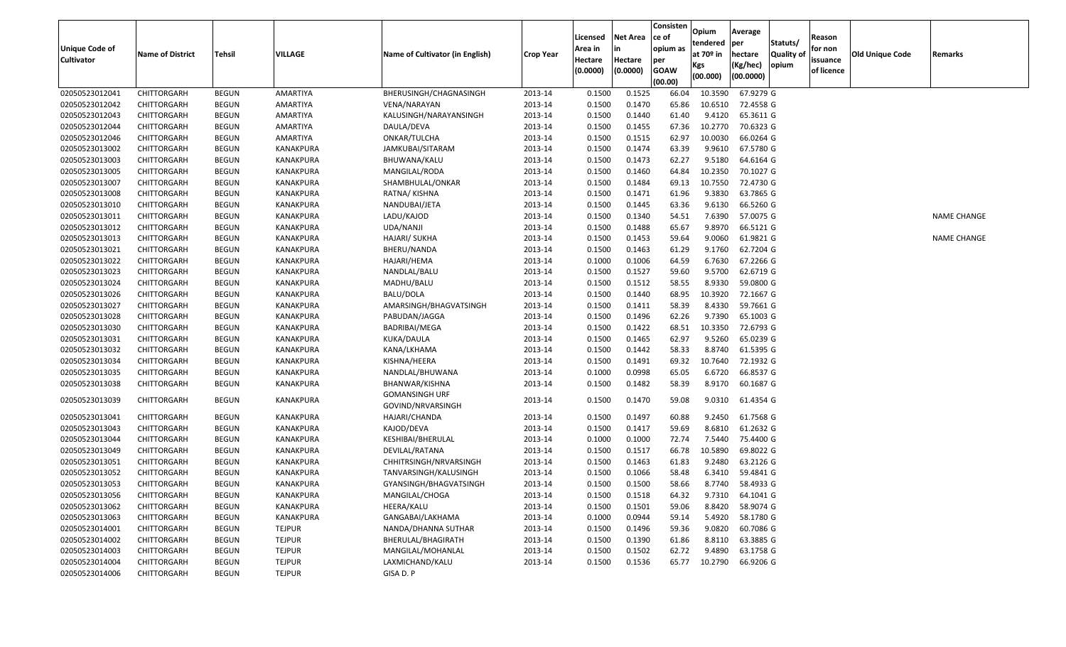| Unique Code of Cultivator | Name of District | Tehsil | VILLAGE | Name of Cultivator (in English) | Crop Year | Licensed Area in Hectare (0.0000) | Net Area in Hectare (0.0000) | Consistence of opium as per GOAW (00.00) | Opium tendered at 70º in Kgs (00.000) | Average per hectare (Kg/hec) (00.0000) | Statuts/ Quality of opium | Reason for non issuance of licence | Old Unique Code | Remarks |
|---|---|---|---|---|---|---|---|---|---|---|---|---|---|---|
| 02050523012041 | CHITTORGARH | BEGUN | AMARTIYA | BHERUSINGH/CHAGNASINGH | 2013-14 | 0.1500 | 0.1525 | 66.04 | 10.3590 | 67.9279 | G | | | |
| 02050523012042 | CHITTORGARH | BEGUN | AMARTIYA | VENA/NARAYAN | 2013-14 | 0.1500 | 0.1470 | 65.86 | 10.6510 | 72.4558 | G | | | |
| 02050523012043 | CHITTORGARH | BEGUN | AMARTIYA | KALUSINGH/NARAYANSINGH | 2013-14 | 0.1500 | 0.1440 | 61.40 | 9.4120 | 65.3611 | G | | | |
| 02050523012044 | CHITTORGARH | BEGUN | AMARTIYA | DAULA/DEVA | 2013-14 | 0.1500 | 0.1455 | 67.36 | 10.2770 | 70.6323 | G | | | |
| 02050523012046 | CHITTORGARH | BEGUN | AMARTIYA | ONKAR/TULCHA | 2013-14 | 0.1500 | 0.1515 | 62.97 | 10.0030 | 66.0264 | G | | | |
| 02050523013002 | CHITTORGARH | BEGUN | KANAKPURA | JAMKUBAI/SITARAM | 2013-14 | 0.1500 | 0.1474 | 63.39 | 9.9610 | 67.5780 | G | | | |
| 02050523013003 | CHITTORGARH | BEGUN | KANAKPURA | BHUWANA/KALU | 2013-14 | 0.1500 | 0.1473 | 62.27 | 9.5180 | 64.6164 | G | | | |
| 02050523013005 | CHITTORGARH | BEGUN | KANAKPURA | MANGILAL/RODA | 2013-14 | 0.1500 | 0.1460 | 64.84 | 10.2350 | 70.1027 | G | | | |
| 02050523013007 | CHITTORGARH | BEGUN | KANAKPURA | SHAMBHULAL/ONKAR | 2013-14 | 0.1500 | 0.1484 | 69.13 | 10.7550 | 72.4730 | G | | | |
| 02050523013008 | CHITTORGARH | BEGUN | KANAKPURA | RATNA/ KISHNA | 2013-14 | 0.1500 | 0.1471 | 61.96 | 9.3830 | 63.7865 | G | | | |
| 02050523013010 | CHITTORGARH | BEGUN | KANAKPURA | NANDUBAI/JETA | 2013-14 | 0.1500 | 0.1445 | 63.36 | 9.6130 | 66.5260 | G | | | |
| 02050523013011 | CHITTORGARH | BEGUN | KANAKPURA | LADU/KAJOD | 2013-14 | 0.1500 | 0.1340 | 54.51 | 7.6390 | 57.0075 | G | | | NAME CHANGE |
| 02050523013012 | CHITTORGARH | BEGUN | KANAKPURA | UDA/NANJI | 2013-14 | 0.1500 | 0.1488 | 65.67 | 9.8970 | 66.5121 | G | | | |
| 02050523013013 | CHITTORGARH | BEGUN | KANAKPURA | HAJARI/ SUKHA | 2013-14 | 0.1500 | 0.1453 | 59.64 | 9.0060 | 61.9821 | G | | | NAME CHANGE |
| 02050523013021 | CHITTORGARH | BEGUN | KANAKPURA | BHERU/NANDA | 2013-14 | 0.1500 | 0.1463 | 61.29 | 9.1760 | 62.7204 | G | | | |
| 02050523013022 | CHITTORGARH | BEGUN | KANAKPURA | HAJARI/HEMA | 2013-14 | 0.1000 | 0.1006 | 64.59 | 6.7630 | 67.2266 | G | | | |
| 02050523013023 | CHITTORGARH | BEGUN | KANAKPURA | NANDLAL/BALU | 2013-14 | 0.1500 | 0.1527 | 59.60 | 9.5700 | 62.6719 | G | | | |
| 02050523013024 | CHITTORGARH | BEGUN | KANAKPURA | MADHU/BALU | 2013-14 | 0.1500 | 0.1512 | 58.55 | 8.9330 | 59.0800 | G | | | |
| 02050523013026 | CHITTORGARH | BEGUN | KANAKPURA | BALU/DOLA | 2013-14 | 0.1500 | 0.1440 | 68.95 | 10.3920 | 72.1667 | G | | | |
| 02050523013027 | CHITTORGARH | BEGUN | KANAKPURA | AMARSINGH/BHAGVATSINGH | 2013-14 | 0.1500 | 0.1411 | 58.39 | 8.4330 | 59.7661 | G | | | |
| 02050523013028 | CHITTORGARH | BEGUN | KANAKPURA | PABUDAN/JAGGA | 2013-14 | 0.1500 | 0.1496 | 62.26 | 9.7390 | 65.1003 | G | | | |
| 02050523013030 | CHITTORGARH | BEGUN | KANAKPURA | BADRIBAI/MEGA | 2013-14 | 0.1500 | 0.1422 | 68.51 | 10.3350 | 72.6793 | G | | | |
| 02050523013031 | CHITTORGARH | BEGUN | KANAKPURA | KUKA/DAULA | 2013-14 | 0.1500 | 0.1465 | 62.97 | 9.5260 | 65.0239 | G | | | |
| 02050523013032 | CHITTORGARH | BEGUN | KANAKPURA | KANA/LKHAMA | 2013-14 | 0.1500 | 0.1442 | 58.33 | 8.8740 | 61.5395 | G | | | |
| 02050523013034 | CHITTORGARH | BEGUN | KANAKPURA | KISHNA/HEERA | 2013-14 | 0.1500 | 0.1491 | 69.32 | 10.7640 | 72.1932 | G | | | |
| 02050523013035 | CHITTORGARH | BEGUN | KANAKPURA | NANDLAL/BHUWANA | 2013-14 | 0.1000 | 0.0998 | 65.05 | 6.6720 | 66.8537 | G | | | |
| 02050523013038 | CHITTORGARH | BEGUN | KANAKPURA | BHANWAR/KISHNA | 2013-14 | 0.1500 | 0.1482 | 58.39 | 8.9170 | 60.1687 | G | | | |
| 02050523013039 | CHITTORGARH | BEGUN | KANAKPURA | GOMANSINGH URF GOVIND/NRVARSINGH | 2013-14 | 0.1500 | 0.1470 | 59.08 | 9.0310 | 61.4354 | G | | | |
| 02050523013041 | CHITTORGARH | BEGUN | KANAKPURA | HAJARI/CHANDA | 2013-14 | 0.1500 | 0.1497 | 60.88 | 9.2450 | 61.7568 | G | | | |
| 02050523013043 | CHITTORGARH | BEGUN | KANAKPURA | KAJOD/DEVA | 2013-14 | 0.1500 | 0.1417 | 59.69 | 8.6810 | 61.2632 | G | | | |
| 02050523013044 | CHITTORGARH | BEGUN | KANAKPURA | KESHIBAI/BHERULAL | 2013-14 | 0.1000 | 0.1000 | 72.74 | 7.5440 | 75.4400 | G | | | |
| 02050523013049 | CHITTORGARH | BEGUN | KANAKPURA | DEVILAL/RATANA | 2013-14 | 0.1500 | 0.1517 | 66.78 | 10.5890 | 69.8022 | G | | | |
| 02050523013051 | CHITTORGARH | BEGUN | KANAKPURA | CHHITRSINGH/NRVARSINGH | 2013-14 | 0.1500 | 0.1463 | 61.83 | 9.2480 | 63.2126 | G | | | |
| 02050523013052 | CHITTORGARH | BEGUN | KANAKPURA | TANVARSINGH/KALUSINGH | 2013-14 | 0.1500 | 0.1066 | 58.48 | 6.3410 | 59.4841 | G | | | |
| 02050523013053 | CHITTORGARH | BEGUN | KANAKPURA | GYANSINGH/BHAGVATSINGH | 2013-14 | 0.1500 | 0.1500 | 58.66 | 8.7740 | 58.4933 | G | | | |
| 02050523013056 | CHITTORGARH | BEGUN | KANAKPURA | MANGILAL/CHOGA | 2013-14 | 0.1500 | 0.1518 | 64.32 | 9.7310 | 64.1041 | G | | | |
| 02050523013062 | CHITTORGARH | BEGUN | KANAKPURA | HEERA/KALU | 2013-14 | 0.1500 | 0.1501 | 59.06 | 8.8420 | 58.9074 | G | | | |
| 02050523013063 | CHITTORGARH | BEGUN | KANAKPURA | GANGABAI/LAKHAMA | 2013-14 | 0.1000 | 0.0944 | 59.14 | 5.4920 | 58.1780 | G | | | |
| 02050523014001 | CHITTORGARH | BEGUN | TEJPUR | NANDA/DHANNA SUTHAR | 2013-14 | 0.1500 | 0.1496 | 59.36 | 9.0820 | 60.7086 | G | | | |
| 02050523014002 | CHITTORGARH | BEGUN | TEJPUR | BHERULAL/BHAGIRATH | 2013-14 | 0.1500 | 0.1390 | 61.86 | 8.8110 | 63.3885 | G | | | |
| 02050523014003 | CHITTORGARH | BEGUN | TEJPUR | MANGILAL/MOHANLAL | 2013-14 | 0.1500 | 0.1502 | 62.72 | 9.4890 | 63.1758 | G | | | |
| 02050523014004 | CHITTORGARH | BEGUN | TEJPUR | LAXMICHAND/KALU | 2013-14 | 0.1500 | 0.1536 | 65.77 | 10.2790 | 66.9206 | G | | | |
| 02050523014006 | CHITTORGARH | BEGUN | TEJPUR | GISA D. P | | | | | | | | | | |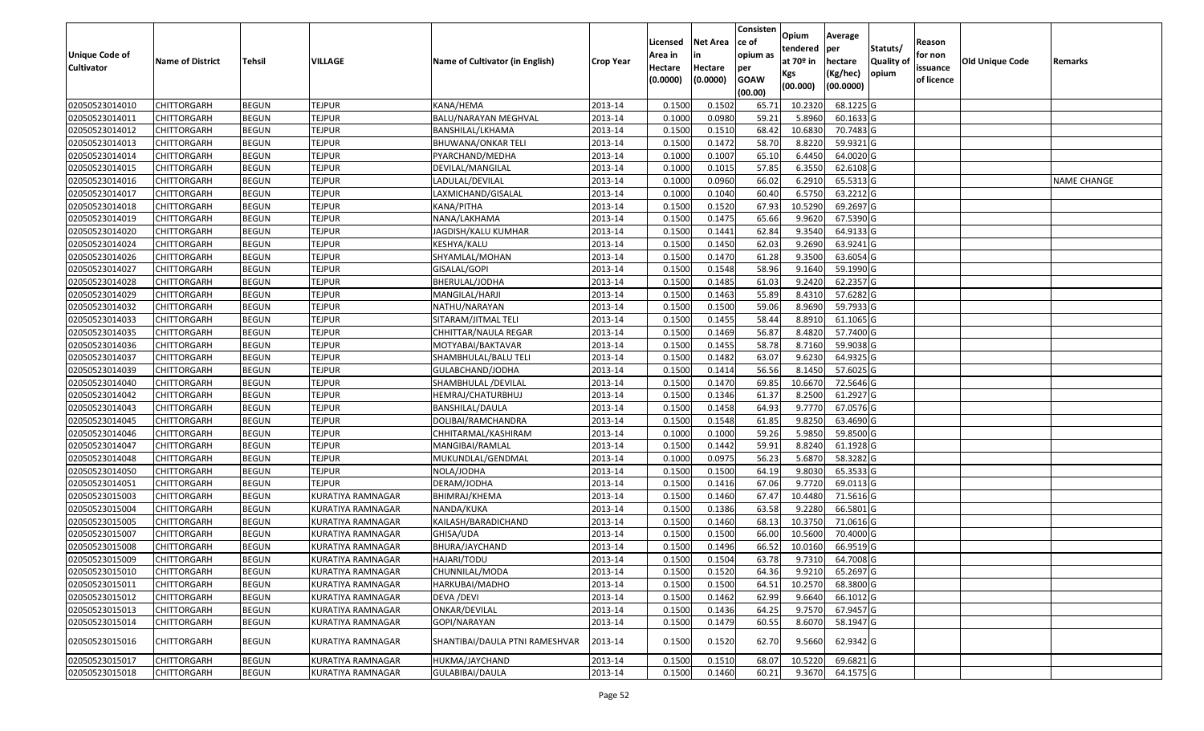| Unique Code of Cultivator | Name of District | Tehsil | VILLAGE | Name of Cultivator (in English) | Crop Year | Licensed Area in Hectare (0.0000) | Net Area in Hectare (0.0000) | Consistence of opium as per GOAW (00.00) | Opium tendered at 70º in Kgs (00.000) | Average per hectare (Kg/hec) (00.0000) | Statuts/ Quality of opium | Reason for non issuance of licence | Old Unique Code | Remarks |
|---|---|---|---|---|---|---|---|---|---|---|---|---|---|---|
| 02050523014010 | CHITTORGARH | BEGUN | TEJPUR | KANA/HEMA | 2013-14 | 0.1500 | 0.1502 | 65.71 | 10.2320 | 68.1225 | G | | | |
| 02050523014011 | CHITTORGARH | BEGUN | TEJPUR | BALU/NARAYAN MEGHVAL | 2013-14 | 0.1000 | 0.0980 | 59.21 | 5.8960 | 60.1633 | G | | | |
| 02050523014012 | CHITTORGARH | BEGUN | TEJPUR | BANSHILAL/LKHAMA | 2013-14 | 0.1500 | 0.1510 | 68.42 | 10.6830 | 70.7483 | G | | | |
| 02050523014013 | CHITTORGARH | BEGUN | TEJPUR | BHUWANA/ONKAR TELI | 2013-14 | 0.1500 | 0.1472 | 58.70 | 8.8220 | 59.9321 | G | | | |
| 02050523014014 | CHITTORGARH | BEGUN | TEJPUR | PYARCHAND/MEDHA | 2013-14 | 0.1000 | 0.1007 | 65.10 | 6.4450 | 64.0020 | G | | | |
| 02050523014015 | CHITTORGARH | BEGUN | TEJPUR | DEVILAL/MANGILAL | 2013-14 | 0.1000 | 0.1015 | 57.85 | 6.3550 | 62.6108 | G | | | |
| 02050523014016 | CHITTORGARH | BEGUN | TEJPUR | LADULAL/DEVILAL | 2013-14 | 0.1000 | 0.0960 | 66.02 | 6.2910 | 65.5313 | G | | | NAME CHANGE |
| 02050523014017 | CHITTORGARH | BEGUN | TEJPUR | LAXMICHAND/GISALAL | 2013-14 | 0.1000 | 0.1040 | 60.40 | 6.5750 | 63.2212 | G | | | |
| 02050523014018 | CHITTORGARH | BEGUN | TEJPUR | KANA/PITHA | 2013-14 | 0.1500 | 0.1520 | 67.93 | 10.5290 | 69.2697 | G | | | |
| 02050523014019 | CHITTORGARH | BEGUN | TEJPUR | NANA/LAKHAMA | 2013-14 | 0.1500 | 0.1475 | 65.66 | 9.9620 | 67.5390 | G | | | |
| 02050523014020 | CHITTORGARH | BEGUN | TEJPUR | JAGDISH/KALU KUMHAR | 2013-14 | 0.1500 | 0.1441 | 62.84 | 9.3540 | 64.9133 | G | | | |
| 02050523014024 | CHITTORGARH | BEGUN | TEJPUR | KESHYA/KALU | 2013-14 | 0.1500 | 0.1450 | 62.03 | 9.2690 | 63.9241 | G | | | |
| 02050523014026 | CHITTORGARH | BEGUN | TEJPUR | SHYAMLAL/MOHAN | 2013-14 | 0.1500 | 0.1470 | 61.28 | 9.3500 | 63.6054 | G | | | |
| 02050523014027 | CHITTORGARH | BEGUN | TEJPUR | GISALAL/GOPI | 2013-14 | 0.1500 | 0.1548 | 58.96 | 9.1640 | 59.1990 | G | | | |
| 02050523014028 | CHITTORGARH | BEGUN | TEJPUR | BHERULAL/JODHA | 2013-14 | 0.1500 | 0.1485 | 61.03 | 9.2420 | 62.2357 | G | | | |
| 02050523014029 | CHITTORGARH | BEGUN | TEJPUR | MANGILAL/HARJI | 2013-14 | 0.1500 | 0.1463 | 55.89 | 8.4310 | 57.6282 | G | | | |
| 02050523014032 | CHITTORGARH | BEGUN | TEJPUR | NATHU/NARAYAN | 2013-14 | 0.1500 | 0.1500 | 59.06 | 8.9690 | 59.7933 | G | | | |
| 02050523014033 | CHITTORGARH | BEGUN | TEJPUR | SITARAM/JITMAL TELI | 2013-14 | 0.1500 | 0.1455 | 58.44 | 8.8910 | 61.1065 | G | | | |
| 02050523014035 | CHITTORGARH | BEGUN | TEJPUR | CHHITTAR/NAULA REGAR | 2013-14 | 0.1500 | 0.1469 | 56.87 | 8.4820 | 57.7400 | G | | | |
| 02050523014036 | CHITTORGARH | BEGUN | TEJPUR | MOTYABAI/BAKTAVAR | 2013-14 | 0.1500 | 0.1455 | 58.78 | 8.7160 | 59.9038 | G | | | |
| 02050523014037 | CHITTORGARH | BEGUN | TEJPUR | SHAMBHULAL/BALU TELI | 2013-14 | 0.1500 | 0.1482 | 63.07 | 9.6230 | 64.9325 | G | | | |
| 02050523014039 | CHITTORGARH | BEGUN | TEJPUR | GULABCHAND/JODHA | 2013-14 | 0.1500 | 0.1414 | 56.56 | 8.1450 | 57.6025 | G | | | |
| 02050523014040 | CHITTORGARH | BEGUN | TEJPUR | SHAMBHULAL /DEVILAL | 2013-14 | 0.1500 | 0.1470 | 69.85 | 10.6670 | 72.5646 | G | | | |
| 02050523014042 | CHITTORGARH | BEGUN | TEJPUR | HEMRAJ/CHATURBHUJ | 2013-14 | 0.1500 | 0.1346 | 61.37 | 8.2500 | 61.2927 | G | | | |
| 02050523014043 | CHITTORGARH | BEGUN | TEJPUR | BANSHILAL/DAULA | 2013-14 | 0.1500 | 0.1458 | 64.93 | 9.7770 | 67.0576 | G | | | |
| 02050523014045 | CHITTORGARH | BEGUN | TEJPUR | DOLIBAI/RAMCHANDRA | 2013-14 | 0.1500 | 0.1548 | 61.85 | 9.8250 | 63.4690 | G | | | |
| 02050523014046 | CHITTORGARH | BEGUN | TEJPUR | CHHITARMAL/KASHIRAM | 2013-14 | 0.1000 | 0.1000 | 59.26 | 5.9850 | 59.8500 | G | | | |
| 02050523014047 | CHITTORGARH | BEGUN | TEJPUR | MANGIBAI/RAMLAL | 2013-14 | 0.1500 | 0.1442 | 59.91 | 8.8240 | 61.1928 | G | | | |
| 02050523014048 | CHITTORGARH | BEGUN | TEJPUR | MUKUNDLAL/GENDMAL | 2013-14 | 0.1000 | 0.0975 | 56.23 | 5.6870 | 58.3282 | G | | | |
| 02050523014050 | CHITTORGARH | BEGUN | TEJPUR | NOLA/JODHA | 2013-14 | 0.1500 | 0.1500 | 64.19 | 9.8030 | 65.3533 | G | | | |
| 02050523014051 | CHITTORGARH | BEGUN | TEJPUR | DERAM/JODHA | 2013-14 | 0.1500 | 0.1416 | 67.06 | 9.7720 | 69.0113 | G | | | |
| 02050523015003 | CHITTORGARH | BEGUN | KURATIYA RAMNAGAR | BHIMRAJ/KHEMA | 2013-14 | 0.1500 | 0.1460 | 67.47 | 10.4480 | 71.5616 | G | | | |
| 02050523015004 | CHITTORGARH | BEGUN | KURATIYA RAMNAGAR | NANDA/KUKA | 2013-14 | 0.1500 | 0.1386 | 63.58 | 9.2280 | 66.5801 | G | | | |
| 02050523015005 | CHITTORGARH | BEGUN | KURATIYA RAMNAGAR | KAILASH/BARADICHAND | 2013-14 | 0.1500 | 0.1460 | 68.13 | 10.3750 | 71.0616 | G | | | |
| 02050523015007 | CHITTORGARH | BEGUN | KURATIYA RAMNAGAR | GHISA/UDA | 2013-14 | 0.1500 | 0.1500 | 66.00 | 10.5600 | 70.4000 | G | | | |
| 02050523015008 | CHITTORGARH | BEGUN | KURATIYA RAMNAGAR | BHURA/JAYCHAND | 2013-14 | 0.1500 | 0.1496 | 66.52 | 10.0160 | 66.9519 | G | | | |
| 02050523015009 | CHITTORGARH | BEGUN | KURATIYA RAMNAGAR | HAJARI/TODU | 2013-14 | 0.1500 | 0.1504 | 63.78 | 9.7310 | 64.7008 | G | | | |
| 02050523015010 | CHITTORGARH | BEGUN | KURATIYA RAMNAGAR | CHUNNILAL/MODA | 2013-14 | 0.1500 | 0.1520 | 64.36 | 9.9210 | 65.2697 | G | | | |
| 02050523015011 | CHITTORGARH | BEGUN | KURATIYA RAMNAGAR | HARKUBAI/MADHO | 2013-14 | 0.1500 | 0.1500 | 64.51 | 10.2570 | 68.3800 | G | | | |
| 02050523015012 | CHITTORGARH | BEGUN | KURATIYA RAMNAGAR | DEVA /DEVI | 2013-14 | 0.1500 | 0.1462 | 62.99 | 9.6640 | 66.1012 | G | | | |
| 02050523015013 | CHITTORGARH | BEGUN | KURATIYA RAMNAGAR | ONKAR/DEVILAL | 2013-14 | 0.1500 | 0.1436 | 64.25 | 9.7570 | 67.9457 | G | | | |
| 02050523015014 | CHITTORGARH | BEGUN | KURATIYA RAMNAGAR | GOPI/NARAYAN | 2013-14 | 0.1500 | 0.1479 | 60.55 | 8.6070 | 58.1947 | G | | | |
| 02050523015016 | CHITTORGARH | BEGUN | KURATIYA RAMNAGAR | SHANTIBAI/DAULA PTNI RAMESHVAR | 2013-14 | 0.1500 | 0.1520 | 62.70 | 9.5660 | 62.9342 | G | | | |
| 02050523015017 | CHITTORGARH | BEGUN | KURATIYA RAMNAGAR | HUKMA/JAYCHAND | 2013-14 | 0.1500 | 0.1510 | 68.07 | 10.5220 | 69.6821 | G | | | |
| 02050523015018 | CHITTORGARH | BEGUN | KURATIYA RAMNAGAR | GULABIBAI/DAULA | 2013-14 | 0.1500 | 0.1460 | 60.21 | 9.3670 | 64.1575 | G | | | |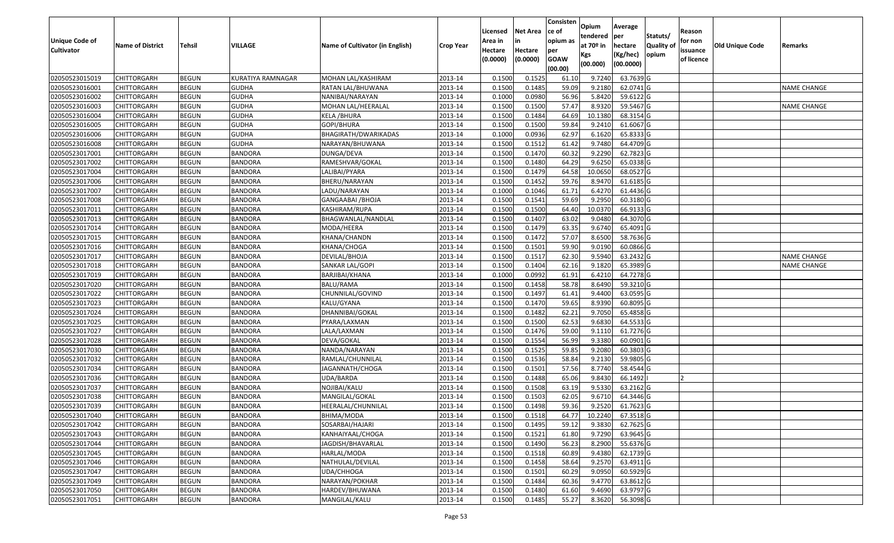| Unique Code of Cultivator | Name of District | Tehsil | VILLAGE | Name of Cultivator (in English) | Crop Year | Licensed Area in Hectare (0.0000) | Net Area in Hectare (0.0000) | Consistence of opium as per GOAW (00.00) | Opium tendered at 70º in Kgs (00.000) | Average per hectare (Kg/hec) (00.0000) | Statuts/ Quality of opium | Reason for non issuance of licence | Old Unique Code | Remarks |
|---|---|---|---|---|---|---|---|---|---|---|---|---|---|---|
| 02050523015019 | CHITTORGARH | BEGUN | KURATIYA RAMNAGAR | MOHAN LAL/KASHIRAM | 2013-14 | 0.1500 | 0.1525 | 61.10 | 9.7240 | 63.7639 | G | | | |
| 02050523016001 | CHITTORGARH | BEGUN | GUDHA | RATAN LAL/BHUWANA | 2013-14 | 0.1500 | 0.1485 | 59.09 | 9.2180 | 62.0741 | G | | | NAME CHANGE |
| 02050523016002 | CHITTORGARH | BEGUN | GUDHA | NANIBAI/NARAYAN | 2013-14 | 0.1000 | 0.0980 | 56.96 | 5.8420 | 59.6122 | G | | | |
| 02050523016003 | CHITTORGARH | BEGUN | GUDHA | MOHAN LAL/HEERALAL | 2013-14 | 0.1500 | 0.1500 | 57.47 | 8.9320 | 59.5467 | G | | | NAME CHANGE |
| 02050523016004 | CHITTORGARH | BEGUN | GUDHA | KELA /BHURA | 2013-14 | 0.1500 | 0.1484 | 64.69 | 10.1380 | 68.3154 | G | | | |
| 02050523016005 | CHITTORGARH | BEGUN | GUDHA | GOPI/BHURA | 2013-14 | 0.1500 | 0.1500 | 59.84 | 9.2410 | 61.6067 | G | | | |
| 02050523016006 | CHITTORGARH | BEGUN | GUDHA | BHAGIRATH/DWARIKADAS | 2013-14 | 0.1000 | 0.0936 | 62.97 | 6.1620 | 65.8333 | G | | | |
| 02050523016008 | CHITTORGARH | BEGUN | GUDHA | NARAYAN/BHUWANA | 2013-14 | 0.1500 | 0.1512 | 61.42 | 9.7480 | 64.4709 | G | | | |
| 02050523017001 | CHITTORGARH | BEGUN | BANDORA | DUNGA/DEVA | 2013-14 | 0.1500 | 0.1470 | 60.32 | 9.2290 | 62.7823 | G | | | |
| 02050523017002 | CHITTORGARH | BEGUN | BANDORA | RAMESHVAR/GOKAL | 2013-14 | 0.1500 | 0.1480 | 64.29 | 9.6250 | 65.0338 | G | | | |
| 02050523017004 | CHITTORGARH | BEGUN | BANDORA | LALIBAI/PYARA | 2013-14 | 0.1500 | 0.1479 | 64.58 | 10.0650 | 68.0527 | G | | | |
| 02050523017006 | CHITTORGARH | BEGUN | BANDORA | BHERU/NARAYAN | 2013-14 | 0.1500 | 0.1452 | 59.76 | 8.9470 | 61.6185 | G | | | |
| 02050523017007 | CHITTORGARH | BEGUN | BANDORA | LADU/NARAYAN | 2013-14 | 0.1000 | 0.1046 | 61.71 | 6.4270 | 61.4436 | G | | | |
| 02050523017008 | CHITTORGARH | BEGUN | BANDORA | GANGAABAI /BHOJA | 2013-14 | 0.1500 | 0.1541 | 59.69 | 9.2950 | 60.3180 | G | | | |
| 02050523017011 | CHITTORGARH | BEGUN | BANDORA | KASHIRAM/RUPA | 2013-14 | 0.1500 | 0.1500 | 64.40 | 10.0370 | 66.9133 | G | | | |
| 02050523017013 | CHITTORGARH | BEGUN | BANDORA | BHAGWANLAL/NANDLAL | 2013-14 | 0.1500 | 0.1407 | 63.02 | 9.0480 | 64.3070 | G | | | |
| 02050523017014 | CHITTORGARH | BEGUN | BANDORA | MODA/HEERA | 2013-14 | 0.1500 | 0.1479 | 63.35 | 9.6740 | 65.4091 | G | | | |
| 02050523017015 | CHITTORGARH | BEGUN | BANDORA | KHANA/CHANDN | 2013-14 | 0.1500 | 0.1472 | 57.07 | 8.6500 | 58.7636 | G | | | |
| 02050523017016 | CHITTORGARH | BEGUN | BANDORA | KHANA/CHOGA | 2013-14 | 0.1500 | 0.1501 | 59.90 | 9.0190 | 60.0866 | G | | | |
| 02050523017017 | CHITTORGARH | BEGUN | BANDORA | DEVILAL/BHOJA | 2013-14 | 0.1500 | 0.1517 | 62.30 | 9.5940 | 63.2432 | G | | | NAME CHANGE |
| 02050523017018 | CHITTORGARH | BEGUN | BANDORA | SANKAR LAL/GOPI | 2013-14 | 0.1500 | 0.1404 | 62.16 | 9.1820 | 65.3989 | G | | | NAME CHANGE |
| 02050523017019 | CHITTORGARH | BEGUN | BANDORA | BARJIBAI/KHANA | 2013-14 | 0.1000 | 0.0992 | 61.91 | 6.4210 | 64.7278 | G | | | |
| 02050523017020 | CHITTORGARH | BEGUN | BANDORA | BALU/RAMA | 2013-14 | 0.1500 | 0.1458 | 58.78 | 8.6490 | 59.3210 | G | | | |
| 02050523017022 | CHITTORGARH | BEGUN | BANDORA | CHUNNILAL/GOVIND | 2013-14 | 0.1500 | 0.1497 | 61.41 | 9.4400 | 63.0595 | G | | | |
| 02050523017023 | CHITTORGARH | BEGUN | BANDORA | KALU/GYANA | 2013-14 | 0.1500 | 0.1470 | 59.65 | 8.9390 | 60.8095 | G | | | |
| 02050523017024 | CHITTORGARH | BEGUN | BANDORA | DHANNIBAI/GOKAL | 2013-14 | 0.1500 | 0.1482 | 62.21 | 9.7050 | 65.4858 | G | | | |
| 02050523017025 | CHITTORGARH | BEGUN | BANDORA | PYARA/LAXMAN | 2013-14 | 0.1500 | 0.1500 | 62.53 | 9.6830 | 64.5533 | G | | | |
| 02050523017027 | CHITTORGARH | BEGUN | BANDORA | LALA/LAXMAN | 2013-14 | 0.1500 | 0.1476 | 59.00 | 9.1110 | 61.7276 | G | | | |
| 02050523017028 | CHITTORGARH | BEGUN | BANDORA | DEVA/GOKAL | 2013-14 | 0.1500 | 0.1554 | 56.99 | 9.3380 | 60.0901 | G | | | |
| 02050523017030 | CHITTORGARH | BEGUN | BANDORA | NANDA/NARAYAN | 2013-14 | 0.1500 | 0.1525 | 59.85 | 9.2080 | 60.3803 | G | | | |
| 02050523017032 | CHITTORGARH | BEGUN | BANDORA | RAMLAL/CHUNNILAL | 2013-14 | 0.1500 | 0.1536 | 58.84 | 9.2130 | 59.9805 | G | | | |
| 02050523017034 | CHITTORGARH | BEGUN | BANDORA | JAGANNATH/CHOGA | 2013-14 | 0.1500 | 0.1501 | 57.56 | 8.7740 | 58.4544 | G | | | |
| 02050523017036 | CHITTORGARH | BEGUN | BANDORA | UDA/BARDA | 2013-14 | 0.1500 | 0.1488 | 65.06 | 9.8430 | 66.1492 | I | 2 | | |
| 02050523017037 | CHITTORGARH | BEGUN | BANDORA | NOJIBAI/KALU | 2013-14 | 0.1500 | 0.1508 | 63.19 | 9.5330 | 63.2162 | G | | | |
| 02050523017038 | CHITTORGARH | BEGUN | BANDORA | MANGILAL/GOKAL | 2013-14 | 0.1500 | 0.1503 | 62.05 | 9.6710 | 64.3446 | G | | | |
| 02050523017039 | CHITTORGARH | BEGUN | BANDORA | HEERALAL/CHUNNILAL | 2013-14 | 0.1500 | 0.1498 | 59.36 | 9.2520 | 61.7623 | G | | | |
| 02050523017040 | CHITTORGARH | BEGUN | BANDORA | BHIMA/MODA | 2013-14 | 0.1500 | 0.1518 | 64.77 | 10.2240 | 67.3518 | G | | | |
| 02050523017042 | CHITTORGARH | BEGUN | BANDORA | SOSARBAI/HAJARI | 2013-14 | 0.1500 | 0.1495 | 59.12 | 9.3830 | 62.7625 | G | | | |
| 02050523017043 | CHITTORGARH | BEGUN | BANDORA | KANHAIYAAL/CHOGA | 2013-14 | 0.1500 | 0.1521 | 61.80 | 9.7290 | 63.9645 | G | | | |
| 02050523017044 | CHITTORGARH | BEGUN | BANDORA | JAGDISH/BHAVARLAL | 2013-14 | 0.1500 | 0.1490 | 56.23 | 8.2900 | 55.6376 | G | | | |
| 02050523017045 | CHITTORGARH | BEGUN | BANDORA | HARLAL/MODA | 2013-14 | 0.1500 | 0.1518 | 60.89 | 9.4380 | 62.1739 | G | | | |
| 02050523017046 | CHITTORGARH | BEGUN | BANDORA | NATHULAL/DEVILAL | 2013-14 | 0.1500 | 0.1458 | 58.64 | 9.2570 | 63.4911 | G | | | |
| 02050523017047 | CHITTORGARH | BEGUN | BANDORA | UDA/CHHOGA | 2013-14 | 0.1500 | 0.1501 | 60.29 | 9.0950 | 60.5929 | G | | | |
| 02050523017049 | CHITTORGARH | BEGUN | BANDORA | NARAYAN/POKHAR | 2013-14 | 0.1500 | 0.1484 | 60.36 | 9.4770 | 63.8612 | G | | | |
| 02050523017050 | CHITTORGARH | BEGUN | BANDORA | HARDEV/BHUWANA | 2013-14 | 0.1500 | 0.1480 | 61.60 | 9.4690 | 63.9797 | G | | | |
| 02050523017051 | CHITTORGARH | BEGUN | BANDORA | MANGILAL/KALU | 2013-14 | 0.1500 | 0.1485 | 55.27 | 8.3620 | 56.3098 | G | | | |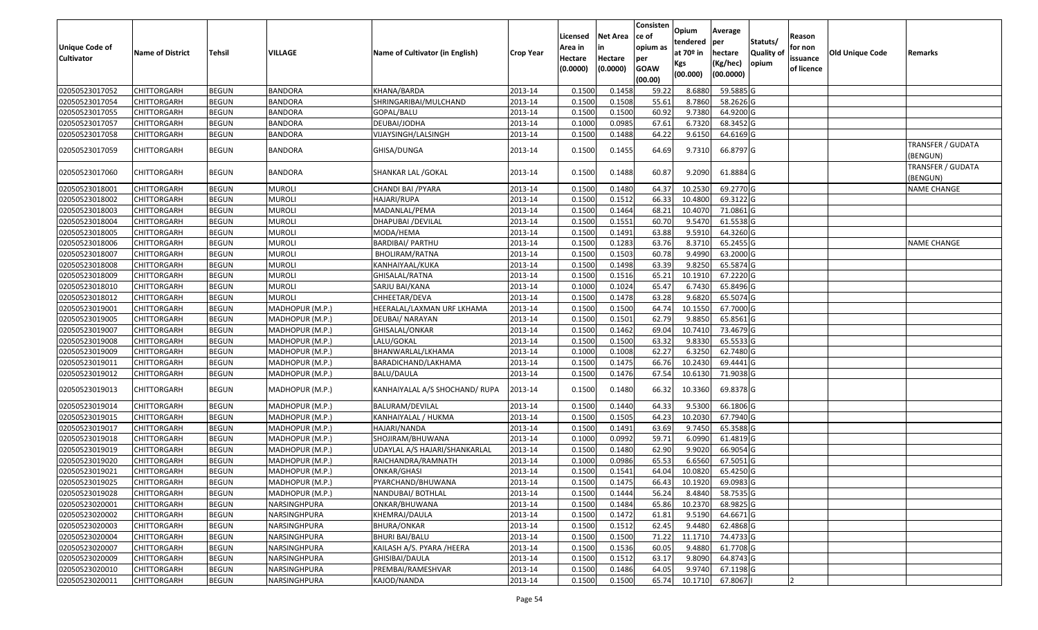| Unique Code of Cultivator | Name of District | Tehsil | VILLAGE | Name of Cultivator (in English) | Crop Year | Licensed Area in Hectare (0.0000) | Net Area in Hectare (0.0000) | Consisten ce of opium as per GOAW (00.00) | Opium tendered at 70º in Kgs (00.000) | Average per hectare (Kg/hec) (00.0000) | Statuts/ Quality of opium | Reason for non issuance of licence | Old Unique Code | Remarks |
|---|---|---|---|---|---|---|---|---|---|---|---|---|---|---|
| 02050523017052 | CHITTORGARH | BEGUN | BANDORA | KHANA/BARDA | 2013-14 | 0.1500 | 0.1458 | 59.22 | 8.6880 | 59.5885 | G | | | |
| 02050523017054 | CHITTORGARH | BEGUN | BANDORA | SHRINGARIBAI/MULCHAND | 2013-14 | 0.1500 | 0.1508 | 55.61 | 8.7860 | 58.2626 | G | | | |
| 02050523017055 | CHITTORGARH | BEGUN | BANDORA | GOPAL/BALU | 2013-14 | 0.1500 | 0.1500 | 60.92 | 9.7380 | 64.9200 | G | | | |
| 02050523017057 | CHITTORGARH | BEGUN | BANDORA | DEUBAI/JODHA | 2013-14 | 0.1000 | 0.0985 | 67.61 | 6.7320 | 68.3452 | G | | | |
| 02050523017058 | CHITTORGARH | BEGUN | BANDORA | VIJAYSINGH/LALSINGH | 2013-14 | 0.1500 | 0.1488 | 64.22 | 9.6150 | 64.6169 | G | | | |
| 02050523017059 | CHITTORGARH | BEGUN | BANDORA | GHISA/DUNGA | 2013-14 | 0.1500 | 0.1455 | 64.69 | 9.7310 | 66.8797 | G | | | TRANSFER / GUDATA (BENGUN) |
| 02050523017060 | CHITTORGARH | BEGUN | BANDORA | SHANKAR LAL /GOKAL | 2013-14 | 0.1500 | 0.1488 | 60.87 | 9.2090 | 61.8884 | G | | | TRANSFER / GUDATA (BENGUN) |
| 02050523018001 | CHITTORGARH | BEGUN | MUROLI | CHANDI BAI /PYARA | 2013-14 | 0.1500 | 0.1480 | 64.37 | 10.2530 | 69.2770 | G | | | NAME CHANGE |
| 02050523018002 | CHITTORGARH | BEGUN | MUROLI | HAJARI/RUPA | 2013-14 | 0.1500 | 0.1512 | 66.33 | 10.4800 | 69.3122 | G | | | |
| 02050523018003 | CHITTORGARH | BEGUN | MUROLI | MADANLAL/PEMA | 2013-14 | 0.1500 | 0.1464 | 68.21 | 10.4070 | 71.0861 | G | | | |
| 02050523018004 | CHITTORGARH | BEGUN | MUROLI | DHAPUBAI /DEVILAL | 2013-14 | 0.1500 | 0.1551 | 60.70 | 9.5470 | 61.5538 | G | | | |
| 02050523018005 | CHITTORGARH | BEGUN | MUROLI | MODA/HEMA | 2013-14 | 0.1500 | 0.1491 | 63.88 | 9.5910 | 64.3260 | G | | | |
| 02050523018006 | CHITTORGARH | BEGUN | MUROLI | BARDIBAI/ PARTHU | 2013-14 | 0.1500 | 0.1283 | 63.76 | 8.3710 | 65.2455 | G | | | NAME CHANGE |
| 02050523018007 | CHITTORGARH | BEGUN | MUROLI | BHOLIRAM/RATNA | 2013-14 | 0.1500 | 0.1503 | 60.78 | 9.4990 | 63.2000 | G | | | |
| 02050523018008 | CHITTORGARH | BEGUN | MUROLI | KANHAIYAAL/KUKA | 2013-14 | 0.1500 | 0.1498 | 63.39 | 9.8250 | 65.5874 | G | | | |
| 02050523018009 | CHITTORGARH | BEGUN | MUROLI | GHISALAL/RATNA | 2013-14 | 0.1500 | 0.1516 | 65.21 | 10.1910 | 67.2220 | G | | | |
| 02050523018010 | CHITTORGARH | BEGUN | MUROLI | SARJU BAI/KANA | 2013-14 | 0.1000 | 0.1024 | 65.47 | 6.7430 | 65.8496 | G | | | |
| 02050523018012 | CHITTORGARH | BEGUN | MUROLI | CHHEETAR/DEVA | 2013-14 | 0.1500 | 0.1478 | 63.28 | 9.6820 | 65.5074 | G | | | |
| 02050523019001 | CHITTORGARH | BEGUN | MADHOPUR (M.P.) | HEERALAL/LAXMAN URF LKHAMA | 2013-14 | 0.1500 | 0.1500 | 64.74 | 10.1550 | 67.7000 | G | | | |
| 02050523019005 | CHITTORGARH | BEGUN | MADHOPUR (M.P.) | DEUBAI/ NARAYAN | 2013-14 | 0.1500 | 0.1501 | 62.79 | 9.8850 | 65.8561 | G | | | |
| 02050523019007 | CHITTORGARH | BEGUN | MADHOPUR (M.P.) | GHISALAL/ONKAR | 2013-14 | 0.1500 | 0.1462 | 69.04 | 10.7410 | 73.4679 | G | | | |
| 02050523019008 | CHITTORGARH | BEGUN | MADHOPUR (M.P.) | LALU/GOKAL | 2013-14 | 0.1500 | 0.1500 | 63.32 | 9.8330 | 65.5533 | G | | | |
| 02050523019009 | CHITTORGARH | BEGUN | MADHOPUR (M.P.) | BHANWARLAL/LKHAMA | 2013-14 | 0.1000 | 0.1008 | 62.27 | 6.3250 | 62.7480 | G | | | |
| 02050523019011 | CHITTORGARH | BEGUN | MADHOPUR (M.P.) | BARADICHAND/LAKHAMA | 2013-14 | 0.1500 | 0.1475 | 66.76 | 10.2430 | 69.4441 | G | | | |
| 02050523019012 | CHITTORGARH | BEGUN | MADHOPUR (M.P.) | BALU/DAULA | 2013-14 | 0.1500 | 0.1476 | 67.54 | 10.6130 | 71.9038 | G | | | |
| 02050523019013 | CHITTORGARH | BEGUN | MADHOPUR (M.P.) | KANHAIYALAL A/S SHOCHAND/ RUPA | 2013-14 | 0.1500 | 0.1480 | 66.32 | 10.3360 | 69.8378 | G | | | |
| 02050523019014 | CHITTORGARH | BEGUN | MADHOPUR (M.P.) | BALURAM/DEVILAL | 2013-14 | 0.1500 | 0.1440 | 64.33 | 9.5300 | 66.1806 | G | | | |
| 02050523019015 | CHITTORGARH | BEGUN | MADHOPUR (M.P.) | KANHAIYALAL / HUKMA | 2013-14 | 0.1500 | 0.1505 | 64.23 | 10.2030 | 67.7940 | G | | | |
| 02050523019017 | CHITTORGARH | BEGUN | MADHOPUR (M.P.) | HAJARI/NANDA | 2013-14 | 0.1500 | 0.1491 | 63.69 | 9.7450 | 65.3588 | G | | | |
| 02050523019018 | CHITTORGARH | BEGUN | MADHOPUR (M.P.) | SHOJIRAM/BHUWANA | 2013-14 | 0.1000 | 0.0992 | 59.71 | 6.0990 | 61.4819 | G | | | |
| 02050523019019 | CHITTORGARH | BEGUN | MADHOPUR (M.P.) | UDAYLAL A/S HAJARI/SHANKARLAL | 2013-14 | 0.1500 | 0.1480 | 62.90 | 9.9020 | 66.9054 | G | | | |
| 02050523019020 | CHITTORGARH | BEGUN | MADHOPUR (M.P.) | RAICHANDRA/RAMNATH | 2013-14 | 0.1000 | 0.0986 | 65.53 | 6.6560 | 67.5051 | G | | | |
| 02050523019021 | CHITTORGARH | BEGUN | MADHOPUR (M.P.) | ONKAR/GHASI | 2013-14 | 0.1500 | 0.1541 | 64.04 | 10.0820 | 65.4250 | G | | | |
| 02050523019025 | CHITTORGARH | BEGUN | MADHOPUR (M.P.) | PYARCHAND/BHUWANA | 2013-14 | 0.1500 | 0.1475 | 66.43 | 10.1920 | 69.0983 | G | | | |
| 02050523019028 | CHITTORGARH | BEGUN | MADHOPUR (M.P.) | NANDUBAI/ BOTHLAL | 2013-14 | 0.1500 | 0.1444 | 56.24 | 8.4840 | 58.7535 | G | | | |
| 02050523020001 | CHITTORGARH | BEGUN | NARSINGHPURA | ONKAR/BHUWANA | 2013-14 | 0.1500 | 0.1484 | 65.86 | 10.2370 | 68.9825 | G | | | |
| 02050523020002 | CHITTORGARH | BEGUN | NARSINGHPURA | KHEMRAJ/DAULA | 2013-14 | 0.1500 | 0.1472 | 61.81 | 9.5190 | 64.6671 | G | | | |
| 02050523020003 | CHITTORGARH | BEGUN | NARSINGHPURA | BHURA/ONKAR | 2013-14 | 0.1500 | 0.1512 | 62.45 | 9.4480 | 62.4868 | G | | | |
| 02050523020004 | CHITTORGARH | BEGUN | NARSINGHPURA | BHURI BAI/BALU | 2013-14 | 0.1500 | 0.1500 | 71.22 | 11.1710 | 74.4733 | G | | | |
| 02050523020007 | CHITTORGARH | BEGUN | NARSINGHPURA | KAILASH A/S. PYARA /HEERA | 2013-14 | 0.1500 | 0.1536 | 60.05 | 9.4880 | 61.7708 | G | | | |
| 02050523020009 | CHITTORGARH | BEGUN | NARSINGHPURA | GHISIBAI/DAULA | 2013-14 | 0.1500 | 0.1512 | 63.17 | 9.8090 | 64.8743 | G | | | |
| 02050523020010 | CHITTORGARH | BEGUN | NARSINGHPURA | PREMBAI/RAMESHVAR | 2013-14 | 0.1500 | 0.1486 | 64.05 | 9.9740 | 67.1198 | G | | | |
| 02050523020011 | CHITTORGARH | BEGUN | NARSINGHPURA | KAJOD/NANDA | 2013-14 | 0.1500 | 0.1500 | 65.74 | 10.1710 | 67.8067 | I | 2 | | |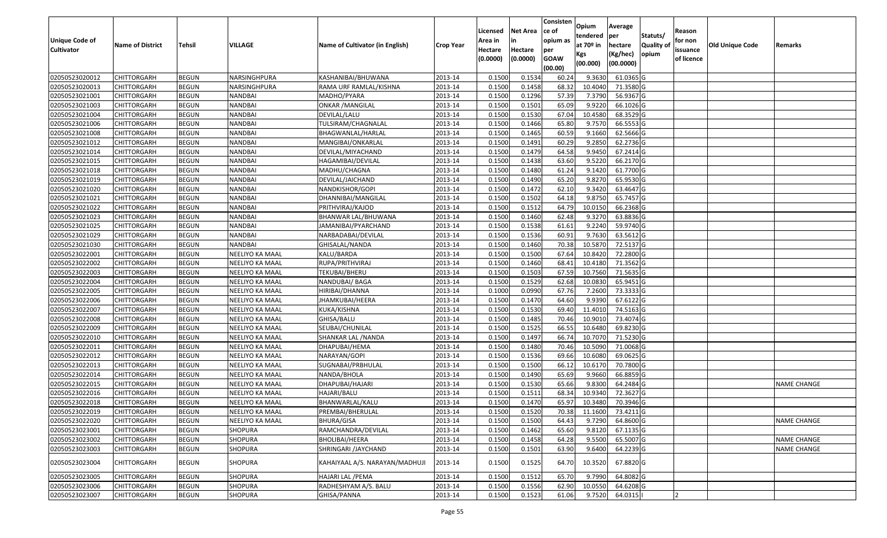| Unique Code of Cultivator | Name of District | Tehsil | VILLAGE | Name of Cultivator (in English) | Crop Year | Licensed Area in Hectare (0.0000) | Net Area in Hectare (0.0000) | Consistence of opium as per GOAW (00.00) | Opium tendered at 70º in Kgs (00.000) | Average per hectare (Kg/hec) (00.0000) | Statuts/ Quality of opium | Reason for non issuance of licence | Old Unique Code | Remarks |
|---|---|---|---|---|---|---|---|---|---|---|---|---|---|---|
| 02050523020012 | CHITTORGARH | BEGUN | NARSINGHPURA | KASHANIBAI/BHUWANA | 2013-14 | 0.1500 | 0.1534 | 60.24 | 9.3630 | 61.0365 | G | | | |
| 02050523020013 | CHITTORGARH | BEGUN | NARSINGHPURA | RAMA URF RAMLAL/KISHNA | 2013-14 | 0.1500 | 0.1458 | 68.32 | 10.4040 | 71.3580 | G | | | |
| 02050523021001 | CHITTORGARH | BEGUN | NANDBAI | MADHO/PYARA | 2013-14 | 0.1500 | 0.1296 | 57.39 | 7.3790 | 56.9367 | G | | | |
| 02050523021003 | CHITTORGARH | BEGUN | NANDBAI | ONKAR /MANGILAL | 2013-14 | 0.1500 | 0.1501 | 65.09 | 9.9220 | 66.1026 | G | | | |
| 02050523021004 | CHITTORGARH | BEGUN | NANDBAI | DEVILAL/LALU | 2013-14 | 0.1500 | 0.1530 | 67.04 | 10.4580 | 68.3529 | G | | | |
| 02050523021006 | CHITTORGARH | BEGUN | NANDBAI | TULSIRAM/CHAGNALAL | 2013-14 | 0.1500 | 0.1466 | 65.80 | 9.7570 | 66.5553 | G | | | |
| 02050523021008 | CHITTORGARH | BEGUN | NANDBAI | BHAGWANLAL/HARLAL | 2013-14 | 0.1500 | 0.1465 | 60.59 | 9.1660 | 62.5666 | G | | | |
| 02050523021012 | CHITTORGARH | BEGUN | NANDBAI | MANGIBAI/ONKARLAL | 2013-14 | 0.1500 | 0.1491 | 60.29 | 9.2850 | 62.2736 | G | | | |
| 02050523021014 | CHITTORGARH | BEGUN | NANDBAI | DEVILAL/MIYACHAND | 2013-14 | 0.1500 | 0.1479 | 64.58 | 9.9450 | 67.2414 | G | | | |
| 02050523021015 | CHITTORGARH | BEGUN | NANDBAI | HAGAMIBAI/DEVILAL | 2013-14 | 0.1500 | 0.1438 | 63.60 | 9.5220 | 66.2170 | G | | | |
| 02050523021018 | CHITTORGARH | BEGUN | NANDBAI | MADHU/CHAGNA | 2013-14 | 0.1500 | 0.1480 | 61.24 | 9.1420 | 61.7700 | G | | | |
| 02050523021019 | CHITTORGARH | BEGUN | NANDBAI | DEVILAL/JAICHAND | 2013-14 | 0.1500 | 0.1490 | 65.20 | 9.8270 | 65.9530 | G | | | |
| 02050523021020 | CHITTORGARH | BEGUN | NANDBAI | NANDKISHOR/GOPI | 2013-14 | 0.1500 | 0.1472 | 62.10 | 9.3420 | 63.4647 | G | | | |
| 02050523021021 | CHITTORGARH | BEGUN | NANDBAI | DHANNIBAI/MANGILAL | 2013-14 | 0.1500 | 0.1502 | 64.18 | 9.8750 | 65.7457 | G | | | |
| 02050523021022 | CHITTORGARH | BEGUN | NANDBAI | PRITHVIRAJ/KAJOD | 2013-14 | 0.1500 | 0.1512 | 64.79 | 10.0150 | 66.2368 | G | | | |
| 02050523021023 | CHITTORGARH | BEGUN | NANDBAI | BHANWAR LAL/BHUWANA | 2013-14 | 0.1500 | 0.1460 | 62.48 | 9.3270 | 63.8836 | G | | | |
| 02050523021025 | CHITTORGARH | BEGUN | NANDBAI | JAMANIBAI/PYARCHAND | 2013-14 | 0.1500 | 0.1538 | 61.61 | 9.2240 | 59.9740 | G | | | |
| 02050523021029 | CHITTORGARH | BEGUN | NANDBAI | NARBADABAI/DEVILAL | 2013-14 | 0.1500 | 0.1536 | 60.91 | 9.7630 | 63.5612 | G | | | |
| 02050523021030 | CHITTORGARH | BEGUN | NANDBAI | GHISALAL/NANDA | 2013-14 | 0.1500 | 0.1460 | 70.38 | 10.5870 | 72.5137 | G | | | |
| 02050523022001 | CHITTORGARH | BEGUN | NEELIYO KA MAAL | KALU/BARDA | 2013-14 | 0.1500 | 0.1500 | 67.64 | 10.8420 | 72.2800 | G | | | |
| 02050523022002 | CHITTORGARH | BEGUN | NEELIYO KA MAAL | RUPA/PRITHVIRAJ | 2013-14 | 0.1500 | 0.1460 | 68.41 | 10.4180 | 71.3562 | G | | | |
| 02050523022003 | CHITTORGARH | BEGUN | NEELIYO KA MAAL | TEKUBAI/BHERU | 2013-14 | 0.1500 | 0.1503 | 67.59 | 10.7560 | 71.5635 | G | | | |
| 02050523022004 | CHITTORGARH | BEGUN | NEELIYO KA MAAL | NANDUBAI/ BAGA | 2013-14 | 0.1500 | 0.1529 | 62.68 | 10.0830 | 65.9451 | G | | | |
| 02050523022005 | CHITTORGARH | BEGUN | NEELIYO KA MAAL | HIRIBAI/DHANNA | 2013-14 | 0.1000 | 0.0990 | 67.76 | 7.2600 | 73.3333 | G | | | |
| 02050523022006 | CHITTORGARH | BEGUN | NEELIYO KA MAAL | JHAMKUBAI/HEERA | 2013-14 | 0.1500 | 0.1470 | 64.60 | 9.9390 | 67.6122 | G | | | |
| 02050523022007 | CHITTORGARH | BEGUN | NEELIYO KA MAAL | KUKA/KISHNA | 2013-14 | 0.1500 | 0.1530 | 69.40 | 11.4010 | 74.5163 | G | | | |
| 02050523022008 | CHITTORGARH | BEGUN | NEELIYO KA MAAL | GHISA/BALU | 2013-14 | 0.1500 | 0.1485 | 70.46 | 10.9010 | 73.4074 | G | | | |
| 02050523022009 | CHITTORGARH | BEGUN | NEELIYO KA MAAL | SEUBAI/CHUNILAL | 2013-14 | 0.1500 | 0.1525 | 66.55 | 10.6480 | 69.8230 | G | | | |
| 02050523022010 | CHITTORGARH | BEGUN | NEELIYO KA MAAL | SHANKAR LAL /NANDA | 2013-14 | 0.1500 | 0.1497 | 66.74 | 10.7070 | 71.5230 | G | | | |
| 02050523022011 | CHITTORGARH | BEGUN | NEELIYO KA MAAL | DHAPUBAI/HEMA | 2013-14 | 0.1500 | 0.1480 | 70.46 | 10.5090 | 71.0068 | G | | | |
| 02050523022012 | CHITTORGARH | BEGUN | NEELIYO KA MAAL | NARAYAN/GOPI | 2013-14 | 0.1500 | 0.1536 | 69.66 | 10.6080 | 69.0625 | G | | | |
| 02050523022013 | CHITTORGARH | BEGUN | NEELIYO KA MAAL | SUGNABAI/PRBHULAL | 2013-14 | 0.1500 | 0.1500 | 66.12 | 10.6170 | 70.7800 | G | | | |
| 02050523022014 | CHITTORGARH | BEGUN | NEELIYO KA MAAL | NANDA/BHOLA | 2013-14 | 0.1500 | 0.1490 | 65.69 | 9.9660 | 66.8859 | G | | | |
| 02050523022015 | CHITTORGARH | BEGUN | NEELIYO KA MAAL | DHAPUBAI/HAJARI | 2013-14 | 0.1500 | 0.1530 | 65.66 | 9.8300 | 64.2484 | G | | | NAME CHANGE |
| 02050523022016 | CHITTORGARH | BEGUN | NEELIYO KA MAAL | HAJARI/BALU | 2013-14 | 0.1500 | 0.1511 | 68.34 | 10.9340 | 72.3627 | G | | | |
| 02050523022018 | CHITTORGARH | BEGUN | NEELIYO KA MAAL | BHANWARLAL/KALU | 2013-14 | 0.1500 | 0.1470 | 65.97 | 10.3480 | 70.3946 | G | | | |
| 02050523022019 | CHITTORGARH | BEGUN | NEELIYO KA MAAL | PREMBAI/BHERULAL | 2013-14 | 0.1500 | 0.1520 | 70.38 | 11.1600 | 73.4211 | G | | | |
| 02050523022020 | CHITTORGARH | BEGUN | NEELIYO KA MAAL | BHURA/GISA | 2013-14 | 0.1500 | 0.1500 | 64.43 | 9.7290 | 64.8600 | G | | | NAME CHANGE |
| 02050523023001 | CHITTORGARH | BEGUN | SHOPURA | RAMCHANDRA/DEVILAL | 2013-14 | 0.1500 | 0.1462 | 65.60 | 9.8120 | 67.1135 | G | | | |
| 02050523023002 | CHITTORGARH | BEGUN | SHOPURA | BHOLIBAI/HEERA | 2013-14 | 0.1500 | 0.1458 | 64.28 | 9.5500 | 65.5007 | G | | | NAME CHANGE |
| 02050523023003 | CHITTORGARH | BEGUN | SHOPURA | SHRINGARI /JAYCHAND | 2013-14 | 0.1500 | 0.1501 | 63.90 | 9.6400 | 64.2239 | G | | | NAME CHANGE |
| 02050523023004 | CHITTORGARH | BEGUN | SHOPURA | KAHAIYAAL A/S. NARAYAN/MADHUJI | 2013-14 | 0.1500 | 0.1525 | 64.70 | 10.3520 | 67.8820 | G | | | |
| 02050523023005 | CHITTORGARH | BEGUN | SHOPURA | HAJARI LAL /PEMA | 2013-14 | 0.1500 | 0.1512 | 65.70 | 9.7990 | 64.8082 | G | | | |
| 02050523023006 | CHITTORGARH | BEGUN | SHOPURA | RADHESHYAM A/S. BALU | 2013-14 | 0.1500 | 0.1556 | 62.90 | 10.0550 | 64.6208 | G | | | |
| 02050523023007 | CHITTORGARH | BEGUN | SHOPURA | GHISA/PANNA | 2013-14 | 0.1500 | 0.1523 | 61.06 | 9.7520 | 64.0315 | I | 2 | | |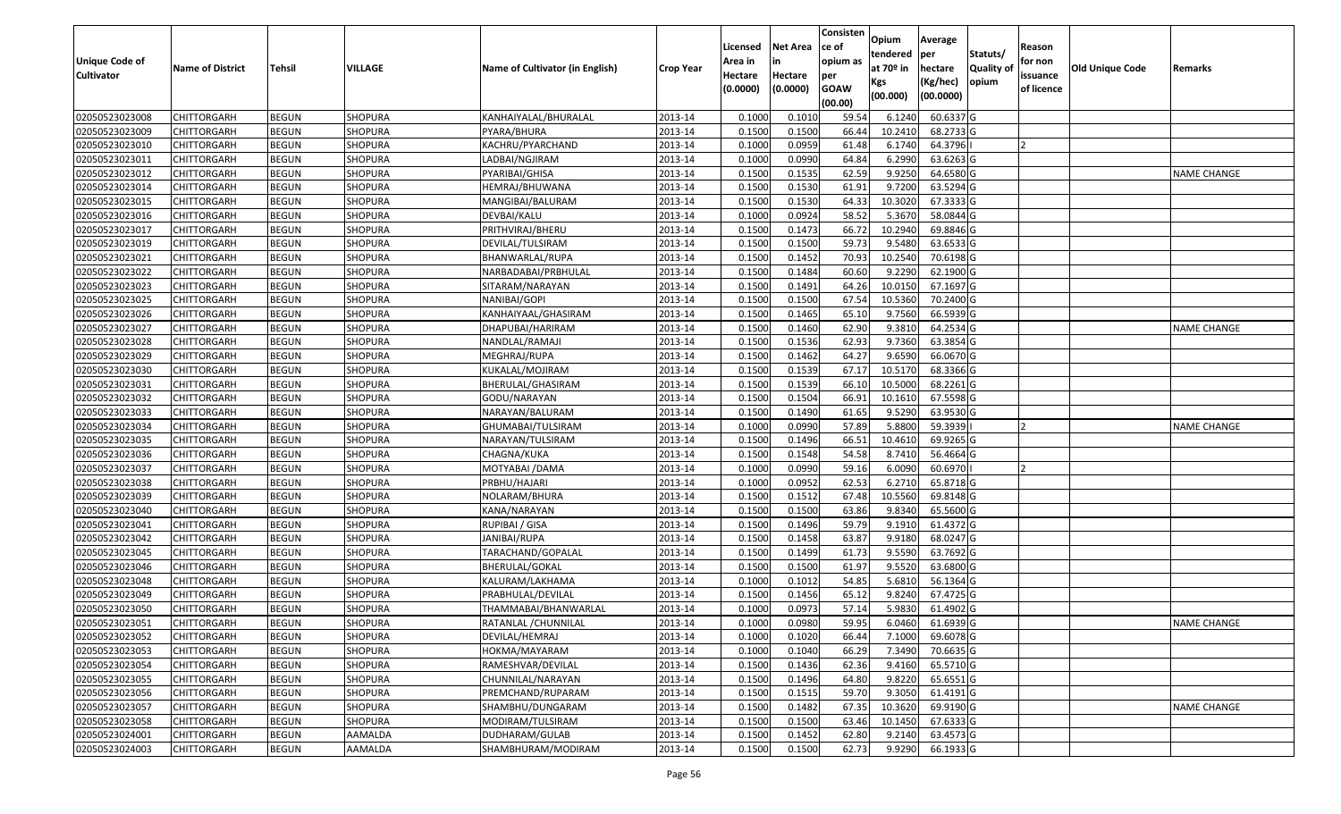| Unique Code of Cultivator | Name of District | Tehsil | VILLAGE | Name of Cultivator (in English) | Crop Year | Licensed Area in Hectare (0.0000) | Net Area in Hectare (0.0000) | Consisten ce of opium as per GOAW (00.00) | Opium tendered at 70º in Kgs (00.000) | Average per hectare (Kg/hec) (00.0000) | Statuts/ Quality of opium | Reason for non issuance of licence | Old Unique Code | Remarks |
|---|---|---|---|---|---|---|---|---|---|---|---|---|---|---|
| 02050523023008 | CHITTORGARH | BEGUN | SHOPURA | KANHAIYALAL/BHURALAL | 2013-14 | 0.1000 | 0.1010 | 59.54 | 6.1240 | 60.6337 | G | | | |
| 02050523023009 | CHITTORGARH | BEGUN | SHOPURA | PYARA/BHURA | 2013-14 | 0.1500 | 0.1500 | 66.44 | 10.2410 | 68.2733 | G | | | |
| 02050523023010 | CHITTORGARH | BEGUN | SHOPURA | KACHRU/PYARCHAND | 2013-14 | 0.1000 | 0.0959 | 61.48 | 6.1740 | 64.3796 | I | 2 | | |
| 02050523023011 | CHITTORGARH | BEGUN | SHOPURA | LADBAI/NGJIRAM | 2013-14 | 0.1000 | 0.0990 | 64.84 | 6.2990 | 63.6263 | G | | | |
| 02050523023012 | CHITTORGARH | BEGUN | SHOPURA | PYARIBAI/GHISA | 2013-14 | 0.1500 | 0.1535 | 62.59 | 9.9250 | 64.6580 | G | | | NAME CHANGE |
| 02050523023014 | CHITTORGARH | BEGUN | SHOPURA | HEMRAJ/BHUWANA | 2013-14 | 0.1500 | 0.1530 | 61.91 | 9.7200 | 63.5294 | G | | | |
| 02050523023015 | CHITTORGARH | BEGUN | SHOPURA | MANGIBAI/BALURAM | 2013-14 | 0.1500 | 0.1530 | 64.33 | 10.3020 | 67.3333 | G | | | |
| 02050523023016 | CHITTORGARH | BEGUN | SHOPURA | DEVBAI/KALU | 2013-14 | 0.1000 | 0.0924 | 58.52 | 5.3670 | 58.0844 | G | | | |
| 02050523023017 | CHITTORGARH | BEGUN | SHOPURA | PRITHVIRAJ/BHERU | 2013-14 | 0.1500 | 0.1473 | 66.72 | 10.2940 | 69.8846 | G | | | |
| 02050523023019 | CHITTORGARH | BEGUN | SHOPURA | DEVILAL/TULSIRAM | 2013-14 | 0.1500 | 0.1500 | 59.73 | 9.5480 | 63.6533 | G | | | |
| 02050523023021 | CHITTORGARH | BEGUN | SHOPURA | BHANWARLAL/RUPA | 2013-14 | 0.1500 | 0.1452 | 70.93 | 10.2540 | 70.6198 | G | | | |
| 02050523023022 | CHITTORGARH | BEGUN | SHOPURA | NARBADABAI/PRBHULAL | 2013-14 | 0.1500 | 0.1484 | 60.60 | 9.2290 | 62.1900 | G | | | |
| 02050523023023 | CHITTORGARH | BEGUN | SHOPURA | SITARAM/NARAYAN | 2013-14 | 0.1500 | 0.1491 | 64.26 | 10.0150 | 67.1697 | G | | | |
| 02050523023025 | CHITTORGARH | BEGUN | SHOPURA | NANIBAI/GOPI | 2013-14 | 0.1500 | 0.1500 | 67.54 | 10.5360 | 70.2400 | G | | | |
| 02050523023026 | CHITTORGARH | BEGUN | SHOPURA | KANHAIYAAL/GHASIRAM | 2013-14 | 0.1500 | 0.1465 | 65.10 | 9.7560 | 66.5939 | G | | | |
| 02050523023027 | CHITTORGARH | BEGUN | SHOPURA | DHAPUBAI/HARIRAM | 2013-14 | 0.1500 | 0.1460 | 62.90 | 9.3810 | 64.2534 | G | | | NAME CHANGE |
| 02050523023028 | CHITTORGARH | BEGUN | SHOPURA | NANDLAL/RAMAJI | 2013-14 | 0.1500 | 0.1536 | 62.93 | 9.7360 | 63.3854 | G | | | |
| 02050523023029 | CHITTORGARH | BEGUN | SHOPURA | MEGHRAJ/RUPA | 2013-14 | 0.1500 | 0.1462 | 64.27 | 9.6590 | 66.0670 | G | | | |
| 02050523023030 | CHITTORGARH | BEGUN | SHOPURA | KUKALAL/MOJIRAM | 2013-14 | 0.1500 | 0.1539 | 67.17 | 10.5170 | 68.3366 | G | | | |
| 02050523023031 | CHITTORGARH | BEGUN | SHOPURA | BHERULAL/GHASIRAM | 2013-14 | 0.1500 | 0.1539 | 66.10 | 10.5000 | 68.2261 | G | | | |
| 02050523023032 | CHITTORGARH | BEGUN | SHOPURA | GODU/NARAYAN | 2013-14 | 0.1500 | 0.1504 | 66.91 | 10.1610 | 67.5598 | G | | | |
| 02050523023033 | CHITTORGARH | BEGUN | SHOPURA | NARAYAN/BALURAM | 2013-14 | 0.1500 | 0.1490 | 61.65 | 9.5290 | 63.9530 | G | | | |
| 02050523023034 | CHITTORGARH | BEGUN | SHOPURA | GHUMABAI/TULSIRAM | 2013-14 | 0.1000 | 0.0990 | 57.89 | 5.8800 | 59.3939 | I | 2 | | NAME CHANGE |
| 02050523023035 | CHITTORGARH | BEGUN | SHOPURA | NARAYAN/TULSIRAM | 2013-14 | 0.1500 | 0.1496 | 66.51 | 10.4610 | 69.9265 | G | | | |
| 02050523023036 | CHITTORGARH | BEGUN | SHOPURA | CHAGNA/KUKA | 2013-14 | 0.1500 | 0.1548 | 54.58 | 8.7410 | 56.4664 | G | | | |
| 02050523023037 | CHITTORGARH | BEGUN | SHOPURA | MOTYABAI /DAMA | 2013-14 | 0.1000 | 0.0990 | 59.16 | 6.0090 | 60.6970 | I | 2 | | |
| 02050523023038 | CHITTORGARH | BEGUN | SHOPURA | PRBHU/HAJARI | 2013-14 | 0.1000 | 0.0952 | 62.53 | 6.2710 | 65.8718 | G | | | |
| 02050523023039 | CHITTORGARH | BEGUN | SHOPURA | NOLARAM/BHURA | 2013-14 | 0.1500 | 0.1512 | 67.48 | 10.5560 | 69.8148 | G | | | |
| 02050523023040 | CHITTORGARH | BEGUN | SHOPURA | KANA/NARAYAN | 2013-14 | 0.1500 | 0.1500 | 63.86 | 9.8340 | 65.5600 | G | | | |
| 02050523023041 | CHITTORGARH | BEGUN | SHOPURA | RUPIBAI / GISA | 2013-14 | 0.1500 | 0.1496 | 59.79 | 9.1910 | 61.4372 | G | | | |
| 02050523023042 | CHITTORGARH | BEGUN | SHOPURA | JANIBAI/RUPA | 2013-14 | 0.1500 | 0.1458 | 63.87 | 9.9180 | 68.0247 | G | | | |
| 02050523023045 | CHITTORGARH | BEGUN | SHOPURA | TARACHAND/GOPALAL | 2013-14 | 0.1500 | 0.1499 | 61.73 | 9.5590 | 63.7692 | G | | | |
| 02050523023046 | CHITTORGARH | BEGUN | SHOPURA | BHERULAL/GOKAL | 2013-14 | 0.1500 | 0.1500 | 61.97 | 9.5520 | 63.6800 | G | | | |
| 02050523023048 | CHITTORGARH | BEGUN | SHOPURA | KALURAM/LAKHAMA | 2013-14 | 0.1000 | 0.1012 | 54.85 | 5.6810 | 56.1364 | G | | | |
| 02050523023049 | CHITTORGARH | BEGUN | SHOPURA | PRABHULAL/DEVILAL | 2013-14 | 0.1500 | 0.1456 | 65.12 | 9.8240 | 67.4725 | G | | | |
| 02050523023050 | CHITTORGARH | BEGUN | SHOPURA | THAMMABAI/BHANWARLAL | 2013-14 | 0.1000 | 0.0973 | 57.14 | 5.9830 | 61.4902 | G | | | |
| 02050523023051 | CHITTORGARH | BEGUN | SHOPURA | RATANLAL /CHUNNILAL | 2013-14 | 0.1000 | 0.0980 | 59.95 | 6.0460 | 61.6939 | G | | | NAME CHANGE |
| 02050523023052 | CHITTORGARH | BEGUN | SHOPURA | DEVILAL/HEMRAJ | 2013-14 | 0.1000 | 0.1020 | 66.44 | 7.1000 | 69.6078 | G | | | |
| 02050523023053 | CHITTORGARH | BEGUN | SHOPURA | HOKMA/MAYARAM | 2013-14 | 0.1000 | 0.1040 | 66.29 | 7.3490 | 70.6635 | G | | | |
| 02050523023054 | CHITTORGARH | BEGUN | SHOPURA | RAMESHVAR/DEVILAL | 2013-14 | 0.1500 | 0.1436 | 62.36 | 9.4160 | 65.5710 | G | | | |
| 02050523023055 | CHITTORGARH | BEGUN | SHOPURA | CHUNNILAL/NARAYAN | 2013-14 | 0.1500 | 0.1496 | 64.80 | 9.8220 | 65.6551 | G | | | |
| 02050523023056 | CHITTORGARH | BEGUN | SHOPURA | PREMCHAND/RUPARAM | 2013-14 | 0.1500 | 0.1515 | 59.70 | 9.3050 | 61.4191 | G | | | |
| 02050523023057 | CHITTORGARH | BEGUN | SHOPURA | SHAMBHU/DUNGARAM | 2013-14 | 0.1500 | 0.1482 | 67.35 | 10.3620 | 69.9190 | G | | | NAME CHANGE |
| 02050523023058 | CHITTORGARH | BEGUN | SHOPURA | MODIRAM/TULSIRAM | 2013-14 | 0.1500 | 0.1500 | 63.46 | 10.1450 | 67.6333 | G | | | |
| 02050523024001 | CHITTORGARH | BEGUN | AAMALDA | DUDHARAM/GULAB | 2013-14 | 0.1500 | 0.1452 | 62.80 | 9.2140 | 63.4573 | G | | | |
| 02050523024003 | CHITTORGARH | BEGUN | AAMALDA | SHAMBHURAM/MODIRAM | 2013-14 | 0.1500 | 0.1500 | 62.73 | 9.9290 | 66.1933 | G | | | |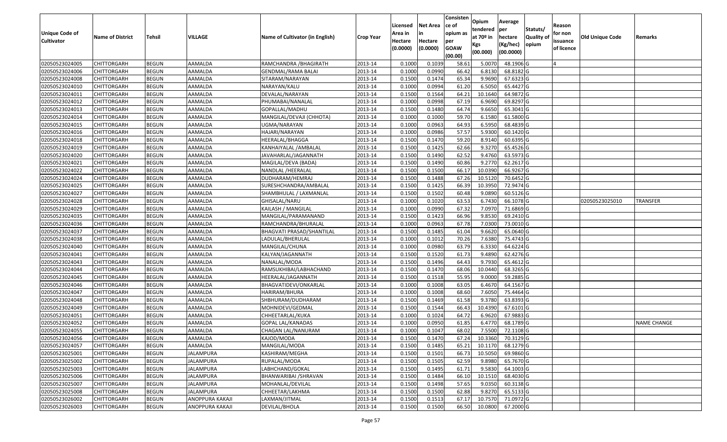| Unique Code of Cultivator | Name of District | Tehsil | VILLAGE | Name of Cultivator (in English) | Crop Year | Licensed Area in Hectare (0.0000) | Net Area in Hectare (0.0000) | Consistence of opium as per GOAW (00.00) | Opium tendered at 70º in Kgs (00.000) | Average per hectare (Kg/hec) (00.0000) | Statuts/ Quality of opium | Reason for non issuance of licence | Old Unique Code | Remarks |
|---|---|---|---|---|---|---|---|---|---|---|---|---|---|---|
| 02050523024005 | CHITTORGARH | BEGUN | AAMALDA | RAMCHANDRA /BHAGIRATH | 2013-14 | 0.1000 | 0.1039 | 58.61 | 5.0070 | 48.1906 | G | 4 | | |
| 02050523024006 | CHITTORGARH | BEGUN | AAMALDA | GENDMAL/RAMA BALAI | 2013-14 | 0.1000 | 0.0990 | 66.42 | 6.8130 | 68.8182 | G | | | |
| 02050523024008 | CHITTORGARH | BEGUN | AAMALDA | SITARAM/NARAYAN | 2013-14 | 0.1500 | 0.1474 | 65.34 | 9.9690 | 67.6323 | G | | | |
| 02050523024010 | CHITTORGARH | BEGUN | AAMALDA | NARAYAN/KALU | 2013-14 | 0.1000 | 0.0994 | 61.20 | 6.5050 | 65.4427 | G | | | |
| 02050523024011 | CHITTORGARH | BEGUN | AAMALDA | DEVALAL/NARAYAN | 2013-14 | 0.1500 | 0.1564 | 64.21 | 10.1640 | 64.9872 | G | | | |
| 02050523024012 | CHITTORGARH | BEGUN | AAMALDA | PHUMABAI/NANALAL | 2013-14 | 0.1000 | 0.0998 | 67.19 | 6.9690 | 69.8297 | G | | | |
| 02050523024013 | CHITTORGARH | BEGUN | AAMALDA | GOPALLAL/MADHU | 2013-14 | 0.1500 | 0.1480 | 64.74 | 9.6650 | 65.3041 | G | | | |
| 02050523024014 | CHITTORGARH | BEGUN | AAMALDA | MANGILAL/DEVAJI (CHHOTA) | 2013-14 | 0.1000 | 0.1000 | 59.70 | 6.1580 | 61.5800 | G | | | |
| 02050523024015 | CHITTORGARH | BEGUN | AAMALDA | UGMA/NARAYAN | 2013-14 | 0.1000 | 0.0963 | 64.93 | 6.5950 | 68.4839 | G | | | |
| 02050523024016 | CHITTORGARH | BEGUN | AAMALDA | HAJARI/NARAYAN | 2013-14 | 0.1000 | 0.0986 | 57.57 | 5.9300 | 60.1420 | G | | | |
| 02050523024018 | CHITTORGARH | BEGUN | AAMALDA | HEERALAL/BHAGGA | 2013-14 | 0.1500 | 0.1470 | 59.20 | 8.9140 | 60.6395 | G | | | |
| 02050523024019 | CHITTORGARH | BEGUN | AAMALDA | KANHAIYALAL /AMBALAL | 2013-14 | 0.1500 | 0.1425 | 62.66 | 9.3270 | 65.4526 | G | | | |
| 02050523024020 | CHITTORGARH | BEGUN | AAMALDA | JAVAHARLAL/JAGANNATH | 2013-14 | 0.1500 | 0.1490 | 62.52 | 9.4760 | 63.5973 | G | | | |
| 02050523024021 | CHITTORGARH | BEGUN | AAMALDA | MAGILAL/DEVA (BADA) | 2013-14 | 0.1500 | 0.1490 | 60.86 | 9.2770 | 62.2617 | G | | | |
| 02050523024022 | CHITTORGARH | BEGUN | AAMALDA | NANDLAL /HEERALAL | 2013-14 | 0.1500 | 0.1500 | 66.17 | 10.0390 | 66.9267 | G | | | |
| 02050523024024 | CHITTORGARH | BEGUN | AAMALDA | DUDHARAM/HEMRAJ | 2013-14 | 0.1500 | 0.1488 | 67.26 | 10.5120 | 70.6452 | G | | | |
| 02050523024025 | CHITTORGARH | BEGUN | AAMALDA | SURESHCHANDRA/AMBALAL | 2013-14 | 0.1500 | 0.1425 | 66.39 | 10.3950 | 72.9474 | G | | | |
| 02050523024027 | CHITTORGARH | BEGUN | AAMALDA | SHAMBHULAL / LAXMANLAL | 2013-14 | 0.1500 | 0.1502 | 60.48 | 9.0890 | 60.5126 | G | | | |
| 02050523024028 | CHITTORGARH | BEGUN | AAMALDA | GHISALAL/NARU | 2013-14 | 0.1000 | 0.1020 | 63.53 | 6.7430 | 66.1078 | G | | 02050523025010 | TRANSFER |
| 02050523024029 | CHITTORGARH | BEGUN | AAMALDA | KAILASH / MANGILAL | 2013-14 | 0.1000 | 0.0990 | 67.32 | 7.0970 | 71.6869 | G | | | |
| 02050523024035 | CHITTORGARH | BEGUN | AAMALDA | MANGILAL/PARAMANAND | 2013-14 | 0.1500 | 0.1423 | 66.96 | 9.8530 | 69.2410 | G | | | |
| 02050523024036 | CHITTORGARH | BEGUN | AAMALDA | RAMCHANDRA/BHURALAL | 2013-14 | 0.1000 | 0.0963 | 67.78 | 7.0300 | 73.0010 | G | | | |
| 02050523024037 | CHITTORGARH | BEGUN | AAMALDA | BHAGVATI PRASAD/SHANTILAL | 2013-14 | 0.1500 | 0.1485 | 61.04 | 9.6620 | 65.0640 | G | | | |
| 02050523024038 | CHITTORGARH | BEGUN | AAMALDA | LADULAL/BHERULAL | 2013-14 | 0.1000 | 0.1012 | 70.26 | 7.6380 | 75.4743 | G | | | |
| 02050523024040 | CHITTORGARH | BEGUN | AAMALDA | MANGILAL/CHUNA | 2013-14 | 0.1000 | 0.0980 | 63.79 | 6.3330 | 64.6224 | G | | | |
| 02050523024041 | CHITTORGARH | BEGUN | AAMALDA | KALYAN/JAGANNATH | 2013-14 | 0.1500 | 0.1520 | 61.73 | 9.4890 | 62.4276 | G | | | |
| 02050523024043 | CHITTORGARH | BEGUN | AAMALDA | NANALAL/MODA | 2013-14 | 0.1500 | 0.1496 | 64.43 | 9.7930 | 65.4612 | G | | | |
| 02050523024044 | CHITTORGARH | BEGUN | AAMALDA | RAMSUKHIBAI/LABHACHAND | 2013-14 | 0.1500 | 0.1470 | 68.06 | 10.0440 | 68.3265 | G | | | |
| 02050523024045 | CHITTORGARH | BEGUN | AAMALDA | HEERALAL/JAGANNATH | 2013-14 | 0.1500 | 0.1518 | 55.95 | 9.0000 | 59.2885 | G | | | |
| 02050523024046 | CHITTORGARH | BEGUN | AAMALDA | BHAGVATIDEVI/ONKARLAL | 2013-14 | 0.1000 | 0.1008 | 63.05 | 6.4670 | 64.1567 | G | | | |
| 02050523024047 | CHITTORGARH | BEGUN | AAMALDA | HARIRAM/BHURA | 2013-14 | 0.1000 | 0.1008 | 68.60 | 7.6050 | 75.4464 | G | | | |
| 02050523024048 | CHITTORGARH | BEGUN | AAMALDA | SHBHURAM/DUDHARAM | 2013-14 | 0.1500 | 0.1469 | 61.58 | 9.3780 | 63.8393 | G | | | |
| 02050523024049 | CHITTORGARH | BEGUN | AAMALDA | MOHNIDEVI/GEDMAL | 2013-14 | 0.1500 | 0.1544 | 66.43 | 10.4390 | 67.6101 | G | | | |
| 02050523024051 | CHITTORGARH | BEGUN | AAMALDA | CHHEETARLAL/KUKA | 2013-14 | 0.1000 | 0.1024 | 64.72 | 6.9620 | 67.9883 | G | | | |
| 02050523024052 | CHITTORGARH | BEGUN | AAMALDA | GOPAL LAL/KANADAS | 2013-14 | 0.1000 | 0.0950 | 61.85 | 6.4770 | 68.1789 | G | | | NAME CHANGE |
| 02050523024055 | CHITTORGARH | BEGUN | AAMALDA | CHAGAN LAL/NANURAM | 2013-14 | 0.1000 | 0.1047 | 68.02 | 7.5500 | 72.1108 | G | | | |
| 02050523024056 | CHITTORGARH | BEGUN | AAMALDA | KAJOD/MODA | 2013-14 | 0.1500 | 0.1470 | 67.24 | 10.3360 | 70.3129 | G | | | |
| 02050523024057 | CHITTORGARH | BEGUN | AAMALDA | MANGILAL/MODA | 2013-14 | 0.1500 | 0.1485 | 65.21 | 10.1170 | 68.1279 | G | | | |
| 02050523025001 | CHITTORGARH | BEGUN | JALAMPURA | KASHIRAM/MEGHA | 2013-14 | 0.1500 | 0.1501 | 66.73 | 10.5050 | 69.9860 | G | | | |
| 02050523025002 | CHITTORGARH | BEGUN | JALAMPURA | RUPALAL/MODA | 2013-14 | 0.1500 | 0.1505 | 62.59 | 9.8980 | 65.7670 | G | | | |
| 02050523025003 | CHITTORGARH | BEGUN | JALAMPURA | LABHCHAND/GOKAL | 2013-14 | 0.1500 | 0.1495 | 61.71 | 9.5830 | 64.1003 | G | | | |
| 02050523025006 | CHITTORGARH | BEGUN | JALAMPURA | BHANWARIBAI /SHRAVAN | 2013-14 | 0.1500 | 0.1484 | 66.10 | 10.1510 | 68.4030 | G | | | |
| 02050523025007 | CHITTORGARH | BEGUN | JALAMPURA | MOHANLAL/DEVILAL | 2013-14 | 0.1500 | 0.1498 | 57.65 | 9.0350 | 60.3138 | G | | | |
| 02050523025008 | CHITTORGARH | BEGUN | JALAMPURA | CHHEETAR/LAKHMA | 2013-14 | 0.1500 | 0.1500 | 62.88 | 9.8270 | 65.5133 | G | | | |
| 02050523026002 | CHITTORGARH | BEGUN | ANOPPURA KAKAJI | LAXMAN/JITMAL | 2013-14 | 0.1500 | 0.1513 | 67.17 | 10.7570 | 71.0972 | G | | | |
| 02050523026003 | CHITTORGARH | BEGUN | ANOPPURA KAKAJI | DEVILAL/BHOLA | 2013-14 | 0.1500 | 0.1500 | 66.50 | 10.0800 | 67.2000 | G | | | |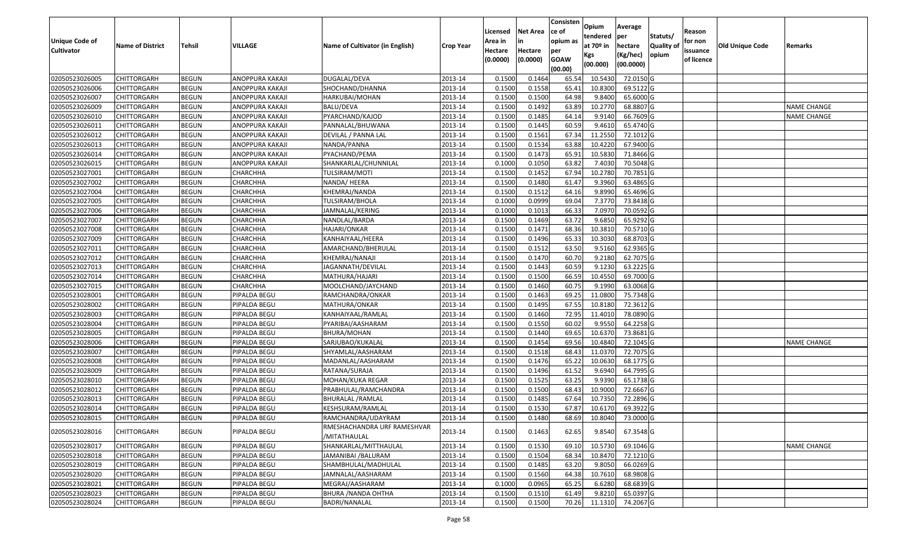| Unique Code of Cultivator | Name of District | Tehsil | VILLAGE | Name of Cultivator (in English) | Crop Year | Licensed Area in Hectare (0.0000) | Net Area in Hectare (0.0000) | Consistence of opium as per GOAW (00.00) | Opium tendered at 70º in Kgs (00.000) | Average per hectare (Kg/hec) (00.0000) | Statuts/ Quality of opium | Reason for non issuance of licence | Old Unique Code | Remarks |
|---|---|---|---|---|---|---|---|---|---|---|---|---|---|---|
| 02050523026005 | CHITTORGARH | BEGUN | ANOPPURA KAKAJI | DUGALAL/DEVA | 2013-14 | 0.1500 | 0.1464 | 65.54 | 10.5430 | 72.0150 | G | | | |
| 02050523026006 | CHITTORGARH | BEGUN | ANOPPURA KAKAJI | SHOCHAND/DHANNA | 2013-14 | 0.1500 | 0.1558 | 65.41 | 10.8300 | 69.5122 | G | | | |
| 02050523026007 | CHITTORGARH | BEGUN | ANOPPURA KAKAJI | HARKUBAI/MOHAN | 2013-14 | 0.1500 | 0.1500 | 64.98 | 9.8400 | 65.6000 | G | | | |
| 02050523026009 | CHITTORGARH | BEGUN | ANOPPURA KAKAJI | BALU/DEVA | 2013-14 | 0.1500 | 0.1492 | 63.89 | 10.2770 | 68.8807 | G | | | NAME CHANGE |
| 02050523026010 | CHITTORGARH | BEGUN | ANOPPURA KAKAJI | PYARCHAND/KAJOD | 2013-14 | 0.1500 | 0.1485 | 64.14 | 9.9140 | 66.7609 | G | | | NAME CHANGE |
| 02050523026011 | CHITTORGARH | BEGUN | ANOPPURA KAKAJI | PANNALAL/BHUWANA | 2013-14 | 0.1500 | 0.1445 | 60.59 | 9.4610 | 65.4740 | G | | | |
| 02050523026012 | CHITTORGARH | BEGUN | ANOPPURA KAKAJI | DEVILAL / PANNA LAL | 2013-14 | 0.1500 | 0.1561 | 67.34 | 11.2550 | 72.1012 | G | | | |
| 02050523026013 | CHITTORGARH | BEGUN | ANOPPURA KAKAJI | NANDA/PANNA | 2013-14 | 0.1500 | 0.1534 | 63.88 | 10.4220 | 67.9400 | G | | | |
| 02050523026014 | CHITTORGARH | BEGUN | ANOPPURA KAKAJI | PYACHAND/PEMA | 2013-14 | 0.1500 | 0.1473 | 65.91 | 10.5830 | 71.8466 | G | | | |
| 02050523026015 | CHITTORGARH | BEGUN | ANOPPURA KAKAJI | SHANKARLAL/CHUNNILAL | 2013-14 | 0.1000 | 0.1050 | 63.82 | 7.4030 | 70.5048 | G | | | |
| 02050523027001 | CHITTORGARH | BEGUN | CHARCHHA | TULSIRAM/MOTI | 2013-14 | 0.1500 | 0.1452 | 67.94 | 10.2780 | 70.7851 | G | | | |
| 02050523027002 | CHITTORGARH | BEGUN | CHARCHHA | NANDA/ HEERA | 2013-14 | 0.1500 | 0.1480 | 61.47 | 9.3960 | 63.4865 | G | | | |
| 02050523027004 | CHITTORGARH | BEGUN | CHARCHHA | KHEMRAJ/NANDA | 2013-14 | 0.1500 | 0.1512 | 64.16 | 9.8990 | 65.4696 | G | | | |
| 02050523027005 | CHITTORGARH | BEGUN | CHARCHHA | TULSIRAM/BHOLA | 2013-14 | 0.1000 | 0.0999 | 69.04 | 7.3770 | 73.8438 | G | | | |
| 02050523027006 | CHITTORGARH | BEGUN | CHARCHHA | JAMNALAL/KERING | 2013-14 | 0.1000 | 0.1013 | 66.33 | 7.0970 | 70.0592 | G | | | |
| 02050523027007 | CHITTORGARH | BEGUN | CHARCHHA | NANDLAL/BARDA | 2013-14 | 0.1500 | 0.1469 | 63.72 | 9.6850 | 65.9292 | G | | | |
| 02050523027008 | CHITTORGARH | BEGUN | CHARCHHA | HAJARI/ONKAR | 2013-14 | 0.1500 | 0.1471 | 68.36 | 10.3810 | 70.5710 | G | | | |
| 02050523027009 | CHITTORGARH | BEGUN | CHARCHHA | KANHAIYAAL/HEERA | 2013-14 | 0.1500 | 0.1496 | 65.33 | 10.3030 | 68.8703 | G | | | |
| 02050523027011 | CHITTORGARH | BEGUN | CHARCHHA | AMARCHAND/BHERULAL | 2013-14 | 0.1500 | 0.1512 | 63.50 | 9.5160 | 62.9365 | G | | | |
| 02050523027012 | CHITTORGARH | BEGUN | CHARCHHA | KHEMRAJ/NANAJI | 2013-14 | 0.1500 | 0.1470 | 60.70 | 9.2180 | 62.7075 | G | | | |
| 02050523027013 | CHITTORGARH | BEGUN | CHARCHHA | JAGANNATH/DEVILAL | 2013-14 | 0.1500 | 0.1443 | 60.59 | 9.1230 | 63.2225 | G | | | |
| 02050523027014 | CHITTORGARH | BEGUN | CHARCHHA | MATHURA/HAJARI | 2013-14 | 0.1500 | 0.1500 | 66.59 | 10.4550 | 69.7000 | G | | | |
| 02050523027015 | CHITTORGARH | BEGUN | CHARCHHA | MOOLCHAND/JAYCHAND | 2013-14 | 0.1500 | 0.1460 | 60.75 | 9.1990 | 63.0068 | G | | | |
| 02050523028001 | CHITTORGARH | BEGUN | PIPALDA BEGU | RAMCHANDRA/ONKAR | 2013-14 | 0.1500 | 0.1463 | 69.25 | 11.0800 | 75.7348 | G | | | |
| 02050523028002 | CHITTORGARH | BEGUN | PIPALDA BEGU | MATHURA/ONKAR | 2013-14 | 0.1500 | 0.1495 | 67.55 | 10.8180 | 72.3612 | G | | | |
| 02050523028003 | CHITTORGARH | BEGUN | PIPALDA BEGU | KANHAIYAAL/RAMLAL | 2013-14 | 0.1500 | 0.1460 | 72.95 | 11.4010 | 78.0890 | G | | | |
| 02050523028004 | CHITTORGARH | BEGUN | PIPALDA BEGU | PYARIBAI/AASHARAM | 2013-14 | 0.1500 | 0.1550 | 60.02 | 9.9550 | 64.2258 | G | | | |
| 02050523028005 | CHITTORGARH | BEGUN | PIPALDA BEGU | BHURA/MOHAN | 2013-14 | 0.1500 | 0.1440 | 69.65 | 10.6370 | 73.8681 | G | | | |
| 02050523028006 | CHITTORGARH | BEGUN | PIPALDA BEGU | SARJUBAO/KUKALAL | 2013-14 | 0.1500 | 0.1454 | 69.56 | 10.4840 | 72.1045 | G | | | NAME CHANGE |
| 02050523028007 | CHITTORGARH | BEGUN | PIPALDA BEGU | SHYAMLAL/AASHARAM | 2013-14 | 0.1500 | 0.1518 | 68.43 | 11.0370 | 72.7075 | G | | | |
| 02050523028008 | CHITTORGARH | BEGUN | PIPALDA BEGU | MADANLAL/AASHARAM | 2013-14 | 0.1500 | 0.1476 | 65.22 | 10.0630 | 68.1775 | G | | | |
| 02050523028009 | CHITTORGARH | BEGUN | PIPALDA BEGU | RATANA/SURAJA | 2013-14 | 0.1500 | 0.1496 | 61.52 | 9.6940 | 64.7995 | G | | | |
| 02050523028010 | CHITTORGARH | BEGUN | PIPALDA BEGU | MOHAN/KUKA REGAR | 2013-14 | 0.1500 | 0.1525 | 63.25 | 9.9390 | 65.1738 | G | | | |
| 02050523028012 | CHITTORGARH | BEGUN | PIPALDA BEGU | PRABHULAL/RAMCHANDRA | 2013-14 | 0.1500 | 0.1500 | 68.43 | 10.9000 | 72.6667 | G | | | |
| 02050523028013 | CHITTORGARH | BEGUN | PIPALDA BEGU | BHURALAL /RAMLAL | 2013-14 | 0.1500 | 0.1485 | 67.64 | 10.7350 | 72.2896 | G | | | |
| 02050523028014 | CHITTORGARH | BEGUN | PIPALDA BEGU | KESHSURAM/RAMLAL | 2013-14 | 0.1500 | 0.1530 | 67.87 | 10.6170 | 69.3922 | G | | | |
| 02050523028015 | CHITTORGARH | BEGUN | PIPALDA BEGU | RAMCHANDRA/UDAYRAM | 2013-14 | 0.1500 | 0.1480 | 68.69 | 10.8040 | 73.0000 | G | | | |
| 02050523028016 | CHITTORGARH | BEGUN | PIPALDA BEGU | RMESHACHANDRA URF RAMESHVAR /MITATHAULAL | 2013-14 | 0.1500 | 0.1463 | 62.65 | 9.8540 | 67.3548 | G | | | |
| 02050523028017 | CHITTORGARH | BEGUN | PIPALDA BEGU | SHANKARLAL/MITTHAULAL | 2013-14 | 0.1500 | 0.1530 | 69.10 | 10.5730 | 69.1046 | G | | | NAME CHANGE |
| 02050523028018 | CHITTORGARH | BEGUN | PIPALDA BEGU | JAMANIBAI /BALURAM | 2013-14 | 0.1500 | 0.1504 | 68.34 | 10.8470 | 72.1210 | G | | | |
| 02050523028019 | CHITTORGARH | BEGUN | PIPALDA BEGU | SHAMBHULAL/MADHULAL | 2013-14 | 0.1500 | 0.1485 | 63.20 | 9.8050 | 66.0269 | G | | | |
| 02050523028020 | CHITTORGARH | BEGUN | PIPALDA BEGU | JAMNALAL/AASHARAM | 2013-14 | 0.1500 | 0.1560 | 64.38 | 10.7610 | 68.9808 | G | | | |
| 02050523028021 | CHITTORGARH | BEGUN | PIPALDA BEGU | MEGRAJ/AASHARAM | 2013-14 | 0.1000 | 0.0965 | 65.25 | 6.6280 | 68.6839 | G | | | |
| 02050523028023 | CHITTORGARH | BEGUN | PIPALDA BEGU | BHURA /NANDA OHTHA | 2013-14 | 0.1500 | 0.1510 | 61.49 | 9.8210 | 65.0397 | G | | | |
| 02050523028024 | CHITTORGARH | BEGUN | PIPALDA BEGU | BADRI/NANALAL | 2013-14 | 0.1500 | 0.1500 | 70.26 | 11.1310 | 74.2067 | G | | | |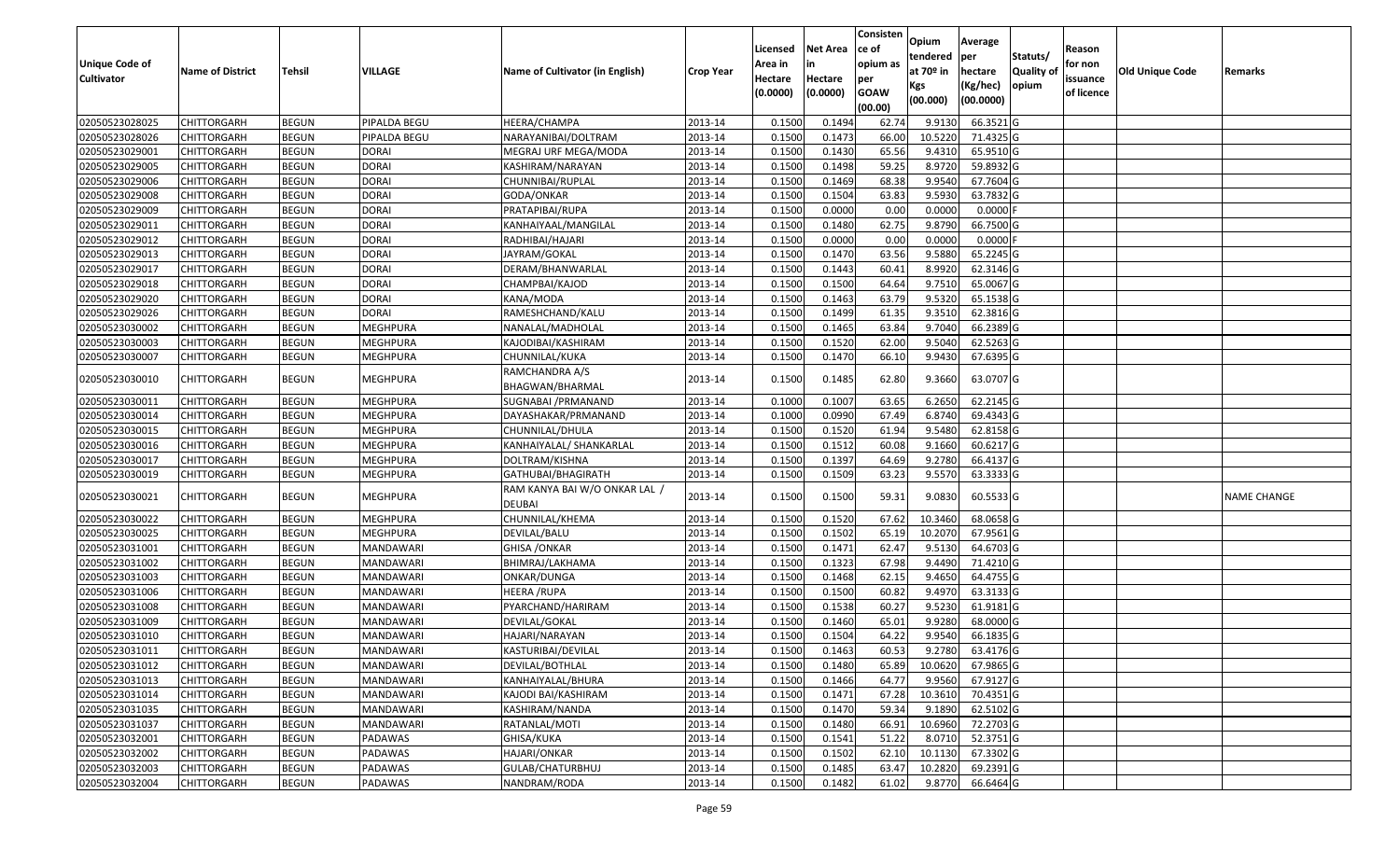| Unique Code of Cultivator | Name of District | Tehsil | VILLAGE | Name of Cultivator (in English) | Crop Year | Licensed Area in Hectare (0.0000) | Net Area in Hectare (0.0000) | Consistence of opium as per GOAW (00.00) | Opium tendered at 70º in Kgs (00.000) | Average per hectare (Kg/hec) (00.0000) | Statuts/ Quality of opium | Reason for non issuance of licence | Old Unique Code | Remarks |
|---|---|---|---|---|---|---|---|---|---|---|---|---|---|---|
| 02050523028025 | CHITTORGARH | BEGUN | PIPALDA BEGU | HEERA/CHAMPA | 2013-14 | 0.1500 | 0.1494 | 62.74 | 9.9130 | 66.3521 | G | | | |
| 02050523028026 | CHITTORGARH | BEGUN | PIPALDA BEGU | NARAYANIBAI/DOLTRAM | 2013-14 | 0.1500 | 0.1473 | 66.00 | 10.5220 | 71.4325 | G | | | |
| 02050523029001 | CHITTORGARH | BEGUN | DORAI | MEGRAJ URF MEGA/MODA | 2013-14 | 0.1500 | 0.1430 | 65.56 | 9.4310 | 65.9510 | G | | | |
| 02050523029005 | CHITTORGARH | BEGUN | DORAI | KASHIRAM/NARAYAN | 2013-14 | 0.1500 | 0.1498 | 59.25 | 8.9720 | 59.8932 | G | | | |
| 02050523029006 | CHITTORGARH | BEGUN | DORAI | CHUNNIBAI/RUPLAL | 2013-14 | 0.1500 | 0.1469 | 68.38 | 9.9540 | 67.7604 | G | | | |
| 02050523029008 | CHITTORGARH | BEGUN | DORAI | GODA/ONKAR | 2013-14 | 0.1500 | 0.1504 | 63.83 | 9.5930 | 63.7832 | G | | | |
| 02050523029009 | CHITTORGARH | BEGUN | DORAI | PRATAPIBAI/RUPA | 2013-14 | 0.1500 | 0.0000 | 0.00 | 0.0000 | 0.0000 | F | | | |
| 02050523029011 | CHITTORGARH | BEGUN | DORAI | KANHAIYAAL/MANGILAL | 2013-14 | 0.1500 | 0.1480 | 62.75 | 9.8790 | 66.7500 | G | | | |
| 02050523029012 | CHITTORGARH | BEGUN | DORAI | RADHIBAI/HAJARI | 2013-14 | 0.1500 | 0.0000 | 0.00 | 0.0000 | 0.0000 | F | | | |
| 02050523029013 | CHITTORGARH | BEGUN | DORAI | JAYRAM/GOKAL | 2013-14 | 0.1500 | 0.1470 | 63.56 | 9.5880 | 65.2245 | G | | | |
| 02050523029017 | CHITTORGARH | BEGUN | DORAI | DERAM/BHANWARLAL | 2013-14 | 0.1500 | 0.1443 | 60.41 | 8.9920 | 62.3146 | G | | | |
| 02050523029018 | CHITTORGARH | BEGUN | DORAI | CHAMPBAI/KAJOD | 2013-14 | 0.1500 | 0.1500 | 64.64 | 9.7510 | 65.0067 | G | | | |
| 02050523029020 | CHITTORGARH | BEGUN | DORAI | KANA/MODA | 2013-14 | 0.1500 | 0.1463 | 63.79 | 9.5320 | 65.1538 | G | | | |
| 02050523029026 | CHITTORGARH | BEGUN | DORAI | RAMESHCHAND/KALU | 2013-14 | 0.1500 | 0.1499 | 61.35 | 9.3510 | 62.3816 | G | | | |
| 02050523030002 | CHITTORGARH | BEGUN | MEGHPURA | NANALAL/MADHOLAL | 2013-14 | 0.1500 | 0.1465 | 63.84 | 9.7040 | 66.2389 | G | | | |
| 02050523030003 | CHITTORGARH | BEGUN | MEGHPURA | KAJODIBAI/KASHIRAM | 2013-14 | 0.1500 | 0.1520 | 62.00 | 9.5040 | 62.5263 | G | | | |
| 02050523030007 | CHITTORGARH | BEGUN | MEGHPURA | CHUNNILAL/KUKA | 2013-14 | 0.1500 | 0.1470 | 66.10 | 9.9430 | 67.6395 | G | | | |
| 02050523030010 | CHITTORGARH | BEGUN | MEGHPURA | RAMCHANDRA A/S BHAGWAN/BHARMAL | 2013-14 | 0.1500 | 0.1485 | 62.80 | 9.3660 | 63.0707 | G | | | |
| 02050523030011 | CHITTORGARH | BEGUN | MEGHPURA | SUGNABAI /PRMANAND | 2013-14 | 0.1000 | 0.1007 | 63.65 | 6.2650 | 62.2145 | G | | | |
| 02050523030014 | CHITTORGARH | BEGUN | MEGHPURA | DAYASHAKAR/PRMANAND | 2013-14 | 0.1000 | 0.0990 | 67.49 | 6.8740 | 69.4343 | G | | | |
| 02050523030015 | CHITTORGARH | BEGUN | MEGHPURA | CHUNNILAL/DHULA | 2013-14 | 0.1500 | 0.1520 | 61.94 | 9.5480 | 62.8158 | G | | | |
| 02050523030016 | CHITTORGARH | BEGUN | MEGHPURA | KANHAIYALAL/ SHANKARLAL | 2013-14 | 0.1500 | 0.1512 | 60.08 | 9.1660 | 60.6217 | G | | | |
| 02050523030017 | CHITTORGARH | BEGUN | MEGHPURA | DOLTRAM/KISHNA | 2013-14 | 0.1500 | 0.1397 | 64.69 | 9.2780 | 66.4137 | G | | | |
| 02050523030019 | CHITTORGARH | BEGUN | MEGHPURA | GATHUBAI/BHAGIRATH | 2013-14 | 0.1500 | 0.1509 | 63.23 | 9.5570 | 63.3333 | G | | | |
| 02050523030021 | CHITTORGARH | BEGUN | MEGHPURA | RAM KANYA BAI W/O ONKAR LAL / DEUBAI | 2013-14 | 0.1500 | 0.1500 | 59.31 | 9.0830 | 60.5533 | G | | | NAME CHANGE |
| 02050523030022 | CHITTORGARH | BEGUN | MEGHPURA | CHUNNILAL/KHEMA | 2013-14 | 0.1500 | 0.1520 | 67.62 | 10.3460 | 68.0658 | G | | | |
| 02050523030025 | CHITTORGARH | BEGUN | MEGHPURA | DEVILAL/BALU | 2013-14 | 0.1500 | 0.1502 | 65.19 | 10.2070 | 67.9561 | G | | | |
| 02050523031001 | CHITTORGARH | BEGUN | MANDAWARI | GHISA /ONKAR | 2013-14 | 0.1500 | 0.1471 | 62.47 | 9.5130 | 64.6703 | G | | | |
| 02050523031002 | CHITTORGARH | BEGUN | MANDAWARI | BHIMRAJ/LAKHAMA | 2013-14 | 0.1500 | 0.1323 | 67.98 | 9.4490 | 71.4210 | G | | | |
| 02050523031003 | CHITTORGARH | BEGUN | MANDAWARI | ONKAR/DUNGA | 2013-14 | 0.1500 | 0.1468 | 62.15 | 9.4650 | 64.4755 | G | | | |
| 02050523031006 | CHITTORGARH | BEGUN | MANDAWARI | HEERA /RUPA | 2013-14 | 0.1500 | 0.1500 | 60.82 | 9.4970 | 63.3133 | G | | | |
| 02050523031008 | CHITTORGARH | BEGUN | MANDAWARI | PYARCHAND/HARIRAM | 2013-14 | 0.1500 | 0.1538 | 60.27 | 9.5230 | 61.9181 | G | | | |
| 02050523031009 | CHITTORGARH | BEGUN | MANDAWARI | DEVILAL/GOKAL | 2013-14 | 0.1500 | 0.1460 | 65.01 | 9.9280 | 68.0000 | G | | | |
| 02050523031010 | CHITTORGARH | BEGUN | MANDAWARI | HAJARI/NARAYAN | 2013-14 | 0.1500 | 0.1504 | 64.22 | 9.9540 | 66.1835 | G | | | |
| 02050523031011 | CHITTORGARH | BEGUN | MANDAWARI | KASTURIBAI/DEVILAL | 2013-14 | 0.1500 | 0.1463 | 60.53 | 9.2780 | 63.4176 | G | | | |
| 02050523031012 | CHITTORGARH | BEGUN | MANDAWARI | DEVILAL/BOTHLAL | 2013-14 | 0.1500 | 0.1480 | 65.89 | 10.0620 | 67.9865 | G | | | |
| 02050523031013 | CHITTORGARH | BEGUN | MANDAWARI | KANHAIYALAL/BHURA | 2013-14 | 0.1500 | 0.1466 | 64.77 | 9.9560 | 67.9127 | G | | | |
| 02050523031014 | CHITTORGARH | BEGUN | MANDAWARI | KAJODI BAI/KASHIRAM | 2013-14 | 0.1500 | 0.1471 | 67.28 | 10.3610 | 70.4351 | G | | | |
| 02050523031035 | CHITTORGARH | BEGUN | MANDAWARI | KASHIRAM/NANDA | 2013-14 | 0.1500 | 0.1470 | 59.34 | 9.1890 | 62.5102 | G | | | |
| 02050523031037 | CHITTORGARH | BEGUN | MANDAWARI | RATANLAL/MOTI | 2013-14 | 0.1500 | 0.1480 | 66.91 | 10.6960 | 72.2703 | G | | | |
| 02050523032001 | CHITTORGARH | BEGUN | PADAWAS | GHISA/KUKA | 2013-14 | 0.1500 | 0.1541 | 51.22 | 8.0710 | 52.3751 | G | | | |
| 02050523032002 | CHITTORGARH | BEGUN | PADAWAS | HAJARI/ONKAR | 2013-14 | 0.1500 | 0.1502 | 62.10 | 10.1130 | 67.3302 | G | | | |
| 02050523032003 | CHITTORGARH | BEGUN | PADAWAS | GULAB/CHATURBHUJ | 2013-14 | 0.1500 | 0.1485 | 63.47 | 10.2820 | 69.2391 | G | | | |
| 02050523032004 | CHITTORGARH | BEGUN | PADAWAS | NANDRAM/RODA | 2013-14 | 0.1500 | 0.1482 | 61.02 | 9.8770 | 66.6464 | G | | | |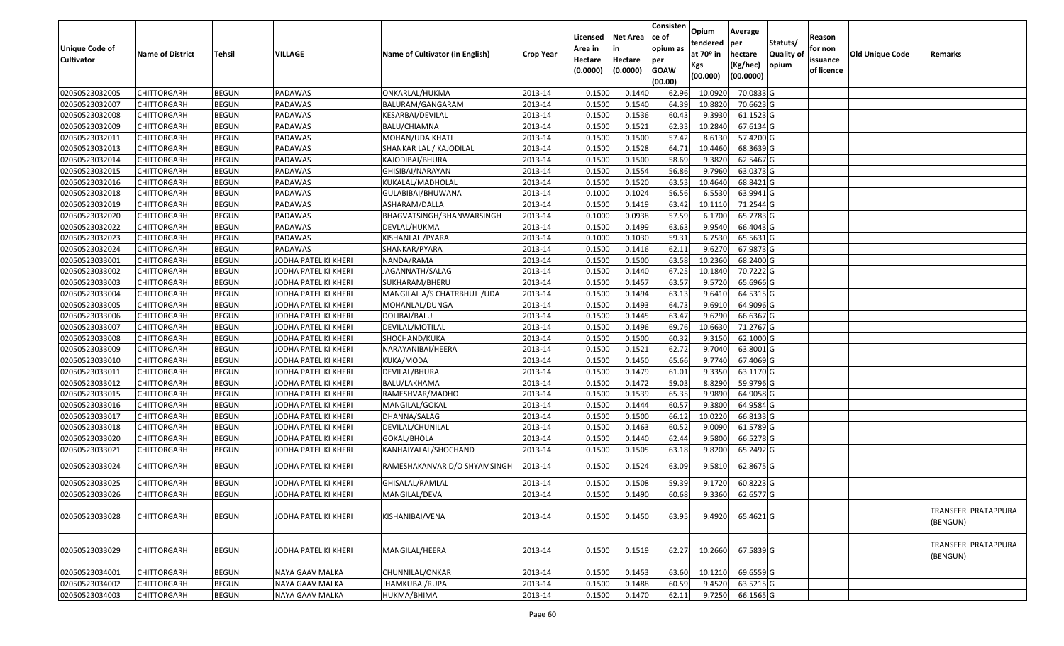| Unique Code of Cultivator | Name of District | Tehsil | VILLAGE | Name of Cultivator (in English) | Crop Year | Licensed Area in Hectare (0.0000) | Net Area in Hectare (0.0000) | Consistence of opium as per GOAW (00.00) | Opium tendered at 70º in Kgs (00.000) | Average per hectare (Kg/hec) (00.0000) | Statuts/ Quality of opium | Reason for non issuance of licence | Old Unique Code | Remarks |
|---|---|---|---|---|---|---|---|---|---|---|---|---|---|---|
| 02050523032005 | CHITTORGARH | BEGUN | PADAWAS | ONKARLAL/HUKMA | 2013-14 | 0.1500 | 0.1440 | 62.96 | 10.0920 | 70.0833 | G | | | |
| 02050523032007 | CHITTORGARH | BEGUN | PADAWAS | BALURAM/GANGARAM | 2013-14 | 0.1500 | 0.1540 | 64.39 | 10.8820 | 70.6623 | G | | | |
| 02050523032008 | CHITTORGARH | BEGUN | PADAWAS | KESARBAI/DEVILAL | 2013-14 | 0.1500 | 0.1536 | 60.43 | 9.3930 | 61.1523 | G | | | |
| 02050523032009 | CHITTORGARH | BEGUN | PADAWAS | BALU/CHIAMNA | 2013-14 | 0.1500 | 0.1521 | 62.33 | 10.2840 | 67.6134 | G | | | |
| 02050523032011 | CHITTORGARH | BEGUN | PADAWAS | MOHAN/UDA KHATI | 2013-14 | 0.1500 | 0.1500 | 57.42 | 8.6130 | 57.4200 | G | | | |
| 02050523032013 | CHITTORGARH | BEGUN | PADAWAS | SHANKAR LAL / KAJODILAL | 2013-14 | 0.1500 | 0.1528 | 64.71 | 10.4460 | 68.3639 | G | | | |
| 02050523032014 | CHITTORGARH | BEGUN | PADAWAS | KAJODIBAI/BHURA | 2013-14 | 0.1500 | 0.1500 | 58.69 | 9.3820 | 62.5467 | G | | | |
| 02050523032015 | CHITTORGARH | BEGUN | PADAWAS | GHISIBAI/NARAYAN | 2013-14 | 0.1500 | 0.1554 | 56.86 | 9.7960 | 63.0373 | G | | | |
| 02050523032016 | CHITTORGARH | BEGUN | PADAWAS | KUKALAL/MADHOLAL | 2013-14 | 0.1500 | 0.1520 | 63.53 | 10.4640 | 68.8421 | G | | | |
| 02050523032018 | CHITTORGARH | BEGUN | PADAWAS | GULABIBAI/BHUWANA | 2013-14 | 0.1000 | 0.1024 | 56.56 | 6.5530 | 63.9941 | G | | | |
| 02050523032019 | CHITTORGARH | BEGUN | PADAWAS | ASHARAM/DALLA | 2013-14 | 0.1500 | 0.1419 | 63.42 | 10.1110 | 71.2544 | G | | | |
| 02050523032020 | CHITTORGARH | BEGUN | PADAWAS | BHAGVATSINGH/BHANWARSINGH | 2013-14 | 0.1000 | 0.0938 | 57.59 | 6.1700 | 65.7783 | G | | | |
| 02050523032022 | CHITTORGARH | BEGUN | PADAWAS | DEVLAL/HUKMA | 2013-14 | 0.1500 | 0.1499 | 63.63 | 9.9540 | 66.4043 | G | | | |
| 02050523032023 | CHITTORGARH | BEGUN | PADAWAS | KISHANLAL /PYARA | 2013-14 | 0.1000 | 0.1030 | 59.31 | 6.7530 | 65.5631 | G | | | |
| 02050523032024 | CHITTORGARH | BEGUN | PADAWAS | SHANKAR/PYARA | 2013-14 | 0.1500 | 0.1416 | 62.11 | 9.6270 | 67.9873 | G | | | |
| 02050523033001 | CHITTORGARH | BEGUN | JODHA PATEL KI KHERI | NANDA/RAMA | 2013-14 | 0.1500 | 0.1500 | 63.58 | 10.2360 | 68.2400 | G | | | |
| 02050523033002 | CHITTORGARH | BEGUN | JODHA PATEL KI KHERI | JAGANNATH/SALAG | 2013-14 | 0.1500 | 0.1440 | 67.25 | 10.1840 | 70.7222 | G | | | |
| 02050523033003 | CHITTORGARH | BEGUN | JODHA PATEL KI KHERI | SUKHARAM/BHERU | 2013-14 | 0.1500 | 0.1457 | 63.57 | 9.5720 | 65.6966 | G | | | |
| 02050523033004 | CHITTORGARH | BEGUN | JODHA PATEL KI KHERI | MANGILAL A/S CHATRBHUJ /UDA | 2013-14 | 0.1500 | 0.1494 | 63.13 | 9.6410 | 64.5315 | G | | | |
| 02050523033005 | CHITTORGARH | BEGUN | JODHA PATEL KI KHERI | MOHANLAL/DUNGA | 2013-14 | 0.1500 | 0.1493 | 64.73 | 9.6910 | 64.9096 | G | | | |
| 02050523033006 | CHITTORGARH | BEGUN | JODHA PATEL KI KHERI | DOLIBAI/BALU | 2013-14 | 0.1500 | 0.1445 | 63.47 | 9.6290 | 66.6367 | G | | | |
| 02050523033007 | CHITTORGARH | BEGUN | JODHA PATEL KI KHERI | DEVILAL/MOTILAL | 2013-14 | 0.1500 | 0.1496 | 69.76 | 10.6630 | 71.2767 | G | | | |
| 02050523033008 | CHITTORGARH | BEGUN | JODHA PATEL KI KHERI | SHOCHAND/KUKA | 2013-14 | 0.1500 | 0.1500 | 60.32 | 9.3150 | 62.1000 | G | | | |
| 02050523033009 | CHITTORGARH | BEGUN | JODHA PATEL KI KHERI | NARAYANIBAI/HEERA | 2013-14 | 0.1500 | 0.1521 | 62.72 | 9.7040 | 63.8001 | G | | | |
| 02050523033010 | CHITTORGARH | BEGUN | JODHA PATEL KI KHERI | KUKA/MODA | 2013-14 | 0.1500 | 0.1450 | 65.66 | 9.7740 | 67.4069 | G | | | |
| 02050523033011 | CHITTORGARH | BEGUN | JODHA PATEL KI KHERI | DEVILAL/BHURA | 2013-14 | 0.1500 | 0.1479 | 61.01 | 9.3350 | 63.1170 | G | | | |
| 02050523033012 | CHITTORGARH | BEGUN | JODHA PATEL KI KHERI | BALU/LAKHAMA | 2013-14 | 0.1500 | 0.1472 | 59.03 | 8.8290 | 59.9796 | G | | | |
| 02050523033015 | CHITTORGARH | BEGUN | JODHA PATEL KI KHERI | RAMESHVAR/MADHO | 2013-14 | 0.1500 | 0.1539 | 65.35 | 9.9890 | 64.9058 | G | | | |
| 02050523033016 | CHITTORGARH | BEGUN | JODHA PATEL KI KHERI | MANGILAL/GOKAL | 2013-14 | 0.1500 | 0.1444 | 60.57 | 9.3800 | 64.9584 | G | | | |
| 02050523033017 | CHITTORGARH | BEGUN | JODHA PATEL KI KHERI | DHANNA/SALAG | 2013-14 | 0.1500 | 0.1500 | 66.12 | 10.0220 | 66.8133 | G | | | |
| 02050523033018 | CHITTORGARH | BEGUN | JODHA PATEL KI KHERI | DEVILAL/CHUNILAL | 2013-14 | 0.1500 | 0.1463 | 60.52 | 9.0090 | 61.5789 | G | | | |
| 02050523033020 | CHITTORGARH | BEGUN | JODHA PATEL KI KHERI | GOKAL/BHOLA | 2013-14 | 0.1500 | 0.1440 | 62.44 | 9.5800 | 66.5278 | G | | | |
| 02050523033021 | CHITTORGARH | BEGUN | JODHA PATEL KI KHERI | KANHAIYALAL/SHOCHAND | 2013-14 | 0.1500 | 0.1505 | 63.18 | 9.8200 | 65.2492 | G | | | |
| 02050523033024 | CHITTORGARH | BEGUN | JODHA PATEL KI KHERI | RAMESHAKANVAR D/O SHYAMSINGH | 2013-14 | 0.1500 | 0.1524 | 63.09 | 9.5810 | 62.8675 | G | | | |
| 02050523033025 | CHITTORGARH | BEGUN | JODHA PATEL KI KHERI | GHISALAL/RAMLAL | 2013-14 | 0.1500 | 0.1508 | 59.39 | 9.1720 | 60.8223 | G | | | |
| 02050523033026 | CHITTORGARH | BEGUN | JODHA PATEL KI KHERI | MANGILAL/DEVA | 2013-14 | 0.1500 | 0.1490 | 60.68 | 9.3360 | 62.6577 | G | | | |
| 02050523033028 | CHITTORGARH | BEGUN | JODHA PATEL KI KHERI | KISHANIBAI/VENA | 2013-14 | 0.1500 | 0.1450 | 63.95 | 9.4920 | 65.4621 | G | | | TRANSFER PRATAPPURA (BENGUN) |
| 02050523033029 | CHITTORGARH | BEGUN | JODHA PATEL KI KHERI | MANGILAL/HEERA | 2013-14 | 0.1500 | 0.1519 | 62.27 | 10.2660 | 67.5839 | G | | | TRANSFER PRATAPPURA (BENGUN) |
| 02050523034001 | CHITTORGARH | BEGUN | NAYA GAAV MALKA | CHUNNILAL/ONKAR | 2013-14 | 0.1500 | 0.1453 | 63.60 | 10.1210 | 69.6559 | G | | | |
| 02050523034002 | CHITTORGARH | BEGUN | NAYA GAAV MALKA | JHAMKUBAI/RUPA | 2013-14 | 0.1500 | 0.1488 | 60.59 | 9.4520 | 63.5215 | G | | | |
| 02050523034003 | CHITTORGARH | BEGUN | NAYA GAAV MALKA | HUKMA/BHIMA | 2013-14 | 0.1500 | 0.1470 | 62.11 | 9.7250 | 66.1565 | G | | | |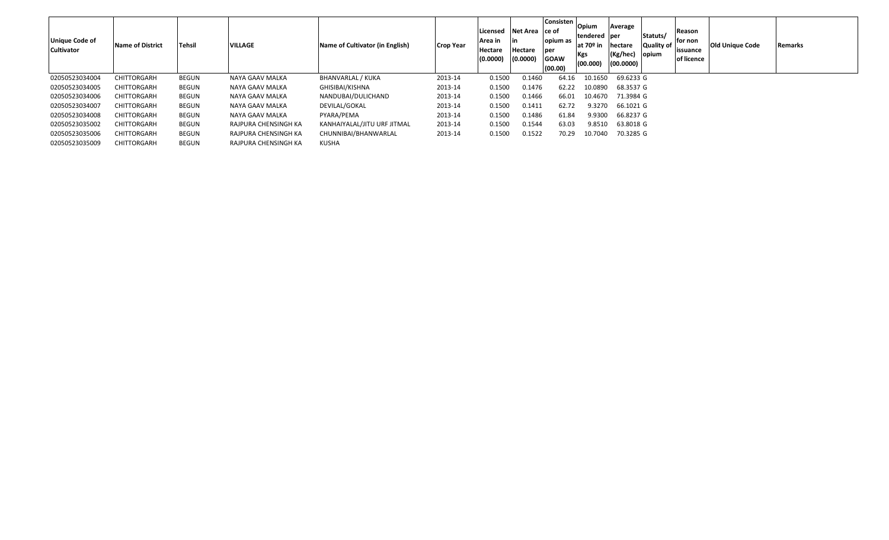| Unique Code of Cultivator | Name of District | Tehsil | VILLAGE | Name of Cultivator (in English) | Crop Year | Licensed Area in Hectare (0.0000) | Net Area in Hectare (0.0000) | Consistence of opium as per GOAW (00.00) | Opium tendered at 70º in Kgs (00.000) | Average per hectare (Kg/hec) (00.0000) | Statuts/ Quality of opium | Reason for non issuance of licence | Old Unique Code | Remarks |
|---|---|---|---|---|---|---|---|---|---|---|---|---|---|---|
| 02050523034004 | CHITTORGARH | BEGUN | NAYA GAAV MALKA | BHANVARLAL / KUKA | 2013-14 | 0.1500 | 0.1460 | 64.16 | 10.1650 | 69.6233 | G | | | |
| 02050523034005 | CHITTORGARH | BEGUN | NAYA GAAV MALKA | GHISIBAI/KISHNA | 2013-14 | 0.1500 | 0.1476 | 62.22 | 10.0890 | 68.3537 | G | | | |
| 02050523034006 | CHITTORGARH | BEGUN | NAYA GAAV MALKA | NANDUBAI/DULICHAND | 2013-14 | 0.1500 | 0.1466 | 66.01 | 10.4670 | 71.3984 | G | | | |
| 02050523034007 | CHITTORGARH | BEGUN | NAYA GAAV MALKA | DEVILAL/GOKAL | 2013-14 | 0.1500 | 0.1411 | 62.72 | 9.3270 | 66.1021 | G | | | |
| 02050523034008 | CHITTORGARH | BEGUN | NAYA GAAV MALKA | PYARA/PEMA | 2013-14 | 0.1500 | 0.1486 | 61.84 | 9.9300 | 66.8237 | G | | | |
| 02050523035002 | CHITTORGARH | BEGUN | RAJPURA CHENSINGH KA | KANHAIYALAL/JITU URF JITMAL | 2013-14 | 0.1500 | 0.1544 | 63.03 | 9.8510 | 63.8018 | G | | | |
| 02050523035006 | CHITTORGARH | BEGUN | RAJPURA CHENSINGH KA | CHUNNIBAI/BHANWARLAL | 2013-14 | 0.1500 | 0.1522 | 70.29 | 10.7040 | 70.3285 | G | | | |
| 02050523035009 | CHITTORGARH | BEGUN | RAJPURA CHENSINGH KA | KUSHA | | | | | | | | | | |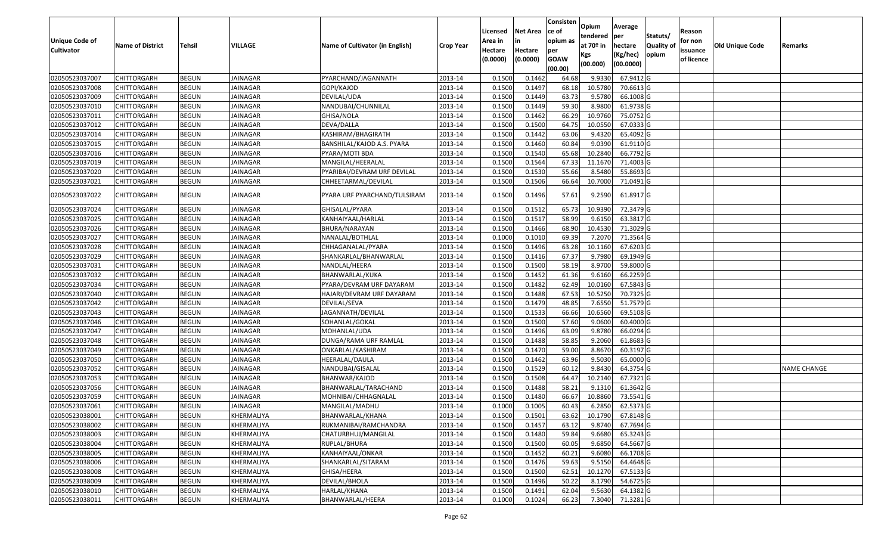| Unique Code of Cultivator | Name of District | Tehsil | VILLAGE | Name of Cultivator (in English) | Crop Year | Licensed Area in Hectare (0.0000) | Net Area in Hectare (0.0000) | Consistence of opium as per GOAW (00.00) | Opium tendered at 70º in Kgs (00.000) | Average per hectare (Kg/hec) (00.0000) | Statuts/ Quality of opium | Reason for non issuance of licence | Old Unique Code | Remarks |
|---|---|---|---|---|---|---|---|---|---|---|---|---|---|---|
| 02050523037007 | CHITTORGARH | BEGUN | JAINAGAR | PYARCHAND/JAGANNATH | 2013-14 | 0.1500 | 0.1462 | 64.68 | 9.9330 | 67.9412 | G | | | |
| 02050523037008 | CHITTORGARH | BEGUN | JAINAGAR | GOPI/KAJOD | 2013-14 | 0.1500 | 0.1497 | 68.18 | 10.5780 | 70.6613 | G | | | |
| 02050523037009 | CHITTORGARH | BEGUN | JAINAGAR | DEVILAL/UDA | 2013-14 | 0.1500 | 0.1449 | 63.73 | 9.5780 | 66.1008 | G | | | |
| 02050523037010 | CHITTORGARH | BEGUN | JAINAGAR | NANDUBAI/CHUNNILAL | 2013-14 | 0.1500 | 0.1449 | 59.30 | 8.9800 | 61.9738 | G | | | |
| 02050523037011 | CHITTORGARH | BEGUN | JAINAGAR | GHISA/NOLA | 2013-14 | 0.1500 | 0.1462 | 66.29 | 10.9760 | 75.0752 | G | | | |
| 02050523037012 | CHITTORGARH | BEGUN | JAINAGAR | DEVA/DALLA | 2013-14 | 0.1500 | 0.1500 | 64.75 | 10.0550 | 67.0333 | G | | | |
| 02050523037014 | CHITTORGARH | BEGUN | JAINAGAR | KASHIRAM/BHAGIRATH | 2013-14 | 0.1500 | 0.1442 | 63.06 | 9.4320 | 65.4092 | G | | | |
| 02050523037015 | CHITTORGARH | BEGUN | JAINAGAR | BANSHILAL/KAJOD A.S. PYARA | 2013-14 | 0.1500 | 0.1460 | 60.84 | 9.0390 | 61.9110 | G | | | |
| 02050523037016 | CHITTORGARH | BEGUN | JAINAGAR | PYARA/MOTI BDA | 2013-14 | 0.1500 | 0.1540 | 65.68 | 10.2840 | 66.7792 | G | | | |
| 02050523037019 | CHITTORGARH | BEGUN | JAINAGAR | MANGILAL/HEERALAL | 2013-14 | 0.1500 | 0.1564 | 67.33 | 11.1670 | 71.4003 | G | | | |
| 02050523037020 | CHITTORGARH | BEGUN | JAINAGAR | PYARIBAI/DEVRAM URF DEVILAL | 2013-14 | 0.1500 | 0.1530 | 55.66 | 8.5480 | 55.8693 | G | | | |
| 02050523037021 | CHITTORGARH | BEGUN | JAINAGAR | CHHEETARMAL/DEVILAL | 2013-14 | 0.1500 | 0.1506 | 66.64 | 10.7000 | 71.0491 | G | | | |
| 02050523037022 | CHITTORGARH | BEGUN | JAINAGAR | PYARA URF PYARCHAND/TULSIRAM | 2013-14 | 0.1500 | 0.1496 | 57.61 | 9.2590 | 61.8917 | G | | | |
| 02050523037024 | CHITTORGARH | BEGUN | JAINAGAR | GHISALAL/PYARA | 2013-14 | 0.1500 | 0.1512 | 65.73 | 10.9390 | 72.3479 | G | | | |
| 02050523037025 | CHITTORGARH | BEGUN | JAINAGAR | KANHAIYAAL/HARLAL | 2013-14 | 0.1500 | 0.1517 | 58.99 | 9.6150 | 63.3817 | G | | | |
| 02050523037026 | CHITTORGARH | BEGUN | JAINAGAR | BHURA/NARAYAN | 2013-14 | 0.1500 | 0.1466 | 68.90 | 10.4530 | 71.3029 | G | | | |
| 02050523037027 | CHITTORGARH | BEGUN | JAINAGAR | NANALAL/BOTHLAL | 2013-14 | 0.1000 | 0.1010 | 69.39 | 7.2070 | 71.3564 | G | | | |
| 02050523037028 | CHITTORGARH | BEGUN | JAINAGAR | CHHAGANALAL/PYARA | 2013-14 | 0.1500 | 0.1496 | 63.28 | 10.1160 | 67.6203 | G | | | |
| 02050523037029 | CHITTORGARH | BEGUN | JAINAGAR | SHANKARLAL/BHANWARLAL | 2013-14 | 0.1500 | 0.1416 | 67.37 | 9.7980 | 69.1949 | G | | | |
| 02050523037031 | CHITTORGARH | BEGUN | JAINAGAR | NANDLAL/HEERA | 2013-14 | 0.1500 | 0.1500 | 58.19 | 8.9700 | 59.8000 | G | | | |
| 02050523037032 | CHITTORGARH | BEGUN | JAINAGAR | BHANWARLAL/KUKA | 2013-14 | 0.1500 | 0.1452 | 61.36 | 9.6160 | 66.2259 | G | | | |
| 02050523037034 | CHITTORGARH | BEGUN | JAINAGAR | PYARA/DEVRAM URF DAYARAM | 2013-14 | 0.1500 | 0.1482 | 62.49 | 10.0160 | 67.5843 | G | | | |
| 02050523037040 | CHITTORGARH | BEGUN | JAINAGAR | HAJARI/DEVRAM URF DAYARAM | 2013-14 | 0.1500 | 0.1488 | 67.53 | 10.5250 | 70.7325 | G | | | |
| 02050523037042 | CHITTORGARH | BEGUN | JAINAGAR | DEVILAL/SEVA | 2013-14 | 0.1500 | 0.1479 | 48.85 | 7.6550 | 51.7579 | G | | | |
| 02050523037043 | CHITTORGARH | BEGUN | JAINAGAR | JAGANNATH/DEVILAL | 2013-14 | 0.1500 | 0.1533 | 66.66 | 10.6560 | 69.5108 | G | | | |
| 02050523037046 | CHITTORGARH | BEGUN | JAINAGAR | SOHANLAL/GOKAL | 2013-14 | 0.1500 | 0.1500 | 57.60 | 9.0600 | 60.4000 | G | | | |
| 02050523037047 | CHITTORGARH | BEGUN | JAINAGAR | MOHANLAL/UDA | 2013-14 | 0.1500 | 0.1496 | 63.09 | 9.8780 | 66.0294 | G | | | |
| 02050523037048 | CHITTORGARH | BEGUN | JAINAGAR | DUNGA/RAMA URF RAMLAL | 2013-14 | 0.1500 | 0.1488 | 58.85 | 9.2060 | 61.8683 | G | | | |
| 02050523037049 | CHITTORGARH | BEGUN | JAINAGAR | ONKARLAL/KASHIRAM | 2013-14 | 0.1500 | 0.1470 | 59.00 | 8.8670 | 60.3197 | G | | | |
| 02050523037050 | CHITTORGARH | BEGUN | JAINAGAR | HEERALAL/DAULA | 2013-14 | 0.1500 | 0.1462 | 63.96 | 9.5030 | 65.0000 | G | | | |
| 02050523037052 | CHITTORGARH | BEGUN | JAINAGAR | NANDUBAI/GISALAL | 2013-14 | 0.1500 | 0.1529 | 60.12 | 9.8430 | 64.3754 | G | | | NAME CHANGE |
| 02050523037053 | CHITTORGARH | BEGUN | JAINAGAR | BHANWAR/KAJOD | 2013-14 | 0.1500 | 0.1508 | 64.47 | 10.2140 | 67.7321 | G | | | |
| 02050523037056 | CHITTORGARH | BEGUN | JAINAGAR | BHANWARLAL/TARACHAND | 2013-14 | 0.1500 | 0.1488 | 58.21 | 9.1310 | 61.3642 | G | | | |
| 02050523037059 | CHITTORGARH | BEGUN | JAINAGAR | MOHNIBAI/CHHAGNALAL | 2013-14 | 0.1500 | 0.1480 | 66.67 | 10.8860 | 73.5541 | G | | | |
| 02050523037061 | CHITTORGARH | BEGUN | JAINAGAR | MANGILAL/MADHU | 2013-14 | 0.1000 | 0.1005 | 60.43 | 6.2850 | 62.5373 | G | | | |
| 02050523038001 | CHITTORGARH | BEGUN | KHERMALIYA | BHANWARLAL/KHANA | 2013-14 | 0.1500 | 0.1501 | 63.62 | 10.1790 | 67.8148 | G | | | |
| 02050523038002 | CHITTORGARH | BEGUN | KHERMALIYA | RUKMANIBAI/RAMCHANDRA | 2013-14 | 0.1500 | 0.1457 | 63.12 | 9.8740 | 67.7694 | G | | | |
| 02050523038003 | CHITTORGARH | BEGUN | KHERMALIYA | CHATURBHUJ/MANGILAL | 2013-14 | 0.1500 | 0.1480 | 59.84 | 9.6680 | 65.3243 | G | | | |
| 02050523038004 | CHITTORGARH | BEGUN | KHERMALIYA | RUPLAL/BHURA | 2013-14 | 0.1500 | 0.1500 | 60.05 | 9.6850 | 64.5667 | G | | | |
| 02050523038005 | CHITTORGARH | BEGUN | KHERMALIYA | KANHAIYAAL/ONKAR | 2013-14 | 0.1500 | 0.1452 | 60.21 | 9.6080 | 66.1708 | G | | | |
| 02050523038006 | CHITTORGARH | BEGUN | KHERMALIYA | SHANKARLAL/SITARAM | 2013-14 | 0.1500 | 0.1476 | 59.63 | 9.5150 | 64.4648 | G | | | |
| 02050523038008 | CHITTORGARH | BEGUN | KHERMALIYA | GHISA/HEERA | 2013-14 | 0.1500 | 0.1500 | 62.51 | 10.1270 | 67.5133 | G | | | |
| 02050523038009 | CHITTORGARH | BEGUN | KHERMALIYA | DEVILAL/BHOLA | 2013-14 | 0.1500 | 0.1496 | 50.22 | 8.1790 | 54.6725 | G | | | |
| 02050523038010 | CHITTORGARH | BEGUN | KHERMALIYA | HARLAL/KHANA | 2013-14 | 0.1500 | 0.1491 | 62.04 | 9.5630 | 64.1382 | G | | | |
| 02050523038011 | CHITTORGARH | BEGUN | KHERMALIYA | BHANWARLAL/HEERA | 2013-14 | 0.1000 | 0.1024 | 66.23 | 7.3040 | 71.3281 | G | | | |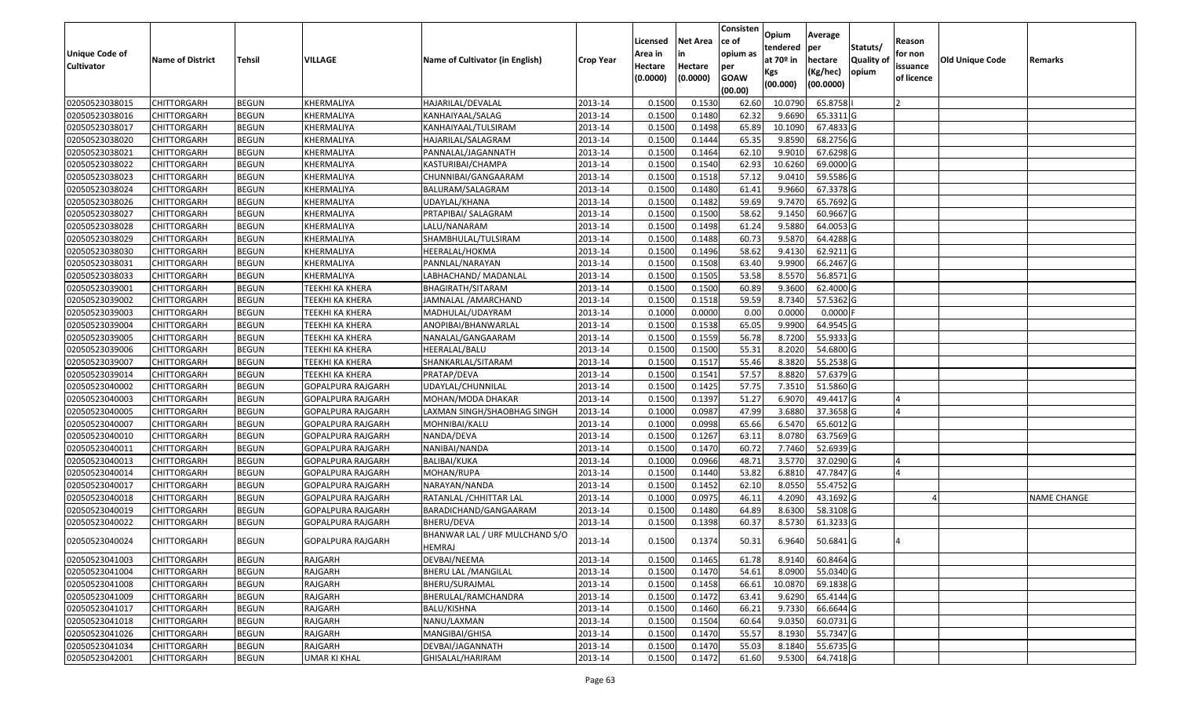| Unique Code of Cultivator | Name of District | Tehsil | VILLAGE | Name of Cultivator (in English) | Crop Year | Licensed Area in Hectare (0.0000) | Net Area in Hectare (0.0000) | Consistence of opium as per GOAW (00.00) | Opium tendered at 70º in Kgs (00.000) | Average per hectare (Kg/hec) (00.0000) | Statuts/ Quality of opium | Reason for non issuance of licence | Old Unique Code | Remarks |
|---|---|---|---|---|---|---|---|---|---|---|---|---|---|---|
| 02050523038015 | CHITTORGARH | BEGUN | KHERMALIYA | HAJARILAL/DEVALAL | 2013-14 | 0.1500 | 0.1530 | 62.60 | 10.0790 | 65.8758 | I | 2 | | |
| 02050523038016 | CHITTORGARH | BEGUN | KHERMALIYA | KANHAIYAAL/SALAG | 2013-14 | 0.1500 | 0.1480 | 62.32 | 9.6690 | 65.3311 | G | | | |
| 02050523038017 | CHITTORGARH | BEGUN | KHERMALIYA | KANHAIYAAL/TULSIRAM | 2013-14 | 0.1500 | 0.1498 | 65.89 | 10.1090 | 67.4833 | G | | | |
| 02050523038020 | CHITTORGARH | BEGUN | KHERMALIYA | HAJARILAL/SALAGRAM | 2013-14 | 0.1500 | 0.1444 | 65.35 | 9.8590 | 68.2756 | G | | | |
| 02050523038021 | CHITTORGARH | BEGUN | KHERMALIYA | PANNALAL/JAGANNATH | 2013-14 | 0.1500 | 0.1464 | 62.10 | 9.9010 | 67.6298 | G | | | |
| 02050523038022 | CHITTORGARH | BEGUN | KHERMALIYA | KASTURIBAI/CHAMPA | 2013-14 | 0.1500 | 0.1540 | 62.93 | 10.6260 | 69.0000 | G | | | |
| 02050523038023 | CHITTORGARH | BEGUN | KHERMALIYA | CHUNNIBAI/GANGAARAM | 2013-14 | 0.1500 | 0.1518 | 57.12 | 9.0410 | 59.5586 | G | | | |
| 02050523038024 | CHITTORGARH | BEGUN | KHERMALIYA | BALURAM/SALAGRAM | 2013-14 | 0.1500 | 0.1480 | 61.41 | 9.9660 | 67.3378 | G | | | |
| 02050523038026 | CHITTORGARH | BEGUN | KHERMALIYA | UDAYLAL/KHANA | 2013-14 | 0.1500 | 0.1482 | 59.69 | 9.7470 | 65.7692 | G | | | |
| 02050523038027 | CHITTORGARH | BEGUN | KHERMALIYA | PRTAPIBAI/ SALAGRAM | 2013-14 | 0.1500 | 0.1500 | 58.62 | 9.1450 | 60.9667 | G | | | |
| 02050523038028 | CHITTORGARH | BEGUN | KHERMALIYA | LALU/NANARAM | 2013-14 | 0.1500 | 0.1498 | 61.24 | 9.5880 | 64.0053 | G | | | |
| 02050523038029 | CHITTORGARH | BEGUN | KHERMALIYA | SHAMBHULAL/TULSIRAM | 2013-14 | 0.1500 | 0.1488 | 60.73 | 9.5870 | 64.4288 | G | | | |
| 02050523038030 | CHITTORGARH | BEGUN | KHERMALIYA | HEERALAL/HOKMA | 2013-14 | 0.1500 | 0.1496 | 58.62 | 9.4130 | 62.9211 | G | | | |
| 02050523038031 | CHITTORGARH | BEGUN | KHERMALIYA | PANNLAL/NARAYAN | 2013-14 | 0.1500 | 0.1508 | 63.40 | 9.9900 | 66.2467 | G | | | |
| 02050523038033 | CHITTORGARH | BEGUN | KHERMALIYA | LABHACHAND/ MADANLAL | 2013-14 | 0.1500 | 0.1505 | 53.58 | 8.5570 | 56.8571 | G | | | |
| 02050523039001 | CHITTORGARH | BEGUN | TEEKHI KA KHERA | BHAGIRATH/SITARAM | 2013-14 | 0.1500 | 0.1500 | 60.89 | 9.3600 | 62.4000 | G | | | |
| 02050523039002 | CHITTORGARH | BEGUN | TEEKHI KA KHERA | JAMNALAL /AMARCHAND | 2013-14 | 0.1500 | 0.1518 | 59.59 | 8.7340 | 57.5362 | G | | | |
| 02050523039003 | CHITTORGARH | BEGUN | TEEKHI KA KHERA | MADHULAL/UDAYRAM | 2013-14 | 0.1000 | 0.0000 | 0.00 | 0.0000 | 0.0000 | F | | | |
| 02050523039004 | CHITTORGARH | BEGUN | TEEKHI KA KHERA | ANOPIBAI/BHANWARLAL | 2013-14 | 0.1500 | 0.1538 | 65.05 | 9.9900 | 64.9545 | G | | | |
| 02050523039005 | CHITTORGARH | BEGUN | TEEKHI KA KHERA | NANALAL/GANGAARAM | 2013-14 | 0.1500 | 0.1559 | 56.78 | 8.7200 | 55.9333 | G | | | |
| 02050523039006 | CHITTORGARH | BEGUN | TEEKHI KA KHERA | HEERALAL/BALU | 2013-14 | 0.1500 | 0.1500 | 55.31 | 8.2020 | 54.6800 | G | | | |
| 02050523039007 | CHITTORGARH | BEGUN | TEEKHI KA KHERA | SHANKARLAL/SITARAM | 2013-14 | 0.1500 | 0.1517 | 55.46 | 8.3820 | 55.2538 | G | | | |
| 02050523039014 | CHITTORGARH | BEGUN | TEEKHI KA KHERA | PRATAP/DEVA | 2013-14 | 0.1500 | 0.1541 | 57.57 | 8.8820 | 57.6379 | G | | | |
| 02050523040002 | CHITTORGARH | BEGUN | GOPALPURA RAJGARH | UDAYLAL/CHUNNILAL | 2013-14 | 0.1500 | 0.1425 | 57.75 | 7.3510 | 51.5860 | G | | | |
| 02050523040003 | CHITTORGARH | BEGUN | GOPALPURA RAJGARH | MOHAN/MODA DHAKAR | 2013-14 | 0.1500 | 0.1397 | 51.27 | 6.9070 | 49.4417 | G | 4 | | |
| 02050523040005 | CHITTORGARH | BEGUN | GOPALPURA RAJGARH | LAXMAN SINGH/SHAOBHAG SINGH | 2013-14 | 0.1000 | 0.0987 | 47.99 | 3.6880 | 37.3658 | G | 4 | | |
| 02050523040007 | CHITTORGARH | BEGUN | GOPALPURA RAJGARH | MOHNIBAI/KALU | 2013-14 | 0.1000 | 0.0998 | 65.66 | 6.5470 | 65.6012 | G | | | |
| 02050523040010 | CHITTORGARH | BEGUN | GOPALPURA RAJGARH | NANDA/DEVA | 2013-14 | 0.1500 | 0.1267 | 63.11 | 8.0780 | 63.7569 | G | | | |
| 02050523040011 | CHITTORGARH | BEGUN | GOPALPURA RAJGARH | NANIBAI/NANDA | 2013-14 | 0.1500 | 0.1470 | 60.72 | 7.7460 | 52.6939 | G | | | |
| 02050523040013 | CHITTORGARH | BEGUN | GOPALPURA RAJGARH | BALIBAI/KUKA | 2013-14 | 0.1000 | 0.0966 | 48.71 | 3.5770 | 37.0290 | G | 4 | | |
| 02050523040014 | CHITTORGARH | BEGUN | GOPALPURA RAJGARH | MOHAN/RUPA | 2013-14 | 0.1500 | 0.1440 | 53.82 | 6.8810 | 47.7847 | G | 4 | | |
| 02050523040017 | CHITTORGARH | BEGUN | GOPALPURA RAJGARH | NARAYAN/NANDA | 2013-14 | 0.1500 | 0.1452 | 62.10 | 8.0550 | 55.4752 | G | | | |
| 02050523040018 | CHITTORGARH | BEGUN | GOPALPURA RAJGARH | RATANLAL /CHHITTAR LAL | 2013-14 | 0.1000 | 0.0975 | 46.11 | 4.2090 | 43.1692 | G | 4 | | NAME CHANGE |
| 02050523040019 | CHITTORGARH | BEGUN | GOPALPURA RAJGARH | BARADICHAND/GANGAARAM | 2013-14 | 0.1500 | 0.1480 | 64.89 | 8.6300 | 58.3108 | G | | | |
| 02050523040022 | CHITTORGARH | BEGUN | GOPALPURA RAJGARH | BHERU/DEVA | 2013-14 | 0.1500 | 0.1398 | 60.37 | 8.5730 | 61.3233 | G | | | |
| 02050523040024 | CHITTORGARH | BEGUN | GOPALPURA RAJGARH | BHANWAR LAL / URF MULCHAND S/O HEMRAJ | 2013-14 | 0.1500 | 0.1374 | 50.31 | 6.9640 | 50.6841 | G | 4 | | |
| 02050523041003 | CHITTORGARH | BEGUN | RAJGARH | DEVBAI/NEEMA | 2013-14 | 0.1500 | 0.1465 | 61.78 | 8.9140 | 60.8464 | G | | | |
| 02050523041004 | CHITTORGARH | BEGUN | RAJGARH | BHERU LAL /MANGILAL | 2013-14 | 0.1500 | 0.1470 | 54.61 | 8.0900 | 55.0340 | G | | | |
| 02050523041008 | CHITTORGARH | BEGUN | RAJGARH | BHERU/SURAJMAL | 2013-14 | 0.1500 | 0.1458 | 66.61 | 10.0870 | 69.1838 | G | | | |
| 02050523041009 | CHITTORGARH | BEGUN | RAJGARH | BHERULAL/RAMCHANDRA | 2013-14 | 0.1500 | 0.1472 | 63.41 | 9.6290 | 65.4144 | G | | | |
| 02050523041017 | CHITTORGARH | BEGUN | RAJGARH | BALU/KISHNA | 2013-14 | 0.1500 | 0.1460 | 66.21 | 9.7330 | 66.6644 | G | | | |
| 02050523041018 | CHITTORGARH | BEGUN | RAJGARH | NANU/LAXMAN | 2013-14 | 0.1500 | 0.1504 | 60.64 | 9.0350 | 60.0731 | G | | | |
| 02050523041026 | CHITTORGARH | BEGUN | RAJGARH | MANGIBAI/GHISA | 2013-14 | 0.1500 | 0.1470 | 55.57 | 8.1930 | 55.7347 | G | | | |
| 02050523041034 | CHITTORGARH | BEGUN | RAJGARH | DEVBAI/JAGANNATH | 2013-14 | 0.1500 | 0.1470 | 55.03 | 8.1840 | 55.6735 | G | | | |
| 02050523042001 | CHITTORGARH | BEGUN | UMAR KI KHAL | GHISALAL/HARIRAM | 2013-14 | 0.1500 | 0.1472 | 61.60 | 9.5300 | 64.7418 | G | | | |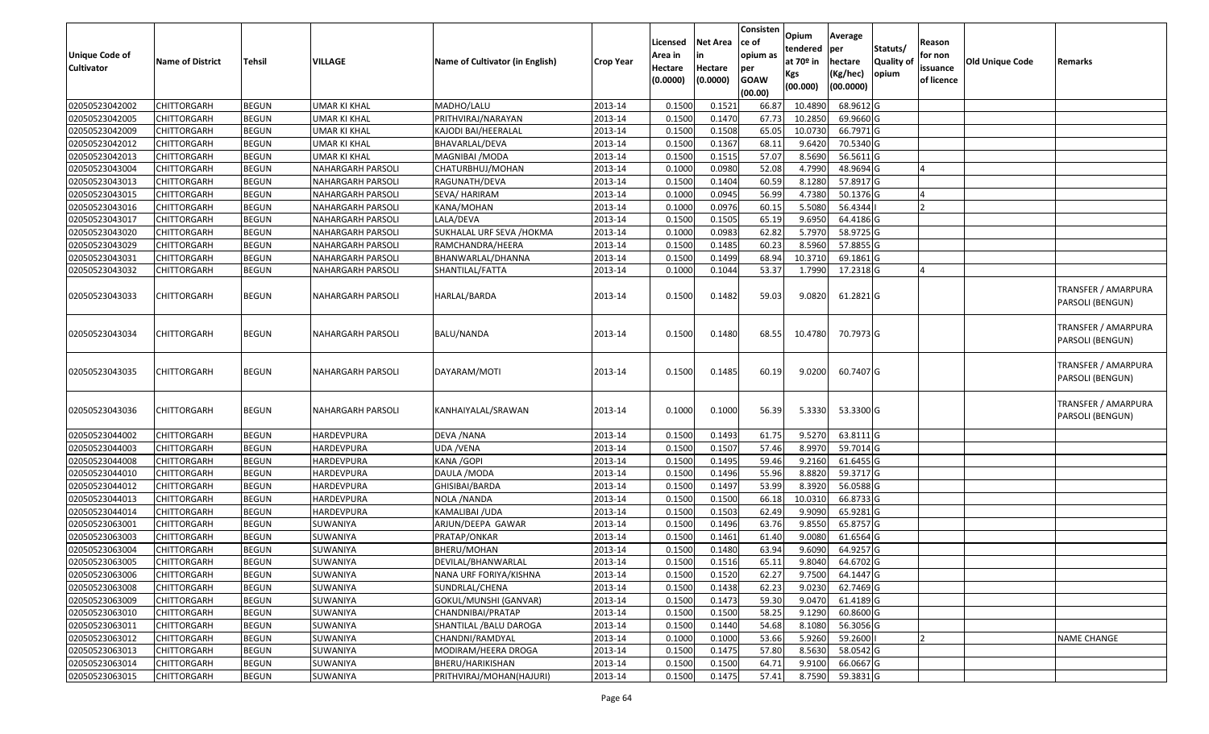| Unique Code of Cultivator | Name of District | Tehsil | VILLAGE | Name of Cultivator (in English) | Crop Year | Licensed Area in Hectare (0.0000) | Net Area in Hectare (0.0000) | Consistence of opium as per GOAW (00.00) | Opium tendered at 70º in Kgs (00.000) | Average per hectare (Kg/hec) (00.0000) | Statuts/ Quality of opium | Reason for non issuance of licence | Old Unique Code | Remarks |
|---|---|---|---|---|---|---|---|---|---|---|---|---|---|---|
| 02050523042002 | CHITTORGARH | BEGUN | UMAR KI KHAL | MADHO/LALU | 2013-14 | 0.1500 | 0.1521 | 66.87 | 10.4890 | 68.9612 | G | | | |
| 02050523042005 | CHITTORGARH | BEGUN | UMAR KI KHAL | PRITHVIRAJ/NARAYAN | 2013-14 | 0.1500 | 0.1470 | 67.73 | 10.2850 | 69.9660 | G | | | |
| 02050523042009 | CHITTORGARH | BEGUN | UMAR KI KHAL | KAJODI BAI/HEERALAL | 2013-14 | 0.1500 | 0.1508 | 65.05 | 10.0730 | 66.7971 | G | | | |
| 02050523042012 | CHITTORGARH | BEGUN | UMAR KI KHAL | BHAVARLAL/DEVA | 2013-14 | 0.1500 | 0.1367 | 68.11 | 9.6420 | 70.5340 | G | | | |
| 02050523042013 | CHITTORGARH | BEGUN | UMAR KI KHAL | MAGNIBAI /MODA | 2013-14 | 0.1500 | 0.1515 | 57.07 | 8.5690 | 56.5611 | G | | | |
| 02050523043004 | CHITTORGARH | BEGUN | NAHARGARH PARSOLI | CHATURBHUJ/MOHAN | 2013-14 | 0.1000 | 0.0980 | 52.08 | 4.7990 | 48.9694 | G | 4 | | |
| 02050523043013 | CHITTORGARH | BEGUN | NAHARGARH PARSOLI | RAGUNATH/DEVA | 2013-14 | 0.1500 | 0.1404 | 60.59 | 8.1280 | 57.8917 | G | | | |
| 02050523043015 | CHITTORGARH | BEGUN | NAHARGARH PARSOLI | SEVA/ HARIRAM | 2013-14 | 0.1000 | 0.0945 | 56.99 | 4.7380 | 50.1376 | G | 4 | | |
| 02050523043016 | CHITTORGARH | BEGUN | NAHARGARH PARSOLI | KANA/MOHAN | 2013-14 | 0.1000 | 0.0976 | 60.15 | 5.5080 | 56.4344 | I | 2 | | |
| 02050523043017 | CHITTORGARH | BEGUN | NAHARGARH PARSOLI | LALA/DEVA | 2013-14 | 0.1500 | 0.1505 | 65.19 | 9.6950 | 64.4186 | G | | | |
| 02050523043020 | CHITTORGARH | BEGUN | NAHARGARH PARSOLI | SUKHALAL URF SEVA /HOKMA | 2013-14 | 0.1000 | 0.0983 | 62.82 | 5.7970 | 58.9725 | G | | | |
| 02050523043029 | CHITTORGARH | BEGUN | NAHARGARH PARSOLI | RAMCHANDRA/HEERA | 2013-14 | 0.1500 | 0.1485 | 60.23 | 8.5960 | 57.8855 | G | | | |
| 02050523043031 | CHITTORGARH | BEGUN | NAHARGARH PARSOLI | BHANWARLAL/DHANNA | 2013-14 | 0.1500 | 0.1499 | 68.94 | 10.3710 | 69.1861 | G | | | |
| 02050523043032 | CHITTORGARH | BEGUN | NAHARGARH PARSOLI | SHANTILAL/FATTA | 2013-14 | 0.1000 | 0.1044 | 53.37 | 1.7990 | 17.2318 | G | 4 | | |
| 02050523043033 | CHITTORGARH | BEGUN | NAHARGARH PARSOLI | HARLAL/BARDA | 2013-14 | 0.1500 | 0.1482 | 59.03 | 9.0820 | 61.2821 | G | | | TRANSFER / AMARPURA PARSOLI (BENGUN) |
| 02050523043034 | CHITTORGARH | BEGUN | NAHARGARH PARSOLI | BALU/NANDA | 2013-14 | 0.1500 | 0.1480 | 68.55 | 10.4780 | 70.7973 | G | | | TRANSFER / AMARPURA PARSOLI (BENGUN) |
| 02050523043035 | CHITTORGARH | BEGUN | NAHARGARH PARSOLI | DAYARAM/MOTI | 2013-14 | 0.1500 | 0.1485 | 60.19 | 9.0200 | 60.7407 | G | | | TRANSFER / AMARPURA PARSOLI (BENGUN) |
| 02050523043036 | CHITTORGARH | BEGUN | NAHARGARH PARSOLI | KANHAIYALAL/SRAWAN | 2013-14 | 0.1000 | 0.1000 | 56.39 | 5.3330 | 53.3300 | G | | | TRANSFER / AMARPURA PARSOLI (BENGUN) |
| 02050523044002 | CHITTORGARH | BEGUN | HARDEVPURA | DEVA /NANA | 2013-14 | 0.1500 | 0.1493 | 61.75 | 9.5270 | 63.8111 | G | | | |
| 02050523044003 | CHITTORGARH | BEGUN | HARDEVPURA | UDA /VENA | 2013-14 | 0.1500 | 0.1507 | 57.46 | 8.9970 | 59.7014 | G | | | |
| 02050523044008 | CHITTORGARH | BEGUN | HARDEVPURA | KANA /GOPI | 2013-14 | 0.1500 | 0.1495 | 59.46 | 9.2160 | 61.6455 | G | | | |
| 02050523044010 | CHITTORGARH | BEGUN | HARDEVPURA | DAULA /MODA | 2013-14 | 0.1500 | 0.1496 | 55.96 | 8.8820 | 59.3717 | G | | | |
| 02050523044012 | CHITTORGARH | BEGUN | HARDEVPURA | GHISIBAI/BARDA | 2013-14 | 0.1500 | 0.1497 | 53.99 | 8.3920 | 56.0588 | G | | | |
| 02050523044013 | CHITTORGARH | BEGUN | HARDEVPURA | NOLA /NANDA | 2013-14 | 0.1500 | 0.1500 | 66.18 | 10.0310 | 66.8733 | G | | | |
| 02050523044014 | CHITTORGARH | BEGUN | HARDEVPURA | KAMALIBAI /UDA | 2013-14 | 0.1500 | 0.1503 | 62.49 | 9.9090 | 65.9281 | G | | | |
| 02050523063001 | CHITTORGARH | BEGUN | SUWANIYA | ARJUN/DEEPA GAWAR | 2013-14 | 0.1500 | 0.1496 | 63.76 | 9.8550 | 65.8757 | G | | | |
| 02050523063003 | CHITTORGARH | BEGUN | SUWANIYA | PRATAP/ONKAR | 2013-14 | 0.1500 | 0.1461 | 61.40 | 9.0080 | 61.6564 | G | | | |
| 02050523063004 | CHITTORGARH | BEGUN | SUWANIYA | BHERU/MOHAN | 2013-14 | 0.1500 | 0.1480 | 63.94 | 9.6090 | 64.9257 | G | | | |
| 02050523063005 | CHITTORGARH | BEGUN | SUWANIYA | DEVILAL/BHANWARLAL | 2013-14 | 0.1500 | 0.1516 | 65.11 | 9.8040 | 64.6702 | G | | | |
| 02050523063006 | CHITTORGARH | BEGUN | SUWANIYA | NANA URF FORIYA/KISHNA | 2013-14 | 0.1500 | 0.1520 | 62.27 | 9.7500 | 64.1447 | G | | | |
| 02050523063008 | CHITTORGARH | BEGUN | SUWANIYA | SUNDRLAL/CHENA | 2013-14 | 0.1500 | 0.1438 | 62.23 | 9.0230 | 62.7469 | G | | | |
| 02050523063009 | CHITTORGARH | BEGUN | SUWANIYA | GOKUL/MUNSHI (GANVAR) | 2013-14 | 0.1500 | 0.1473 | 59.30 | 9.0470 | 61.4189 | G | | | |
| 02050523063010 | CHITTORGARH | BEGUN | SUWANIYA | CHANDNIBAI/PRATAP | 2013-14 | 0.1500 | 0.1500 | 58.25 | 9.1290 | 60.8600 | G | | | |
| 02050523063011 | CHITTORGARH | BEGUN | SUWANIYA | SHANTILAL /BALU DAROGA | 2013-14 | 0.1500 | 0.1440 | 54.68 | 8.1080 | 56.3056 | G | | | |
| 02050523063012 | CHITTORGARH | BEGUN | SUWANIYA | CHANDNI/RAMDYAL | 2013-14 | 0.1000 | 0.1000 | 53.66 | 5.9260 | 59.2600 | I | 2 | | NAME CHANGE |
| 02050523063013 | CHITTORGARH | BEGUN | SUWANIYA | MODIRAM/HEERA DROGA | 2013-14 | 0.1500 | 0.1475 | 57.80 | 8.5630 | 58.0542 | G | | | |
| 02050523063014 | CHITTORGARH | BEGUN | SUWANIYA | BHERU/HARIKISHAN | 2013-14 | 0.1500 | 0.1500 | 64.71 | 9.9100 | 66.0667 | G | | | |
| 02050523063015 | CHITTORGARH | BEGUN | SUWANIYA | PRITHVIRAJ/MOHAN(HAJURI) | 2013-14 | 0.1500 | 0.1475 | 57.41 | 8.7590 | 59.3831 | G | | | |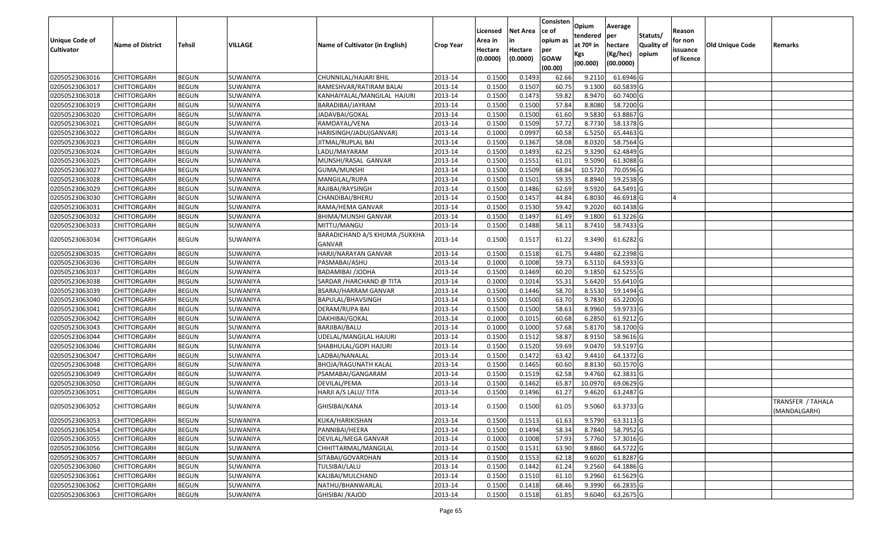| Unique Code of Cultivator | Name of District | Tehsil | VILLAGE | Name of Cultivator (in English) | Crop Year | Licensed Area in Hectare (0.0000) | Net Area in Hectare (0.0000) | Consistence of opium as per GOAW (00.00) | Opium tendered at 70º in Kgs (00.000) | Average per hectare (Kg/hec) (00.0000) | Statuts/ Quality of opium | Reason for non issuance of licence | Old Unique Code | Remarks |
|---|---|---|---|---|---|---|---|---|---|---|---|---|---|---|
| 02050523063016 | CHITTORGARH | BEGUN | SUWANIYA | CHUNNILAL/HAJARI BHIL | 2013-14 | 0.1500 | 0.1493 | 62.66 | 9.2110 | 61.6946 | G | | | |
| 02050523063017 | CHITTORGARH | BEGUN | SUWANIYA | RAMESHVAR/RATIRAM BALAI | 2013-14 | 0.1500 | 0.1507 | 60.75 | 9.1300 | 60.5839 | G | | | |
| 02050523063018 | CHITTORGARH | BEGUN | SUWANIYA | KANHAIYALAL/MANGILAL HAJURI | 2013-14 | 0.1500 | 0.1473 | 59.82 | 8.9470 | 60.7400 | G | | | |
| 02050523063019 | CHITTORGARH | BEGUN | SUWANIYA | BARADIBAI/JAYRAM | 2013-14 | 0.1500 | 0.1500 | 57.84 | 8.8080 | 58.7200 | G | | | |
| 02050523063020 | CHITTORGARH | BEGUN | SUWANIYA | JADAVBAI/GOKAL | 2013-14 | 0.1500 | 0.1500 | 61.60 | 9.5830 | 63.8867 | G | | | |
| 02050523063021 | CHITTORGARH | BEGUN | SUWANIYA | RAMDAYAL/VENA | 2013-14 | 0.1500 | 0.1509 | 57.72 | 8.7730 | 58.1378 | G | | | |
| 02050523063022 | CHITTORGARH | BEGUN | SUWANIYA | HARISINGH/JADU(GANVAR) | 2013-14 | 0.1000 | 0.0997 | 60.58 | 6.5250 | 65.4463 | G | | | |
| 02050523063023 | CHITTORGARH | BEGUN | SUWANIYA | JITMAL/RUPLAL BAI | 2013-14 | 0.1500 | 0.1367 | 58.08 | 8.0320 | 58.7564 | G | | | |
| 02050523063024 | CHITTORGARH | BEGUN | SUWANIYA | LADU/MAYARAM | 2013-14 | 0.1500 | 0.1493 | 62.25 | 9.3290 | 62.4849 | G | | | |
| 02050523063025 | CHITTORGARH | BEGUN | SUWANIYA | MUNSHI/RASAL GANVAR | 2013-14 | 0.1500 | 0.1551 | 61.01 | 9.5090 | 61.3088 | G | | | |
| 02050523063027 | CHITTORGARH | BEGUN | SUWANIYA | GUMA/MUNSHI | 2013-14 | 0.1500 | 0.1509 | 68.84 | 10.5720 | 70.0596 | G | | | |
| 02050523063028 | CHITTORGARH | BEGUN | SUWANIYA | MANGILAL/RUPA | 2013-14 | 0.1500 | 0.1501 | 59.35 | 8.8940 | 59.2538 | G | | | |
| 02050523063029 | CHITTORGARH | BEGUN | SUWANIYA | RAJIBAI/RAYSINGH | 2013-14 | 0.1500 | 0.1486 | 62.69 | 9.5920 | 64.5491 | G | | | |
| 02050523063030 | CHITTORGARH | BEGUN | SUWANIYA | CHANDIBAI/BHERU | 2013-14 | 0.1500 | 0.1457 | 44.84 | 6.8030 | 46.6918 | G | 4 | | |
| 02050523063031 | CHITTORGARH | BEGUN | SUWANIYA | RAMA/HEMA GANVAR | 2013-14 | 0.1500 | 0.1530 | 59.42 | 9.2020 | 60.1438 | G | | | |
| 02050523063032 | CHITTORGARH | BEGUN | SUWANIYA | BHIMA/MUNSHI GANVAR | 2013-14 | 0.1500 | 0.1497 | 61.49 | 9.1800 | 61.3226 | G | | | |
| 02050523063033 | CHITTORGARH | BEGUN | SUWANIYA | MITTU/MANGU | 2013-14 | 0.1500 | 0.1488 | 58.11 | 8.7410 | 58.7433 | G | | | |
| 02050523063034 | CHITTORGARH | BEGUN | SUWANIYA | BARADICHAND A/S KHUMA /SUKKHA GANVAR | 2013-14 | 0.1500 | 0.1517 | 61.22 | 9.3490 | 61.6282 | G | | | |
| 02050523063035 | CHITTORGARH | BEGUN | SUWANIYA | HARJI/NARAYAN GANVAR | 2013-14 | 0.1500 | 0.1518 | 61.75 | 9.4480 | 62.2398 | G | | | |
| 02050523063036 | CHITTORGARH | BEGUN | SUWANIYA | PASMABAI/ASHU | 2013-14 | 0.1000 | 0.1008 | 59.73 | 6.5110 | 64.5933 | G | | | |
| 02050523063037 | CHITTORGARH | BEGUN | SUWANIYA | BADAMIBAI /JODHA | 2013-14 | 0.1500 | 0.1469 | 60.20 | 9.1850 | 62.5255 | G | | | |
| 02050523063038 | CHITTORGARH | BEGUN | SUWANIYA | SARDAR /HARCHAND @ TITA | 2013-14 | 0.1000 | 0.1014 | 55.31 | 5.6420 | 55.6410 | G | | | |
| 02050523063039 | CHITTORGARH | BEGUN | SUWANIYA | BSARAJ/HARRAM GANVAR | 2013-14 | 0.1500 | 0.1446 | 58.70 | 8.5530 | 59.1494 | G | | | |
| 02050523063040 | CHITTORGARH | BEGUN | SUWANIYA | BAPULAL/BHAVSINGH | 2013-14 | 0.1500 | 0.1500 | 63.70 | 9.7830 | 65.2200 | G | | | |
| 02050523063041 | CHITTORGARH | BEGUN | SUWANIYA | DERAM/RUPA BAI | 2013-14 | 0.1500 | 0.1500 | 58.63 | 8.9960 | 59.9733 | G | | | |
| 02050523063042 | CHITTORGARH | BEGUN | SUWANIYA | DAKHIBAI/GOKAL | 2013-14 | 0.1000 | 0.1015 | 60.68 | 6.2850 | 61.9212 | G | | | |
| 02050523063043 | CHITTORGARH | BEGUN | SUWANIYA | BARJIBAI/BALU | 2013-14 | 0.1000 | 0.1000 | 57.68 | 5.8170 | 58.1700 | G | | | |
| 02050523063044 | CHITTORGARH | BEGUN | SUWANIYA | UDELAL/MANGILAL HAJURI | 2013-14 | 0.1500 | 0.1512 | 58.87 | 8.9150 | 58.9616 | G | | | |
| 02050523063046 | CHITTORGARH | BEGUN | SUWANIYA | SHABHULAL/GOPI HAJURI | 2013-14 | 0.1500 | 0.1520 | 59.69 | 9.0470 | 59.5197 | G | | | |
| 02050523063047 | CHITTORGARH | BEGUN | SUWANIYA | LADBAI/NANALAL | 2013-14 | 0.1500 | 0.1472 | 63.42 | 9.4410 | 64.1372 | G | | | |
| 02050523063048 | CHITTORGARH | BEGUN | SUWANIYA | BHOJA/RAGUNATH KALAL | 2013-14 | 0.1500 | 0.1465 | 60.60 | 8.8130 | 60.1570 | G | | | |
| 02050523063049 | CHITTORGARH | BEGUN | SUWANIYA | PSAMABAI/GANGARAM | 2013-14 | 0.1500 | 0.1519 | 62.58 | 9.4760 | 62.3831 | G | | | |
| 02050523063050 | CHITTORGARH | BEGUN | SUWANIYA | DEVILAL/PEMA | 2013-14 | 0.1500 | 0.1462 | 65.87 | 10.0970 | 69.0629 | G | | | |
| 02050523063051 | CHITTORGARH | BEGUN | SUWANIYA | HARJI A/S LALU/ TITA | 2013-14 | 0.1500 | 0.1496 | 61.27 | 9.4620 | 63.2487 | G | | | |
| 02050523063052 | CHITTORGARH | BEGUN | SUWANIYA | GHISIBAI/KANA | 2013-14 | 0.1500 | 0.1500 | 61.05 | 9.5060 | 63.3733 | G | | | TRANSFER / TAHALA (MANDALGARH) |
| 02050523063053 | CHITTORGARH | BEGUN | SUWANIYA | KUKA/HARIKISHAN | 2013-14 | 0.1500 | 0.1513 | 61.63 | 9.5790 | 63.3113 | G | | | |
| 02050523063054 | CHITTORGARH | BEGUN | SUWANIYA | PANNIBAI/HEERA | 2013-14 | 0.1500 | 0.1494 | 58.34 | 8.7840 | 58.7952 | G | | | |
| 02050523063055 | CHITTORGARH | BEGUN | SUWANIYA | DEVILAL/MEGA GANVAR | 2013-14 | 0.1000 | 0.1008 | 57.93 | 5.7760 | 57.3016 | G | | | |
| 02050523063056 | CHITTORGARH | BEGUN | SUWANIYA | CHHITTARMAL/MANGILAL | 2013-14 | 0.1500 | 0.1531 | 63.90 | 9.8860 | 64.5722 | G | | | |
| 02050523063057 | CHITTORGARH | BEGUN | SUWANIYA | SITABAI/GOVARDHAN | 2013-14 | 0.1500 | 0.1553 | 62.18 | 9.6020 | 61.8287 | G | | | |
| 02050523063060 | CHITTORGARH | BEGUN | SUWANIYA | TULSIBAI/LALU | 2013-14 | 0.1500 | 0.1442 | 61.24 | 9.2560 | 64.1886 | G | | | |
| 02050523063061 | CHITTORGARH | BEGUN | SUWANIYA | KALIBAI/MULCHAND | 2013-14 | 0.1500 | 0.1510 | 61.10 | 9.2960 | 61.5629 | G | | | |
| 02050523063062 | CHITTORGARH | BEGUN | SUWANIYA | NATHU/BHANWARLAL | 2013-14 | 0.1500 | 0.1418 | 68.46 | 9.3990 | 66.2835 | G | | | |
| 02050523063063 | CHITTORGARH | BEGUN | SUWANIYA | GHISIBAI /KAJOD | 2013-14 | 0.1500 | 0.1518 | 61.85 | 9.6040 | 63.2675 | G | | | |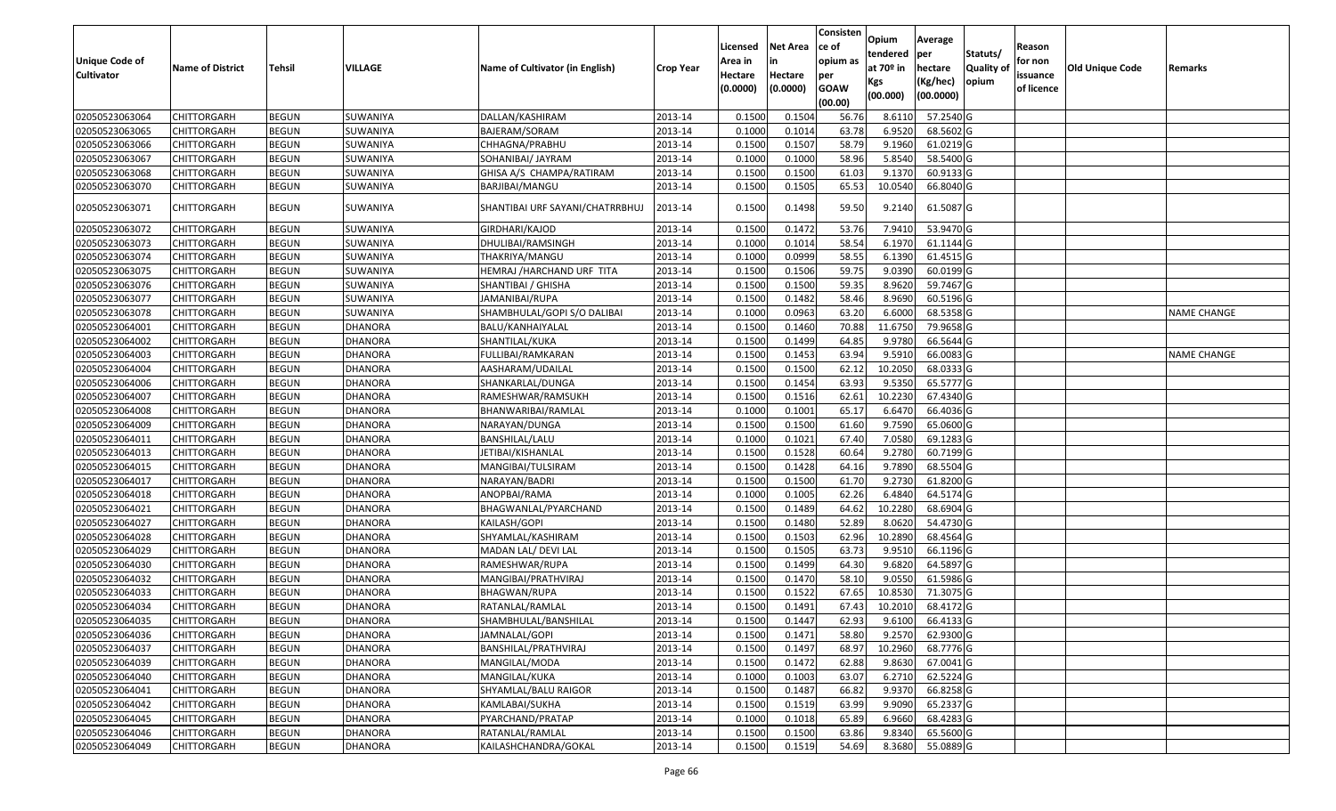| Unique Code of Cultivator | Name of District | Tehsil | VILLAGE | Name of Cultivator (in English) | Crop Year | Licensed Area in Hectare (0.0000) | Net Area in Hectare (0.0000) | Consisten ce of opium as per GOAW (00.00) | Opium tendered at 70º in Kgs (00.000) | Average per hectare (Kg/hec) (00.0000) | Statuts/ Quality of opium | Reason for non issuance of licence | Old Unique Code | Remarks |
|---|---|---|---|---|---|---|---|---|---|---|---|---|---|---|
| 02050523063064 | CHITTORGARH | BEGUN | SUWANIYA | DALLAN/KASHIRAM | 2013-14 | 0.1500 | 0.1504 | 56.76 | 8.6110 | 57.2540 | G | | | |
| 02050523063065 | CHITTORGARH | BEGUN | SUWANIYA | BAJERAM/SORAM | 2013-14 | 0.1000 | 0.1014 | 63.78 | 6.9520 | 68.5602 | G | | | |
| 02050523063066 | CHITTORGARH | BEGUN | SUWANIYA | CHHAGNA/PRABHU | 2013-14 | 0.1500 | 0.1507 | 58.79 | 9.1960 | 61.0219 | G | | | |
| 02050523063067 | CHITTORGARH | BEGUN | SUWANIYA | SOHANIBAI/ JAYRAM | 2013-14 | 0.1000 | 0.1000 | 58.96 | 5.8540 | 58.5400 | G | | | |
| 02050523063068 | CHITTORGARH | BEGUN | SUWANIYA | GHISA A/S CHAMPA/RATIRAM | 2013-14 | 0.1500 | 0.1500 | 61.03 | 9.1370 | 60.9133 | G | | | |
| 02050523063070 | CHITTORGARH | BEGUN | SUWANIYA | BARJIBAI/MANGU | 2013-14 | 0.1500 | 0.1505 | 65.53 | 10.0540 | 66.8040 | G | | | |
| 02050523063071 | CHITTORGARH | BEGUN | SUWANIYA | SHANTIBAI URF SAYANI/CHATRRBHUJ | 2013-14 | 0.1500 | 0.1498 | 59.50 | 9.2140 | 61.5087 | G | | | |
| 02050523063072 | CHITTORGARH | BEGUN | SUWANIYA | GIRDHARI/KAJOD | 2013-14 | 0.1500 | 0.1472 | 53.76 | 7.9410 | 53.9470 | G | | | |
| 02050523063073 | CHITTORGARH | BEGUN | SUWANIYA | DHULIBAI/RAMSINGH | 2013-14 | 0.1000 | 0.1014 | 58.54 | 6.1970 | 61.1144 | G | | | |
| 02050523063074 | CHITTORGARH | BEGUN | SUWANIYA | THAKRIYA/MANGU | 2013-14 | 0.1000 | 0.0999 | 58.55 | 6.1390 | 61.4515 | G | | | |
| 02050523063075 | CHITTORGARH | BEGUN | SUWANIYA | HEMRAJ /HARCHAND URF TITA | 2013-14 | 0.1500 | 0.1506 | 59.75 | 9.0390 | 60.0199 | G | | | |
| 02050523063076 | CHITTORGARH | BEGUN | SUWANIYA | SHANTIBAI / GHISHA | 2013-14 | 0.1500 | 0.1500 | 59.35 | 8.9620 | 59.7467 | G | | | |
| 02050523063077 | CHITTORGARH | BEGUN | SUWANIYA | JAMANIBAI/RUPA | 2013-14 | 0.1500 | 0.1482 | 58.46 | 8.9690 | 60.5196 | G | | | |
| 02050523063078 | CHITTORGARH | BEGUN | SUWANIYA | SHAMBHULAL/GOPI S/O DALIBAI | 2013-14 | 0.1000 | 0.0963 | 63.20 | 6.6000 | 68.5358 | G | | | NAME CHANGE |
| 02050523064001 | CHITTORGARH | BEGUN | DHANORA | BALU/KANHAIYALAL | 2013-14 | 0.1500 | 0.1460 | 70.88 | 11.6750 | 79.9658 | G | | | |
| 02050523064002 | CHITTORGARH | BEGUN | DHANORA | SHANTILAL/KUKA | 2013-14 | 0.1500 | 0.1499 | 64.85 | 9.9780 | 66.5644 | G | | | |
| 02050523064003 | CHITTORGARH | BEGUN | DHANORA | FULLIBAI/RAMKARAN | 2013-14 | 0.1500 | 0.1453 | 63.94 | 9.5910 | 66.0083 | G | | | NAME CHANGE |
| 02050523064004 | CHITTORGARH | BEGUN | DHANORA | AASHARAM/UDAILAL | 2013-14 | 0.1500 | 0.1500 | 62.12 | 10.2050 | 68.0333 | G | | | |
| 02050523064006 | CHITTORGARH | BEGUN | DHANORA | SHANKARLAL/DUNGA | 2013-14 | 0.1500 | 0.1454 | 63.93 | 9.5350 | 65.5777 | G | | | |
| 02050523064007 | CHITTORGARH | BEGUN | DHANORA | RAMESHWAR/RAMSUKH | 2013-14 | 0.1500 | 0.1516 | 62.61 | 10.2230 | 67.4340 | G | | | |
| 02050523064008 | CHITTORGARH | BEGUN | DHANORA | BHANWARIBAI/RAMLAL | 2013-14 | 0.1000 | 0.1001 | 65.17 | 6.6470 | 66.4036 | G | | | |
| 02050523064009 | CHITTORGARH | BEGUN | DHANORA | NARAYAN/DUNGA | 2013-14 | 0.1500 | 0.1500 | 61.60 | 9.7590 | 65.0600 | G | | | |
| 02050523064011 | CHITTORGARH | BEGUN | DHANORA | BANSHILAL/LALU | 2013-14 | 0.1000 | 0.1021 | 67.40 | 7.0580 | 69.1283 | G | | | |
| 02050523064013 | CHITTORGARH | BEGUN | DHANORA | JETIBAI/KISHANLAL | 2013-14 | 0.1500 | 0.1528 | 60.64 | 9.2780 | 60.7199 | G | | | |
| 02050523064015 | CHITTORGARH | BEGUN | DHANORA | MANGIBAI/TULSIRAM | 2013-14 | 0.1500 | 0.1428 | 64.16 | 9.7890 | 68.5504 | G | | | |
| 02050523064017 | CHITTORGARH | BEGUN | DHANORA | NARAYAN/BADRI | 2013-14 | 0.1500 | 0.1500 | 61.70 | 9.2730 | 61.8200 | G | | | |
| 02050523064018 | CHITTORGARH | BEGUN | DHANORA | ANOPBAI/RAMA | 2013-14 | 0.1000 | 0.1005 | 62.26 | 6.4840 | 64.5174 | G | | | |
| 02050523064021 | CHITTORGARH | BEGUN | DHANORA | BHAGWANLAL/PYARCHAND | 2013-14 | 0.1500 | 0.1489 | 64.62 | 10.2280 | 68.6904 | G | | | |
| 02050523064027 | CHITTORGARH | BEGUN | DHANORA | KAILASH/GOPI | 2013-14 | 0.1500 | 0.1480 | 52.89 | 8.0620 | 54.4730 | G | | | |
| 02050523064028 | CHITTORGARH | BEGUN | DHANORA | SHYAMLAL/KASHIRAM | 2013-14 | 0.1500 | 0.1503 | 62.96 | 10.2890 | 68.4564 | G | | | |
| 02050523064029 | CHITTORGARH | BEGUN | DHANORA | MADAN LAL/ DEVI LAL | 2013-14 | 0.1500 | 0.1505 | 63.73 | 9.9510 | 66.1196 | G | | | |
| 02050523064030 | CHITTORGARH | BEGUN | DHANORA | RAMESHWAR/RUPA | 2013-14 | 0.1500 | 0.1499 | 64.30 | 9.6820 | 64.5897 | G | | | |
| 02050523064032 | CHITTORGARH | BEGUN | DHANORA | MANGIBAI/PRATHVIRAJ | 2013-14 | 0.1500 | 0.1470 | 58.10 | 9.0550 | 61.5986 | G | | | |
| 02050523064033 | CHITTORGARH | BEGUN | DHANORA | BHAGWAN/RUPA | 2013-14 | 0.1500 | 0.1522 | 67.65 | 10.8530 | 71.3075 | G | | | |
| 02050523064034 | CHITTORGARH | BEGUN | DHANORA | RATANLAL/RAMLAL | 2013-14 | 0.1500 | 0.1491 | 67.43 | 10.2010 | 68.4172 | G | | | |
| 02050523064035 | CHITTORGARH | BEGUN | DHANORA | SHAMBHULAL/BANSHILAL | 2013-14 | 0.1500 | 0.1447 | 62.93 | 9.6100 | 66.4133 | G | | | |
| 02050523064036 | CHITTORGARH | BEGUN | DHANORA | JAMNALAL/GOPI | 2013-14 | 0.1500 | 0.1471 | 58.80 | 9.2570 | 62.9300 | G | | | |
| 02050523064037 | CHITTORGARH | BEGUN | DHANORA | BANSHILAL/PRATHVIRAJ | 2013-14 | 0.1500 | 0.1497 | 68.97 | 10.2960 | 68.7776 | G | | | |
| 02050523064039 | CHITTORGARH | BEGUN | DHANORA | MANGILAL/MODA | 2013-14 | 0.1500 | 0.1472 | 62.88 | 9.8630 | 67.0041 | G | | | |
| 02050523064040 | CHITTORGARH | BEGUN | DHANORA | MANGILAL/KUKA | 2013-14 | 0.1000 | 0.1003 | 63.07 | 6.2710 | 62.5224 | G | | | |
| 02050523064041 | CHITTORGARH | BEGUN | DHANORA | SHYAMLAL/BALU RAIGOR | 2013-14 | 0.1500 | 0.1487 | 66.82 | 9.9370 | 66.8258 | G | | | |
| 02050523064042 | CHITTORGARH | BEGUN | DHANORA | KAMLABAI/SUKHA | 2013-14 | 0.1500 | 0.1519 | 63.99 | 9.9090 | 65.2337 | G | | | |
| 02050523064045 | CHITTORGARH | BEGUN | DHANORA | PYARCHAND/PRATAP | 2013-14 | 0.1000 | 0.1018 | 65.89 | 6.9660 | 68.4283 | G | | | |
| 02050523064046 | CHITTORGARH | BEGUN | DHANORA | RATANLAL/RAMLAL | 2013-14 | 0.1500 | 0.1500 | 63.86 | 9.8340 | 65.5600 | G | | | |
| 02050523064049 | CHITTORGARH | BEGUN | DHANORA | KAILASHCHANDRA/GOKAL | 2013-14 | 0.1500 | 0.1519 | 54.69 | 8.3680 | 55.0889 | G | | | |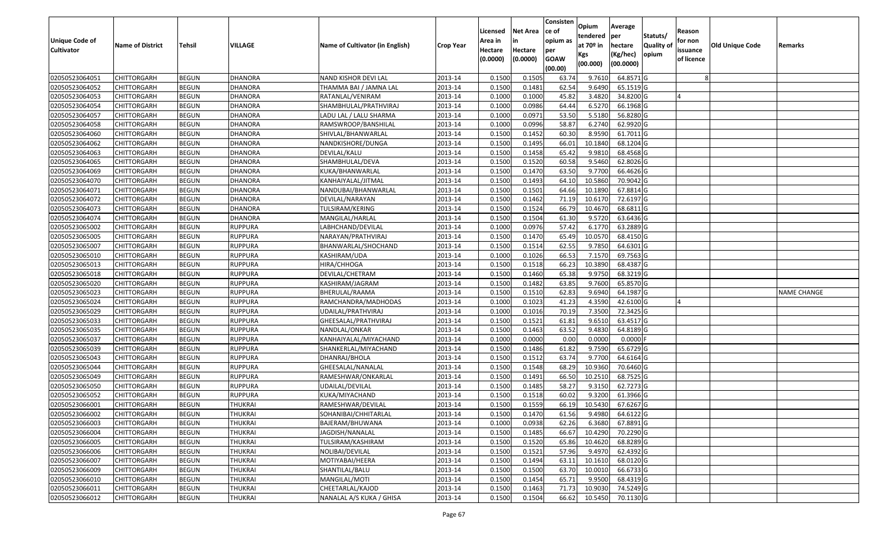| Unique Code of Cultivator | Name of District | Tehsil | VILLAGE | Name of Cultivator (in English) | Crop Year | Licensed Area in Hectare (0.0000) | Net Area in Hectare (0.0000) | Consistence of opium as per GOAW (00.00) | Opium tendered at 70º in Kgs (00.000) | Average per hectare (Kg/hec) (00.0000) | Statuts/ Quality of opium | Reason for non issuance of licence | Old Unique Code | Remarks |
|---|---|---|---|---|---|---|---|---|---|---|---|---|---|---|
| 02050523064051 | CHITTORGARH | BEGUN | DHANORA | NAND KISHOR DEVI LAL | 2013-14 | 0.1500 | 0.1505 | 63.74 | 9.7610 | 64.8571 | G | 8 | | |
| 02050523064052 | CHITTORGARH | BEGUN | DHANORA | THAMMA BAI / JAMNA LAL | 2013-14 | 0.1500 | 0.1481 | 62.54 | 9.6490 | 65.1519 | G | | | |
| 02050523064053 | CHITTORGARH | BEGUN | DHANORA | RATANLAL/VENIRAM | 2013-14 | 0.1000 | 0.1000 | 45.82 | 3.4820 | 34.8200 | G | 4 | | |
| 02050523064054 | CHITTORGARH | BEGUN | DHANORA | SHAMBHULAL/PRATHVIRAJ | 2013-14 | 0.1000 | 0.0986 | 64.44 | 6.5270 | 66.1968 | G | | | |
| 02050523064057 | CHITTORGARH | BEGUN | DHANORA | LADU LAL / LALU SHARMA | 2013-14 | 0.1000 | 0.0971 | 53.50 | 5.5180 | 56.8280 | G | | | |
| 02050523064058 | CHITTORGARH | BEGUN | DHANORA | RAMSWROOP/BANSHILAL | 2013-14 | 0.1000 | 0.0996 | 58.87 | 6.2740 | 62.9920 | G | | | |
| 02050523064060 | CHITTORGARH | BEGUN | DHANORA | SHIVLAL/BHANWARLAL | 2013-14 | 0.1500 | 0.1452 | 60.30 | 8.9590 | 61.7011 | G | | | |
| 02050523064062 | CHITTORGARH | BEGUN | DHANORA | NANDKISHORE/DUNGA | 2013-14 | 0.1500 | 0.1495 | 66.01 | 10.1840 | 68.1204 | G | | | |
| 02050523064063 | CHITTORGARH | BEGUN | DHANORA | DEVILAL/KALU | 2013-14 | 0.1500 | 0.1458 | 65.42 | 9.9810 | 68.4568 | G | | | |
| 02050523064065 | CHITTORGARH | BEGUN | DHANORA | SHAMBHULAL/DEVA | 2013-14 | 0.1500 | 0.1520 | 60.58 | 9.5460 | 62.8026 | G | | | |
| 02050523064069 | CHITTORGARH | BEGUN | DHANORA | KUKA/BHANWARLAL | 2013-14 | 0.1500 | 0.1470 | 63.50 | 9.7700 | 66.4626 | G | | | |
| 02050523064070 | CHITTORGARH | BEGUN | DHANORA | KANHAIYALAL/JITMAL | 2013-14 | 0.1500 | 0.1493 | 64.10 | 10.5860 | 70.9042 | G | | | |
| 02050523064071 | CHITTORGARH | BEGUN | DHANORA | NANDUBAI/BHANWARLAL | 2013-14 | 0.1500 | 0.1501 | 64.66 | 10.1890 | 67.8814 | G | | | |
| 02050523064072 | CHITTORGARH | BEGUN | DHANORA | DEVILAL/NARAYAN | 2013-14 | 0.1500 | 0.1462 | 71.19 | 10.6170 | 72.6197 | G | | | |
| 02050523064073 | CHITTORGARH | BEGUN | DHANORA | TULSIRAM/KERING | 2013-14 | 0.1500 | 0.1524 | 66.79 | 10.4670 | 68.6811 | G | | | |
| 02050523064074 | CHITTORGARH | BEGUN | DHANORA | MANGILAL/HARLAL | 2013-14 | 0.1500 | 0.1504 | 61.30 | 9.5720 | 63.6436 | G | | | |
| 02050523065002 | CHITTORGARH | BEGUN | RUPPURA | LABHCHAND/DEVILAL | 2013-14 | 0.1000 | 0.0976 | 57.42 | 6.1770 | 63.2889 | G | | | |
| 02050523065005 | CHITTORGARH | BEGUN | RUPPURA | NARAYAN/PRATHVIRAJ | 2013-14 | 0.1500 | 0.1470 | 65.49 | 10.0570 | 68.4150 | G | | | |
| 02050523065007 | CHITTORGARH | BEGUN | RUPPURA | BHANWARLAL/SHOCHAND | 2013-14 | 0.1500 | 0.1514 | 62.55 | 9.7850 | 64.6301 | G | | | |
| 02050523065010 | CHITTORGARH | BEGUN | RUPPURA | KASHIRAM/UDA | 2013-14 | 0.1000 | 0.1026 | 66.53 | 7.1570 | 69.7563 | G | | | |
| 02050523065013 | CHITTORGARH | BEGUN | RUPPURA | HIRA/CHHOGA | 2013-14 | 0.1500 | 0.1518 | 66.23 | 10.3890 | 68.4387 | G | | | |
| 02050523065018 | CHITTORGARH | BEGUN | RUPPURA | DEVILAL/CHETRAM | 2013-14 | 0.1500 | 0.1460 | 65.38 | 9.9750 | 68.3219 | G | | | |
| 02050523065020 | CHITTORGARH | BEGUN | RUPPURA | KASHIRAM/JAGRAM | 2013-14 | 0.1500 | 0.1482 | 63.85 | 9.7600 | 65.8570 | G | | | |
| 02050523065023 | CHITTORGARH | BEGUN | RUPPURA | BHERULAL/RAAMA | 2013-14 | 0.1500 | 0.1510 | 62.83 | 9.6940 | 64.1987 | G | | | NAME CHANGE |
| 02050523065024 | CHITTORGARH | BEGUN | RUPPURA | RAMCHANDRA/MADHODAS | 2013-14 | 0.1000 | 0.1023 | 41.23 | 4.3590 | 42.6100 | G | 4 | | |
| 02050523065029 | CHITTORGARH | BEGUN | RUPPURA | UDAILAL/PRATHVIRAJ | 2013-14 | 0.1000 | 0.1016 | 70.19 | 7.3500 | 72.3425 | G | | | |
| 02050523065033 | CHITTORGARH | BEGUN | RUPPURA | GHEESALAL/PRATHVIRAJ | 2013-14 | 0.1500 | 0.1521 | 61.81 | 9.6510 | 63.4517 | G | | | |
| 02050523065035 | CHITTORGARH | BEGUN | RUPPURA | NANDLAL/ONKAR | 2013-14 | 0.1500 | 0.1463 | 63.52 | 9.4830 | 64.8189 | G | | | |
| 02050523065037 | CHITTORGARH | BEGUN | RUPPURA | KANHAIYALAL/MIYACHAND | 2013-14 | 0.1000 | 0.0000 | 0.00 | 0.0000 | 0.0000 | F | | | |
| 02050523065039 | CHITTORGARH | BEGUN | RUPPURA | SHANKERLAL/MIYACHAND | 2013-14 | 0.1500 | 0.1486 | 61.82 | 9.7590 | 65.6729 | G | | | |
| 02050523065043 | CHITTORGARH | BEGUN | RUPPURA | DHANRAJ/BHOLA | 2013-14 | 0.1500 | 0.1512 | 63.74 | 9.7700 | 64.6164 | G | | | |
| 02050523065044 | CHITTORGARH | BEGUN | RUPPURA | GHEESALAL/NANALAL | 2013-14 | 0.1500 | 0.1548 | 68.29 | 10.9360 | 70.6460 | G | | | |
| 02050523065049 | CHITTORGARH | BEGUN | RUPPURA | RAMESHWAR/ONKARLAL | 2013-14 | 0.1500 | 0.1491 | 66.50 | 10.2510 | 68.7525 | G | | | |
| 02050523065050 | CHITTORGARH | BEGUN | RUPPURA | UDAILAL/DEVILAL | 2013-14 | 0.1500 | 0.1485 | 58.27 | 9.3150 | 62.7273 | G | | | |
| 02050523065052 | CHITTORGARH | BEGUN | RUPPURA | KUKA/MIYACHAND | 2013-14 | 0.1500 | 0.1518 | 60.02 | 9.3200 | 61.3966 | G | | | |
| 02050523066001 | CHITTORGARH | BEGUN | THUKRAI | RAMESHWAR/DEVILAL | 2013-14 | 0.1500 | 0.1559 | 66.19 | 10.5430 | 67.6267 | G | | | |
| 02050523066002 | CHITTORGARH | BEGUN | THUKRAI | SOHANIBAI/CHHITARLAL | 2013-14 | 0.1500 | 0.1470 | 61.56 | 9.4980 | 64.6122 | G | | | |
| 02050523066003 | CHITTORGARH | BEGUN | THUKRAI | BAJERAM/BHUWANA | 2013-14 | 0.1000 | 0.0938 | 62.26 | 6.3680 | 67.8891 | G | | | |
| 02050523066004 | CHITTORGARH | BEGUN | THUKRAI | JAGDISH/NANALAL | 2013-14 | 0.1500 | 0.1485 | 66.67 | 10.4290 | 70.2290 | G | | | |
| 02050523066005 | CHITTORGARH | BEGUN | THUKRAI | TULSIRAM/KASHIRAM | 2013-14 | 0.1500 | 0.1520 | 65.86 | 10.4620 | 68.8289 | G | | | |
| 02050523066006 | CHITTORGARH | BEGUN | THUKRAI | NOLIBAI/DEVILAL | 2013-14 | 0.1500 | 0.1521 | 57.96 | 9.4970 | 62.4392 | G | | | |
| 02050523066007 | CHITTORGARH | BEGUN | THUKRAI | MOTIYABAI/HEERA | 2013-14 | 0.1500 | 0.1494 | 63.11 | 10.1610 | 68.0120 | G | | | |
| 02050523066009 | CHITTORGARH | BEGUN | THUKRAI | SHANTILAL/BALU | 2013-14 | 0.1500 | 0.1500 | 63.70 | 10.0010 | 66.6733 | G | | | |
| 02050523066010 | CHITTORGARH | BEGUN | THUKRAI | MANGILAL/MOTI | 2013-14 | 0.1500 | 0.1454 | 65.71 | 9.9500 | 68.4319 | G | | | |
| 02050523066011 | CHITTORGARH | BEGUN | THUKRAI | CHEETARLAL/KAJOD | 2013-14 | 0.1500 | 0.1463 | 71.73 | 10.9030 | 74.5249 | G | | | |
| 02050523066012 | CHITTORGARH | BEGUN | THUKRAI | NANALAL A/S KUKA / GHISA | 2013-14 | 0.1500 | 0.1504 | 66.62 | 10.5450 | 70.1130 | G | | | |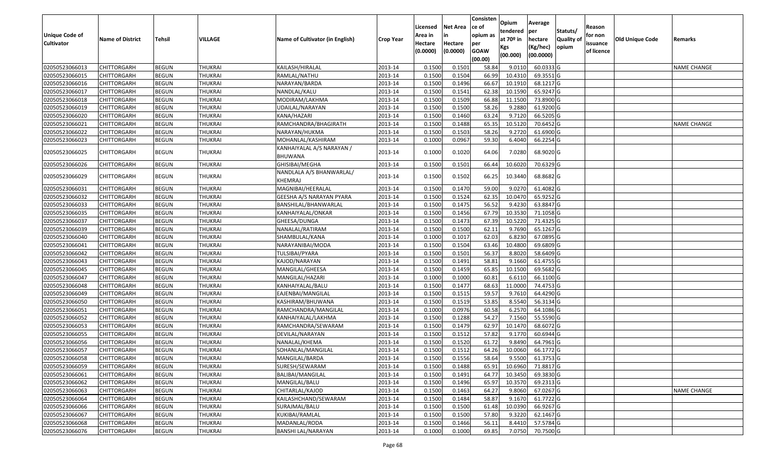| Unique Code of Cultivator | Name of District | Tehsil | VILLAGE | Name of Cultivator (in English) | Crop Year | Licensed Area in Hectare (0.0000) | Net Area in Hectare (0.0000) | Consistence of opium as per GOAW (00.00) | Opium tendered at 70º in Kgs (00.000) | Average per hectare (Kg/hec) (00.0000) | Statuts/ Quality of opium | Reason for non issuance of licence | Old Unique Code | Remarks |
|---|---|---|---|---|---|---|---|---|---|---|---|---|---|---|
| 02050523066013 | CHITTORGARH | BEGUN | THUKRAI | KAILASH/HIRALAL | 2013-14 | 0.1500 | 0.1501 | 58.84 | 9.0110 | 60.0333 | G | | | NAME CHANGE |
| 02050523066015 | CHITTORGARH | BEGUN | THUKRAI | RAMLAL/NATHU | 2013-14 | 0.1500 | 0.1504 | 66.99 | 10.4310 | 69.3551 | G | | | |
| 02050523066016 | CHITTORGARH | BEGUN | THUKRAI | NARAYAN/BARDA | 2013-14 | 0.1500 | 0.1496 | 66.67 | 10.1910 | 68.1217 | G | | | |
| 02050523066017 | CHITTORGARH | BEGUN | THUKRAI | NANDLAL/KALU | 2013-14 | 0.1500 | 0.1541 | 62.38 | 10.1590 | 65.9247 | G | | | |
| 02050523066018 | CHITTORGARH | BEGUN | THUKRAI | MODIRAM/LAKHMA | 2013-14 | 0.1500 | 0.1509 | 66.88 | 11.1500 | 73.8900 | G | | | |
| 02050523066019 | CHITTORGARH | BEGUN | THUKRAI | UDAILAL/NARAYAN | 2013-14 | 0.1500 | 0.1500 | 58.26 | 9.2880 | 61.9200 | G | | | |
| 02050523066020 | CHITTORGARH | BEGUN | THUKRAI | KANA/HAZARI | 2013-14 | 0.1500 | 0.1460 | 63.24 | 9.7120 | 66.5205 | G | | | |
| 02050523066021 | CHITTORGARH | BEGUN | THUKRAI | RAMCHANDRA/BHAGIRATH | 2013-14 | 0.1500 | 0.1488 | 65.35 | 10.5120 | 70.6452 | G | | | NAME CHANGE |
| 02050523066022 | CHITTORGARH | BEGUN | THUKRAI | NARAYAN/HUKMA | 2013-14 | 0.1500 | 0.1503 | 58.26 | 9.2720 | 61.6900 | G | | | |
| 02050523066023 | CHITTORGARH | BEGUN | THUKRAI | MOHANLAL/KASHIRAM | 2013-14 | 0.1000 | 0.0967 | 59.30 | 6.4040 | 66.2254 | G | | | |
| 02050523066025 | CHITTORGARH | BEGUN | THUKRAI | KANHAIYALAL A/S NARAYAN / BHUWANA | 2013-14 | 0.1000 | 0.1020 | 64.06 | 7.0280 | 68.9020 | G | | | |
| 02050523066026 | CHITTORGARH | BEGUN | THUKRAI | GHISIBAI/MEGHA | 2013-14 | 0.1500 | 0.1501 | 66.44 | 10.6020 | 70.6329 | G | | | |
| 02050523066029 | CHITTORGARH | BEGUN | THUKRAI | NANDLALA A/S BHANWARLAL/ KHEMRAJ | 2013-14 | 0.1500 | 0.1502 | 66.25 | 10.3440 | 68.8682 | G | | | |
| 02050523066031 | CHITTORGARH | BEGUN | THUKRAI | MAGNIBAI/HEERALAL | 2013-14 | 0.1500 | 0.1470 | 59.00 | 9.0270 | 61.4082 | G | | | |
| 02050523066032 | CHITTORGARH | BEGUN | THUKRAI | GEESHA A/S NARAYAN PYARA | 2013-14 | 0.1500 | 0.1524 | 62.35 | 10.0470 | 65.9252 | G | | | |
| 02050523066033 | CHITTORGARH | BEGUN | THUKRAI | BANSHILAL/BHANWARLAL | 2013-14 | 0.1500 | 0.1475 | 56.52 | 9.4230 | 63.8847 | G | | | |
| 02050523066035 | CHITTORGARH | BEGUN | THUKRAI | KANHAIYALAL/ONKAR | 2013-14 | 0.1500 | 0.1456 | 67.79 | 10.3530 | 71.1058 | G | | | |
| 02050523066037 | CHITTORGARH | BEGUN | THUKRAI | GHEESA/DUNGA | 2013-14 | 0.1500 | 0.1473 | 67.39 | 10.5220 | 71.4325 | G | | | |
| 02050523066039 | CHITTORGARH | BEGUN | THUKRAI | NANALAL/RATIRAM | 2013-14 | 0.1500 | 0.1500 | 62.11 | 9.7690 | 65.1267 | G | | | |
| 02050523066040 | CHITTORGARH | BEGUN | THUKRAI | SHAMBULAL/KANA | 2013-14 | 0.1000 | 0.1017 | 62.03 | 6.8230 | 67.0895 | G | | | |
| 02050523066041 | CHITTORGARH | BEGUN | THUKRAI | NARAYANIBAI/MODA | 2013-14 | 0.1500 | 0.1504 | 63.46 | 10.4800 | 69.6809 | G | | | |
| 02050523066042 | CHITTORGARH | BEGUN | THUKRAI | TULSIBAI/PYARA | 2013-14 | 0.1500 | 0.1501 | 56.37 | 8.8020 | 58.6409 | G | | | |
| 02050523066043 | CHITTORGARH | BEGUN | THUKRAI | KAJOD/NARAYAN | 2013-14 | 0.1500 | 0.1491 | 58.81 | 9.1660 | 61.4755 | G | | | |
| 02050523066045 | CHITTORGARH | BEGUN | THUKRAI | MANGILAL/GHEESA | 2013-14 | 0.1500 | 0.1459 | 65.85 | 10.1500 | 69.5682 | G | | | |
| 02050523066047 | CHITTORGARH | BEGUN | THUKRAI | MANGILAL/HAZARI | 2013-14 | 0.1000 | 0.1000 | 60.81 | 6.6110 | 66.1100 | G | | | |
| 02050523066048 | CHITTORGARH | BEGUN | THUKRAI | KANHAIYALAL/BALU | 2013-14 | 0.1500 | 0.1477 | 68.63 | 11.0000 | 74.4753 | G | | | |
| 02050523066049 | CHITTORGARH | BEGUN | THUKRAI | EAJENBAI/MANGILAL | 2013-14 | 0.1500 | 0.1515 | 59.57 | 9.7610 | 64.4290 | G | | | |
| 02050523066050 | CHITTORGARH | BEGUN | THUKRAI | KASHIRAM/BHUWANA | 2013-14 | 0.1500 | 0.1519 | 53.85 | 8.5540 | 56.3134 | G | | | |
| 02050523066051 | CHITTORGARH | BEGUN | THUKRAI | RAMCHANDRA/MANGILAL | 2013-14 | 0.1000 | 0.0976 | 60.58 | 6.2570 | 64.1086 | G | | | |
| 02050523066052 | CHITTORGARH | BEGUN | THUKRAI | KANHAIYALAL/LAKHMA | 2013-14 | 0.1500 | 0.1288 | 54.27 | 7.1560 | 55.5590 | G | | | |
| 02050523066053 | CHITTORGARH | BEGUN | THUKRAI | RAMCHANDRA/SEWARAM | 2013-14 | 0.1500 | 0.1479 | 62.97 | 10.1470 | 68.6072 | G | | | |
| 02050523066055 | CHITTORGARH | BEGUN | THUKRAI | DEVILAL/NARAYAN | 2013-14 | 0.1500 | 0.1512 | 57.82 | 9.1770 | 60.6944 | G | | | |
| 02050523066056 | CHITTORGARH | BEGUN | THUKRAI | NANALAL/KHEMA | 2013-14 | 0.1500 | 0.1520 | 61.72 | 9.8490 | 64.7961 | G | | | |
| 02050523066057 | CHITTORGARH | BEGUN | THUKRAI | SOHANLAL/MANGILAL | 2013-14 | 0.1500 | 0.1512 | 64.26 | 10.0060 | 66.1772 | G | | | |
| 02050523066058 | CHITTORGARH | BEGUN | THUKRAI | MANGILAL/BARDA | 2013-14 | 0.1500 | 0.1556 | 58.64 | 9.5500 | 61.3753 | G | | | |
| 02050523066059 | CHITTORGARH | BEGUN | THUKRAI | SURESH/SEWARAM | 2013-14 | 0.1500 | 0.1488 | 65.91 | 10.6960 | 71.8817 | G | | | |
| 02050523066061 | CHITTORGARH | BEGUN | THUKRAI | BALIBAI/MANGILAL | 2013-14 | 0.1500 | 0.1491 | 64.77 | 10.3450 | 69.3830 | G | | | |
| 02050523066062 | CHITTORGARH | BEGUN | THUKRAI | MANGILAL/BALU | 2013-14 | 0.1500 | 0.1496 | 65.97 | 10.3570 | 69.2313 | G | | | |
| 02050523066063 | CHITTORGARH | BEGUN | THUKRAI | CHITARLAL/KAJOD | 2013-14 | 0.1500 | 0.1463 | 64.27 | 9.8060 | 67.0267 | G | | | NAME CHANGE |
| 02050523066064 | CHITTORGARH | BEGUN | THUKRAI | KAILASHCHAND/SEWARAM | 2013-14 | 0.1500 | 0.1484 | 58.87 | 9.1670 | 61.7722 | G | | | |
| 02050523066066 | CHITTORGARH | BEGUN | THUKRAI | SURAJMAL/BALU | 2013-14 | 0.1500 | 0.1500 | 61.48 | 10.0390 | 66.9267 | G | | | |
| 02050523066067 | CHITTORGARH | BEGUN | THUKRAI | KUKIBAI/RAMLAL | 2013-14 | 0.1500 | 0.1500 | 57.80 | 9.3220 | 62.1467 | G | | | |
| 02050523066068 | CHITTORGARH | BEGUN | THUKRAI | MADANLAL/RODA | 2013-14 | 0.1500 | 0.1466 | 56.11 | 8.4410 | 57.5784 | G | | | |
| 02050523066076 | CHITTORGARH | BEGUN | THUKRAI | BANSHI LAL/NARAYAN | 2013-14 | 0.1000 | 0.1000 | 69.85 | 7.0750 | 70.7500 | G | | | |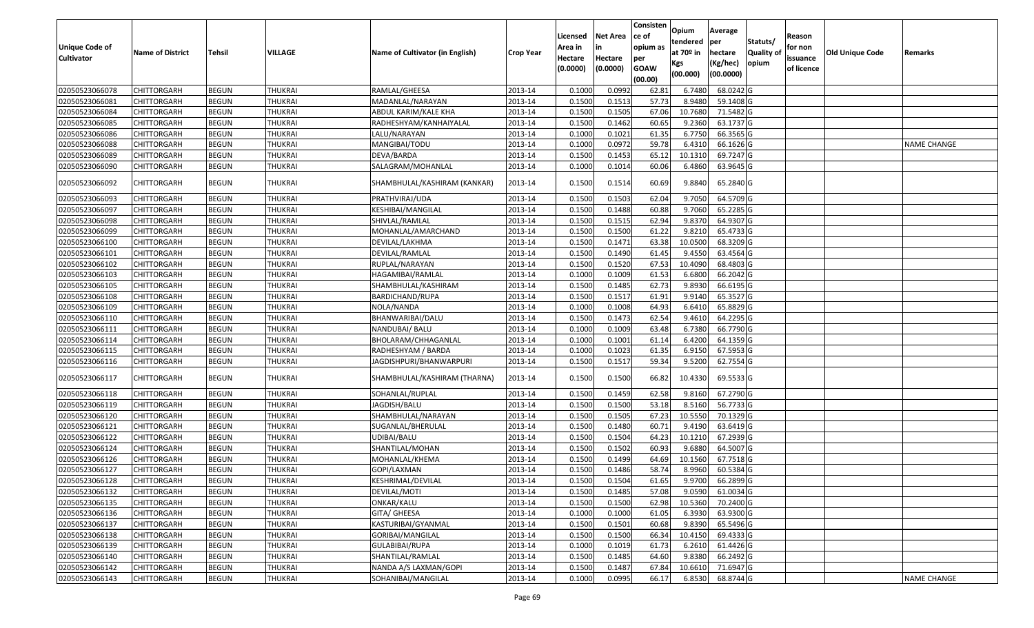| Unique Code of Cultivator | Name of District | Tehsil | VILLAGE | Name of Cultivator (in English) | Crop Year | Licensed Area in Hectare (0.0000) | Net Area in Hectare (0.0000) | Consistence of opium as per GOAW (00.00) | Opium tendered at 70º in Kgs (00.000) | Average per hectare (Kg/hec) (00.0000) | Statuts/ Quality of opium | Reason for non issuance of licence | Old Unique Code | Remarks |
|---|---|---|---|---|---|---|---|---|---|---|---|---|---|---|
| 02050523066078 | CHITTORGARH | BEGUN | THUKRAI | RAMLAL/GHEESA | 2013-14 | 0.1000 | 0.0992 | 62.81 | 6.7480 | 68.0242 | G | | | |
| 02050523066081 | CHITTORGARH | BEGUN | THUKRAI | MADANLAL/NARAYAN | 2013-14 | 0.1500 | 0.1513 | 57.73 | 8.9480 | 59.1408 | G | | | |
| 02050523066084 | CHITTORGARH | BEGUN | THUKRAI | ABDUL KARIM/KALE KHA | 2013-14 | 0.1500 | 0.1505 | 67.06 | 10.7680 | 71.5482 | G | | | |
| 02050523066085 | CHITTORGARH | BEGUN | THUKRAI | RADHESHYAM/KANHAIYALAL | 2013-14 | 0.1500 | 0.1462 | 60.65 | 9.2360 | 63.1737 | G | | | |
| 02050523066086 | CHITTORGARH | BEGUN | THUKRAI | LALU/NARAYAN | 2013-14 | 0.1000 | 0.1021 | 61.35 | 6.7750 | 66.3565 | G | | | |
| 02050523066088 | CHITTORGARH | BEGUN | THUKRAI | MANGIBAI/TODU | 2013-14 | 0.1000 | 0.0972 | 59.78 | 6.4310 | 66.1626 | G | | | NAME CHANGE |
| 02050523066089 | CHITTORGARH | BEGUN | THUKRAI | DEVA/BARDA | 2013-14 | 0.1500 | 0.1453 | 65.12 | 10.1310 | 69.7247 | G | | | |
| 02050523066090 | CHITTORGARH | BEGUN | THUKRAI | SALAGRAM/MOHANLAL | 2013-14 | 0.1000 | 0.1014 | 60.06 | 6.4860 | 63.9645 | G | | | |
| 02050523066092 | CHITTORGARH | BEGUN | THUKRAI | SHAMBHULAL/KASHIRAM (KANKAR) | 2013-14 | 0.1500 | 0.1514 | 60.69 | 9.8840 | 65.2840 | G | | | |
| 02050523066093 | CHITTORGARH | BEGUN | THUKRAI | PRATHVIRAJ/UDA | 2013-14 | 0.1500 | 0.1503 | 62.04 | 9.7050 | 64.5709 | G | | | |
| 02050523066097 | CHITTORGARH | BEGUN | THUKRAI | KESHIBAI/MANGILAL | 2013-14 | 0.1500 | 0.1488 | 60.88 | 9.7060 | 65.2285 | G | | | |
| 02050523066098 | CHITTORGARH | BEGUN | THUKRAI | SHIVLAL/RAMLAL | 2013-14 | 0.1500 | 0.1515 | 62.94 | 9.8370 | 64.9307 | G | | | |
| 02050523066099 | CHITTORGARH | BEGUN | THUKRAI | MOHANLAL/AMARCHAND | 2013-14 | 0.1500 | 0.1500 | 61.22 | 9.8210 | 65.4733 | G | | | |
| 02050523066100 | CHITTORGARH | BEGUN | THUKRAI | DEVILAL/LAKHMA | 2013-14 | 0.1500 | 0.1471 | 63.38 | 10.0500 | 68.3209 | G | | | |
| 02050523066101 | CHITTORGARH | BEGUN | THUKRAI | DEVILAL/RAMLAL | 2013-14 | 0.1500 | 0.1490 | 61.45 | 9.4550 | 63.4564 | G | | | |
| 02050523066102 | CHITTORGARH | BEGUN | THUKRAI | RUPLAL/NARAYAN | 2013-14 | 0.1500 | 0.1520 | 67.53 | 10.4090 | 68.4803 | G | | | |
| 02050523066103 | CHITTORGARH | BEGUN | THUKRAI | HAGAMIBAI/RAMLAL | 2013-14 | 0.1000 | 0.1009 | 61.53 | 6.6800 | 66.2042 | G | | | |
| 02050523066105 | CHITTORGARH | BEGUN | THUKRAI | SHAMBHULAL/KASHIRAM | 2013-14 | 0.1500 | 0.1485 | 62.73 | 9.8930 | 66.6195 | G | | | |
| 02050523066108 | CHITTORGARH | BEGUN | THUKRAI | BARDICHAND/RUPA | 2013-14 | 0.1500 | 0.1517 | 61.91 | 9.9140 | 65.3527 | G | | | |
| 02050523066109 | CHITTORGARH | BEGUN | THUKRAI | NOLA/NANDA | 2013-14 | 0.1000 | 0.1008 | 64.93 | 6.6410 | 65.8829 | G | | | |
| 02050523066110 | CHITTORGARH | BEGUN | THUKRAI | BHANWARIBAI/DALU | 2013-14 | 0.1500 | 0.1473 | 62.54 | 9.4610 | 64.2295 | G | | | |
| 02050523066111 | CHITTORGARH | BEGUN | THUKRAI | NANDUBAI/ BALU | 2013-14 | 0.1000 | 0.1009 | 63.48 | 6.7380 | 66.7790 | G | | | |
| 02050523066114 | CHITTORGARH | BEGUN | THUKRAI | BHOLARAM/CHHAGANLAL | 2013-14 | 0.1000 | 0.1001 | 61.14 | 6.4200 | 64.1359 | G | | | |
| 02050523066115 | CHITTORGARH | BEGUN | THUKRAI | RADHESHYAM / BARDA | 2013-14 | 0.1000 | 0.1023 | 61.35 | 6.9150 | 67.5953 | G | | | |
| 02050523066116 | CHITTORGARH | BEGUN | THUKRAI | JAGDISHPURI/BHANWARPURI | 2013-14 | 0.1500 | 0.1517 | 59.34 | 9.5200 | 62.7554 | G | | | |
| 02050523066117 | CHITTORGARH | BEGUN | THUKRAI | SHAMBHULAL/KASHIRAM (THARNA) | 2013-14 | 0.1500 | 0.1500 | 66.82 | 10.4330 | 69.5533 | G | | | |
| 02050523066118 | CHITTORGARH | BEGUN | THUKRAI | SOHANLAL/RUPLAL | 2013-14 | 0.1500 | 0.1459 | 62.58 | 9.8160 | 67.2790 | G | | | |
| 02050523066119 | CHITTORGARH | BEGUN | THUKRAI | JAGDISH/BALU | 2013-14 | 0.1500 | 0.1500 | 53.18 | 8.5160 | 56.7733 | G | | | |
| 02050523066120 | CHITTORGARH | BEGUN | THUKRAI | SHAMBHULAL/NARAYAN | 2013-14 | 0.1500 | 0.1505 | 67.23 | 10.5550 | 70.1329 | G | | | |
| 02050523066121 | CHITTORGARH | BEGUN | THUKRAI | SUGANLAL/BHERULAL | 2013-14 | 0.1500 | 0.1480 | 60.71 | 9.4190 | 63.6419 | G | | | |
| 02050523066122 | CHITTORGARH | BEGUN | THUKRAI | UDIBAI/BALU | 2013-14 | 0.1500 | 0.1504 | 64.23 | 10.1210 | 67.2939 | G | | | |
| 02050523066124 | CHITTORGARH | BEGUN | THUKRAI | SHANTILAL/MOHAN | 2013-14 | 0.1500 | 0.1502 | 60.93 | 9.6880 | 64.5007 | G | | | |
| 02050523066126 | CHITTORGARH | BEGUN | THUKRAI | MOHANLAL/KHEMA | 2013-14 | 0.1500 | 0.1499 | 64.69 | 10.1560 | 67.7518 | G | | | |
| 02050523066127 | CHITTORGARH | BEGUN | THUKRAI | GOPI/LAXMAN | 2013-14 | 0.1500 | 0.1486 | 58.74 | 8.9960 | 60.5384 | G | | | |
| 02050523066128 | CHITTORGARH | BEGUN | THUKRAI | KESHRIMAL/DEVILAL | 2013-14 | 0.1500 | 0.1504 | 61.65 | 9.9700 | 66.2899 | G | | | |
| 02050523066132 | CHITTORGARH | BEGUN | THUKRAI | DEVILAL/MOTI | 2013-14 | 0.1500 | 0.1485 | 57.08 | 9.0590 | 61.0034 | G | | | |
| 02050523066135 | CHITTORGARH | BEGUN | THUKRAI | ONKAR/KALU | 2013-14 | 0.1500 | 0.1500 | 62.98 | 10.5360 | 70.2400 | G | | | |
| 02050523066136 | CHITTORGARH | BEGUN | THUKRAI | GITA/ GHEESA | 2013-14 | 0.1000 | 0.1000 | 61.05 | 6.3930 | 63.9300 | G | | | |
| 02050523066137 | CHITTORGARH | BEGUN | THUKRAI | KASTURIBAI/GYANMAL | 2013-14 | 0.1500 | 0.1501 | 60.68 | 9.8390 | 65.5496 | G | | | |
| 02050523066138 | CHITTORGARH | BEGUN | THUKRAI | GORIBAI/MANGILAL | 2013-14 | 0.1500 | 0.1500 | 66.34 | 10.4150 | 69.4333 | G | | | |
| 02050523066139 | CHITTORGARH | BEGUN | THUKRAI | GULABIBAI/RUPA | 2013-14 | 0.1000 | 0.1019 | 61.73 | 6.2610 | 61.4426 | G | | | |
| 02050523066140 | CHITTORGARH | BEGUN | THUKRAI | SHANTILAL/RAMLAL | 2013-14 | 0.1500 | 0.1485 | 64.60 | 9.8380 | 66.2492 | G | | | |
| 02050523066142 | CHITTORGARH | BEGUN | THUKRAI | NANDA A/S LAXMAN/GOPI | 2013-14 | 0.1500 | 0.1487 | 67.84 | 10.6610 | 71.6947 | G | | | |
| 02050523066143 | CHITTORGARH | BEGUN | THUKRAI | SOHANIBAI/MANGILAL | 2013-14 | 0.1000 | 0.0995 | 66.17 | 6.8530 | 68.8744 | G | | | NAME CHANGE |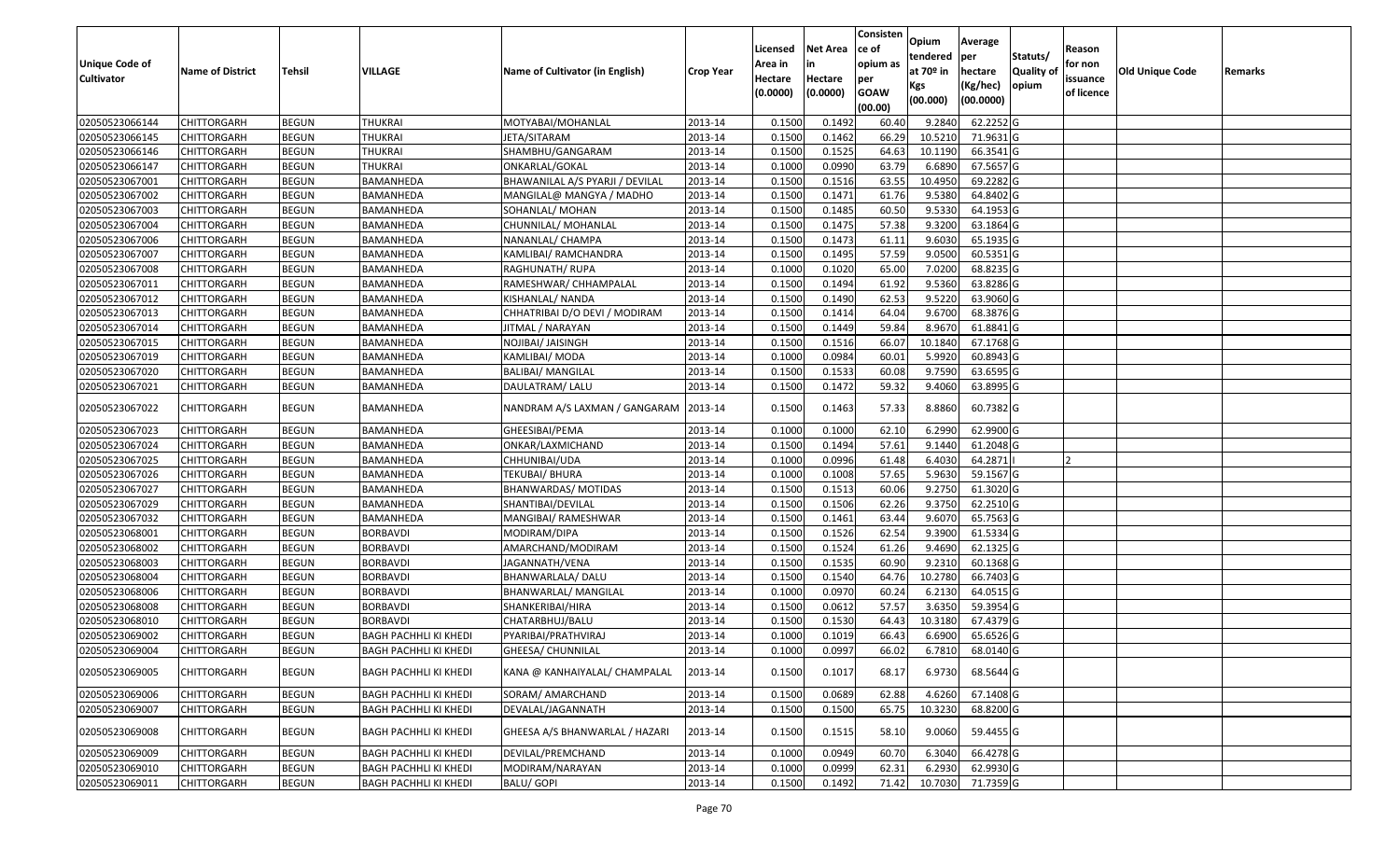| Unique Code of Cultivator | Name of District | Tehsil | VILLAGE | Name of Cultivator (in English) | Crop Year | Licensed Area in Hectare (0.0000) | Net Area in Hectare (0.0000) | Consistence of opium as per GOAW (00.00) | Opium tendered at 70º in Kgs (00.000) | Average per hectare (Kg/hec) (00.0000) | Statuts/ Quality of opium | Reason for non issuance of licence | Old Unique Code | Remarks |
|---|---|---|---|---|---|---|---|---|---|---|---|---|---|---|
| 02050523066144 | CHITTORGARH | BEGUN | THUKRAI | MOTYABAI/MOHANLAL | 2013-14 | 0.1500 | 0.1492 | 60.40 | 9.2840 | 62.2252 | G | | | |
| 02050523066145 | CHITTORGARH | BEGUN | THUKRAI | JETA/SITARAM | 2013-14 | 0.1500 | 0.1462 | 66.29 | 10.5210 | 71.9631 | G | | | |
| 02050523066146 | CHITTORGARH | BEGUN | THUKRAI | SHAMBHU/GANGARAM | 2013-14 | 0.1500 | 0.1525 | 64.63 | 10.1190 | 66.3541 | G | | | |
| 02050523066147 | CHITTORGARH | BEGUN | THUKRAI | ONKARLAL/GOKAL | 2013-14 | 0.1000 | 0.0990 | 63.79 | 6.6890 | 67.5657 | G | | | |
| 02050523067001 | CHITTORGARH | BEGUN | BAMANHEDA | BHAWANILAL A/S PYARJI / DEVILAL | 2013-14 | 0.1500 | 0.1516 | 63.55 | 10.4950 | 69.2282 | G | | | |
| 02050523067002 | CHITTORGARH | BEGUN | BAMANHEDA | MANGILAL@ MANGYA / MADHO | 2013-14 | 0.1500 | 0.1471 | 61.76 | 9.5380 | 64.8402 | G | | | |
| 02050523067003 | CHITTORGARH | BEGUN | BAMANHEDA | SOHANLAL/ MOHAN | 2013-14 | 0.1500 | 0.1485 | 60.50 | 9.5330 | 64.1953 | G | | | |
| 02050523067004 | CHITTORGARH | BEGUN | BAMANHEDA | CHUNNILAL/ MOHANLAL | 2013-14 | 0.1500 | 0.1475 | 57.38 | 9.3200 | 63.1864 | G | | | |
| 02050523067006 | CHITTORGARH | BEGUN | BAMANHEDA | NANANLAL/ CHAMPA | 2013-14 | 0.1500 | 0.1473 | 61.11 | 9.6030 | 65.1935 | G | | | |
| 02050523067007 | CHITTORGARH | BEGUN | BAMANHEDA | KAMLIBAI/ RAMCHANDRA | 2013-14 | 0.1500 | 0.1495 | 57.59 | 9.0500 | 60.5351 | G | | | |
| 02050523067008 | CHITTORGARH | BEGUN | BAMANHEDA | RAGHUNATH/ RUPA | 2013-14 | 0.1000 | 0.1020 | 65.00 | 7.0200 | 68.8235 | G | | | |
| 02050523067011 | CHITTORGARH | BEGUN | BAMANHEDA | RAMESHWAR/ CHHAMPALAL | 2013-14 | 0.1500 | 0.1494 | 61.92 | 9.5360 | 63.8286 | G | | | |
| 02050523067012 | CHITTORGARH | BEGUN | BAMANHEDA | KISHANLAL/ NANDA | 2013-14 | 0.1500 | 0.1490 | 62.53 | 9.5220 | 63.9060 | G | | | |
| 02050523067013 | CHITTORGARH | BEGUN | BAMANHEDA | CHHATRIBAI D/O DEVI / MODIRAM | 2013-14 | 0.1500 | 0.1414 | 64.04 | 9.6700 | 68.3876 | G | | | |
| 02050523067014 | CHITTORGARH | BEGUN | BAMANHEDA | JITMAL / NARAYAN | 2013-14 | 0.1500 | 0.1449 | 59.84 | 8.9670 | 61.8841 | G | | | |
| 02050523067015 | CHITTORGARH | BEGUN | BAMANHEDA | NOJIBAI/ JAISINGH | 2013-14 | 0.1500 | 0.1516 | 66.07 | 10.1840 | 67.1768 | G | | | |
| 02050523067019 | CHITTORGARH | BEGUN | BAMANHEDA | KAMLIBAI/ MODA | 2013-14 | 0.1000 | 0.0984 | 60.01 | 5.9920 | 60.8943 | G | | | |
| 02050523067020 | CHITTORGARH | BEGUN | BAMANHEDA | BALIBAI/ MANGILAL | 2013-14 | 0.1500 | 0.1533 | 60.08 | 9.7590 | 63.6595 | G | | | |
| 02050523067021 | CHITTORGARH | BEGUN | BAMANHEDA | DAULATRAM/ LALU | 2013-14 | 0.1500 | 0.1472 | 59.32 | 9.4060 | 63.8995 | G | | | |
| 02050523067022 | CHITTORGARH | BEGUN | BAMANHEDA | NANDRAM A/S LAXMAN / GANGARAM | 2013-14 | 0.1500 | 0.1463 | 57.33 | 8.8860 | 60.7382 | G | | | |
| 02050523067023 | CHITTORGARH | BEGUN | BAMANHEDA | GHEESIBAI/PEMA | 2013-14 | 0.1000 | 0.1000 | 62.10 | 6.2990 | 62.9900 | G | | | |
| 02050523067024 | CHITTORGARH | BEGUN | BAMANHEDA | ONKAR/LAXMICHAND | 2013-14 | 0.1500 | 0.1494 | 57.61 | 9.1440 | 61.2048 | G | | | |
| 02050523067025 | CHITTORGARH | BEGUN | BAMANHEDA | CHHUNIBAI/UDA | 2013-14 | 0.1000 | 0.0996 | 61.48 | 6.4030 | 64.2871 | I | 2 | | |
| 02050523067026 | CHITTORGARH | BEGUN | BAMANHEDA | TEKUBAI/ BHURA | 2013-14 | 0.1000 | 0.1008 | 57.65 | 5.9630 | 59.1567 | G | | | |
| 02050523067027 | CHITTORGARH | BEGUN | BAMANHEDA | BHANWARDAS/ MOTIDAS | 2013-14 | 0.1500 | 0.1513 | 60.06 | 9.2750 | 61.3020 | G | | | |
| 02050523067029 | CHITTORGARH | BEGUN | BAMANHEDA | SHANTIBAI/DEVILAL | 2013-14 | 0.1500 | 0.1506 | 62.26 | 9.3750 | 62.2510 | G | | | |
| 02050523067032 | CHITTORGARH | BEGUN | BAMANHEDA | MANGIBAI/ RAMESHWAR | 2013-14 | 0.1500 | 0.1461 | 63.44 | 9.6070 | 65.7563 | G | | | |
| 02050523068001 | CHITTORGARH | BEGUN | BORBAVDI | MODIRAM/DIPA | 2013-14 | 0.1500 | 0.1526 | 62.54 | 9.3900 | 61.5334 | G | | | |
| 02050523068002 | CHITTORGARH | BEGUN | BORBAVDI | AMARCHAND/MODIRAM | 2013-14 | 0.1500 | 0.1524 | 61.26 | 9.4690 | 62.1325 | G | | | |
| 02050523068003 | CHITTORGARH | BEGUN | BORBAVDI | JAGANNATH/VENA | 2013-14 | 0.1500 | 0.1535 | 60.90 | 9.2310 | 60.1368 | G | | | |
| 02050523068004 | CHITTORGARH | BEGUN | BORBAVDI | BHANWARLALA/ DALU | 2013-14 | 0.1500 | 0.1540 | 64.76 | 10.2780 | 66.7403 | G | | | |
| 02050523068006 | CHITTORGARH | BEGUN | BORBAVDI | BHANWARLAL/ MANGILAL | 2013-14 | 0.1000 | 0.0970 | 60.24 | 6.2130 | 64.0515 | G | | | |
| 02050523068008 | CHITTORGARH | BEGUN | BORBAVDI | SHANKERIBAI/HIRA | 2013-14 | 0.1500 | 0.0612 | 57.57 | 3.6350 | 59.3954 | G | | | |
| 02050523068010 | CHITTORGARH | BEGUN | BORBAVDI | CHATARBHUJ/BALU | 2013-14 | 0.1500 | 0.1530 | 64.43 | 10.3180 | 67.4379 | G | | | |
| 02050523069002 | CHITTORGARH | BEGUN | BAGH PACHHLI KI KHEDI | PYARIBAI/PRATHVIRAJ | 2013-14 | 0.1000 | 0.1019 | 66.43 | 6.6900 | 65.6526 | G | | | |
| 02050523069004 | CHITTORGARH | BEGUN | BAGH PACHHLI KI KHEDI | GHEESA/ CHUNNILAL | 2013-14 | 0.1000 | 0.0997 | 66.02 | 6.7810 | 68.0140 | G | | | |
| 02050523069005 | CHITTORGARH | BEGUN | BAGH PACHHLI KI KHEDI | KANA @ KANHAIYALAL/ CHAMPALAL | 2013-14 | 0.1500 | 0.1017 | 68.17 | 6.9730 | 68.5644 | G | | | |
| 02050523069006 | CHITTORGARH | BEGUN | BAGH PACHHLI KI KHEDI | SORAM/ AMARCHAND | 2013-14 | 0.1500 | 0.0689 | 62.88 | 4.6260 | 67.1408 | G | | | |
| 02050523069007 | CHITTORGARH | BEGUN | BAGH PACHHLI KI KHEDI | DEVALAL/JAGANNATH | 2013-14 | 0.1500 | 0.1500 | 65.75 | 10.3230 | 68.8200 | G | | | |
| 02050523069008 | CHITTORGARH | BEGUN | BAGH PACHHLI KI KHEDI | GHEESA A/S BHANWARLAL / HAZARI | 2013-14 | 0.1500 | 0.1515 | 58.10 | 9.0060 | 59.4455 | G | | | |
| 02050523069009 | CHITTORGARH | BEGUN | BAGH PACHHLI KI KHEDI | DEVILAL/PREMCHAND | 2013-14 | 0.1000 | 0.0949 | 60.70 | 6.3040 | 66.4278 | G | | | |
| 02050523069010 | CHITTORGARH | BEGUN | BAGH PACHHLI KI KHEDI | MODIRAM/NARAYAN | 2013-14 | 0.1000 | 0.0999 | 62.31 | 6.2930 | 62.9930 | G | | | |
| 02050523069011 | CHITTORGARH | BEGUN | BAGH PACHHLI KI KHEDI | BALU/ GOPI | 2013-14 | 0.1500 | 0.1492 | 71.42 | 10.7030 | 71.7359 | G | | | |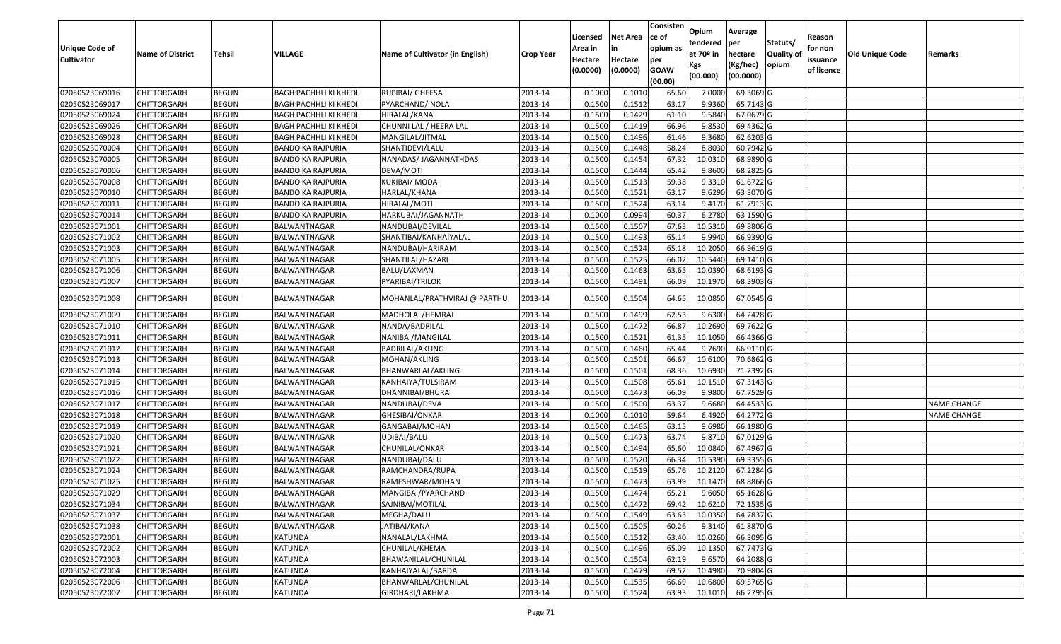| Unique Code of Cultivator | Name of District | Tehsil | VILLAGE | Name of Cultivator (in English) | Crop Year | Licensed Area in Hectare (0.0000) | Net Area in Hectare (0.0000) | Consistence of opium as per GOAW (00.00) | Opium tendered at 70º in Kgs (00.000) | Average per hectare (Kg/hec) (00.0000) | Statuts/ Quality of opium | Reason for non issuance of licence | Old Unique Code | Remarks |
|---|---|---|---|---|---|---|---|---|---|---|---|---|---|---|
| 02050523069016 | CHITTORGARH | BEGUN | BAGH PACHHLI KI KHEDI | RUPIBAI/ GHEESA | 2013-14 | 0.1000 | 0.1010 | 65.60 | 7.0000 | 69.3069 | G | | | |
| 02050523069017 | CHITTORGARH | BEGUN | BAGH PACHHLI KI KHEDI | PYARCHAND/ NOLA | 2013-14 | 0.1500 | 0.1512 | 63.17 | 9.9360 | 65.7143 | G | | | |
| 02050523069024 | CHITTORGARH | BEGUN | BAGH PACHHLI KI KHEDI | HIRALAL/KANA | 2013-14 | 0.1500 | 0.1429 | 61.10 | 9.5840 | 67.0679 | G | | | |
| 02050523069026 | CHITTORGARH | BEGUN | BAGH PACHHLI KI KHEDI | CHUNNI LAL / HEERA LAL | 2013-14 | 0.1500 | 0.1419 | 66.96 | 9.8530 | 69.4362 | G | | | |
| 02050523069028 | CHITTORGARH | BEGUN | BAGH PACHHLI KI KHEDI | MANGILAL/JITMAL | 2013-14 | 0.1500 | 0.1496 | 61.46 | 9.3680 | 62.6203 | G | | | |
| 02050523070004 | CHITTORGARH | BEGUN | BANDO KA RAJPURIA | SHANTIDEVI/LALU | 2013-14 | 0.1500 | 0.1448 | 58.24 | 8.8030 | 60.7942 | G | | | |
| 02050523070005 | CHITTORGARH | BEGUN | BANDO KA RAJPURIA | NANADAS/ JAGANNATHDAS | 2013-14 | 0.1500 | 0.1454 | 67.32 | 10.0310 | 68.9890 | G | | | |
| 02050523070006 | CHITTORGARH | BEGUN | BANDO KA RAJPURIA | DEVA/MOTI | 2013-14 | 0.1500 | 0.1444 | 65.42 | 9.8600 | 68.2825 | G | | | |
| 02050523070008 | CHITTORGARH | BEGUN | BANDO KA RAJPURIA | KUKIBAI/ MODA | 2013-14 | 0.1500 | 0.1513 | 59.38 | 9.3310 | 61.6722 | G | | | |
| 02050523070010 | CHITTORGARH | BEGUN | BANDO KA RAJPURIA | HARLAL/KHANA | 2013-14 | 0.1500 | 0.1521 | 63.17 | 9.6290 | 63.3070 | G | | | |
| 02050523070011 | CHITTORGARH | BEGUN | BANDO KA RAJPURIA | HIRALAL/MOTI | 2013-14 | 0.1500 | 0.1524 | 63.14 | 9.4170 | 61.7913 | G | | | |
| 02050523070014 | CHITTORGARH | BEGUN | BANDO KA RAJPURIA | HARKUBAI/JAGANNATH | 2013-14 | 0.1000 | 0.0994 | 60.37 | 6.2780 | 63.1590 | G | | | |
| 02050523071001 | CHITTORGARH | BEGUN | BALWANTNAGAR | NANDUBAI/DEVILAL | 2013-14 | 0.1500 | 0.1507 | 67.63 | 10.5310 | 69.8806 | G | | | |
| 02050523071002 | CHITTORGARH | BEGUN | BALWANTNAGAR | SHANTIBAI/KANHAIYALAL | 2013-14 | 0.1500 | 0.1493 | 65.14 | 9.9940 | 66.9390 | G | | | |
| 02050523071003 | CHITTORGARH | BEGUN | BALWANTNAGAR | NANDUBAI/HARIRAM | 2013-14 | 0.1500 | 0.1524 | 65.18 | 10.2050 | 66.9619 | G | | | |
| 02050523071005 | CHITTORGARH | BEGUN | BALWANTNAGAR | SHANTILAL/HAZARI | 2013-14 | 0.1500 | 0.1525 | 66.02 | 10.5440 | 69.1410 | G | | | |
| 02050523071006 | CHITTORGARH | BEGUN | BALWANTNAGAR | BALU/LAXMAN | 2013-14 | 0.1500 | 0.1463 | 63.65 | 10.0390 | 68.6193 | G | | | |
| 02050523071007 | CHITTORGARH | BEGUN | BALWANTNAGAR | PYARIBAI/TRILOK | 2013-14 | 0.1500 | 0.1491 | 66.09 | 10.1970 | 68.3903 | G | | | |
| 02050523071008 | CHITTORGARH | BEGUN | BALWANTNAGAR | MOHANLAL/PRATHVIRAJ @ PARTHU | 2013-14 | 0.1500 | 0.1504 | 64.65 | 10.0850 | 67.0545 | G | | | |
| 02050523071009 | CHITTORGARH | BEGUN | BALWANTNAGAR | MADHOLAL/HEMRAJ | 2013-14 | 0.1500 | 0.1499 | 62.53 | 9.6300 | 64.2428 | G | | | |
| 02050523071010 | CHITTORGARH | BEGUN | BALWANTNAGAR | NANDA/BADRILAL | 2013-14 | 0.1500 | 0.1472 | 66.87 | 10.2690 | 69.7622 | G | | | |
| 02050523071011 | CHITTORGARH | BEGUN | BALWANTNAGAR | NANIBAI/MANGILAL | 2013-14 | 0.1500 | 0.1521 | 61.35 | 10.1050 | 66.4366 | G | | | |
| 02050523071012 | CHITTORGARH | BEGUN | BALWANTNAGAR | BADRILAL/AKLING | 2013-14 | 0.1500 | 0.1460 | 65.44 | 9.7690 | 66.9110 | G | | | |
| 02050523071013 | CHITTORGARH | BEGUN | BALWANTNAGAR | MOHAN/AKLING | 2013-14 | 0.1500 | 0.1501 | 66.67 | 10.6100 | 70.6862 | G | | | |
| 02050523071014 | CHITTORGARH | BEGUN | BALWANTNAGAR | BHANWARLAL/AKLING | 2013-14 | 0.1500 | 0.1501 | 68.36 | 10.6930 | 71.2392 | G | | | |
| 02050523071015 | CHITTORGARH | BEGUN | BALWANTNAGAR | KANHAIYA/TULSIRAM | 2013-14 | 0.1500 | 0.1508 | 65.61 | 10.1510 | 67.3143 | G | | | |
| 02050523071016 | CHITTORGARH | BEGUN | BALWANTNAGAR | DHANNIBAI/BHURA | 2013-14 | 0.1500 | 0.1473 | 66.09 | 9.9800 | 67.7529 | G | | | |
| 02050523071017 | CHITTORGARH | BEGUN | BALWANTNAGAR | NANDUBAI/DEVA | 2013-14 | 0.1500 | 0.1500 | 63.37 | 9.6680 | 64.4533 | G | | | NAME CHANGE |
| 02050523071018 | CHITTORGARH | BEGUN | BALWANTNAGAR | GHESIBAI/ONKAR | 2013-14 | 0.1000 | 0.1010 | 59.64 | 6.4920 | 64.2772 | G | | | NAME CHANGE |
| 02050523071019 | CHITTORGARH | BEGUN | BALWANTNAGAR | GANGABAI/MOHAN | 2013-14 | 0.1500 | 0.1465 | 63.15 | 9.6980 | 66.1980 | G | | | |
| 02050523071020 | CHITTORGARH | BEGUN | BALWANTNAGAR | UDIBAI/BALU | 2013-14 | 0.1500 | 0.1473 | 63.74 | 9.8710 | 67.0129 | G | | | |
| 02050523071021 | CHITTORGARH | BEGUN | BALWANTNAGAR | CHUNILAL/ONKAR | 2013-14 | 0.1500 | 0.1494 | 65.60 | 10.0840 | 67.4967 | G | | | |
| 02050523071022 | CHITTORGARH | BEGUN | BALWANTNAGAR | NANDUBAI/DALU | 2013-14 | 0.1500 | 0.1520 | 66.34 | 10.5390 | 69.3355 | G | | | |
| 02050523071024 | CHITTORGARH | BEGUN | BALWANTNAGAR | RAMCHANDRA/RUPA | 2013-14 | 0.1500 | 0.1519 | 65.76 | 10.2120 | 67.2284 | G | | | |
| 02050523071025 | CHITTORGARH | BEGUN | BALWANTNAGAR | RAMESHWAR/MOHAN | 2013-14 | 0.1500 | 0.1473 | 63.99 | 10.1470 | 68.8866 | G | | | |
| 02050523071029 | CHITTORGARH | BEGUN | BALWANTNAGAR | MANGIBAI/PYARCHAND | 2013-14 | 0.1500 | 0.1474 | 65.21 | 9.6050 | 65.1628 | G | | | |
| 02050523071034 | CHITTORGARH | BEGUN | BALWANTNAGAR | SAJNIBAI/MOTILAL | 2013-14 | 0.1500 | 0.1472 | 69.42 | 10.6210 | 72.1535 | G | | | |
| 02050523071037 | CHITTORGARH | BEGUN | BALWANTNAGAR | MEGHA/DALU | 2013-14 | 0.1500 | 0.1549 | 63.63 | 10.0350 | 64.7837 | G | | | |
| 02050523071038 | CHITTORGARH | BEGUN | BALWANTNAGAR | JATIBAI/KANA | 2013-14 | 0.1500 | 0.1505 | 60.26 | 9.3140 | 61.8870 | G | | | |
| 02050523072001 | CHITTORGARH | BEGUN | KATUNDA | NANALAL/LAKHMA | 2013-14 | 0.1500 | 0.1512 | 63.40 | 10.0260 | 66.3095 | G | | | |
| 02050523072002 | CHITTORGARH | BEGUN | KATUNDA | CHUNILAL/KHEMA | 2013-14 | 0.1500 | 0.1496 | 65.09 | 10.1350 | 67.7473 | G | | | |
| 02050523072003 | CHITTORGARH | BEGUN | KATUNDA | BHAWANILAL/CHUNILAL | 2013-14 | 0.1500 | 0.1504 | 62.19 | 9.6570 | 64.2088 | G | | | |
| 02050523072004 | CHITTORGARH | BEGUN | KATUNDA | KANHAIYALAL/BARDA | 2013-14 | 0.1500 | 0.1479 | 69.52 | 10.4980 | 70.9804 | G | | | |
| 02050523072006 | CHITTORGARH | BEGUN | KATUNDA | BHANWARLAL/CHUNILAL | 2013-14 | 0.1500 | 0.1535 | 66.69 | 10.6800 | 69.5765 | G | | | |
| 02050523072007 | CHITTORGARH | BEGUN | KATUNDA | GIRDHARI/LAKHMA | 2013-14 | 0.1500 | 0.1524 | 63.93 | 10.1010 | 66.2795 | G | | | |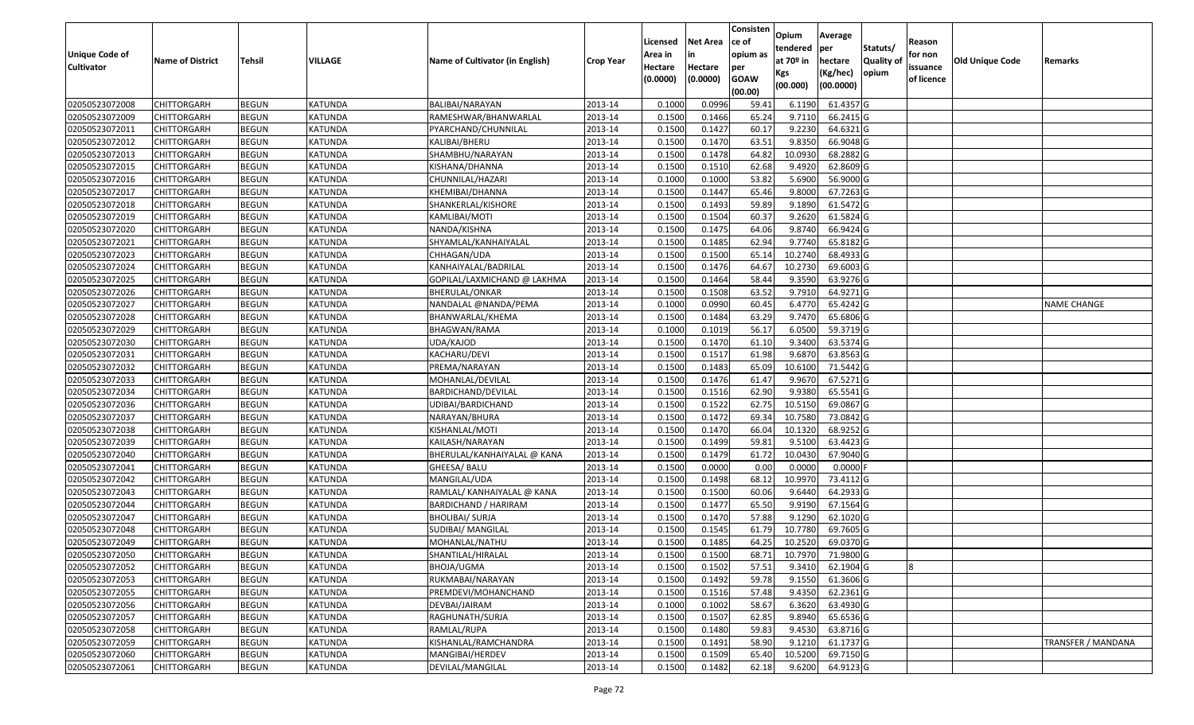| Unique Code of Cultivator | Name of District | Tehsil | VILLAGE | Name of Cultivator (in English) | Crop Year | Licensed Area in Hectare (0.0000) | Net Area in Hectare (0.0000) | Consistence of opium as per GOAW (00.00) | Opium tendered at 70º in Kgs (00.000) | Average per hectare (Kg/hec) (00.0000) | Statuts/ Quality of opium | Reason for non issuance of licence | Old Unique Code | Remarks |
|---|---|---|---|---|---|---|---|---|---|---|---|---|---|---|
| 02050523072008 | CHITTORGARH | BEGUN | KATUNDA | BALIBAI/NARAYAN | 2013-14 | 0.1000 | 0.0996 | 59.41 | 6.1190 | 61.4357 | G | | | |
| 02050523072009 | CHITTORGARH | BEGUN | KATUNDA | RAMESHWAR/BHANWARLAL | 2013-14 | 0.1500 | 0.1466 | 65.24 | 9.7110 | 66.2415 | G | | | |
| 02050523072011 | CHITTORGARH | BEGUN | KATUNDA | PYARCHAND/CHUNNILAL | 2013-14 | 0.1500 | 0.1427 | 60.17 | 9.2230 | 64.6321 | G | | | |
| 02050523072012 | CHITTORGARH | BEGUN | KATUNDA | KALIBAI/BHERU | 2013-14 | 0.1500 | 0.1470 | 63.51 | 9.8350 | 66.9048 | G | | | |
| 02050523072013 | CHITTORGARH | BEGUN | KATUNDA | SHAMBHU/NARAYAN | 2013-14 | 0.1500 | 0.1478 | 64.82 | 10.0930 | 68.2882 | G | | | |
| 02050523072015 | CHITTORGARH | BEGUN | KATUNDA | KISHANA/DHANNA | 2013-14 | 0.1500 | 0.1510 | 62.68 | 9.4920 | 62.8609 | G | | | |
| 02050523072016 | CHITTORGARH | BEGUN | KATUNDA | CHUNNILAL/HAZARI | 2013-14 | 0.1000 | 0.1000 | 53.82 | 5.6900 | 56.9000 | G | | | |
| 02050523072017 | CHITTORGARH | BEGUN | KATUNDA | KHEMIBAI/DHANNA | 2013-14 | 0.1500 | 0.1447 | 65.46 | 9.8000 | 67.7263 | G | | | |
| 02050523072018 | CHITTORGARH | BEGUN | KATUNDA | SHANKERLAL/KISHORE | 2013-14 | 0.1500 | 0.1493 | 59.89 | 9.1890 | 61.5472 | G | | | |
| 02050523072019 | CHITTORGARH | BEGUN | KATUNDA | KAMLIBAI/MOTI | 2013-14 | 0.1500 | 0.1504 | 60.37 | 9.2620 | 61.5824 | G | | | |
| 02050523072020 | CHITTORGARH | BEGUN | KATUNDA | NANDA/KISHNA | 2013-14 | 0.1500 | 0.1475 | 64.06 | 9.8740 | 66.9424 | G | | | |
| 02050523072021 | CHITTORGARH | BEGUN | KATUNDA | SHYAMLAL/KANHAIYALAL | 2013-14 | 0.1500 | 0.1485 | 62.94 | 9.7740 | 65.8182 | G | | | |
| 02050523072023 | CHITTORGARH | BEGUN | KATUNDA | CHHAGAN/UDA | 2013-14 | 0.1500 | 0.1500 | 65.14 | 10.2740 | 68.4933 | G | | | |
| 02050523072024 | CHITTORGARH | BEGUN | KATUNDA | KANHAIYALAL/BADRILAL | 2013-14 | 0.1500 | 0.1476 | 64.67 | 10.2730 | 69.6003 | G | | | |
| 02050523072025 | CHITTORGARH | BEGUN | KATUNDA | GOPILAL/LAXMICHAND @ LAKHMA | 2013-14 | 0.1500 | 0.1464 | 58.44 | 9.3590 | 63.9276 | G | | | |
| 02050523072026 | CHITTORGARH | BEGUN | KATUNDA | BHERULAL/ONKAR | 2013-14 | 0.1500 | 0.1508 | 63.52 | 9.7910 | 64.9271 | G | | | |
| 02050523072027 | CHITTORGARH | BEGUN | KATUNDA | NANDALAL @NANDA/PEMA | 2013-14 | 0.1000 | 0.0990 | 60.45 | 6.4770 | 65.4242 | G | | | NAME CHANGE |
| 02050523072028 | CHITTORGARH | BEGUN | KATUNDA | BHANWARLAL/KHEMA | 2013-14 | 0.1500 | 0.1484 | 63.29 | 9.7470 | 65.6806 | G | | | |
| 02050523072029 | CHITTORGARH | BEGUN | KATUNDA | BHAGWAN/RAMA | 2013-14 | 0.1000 | 0.1019 | 56.17 | 6.0500 | 59.3719 | G | | | |
| 02050523072030 | CHITTORGARH | BEGUN | KATUNDA | UDA/KAJOD | 2013-14 | 0.1500 | 0.1470 | 61.10 | 9.3400 | 63.5374 | G | | | |
| 02050523072031 | CHITTORGARH | BEGUN | KATUNDA | KACHARU/DEVI | 2013-14 | 0.1500 | 0.1517 | 61.98 | 9.6870 | 63.8563 | G | | | |
| 02050523072032 | CHITTORGARH | BEGUN | KATUNDA | PREMA/NARAYAN | 2013-14 | 0.1500 | 0.1483 | 65.09 | 10.6100 | 71.5442 | G | | | |
| 02050523072033 | CHITTORGARH | BEGUN | KATUNDA | MOHANLAL/DEVILAL | 2013-14 | 0.1500 | 0.1476 | 61.47 | 9.9670 | 67.5271 | G | | | |
| 02050523072034 | CHITTORGARH | BEGUN | KATUNDA | BARDICHAND/DEVILAL | 2013-14 | 0.1500 | 0.1516 | 62.90 | 9.9380 | 65.5541 | G | | | |
| 02050523072036 | CHITTORGARH | BEGUN | KATUNDA | UDIBAI/BARDICHAND | 2013-14 | 0.1500 | 0.1522 | 62.75 | 10.5150 | 69.0867 | G | | | |
| 02050523072037 | CHITTORGARH | BEGUN | KATUNDA | NARAYAN/BHURA | 2013-14 | 0.1500 | 0.1472 | 69.34 | 10.7580 | 73.0842 | G | | | |
| 02050523072038 | CHITTORGARH | BEGUN | KATUNDA | KISHANLAL/MOTI | 2013-14 | 0.1500 | 0.1470 | 66.04 | 10.1320 | 68.9252 | G | | | |
| 02050523072039 | CHITTORGARH | BEGUN | KATUNDA | KAILASH/NARAYAN | 2013-14 | 0.1500 | 0.1499 | 59.81 | 9.5100 | 63.4423 | G | | | |
| 02050523072040 | CHITTORGARH | BEGUN | KATUNDA | BHERULAL/KANHAIYALAL @ KANA | 2013-14 | 0.1500 | 0.1479 | 61.72 | 10.0430 | 67.9040 | G | | | |
| 02050523072041 | CHITTORGARH | BEGUN | KATUNDA | GHEESA/ BALU | 2013-14 | 0.1500 | 0.0000 | 0.00 | 0.0000 | 0.0000 | F | | | |
| 02050523072042 | CHITTORGARH | BEGUN | KATUNDA | MANGILAL/UDA | 2013-14 | 0.1500 | 0.1498 | 68.12 | 10.9970 | 73.4112 | G | | | |
| 02050523072043 | CHITTORGARH | BEGUN | KATUNDA | RAMLAL/ KANHAIYALAL @ KANA | 2013-14 | 0.1500 | 0.1500 | 60.06 | 9.6440 | 64.2933 | G | | | |
| 02050523072044 | CHITTORGARH | BEGUN | KATUNDA | BARDICHAND / HARIRAM | 2013-14 | 0.1500 | 0.1477 | 65.50 | 9.9190 | 67.1564 | G | | | |
| 02050523072047 | CHITTORGARH | BEGUN | KATUNDA | BHOLIBAI/ SURJA | 2013-14 | 0.1500 | 0.1470 | 57.88 | 9.1290 | 62.1020 | G | | | |
| 02050523072048 | CHITTORGARH | BEGUN | KATUNDA | SUDIBAI/ MANGILAL | 2013-14 | 0.1500 | 0.1545 | 61.79 | 10.7780 | 69.7605 | G | | | |
| 02050523072049 | CHITTORGARH | BEGUN | KATUNDA | MOHANLAL/NATHU | 2013-14 | 0.1500 | 0.1485 | 64.25 | 10.2520 | 69.0370 | G | | | |
| 02050523072050 | CHITTORGARH | BEGUN | KATUNDA | SHANTILAL/HIRALAL | 2013-14 | 0.1500 | 0.1500 | 68.71 | 10.7970 | 71.9800 | G | | | |
| 02050523072052 | CHITTORGARH | BEGUN | KATUNDA | BHOJA/UGMA | 2013-14 | 0.1500 | 0.1502 | 57.51 | 9.3410 | 62.1904 | G | 8 | | |
| 02050523072053 | CHITTORGARH | BEGUN | KATUNDA | RUKMABAI/NARAYAN | 2013-14 | 0.1500 | 0.1492 | 59.78 | 9.1550 | 61.3606 | G | | | |
| 02050523072055 | CHITTORGARH | BEGUN | KATUNDA | PREMDEVI/MOHANCHAND | 2013-14 | 0.1500 | 0.1516 | 57.48 | 9.4350 | 62.2361 | G | | | |
| 02050523072056 | CHITTORGARH | BEGUN | KATUNDA | DEVBAI/JAIRAM | 2013-14 | 0.1000 | 0.1002 | 58.67 | 6.3620 | 63.4930 | G | | | |
| 02050523072057 | CHITTORGARH | BEGUN | KATUNDA | RAGHUNATH/SURJA | 2013-14 | 0.1500 | 0.1507 | 62.85 | 9.8940 | 65.6536 | G | | | |
| 02050523072058 | CHITTORGARH | BEGUN | KATUNDA | RAMLAL/RUPA | 2013-14 | 0.1500 | 0.1480 | 59.83 | 9.4530 | 63.8716 | G | | | |
| 02050523072059 | CHITTORGARH | BEGUN | KATUNDA | KISHANLAL/RAMCHANDRA | 2013-14 | 0.1500 | 0.1491 | 58.90 | 9.1210 | 61.1737 | G | | | TRANSFER / MANDANA |
| 02050523072060 | CHITTORGARH | BEGUN | KATUNDA | MANGIBAI/HERDEV | 2013-14 | 0.1500 | 0.1509 | 65.40 | 10.5200 | 69.7150 | G | | | |
| 02050523072061 | CHITTORGARH | BEGUN | KATUNDA | DEVILAL/MANGILAL | 2013-14 | 0.1500 | 0.1482 | 62.18 | 9.6200 | 64.9123 | G | | | |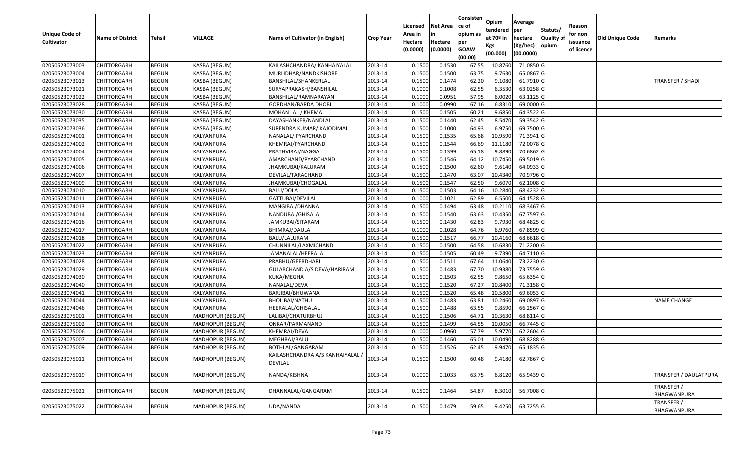| Unique Code of Cultivator | Name of District | Tehsil | VILLAGE | Name of Cultivator (in English) | Crop Year | Licensed Area in Hectare (0.0000) | Net Area in Hectare (0.0000) | Consisten ce of opium as per GOAW (00.00) | Opium tendered at 70º in Kgs (00.000) | Average per hectare (Kg/hec) (00.0000) | Statuts/ Quality of opium | Reason for non issuance of licence | Old Unique Code | Remarks |
|---|---|---|---|---|---|---|---|---|---|---|---|---|---|---|
| 02050523073003 | CHITTORGARH | BEGUN | KASBA (BEGUN) | KAILASHCHANDRA/ KANHAIYALAL | 2013-14 | 0.1500 | 0.1530 | 67.55 | 10.8760 | 71.0850 | G | | | |
| 02050523073004 | CHITTORGARH | BEGUN | KASBA (BEGUN) | MURLIDHAR/NANDKISHORE | 2013-14 | 0.1500 | 0.1500 | 63.75 | 9.7630 | 65.0867 | G | | | |
| 02050523073013 | CHITTORGARH | BEGUN | KASBA (BEGUN) | BANSHILAL/SHANKERLAL | 2013-14 | 0.1500 | 0.1474 | 62.20 | 9.1080 | 61.7910 | G | | | TRANSFER / SHADI |
| 02050523073021 | CHITTORGARH | BEGUN | KASBA (BEGUN) | SURYAPRAKASH/BANSHILAL | 2013-14 | 0.1000 | 0.1008 | 62.55 | 6.3530 | 63.0258 | G | | | |
| 02050523073022 | CHITTORGARH | BEGUN | KASBA (BEGUN) | BANSHILAL/RAMNARAYAN | 2013-14 | 0.1000 | 0.0951 | 57.95 | 6.0020 | 63.1125 | G | | | |
| 02050523073028 | CHITTORGARH | BEGUN | KASBA (BEGUN) | GORDHAN/BARDA DHOBI | 2013-14 | 0.1000 | 0.0990 | 67.16 | 6.8310 | 69.0000 | G | | | |
| 02050523073030 | CHITTORGARH | BEGUN | KASBA (BEGUN) | MOHAN LAL / KHEMA | 2013-14 | 0.1500 | 0.1505 | 60.21 | 9.6850 | 64.3522 | G | | | |
| 02050523073035 | CHITTORGARH | BEGUN | KASBA (BEGUN) | DAYASHANKER/NANDLAL | 2013-14 | 0.1500 | 0.1440 | 62.45 | 8.5470 | 59.3542 | G | | | |
| 02050523073036 | CHITTORGARH | BEGUN | KASBA (BEGUN) | SURENDRA KUMAR/ KAJODIMAL | 2013-14 | 0.1500 | 0.1000 | 64.93 | 6.9750 | 69.7500 | G | | | |
| 02050523074001 | CHITTORGARH | BEGUN | KALYANPURA | NANALAL/ PYARCHAND | 2013-14 | 0.1500 | 0.1535 | 65.68 | 10.9590 | 71.3941 | G | | | |
| 02050523074002 | CHITTORGARH | BEGUN | KALYANPURA | KHEMRAJ/PYARCHAND | 2013-14 | 0.1500 | 0.1544 | 66.69 | 11.1180 | 72.0078 | G | | | |
| 02050523074004 | CHITTORGARH | BEGUN | KALYANPURA | PRATHVIRAJ/NAGGA | 2013-14 | 0.1500 | 0.1399 | 65.18 | 9.8890 | 70.6862 | G | | | |
| 02050523074005 | CHITTORGARH | BEGUN | KALYANPURA | AMARCHAND/PYARCHAND | 2013-14 | 0.1500 | 0.1546 | 64.12 | 10.7450 | 69.5019 | G | | | |
| 02050523074006 | CHITTORGARH | BEGUN | KALYANPURA | JHAMKUBAI/KALURAM | 2013-14 | 0.1500 | 0.1500 | 62.60 | 9.6140 | 64.0933 | G | | | |
| 02050523074007 | CHITTORGARH | BEGUN | KALYANPURA | DEVILAL/TARACHAND | 2013-14 | 0.1500 | 0.1470 | 63.07 | 10.4340 | 70.9796 | G | | | |
| 02050523074009 | CHITTORGARH | BEGUN | KALYANPURA | JHAMKUBAI/CHOGALAL | 2013-14 | 0.1500 | 0.1547 | 62.50 | 9.6070 | 62.1008 | G | | | |
| 02050523074010 | CHITTORGARH | BEGUN | KALYANPURA | BALU/DOLA | 2013-14 | 0.1500 | 0.1503 | 64.16 | 10.2840 | 68.4232 | G | | | |
| 02050523074011 | CHITTORGARH | BEGUN | KALYANPURA | GATTUBAI/DEVILAL | 2013-14 | 0.1000 | 0.1021 | 62.89 | 6.5500 | 64.1528 | G | | | |
| 02050523074013 | CHITTORGARH | BEGUN | KALYANPURA | MANGIBAI/DHANNA | 2013-14 | 0.1500 | 0.1494 | 63.48 | 10.2110 | 68.3467 | G | | | |
| 02050523074014 | CHITTORGARH | BEGUN | KALYANPURA | NANDUBAI/GHISALAL | 2013-14 | 0.1500 | 0.1540 | 63.63 | 10.4350 | 67.7597 | G | | | |
| 02050523074016 | CHITTORGARH | BEGUN | KALYANPURA | JAMKUBAI/SITARAM | 2013-14 | 0.1500 | 0.1430 | 62.83 | 9.7930 | 68.4825 | G | | | |
| 02050523074017 | CHITTORGARH | BEGUN | KALYANPURA | BHIMRAJ/DAULA | 2013-14 | 0.1000 | 0.1028 | 64.76 | 6.9760 | 67.8599 | G | | | |
| 02050523074018 | CHITTORGARH | BEGUN | KALYANPURA | BALU/LALURAM | 2013-14 | 0.1500 | 0.1517 | 66.77 | 10.4160 | 68.6618 | G | | | |
| 02050523074022 | CHITTORGARH | BEGUN | KALYANPURA | CHUNNILAL/LAXMICHAND | 2013-14 | 0.1500 | 0.1500 | 64.58 | 10.6830 | 71.2200 | G | | | |
| 02050523074023 | CHITTORGARH | BEGUN | KALYANPURA | JAMANALAL/HEERALAL | 2013-14 | 0.1500 | 0.1505 | 60.49 | 9.7390 | 64.7110 | G | | | |
| 02050523074028 | CHITTORGARH | BEGUN | KALYANPURA | PRABHU/GEERDHARI | 2013-14 | 0.1500 | 0.1511 | 67.64 | 11.0640 | 73.2230 | G | | | |
| 02050523074029 | CHITTORGARH | BEGUN | KALYANPURA | GULABCHAND A/S DEVA/HARIRAM | 2013-14 | 0.1500 | 0.1483 | 67.70 | 10.9380 | 73.7559 | G | | | |
| 02050523074030 | CHITTORGARH | BEGUN | KALYANPURA | KUKA/MEGHA | 2013-14 | 0.1500 | 0.1503 | 62.55 | 9.8650 | 65.6354 | G | | | |
| 02050523074040 | CHITTORGARH | BEGUN | KALYANPURA | NANALAL/DEVA | 2013-14 | 0.1500 | 0.1520 | 67.27 | 10.8400 | 71.3158 | G | | | |
| 02050523074041 | CHITTORGARH | BEGUN | KALYANPURA | BARJIBAI/BHUWANA | 2013-14 | 0.1500 | 0.1520 | 65.48 | 10.5800 | 69.6053 | G | | | |
| 02050523074044 | CHITTORGARH | BEGUN | KALYANPURA | BHOLIBAI/NATHU | 2013-14 | 0.1500 | 0.1483 | 63.81 | 10.2460 | 69.0897 | G | | | NAME CHANGE |
| 02050523074046 | CHITTORGARH | BEGUN | KALYANPURA | HEERALAL/GHISALAL | 2013-14 | 0.1500 | 0.1488 | 63.55 | 9.8590 | 66.2567 | G | | | |
| 02050523075001 | CHITTORGARH | BEGUN | MADHOPUR (BEGUN) | LALIBAI/CHATURBHUJ | 2013-14 | 0.1500 | 0.1506 | 64.71 | 10.3630 | 68.8114 | G | | | |
| 02050523075002 | CHITTORGARH | BEGUN | MADHOPUR (BEGUN) | ONKAR/PARMANAND | 2013-14 | 0.1500 | 0.1499 | 64.55 | 10.0050 | 66.7445 | G | | | |
| 02050523075006 | CHITTORGARH | BEGUN | MADHOPUR (BEGUN) | KHEMRAJ/DEVA | 2013-14 | 0.1000 | 0.0960 | 57.79 | 5.9770 | 62.2604 | G | | | |
| 02050523075007 | CHITTORGARH | BEGUN | MADHOPUR (BEGUN) | MEGHRAJ/BALU | 2013-14 | 0.1500 | 0.1460 | 65.01 | 10.0490 | 68.8288 | G | | | |
| 02050523075009 | CHITTORGARH | BEGUN | MADHOPUR (BEGUN) | BOTHLAL/GANGARAM | 2013-14 | 0.1500 | 0.1526 | 62.45 | 9.9470 | 65.1835 | G | | | |
| 02050523075011 | CHITTORGARH | BEGUN | MADHOPUR (BEGUN) | KAILASHCHANDRA A/S KANHAIYALAL / DEVILAL | 2013-14 | 0.1500 | 0.1500 | 60.48 | 9.4180 | 62.7867 | G | | | |
| 02050523075019 | CHITTORGARH | BEGUN | MADHOPUR (BEGUN) | NANDA/KISHNA | 2013-14 | 0.1000 | 0.1033 | 63.75 | 6.8120 | 65.9439 | G | | | TRANSFER / DAULATPURA |
| 02050523075021 | CHITTORGARH | BEGUN | MADHOPUR (BEGUN) | DHANNALAL/GANGARAM | 2013-14 | 0.1500 | 0.1464 | 54.87 | 8.3010 | 56.7008 | G | | | TRANSFER / BHAGWANPURA |
| 02050523075022 | CHITTORGARH | BEGUN | MADHOPUR (BEGUN) | UDA/NANDA | 2013-14 | 0.1500 | 0.1479 | 59.65 | 9.4250 | 63.7255 | G | | | TRANSFER / BHAGWANPURA |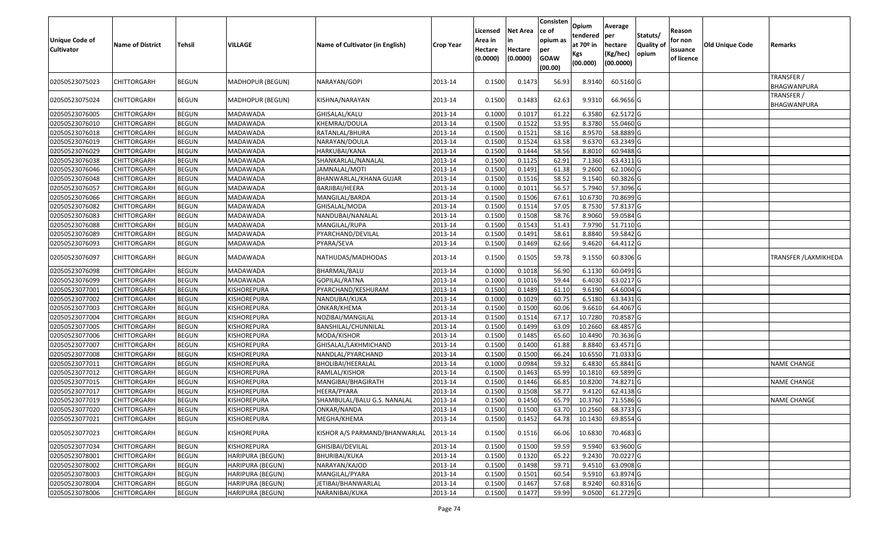| Unique Code of Cultivator | Name of District | Tehsil | VILLAGE | Name of Cultivator (in English) | Crop Year | Licensed Area in Hectare (0.0000) | Net Area in Hectare (0.0000) | Consistence of opium as per GOAW (00.00) | Opium tendered at 70º in Kgs (00.000) | Average per hectare (Kg/hec) (00.0000) | Statuts/ Quality of opium | Reason for non issuance of licence | Old Unique Code | Remarks |
|---|---|---|---|---|---|---|---|---|---|---|---|---|---|---|
| 02050523075023 | CHITTORGARH | BEGUN | MADHOPUR (BEGUN) | NARAYAN/GOPI | 2013-14 | 0.1500 | 0.1473 | 56.93 | 8.9140 | 60.5160 | G | | | TRANSFER / BHAGWANPURA |
| 02050523075024 | CHITTORGARH | BEGUN | MADHOPUR (BEGUN) | KISHNA/NARAYAN | 2013-14 | 0.1500 | 0.1483 | 62.63 | 9.9310 | 66.9656 | G | | | TRANSFER / BHAGWANPURA |
| 02050523076005 | CHITTORGARH | BEGUN | MADAWADA | GHISALAL/KALU | 2013-14 | 0.1000 | 0.1017 | 61.22 | 6.3580 | 62.5172 | G | | | |
| 02050523076010 | CHITTORGARH | BEGUN | MADAWADA | KHEMRAJ/DOULA | 2013-14 | 0.1500 | 0.1522 | 53.95 | 8.3780 | 55.0460 | G | | | |
| 02050523076018 | CHITTORGARH | BEGUN | MADAWADA | RATANLAL/BHURA | 2013-14 | 0.1500 | 0.1521 | 58.16 | 8.9570 | 58.8889 | G | | | |
| 02050523076019 | CHITTORGARH | BEGUN | MADAWADA | NARAYAN/DOULA | 2013-14 | 0.1500 | 0.1524 | 63.58 | 9.6370 | 63.2349 | G | | | |
| 02050523076029 | CHITTORGARH | BEGUN | MADAWADA | HARKUBAI/KANA | 2013-14 | 0.1500 | 0.1444 | 58.56 | 8.8010 | 60.9488 | G | | | |
| 02050523076038 | CHITTORGARH | BEGUN | MADAWADA | SHANKARLAL/NANALAL | 2013-14 | 0.1500 | 0.1125 | 62.91 | 7.1360 | 63.4311 | G | | | |
| 02050523076046 | CHITTORGARH | BEGUN | MADAWADA | JAMNALAL/MOTI | 2013-14 | 0.1500 | 0.1491 | 61.38 | 9.2600 | 62.1060 | G | | | |
| 02050523076048 | CHITTORGARH | BEGUN | MADAWADA | BHANWARLAL/KHANA GUJAR | 2013-14 | 0.1500 | 0.1516 | 58.52 | 9.1540 | 60.3826 | G | | | |
| 02050523076057 | CHITTORGARH | BEGUN | MADAWADA | BARJIBAI/HEERA | 2013-14 | 0.1000 | 0.1011 | 56.57 | 5.7940 | 57.3096 | G | | | |
| 02050523076066 | CHITTORGARH | BEGUN | MADAWADA | MANGILAL/BARDA | 2013-14 | 0.1500 | 0.1506 | 67.61 | 10.6730 | 70.8699 | G | | | |
| 02050523076082 | CHITTORGARH | BEGUN | MADAWADA | GHISALAL/MODA | 2013-14 | 0.1500 | 0.1514 | 57.05 | 8.7530 | 57.8137 | G | | | |
| 02050523076083 | CHITTORGARH | BEGUN | MADAWADA | NANDUBAI/NANALAL | 2013-14 | 0.1500 | 0.1508 | 58.76 | 8.9060 | 59.0584 | G | | | |
| 02050523076088 | CHITTORGARH | BEGUN | MADAWADA | MANGILAL/RUPA | 2013-14 | 0.1500 | 0.1543 | 51.43 | 7.9790 | 51.7110 | G | | | |
| 02050523076089 | CHITTORGARH | BEGUN | MADAWADA | PYARCHAND/DEVILAL | 2013-14 | 0.1500 | 0.1491 | 58.61 | 8.8840 | 59.5842 | G | | | |
| 02050523076093 | CHITTORGARH | BEGUN | MADAWADA | PYARA/SEVA | 2013-14 | 0.1500 | 0.1469 | 62.66 | 9.4620 | 64.4112 | G | | | |
| 02050523076097 | CHITTORGARH | BEGUN | MADAWADA | NATHUDAS/MADHODAS | 2013-14 | 0.1500 | 0.1505 | 59.78 | 9.1550 | 60.8306 | G | | | TRANSFER /LAXMIKHEDA |
| 02050523076098 | CHITTORGARH | BEGUN | MADAWADA | BHARMAL/BALU | 2013-14 | 0.1000 | 0.1018 | 56.90 | 6.1130 | 60.0491 | G | | | |
| 02050523076099 | CHITTORGARH | BEGUN | MADAWADA | GOPILAL/RATNA | 2013-14 | 0.1000 | 0.1016 | 59.44 | 6.4030 | 63.0217 | G | | | |
| 02050523077001 | CHITTORGARH | BEGUN | KISHOREPURA | PYARCHAND/KESHURAM | 2013-14 | 0.1500 | 0.1489 | 61.10 | 9.6190 | 64.6004 | G | | | |
| 02050523077002 | CHITTORGARH | BEGUN | KISHOREPURA | NANDUBAI/KUKA | 2013-14 | 0.1000 | 0.1029 | 60.75 | 6.5180 | 63.3431 | G | | | |
| 02050523077003 | CHITTORGARH | BEGUN | KISHOREPURA | ONKAR/KHEMA | 2013-14 | 0.1500 | 0.1500 | 60.06 | 9.6610 | 64.4067 | G | | | |
| 02050523077004 | CHITTORGARH | BEGUN | KISHOREPURA | NOZIBAI/MANGILAL | 2013-14 | 0.1500 | 0.1514 | 67.17 | 10.7280 | 70.8587 | G | | | |
| 02050523077005 | CHITTORGARH | BEGUN | KISHOREPURA | BANSHILAL/CHUNNILAL | 2013-14 | 0.1500 | 0.1499 | 63.09 | 10.2660 | 68.4857 | G | | | |
| 02050523077006 | CHITTORGARH | BEGUN | KISHOREPURA | MODA/KISHOR | 2013-14 | 0.1500 | 0.1485 | 65.60 | 10.4490 | 70.3636 | G | | | |
| 02050523077007 | CHITTORGARH | BEGUN | KISHOREPURA | GHISALAL/LAKHMICHAND | 2013-14 | 0.1500 | 0.1400 | 61.88 | 8.8840 | 63.4571 | G | | | |
| 02050523077008 | CHITTORGARH | BEGUN | KISHOREPURA | NANDLAL/PYARCHAND | 2013-14 | 0.1500 | 0.1500 | 66.24 | 10.6550 | 71.0333 | G | | | |
| 02050523077011 | CHITTORGARH | BEGUN | KISHOREPURA | BHOLIBAI/HEERALAL | 2013-14 | 0.1000 | 0.0984 | 59.32 | 6.4830 | 65.8841 | G | | | NAME CHANGE |
| 02050523077012 | CHITTORGARH | BEGUN | KISHOREPURA | RAMLAL/KISHOR | 2013-14 | 0.1500 | 0.1463 | 65.99 | 10.1810 | 69.5899 | G | | | |
| 02050523077015 | CHITTORGARH | BEGUN | KISHOREPURA | MANGIBAI/BHAGIRATH | 2013-14 | 0.1500 | 0.1446 | 66.85 | 10.8200 | 74.8271 | G | | | NAME CHANGE |
| 02050523077017 | CHITTORGARH | BEGUN | KISHOREPURA | HEERA/PYARA | 2013-14 | 0.1500 | 0.1508 | 58.77 | 9.4120 | 62.4138 | G | | | |
| 02050523077019 | CHITTORGARH | BEGUN | KISHOREPURA | SHAMBULAL/BALU G.S. NANALAL | 2013-14 | 0.1500 | 0.1450 | 65.79 | 10.3760 | 71.5586 | G | | | NAME CHANGE |
| 02050523077020 | CHITTORGARH | BEGUN | KISHOREPURA | ONKAR/NANDA | 2013-14 | 0.1500 | 0.1500 | 63.70 | 10.2560 | 68.3733 | G | | | |
| 02050523077021 | CHITTORGARH | BEGUN | KISHOREPURA | MEGHA/KHEMA | 2013-14 | 0.1500 | 0.1452 | 64.78 | 10.1430 | 69.8554 | G | | | |
| 02050523077023 | CHITTORGARH | BEGUN | KISHOREPURA | KISHOR A/S PARMAND/BHANWARLAL | 2013-14 | 0.1500 | 0.1516 | 66.06 | 10.6830 | 70.4683 | G | | | |
| 02050523077034 | CHITTORGARH | BEGUN | KISHOREPURA | GHISIBAI/DEVILAL | 2013-14 | 0.1500 | 0.1500 | 59.59 | 9.5940 | 63.9600 | G | | | |
| 02050523078001 | CHITTORGARH | BEGUN | HARIPURA (BEGUN) | BHURIBAI/KUKA | 2013-14 | 0.1500 | 0.1320 | 65.22 | 9.2430 | 70.0227 | G | | | |
| 02050523078002 | CHITTORGARH | BEGUN | HARIPURA (BEGUN) | NARAYAN/KAJOD | 2013-14 | 0.1500 | 0.1498 | 59.71 | 9.4510 | 63.0908 | G | | | |
| 02050523078003 | CHITTORGARH | BEGUN | HARIPURA (BEGUN) | MANGILAL/PYARA | 2013-14 | 0.1500 | 0.1501 | 60.54 | 9.5910 | 63.8974 | G | | | |
| 02050523078004 | CHITTORGARH | BEGUN | HARIPURA (BEGUN) | JETIBAI/BHANWARLAL | 2013-14 | 0.1500 | 0.1467 | 57.68 | 8.9240 | 60.8316 | G | | | |
| 02050523078006 | CHITTORGARH | BEGUN | HARIPURA (BEGUN) | NARANIBAI/KUKA | 2013-14 | 0.1500 | 0.1477 | 59.99 | 9.0500 | 61.2729 | G | | | |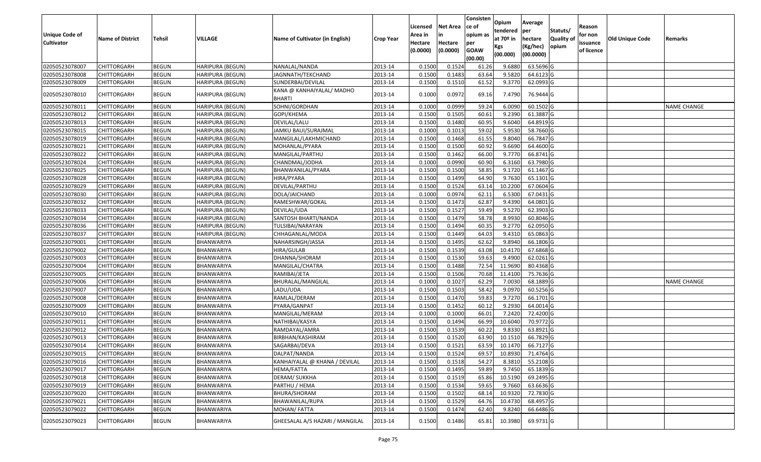| Unique Code of Cultivator | Name of District | Tehsil | VILLAGE | Name of Cultivator (in English) | Crop Year | Licensed Area in Hectare (0.0000) | Net Area in Hectare (0.0000) | Consistence of opium as per GOAW (00.00) | Opium tendered at 70º in Kgs (00.000) | Average per hectare (Kg/hec) (00.0000) | Statuts/ Quality of opium | Reason for non issuance of licence | Old Unique Code | Remarks |
|---|---|---|---|---|---|---|---|---|---|---|---|---|---|---|
| 02050523078007 | CHITTORGARH | BEGUN | HARIPURA (BEGUN) | NANALAL/NANDA | 2013-14 | 0.1500 | 0.1524 | 61.26 | 9.6880 | 63.5696 | G | | | |
| 02050523078008 | CHITTORGARH | BEGUN | HARIPURA (BEGUN) | JAGNNATH/TEKCHAND | 2013-14 | 0.1500 | 0.1483 | 63.64 | 9.5820 | 64.6123 | G | | | |
| 02050523078009 | CHITTORGARH | BEGUN | HARIPURA (BEGUN) | SUNDERBAI/DEVILAL | 2013-14 | 0.1500 | 0.1510 | 61.52 | 9.3770 | 62.0993 | G | | | |
| 02050523078010 | CHITTORGARH | BEGUN | HARIPURA (BEGUN) | KANA @ KANHAIYALAL/ MADHO BHARTI | 2013-14 | 0.1000 | 0.0972 | 69.16 | 7.4790 | 76.9444 | G | | | |
| 02050523078011 | CHITTORGARH | BEGUN | HARIPURA (BEGUN) | SOHNI/GORDHAN | 2013-14 | 0.1000 | 0.0999 | 59.24 | 6.0090 | 60.1502 | G | | | NAME CHANGE |
| 02050523078012 | CHITTORGARH | BEGUN | HARIPURA (BEGUN) | GOPI/KHEMA | 2013-14 | 0.1500 | 0.1505 | 60.61 | 9.2390 | 61.3887 | G | | | |
| 02050523078013 | CHITTORGARH | BEGUN | HARIPURA (BEGUN) | DEVILAL/LALU | 2013-14 | 0.1500 | 0.1480 | 60.95 | 9.6040 | 64.8919 | G | | | |
| 02050523078015 | CHITTORGARH | BEGUN | HARIPURA (BEGUN) | JAMKU BAUI/SURAJMAL | 2013-14 | 0.1000 | 0.1013 | 59.02 | 5.9530 | 58.7660 | G | | | |
| 02050523078019 | CHITTORGARH | BEGUN | HARIPURA (BEGUN) | MANGILAL/LAKHMICHAND | 2013-14 | 0.1500 | 0.1468 | 61.55 | 9.8040 | 66.7847 | G | | | |
| 02050523078021 | CHITTORGARH | BEGUN | HARIPURA (BEGUN) | MOHANLAL/PYARA | 2013-14 | 0.1500 | 0.1500 | 60.92 | 9.6690 | 64.4600 | G | | | |
| 02050523078022 | CHITTORGARH | BEGUN | HARIPURA (BEGUN) | MANGILAL/PARTHU | 2013-14 | 0.1500 | 0.1462 | 66.00 | 9.7770 | 66.8741 | G | | | |
| 02050523078024 | CHITTORGARH | BEGUN | HARIPURA (BEGUN) | CHANDMAL/JODHA | 2013-14 | 0.1000 | 0.0990 | 60.90 | 6.3160 | 63.7980 | G | | | |
| 02050523078025 | CHITTORGARH | BEGUN | HARIPURA (BEGUN) | BHANWANILAL/PYARA | 2013-14 | 0.1500 | 0.1500 | 58.85 | 9.1720 | 61.1467 | G | | | |
| 02050523078028 | CHITTORGARH | BEGUN | HARIPURA (BEGUN) | HIRA/PYARA | 2013-14 | 0.1500 | 0.1499 | 64.90 | 9.7630 | 65.1301 | G | | | |
| 02050523078029 | CHITTORGARH | BEGUN | HARIPURA (BEGUN) | DEVILAL/PARTHU | 2013-14 | 0.1500 | 0.1524 | 63.14 | 10.2200 | 67.0604 | G | | | |
| 02050523078030 | CHITTORGARH | BEGUN | HARIPURA (BEGUN) | DOLA/JAICHAND | 2013-14 | 0.1000 | 0.0974 | 62.11 | 6.5300 | 67.0431 | G | | | |
| 02050523078032 | CHITTORGARH | BEGUN | HARIPURA (BEGUN) | RAMESHWAR/GOKAL | 2013-14 | 0.1500 | 0.1473 | 62.87 | 9.4390 | 64.0801 | G | | | |
| 02050523078033 | CHITTORGARH | BEGUN | HARIPURA (BEGUN) | DEVILAL/UDA | 2013-14 | 0.1500 | 0.1527 | 59.49 | 9.5270 | 62.3903 | G | | | |
| 02050523078034 | CHITTORGARH | BEGUN | HARIPURA (BEGUN) | SANTOSH BHARTI/NANDA | 2013-14 | 0.1500 | 0.1479 | 58.78 | 8.9930 | 60.8046 | G | | | |
| 02050523078036 | CHITTORGARH | BEGUN | HARIPURA (BEGUN) | TULSIBAI/NARAYAN | 2013-14 | 0.1500 | 0.1494 | 60.35 | 9.2770 | 62.0950 | G | | | |
| 02050523078037 | CHITTORGARH | BEGUN | HARIPURA (BEGUN) | CHHAGANLAL/MODA | 2013-14 | 0.1500 | 0.1449 | 64.03 | 9.4310 | 65.0863 | G | | | |
| 02050523079001 | CHITTORGARH | BEGUN | BHANWARIYA | NAHARSINGH/JASSA | 2013-14 | 0.1500 | 0.1495 | 62.62 | 9.8940 | 66.1806 | G | | | |
| 02050523079002 | CHITTORGARH | BEGUN | BHANWARIYA | HIRA/GULAB | 2013-14 | 0.1500 | 0.1539 | 63.08 | 10.4170 | 67.6868 | G | | | |
| 02050523079003 | CHITTORGARH | BEGUN | BHANWARIYA | DHANNA/SHORAM | 2013-14 | 0.1500 | 0.1530 | 59.63 | 9.4900 | 62.0261 | G | | | |
| 02050523079004 | CHITTORGARH | BEGUN | BHANWARIYA | MANGILAL/CHATRA | 2013-14 | 0.1500 | 0.1488 | 72.54 | 11.9690 | 80.4368 | G | | | |
| 02050523079005 | CHITTORGARH | BEGUN | BHANWARIYA | RAMIBAI/JETA | 2013-14 | 0.1500 | 0.1506 | 70.68 | 11.4100 | 75.7636 | G | | | |
| 02050523079006 | CHITTORGARH | BEGUN | BHANWARIYA | BHURALAL/MANGILAL | 2013-14 | 0.1000 | 0.1027 | 62.29 | 7.0030 | 68.1889 | G | | | NAME CHANGE |
| 02050523079007 | CHITTORGARH | BEGUN | BHANWARIYA | LADU/UDA | 2013-14 | 0.1500 | 0.1503 | 58.42 | 9.0970 | 60.5256 | G | | | |
| 02050523079008 | CHITTORGARH | BEGUN | BHANWARIYA | RAMLAL/DERAM | 2013-14 | 0.1500 | 0.1470 | 59.83 | 9.7270 | 66.1701 | G | | | |
| 02050523079009 | CHITTORGARH | BEGUN | BHANWARIYA | PYARA/GANPAT | 2013-14 | 0.1500 | 0.1452 | 60.12 | 9.2930 | 64.0014 | G | | | |
| 02050523079010 | CHITTORGARH | BEGUN | BHANWARIYA | MANGILAL/MERAM | 2013-14 | 0.1000 | 0.1000 | 66.01 | 7.2420 | 72.4200 | G | | | |
| 02050523079011 | CHITTORGARH | BEGUN | BHANWARIYA | NATHIBAI/KASYA | 2013-14 | 0.1500 | 0.1494 | 66.99 | 10.6040 | 70.9772 | G | | | |
| 02050523079012 | CHITTORGARH | BEGUN | BHANWARIYA | RAMDAYAL/AMRA | 2013-14 | 0.1500 | 0.1539 | 60.22 | 9.8330 | 63.8921 | G | | | |
| 02050523079013 | CHITTORGARH | BEGUN | BHANWARIYA | BIRBHAN/KASHIRAM | 2013-14 | 0.1500 | 0.1520 | 63.90 | 10.1510 | 66.7829 | G | | | |
| 02050523079014 | CHITTORGARH | BEGUN | BHANWARIYA | SAGARBAI/DEVA | 2013-14 | 0.1500 | 0.1521 | 63.59 | 10.1470 | 66.7127 | G | | | |
| 02050523079015 | CHITTORGARH | BEGUN | BHANWARIYA | DALPAT/NANDA | 2013-14 | 0.1500 | 0.1524 | 69.57 | 10.8930 | 71.4764 | G | | | |
| 02050523079016 | CHITTORGARH | BEGUN | BHANWARIYA | KANHAIYALAL @ KHANA / DEVILAL | 2013-14 | 0.1500 | 0.1518 | 54.27 | 8.3810 | 55.2108 | G | | | |
| 02050523079017 | CHITTORGARH | BEGUN | BHANWARIYA | HEMA/FATTA | 2013-14 | 0.1500 | 0.1495 | 59.89 | 9.7450 | 65.1839 | G | | | |
| 02050523079018 | CHITTORGARH | BEGUN | BHANWARIYA | DERAM/ SUKKHA | 2013-14 | 0.1500 | 0.1519 | 65.86 | 10.5190 | 69.2495 | G | | | |
| 02050523079019 | CHITTORGARH | BEGUN | BHANWARIYA | PARTHU / HEMA | 2013-14 | 0.1500 | 0.1534 | 59.65 | 9.7660 | 63.6636 | G | | | |
| 02050523079020 | CHITTORGARH | BEGUN | BHANWARIYA | BHURA/SHORAM | 2013-14 | 0.1500 | 0.1502 | 68.14 | 10.9320 | 72.7830 | G | | | |
| 02050523079021 | CHITTORGARH | BEGUN | BHANWARIYA | BHAWANILAL/RUPA | 2013-14 | 0.1500 | 0.1529 | 64.76 | 10.4730 | 68.4957 | G | | | |
| 02050523079022 | CHITTORGARH | BEGUN | BHANWARIYA | MOHAN/ FATTA | 2013-14 | 0.1500 | 0.1474 | 62.40 | 9.8240 | 66.6486 | G | | | |
| 02050523079023 | CHITTORGARH | BEGUN | BHANWARIYA | GHEESALAL A/S HAZARI / MANGILAL | 2013-14 | 0.1500 | 0.1486 | 65.81 | 10.3980 | 69.9731 | G | | | |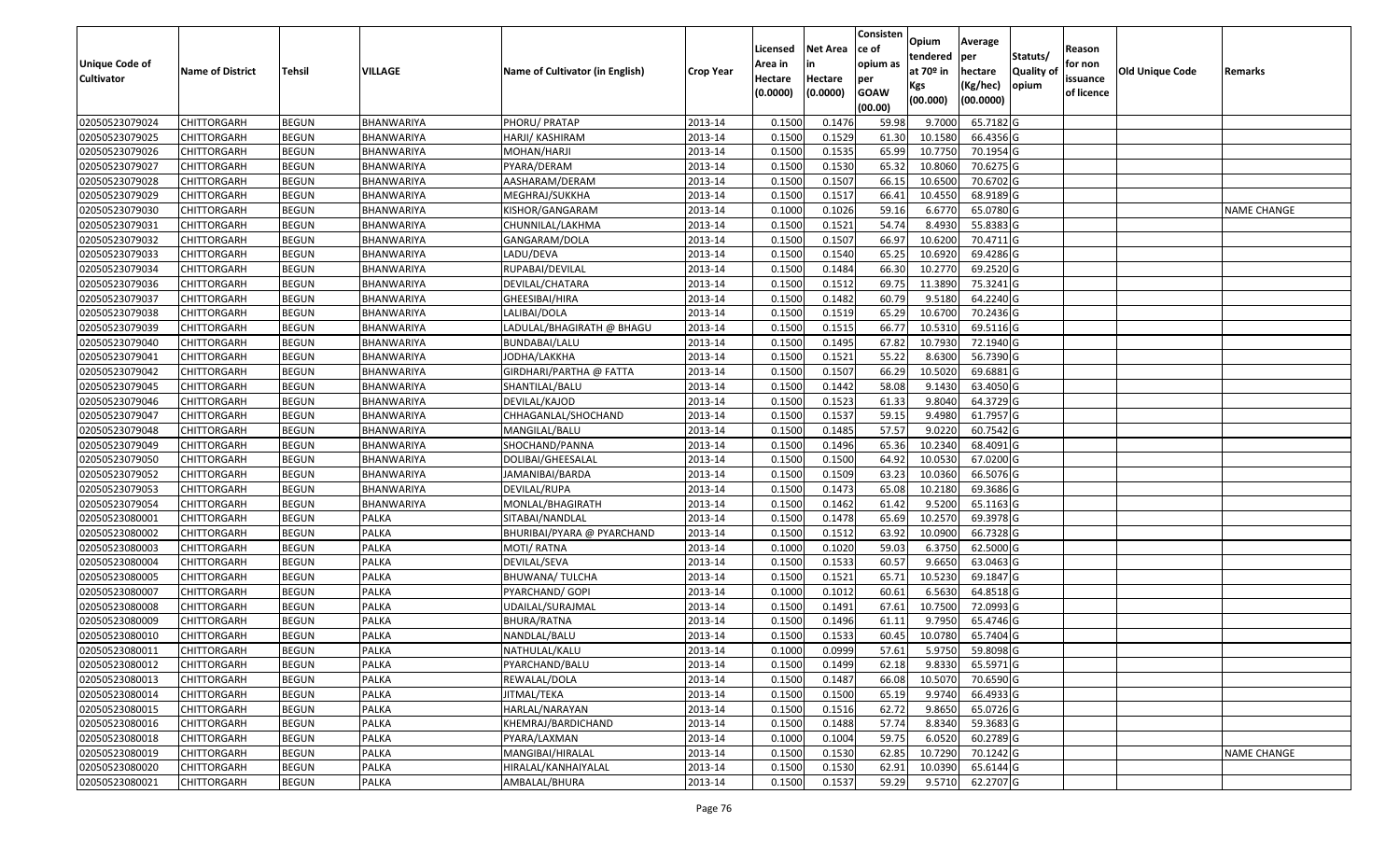| Unique Code of Cultivator | Name of District | Tehsil | VILLAGE | Name of Cultivator (in English) | Crop Year | Licensed Area in Hectare (0.0000) | Net Area in Hectare (0.0000) | Consistence of opium as per GOAW (00.00) | Opium tendered at 70º in Kgs (00.000) | Average per hectare (Kg/hec) (00.0000) | Statuts/ Quality of opium | Reason for non issuance of licence | Old Unique Code | Remarks |
|---|---|---|---|---|---|---|---|---|---|---|---|---|---|---|
| 02050523079024 | CHITTORGARH | BEGUN | BHANWARIYA | PHORU/ PRATAP | 2013-14 | 0.1500 | 0.1476 | 59.98 | 9.7000 | 65.7182 | G | | | |
| 02050523079025 | CHITTORGARH | BEGUN | BHANWARIYA | HARJI/ KASHIRAM | 2013-14 | 0.1500 | 0.1529 | 61.30 | 10.1580 | 66.4356 | G | | | |
| 02050523079026 | CHITTORGARH | BEGUN | BHANWARIYA | MOHAN/HARJI | 2013-14 | 0.1500 | 0.1535 | 65.99 | 10.7750 | 70.1954 | G | | | |
| 02050523079027 | CHITTORGARH | BEGUN | BHANWARIYA | PYARA/DERAM | 2013-14 | 0.1500 | 0.1530 | 65.32 | 10.8060 | 70.6275 | G | | | |
| 02050523079028 | CHITTORGARH | BEGUN | BHANWARIYA | AASHARAM/DERAM | 2013-14 | 0.1500 | 0.1507 | 66.15 | 10.6500 | 70.6702 | G | | | |
| 02050523079029 | CHITTORGARH | BEGUN | BHANWARIYA | MEGHRAJ/SUKKHA | 2013-14 | 0.1500 | 0.1517 | 66.41 | 10.4550 | 68.9189 | G | | | |
| 02050523079030 | CHITTORGARH | BEGUN | BHANWARIYA | KISHOR/GANGARAM | 2013-14 | 0.1000 | 0.1026 | 59.16 | 6.6770 | 65.0780 | G | | | NAME CHANGE |
| 02050523079031 | CHITTORGARH | BEGUN | BHANWARIYA | CHUNNILAL/LAKHMA | 2013-14 | 0.1500 | 0.1521 | 54.74 | 8.4930 | 55.8383 | G | | | |
| 02050523079032 | CHITTORGARH | BEGUN | BHANWARIYA | GANGARAM/DOLA | 2013-14 | 0.1500 | 0.1507 | 66.97 | 10.6200 | 70.4711 | G | | | |
| 02050523079033 | CHITTORGARH | BEGUN | BHANWARIYA | LADU/DEVA | 2013-14 | 0.1500 | 0.1540 | 65.25 | 10.6920 | 69.4286 | G | | | |
| 02050523079034 | CHITTORGARH | BEGUN | BHANWARIYA | RUPABAI/DEVILAL | 2013-14 | 0.1500 | 0.1484 | 66.30 | 10.2770 | 69.2520 | G | | | |
| 02050523079036 | CHITTORGARH | BEGUN | BHANWARIYA | DEVILAL/CHATARA | 2013-14 | 0.1500 | 0.1512 | 69.75 | 11.3890 | 75.3241 | G | | | |
| 02050523079037 | CHITTORGARH | BEGUN | BHANWARIYA | GHEESIBAI/HIRA | 2013-14 | 0.1500 | 0.1482 | 60.79 | 9.5180 | 64.2240 | G | | | |
| 02050523079038 | CHITTORGARH | BEGUN | BHANWARIYA | LALIBAI/DOLA | 2013-14 | 0.1500 | 0.1519 | 65.29 | 10.6700 | 70.2436 | G | | | |
| 02050523079039 | CHITTORGARH | BEGUN | BHANWARIYA | LADULAL/BHAGIRATH @ BHAGU | 2013-14 | 0.1500 | 0.1515 | 66.77 | 10.5310 | 69.5116 | G | | | |
| 02050523079040 | CHITTORGARH | BEGUN | BHANWARIYA | BUNDABAI/LALU | 2013-14 | 0.1500 | 0.1495 | 67.82 | 10.7930 | 72.1940 | G | | | |
| 02050523079041 | CHITTORGARH | BEGUN | BHANWARIYA | JODHA/LAKKHA | 2013-14 | 0.1500 | 0.1521 | 55.22 | 8.6300 | 56.7390 | G | | | |
| 02050523079042 | CHITTORGARH | BEGUN | BHANWARIYA | GIRDHARI/PARTHA @ FATTA | 2013-14 | 0.1500 | 0.1507 | 66.29 | 10.5020 | 69.6881 | G | | | |
| 02050523079045 | CHITTORGARH | BEGUN | BHANWARIYA | SHANTILAL/BALU | 2013-14 | 0.1500 | 0.1442 | 58.08 | 9.1430 | 63.4050 | G | | | |
| 02050523079046 | CHITTORGARH | BEGUN | BHANWARIYA | DEVILAL/KAJOD | 2013-14 | 0.1500 | 0.1523 | 61.33 | 9.8040 | 64.3729 | G | | | |
| 02050523079047 | CHITTORGARH | BEGUN | BHANWARIYA | CHHAGANLAL/SHOCHAND | 2013-14 | 0.1500 | 0.1537 | 59.15 | 9.4980 | 61.7957 | G | | | |
| 02050523079048 | CHITTORGARH | BEGUN | BHANWARIYA | MANGILAL/BALU | 2013-14 | 0.1500 | 0.1485 | 57.57 | 9.0220 | 60.7542 | G | | | |
| 02050523079049 | CHITTORGARH | BEGUN | BHANWARIYA | SHOCHAND/PANNA | 2013-14 | 0.1500 | 0.1496 | 65.36 | 10.2340 | 68.4091 | G | | | |
| 02050523079050 | CHITTORGARH | BEGUN | BHANWARIYA | DOLIBAI/GHEESALAL | 2013-14 | 0.1500 | 0.1500 | 64.92 | 10.0530 | 67.0200 | G | | | |
| 02050523079052 | CHITTORGARH | BEGUN | BHANWARIYA | JAMANIBAI/BARDA | 2013-14 | 0.1500 | 0.1509 | 63.23 | 10.0360 | 66.5076 | G | | | |
| 02050523079053 | CHITTORGARH | BEGUN | BHANWARIYA | DEVILAL/RUPA | 2013-14 | 0.1500 | 0.1473 | 65.08 | 10.2180 | 69.3686 | G | | | |
| 02050523079054 | CHITTORGARH | BEGUN | BHANWARIYA | MONLAL/BHAGIRATH | 2013-14 | 0.1500 | 0.1462 | 61.42 | 9.5200 | 65.1163 | G | | | |
| 02050523080001 | CHITTORGARH | BEGUN | PALKA | SITABAI/NANDLAL | 2013-14 | 0.1500 | 0.1478 | 65.69 | 10.2570 | 69.3978 | G | | | |
| 02050523080002 | CHITTORGARH | BEGUN | PALKA | BHURIBAI/PYARA @ PYARCHAND | 2013-14 | 0.1500 | 0.1512 | 63.92 | 10.0900 | 66.7328 | G | | | |
| 02050523080003 | CHITTORGARH | BEGUN | PALKA | MOTI/ RATNA | 2013-14 | 0.1000 | 0.1020 | 59.03 | 6.3750 | 62.5000 | G | | | |
| 02050523080004 | CHITTORGARH | BEGUN | PALKA | DEVILAL/SEVA | 2013-14 | 0.1500 | 0.1533 | 60.57 | 9.6650 | 63.0463 | G | | | |
| 02050523080005 | CHITTORGARH | BEGUN | PALKA | BHUWANA/ TULCHA | 2013-14 | 0.1500 | 0.1521 | 65.71 | 10.5230 | 69.1847 | G | | | |
| 02050523080007 | CHITTORGARH | BEGUN | PALKA | PYARCHAND/ GOPI | 2013-14 | 0.1000 | 0.1012 | 60.61 | 6.5630 | 64.8518 | G | | | |
| 02050523080008 | CHITTORGARH | BEGUN | PALKA | UDAILAL/SURAJMAL | 2013-14 | 0.1500 | 0.1491 | 67.61 | 10.7500 | 72.0993 | G | | | |
| 02050523080009 | CHITTORGARH | BEGUN | PALKA | BHURA/RATNA | 2013-14 | 0.1500 | 0.1496 | 61.11 | 9.7950 | 65.4746 | G | | | |
| 02050523080010 | CHITTORGARH | BEGUN | PALKA | NANDLAL/BALU | 2013-14 | 0.1500 | 0.1533 | 60.45 | 10.0780 | 65.7404 | G | | | |
| 02050523080011 | CHITTORGARH | BEGUN | PALKA | NATHULAL/KALU | 2013-14 | 0.1000 | 0.0999 | 57.61 | 5.9750 | 59.8098 | G | | | |
| 02050523080012 | CHITTORGARH | BEGUN | PALKA | PYARCHAND/BALU | 2013-14 | 0.1500 | 0.1499 | 62.18 | 9.8330 | 65.5971 | G | | | |
| 02050523080013 | CHITTORGARH | BEGUN | PALKA | REWALAL/DOLA | 2013-14 | 0.1500 | 0.1487 | 66.08 | 10.5070 | 70.6590 | G | | | |
| 02050523080014 | CHITTORGARH | BEGUN | PALKA | JITMAL/TEKA | 2013-14 | 0.1500 | 0.1500 | 65.19 | 9.9740 | 66.4933 | G | | | |
| 02050523080015 | CHITTORGARH | BEGUN | PALKA | HARLAL/NARAYAN | 2013-14 | 0.1500 | 0.1516 | 62.72 | 9.8650 | 65.0726 | G | | | |
| 02050523080016 | CHITTORGARH | BEGUN | PALKA | KHEMRAJ/BARDICHAND | 2013-14 | 0.1500 | 0.1488 | 57.74 | 8.8340 | 59.3683 | G | | | |
| 02050523080018 | CHITTORGARH | BEGUN | PALKA | PYARA/LAXMAN | 2013-14 | 0.1000 | 0.1004 | 59.75 | 6.0520 | 60.2789 | G | | | |
| 02050523080019 | CHITTORGARH | BEGUN | PALKA | MANGIBAI/HIRALAL | 2013-14 | 0.1500 | 0.1530 | 62.85 | 10.7290 | 70.1242 | G | | | NAME CHANGE |
| 02050523080020 | CHITTORGARH | BEGUN | PALKA | HIRALAL/KANHAIYALAL | 2013-14 | 0.1500 | 0.1530 | 62.91 | 10.0390 | 65.6144 | G | | | |
| 02050523080021 | CHITTORGARH | BEGUN | PALKA | AMBALAL/BHURA | 2013-14 | 0.1500 | 0.1537 | 59.29 | 9.5710 | 62.2707 | G | | | |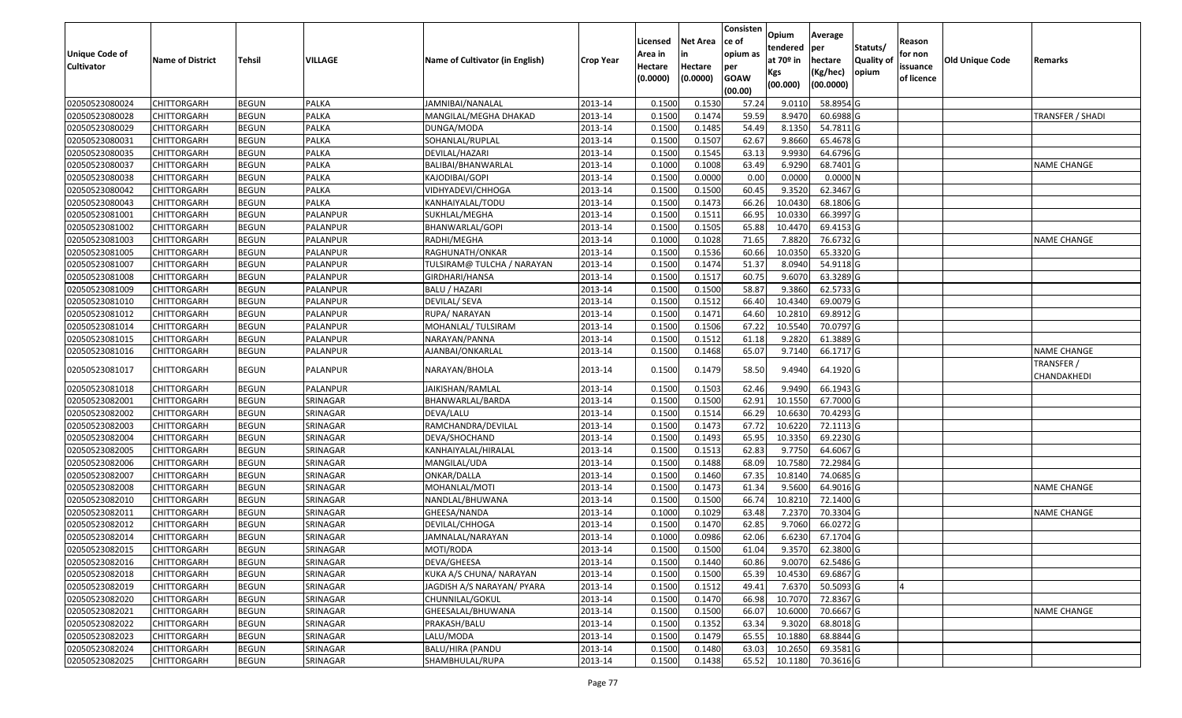| Unique Code of Cultivator | Name of District | Tehsil | VILLAGE | Name of Cultivator (in English) | Crop Year | Licensed Area in Hectare (0.0000) | Net Area in Hectare (0.0000) | Consisten ce of opium as per GOAW (00.00) | Opium tendered at 70º in Kgs (00.000) | Average per hectare (Kg/hec) (00.0000) | Statuts/ Quality of opium | Reason for non issuance of licence | Old Unique Code | Remarks |
|---|---|---|---|---|---|---|---|---|---|---|---|---|---|---|
| 02050523080024 | CHITTORGARH | BEGUN | PALKA | JAMNIBAI/NANALAL | 2013-14 | 0.1500 | 0.1530 | 57.24 | 9.0110 | 58.8954 | G | | | |
| 02050523080028 | CHITTORGARH | BEGUN | PALKA | MANGILAL/MEGHA DHAKAD | 2013-14 | 0.1500 | 0.1474 | 59.59 | 8.9470 | 60.6988 | G | | | TRANSFER / SHADI |
| 02050523080029 | CHITTORGARH | BEGUN | PALKA | DUNGA/MODA | 2013-14 | 0.1500 | 0.1485 | 54.49 | 8.1350 | 54.7811 | G | | | |
| 02050523080031 | CHITTORGARH | BEGUN | PALKA | SOHANLAL/RUPLAL | 2013-14 | 0.1500 | 0.1507 | 62.67 | 9.8660 | 65.4678 | G | | | |
| 02050523080035 | CHITTORGARH | BEGUN | PALKA | DEVILAL/HAZARI | 2013-14 | 0.1500 | 0.1545 | 63.13 | 9.9930 | 64.6796 | G | | | |
| 02050523080037 | CHITTORGARH | BEGUN | PALKA | BALIBAI/BHANWARLAL | 2013-14 | 0.1000 | 0.1008 | 63.49 | 6.9290 | 68.7401 | G | | | NAME CHANGE |
| 02050523080038 | CHITTORGARH | BEGUN | PALKA | KAJODIBAI/GOPI | 2013-14 | 0.1500 | 0.0000 | 0.00 | 0.0000 | 0.0000 | N | | | |
| 02050523080042 | CHITTORGARH | BEGUN | PALKA | VIDHYADEVI/CHHOGA | 2013-14 | 0.1500 | 0.1500 | 60.45 | 9.3520 | 62.3467 | G | | | |
| 02050523080043 | CHITTORGARH | BEGUN | PALKA | KANHAIYALAL/TODU | 2013-14 | 0.1500 | 0.1473 | 66.26 | 10.0430 | 68.1806 | G | | | |
| 02050523081001 | CHITTORGARH | BEGUN | PALANPUR | SUKHLAL/MEGHA | 2013-14 | 0.1500 | 0.1511 | 66.95 | 10.0330 | 66.3997 | G | | | |
| 02050523081002 | CHITTORGARH | BEGUN | PALANPUR | BHANWARLAL/GOPI | 2013-14 | 0.1500 | 0.1505 | 65.88 | 10.4470 | 69.4153 | G | | | |
| 02050523081003 | CHITTORGARH | BEGUN | PALANPUR | RADHI/MEGHA | 2013-14 | 0.1000 | 0.1028 | 71.65 | 7.8820 | 76.6732 | G | | | NAME CHANGE |
| 02050523081005 | CHITTORGARH | BEGUN | PALANPUR | RAGHUNATH/ONKAR | 2013-14 | 0.1500 | 0.1536 | 60.66 | 10.0350 | 65.3320 | G | | | |
| 02050523081007 | CHITTORGARH | BEGUN | PALANPUR | TULSIRAM@ TULCHA / NARAYAN | 2013-14 | 0.1500 | 0.1474 | 51.37 | 8.0940 | 54.9118 | G | | | |
| 02050523081008 | CHITTORGARH | BEGUN | PALANPUR | GIRDHARI/HANSA | 2013-14 | 0.1500 | 0.1517 | 60.75 | 9.6070 | 63.3289 | G | | | |
| 02050523081009 | CHITTORGARH | BEGUN | PALANPUR | BALU / HAZARI | 2013-14 | 0.1500 | 0.1500 | 58.87 | 9.3860 | 62.5733 | G | | | |
| 02050523081010 | CHITTORGARH | BEGUN | PALANPUR | DEVILAL/ SEVA | 2013-14 | 0.1500 | 0.1512 | 66.40 | 10.4340 | 69.0079 | G | | | |
| 02050523081012 | CHITTORGARH | BEGUN | PALANPUR | RUPA/ NARAYAN | 2013-14 | 0.1500 | 0.1471 | 64.60 | 10.2810 | 69.8912 | G | | | |
| 02050523081014 | CHITTORGARH | BEGUN | PALANPUR | MOHANLAL/ TULSIRAM | 2013-14 | 0.1500 | 0.1506 | 67.22 | 10.5540 | 70.0797 | G | | | |
| 02050523081015 | CHITTORGARH | BEGUN | PALANPUR | NARAYAN/PANNA | 2013-14 | 0.1500 | 0.1512 | 61.18 | 9.2820 | 61.3889 | G | | | |
| 02050523081016 | CHITTORGARH | BEGUN | PALANPUR | AJANBAI/ONKARLAL | 2013-14 | 0.1500 | 0.1468 | 65.07 | 9.7140 | 66.1717 | G | | | NAME CHANGE |
| 02050523081017 | CHITTORGARH | BEGUN | PALANPUR | NARAYAN/BHOLA | 2013-14 | 0.1500 | 0.1479 | 58.50 | 9.4940 | 64.1920 | G | | | TRANSFER / CHANDAKHEDI |
| 02050523081018 | CHITTORGARH | BEGUN | PALANPUR | JAIKISHAN/RAMLAL | 2013-14 | 0.1500 | 0.1503 | 62.46 | 9.9490 | 66.1943 | G | | | |
| 02050523082001 | CHITTORGARH | BEGUN | SRINAGAR | BHANWARLAL/BARDA | 2013-14 | 0.1500 | 0.1500 | 62.91 | 10.1550 | 67.7000 | G | | | |
| 02050523082002 | CHITTORGARH | BEGUN | SRINAGAR | DEVA/LALU | 2013-14 | 0.1500 | 0.1514 | 66.29 | 10.6630 | 70.4293 | G | | | |
| 02050523082003 | CHITTORGARH | BEGUN | SRINAGAR | RAMCHANDRA/DEVILAL | 2013-14 | 0.1500 | 0.1473 | 67.72 | 10.6220 | 72.1113 | G | | | |
| 02050523082004 | CHITTORGARH | BEGUN | SRINAGAR | DEVA/SHOCHAND | 2013-14 | 0.1500 | 0.1493 | 65.95 | 10.3350 | 69.2230 | G | | | |
| 02050523082005 | CHITTORGARH | BEGUN | SRINAGAR | KANHAIYALAL/HIRALAL | 2013-14 | 0.1500 | 0.1513 | 62.83 | 9.7750 | 64.6067 | G | | | |
| 02050523082006 | CHITTORGARH | BEGUN | SRINAGAR | MANGILAL/UDA | 2013-14 | 0.1500 | 0.1488 | 68.09 | 10.7580 | 72.2984 | G | | | |
| 02050523082007 | CHITTORGARH | BEGUN | SRINAGAR | ONKAR/DALLA | 2013-14 | 0.1500 | 0.1460 | 67.35 | 10.8140 | 74.0685 | G | | | |
| 02050523082008 | CHITTORGARH | BEGUN | SRINAGAR | MOHANLAL/MOTI | 2013-14 | 0.1500 | 0.1473 | 61.34 | 9.5600 | 64.9016 | G | | | NAME CHANGE |
| 02050523082010 | CHITTORGARH | BEGUN | SRINAGAR | NANDLAL/BHUWANA | 2013-14 | 0.1500 | 0.1500 | 66.74 | 10.8210 | 72.1400 | G | | | |
| 02050523082011 | CHITTORGARH | BEGUN | SRINAGAR | GHEESA/NANDA | 2013-14 | 0.1000 | 0.1029 | 63.48 | 7.2370 | 70.3304 | G | | | NAME CHANGE |
| 02050523082012 | CHITTORGARH | BEGUN | SRINAGAR | DEVILAL/CHHOGA | 2013-14 | 0.1500 | 0.1470 | 62.85 | 9.7060 | 66.0272 | G | | | |
| 02050523082014 | CHITTORGARH | BEGUN | SRINAGAR | JAMNALAL/NARAYAN | 2013-14 | 0.1000 | 0.0986 | 62.06 | 6.6230 | 67.1704 | G | | | |
| 02050523082015 | CHITTORGARH | BEGUN | SRINAGAR | MOTI/RODA | 2013-14 | 0.1500 | 0.1500 | 61.04 | 9.3570 | 62.3800 | G | | | |
| 02050523082016 | CHITTORGARH | BEGUN | SRINAGAR | DEVA/GHEESA | 2013-14 | 0.1500 | 0.1440 | 60.86 | 9.0070 | 62.5486 | G | | | |
| 02050523082018 | CHITTORGARH | BEGUN | SRINAGAR | KUKA A/S CHUNA/ NARAYAN | 2013-14 | 0.1500 | 0.1500 | 65.39 | 10.4530 | 69.6867 | G | | | |
| 02050523082019 | CHITTORGARH | BEGUN | SRINAGAR | JAGDISH A/S NARAYAN/ PYARA | 2013-14 | 0.1500 | 0.1512 | 49.41 | 7.6370 | 50.5093 | G | 4 | | |
| 02050523082020 | CHITTORGARH | BEGUN | SRINAGAR | CHUNNILAL/GOKUL | 2013-14 | 0.1500 | 0.1470 | 66.98 | 10.7070 | 72.8367 | G | | | |
| 02050523082021 | CHITTORGARH | BEGUN | SRINAGAR | GHEESALAL/BHUWANA | 2013-14 | 0.1500 | 0.1500 | 66.07 | 10.6000 | 70.6667 | G | | | NAME CHANGE |
| 02050523082022 | CHITTORGARH | BEGUN | SRINAGAR | PRAKASH/BALU | 2013-14 | 0.1500 | 0.1352 | 63.34 | 9.3020 | 68.8018 | G | | | |
| 02050523082023 | CHITTORGARH | BEGUN | SRINAGAR | LALU/MODA | 2013-14 | 0.1500 | 0.1479 | 65.55 | 10.1880 | 68.8844 | G | | | |
| 02050523082024 | CHITTORGARH | BEGUN | SRINAGAR | BALU/HIRA (PANDU | 2013-14 | 0.1500 | 0.1480 | 63.03 | 10.2650 | 69.3581 | G | | | |
| 02050523082025 | CHITTORGARH | BEGUN | SRINAGAR | SHAMBHULAL/RUPA | 2013-14 | 0.1500 | 0.1438 | 65.52 | 10.1180 | 70.3616 | G | | | |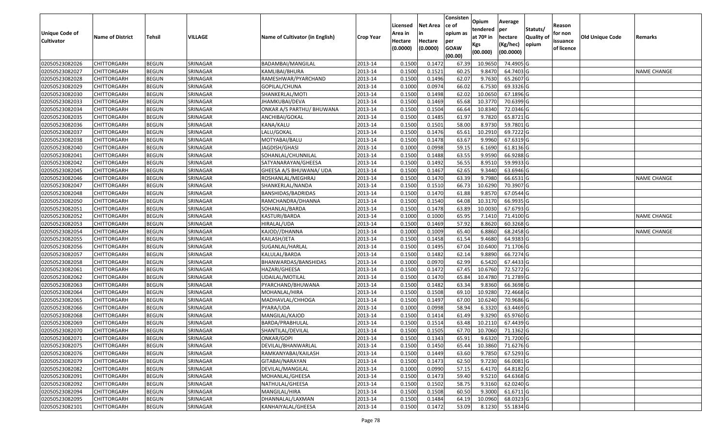| Unique Code of Cultivator | Name of District | Tehsil | VILLAGE | Name of Cultivator (in English) | Crop Year | Licensed Area in Hectare (0.0000) | Net Area in Hectare (0.0000) | Consistence of opium as per GOAW (00.00) | Opium tendered at 70º in Kgs (00.000) | Average per hectare (Kg/hec) (00.0000) | Statuts/ Quality of opium | Reason for non issuance of licence | Old Unique Code | Remarks |
|---|---|---|---|---|---|---|---|---|---|---|---|---|---|---|
| 02050523082026 | CHITTORGARH | BEGUN | SRINAGAR | BADAMBAI/MANGILAL | 2013-14 | 0.1500 | 0.1472 | 67.39 | 10.9650 | 74.4905 | G | | | |
| 02050523082027 | CHITTORGARH | BEGUN | SRINAGAR | KAMLIBAI/BHURA | 2013-14 | 0.1500 | 0.1521 | 60.25 | 9.8470 | 64.7403 | G | | | NAME CHANGE |
| 02050523082028 | CHITTORGARH | BEGUN | SRINAGAR | RAMESHWAR/PYARCHAND | 2013-14 | 0.1500 | 0.1496 | 62.07 | 9.7630 | 65.2607 | G | | | |
| 02050523082029 | CHITTORGARH | BEGUN | SRINAGAR | GOPILAL/CHUNA | 2013-14 | 0.1000 | 0.0974 | 66.02 | 6.7530 | 69.3326 | G | | | |
| 02050523082030 | CHITTORGARH | BEGUN | SRINAGAR | SHANKERLAL/MOTI | 2013-14 | 0.1500 | 0.1498 | 62.02 | 10.0650 | 67.1896 | G | | | |
| 02050523082033 | CHITTORGARH | BEGUN | SRINAGAR | JHAMKUBAI/DEVA | 2013-14 | 0.1500 | 0.1469 | 65.68 | 10.3770 | 70.6399 | G | | | |
| 02050523082034 | CHITTORGARH | BEGUN | SRINAGAR | ONKAR A/S PARTHU/ BHUWANA | 2013-14 | 0.1500 | 0.1504 | 66.64 | 10.8340 | 72.0346 | G | | | |
| 02050523082035 | CHITTORGARH | BEGUN | SRINAGAR | ANCHIBAI/GOKAL | 2013-14 | 0.1500 | 0.1485 | 61.97 | 9.7820 | 65.8721 | G | | | |
| 02050523082036 | CHITTORGARH | BEGUN | SRINAGAR | KANA/KALU | 2013-14 | 0.1500 | 0.1501 | 58.00 | 8.9730 | 59.7801 | G | | | |
| 02050523082037 | CHITTORGARH | BEGUN | SRINAGAR | LALU/GOKAL | 2013-14 | 0.1500 | 0.1476 | 65.61 | 10.2910 | 69.7222 | G | | | |
| 02050523082038 | CHITTORGARH | BEGUN | SRINAGAR | MOTYABAI/BALU | 2013-14 | 0.1500 | 0.1478 | 63.67 | 9.9960 | 67.6319 | G | | | |
| 02050523082040 | CHITTORGARH | BEGUN | SRINAGAR | JAGDISH/GHASI | 2013-14 | 0.1000 | 0.0998 | 59.15 | 6.1690 | 61.8136 | G | | | |
| 02050523082041 | CHITTORGARH | BEGUN | SRINAGAR | SOHANLAL/CHUNNILAL | 2013-14 | 0.1500 | 0.1488 | 63.55 | 9.9590 | 66.9288 | G | | | |
| 02050523082042 | CHITTORGARH | BEGUN | SRINAGAR | SATYANARAYAN/GHEESA | 2013-14 | 0.1500 | 0.1492 | 56.55 | 8.9510 | 59.9933 | G | | | |
| 02050523082045 | CHITTORGARH | BEGUN | SRINAGAR | GHEESA A/S BHUWANA/ UDA | 2013-14 | 0.1500 | 0.1467 | 62.65 | 9.3440 | 63.6946 | G | | | |
| 02050523082046 | CHITTORGARH | BEGUN | SRINAGAR | ROSHANLAL/MEGHRAJ | 2013-14 | 0.1500 | 0.1470 | 63.39 | 9.7980 | 66.6531 | G | | | NAME CHANGE |
| 02050523082047 | CHITTORGARH | BEGUN | SRINAGAR | SHANKERLAL/NANDA | 2013-14 | 0.1500 | 0.1510 | 66.73 | 10.6290 | 70.3907 | G | | | |
| 02050523082048 | CHITTORGARH | BEGUN | SRINAGAR | BANSHIDAS/BADRIDAS | 2013-14 | 0.1500 | 0.1470 | 61.88 | 9.8570 | 67.0544 | G | | | |
| 02050523082050 | CHITTORGARH | BEGUN | SRINAGAR | RAMCHANDRA/DHANNA | 2013-14 | 0.1500 | 0.1540 | 64.08 | 10.3170 | 66.9935 | G | | | |
| 02050523082051 | CHITTORGARH | BEGUN | SRINAGAR | SOHANLAL/BARDA | 2013-14 | 0.1500 | 0.1478 | 63.89 | 10.0030 | 67.6793 | G | | | |
| 02050523082052 | CHITTORGARH | BEGUN | SRINAGAR | KASTURI/BARDA | 2013-14 | 0.1000 | 0.1000 | 65.95 | 7.1410 | 71.4100 | G | | | NAME CHANGE |
| 02050523082053 | CHITTORGARH | BEGUN | SRINAGAR | HIRALAL/UDA | 2013-14 | 0.1500 | 0.1469 | 57.92 | 8.8620 | 60.3268 | G | | | |
| 02050523082054 | CHITTORGARH | BEGUN | SRINAGAR | KAJOD//DHANNA | 2013-14 | 0.1000 | 0.1009 | 65.40 | 6.8860 | 68.2458 | G | | | NAME CHANGE |
| 02050523082055 | CHITTORGARH | BEGUN | SRINAGAR | KAILASH/JETA | 2013-14 | 0.1500 | 0.1458 | 61.54 | 9.4680 | 64.9383 | G | | | |
| 02050523082056 | CHITTORGARH | BEGUN | SRINAGAR | SUGANLAL/HARLAL | 2013-14 | 0.1500 | 0.1495 | 67.04 | 10.6400 | 71.1706 | G | | | |
| 02050523082057 | CHITTORGARH | BEGUN | SRINAGAR | KALULAL/BARDA | 2013-14 | 0.1500 | 0.1482 | 62.14 | 9.8890 | 66.7274 | G | | | |
| 02050523082058 | CHITTORGARH | BEGUN | SRINAGAR | BHANWARDAS/BANSHIDAS | 2013-14 | 0.1000 | 0.0970 | 62.99 | 6.5420 | 67.4433 | G | | | |
| 02050523082061 | CHITTORGARH | BEGUN | SRINAGAR | HAZARI/GHEESA | 2013-14 | 0.1500 | 0.1472 | 67.45 | 10.6760 | 72.5272 | G | | | |
| 02050523082062 | CHITTORGARH | BEGUN | SRINAGAR | UDAILAL/MOTILAL | 2013-14 | 0.1500 | 0.1470 | 65.84 | 10.4780 | 71.2789 | G | | | |
| 02050523082063 | CHITTORGARH | BEGUN | SRINAGAR | PYARCHAND/BHUWANA | 2013-14 | 0.1500 | 0.1482 | 63.34 | 9.8360 | 66.3698 | G | | | |
| 02050523082064 | CHITTORGARH | BEGUN | SRINAGAR | MOHANLAL/HIRA | 2013-14 | 0.1500 | 0.1508 | 69.10 | 10.9280 | 72.4668 | G | | | |
| 02050523082065 | CHITTORGARH | BEGUN | SRINAGAR | MADHAVLAL/CHHOGA | 2013-14 | 0.1500 | 0.1497 | 67.00 | 10.6240 | 70.9686 | G | | | |
| 02050523082066 | CHITTORGARH | BEGUN | SRINAGAR | PYARA/UDA | 2013-14 | 0.1000 | 0.0998 | 58.94 | 6.3320 | 63.4469 | G | | | |
| 02050523082068 | CHITTORGARH | BEGUN | SRINAGAR | MANGILAL/KAJOD | 2013-14 | 0.1500 | 0.1414 | 61.49 | 9.3290 | 65.9760 | G | | | |
| 02050523082069 | CHITTORGARH | BEGUN | SRINAGAR | BARDA/PRABHULAL | 2013-14 | 0.1500 | 0.1514 | 63.48 | 10.2110 | 67.4439 | G | | | |
| 02050523082070 | CHITTORGARH | BEGUN | SRINAGAR | SHANTILAL/DEVILAL | 2013-14 | 0.1500 | 0.1505 | 67.70 | 10.7060 | 71.1362 | G | | | |
| 02050523082071 | CHITTORGARH | BEGUN | SRINAGAR | ONKAR/GOPI | 2013-14 | 0.1500 | 0.1343 | 65.91 | 9.6320 | 71.7200 | G | | | |
| 02050523082075 | CHITTORGARH | BEGUN | SRINAGAR | DEVILAL/BHANWARLAL | 2013-14 | 0.1500 | 0.1450 | 65.44 | 10.3860 | 71.6276 | G | | | |
| 02050523082076 | CHITTORGARH | BEGUN | SRINAGAR | RAMKANYABAI/KAILASH | 2013-14 | 0.1500 | 0.1449 | 63.60 | 9.7850 | 67.5293 | G | | | |
| 02050523082079 | CHITTORGARH | BEGUN | SRINAGAR | GITABAI/NARAYAN | 2013-14 | 0.1500 | 0.1473 | 62.50 | 9.7230 | 66.0081 | G | | | |
| 02050523082082 | CHITTORGARH | BEGUN | SRINAGAR | DEVILAL/MANGILAL | 2013-14 | 0.1000 | 0.0990 | 57.15 | 6.4170 | 64.8182 | G | | | |
| 02050523082091 | CHITTORGARH | BEGUN | SRINAGAR | MOHANLAL/GHEESA | 2013-14 | 0.1500 | 0.1473 | 59.40 | 9.5210 | 64.6368 | G | | | |
| 02050523082092 | CHITTORGARH | BEGUN | SRINAGAR | NATHULAL/GHEESA | 2013-14 | 0.1500 | 0.1502 | 58.75 | 9.3160 | 62.0240 | G | | | |
| 02050523082094 | CHITTORGARH | BEGUN | SRINAGAR | MANGILAL/HIRA | 2013-14 | 0.1500 | 0.1508 | 60.50 | 9.3000 | 61.6711 | G | | | |
| 02050523082095 | CHITTORGARH | BEGUN | SRINAGAR | DHANNALAL/LAXMAN | 2013-14 | 0.1500 | 0.1484 | 64.19 | 10.0960 | 68.0323 | G | | | |
| 02050523082101 | CHITTORGARH | BEGUN | SRINAGAR | KANHAIYALAL/GHEESA | 2013-14 | 0.1500 | 0.1472 | 53.09 | 8.1230 | 55.1834 | G | | | |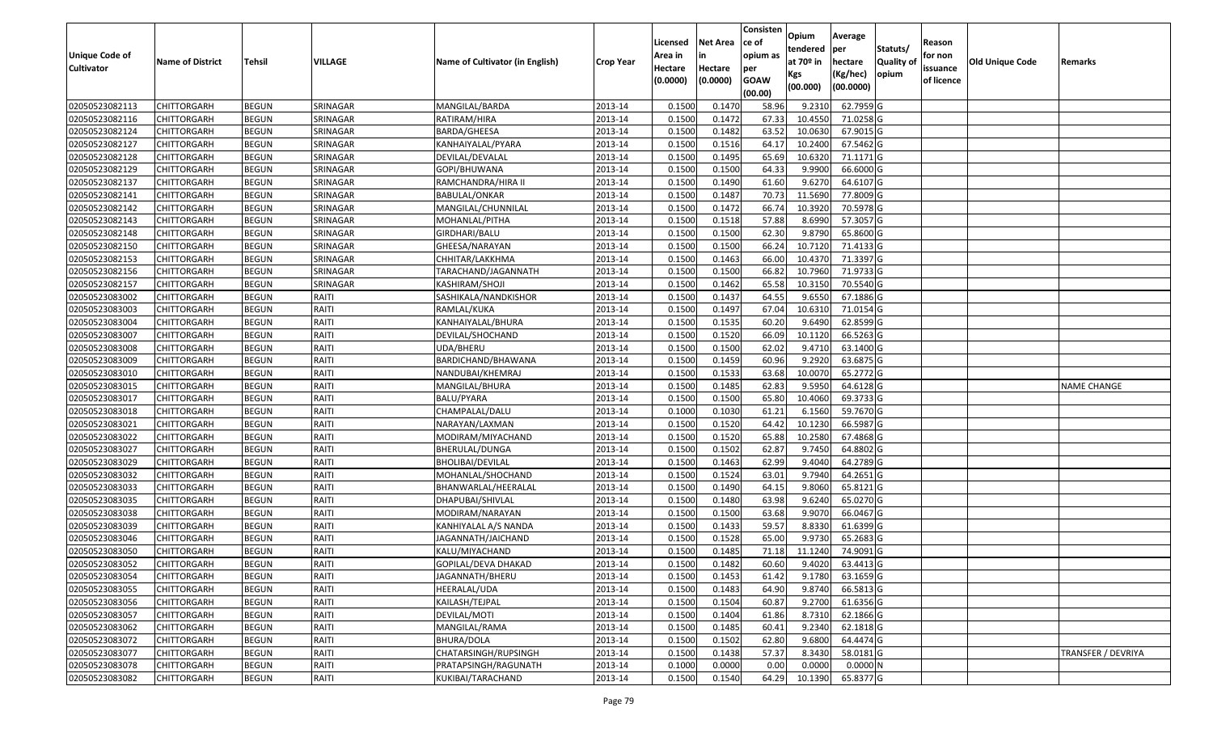| Unique Code of Cultivator | Name of District | Tehsil | VILLAGE | Name of Cultivator (in English) | Crop Year | Licensed Area in Hectare (0.0000) | Net Area in Hectare (0.0000) | Consistence of opium as per GOAW (00.00) | Opium tendered at 70º in Kgs (00.000) | Average per hectare (Kg/hec) (00.0000) | Statuts/ Quality of opium | Reason for non issuance of licence | Old Unique Code | Remarks |
|---|---|---|---|---|---|---|---|---|---|---|---|---|---|---|
| 02050523082113 | CHITTORGARH | BEGUN | SRINAGAR | MANGILAL/BARDA | 2013-14 | 0.1500 | 0.1470 | 58.96 | 9.2310 | 62.7959 | G | | | |
| 02050523082116 | CHITTORGARH | BEGUN | SRINAGAR | RATIRAM/HIRA | 2013-14 | 0.1500 | 0.1472 | 67.33 | 10.4550 | 71.0258 | G | | | |
| 02050523082124 | CHITTORGARH | BEGUN | SRINAGAR | BARDA/GHEESA | 2013-14 | 0.1500 | 0.1482 | 63.52 | 10.0630 | 67.9015 | G | | | |
| 02050523082127 | CHITTORGARH | BEGUN | SRINAGAR | KANHAIYALAL/PYARA | 2013-14 | 0.1500 | 0.1516 | 64.17 | 10.2400 | 67.5462 | G | | | |
| 02050523082128 | CHITTORGARH | BEGUN | SRINAGAR | DEVILAL/DEVALAL | 2013-14 | 0.1500 | 0.1495 | 65.69 | 10.6320 | 71.1171 | G | | | |
| 02050523082129 | CHITTORGARH | BEGUN | SRINAGAR | GOPI/BHUWANA | 2013-14 | 0.1500 | 0.1500 | 64.33 | 9.9900 | 66.6000 | G | | | |
| 02050523082137 | CHITTORGARH | BEGUN | SRINAGAR | RAMCHANDRA/HIRA II | 2013-14 | 0.1500 | 0.1490 | 61.60 | 9.6270 | 64.6107 | G | | | |
| 02050523082141 | CHITTORGARH | BEGUN | SRINAGAR | BABULAL/ONKAR | 2013-14 | 0.1500 | 0.1487 | 70.73 | 11.5690 | 77.8009 | G | | | |
| 02050523082142 | CHITTORGARH | BEGUN | SRINAGAR | MANGILAL/CHUNNILAL | 2013-14 | 0.1500 | 0.1472 | 66.74 | 10.3920 | 70.5978 | G | | | |
| 02050523082143 | CHITTORGARH | BEGUN | SRINAGAR | MOHANLAL/PITHA | 2013-14 | 0.1500 | 0.1518 | 57.88 | 8.6990 | 57.3057 | G | | | |
| 02050523082148 | CHITTORGARH | BEGUN | SRINAGAR | GIRDHARI/BALU | 2013-14 | 0.1500 | 0.1500 | 62.30 | 9.8790 | 65.8600 | G | | | |
| 02050523082150 | CHITTORGARH | BEGUN | SRINAGAR | GHEESA/NARAYAN | 2013-14 | 0.1500 | 0.1500 | 66.24 | 10.7120 | 71.4133 | G | | | |
| 02050523082153 | CHITTORGARH | BEGUN | SRINAGAR | CHHITAR/LAKKHMA | 2013-14 | 0.1500 | 0.1463 | 66.00 | 10.4370 | 71.3397 | G | | | |
| 02050523082156 | CHITTORGARH | BEGUN | SRINAGAR | TARACHAND/JAGANNATH | 2013-14 | 0.1500 | 0.1500 | 66.82 | 10.7960 | 71.9733 | G | | | |
| 02050523082157 | CHITTORGARH | BEGUN | SRINAGAR | KASHIRAM/SHOJI | 2013-14 | 0.1500 | 0.1462 | 65.58 | 10.3150 | 70.5540 | G | | | |
| 02050523083002 | CHITTORGARH | BEGUN | RAITI | SASHIKALA/NANDKISHOR | 2013-14 | 0.1500 | 0.1437 | 64.55 | 9.6550 | 67.1886 | G | | | |
| 02050523083003 | CHITTORGARH | BEGUN | RAITI | RAMLAL/KUKA | 2013-14 | 0.1500 | 0.1497 | 67.04 | 10.6310 | 71.0154 | G | | | |
| 02050523083004 | CHITTORGARH | BEGUN | RAITI | KANHAIYALAL/BHURA | 2013-14 | 0.1500 | 0.1535 | 60.20 | 9.6490 | 62.8599 | G | | | |
| 02050523083007 | CHITTORGARH | BEGUN | RAITI | DEVILAL/SHOCHAND | 2013-14 | 0.1500 | 0.1520 | 66.09 | 10.1120 | 66.5263 | G | | | |
| 02050523083008 | CHITTORGARH | BEGUN | RAITI | UDA/BHERU | 2013-14 | 0.1500 | 0.1500 | 62.02 | 9.4710 | 63.1400 | G | | | |
| 02050523083009 | CHITTORGARH | BEGUN | RAITI | BARDICHAND/BHAWANA | 2013-14 | 0.1500 | 0.1459 | 60.96 | 9.2920 | 63.6875 | G | | | |
| 02050523083010 | CHITTORGARH | BEGUN | RAITI | NANDUBAI/KHEMRAJ | 2013-14 | 0.1500 | 0.1533 | 63.68 | 10.0070 | 65.2772 | G | | | |
| 02050523083015 | CHITTORGARH | BEGUN | RAITI | MANGILAL/BHURA | 2013-14 | 0.1500 | 0.1485 | 62.83 | 9.5950 | 64.6128 | G | | | NAME CHANGE |
| 02050523083017 | CHITTORGARH | BEGUN | RAITI | BALU/PYARA | 2013-14 | 0.1500 | 0.1500 | 65.80 | 10.4060 | 69.3733 | G | | | |
| 02050523083018 | CHITTORGARH | BEGUN | RAITI | CHAMPALAL/DALU | 2013-14 | 0.1000 | 0.1030 | 61.21 | 6.1560 | 59.7670 | G | | | |
| 02050523083021 | CHITTORGARH | BEGUN | RAITI | NARAYAN/LAXMAN | 2013-14 | 0.1500 | 0.1520 | 64.42 | 10.1230 | 66.5987 | G | | | |
| 02050523083022 | CHITTORGARH | BEGUN | RAITI | MODIRAM/MIYACHAND | 2013-14 | 0.1500 | 0.1520 | 65.88 | 10.2580 | 67.4868 | G | | | |
| 02050523083027 | CHITTORGARH | BEGUN | RAITI | BHERULAL/DUNGA | 2013-14 | 0.1500 | 0.1502 | 62.87 | 9.7450 | 64.8802 | G | | | |
| 02050523083029 | CHITTORGARH | BEGUN | RAITI | BHOLIBAI/DEVILAL | 2013-14 | 0.1500 | 0.1463 | 62.99 | 9.4040 | 64.2789 | G | | | |
| 02050523083032 | CHITTORGARH | BEGUN | RAITI | MOHANLAL/SHOCHAND | 2013-14 | 0.1500 | 0.1524 | 63.01 | 9.7940 | 64.2651 | G | | | |
| 02050523083033 | CHITTORGARH | BEGUN | RAITI | BHANWARLAL/HEERALAL | 2013-14 | 0.1500 | 0.1490 | 64.15 | 9.8060 | 65.8121 | G | | | |
| 02050523083035 | CHITTORGARH | BEGUN | RAITI | DHAPUBAI/SHIVLAL | 2013-14 | 0.1500 | 0.1480 | 63.98 | 9.6240 | 65.0270 | G | | | |
| 02050523083038 | CHITTORGARH | BEGUN | RAITI | MODIRAM/NARAYAN | 2013-14 | 0.1500 | 0.1500 | 63.68 | 9.9070 | 66.0467 | G | | | |
| 02050523083039 | CHITTORGARH | BEGUN | RAITI | KANHIYALAL A/S NANDA | 2013-14 | 0.1500 | 0.1433 | 59.57 | 8.8330 | 61.6399 | G | | | |
| 02050523083046 | CHITTORGARH | BEGUN | RAITI | JAGANNATH/JAICHAND | 2013-14 | 0.1500 | 0.1528 | 65.00 | 9.9730 | 65.2683 | G | | | |
| 02050523083050 | CHITTORGARH | BEGUN | RAITI | KALU/MIYACHAND | 2013-14 | 0.1500 | 0.1485 | 71.18 | 11.1240 | 74.9091 | G | | | |
| 02050523083052 | CHITTORGARH | BEGUN | RAITI | GOPILAL/DEVA DHAKAD | 2013-14 | 0.1500 | 0.1482 | 60.60 | 9.4020 | 63.4413 | G | | | |
| 02050523083054 | CHITTORGARH | BEGUN | RAITI | JAGANNATH/BHERU | 2013-14 | 0.1500 | 0.1453 | 61.42 | 9.1780 | 63.1659 | G | | | |
| 02050523083055 | CHITTORGARH | BEGUN | RAITI | HEERALAL/UDA | 2013-14 | 0.1500 | 0.1483 | 64.90 | 9.8740 | 66.5813 | G | | | |
| 02050523083056 | CHITTORGARH | BEGUN | RAITI | KAILASH/TEJPAL | 2013-14 | 0.1500 | 0.1504 | 60.87 | 9.2700 | 61.6356 | G | | | |
| 02050523083057 | CHITTORGARH | BEGUN | RAITI | DEVILAL/MOTI | 2013-14 | 0.1500 | 0.1404 | 61.86 | 8.7310 | 62.1866 | G | | | |
| 02050523083062 | CHITTORGARH | BEGUN | RAITI | MANGILAL/RAMA | 2013-14 | 0.1500 | 0.1485 | 60.41 | 9.2340 | 62.1818 | G | | | |
| 02050523083072 | CHITTORGARH | BEGUN | RAITI | BHURA/DOLA | 2013-14 | 0.1500 | 0.1502 | 62.80 | 9.6800 | 64.4474 | G | | | |
| 02050523083077 | CHITTORGARH | BEGUN | RAITI | CHATARSINGH/RUPSINGH | 2013-14 | 0.1500 | 0.1438 | 57.37 | 8.3430 | 58.0181 | G | | | TRANSFER / DEVRIYA |
| 02050523083078 | CHITTORGARH | BEGUN | RAITI | PRATAPSINGH/RAGUNATH | 2013-14 | 0.1000 | 0.0000 | 0.00 | 0.0000 | 0.0000 | N | | | |
| 02050523083082 | CHITTORGARH | BEGUN | RAITI | KUKIBAI/TARACHAND | 2013-14 | 0.1500 | 0.1540 | 64.29 | 10.1390 | 65.8377 | G | | | |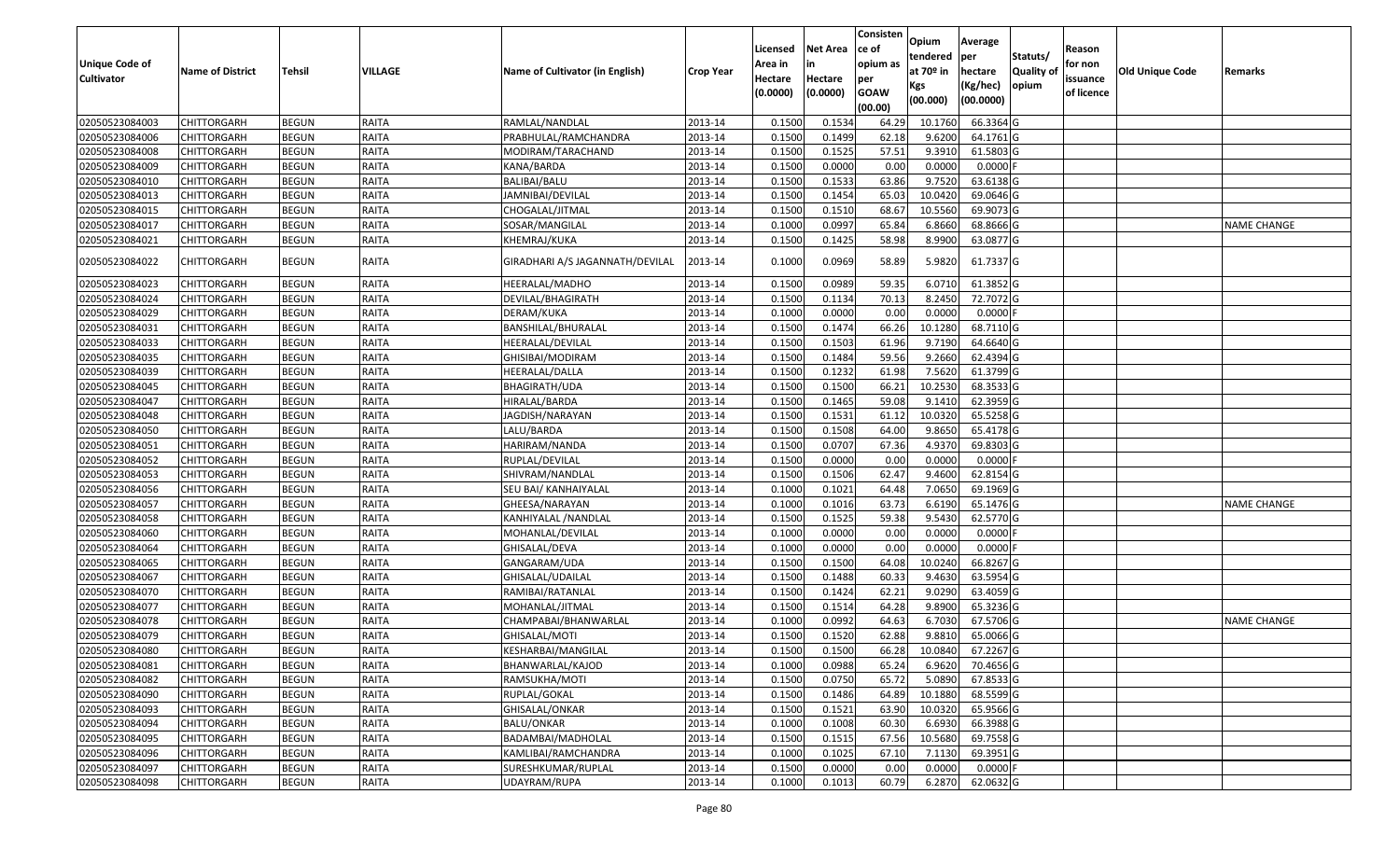| Unique Code of Cultivator | Name of District | Tehsil | VILLAGE | Name of Cultivator (in English) | Crop Year | Licensed Area in Hectare (0.0000) | Net Area in Hectare (0.0000) | Consisten ce of opium as per GOAW (00.00) | Opium tendered at 70º in Kgs (00.000) | Average per hectare (Kg/hec) (00.0000) | Statuts/ Quality of opium | Reason for non issuance of licence | Old Unique Code | Remarks |
|---|---|---|---|---|---|---|---|---|---|---|---|---|---|---|
| 02050523084003 | CHITTORGARH | BEGUN | RAITA | RAMLAL/NANDLAL | 2013-14 | 0.1500 | 0.1534 | 64.29 | 10.1760 | 66.3364 | G | | | |
| 02050523084006 | CHITTORGARH | BEGUN | RAITA | PRABHULAL/RAMCHANDRA | 2013-14 | 0.1500 | 0.1499 | 62.18 | 9.6200 | 64.1761 | G | | | |
| 02050523084008 | CHITTORGARH | BEGUN | RAITA | MODIRAM/TARACHAND | 2013-14 | 0.1500 | 0.1525 | 57.51 | 9.3910 | 61.5803 | G | | | |
| 02050523084009 | CHITTORGARH | BEGUN | RAITA | KANA/BARDA | 2013-14 | 0.1500 | 0.0000 | 0.00 | 0.0000 | 0.0000 | F | | | |
| 02050523084010 | CHITTORGARH | BEGUN | RAITA | BALIBAI/BALU | 2013-14 | 0.1500 | 0.1533 | 63.86 | 9.7520 | 63.6138 | G | | | |
| 02050523084013 | CHITTORGARH | BEGUN | RAITA | JAMNIBAI/DEVILAL | 2013-14 | 0.1500 | 0.1454 | 65.03 | 10.0420 | 69.0646 | G | | | |
| 02050523084015 | CHITTORGARH | BEGUN | RAITA | CHOGALAL/JITMAL | 2013-14 | 0.1500 | 0.1510 | 68.67 | 10.5560 | 69.9073 | G | | | |
| 02050523084017 | CHITTORGARH | BEGUN | RAITA | SOSAR/MANGILAL | 2013-14 | 0.1000 | 0.0997 | 65.84 | 6.8660 | 68.8666 | G | | | NAME CHANGE |
| 02050523084021 | CHITTORGARH | BEGUN | RAITA | KHEMRAJ/KUKA | 2013-14 | 0.1500 | 0.1425 | 58.98 | 8.9900 | 63.0877 | G | | | |
| 02050523084022 | CHITTORGARH | BEGUN | RAITA | GIRADHARI A/S JAGANNATH/DEVILAL | 2013-14 | 0.1000 | 0.0969 | 58.89 | 5.9820 | 61.7337 | G | | | |
| 02050523084023 | CHITTORGARH | BEGUN | RAITA | HEERALAL/MADHO | 2013-14 | 0.1500 | 0.0989 | 59.35 | 6.0710 | 61.3852 | G | | | |
| 02050523084024 | CHITTORGARH | BEGUN | RAITA | DEVILAL/BHAGIRATH | 2013-14 | 0.1500 | 0.1134 | 70.13 | 8.2450 | 72.7072 | G | | | |
| 02050523084029 | CHITTORGARH | BEGUN | RAITA | DERAM/KUKA | 2013-14 | 0.1000 | 0.0000 | 0.00 | 0.0000 | 0.0000 | F | | | |
| 02050523084031 | CHITTORGARH | BEGUN | RAITA | BANSHILAL/BHURALAL | 2013-14 | 0.1500 | 0.1474 | 66.26 | 10.1280 | 68.7110 | G | | | |
| 02050523084033 | CHITTORGARH | BEGUN | RAITA | HEERALAL/DEVILAL | 2013-14 | 0.1500 | 0.1503 | 61.96 | 9.7190 | 64.6640 | G | | | |
| 02050523084035 | CHITTORGARH | BEGUN | RAITA | GHISIBAI/MODIRAM | 2013-14 | 0.1500 | 0.1484 | 59.56 | 9.2660 | 62.4394 | G | | | |
| 02050523084039 | CHITTORGARH | BEGUN | RAITA | HEERALAL/DALLA | 2013-14 | 0.1500 | 0.1232 | 61.98 | 7.5620 | 61.3799 | G | | | |
| 02050523084045 | CHITTORGARH | BEGUN | RAITA | BHAGIRATH/UDA | 2013-14 | 0.1500 | 0.1500 | 66.21 | 10.2530 | 68.3533 | G | | | |
| 02050523084047 | CHITTORGARH | BEGUN | RAITA | HIRALAL/BARDA | 2013-14 | 0.1500 | 0.1465 | 59.08 | 9.1410 | 62.3959 | G | | | |
| 02050523084048 | CHITTORGARH | BEGUN | RAITA | JAGDISH/NARAYAN | 2013-14 | 0.1500 | 0.1531 | 61.12 | 10.0320 | 65.5258 | G | | | |
| 02050523084050 | CHITTORGARH | BEGUN | RAITA | LALU/BARDA | 2013-14 | 0.1500 | 0.1508 | 64.00 | 9.8650 | 65.4178 | G | | | |
| 02050523084051 | CHITTORGARH | BEGUN | RAITA | HARIRAM/NANDA | 2013-14 | 0.1500 | 0.0707 | 67.36 | 4.9370 | 69.8303 | G | | | |
| 02050523084052 | CHITTORGARH | BEGUN | RAITA | RUPLAL/DEVILAL | 2013-14 | 0.1500 | 0.0000 | 0.00 | 0.0000 | 0.0000 | F | | | |
| 02050523084053 | CHITTORGARH | BEGUN | RAITA | SHIVRAM/NANDLAL | 2013-14 | 0.1500 | 0.1506 | 62.47 | 9.4600 | 62.8154 | G | | | |
| 02050523084056 | CHITTORGARH | BEGUN | RAITA | SEU BAI/ KANHAIYALAL | 2013-14 | 0.1000 | 0.1021 | 64.48 | 7.0650 | 69.1969 | G | | | |
| 02050523084057 | CHITTORGARH | BEGUN | RAITA | GHEESA/NARAYAN | 2013-14 | 0.1000 | 0.1016 | 63.73 | 6.6190 | 65.1476 | G | | | NAME CHANGE |
| 02050523084058 | CHITTORGARH | BEGUN | RAITA | KANHIYALAL /NANDLAL | 2013-14 | 0.1500 | 0.1525 | 59.38 | 9.5430 | 62.5770 | G | | | |
| 02050523084060 | CHITTORGARH | BEGUN | RAITA | MOHANLAL/DEVILAL | 2013-14 | 0.1000 | 0.0000 | 0.00 | 0.0000 | 0.0000 | F | | | |
| 02050523084064 | CHITTORGARH | BEGUN | RAITA | GHISALAL/DEVA | 2013-14 | 0.1000 | 0.0000 | 0.00 | 0.0000 | 0.0000 | F | | | |
| 02050523084065 | CHITTORGARH | BEGUN | RAITA | GANGARAM/UDA | 2013-14 | 0.1500 | 0.1500 | 64.08 | 10.0240 | 66.8267 | G | | | |
| 02050523084067 | CHITTORGARH | BEGUN | RAITA | GHISALAL/UDAILAL | 2013-14 | 0.1500 | 0.1488 | 60.33 | 9.4630 | 63.5954 | G | | | |
| 02050523084070 | CHITTORGARH | BEGUN | RAITA | RAMIBAI/RATANLAL | 2013-14 | 0.1500 | 0.1424 | 62.21 | 9.0290 | 63.4059 | G | | | |
| 02050523084077 | CHITTORGARH | BEGUN | RAITA | MOHANLAL/JITMAL | 2013-14 | 0.1500 | 0.1514 | 64.28 | 9.8900 | 65.3236 | G | | | |
| 02050523084078 | CHITTORGARH | BEGUN | RAITA | CHAMPABAI/BHANWARLAL | 2013-14 | 0.1000 | 0.0992 | 64.63 | 6.7030 | 67.5706 | G | | | NAME CHANGE |
| 02050523084079 | CHITTORGARH | BEGUN | RAITA | GHISALAL/MOTI | 2013-14 | 0.1500 | 0.1520 | 62.88 | 9.8810 | 65.0066 | G | | | |
| 02050523084080 | CHITTORGARH | BEGUN | RAITA | KESHARBAI/MANGILAL | 2013-14 | 0.1500 | 0.1500 | 66.28 | 10.0840 | 67.2267 | G | | | |
| 02050523084081 | CHITTORGARH | BEGUN | RAITA | BHANWARLAL/KAJOD | 2013-14 | 0.1000 | 0.0988 | 65.24 | 6.9620 | 70.4656 | G | | | |
| 02050523084082 | CHITTORGARH | BEGUN | RAITA | RAMSUKHA/MOTI | 2013-14 | 0.1500 | 0.0750 | 65.72 | 5.0890 | 67.8533 | G | | | |
| 02050523084090 | CHITTORGARH | BEGUN | RAITA | RUPLAL/GOKAL | 2013-14 | 0.1500 | 0.1486 | 64.89 | 10.1880 | 68.5599 | G | | | |
| 02050523084093 | CHITTORGARH | BEGUN | RAITA | GHISALAL/ONKAR | 2013-14 | 0.1500 | 0.1521 | 63.90 | 10.0320 | 65.9566 | G | | | |
| 02050523084094 | CHITTORGARH | BEGUN | RAITA | BALU/ONKAR | 2013-14 | 0.1000 | 0.1008 | 60.30 | 6.6930 | 66.3988 | G | | | |
| 02050523084095 | CHITTORGARH | BEGUN | RAITA | BADAMBAI/MADHOLAL | 2013-14 | 0.1500 | 0.1515 | 67.56 | 10.5680 | 69.7558 | G | | | |
| 02050523084096 | CHITTORGARH | BEGUN | RAITA | KAMLIBAI/RAMCHANDRA | 2013-14 | 0.1000 | 0.1025 | 67.10 | 7.1130 | 69.3951 | G | | | |
| 02050523084097 | CHITTORGARH | BEGUN | RAITA | SURESHKUMAR/RUPLAL | 2013-14 | 0.1500 | 0.0000 | 0.00 | 0.0000 | 0.0000 | F | | | |
| 02050523084098 | CHITTORGARH | BEGUN | RAITA | UDAYRAM/RUPA | 2013-14 | 0.1000 | 0.1013 | 60.79 | 6.2870 | 62.0632 | G | | | |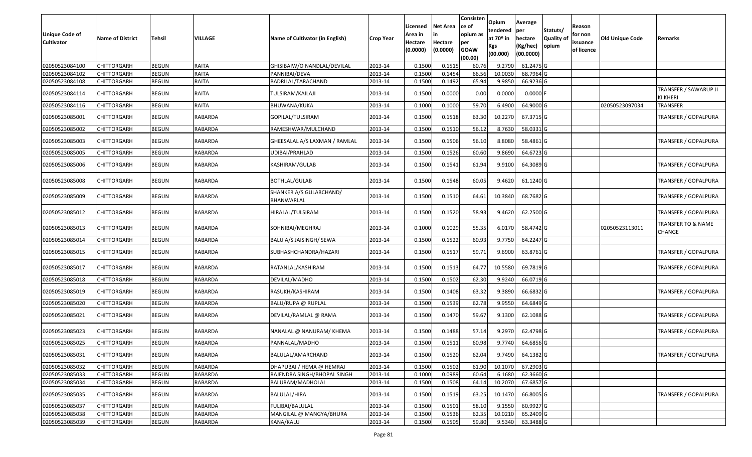| Unique Code of Cultivator | Name of District | Tehsil | VILLAGE | Name of Cultivator (in English) | Crop Year | Licensed Area in Hectare (0.0000) | Net Area in Hectare (0.0000) | Consistence of opium as per GOAW (00.00) | Opium tendered at 70º in Kgs (00.000) | Average per hectare (Kg/hec) (00.0000) | Statuts/ Quality of opium | Reason for non issuance of licence | Old Unique Code | Remarks |
|---|---|---|---|---|---|---|---|---|---|---|---|---|---|---|
| 02050523084100 | CHITTORGARH | BEGUN | RAITA | GHISIBAIW/O NANDLAL/DEVILAL | 2013-14 | 0.1500 | 0.1515 | 60.76 | 9.2790 | 61.2475 | G | | | |
| 02050523084102 | CHITTORGARH | BEGUN | RAITA | PANNIBAI/DEVA | 2013-14 | 0.1500 | 0.1454 | 66.56 | 10.0030 | 68.7964 | G | | | |
| 02050523084108 | CHITTORGARH | BEGUN | RAITA | BADRILAL/TARACHAND | 2013-14 | 0.1500 | 0.1492 | 65.94 | 9.9850 | 66.9236 | G | | | |
| 02050523084114 | CHITTORGARH | BEGUN | RAITA | TULSIRAM/KAILAJI | 2013-14 | 0.1500 | 0.0000 | 0.00 | 0.0000 | 0.0000 | F | | | TRANSFER / SAWARUP JI KI KHERI |
| 02050523084116 | CHITTORGARH | BEGUN | RAITA | BHUWANA/KUKA | 2013-14 | 0.1000 | 0.1000 | 59.70 | 6.4900 | 64.9000 | G | | 02050523097034 | TRANSFER |
| 02050523085001 | CHITTORGARH | BEGUN | RABARDA | GOPILAL/TULSIRAM | 2013-14 | 0.1500 | 0.1518 | 63.30 | 10.2270 | 67.3715 | G | | | TRANSFER / GOPALPURA |
| 02050523085002 | CHITTORGARH | BEGUN | RABARDA | RAMESHWAR/MULCHAND | 2013-14 | 0.1500 | 0.1510 | 56.12 | 8.7630 | 58.0331 | G | | | |
| 02050523085003 | CHITTORGARH | BEGUN | RABARDA | GHEESALAL A/S LAXMAN / RAMLAL | 2013-14 | 0.1500 | 0.1506 | 56.10 | 8.8080 | 58.4861 | G | | | TRANSFER / GOPALPURA |
| 02050523085005 | CHITTORGARH | BEGUN | RABARDA | UDIBAI/PRAHLAD | 2013-14 | 0.1500 | 0.1526 | 60.60 | 9.8690 | 64.6723 | G | | | |
| 02050523085006 | CHITTORGARH | BEGUN | RABARDA | KASHIRAM/GULAB | 2013-14 | 0.1500 | 0.1541 | 61.94 | 9.9100 | 64.3089 | G | | | TRANSFER / GOPALPURA |
| 02050523085008 | CHITTORGARH | BEGUN | RABARDA | BOTHLAL/GULAB | 2013-14 | 0.1500 | 0.1548 | 60.05 | 9.4620 | 61.1240 | G | | | TRANSFER / GOPALPURA |
| 02050523085009 | CHITTORGARH | BEGUN | RABARDA | SHANKER A/S GULABCHAND/ BHANWARLAL | 2013-14 | 0.1500 | 0.1510 | 64.61 | 10.3840 | 68.7682 | G | | | TRANSFER / GOPALPURA |
| 02050523085012 | CHITTORGARH | BEGUN | RABARDA | HIRALAL/TULSIRAM | 2013-14 | 0.1500 | 0.1520 | 58.93 | 9.4620 | 62.2500 | G | | | TRANSFER / GOPALPURA |
| 02050523085013 | CHITTORGARH | BEGUN | RABARDA | SOHNIBAI/MEGHRAJ | 2013-14 | 0.1000 | 0.1029 | 55.35 | 6.0170 | 58.4742 | G | | 02050523113011 | TRANSFER TO & NAME CHANGE |
| 02050523085014 | CHITTORGARH | BEGUN | RABARDA | BALU A/S JAISINGH/ SEWA | 2013-14 | 0.1500 | 0.1522 | 60.93 | 9.7750 | 64.2247 | G | | | |
| 02050523085015 | CHITTORGARH | BEGUN | RABARDA | SUBHASHCHANDRA/HAZARI | 2013-14 | 0.1500 | 0.1517 | 59.71 | 9.6900 | 63.8761 | G | | | TRANSFER / GOPALPURA |
| 02050523085017 | CHITTORGARH | BEGUN | RABARDA | RATANLAL/KASHIRAM | 2013-14 | 0.1500 | 0.1513 | 64.77 | 10.5580 | 69.7819 | G | | | TRANSFER / GOPALPURA |
| 02050523085018 | CHITTORGARH | BEGUN | RABARDA | DEVILAL/MADHO | 2013-14 | 0.1500 | 0.1502 | 62.30 | 9.9240 | 66.0719 | G | | | |
| 02050523085019 | CHITTORGARH | BEGUN | RABARDA | RASUKH/KASHIRAM | 2013-14 | 0.1500 | 0.1408 | 63.32 | 9.3890 | 66.6832 | G | | | TRANSFER / GOPALPURA |
| 02050523085020 | CHITTORGARH | BEGUN | RABARDA | BALU/RUPA @ RUPLAL | 2013-14 | 0.1500 | 0.1539 | 62.78 | 9.9550 | 64.6849 | G | | | |
| 02050523085021 | CHITTORGARH | BEGUN | RABARDA | DEVILAL/RAMLAL @ RAMA | 2013-14 | 0.1500 | 0.1470 | 59.67 | 9.1300 | 62.1088 | G | | | TRANSFER / GOPALPURA |
| 02050523085023 | CHITTORGARH | BEGUN | RABARDA | NANALAL @ NANURAM/ KHEMA | 2013-14 | 0.1500 | 0.1488 | 57.14 | 9.2970 | 62.4798 | G | | | TRANSFER / GOPALPURA |
| 02050523085025 | CHITTORGARH | BEGUN | RABARDA | PANNALAL/MADHO | 2013-14 | 0.1500 | 0.1511 | 60.98 | 9.7740 | 64.6856 | G | | | |
| 02050523085031 | CHITTORGARH | BEGUN | RABARDA | BALULAL/AMARCHAND | 2013-14 | 0.1500 | 0.1520 | 62.04 | 9.7490 | 64.1382 | G | | | TRANSFER / GOPALPURA |
| 02050523085032 | CHITTORGARH | BEGUN | RABARDA | DHAPUBAI / HEMA @ HEMRAJ | 2013-14 | 0.1500 | 0.1502 | 61.90 | 10.1070 | 67.2903 | G | | | |
| 02050523085033 | CHITTORGARH | BEGUN | RABARDA | RAJENDRA SINGH/BHOPAL SINGH | 2013-14 | 0.1000 | 0.0989 | 60.64 | 6.1680 | 62.3660 | G | | | |
| 02050523085034 | CHITTORGARH | BEGUN | RABARDA | BALURAM/MADHOLAL | 2013-14 | 0.1500 | 0.1508 | 64.14 | 10.2070 | 67.6857 | G | | | |
| 02050523085035 | CHITTORGARH | BEGUN | RABARDA | BALULAL/HIRA | 2013-14 | 0.1500 | 0.1519 | 63.25 | 10.1470 | 66.8005 | G | | | TRANSFER / GOPALPURA |
| 02050523085037 | CHITTORGARH | BEGUN | RABARDA | FULIBAI/BALULAL | 2013-14 | 0.1500 | 0.1501 | 58.10 | 9.1550 | 60.9927 | G | | | |
| 02050523085038 | CHITTORGARH | BEGUN | RABARDA | MANGILAL @ MANGYA/BHURA | 2013-14 | 0.1500 | 0.1536 | 62.35 | 10.0210 | 65.2409 | G | | | |
| 02050523085039 | CHITTORGARH | BEGUN | RABARDA | KANA/KALU | 2013-14 | 0.1500 | 0.1505 | 59.80 | 9.5340 | 63.3488 | G | | | |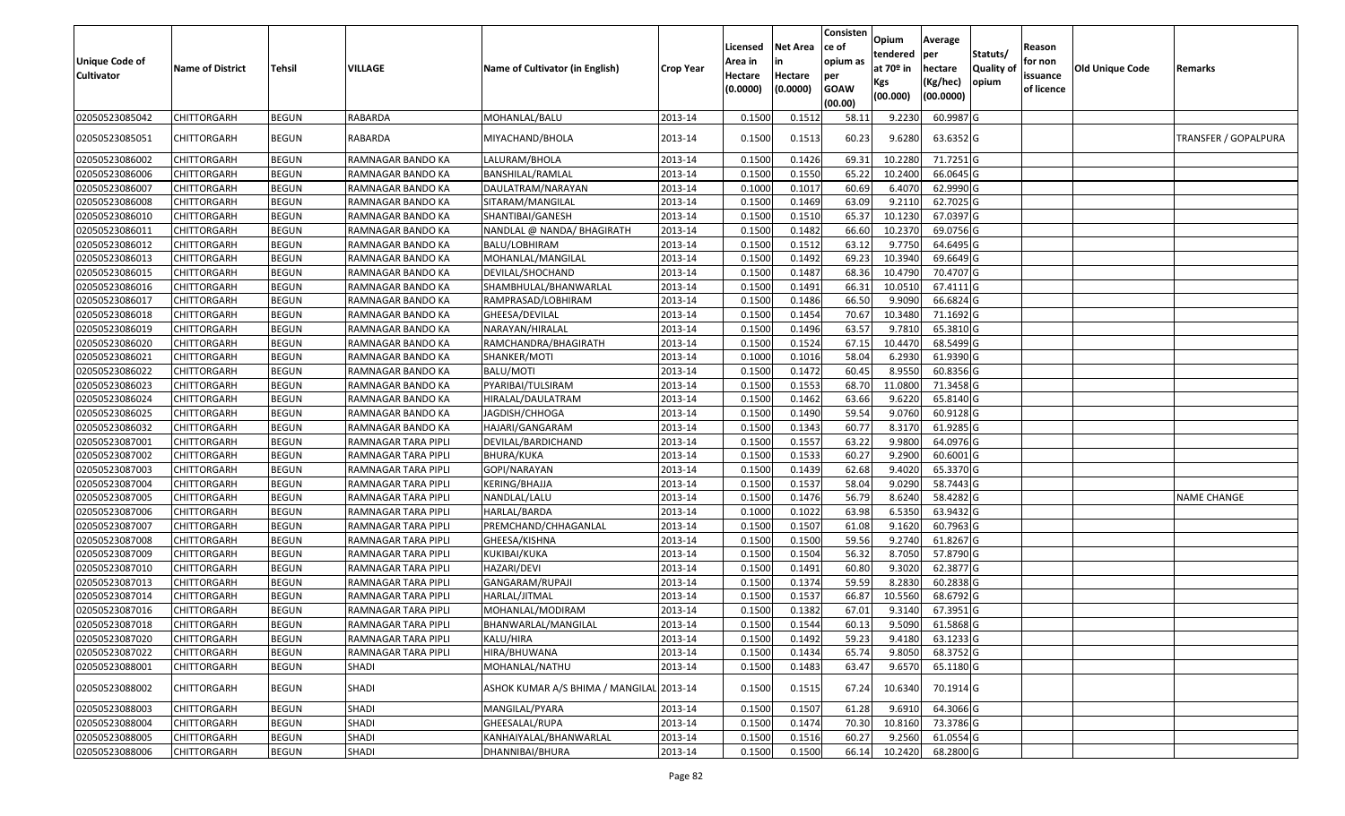| Unique Code of Cultivator | Name of District | Tehsil | VILLAGE | Name of Cultivator (in English) | Crop Year | Licensed Area in Hectare (0.0000) | Net Area in Hectare (0.0000) | Consistence of opium as per GOAW (00.00) | Opium tendered at 70º in Kgs (00.000) | Average per hectare (Kg/hec) (00.0000) | Statuts/ Quality of opium | Reason for non issuance of licence | Old Unique Code | Remarks |
|---|---|---|---|---|---|---|---|---|---|---|---|---|---|---|
| 02050523085042 | CHITTORGARH | BEGUN | RABARDA | MOHANLAL/BALU | 2013-14 | 0.1500 | 0.1512 | 58.11 | 9.2230 | 60.9987 | G | | | |
| 02050523085051 | CHITTORGARH | BEGUN | RABARDA | MIYACHAND/BHOLA | 2013-14 | 0.1500 | 0.1513 | 60.23 | 9.6280 | 63.6352 | G | | | TRANSFER / GOPALPURA |
| 02050523086002 | CHITTORGARH | BEGUN | RAMNAGAR BANDO KA | LALURAM/BHOLA | 2013-14 | 0.1500 | 0.1426 | 69.31 | 10.2280 | 71.7251 | G | | | |
| 02050523086006 | CHITTORGARH | BEGUN | RAMNAGAR BANDO KA | BANSHILAL/RAMLAL | 2013-14 | 0.1500 | 0.1550 | 65.22 | 10.2400 | 66.0645 | G | | | |
| 02050523086007 | CHITTORGARH | BEGUN | RAMNAGAR BANDO KA | DAULATRAM/NARAYAN | 2013-14 | 0.1000 | 0.1017 | 60.69 | 6.4070 | 62.9990 | G | | | |
| 02050523086008 | CHITTORGARH | BEGUN | RAMNAGAR BANDO KA | SITARAM/MANGILAL | 2013-14 | 0.1500 | 0.1469 | 63.09 | 9.2110 | 62.7025 | G | | | |
| 02050523086010 | CHITTORGARH | BEGUN | RAMNAGAR BANDO KA | SHANTIBAI/GANESH | 2013-14 | 0.1500 | 0.1510 | 65.37 | 10.1230 | 67.0397 | G | | | |
| 02050523086011 | CHITTORGARH | BEGUN | RAMNAGAR BANDO KA | NANDLAL @ NANDA/ BHAGIRATH | 2013-14 | 0.1500 | 0.1482 | 66.60 | 10.2370 | 69.0756 | G | | | |
| 02050523086012 | CHITTORGARH | BEGUN | RAMNAGAR BANDO KA | BALU/LOBHIRAM | 2013-14 | 0.1500 | 0.1512 | 63.12 | 9.7750 | 64.6495 | G | | | |
| 02050523086013 | CHITTORGARH | BEGUN | RAMNAGAR BANDO KA | MOHANLAL/MANGILAL | 2013-14 | 0.1500 | 0.1492 | 69.23 | 10.3940 | 69.6649 | G | | | |
| 02050523086015 | CHITTORGARH | BEGUN | RAMNAGAR BANDO KA | DEVILAL/SHOCHAND | 2013-14 | 0.1500 | 0.1487 | 68.36 | 10.4790 | 70.4707 | G | | | |
| 02050523086016 | CHITTORGARH | BEGUN | RAMNAGAR BANDO KA | SHAMBHULAL/BHANWARLAL | 2013-14 | 0.1500 | 0.1491 | 66.31 | 10.0510 | 67.4111 | G | | | |
| 02050523086017 | CHITTORGARH | BEGUN | RAMNAGAR BANDO KA | RAMPRASAD/LOBHIRAM | 2013-14 | 0.1500 | 0.1486 | 66.50 | 9.9090 | 66.6824 | G | | | |
| 02050523086018 | CHITTORGARH | BEGUN | RAMNAGAR BANDO KA | GHEESA/DEVILAL | 2013-14 | 0.1500 | 0.1454 | 70.67 | 10.3480 | 71.1692 | G | | | |
| 02050523086019 | CHITTORGARH | BEGUN | RAMNAGAR BANDO KA | NARAYAN/HIRALAL | 2013-14 | 0.1500 | 0.1496 | 63.57 | 9.7810 | 65.3810 | G | | | |
| 02050523086020 | CHITTORGARH | BEGUN | RAMNAGAR BANDO KA | RAMCHANDRA/BHAGIRATH | 2013-14 | 0.1500 | 0.1524 | 67.15 | 10.4470 | 68.5499 | G | | | |
| 02050523086021 | CHITTORGARH | BEGUN | RAMNAGAR BANDO KA | SHANKER/MOTI | 2013-14 | 0.1000 | 0.1016 | 58.04 | 6.2930 | 61.9390 | G | | | |
| 02050523086022 | CHITTORGARH | BEGUN | RAMNAGAR BANDO KA | BALU/MOTI | 2013-14 | 0.1500 | 0.1472 | 60.45 | 8.9550 | 60.8356 | G | | | |
| 02050523086023 | CHITTORGARH | BEGUN | RAMNAGAR BANDO KA | PYARIBAI/TULSIRAM | 2013-14 | 0.1500 | 0.1553 | 68.70 | 11.0800 | 71.3458 | G | | | |
| 02050523086024 | CHITTORGARH | BEGUN | RAMNAGAR BANDO KA | HIRALAL/DAULATRAM | 2013-14 | 0.1500 | 0.1462 | 63.66 | 9.6220 | 65.8140 | G | | | |
| 02050523086025 | CHITTORGARH | BEGUN | RAMNAGAR BANDO KA | JAGDISH/CHHOGA | 2013-14 | 0.1500 | 0.1490 | 59.54 | 9.0760 | 60.9128 | G | | | |
| 02050523086032 | CHITTORGARH | BEGUN | RAMNAGAR BANDO KA | HAJARI/GANGARAM | 2013-14 | 0.1500 | 0.1343 | 60.77 | 8.3170 | 61.9285 | G | | | |
| 02050523087001 | CHITTORGARH | BEGUN | RAMNAGAR TARA PIPLI | DEVILAL/BARDICHAND | 2013-14 | 0.1500 | 0.1557 | 63.22 | 9.9800 | 64.0976 | G | | | |
| 02050523087002 | CHITTORGARH | BEGUN | RAMNAGAR TARA PIPLI | BHURA/KUKA | 2013-14 | 0.1500 | 0.1533 | 60.27 | 9.2900 | 60.6001 | G | | | |
| 02050523087003 | CHITTORGARH | BEGUN | RAMNAGAR TARA PIPLI | GOPI/NARAYAN | 2013-14 | 0.1500 | 0.1439 | 62.68 | 9.4020 | 65.3370 | G | | | |
| 02050523087004 | CHITTORGARH | BEGUN | RAMNAGAR TARA PIPLI | KERING/BHAJJA | 2013-14 | 0.1500 | 0.1537 | 58.04 | 9.0290 | 58.7443 | G | | | |
| 02050523087005 | CHITTORGARH | BEGUN | RAMNAGAR TARA PIPLI | NANDLAL/LALU | 2013-14 | 0.1500 | 0.1476 | 56.79 | 8.6240 | 58.4282 | G | | | NAME CHANGE |
| 02050523087006 | CHITTORGARH | BEGUN | RAMNAGAR TARA PIPLI | HARLAL/BARDA | 2013-14 | 0.1000 | 0.1022 | 63.98 | 6.5350 | 63.9432 | G | | | |
| 02050523087007 | CHITTORGARH | BEGUN | RAMNAGAR TARA PIPLI | PREMCHAND/CHHAGANLAL | 2013-14 | 0.1500 | 0.1507 | 61.08 | 9.1620 | 60.7963 | G | | | |
| 02050523087008 | CHITTORGARH | BEGUN | RAMNAGAR TARA PIPLI | GHEESA/KISHNA | 2013-14 | 0.1500 | 0.1500 | 59.56 | 9.2740 | 61.8267 | G | | | |
| 02050523087009 | CHITTORGARH | BEGUN | RAMNAGAR TARA PIPLI | KUKIBAI/KUKA | 2013-14 | 0.1500 | 0.1504 | 56.32 | 8.7050 | 57.8790 | G | | | |
| 02050523087010 | CHITTORGARH | BEGUN | RAMNAGAR TARA PIPLI | HAZARI/DEVI | 2013-14 | 0.1500 | 0.1491 | 60.80 | 9.3020 | 62.3877 | G | | | |
| 02050523087013 | CHITTORGARH | BEGUN | RAMNAGAR TARA PIPLI | GANGARAM/RUPAJI | 2013-14 | 0.1500 | 0.1374 | 59.59 | 8.2830 | 60.2838 | G | | | |
| 02050523087014 | CHITTORGARH | BEGUN | RAMNAGAR TARA PIPLI | HARLAL/JITMAL | 2013-14 | 0.1500 | 0.1537 | 66.87 | 10.5560 | 68.6792 | G | | | |
| 02050523087016 | CHITTORGARH | BEGUN | RAMNAGAR TARA PIPLI | MOHANLAL/MODIRAM | 2013-14 | 0.1500 | 0.1382 | 67.01 | 9.3140 | 67.3951 | G | | | |
| 02050523087018 | CHITTORGARH | BEGUN | RAMNAGAR TARA PIPLI | BHANWARLAL/MANGILAL | 2013-14 | 0.1500 | 0.1544 | 60.13 | 9.5090 | 61.5868 | G | | | |
| 02050523087020 | CHITTORGARH | BEGUN | RAMNAGAR TARA PIPLI | KALU/HIRA | 2013-14 | 0.1500 | 0.1492 | 59.23 | 9.4180 | 63.1233 | G | | | |
| 02050523087022 | CHITTORGARH | BEGUN | RAMNAGAR TARA PIPLI | HIRA/BHUWANA | 2013-14 | 0.1500 | 0.1434 | 65.74 | 9.8050 | 68.3752 | G | | | |
| 02050523088001 | CHITTORGARH | BEGUN | SHADI | MOHANLAL/NATHU | 2013-14 | 0.1500 | 0.1483 | 63.47 | 9.6570 | 65.1180 | G | | | |
| 02050523088002 | CHITTORGARH | BEGUN | SHADI | ASHOK KUMAR A/S BHIMA / MANGILAL | 2013-14 | 0.1500 | 0.1515 | 67.24 | 10.6340 | 70.1914 | G | | | |
| 02050523088003 | CHITTORGARH | BEGUN | SHADI | MANGILAL/PYARA | 2013-14 | 0.1500 | 0.1507 | 61.28 | 9.6910 | 64.3066 | G | | | |
| 02050523088004 | CHITTORGARH | BEGUN | SHADI | GHEESALAL/RUPA | 2013-14 | 0.1500 | 0.1474 | 70.30 | 10.8160 | 73.3786 | G | | | |
| 02050523088005 | CHITTORGARH | BEGUN | SHADI | KANHAIYALAL/BHANWARLAL | 2013-14 | 0.1500 | 0.1516 | 60.27 | 9.2560 | 61.0554 | G | | | |
| 02050523088006 | CHITTORGARH | BEGUN | SHADI | DHANNIBAI/BHURA | 2013-14 | 0.1500 | 0.1500 | 66.14 | 10.2420 | 68.2800 | G | | | |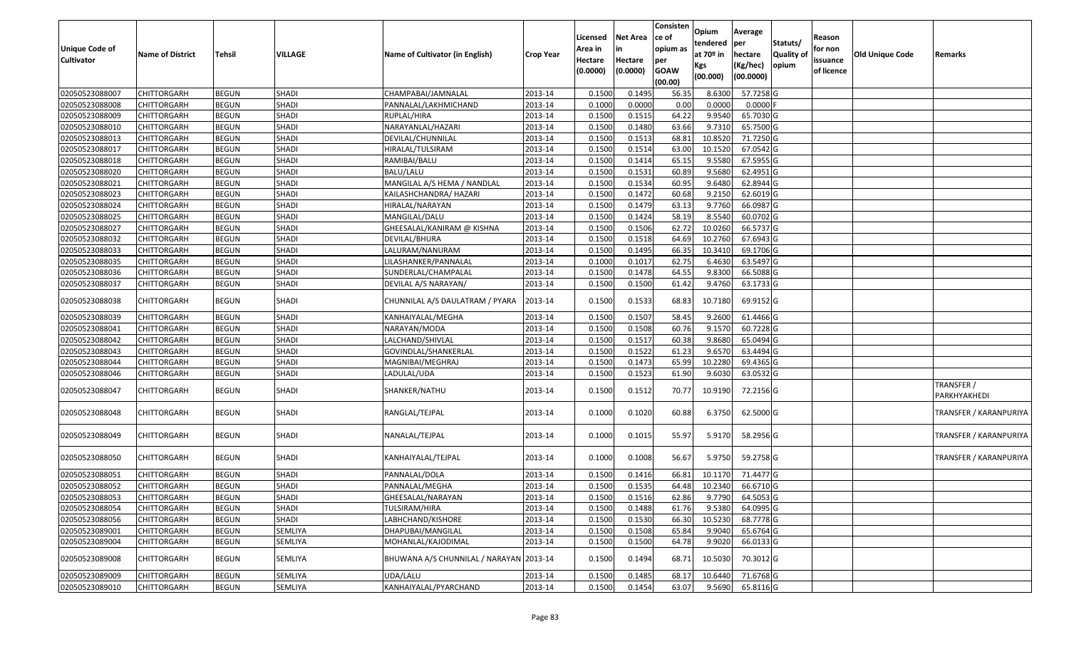| Unique Code of Cultivator | Name of District | Tehsil | VILLAGE | Name of Cultivator (in English) | Crop Year | Licensed Area in Hectare (0.0000) | Net Area in Hectare (0.0000) | Consistence of opium as per GOAW (00.00) | Opium tendered at 70º in Kgs (00.000) | Average per hectare (Kg/hec) (00.0000) | Statuts/ Quality of opium | Reason for non issuance of licence | Old Unique Code | Remarks |
|---|---|---|---|---|---|---|---|---|---|---|---|---|---|---|
| 02050523088007 | CHITTORGARH | BEGUN | SHADI | CHAMPABAI/JAMNALAL | 2013-14 | 0.1500 | 0.1495 | 56.35 | 8.6300 | 57.7258 | G | | | |
| 02050523088008 | CHITTORGARH | BEGUN | SHADI | PANNALAL/LAKHMICHAND | 2013-14 | 0.1000 | 0.0000 | 0.00 | 0.0000 | 0.0000 | F | | | |
| 02050523088009 | CHITTORGARH | BEGUN | SHADI | RUPLAL/HIRA | 2013-14 | 0.1500 | 0.1515 | 64.22 | 9.9540 | 65.7030 | G | | | |
| 02050523088010 | CHITTORGARH | BEGUN | SHADI | NARAYANLAL/HAZARI | 2013-14 | 0.1500 | 0.1480 | 63.66 | 9.7310 | 65.7500 | G | | | |
| 02050523088013 | CHITTORGARH | BEGUN | SHADI | DEVILAL/CHUNNILAL | 2013-14 | 0.1500 | 0.1513 | 68.81 | 10.8520 | 71.7250 | G | | | |
| 02050523088017 | CHITTORGARH | BEGUN | SHADI | HIRALAL/TULSIRAM | 2013-14 | 0.1500 | 0.1514 | 63.00 | 10.1520 | 67.0542 | G | | | |
| 02050523088018 | CHITTORGARH | BEGUN | SHADI | RAMIBAI/BALU | 2013-14 | 0.1500 | 0.1414 | 65.15 | 9.5580 | 67.5955 | G | | | |
| 02050523088020 | CHITTORGARH | BEGUN | SHADI | BALU/LALU | 2013-14 | 0.1500 | 0.1531 | 60.89 | 9.5680 | 62.4951 | G | | | |
| 02050523088021 | CHITTORGARH | BEGUN | SHADI | MANGILAL A/S HEMA / NANDLAL | 2013-14 | 0.1500 | 0.1534 | 60.95 | 9.6480 | 62.8944 | G | | | |
| 02050523088023 | CHITTORGARH | BEGUN | SHADI | KAILASHCHANDRA/ HAZARI | 2013-14 | 0.1500 | 0.1472 | 60.68 | 9.2150 | 62.6019 | G | | | |
| 02050523088024 | CHITTORGARH | BEGUN | SHADI | HIRALAL/NARAYAN | 2013-14 | 0.1500 | 0.1479 | 63.13 | 9.7760 | 66.0987 | G | | | |
| 02050523088025 | CHITTORGARH | BEGUN | SHADI | MANGILAL/DALU | 2013-14 | 0.1500 | 0.1424 | 58.19 | 8.5540 | 60.0702 | G | | | |
| 02050523088027 | CHITTORGARH | BEGUN | SHADI | GHEESALAL/KANIRAM @ KISHNA | 2013-14 | 0.1500 | 0.1506 | 62.72 | 10.0260 | 66.5737 | G | | | |
| 02050523088032 | CHITTORGARH | BEGUN | SHADI | DEVILAL/BHURA | 2013-14 | 0.1500 | 0.1518 | 64.69 | 10.2760 | 67.6943 | G | | | |
| 02050523088033 | CHITTORGARH | BEGUN | SHADI | LALURAM/NANURAM | 2013-14 | 0.1500 | 0.1495 | 66.35 | 10.3410 | 69.1706 | G | | | |
| 02050523088035 | CHITTORGARH | BEGUN | SHADI | LILASHANKER/PANNALAL | 2013-14 | 0.1000 | 0.1017 | 62.75 | 6.4630 | 63.5497 | G | | | |
| 02050523088036 | CHITTORGARH | BEGUN | SHADI | SUNDERLAL/CHAMPALAL | 2013-14 | 0.1500 | 0.1478 | 64.55 | 9.8300 | 66.5088 | G | | | |
| 02050523088037 | CHITTORGARH | BEGUN | SHADI | DEVILAL A/S NARAYAN/ | 2013-14 | 0.1500 | 0.1500 | 61.42 | 9.4760 | 63.1733 | G | | | |
| 02050523088038 | CHITTORGARH | BEGUN | SHADI | CHUNNILAL A/S DAULATRAM / PYARA | 2013-14 | 0.1500 | 0.1533 | 68.83 | 10.7180 | 69.9152 | G | | | |
| 02050523088039 | CHITTORGARH | BEGUN | SHADI | KANHAIYALAL/MEGHA | 2013-14 | 0.1500 | 0.1507 | 58.45 | 9.2600 | 61.4466 | G | | | |
| 02050523088041 | CHITTORGARH | BEGUN | SHADI | NARAYAN/MODA | 2013-14 | 0.1500 | 0.1508 | 60.76 | 9.1570 | 60.7228 | G | | | |
| 02050523088042 | CHITTORGARH | BEGUN | SHADI | LALCHAND/SHIVLAL | 2013-14 | 0.1500 | 0.1517 | 60.38 | 9.8680 | 65.0494 | G | | | |
| 02050523088043 | CHITTORGARH | BEGUN | SHADI | GOVINDLAL/SHANKERLAL | 2013-14 | 0.1500 | 0.1522 | 61.23 | 9.6570 | 63.4494 | G | | | |
| 02050523088044 | CHITTORGARH | BEGUN | SHADI | MAGNIBAI/MEGHRAJ | 2013-14 | 0.1500 | 0.1473 | 65.99 | 10.2280 | 69.4365 | G | | | |
| 02050523088046 | CHITTORGARH | BEGUN | SHADI | LADULAL/UDA | 2013-14 | 0.1500 | 0.1523 | 61.90 | 9.6030 | 63.0532 | G | | | |
| 02050523088047 | CHITTORGARH | BEGUN | SHADI | SHANKER/NATHU | 2013-14 | 0.1500 | 0.1512 | 70.77 | 10.9190 | 72.2156 | G | | | TRANSFER / PARKHYAKHEDI |
| 02050523088048 | CHITTORGARH | BEGUN | SHADI | RANGLAL/TEJPAL | 2013-14 | 0.1000 | 0.1020 | 60.88 | 6.3750 | 62.5000 | G | | | TRANSFER / KARANPURIYA |
| 02050523088049 | CHITTORGARH | BEGUN | SHADI | NANALAL/TEJPAL | 2013-14 | 0.1000 | 0.1015 | 55.97 | 5.9170 | 58.2956 | G | | | TRANSFER / KARANPURIYA |
| 02050523088050 | CHITTORGARH | BEGUN | SHADI | KANHAIYALAL/TEJPAL | 2013-14 | 0.1000 | 0.1008 | 56.67 | 5.9750 | 59.2758 | G | | | TRANSFER / KARANPURIYA |
| 02050523088051 | CHITTORGARH | BEGUN | SHADI | PANNALAL/DOLA | 2013-14 | 0.1500 | 0.1416 | 66.81 | 10.1170 | 71.4477 | G | | | |
| 02050523088052 | CHITTORGARH | BEGUN | SHADI | PANNALAL/MEGHA | 2013-14 | 0.1500 | 0.1535 | 64.48 | 10.2340 | 66.6710 | G | | | |
| 02050523088053 | CHITTORGARH | BEGUN | SHADI | GHEESALAL/NARAYAN | 2013-14 | 0.1500 | 0.1516 | 62.86 | 9.7790 | 64.5053 | G | | | |
| 02050523088054 | CHITTORGARH | BEGUN | SHADI | TULSIRAM/HIRA | 2013-14 | 0.1500 | 0.1488 | 61.76 | 9.5380 | 64.0995 | G | | | |
| 02050523088056 | CHITTORGARH | BEGUN | SHADI | LABHCHAND/KISHORE | 2013-14 | 0.1500 | 0.1530 | 66.30 | 10.5230 | 68.7778 | G | | | |
| 02050523089001 | CHITTORGARH | BEGUN | SEMLIYA | DHAPUBAI/MANGILAL | 2013-14 | 0.1500 | 0.1508 | 65.84 | 9.9040 | 65.6764 | G | | | |
| 02050523089004 | CHITTORGARH | BEGUN | SEMLIYA | MOHANLAL/KAJODIMAL | 2013-14 | 0.1500 | 0.1500 | 64.78 | 9.9020 | 66.0133 | G | | | |
| 02050523089008 | CHITTORGARH | BEGUN | SEMLIYA | BHUWANA A/S CHUNNILAL / NARAYAN | 2013-14 | 0.1500 | 0.1494 | 68.71 | 10.5030 | 70.3012 | G | | | |
| 02050523089009 | CHITTORGARH | BEGUN | SEMLIYA | UDA/LALU | 2013-14 | 0.1500 | 0.1485 | 68.17 | 10.6440 | 71.6768 | G | | | |
| 02050523089010 | CHITTORGARH | BEGUN | SEMLIYA | KANHAIYALAL/PYARCHAND | 2013-14 | 0.1500 | 0.1454 | 63.07 | 9.5690 | 65.8116 | G | | | |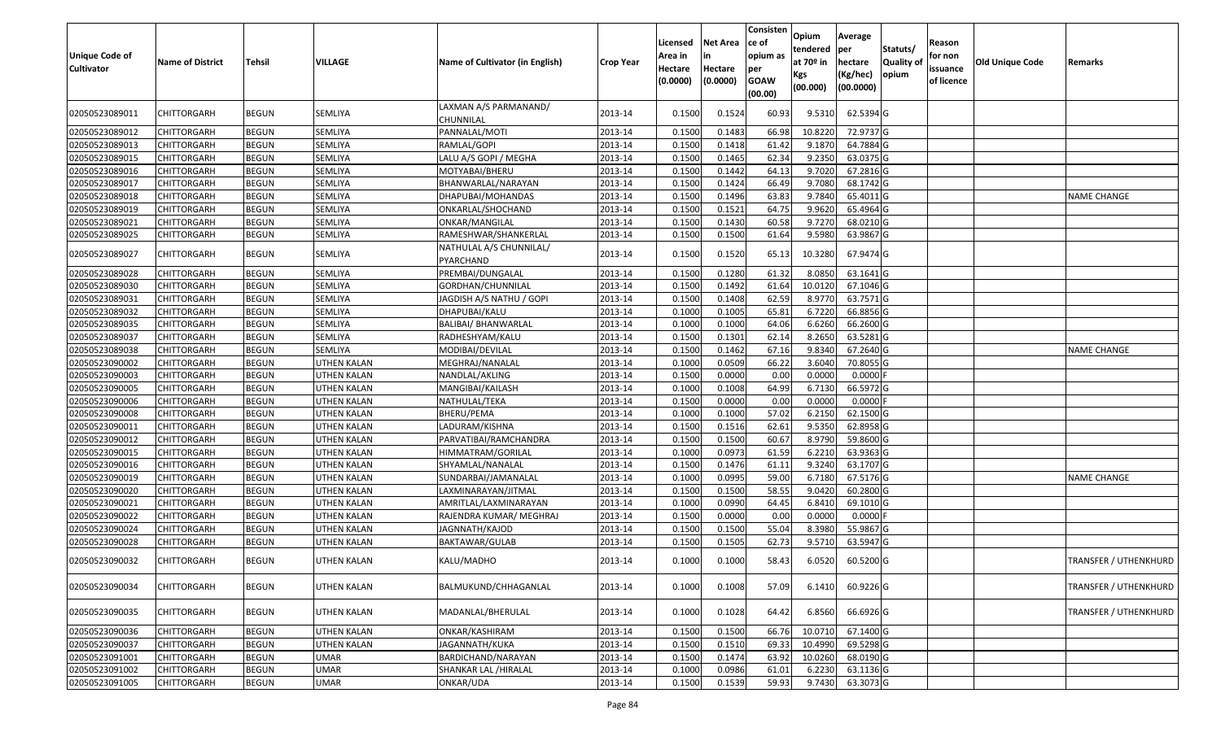| Unique Code of Cultivator | Name of District | Tehsil | VILLAGE | Name of Cultivator (in English) | Crop Year | Licensed Area in Hectare (0.0000) | Net Area in Hectare (0.0000) | Consistence of opium as per GOAW (00.00) | Opium tendered at 70º in Kgs (00.000) | Average per hectare (Kg/hec) (00.0000) | Statuts/ Quality of opium | Reason for non issuance of licence | Old Unique Code | Remarks |
|---|---|---|---|---|---|---|---|---|---|---|---|---|---|---|
| 02050523089011 | CHITTORGARH | BEGUN | SEMLIYA | LAXMAN A/S PARMANAND/ CHUNNILAL | 2013-14 | 0.1500 | 0.1524 | 60.93 | 9.5310 | 62.5394 | G | | | |
| 02050523089012 | CHITTORGARH | BEGUN | SEMLIYA | PANNALAL/MOTI | 2013-14 | 0.1500 | 0.1483 | 66.98 | 10.8220 | 72.9737 | G | | | |
| 02050523089013 | CHITTORGARH | BEGUN | SEMLIYA | RAMLAL/GOPI | 2013-14 | 0.1500 | 0.1418 | 61.42 | 9.1870 | 64.7884 | G | | | |
| 02050523089015 | CHITTORGARH | BEGUN | SEMLIYA | LALU A/S GOPI / MEGHA | 2013-14 | 0.1500 | 0.1465 | 62.34 | 9.2350 | 63.0375 | G | | | |
| 02050523089016 | CHITTORGARH | BEGUN | SEMLIYA | MOTYABAI/BHERU | 2013-14 | 0.1500 | 0.1442 | 64.13 | 9.7020 | 67.2816 | G | | | |
| 02050523089017 | CHITTORGARH | BEGUN | SEMLIYA | BHANWARLAL/NARAYAN | 2013-14 | 0.1500 | 0.1424 | 66.49 | 9.7080 | 68.1742 | G | | | |
| 02050523089018 | CHITTORGARH | BEGUN | SEMLIYA | DHAPUBAI/MOHANDAS | 2013-14 | 0.1500 | 0.1496 | 63.83 | 9.7840 | 65.4011 | G | | | NAME CHANGE |
| 02050523089019 | CHITTORGARH | BEGUN | SEMLIYA | ONKARLAL/SHOCHAND | 2013-14 | 0.1500 | 0.1521 | 64.75 | 9.9620 | 65.4964 | G | | | |
| 02050523089021 | CHITTORGARH | BEGUN | SEMLIYA | ONKAR/MANGILAL | 2013-14 | 0.1500 | 0.1430 | 60.58 | 9.7270 | 68.0210 | G | | | |
| 02050523089025 | CHITTORGARH | BEGUN | SEMLIYA | RAMESHWAR/SHANKERLAL | 2013-14 | 0.1500 | 0.1500 | 61.64 | 9.5980 | 63.9867 | G | | | |
| 02050523089027 | CHITTORGARH | BEGUN | SEMLIYA | NATHULAL A/S CHUNNILAL/ PYARCHAND | 2013-14 | 0.1500 | 0.1520 | 65.13 | 10.3280 | 67.9474 | G | | | |
| 02050523089028 | CHITTORGARH | BEGUN | SEMLIYA | PREMBAI/DUNGALAL | 2013-14 | 0.1500 | 0.1280 | 61.32 | 8.0850 | 63.1641 | G | | | |
| 02050523089030 | CHITTORGARH | BEGUN | SEMLIYA | GORDHAN/CHUNNILAL | 2013-14 | 0.1500 | 0.1492 | 61.64 | 10.0120 | 67.1046 | G | | | |
| 02050523089031 | CHITTORGARH | BEGUN | SEMLIYA | JAGDISH A/S NATHU / GOPI | 2013-14 | 0.1500 | 0.1408 | 62.59 | 8.9770 | 63.7571 | G | | | |
| 02050523089032 | CHITTORGARH | BEGUN | SEMLIYA | DHAPUBAI/KALU | 2013-14 | 0.1000 | 0.1005 | 65.81 | 6.7220 | 66.8856 | G | | | |
| 02050523089035 | CHITTORGARH | BEGUN | SEMLIYA | BALIBAI/ BHANWARLAL | 2013-14 | 0.1000 | 0.1000 | 64.06 | 6.6260 | 66.2600 | G | | | |
| 02050523089037 | CHITTORGARH | BEGUN | SEMLIYA | RADHESHYAM/KALU | 2013-14 | 0.1500 | 0.1301 | 62.14 | 8.2650 | 63.5281 | G | | | |
| 02050523089038 | CHITTORGARH | BEGUN | SEMLIYA | MODIBAI/DEVILAL | 2013-14 | 0.1500 | 0.1462 | 67.16 | 9.8340 | 67.2640 | G | | | NAME CHANGE |
| 02050523090002 | CHITTORGARH | BEGUN | UTHEN KALAN | MEGHRAJ/NANALAL | 2013-14 | 0.1000 | 0.0509 | 66.22 | 3.6040 | 70.8055 | G | | | |
| 02050523090003 | CHITTORGARH | BEGUN | UTHEN KALAN | NANDLAL/AKLING | 2013-14 | 0.1500 | 0.0000 | 0.00 | 0.0000 | 0.0000 | F | | | |
| 02050523090005 | CHITTORGARH | BEGUN | UTHEN KALAN | MANGIBAI/KAILASH | 2013-14 | 0.1000 | 0.1008 | 64.99 | 6.7130 | 66.5972 | G | | | |
| 02050523090006 | CHITTORGARH | BEGUN | UTHEN KALAN | NATHULAL/TEKA | 2013-14 | 0.1500 | 0.0000 | 0.00 | 0.0000 | 0.0000 | F | | | |
| 02050523090008 | CHITTORGARH | BEGUN | UTHEN KALAN | BHERU/PEMA | 2013-14 | 0.1000 | 0.1000 | 57.02 | 6.2150 | 62.1500 | G | | | |
| 02050523090011 | CHITTORGARH | BEGUN | UTHEN KALAN | LADURAM/KISHNA | 2013-14 | 0.1500 | 0.1516 | 62.61 | 9.5350 | 62.8958 | G | | | |
| 02050523090012 | CHITTORGARH | BEGUN | UTHEN KALAN | PARVATIBAI/RAMCHANDRA | 2013-14 | 0.1500 | 0.1500 | 60.67 | 8.9790 | 59.8600 | G | | | |
| 02050523090015 | CHITTORGARH | BEGUN | UTHEN KALAN | HIMMATRAM/GORILAL | 2013-14 | 0.1000 | 0.0973 | 61.59 | 6.2210 | 63.9363 | G | | | |
| 02050523090016 | CHITTORGARH | BEGUN | UTHEN KALAN | SHYAMLAL/NANALAL | 2013-14 | 0.1500 | 0.1476 | 61.11 | 9.3240 | 63.1707 | G | | | |
| 02050523090019 | CHITTORGARH | BEGUN | UTHEN KALAN | SUNDARBAI/JAMANALAL | 2013-14 | 0.1000 | 0.0995 | 59.00 | 6.7180 | 67.5176 | G | | | NAME CHANGE |
| 02050523090020 | CHITTORGARH | BEGUN | UTHEN KALAN | LAXMINARAYAN/JITMAL | 2013-14 | 0.1500 | 0.1500 | 58.55 | 9.0420 | 60.2800 | G | | | |
| 02050523090021 | CHITTORGARH | BEGUN | UTHEN KALAN | AMRITLAL/LAXMINARAYAN | 2013-14 | 0.1000 | 0.0990 | 64.45 | 6.8410 | 69.1010 | G | | | |
| 02050523090022 | CHITTORGARH | BEGUN | UTHEN KALAN | RAJENDRA KUMAR/ MEGHRAJ | 2013-14 | 0.1500 | 0.0000 | 0.00 | 0.0000 | 0.0000 | F | | | |
| 02050523090024 | CHITTORGARH | BEGUN | UTHEN KALAN | JAGNNATH/KAJOD | 2013-14 | 0.1500 | 0.1500 | 55.04 | 8.3980 | 55.9867 | G | | | |
| 02050523090028 | CHITTORGARH | BEGUN | UTHEN KALAN | BAKTAWAR/GULAB | 2013-14 | 0.1500 | 0.1505 | 62.73 | 9.5710 | 63.5947 | G | | | |
| 02050523090032 | CHITTORGARH | BEGUN | UTHEN KALAN | KALU/MADHO | 2013-14 | 0.1000 | 0.1000 | 58.43 | 6.0520 | 60.5200 | G | | | TRANSFER / UTHENKHURD |
| 02050523090034 | CHITTORGARH | BEGUN | UTHEN KALAN | BALMUKUND/CHHAGANLAL | 2013-14 | 0.1000 | 0.1008 | 57.09 | 6.1410 | 60.9226 | G | | | TRANSFER / UTHENKHURD |
| 02050523090035 | CHITTORGARH | BEGUN | UTHEN KALAN | MADANLAL/BHERULAL | 2013-14 | 0.1000 | 0.1028 | 64.42 | 6.8560 | 66.6926 | G | | | TRANSFER / UTHENKHURD |
| 02050523090036 | CHITTORGARH | BEGUN | UTHEN KALAN | ONKAR/KASHIRAM | 2013-14 | 0.1500 | 0.1500 | 66.76 | 10.0710 | 67.1400 | G | | | |
| 02050523090037 | CHITTORGARH | BEGUN | UTHEN KALAN | JAGANNATH/KUKA | 2013-14 | 0.1500 | 0.1510 | 69.33 | 10.4990 | 69.5298 | G | | | |
| 02050523091001 | CHITTORGARH | BEGUN | UMAR | BARDICHAND/NARAYAN | 2013-14 | 0.1500 | 0.1474 | 63.92 | 10.0260 | 68.0190 | G | | | |
| 02050523091002 | CHITTORGARH | BEGUN | UMAR | SHANKAR LAL /HIRALAL | 2013-14 | 0.1000 | 0.0986 | 61.01 | 6.2230 | 63.1136 | G | | | |
| 02050523091005 | CHITTORGARH | BEGUN | UMAR | ONKAR/UDA | 2013-14 | 0.1500 | 0.1539 | 59.93 | 9.7430 | 63.3073 | G | | | |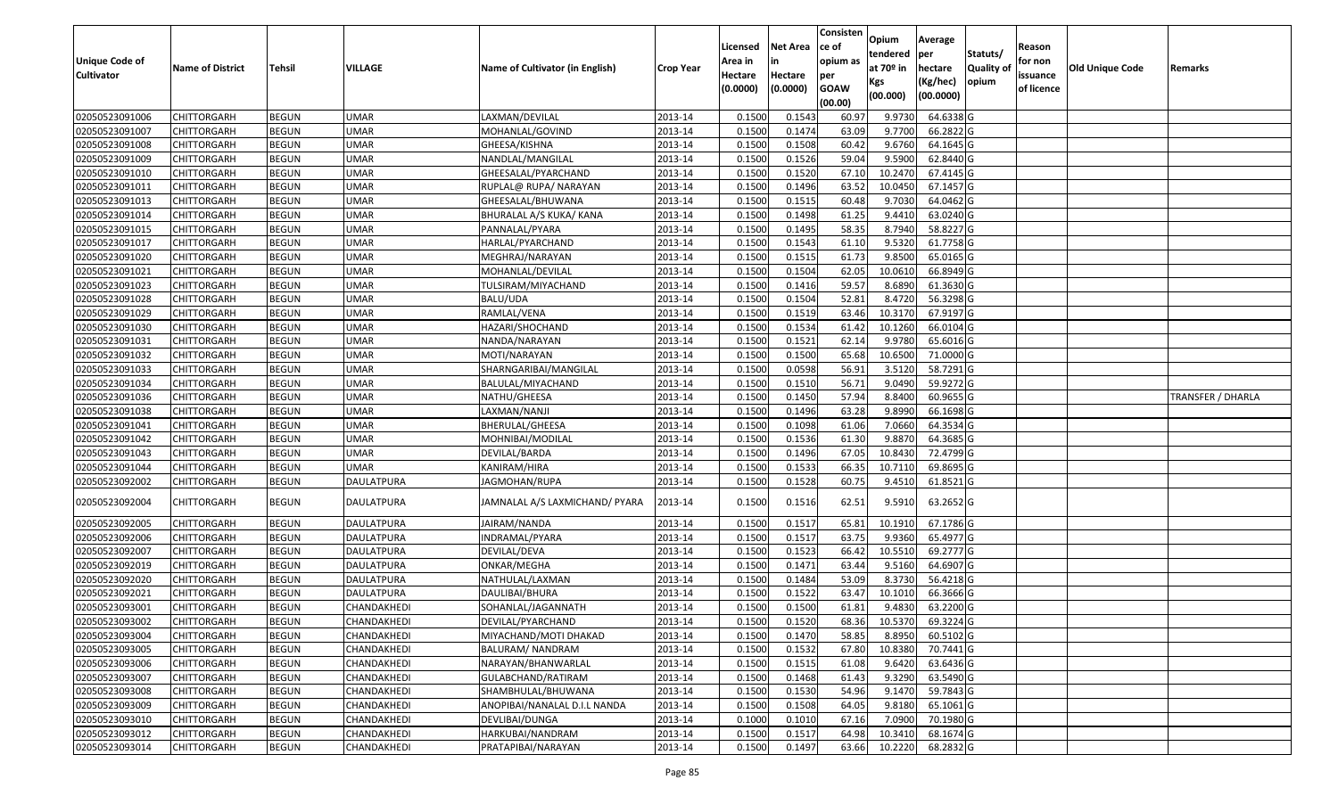| Unique Code of Cultivator | Name of District | Tehsil | VILLAGE | Name of Cultivator (in English) | Crop Year | Licensed Area in Hectare (0.0000) | Net Area in Hectare (0.0000) | Consisten ce of opium as per GOAW (00.00) | Opium tendered at 70º in Kgs (00.000) | Average per hectare (Kg/hec) (00.0000) | Statuts/ Quality of opium | Reason for non issuance of licence | Old Unique Code | Remarks |
|---|---|---|---|---|---|---|---|---|---|---|---|---|---|---|
| 02050523091006 | CHITTORGARH | BEGUN | UMAR | LAXMAN/DEVILAL | 2013-14 | 0.1500 | 0.1543 | 60.97 | 9.9730 | 64.6338 | G | | | |
| 02050523091007 | CHITTORGARH | BEGUN | UMAR | MOHANLAL/GOVIND | 2013-14 | 0.1500 | 0.1474 | 63.09 | 9.7700 | 66.2822 | G | | | |
| 02050523091008 | CHITTORGARH | BEGUN | UMAR | GHEESA/KISHNA | 2013-14 | 0.1500 | 0.1508 | 60.42 | 9.6760 | 64.1645 | G | | | |
| 02050523091009 | CHITTORGARH | BEGUN | UMAR | NANDLAL/MANGILAL | 2013-14 | 0.1500 | 0.1526 | 59.04 | 9.5900 | 62.8440 | G | | | |
| 02050523091010 | CHITTORGARH | BEGUN | UMAR | GHEESALAL/PYARCHAND | 2013-14 | 0.1500 | 0.1520 | 67.10 | 10.2470 | 67.4145 | G | | | |
| 02050523091011 | CHITTORGARH | BEGUN | UMAR | RUPLAL@ RUPA/ NARAYAN | 2013-14 | 0.1500 | 0.1496 | 63.52 | 10.0450 | 67.1457 | G | | | |
| 02050523091013 | CHITTORGARH | BEGUN | UMAR | GHEESALAL/BHUWANA | 2013-14 | 0.1500 | 0.1515 | 60.48 | 9.7030 | 64.0462 | G | | | |
| 02050523091014 | CHITTORGARH | BEGUN | UMAR | BHURALAL A/S KUKA/ KANA | 2013-14 | 0.1500 | 0.1498 | 61.25 | 9.4410 | 63.0240 | G | | | |
| 02050523091015 | CHITTORGARH | BEGUN | UMAR | PANNALAL/PYARA | 2013-14 | 0.1500 | 0.1495 | 58.35 | 8.7940 | 58.8227 | G | | | |
| 02050523091017 | CHITTORGARH | BEGUN | UMAR | HARLAL/PYARCHAND | 2013-14 | 0.1500 | 0.1543 | 61.10 | 9.5320 | 61.7758 | G | | | |
| 02050523091020 | CHITTORGARH | BEGUN | UMAR | MEGHRAJ/NARAYAN | 2013-14 | 0.1500 | 0.1515 | 61.73 | 9.8500 | 65.0165 | G | | | |
| 02050523091021 | CHITTORGARH | BEGUN | UMAR | MOHANLAL/DEVILAL | 2013-14 | 0.1500 | 0.1504 | 62.05 | 10.0610 | 66.8949 | G | | | |
| 02050523091023 | CHITTORGARH | BEGUN | UMAR | TULSIRAM/MIYACHAND | 2013-14 | 0.1500 | 0.1416 | 59.57 | 8.6890 | 61.3630 | G | | | |
| 02050523091028 | CHITTORGARH | BEGUN | UMAR | BALU/UDA | 2013-14 | 0.1500 | 0.1504 | 52.81 | 8.4720 | 56.3298 | G | | | |
| 02050523091029 | CHITTORGARH | BEGUN | UMAR | RAMLAL/VENA | 2013-14 | 0.1500 | 0.1519 | 63.46 | 10.3170 | 67.9197 | G | | | |
| 02050523091030 | CHITTORGARH | BEGUN | UMAR | HAZARI/SHOCHAND | 2013-14 | 0.1500 | 0.1534 | 61.42 | 10.1260 | 66.0104 | G | | | |
| 02050523091031 | CHITTORGARH | BEGUN | UMAR | NANDA/NARAYAN | 2013-14 | 0.1500 | 0.1521 | 62.14 | 9.9780 | 65.6016 | G | | | |
| 02050523091032 | CHITTORGARH | BEGUN | UMAR | MOTI/NARAYAN | 2013-14 | 0.1500 | 0.1500 | 65.68 | 10.6500 | 71.0000 | G | | | |
| 02050523091033 | CHITTORGARH | BEGUN | UMAR | SHARNGARIBAI/MANGILAL | 2013-14 | 0.1500 | 0.0598 | 56.91 | 3.5120 | 58.7291 | G | | | |
| 02050523091034 | CHITTORGARH | BEGUN | UMAR | BALULAL/MIYACHAND | 2013-14 | 0.1500 | 0.1510 | 56.71 | 9.0490 | 59.9272 | G | | | |
| 02050523091036 | CHITTORGARH | BEGUN | UMAR | NATHU/GHEESA | 2013-14 | 0.1500 | 0.1450 | 57.94 | 8.8400 | 60.9655 | G | | | TRANSFER / DHARLA |
| 02050523091038 | CHITTORGARH | BEGUN | UMAR | LAXMAN/NANJI | 2013-14 | 0.1500 | 0.1496 | 63.28 | 9.8990 | 66.1698 | G | | | |
| 02050523091041 | CHITTORGARH | BEGUN | UMAR | BHERULAL/GHEESA | 2013-14 | 0.1500 | 0.1098 | 61.06 | 7.0660 | 64.3534 | G | | | |
| 02050523091042 | CHITTORGARH | BEGUN | UMAR | MOHNIBAI/MODILAL | 2013-14 | 0.1500 | 0.1536 | 61.30 | 9.8870 | 64.3685 | G | | | |
| 02050523091043 | CHITTORGARH | BEGUN | UMAR | DEVILAL/BARDA | 2013-14 | 0.1500 | 0.1496 | 67.05 | 10.8430 | 72.4799 | G | | | |
| 02050523091044 | CHITTORGARH | BEGUN | UMAR | KANIRAM/HIRA | 2013-14 | 0.1500 | 0.1533 | 66.35 | 10.7110 | 69.8695 | G | | | |
| 02050523092002 | CHITTORGARH | BEGUN | DAULATPURA | JAGMOHAN/RUPA | 2013-14 | 0.1500 | 0.1528 | 60.75 | 9.4510 | 61.8521 | G | | | |
| 02050523092004 | CHITTORGARH | BEGUN | DAULATPURA | JAMNALAL A/S LAXMICHAND/ PYARA | 2013-14 | 0.1500 | 0.1516 | 62.51 | 9.5910 | 63.2652 | G | | | |
| 02050523092005 | CHITTORGARH | BEGUN | DAULATPURA | JAIRAM/NANDA | 2013-14 | 0.1500 | 0.1517 | 65.81 | 10.1910 | 67.1786 | G | | | |
| 02050523092006 | CHITTORGARH | BEGUN | DAULATPURA | INDRAMAL/PYARA | 2013-14 | 0.1500 | 0.1517 | 63.75 | 9.9360 | 65.4977 | G | | | |
| 02050523092007 | CHITTORGARH | BEGUN | DAULATPURA | DEVILAL/DEVA | 2013-14 | 0.1500 | 0.1523 | 66.42 | 10.5510 | 69.2777 | G | | | |
| 02050523092019 | CHITTORGARH | BEGUN | DAULATPURA | ONKAR/MEGHA | 2013-14 | 0.1500 | 0.1471 | 63.44 | 9.5160 | 64.6907 | G | | | |
| 02050523092020 | CHITTORGARH | BEGUN | DAULATPURA | NATHULAL/LAXMAN | 2013-14 | 0.1500 | 0.1484 | 53.09 | 8.3730 | 56.4218 | G | | | |
| 02050523092021 | CHITTORGARH | BEGUN | DAULATPURA | DAULIBAI/BHURA | 2013-14 | 0.1500 | 0.1522 | 63.47 | 10.1010 | 66.3666 | G | | | |
| 02050523093001 | CHITTORGARH | BEGUN | CHANDAKHEDI | SOHANLAL/JAGANNATH | 2013-14 | 0.1500 | 0.1500 | 61.81 | 9.4830 | 63.2200 | G | | | |
| 02050523093002 | CHITTORGARH | BEGUN | CHANDAKHEDI | DEVILAL/PYARCHAND | 2013-14 | 0.1500 | 0.1520 | 68.36 | 10.5370 | 69.3224 | G | | | |
| 02050523093004 | CHITTORGARH | BEGUN | CHANDAKHEDI | MIYACHAND/MOTI DHAKAD | 2013-14 | 0.1500 | 0.1470 | 58.85 | 8.8950 | 60.5102 | G | | | |
| 02050523093005 | CHITTORGARH | BEGUN | CHANDAKHEDI | BALURAM/ NANDRAM | 2013-14 | 0.1500 | 0.1532 | 67.80 | 10.8380 | 70.7441 | G | | | |
| 02050523093006 | CHITTORGARH | BEGUN | CHANDAKHEDI | NARAYAN/BHANWARLAL | 2013-14 | 0.1500 | 0.1515 | 61.08 | 9.6420 | 63.6436 | G | | | |
| 02050523093007 | CHITTORGARH | BEGUN | CHANDAKHEDI | GULABCHAND/RATIRAM | 2013-14 | 0.1500 | 0.1468 | 61.43 | 9.3290 | 63.5490 | G | | | |
| 02050523093008 | CHITTORGARH | BEGUN | CHANDAKHEDI | SHAMBHULAL/BHUWANA | 2013-14 | 0.1500 | 0.1530 | 54.96 | 9.1470 | 59.7843 | G | | | |
| 02050523093009 | CHITTORGARH | BEGUN | CHANDAKHEDI | ANOPIBAI/NANALAL D.I.L NANDA | 2013-14 | 0.1500 | 0.1508 | 64.05 | 9.8180 | 65.1061 | G | | | |
| 02050523093010 | CHITTORGARH | BEGUN | CHANDAKHEDI | DEVLIBAI/DUNGA | 2013-14 | 0.1000 | 0.1010 | 67.16 | 7.0900 | 70.1980 | G | | | |
| 02050523093012 | CHITTORGARH | BEGUN | CHANDAKHEDI | HARKUBAI/NANDRAM | 2013-14 | 0.1500 | 0.1517 | 64.98 | 10.3410 | 68.1674 | G | | | |
| 02050523093014 | CHITTORGARH | BEGUN | CHANDAKHEDI | PRATAPIBAI/NARAYAN | 2013-14 | 0.1500 | 0.1497 | 63.66 | 10.2220 | 68.2832 | G | | | |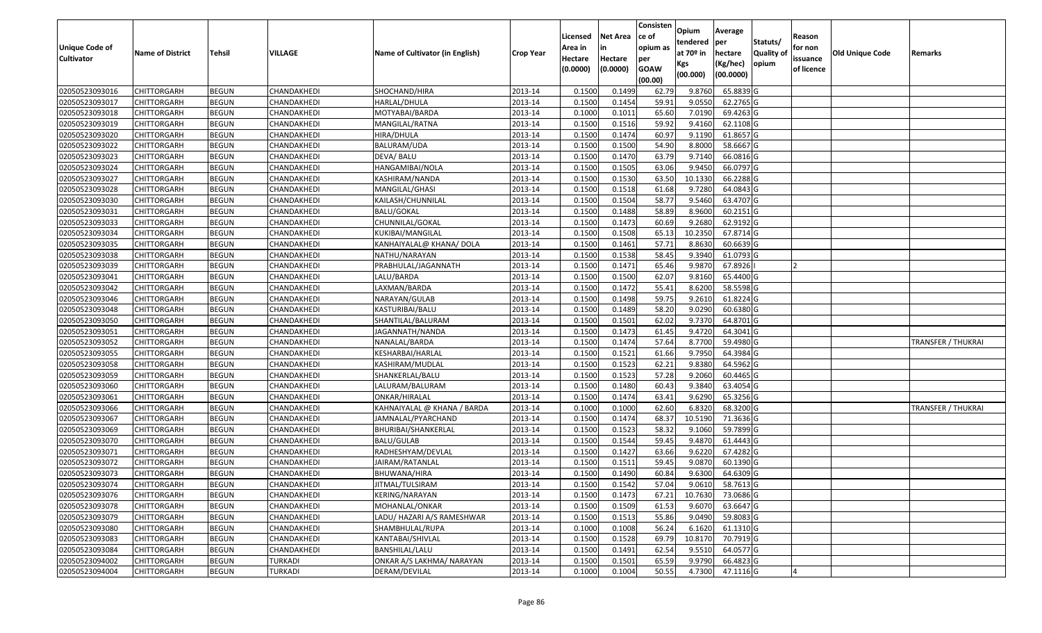| Unique Code of Cultivator | Name of District | Tehsil | VILLAGE | Name of Cultivator (in English) | Crop Year | Licensed Area in Hectare (0.0000) | Net Area in Hectare (0.0000) | Consistence of opium as per GOAW (00.00) | Opium tendered at 70º in Kgs (00.000) | Average per hectare (Kg/hec) (00.0000) | Statuts/ Quality of opium | Reason for non issuance of licence | Old Unique Code | Remarks |
|---|---|---|---|---|---|---|---|---|---|---|---|---|---|---|
| 02050523093016 | CHITTORGARH | BEGUN | CHANDAKHEDI | SHOCHAND/HIRA | 2013-14 | 0.1500 | 0.1499 | 62.79 | 9.8760 | 65.8839 | G | | | |
| 02050523093017 | CHITTORGARH | BEGUN | CHANDAKHEDI | HARLAL/DHULA | 2013-14 | 0.1500 | 0.1454 | 59.91 | 9.0550 | 62.2765 | G | | | |
| 02050523093018 | CHITTORGARH | BEGUN | CHANDAKHEDI | MOTYABAI/BARDA | 2013-14 | 0.1000 | 0.1011 | 65.60 | 7.0190 | 69.4263 | G | | | |
| 02050523093019 | CHITTORGARH | BEGUN | CHANDAKHEDI | MANGILAL/RATNA | 2013-14 | 0.1500 | 0.1516 | 59.92 | 9.4160 | 62.1108 | G | | | |
| 02050523093020 | CHITTORGARH | BEGUN | CHANDAKHEDI | HIRA/DHULA | 2013-14 | 0.1500 | 0.1474 | 60.97 | 9.1190 | 61.8657 | G | | | |
| 02050523093022 | CHITTORGARH | BEGUN | CHANDAKHEDI | BALURAM/UDA | 2013-14 | 0.1500 | 0.1500 | 54.90 | 8.8000 | 58.6667 | G | | | |
| 02050523093023 | CHITTORGARH | BEGUN | CHANDAKHEDI | DEVA/ BALU | 2013-14 | 0.1500 | 0.1470 | 63.79 | 9.7140 | 66.0816 | G | | | |
| 02050523093024 | CHITTORGARH | BEGUN | CHANDAKHEDI | HANGAMIBAI/NOLA | 2013-14 | 0.1500 | 0.1505 | 63.06 | 9.9450 | 66.0797 | G | | | |
| 02050523093027 | CHITTORGARH | BEGUN | CHANDAKHEDI | KASHIRAM/NANDA | 2013-14 | 0.1500 | 0.1530 | 63.50 | 10.1330 | 66.2288 | G | | | |
| 02050523093028 | CHITTORGARH | BEGUN | CHANDAKHEDI | MANGILAL/GHASI | 2013-14 | 0.1500 | 0.1518 | 61.68 | 9.7280 | 64.0843 | G | | | |
| 02050523093030 | CHITTORGARH | BEGUN | CHANDAKHEDI | KAILASH/CHUNNILAL | 2013-14 | 0.1500 | 0.1504 | 58.77 | 9.5460 | 63.4707 | G | | | |
| 02050523093031 | CHITTORGARH | BEGUN | CHANDAKHEDI | BALU/GOKAL | 2013-14 | 0.1500 | 0.1488 | 58.89 | 8.9600 | 60.2151 | G | | | |
| 02050523093033 | CHITTORGARH | BEGUN | CHANDAKHEDI | CHUNNILAL/GOKAL | 2013-14 | 0.1500 | 0.1473 | 60.69 | 9.2680 | 62.9192 | G | | | |
| 02050523093034 | CHITTORGARH | BEGUN | CHANDAKHEDI | KUKIBAI/MANGILAL | 2013-14 | 0.1500 | 0.1508 | 65.13 | 10.2350 | 67.8714 | G | | | |
| 02050523093035 | CHITTORGARH | BEGUN | CHANDAKHEDI | KANHAIYALAL@ KHANA/ DOLA | 2013-14 | 0.1500 | 0.1461 | 57.71 | 8.8630 | 60.6639 | G | | | |
| 02050523093038 | CHITTORGARH | BEGUN | CHANDAKHEDI | NATHU/NARAYAN | 2013-14 | 0.1500 | 0.1538 | 58.45 | 9.3940 | 61.0793 | G | | | |
| 02050523093039 | CHITTORGARH | BEGUN | CHANDAKHEDI | PRABHULAL/JAGANNATH | 2013-14 | 0.1500 | 0.1471 | 65.46 | 9.9870 | 67.8926 | I | 2 | | |
| 02050523093041 | CHITTORGARH | BEGUN | CHANDAKHEDI | LALU/BARDA | 2013-14 | 0.1500 | 0.1500 | 62.07 | 9.8160 | 65.4400 | G | | | |
| 02050523093042 | CHITTORGARH | BEGUN | CHANDAKHEDI | LAXMAN/BARDA | 2013-14 | 0.1500 | 0.1472 | 55.41 | 8.6200 | 58.5598 | G | | | |
| 02050523093046 | CHITTORGARH | BEGUN | CHANDAKHEDI | NARAYAN/GULAB | 2013-14 | 0.1500 | 0.1498 | 59.75 | 9.2610 | 61.8224 | G | | | |
| 02050523093048 | CHITTORGARH | BEGUN | CHANDAKHEDI | KASTURIBAI/BALU | 2013-14 | 0.1500 | 0.1489 | 58.20 | 9.0290 | 60.6380 | G | | | |
| 02050523093050 | CHITTORGARH | BEGUN | CHANDAKHEDI | SHANTILAL/BALURAM | 2013-14 | 0.1500 | 0.1501 | 62.02 | 9.7370 | 64.8701 | G | | | |
| 02050523093051 | CHITTORGARH | BEGUN | CHANDAKHEDI | JAGANNATH/NANDA | 2013-14 | 0.1500 | 0.1473 | 61.45 | 9.4720 | 64.3041 | G | | | |
| 02050523093052 | CHITTORGARH | BEGUN | CHANDAKHEDI | NANALAL/BARDA | 2013-14 | 0.1500 | 0.1474 | 57.64 | 8.7700 | 59.4980 | G | | | TRANSFER / THUKRAI |
| 02050523093055 | CHITTORGARH | BEGUN | CHANDAKHEDI | KESHARBAI/HARLAL | 2013-14 | 0.1500 | 0.1521 | 61.66 | 9.7950 | 64.3984 | G | | | |
| 02050523093058 | CHITTORGARH | BEGUN | CHANDAKHEDI | KASHIRAM/MUDLAL | 2013-14 | 0.1500 | 0.1523 | 62.21 | 9.8380 | 64.5962 | G | | | |
| 02050523093059 | CHITTORGARH | BEGUN | CHANDAKHEDI | SHANKERLAL/BALU | 2013-14 | 0.1500 | 0.1523 | 57.28 | 9.2060 | 60.4465 | G | | | |
| 02050523093060 | CHITTORGARH | BEGUN | CHANDAKHEDI | LALURAM/BALURAM | 2013-14 | 0.1500 | 0.1480 | 60.43 | 9.3840 | 63.4054 | G | | | |
| 02050523093061 | CHITTORGARH | BEGUN | CHANDAKHEDI | ONKAR/HIRALAL | 2013-14 | 0.1500 | 0.1474 | 63.41 | 9.6290 | 65.3256 | G | | | |
| 02050523093066 | CHITTORGARH | BEGUN | CHANDAKHEDI | KAHNAIYALAL @ KHANA / BARDA | 2013-14 | 0.1000 | 0.1000 | 62.60 | 6.8320 | 68.3200 | G | | | TRANSFER / THUKRAI |
| 02050523093067 | CHITTORGARH | BEGUN | CHANDAKHEDI | JAMNALAL/PYARCHAND | 2013-14 | 0.1500 | 0.1474 | 68.37 | 10.5190 | 71.3636 | G | | | |
| 02050523093069 | CHITTORGARH | BEGUN | CHANDAKHEDI | BHURIBAI/SHANKERLAL | 2013-14 | 0.1500 | 0.1523 | 58.32 | 9.1060 | 59.7899 | G | | | |
| 02050523093070 | CHITTORGARH | BEGUN | CHANDAKHEDI | BALU/GULAB | 2013-14 | 0.1500 | 0.1544 | 59.45 | 9.4870 | 61.4443 | G | | | |
| 02050523093071 | CHITTORGARH | BEGUN | CHANDAKHEDI | RADHESHYAM/DEVLAL | 2013-14 | 0.1500 | 0.1427 | 63.66 | 9.6220 | 67.4282 | G | | | |
| 02050523093072 | CHITTORGARH | BEGUN | CHANDAKHEDI | JAIRAM/RATANLAL | 2013-14 | 0.1500 | 0.1511 | 59.45 | 9.0870 | 60.1390 | G | | | |
| 02050523093073 | CHITTORGARH | BEGUN | CHANDAKHEDI | BHUWANA/HIRA | 2013-14 | 0.1500 | 0.1490 | 60.84 | 9.6300 | 64.6309 | G | | | |
| 02050523093074 | CHITTORGARH | BEGUN | CHANDAKHEDI | JITMAL/TULSIRAM | 2013-14 | 0.1500 | 0.1542 | 57.04 | 9.0610 | 58.7613 | G | | | |
| 02050523093076 | CHITTORGARH | BEGUN | CHANDAKHEDI | KERING/NARAYAN | 2013-14 | 0.1500 | 0.1473 | 67.21 | 10.7630 | 73.0686 | G | | | |
| 02050523093078 | CHITTORGARH | BEGUN | CHANDAKHEDI | MOHANLAL/ONKAR | 2013-14 | 0.1500 | 0.1509 | 61.53 | 9.6070 | 63.6647 | G | | | |
| 02050523093079 | CHITTORGARH | BEGUN | CHANDAKHEDI | LADU/ HAZARI A/S RAMESHWAR | 2013-14 | 0.1500 | 0.1513 | 55.86 | 9.0490 | 59.8083 | G | | | |
| 02050523093080 | CHITTORGARH | BEGUN | CHANDAKHEDI | SHAMBHULAL/RUPA | 2013-14 | 0.1000 | 0.1008 | 56.24 | 6.1620 | 61.1310 | G | | | |
| 02050523093083 | CHITTORGARH | BEGUN | CHANDAKHEDI | KANTABAI/SHIVLAL | 2013-14 | 0.1500 | 0.1528 | 69.79 | 10.8170 | 70.7919 | G | | | |
| 02050523093084 | CHITTORGARH | BEGUN | CHANDAKHEDI | BANSHILAL/LALU | 2013-14 | 0.1500 | 0.1491 | 62.54 | 9.5510 | 64.0577 | G | | | |
| 02050523094002 | CHITTORGARH | BEGUN | TURKADI | ONKAR A/S LAKHMA/ NARAYAN | 2013-14 | 0.1500 | 0.1501 | 65.59 | 9.9790 | 66.4823 | G | | | |
| 02050523094004 | CHITTORGARH | BEGUN | TURKADI | DERAM/DEVILAL | 2013-14 | 0.1000 | 0.1004 | 50.55 | 4.7300 | 47.1116 | G | 4 | | |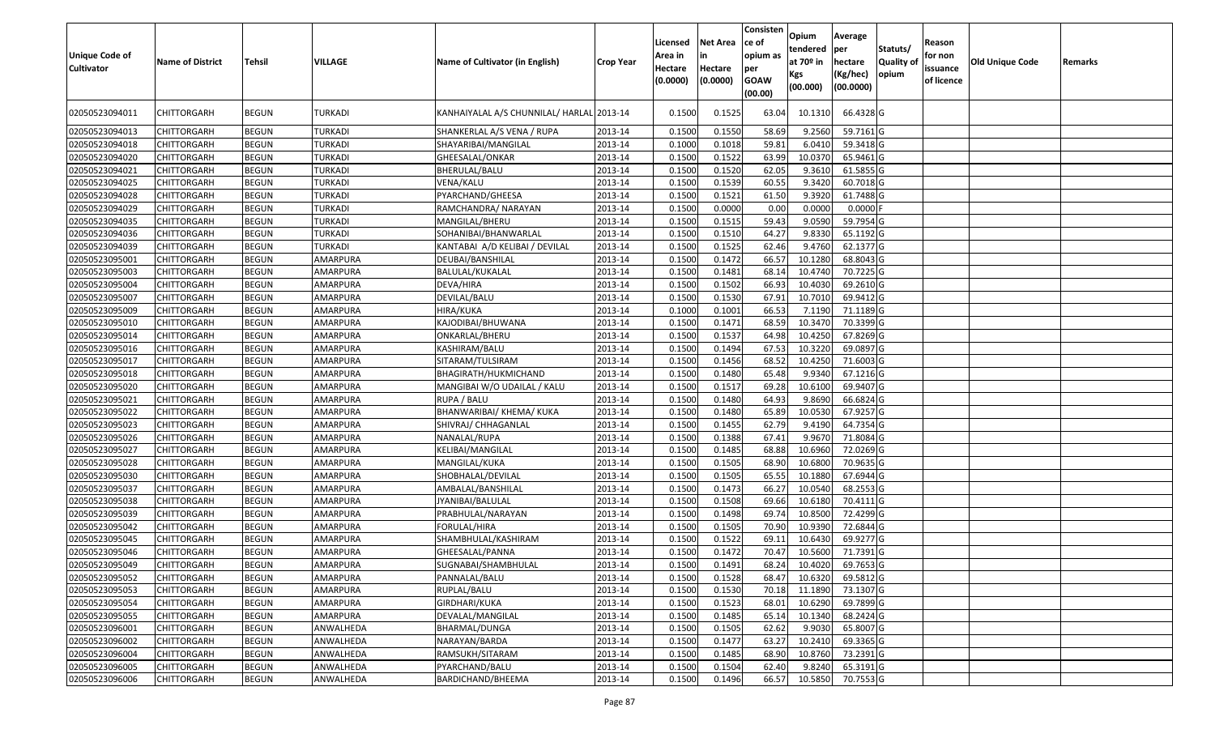| Unique Code of Cultivator | Name of District | Tehsil | VILLAGE | Name of Cultivator (in English) | Crop Year | Licensed Area in Hectare (0.0000) | Net Area in Hectare (0.0000) | Consistence of opium as per GOAW (00.00) | Opium tendered at 70º in Kgs (00.000) | Average per hectare (Kg/hec) (00.0000) | Statuts/ Quality of opium | Reason for non issuance of licence | Old Unique Code | Remarks |
|---|---|---|---|---|---|---|---|---|---|---|---|---|---|---|
| 02050523094011 | CHITTORGARH | BEGUN | TURKADI | KANHAIYALAL A/S CHUNNILAL/ HARLAL | 2013-14 | 0.1500 | 0.1525 | 63.04 | 10.1310 | 66.4328 | G | | | |
| 02050523094013 | CHITTORGARH | BEGUN | TURKADI | SHANKERLAL A/S VENA / RUPA | 2013-14 | 0.1500 | 0.1550 | 58.69 | 9.2560 | 59.7161 | G | | | |
| 02050523094018 | CHITTORGARH | BEGUN | TURKADI | SHAYARIBAI/MANGILAL | 2013-14 | 0.1000 | 0.1018 | 59.81 | 6.0410 | 59.3418 | G | | | |
| 02050523094020 | CHITTORGARH | BEGUN | TURKADI | GHEESALAL/ONKAR | 2013-14 | 0.1500 | 0.1522 | 63.99 | 10.0370 | 65.9461 | G | | | |
| 02050523094021 | CHITTORGARH | BEGUN | TURKADI | BHERULAL/BALU | 2013-14 | 0.1500 | 0.1520 | 62.05 | 9.3610 | 61.5855 | G | | | |
| 02050523094025 | CHITTORGARH | BEGUN | TURKADI | VENA/KALU | 2013-14 | 0.1500 | 0.1539 | 60.55 | 9.3420 | 60.7018 | G | | | |
| 02050523094028 | CHITTORGARH | BEGUN | TURKADI | PYARCHAND/GHEESA | 2013-14 | 0.1500 | 0.1521 | 61.50 | 9.3920 | 61.7488 | G | | | |
| 02050523094029 | CHITTORGARH | BEGUN | TURKADI | RAMCHANDRA/ NARAYAN | 2013-14 | 0.1500 | 0.0000 | 0.00 | 0.0000 | 0.0000 | F | | | |
| 02050523094035 | CHITTORGARH | BEGUN | TURKADI | MANGILAL/BHERU | 2013-14 | 0.1500 | 0.1515 | 59.43 | 9.0590 | 59.7954 | G | | | |
| 02050523094036 | CHITTORGARH | BEGUN | TURKADI | SOHANIBAI/BHANWARLAL | 2013-14 | 0.1500 | 0.1510 | 64.27 | 9.8330 | 65.1192 | G | | | |
| 02050523094039 | CHITTORGARH | BEGUN | TURKADI | KANTABAI A/D KELIBAI / DEVILAL | 2013-14 | 0.1500 | 0.1525 | 62.46 | 9.4760 | 62.1377 | G | | | |
| 02050523095001 | CHITTORGARH | BEGUN | AMARPURA | DEUBAI/BANSHILAL | 2013-14 | 0.1500 | 0.1472 | 66.57 | 10.1280 | 68.8043 | G | | | |
| 02050523095003 | CHITTORGARH | BEGUN | AMARPURA | BALULAL/KUKALAL | 2013-14 | 0.1500 | 0.1481 | 68.14 | 10.4740 | 70.7225 | G | | | |
| 02050523095004 | CHITTORGARH | BEGUN | AMARPURA | DEVA/HIRA | 2013-14 | 0.1500 | 0.1502 | 66.93 | 10.4030 | 69.2610 | G | | | |
| 02050523095007 | CHITTORGARH | BEGUN | AMARPURA | DEVILAL/BALU | 2013-14 | 0.1500 | 0.1530 | 67.91 | 10.7010 | 69.9412 | G | | | |
| 02050523095009 | CHITTORGARH | BEGUN | AMARPURA | HIRA/KUKA | 2013-14 | 0.1000 | 0.1001 | 66.53 | 7.1190 | 71.1189 | G | | | |
| 02050523095010 | CHITTORGARH | BEGUN | AMARPURA | KAJODIBAI/BHUWANA | 2013-14 | 0.1500 | 0.1471 | 68.59 | 10.3470 | 70.3399 | G | | | |
| 02050523095014 | CHITTORGARH | BEGUN | AMARPURA | ONKARLAL/BHERU | 2013-14 | 0.1500 | 0.1537 | 64.98 | 10.4250 | 67.8269 | G | | | |
| 02050523095016 | CHITTORGARH | BEGUN | AMARPURA | KASHIRAM/BALU | 2013-14 | 0.1500 | 0.1494 | 67.53 | 10.3220 | 69.0897 | G | | | |
| 02050523095017 | CHITTORGARH | BEGUN | AMARPURA | SITARAM/TULSIRAM | 2013-14 | 0.1500 | 0.1456 | 68.52 | 10.4250 | 71.6003 | G | | | |
| 02050523095018 | CHITTORGARH | BEGUN | AMARPURA | BHAGIRATH/HUKMICHAND | 2013-14 | 0.1500 | 0.1480 | 65.48 | 9.9340 | 67.1216 | G | | | |
| 02050523095020 | CHITTORGARH | BEGUN | AMARPURA | MANGIBAI W/O UDAILAL / KALU | 2013-14 | 0.1500 | 0.1517 | 69.28 | 10.6100 | 69.9407 | G | | | |
| 02050523095021 | CHITTORGARH | BEGUN | AMARPURA | RUPA / BALU | 2013-14 | 0.1500 | 0.1480 | 64.93 | 9.8690 | 66.6824 | G | | | |
| 02050523095022 | CHITTORGARH | BEGUN | AMARPURA | BHANWARIBAI/ KHEMA/ KUKA | 2013-14 | 0.1500 | 0.1480 | 65.89 | 10.0530 | 67.9257 | G | | | |
| 02050523095023 | CHITTORGARH | BEGUN | AMARPURA | SHIVRAJ/ CHHAGANLAL | 2013-14 | 0.1500 | 0.1455 | 62.79 | 9.4190 | 64.7354 | G | | | |
| 02050523095026 | CHITTORGARH | BEGUN | AMARPURA | NANALAL/RUPA | 2013-14 | 0.1500 | 0.1388 | 67.41 | 9.9670 | 71.8084 | G | | | |
| 02050523095027 | CHITTORGARH | BEGUN | AMARPURA | KELIBAI/MANGILAL | 2013-14 | 0.1500 | 0.1485 | 68.88 | 10.6960 | 72.0269 | G | | | |
| 02050523095028 | CHITTORGARH | BEGUN | AMARPURA | MANGILAL/KUKA | 2013-14 | 0.1500 | 0.1505 | 68.90 | 10.6800 | 70.9635 | G | | | |
| 02050523095030 | CHITTORGARH | BEGUN | AMARPURA | SHOBHALAL/DEVILAL | 2013-14 | 0.1500 | 0.1505 | 65.55 | 10.1880 | 67.6944 | G | | | |
| 02050523095037 | CHITTORGARH | BEGUN | AMARPURA | AMBALAL/BANSHILAL | 2013-14 | 0.1500 | 0.1473 | 66.27 | 10.0540 | 68.2553 | G | | | |
| 02050523095038 | CHITTORGARH | BEGUN | AMARPURA | JYANIBAI/BALULAL | 2013-14 | 0.1500 | 0.1508 | 69.66 | 10.6180 | 70.4111 | G | | | |
| 02050523095039 | CHITTORGARH | BEGUN | AMARPURA | PRABHULAL/NARAYAN | 2013-14 | 0.1500 | 0.1498 | 69.74 | 10.8500 | 72.4299 | G | | | |
| 02050523095042 | CHITTORGARH | BEGUN | AMARPURA | FORULAL/HIRA | 2013-14 | 0.1500 | 0.1505 | 70.90 | 10.9390 | 72.6844 | G | | | |
| 02050523095045 | CHITTORGARH | BEGUN | AMARPURA | SHAMBHULAL/KASHIRAM | 2013-14 | 0.1500 | 0.1522 | 69.11 | 10.6430 | 69.9277 | G | | | |
| 02050523095046 | CHITTORGARH | BEGUN | AMARPURA | GHEESALAL/PANNA | 2013-14 | 0.1500 | 0.1472 | 70.47 | 10.5600 | 71.7391 | G | | | |
| 02050523095049 | CHITTORGARH | BEGUN | AMARPURA | SUGNABAI/SHAMBHULAL | 2013-14 | 0.1500 | 0.1491 | 68.24 | 10.4020 | 69.7653 | G | | | |
| 02050523095052 | CHITTORGARH | BEGUN | AMARPURA | PANNALAL/BALU | 2013-14 | 0.1500 | 0.1528 | 68.47 | 10.6320 | 69.5812 | G | | | |
| 02050523095053 | CHITTORGARH | BEGUN | AMARPURA | RUPLAL/BALU | 2013-14 | 0.1500 | 0.1530 | 70.18 | 11.1890 | 73.1307 | G | | | |
| 02050523095054 | CHITTORGARH | BEGUN | AMARPURA | GIRDHARI/KUKA | 2013-14 | 0.1500 | 0.1523 | 68.01 | 10.6290 | 69.7899 | G | | | |
| 02050523095055 | CHITTORGARH | BEGUN | AMARPURA | DEVALAL/MANGILAL | 2013-14 | 0.1500 | 0.1485 | 65.14 | 10.1340 | 68.2424 | G | | | |
| 02050523096001 | CHITTORGARH | BEGUN | ANWALHEDA | BHARMAL/DUNGA | 2013-14 | 0.1500 | 0.1505 | 62.62 | 9.9030 | 65.8007 | G | | | |
| 02050523096002 | CHITTORGARH | BEGUN | ANWALHEDA | NARAYAN/BARDA | 2013-14 | 0.1500 | 0.1477 | 63.27 | 10.2410 | 69.3365 | G | | | |
| 02050523096004 | CHITTORGARH | BEGUN | ANWALHEDA | RAMSUKH/SITARAM | 2013-14 | 0.1500 | 0.1485 | 68.90 | 10.8760 | 73.2391 | G | | | |
| 02050523096005 | CHITTORGARH | BEGUN | ANWALHEDA | PYARCHAND/BALU | 2013-14 | 0.1500 | 0.1504 | 62.40 | 9.8240 | 65.3191 | G | | | |
| 02050523096006 | CHITTORGARH | BEGUN | ANWALHEDA | BARDICHAND/BHEEMA | 2013-14 | 0.1500 | 0.1496 | 66.57 | 10.5850 | 70.7553 | G | | | |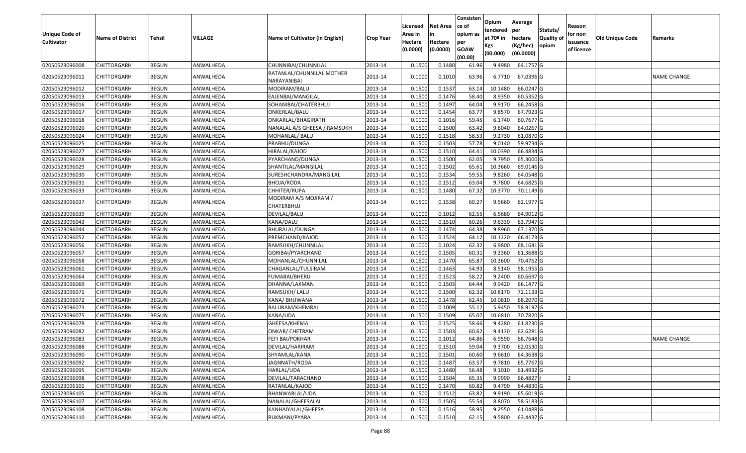| Unique Code of Cultivator | Name of District | Tehsil | VILLAGE | Name of Cultivator (in English) | Crop Year | Licensed Area in Hectare (0.0000) | Net Area in Hectare (0.0000) | Consistence of opium as per GOAW (00.00) | Opium tendered at 70º in Kgs (00.000) | Average per hectare (Kg/hec) (00.0000) | Statuts/ Quality of opium | Reason for non issuance of licence | Old Unique Code | Remarks |
|---|---|---|---|---|---|---|---|---|---|---|---|---|---|---|
| 02050523096008 | CHITTORGARH | BEGUN | ANWALHEDA | CHUNNIBAI/CHUNNILAL | 2013-14 | 0.1500 | 0.1480 | 61.96 | 9.4980 | 64.1757 | G | | | |
| 02050523096011 | CHITTORGARH | BEGUN | ANWALHEDA | RATANLAL/CHUNNILAL MOTHER NARAYANIBAI | 2013-14 | 0.1000 | 0.1010 | 63.96 | 6.7710 | 67.0396 | G | | | NAME CHANGE |
| 02050523096012 | CHITTORGARH | BEGUN | ANWALHEDA | MODIRAM/BALU | 2013-14 | 0.1500 | 0.1537 | 63.14 | 10.1480 | 66.0247 | G | | | |
| 02050523096013 | CHITTORGARH | BEGUN | ANWALHEDA | EAJENBAI/MANGILAL | 2013-14 | 0.1500 | 0.1476 | 58.40 | 8.9350 | 60.5352 | G | | | |
| 02050523096016 | CHITTORGARH | BEGUN | ANWALHEDA | SOHANIBAI/CHATERBHUJ | 2013-14 | 0.1500 | 0.1497 | 64.04 | 9.9170 | 66.2458 | G | | | |
| 02050523096017 | CHITTORGARH | BEGUN | ANWALHEDA | ONKERLAL/BALU | 2013-14 | 0.1500 | 0.1454 | 63.77 | 9.8570 | 67.7923 | G | | | |
| 02050523096018 | CHITTORGARH | BEGUN | ANWALHEDA | ONKARLAL/BHAGIRATH | 2013-14 | 0.1000 | 0.1016 | 59.45 | 6.1740 | 60.7677 | G | | | |
| 02050523096020 | CHITTORGARH | BEGUN | ANWALHEDA | NANALAL A/S GHEESA / RAMSUKH | 2013-14 | 0.1500 | 0.1500 | 63.42 | 9.6040 | 64.0267 | G | | | |
| 02050523096024 | CHITTORGARH | BEGUN | ANWALHEDA | MOHANLAL/ BALU | 2013-14 | 0.1500 | 0.1518 | 58.53 | 9.2730 | 61.0870 | G | | | |
| 02050523096025 | CHITTORGARH | BEGUN | ANWALHEDA | PRABHU/DUNGA | 2013-14 | 0.1500 | 0.1503 | 57.78 | 9.0140 | 59.9734 | G | | | |
| 02050523096027 | CHITTORGARH | BEGUN | ANWALHEDA | HIRALAL/KAJOD | 2013-14 | 0.1500 | 0.1510 | 64.41 | 10.0390 | 66.4834 | G | | | |
| 02050523096028 | CHITTORGARH | BEGUN | ANWALHEDA | PYARCHAND/DUNGA | 2013-14 | 0.1500 | 0.1500 | 62.05 | 9.7950 | 65.3000 | G | | | |
| 02050523096029 | CHITTORGARH | BEGUN | ANWALHEDA | SHANTILAL/MANGILAL | 2013-14 | 0.1500 | 0.1502 | 65.61 | 10.3660 | 69.0146 | G | | | |
| 02050523096030 | CHITTORGARH | BEGUN | ANWALHEDA | SURESHCHANDRA/MANGILAL | 2013-14 | 0.1500 | 0.1534 | 59.55 | 9.8260 | 64.0548 | G | | | |
| 02050523096031 | CHITTORGARH | BEGUN | ANWALHEDA | BHOJA/RODA | 2013-14 | 0.1500 | 0.1512 | 63.04 | 9.7800 | 64.6825 | G | | | |
| 02050523096033 | CHITTORGARH | BEGUN | ANWALHEDA | CHHITER/RUPA | 2013-14 | 0.1500 | 0.1480 | 67.32 | 10.3770 | 70.1149 | G | | | |
| 02050523096037 | CHITTORGARH | BEGUN | ANWALHEDA | MODIRAM A/S MOJIRAM / CHATERBHUJ | 2013-14 | 0.1500 | 0.1538 | 60.27 | 9.5660 | 62.1977 | G | | | |
| 02050523096039 | CHITTORGARH | BEGUN | ANWALHEDA | DEVILAL/BALU | 2013-14 | 0.1000 | 0.1012 | 62.55 | 6.5680 | 64.9012 | G | | | |
| 02050523096043 | CHITTORGARH | BEGUN | ANWALHEDA | KANA/DALU | 2013-14 | 0.1500 | 0.1510 | 60.26 | 9.6330 | 63.7947 | G | | | |
| 02050523096044 | CHITTORGARH | BEGUN | ANWALHEDA | BHURALAL/DUNGA | 2013-14 | 0.1500 | 0.1474 | 64.38 | 9.8960 | 67.1370 | G | | | |
| 02050523096052 | CHITTORGARH | BEGUN | ANWALHEDA | PREMCHAND/KAJOD | 2013-14 | 0.1500 | 0.1524 | 64.12 | 10.1220 | 66.4173 | G | | | |
| 02050523096056 | CHITTORGARH | BEGUN | ANWALHEDA | RAMSUKH/CHUNNILAL | 2013-14 | 0.1000 | 0.1024 | 62.32 | 6.9800 | 68.1641 | G | | | |
| 02050523096057 | CHITTORGARH | BEGUN | ANWALHEDA | GORIBAI/PYARCHAND | 2013-14 | 0.1500 | 0.1505 | 60.31 | 9.2360 | 61.3688 | G | | | |
| 02050523096058 | CHITTORGARH | BEGUN | ANWALHEDA | MOHANLAL/CHUNNILAL | 2013-14 | 0.1500 | 0.1470 | 65.87 | 10.3600 | 70.4762 | G | | | |
| 02050523096061 | CHITTORGARH | BEGUN | ANWALHEDA | CHAGANLAL/TULSIRAM | 2013-14 | 0.1500 | 0.1463 | 54.93 | 8.5140 | 58.1955 | G | | | |
| 02050523096064 | CHITTORGARH | BEGUN | ANWALHEDA | FUMABAI/BHERU | 2013-14 | 0.1500 | 0.1523 | 58.22 | 9.2400 | 60.6697 | G | | | |
| 02050523096069 | CHITTORGARH | BEGUN | ANWALHEDA | DHANNA/LAXMAN | 2013-14 | 0.1500 | 0.1503 | 64.44 | 9.9420 | 66.1477 | G | | | |
| 02050523096071 | CHITTORGARH | BEGUN | ANWALHEDA | RAMSUKH/ LALU | 2013-14 | 0.1500 | 0.1500 | 62.32 | 10.8170 | 72.1133 | G | | | |
| 02050523096072 | CHITTORGARH | BEGUN | ANWALHEDA | KANA/ BHUWANA | 2013-14 | 0.1500 | 0.1478 | 62.45 | 10.0810 | 68.2070 | G | | | |
| 02050523096073 | CHITTORGARH | BEGUN | ANWALHEDA | BALURAM/KHEMRAJ | 2013-14 | 0.1000 | 0.1009 | 55.12 | 5.9450 | 58.9197 | G | | | |
| 02050523096075 | CHITTORGARH | BEGUN | ANWALHEDA | KANA/UDA | 2013-14 | 0.1500 | 0.1509 | 65.07 | 10.6810 | 70.7820 | G | | | |
| 02050523096078 | CHITTORGARH | BEGUN | ANWALHEDA | GHEESA/KHEMA | 2013-14 | 0.1500 | 0.1525 | 58.66 | 9.4280 | 61.8230 | G | | | |
| 02050523096082 | CHITTORGARH | BEGUN | ANWALHEDA | ONKAR/ CHETRAM | 2013-14 | 0.1500 | 0.1503 | 60.62 | 9.4130 | 62.6281 | G | | | |
| 02050523096083 | CHITTORGARH | BEGUN | ANWALHEDA | FEFI BAI/POKHAR | 2013-14 | 0.1000 | 0.1012 | 64.86 | 6.9590 | 68.7648 | G | | | NAME CHANGE |
| 02050523096088 | CHITTORGARH | BEGUN | ANWALHEDA | DEVILAL/HARIRAM | 2013-14 | 0.1500 | 0.1510 | 59.04 | 9.3700 | 62.0530 | G | | | |
| 02050523096090 | CHITTORGARH | BEGUN | ANWALHEDA | SHYAMLAL/KANA | 2013-14 | 0.1500 | 0.1501 | 60.60 | 9.6610 | 64.3638 | G | | | |
| 02050523096092 | CHITTORGARH | BEGUN | ANWALHEDA | JAGNNATH/RODA | 2013-14 | 0.1500 | 0.1487 | 63.57 | 9.7810 | 65.7767 | G | | | |
| 02050523096095 | CHITTORGARH | BEGUN | ANWALHEDA | HARLAL/UDA | 2013-14 | 0.1500 | 0.1480 | 56.48 | 9.1010 | 61.4932 | G | | | |
| 02050523096098 | CHITTORGARH | BEGUN | ANWALHEDA | DEVILAL/TARACHAND | 2013-14 | 0.1500 | 0.1504 | 65.35 | 9.9990 | 66.4827 | I | 2 | | |
| 02050523096101 | CHITTORGARH | BEGUN | ANWALHEDA | RATANLAL/KAJOD | 2013-14 | 0.1500 | 0.1470 | 60.82 | 9.4790 | 64.4830 | G | | | |
| 02050523096105 | CHITTORGARH | BEGUN | ANWALHEDA | BHANWARLAL/UDA | 2013-14 | 0.1500 | 0.1512 | 63.82 | 9.9190 | 65.6019 | G | | | |
| 02050523096107 | CHITTORGARH | BEGUN | ANWALHEDA | NANALAL/GHEESALAL | 2013-14 | 0.1500 | 0.1505 | 55.54 | 8.8070 | 58.5183 | G | | | |
| 02050523096108 | CHITTORGARH | BEGUN | ANWALHEDA | KANHAIYALAL/GHEESA | 2013-14 | 0.1500 | 0.1516 | 58.95 | 9.2550 | 61.0488 | G | | | |
| 02050523096110 | CHITTORGARH | BEGUN | ANWALHEDA | RUKMANI/PYARA | 2013-14 | 0.1500 | 0.1510 | 62.15 | 9.5800 | 63.4437 | G | | | |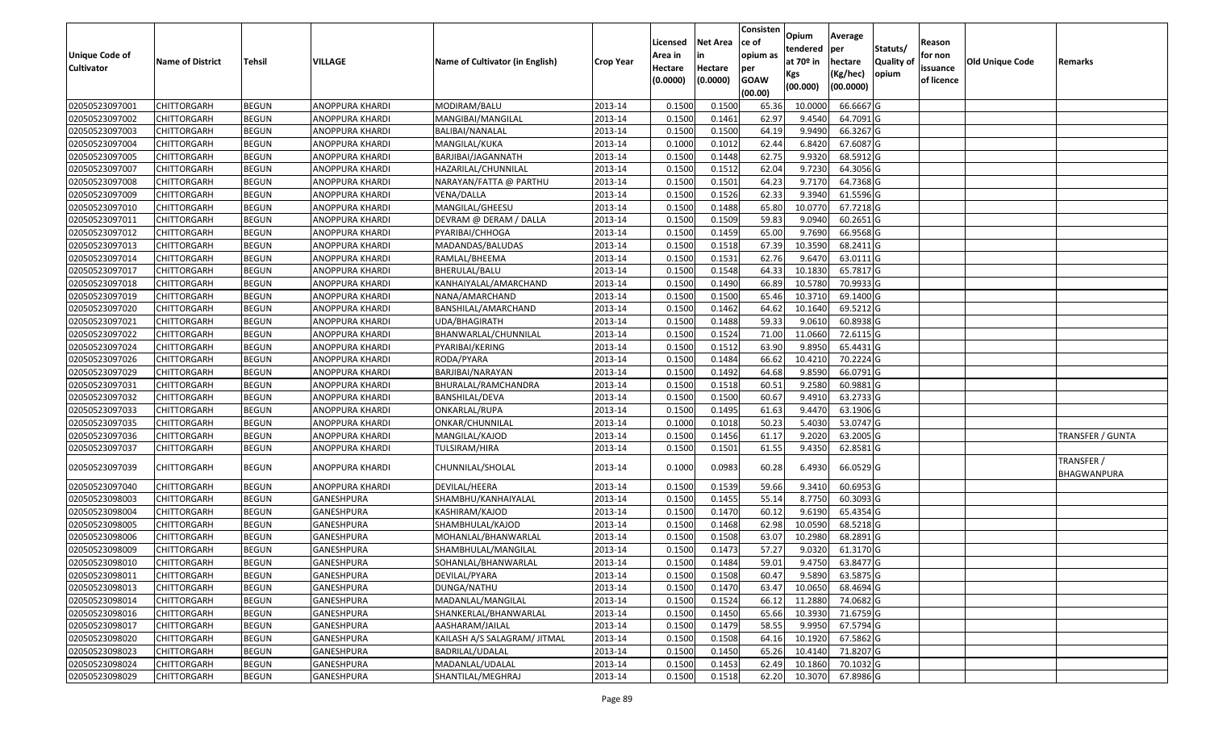| Unique Code of Cultivator | Name of District | Tehsil | VILLAGE | Name of Cultivator (in English) | Crop Year | Licensed Area in Hectare (0.0000) | Net Area in Hectare (0.0000) | Consistence of opium as per GOAW (00.00) | Opium tendered at 70º in Kgs (00.000) | Average per hectare (Kg/hec) (00.0000) | Statuts/ Quality of opium | Reason for non issuance of licence | Old Unique Code | Remarks |
|---|---|---|---|---|---|---|---|---|---|---|---|---|---|---|
| 02050523097001 | CHITTORGARH | BEGUN | ANOPPURA KHARDI | MODIRAM/BALU | 2013-14 | 0.1500 | 0.1500 | 65.36 | 10.0000 | 66.6667 | G | | | |
| 02050523097002 | CHITTORGARH | BEGUN | ANOPPURA KHARDI | MANGIBAI/MANGILAL | 2013-14 | 0.1500 | 0.1461 | 62.97 | 9.4540 | 64.7091 | G | | | |
| 02050523097003 | CHITTORGARH | BEGUN | ANOPPURA KHARDI | BALIBAI/NANALAL | 2013-14 | 0.1500 | 0.1500 | 64.19 | 9.9490 | 66.3267 | G | | | |
| 02050523097004 | CHITTORGARH | BEGUN | ANOPPURA KHARDI | MANGILAL/KUKA | 2013-14 | 0.1000 | 0.1012 | 62.44 | 6.8420 | 67.6087 | G | | | |
| 02050523097005 | CHITTORGARH | BEGUN | ANOPPURA KHARDI | BARJIBAI/JAGANNATH | 2013-14 | 0.1500 | 0.1448 | 62.75 | 9.9320 | 68.5912 | G | | | |
| 02050523097007 | CHITTORGARH | BEGUN | ANOPPURA KHARDI | HAZARILAL/CHUNNILAL | 2013-14 | 0.1500 | 0.1512 | 62.04 | 9.7230 | 64.3056 | G | | | |
| 02050523097008 | CHITTORGARH | BEGUN | ANOPPURA KHARDI | NARAYAN/FATTA @ PARTHU | 2013-14 | 0.1500 | 0.1501 | 64.23 | 9.7170 | 64.7368 | G | | | |
| 02050523097009 | CHITTORGARH | BEGUN | ANOPPURA KHARDI | VENA/DALLA | 2013-14 | 0.1500 | 0.1526 | 62.33 | 9.3940 | 61.5596 | G | | | |
| 02050523097010 | CHITTORGARH | BEGUN | ANOPPURA KHARDI | MANGILAL/GHEESU | 2013-14 | 0.1500 | 0.1488 | 65.80 | 10.0770 | 67.7218 | G | | | |
| 02050523097011 | CHITTORGARH | BEGUN | ANOPPURA KHARDI | DEVRAM @ DERAM / DALLA | 2013-14 | 0.1500 | 0.1509 | 59.83 | 9.0940 | 60.2651 | G | | | |
| 02050523097012 | CHITTORGARH | BEGUN | ANOPPURA KHARDI | PYARIBAI/CHHOGA | 2013-14 | 0.1500 | 0.1459 | 65.00 | 9.7690 | 66.9568 | G | | | |
| 02050523097013 | CHITTORGARH | BEGUN | ANOPPURA KHARDI | MADANDAS/BALUDAS | 2013-14 | 0.1500 | 0.1518 | 67.39 | 10.3590 | 68.2411 | G | | | |
| 02050523097014 | CHITTORGARH | BEGUN | ANOPPURA KHARDI | RAMLAL/BHEEMA | 2013-14 | 0.1500 | 0.1531 | 62.76 | 9.6470 | 63.0111 | G | | | |
| 02050523097017 | CHITTORGARH | BEGUN | ANOPPURA KHARDI | BHERULAL/BALU | 2013-14 | 0.1500 | 0.1548 | 64.33 | 10.1830 | 65.7817 | G | | | |
| 02050523097018 | CHITTORGARH | BEGUN | ANOPPURA KHARDI | KANHAIYALAL/AMARCHAND | 2013-14 | 0.1500 | 0.1490 | 66.89 | 10.5780 | 70.9933 | G | | | |
| 02050523097019 | CHITTORGARH | BEGUN | ANOPPURA KHARDI | NANA/AMARCHAND | 2013-14 | 0.1500 | 0.1500 | 65.46 | 10.3710 | 69.1400 | G | | | |
| 02050523097020 | CHITTORGARH | BEGUN | ANOPPURA KHARDI | BANSHILAL/AMARCHAND | 2013-14 | 0.1500 | 0.1462 | 64.62 | 10.1640 | 69.5212 | G | | | |
| 02050523097021 | CHITTORGARH | BEGUN | ANOPPURA KHARDI | UDA/BHAGIRATH | 2013-14 | 0.1500 | 0.1488 | 59.33 | 9.0610 | 60.8938 | G | | | |
| 02050523097022 | CHITTORGARH | BEGUN | ANOPPURA KHARDI | BHANWARLAL/CHUNNILAL | 2013-14 | 0.1500 | 0.1524 | 71.00 | 11.0660 | 72.6115 | G | | | |
| 02050523097024 | CHITTORGARH | BEGUN | ANOPPURA KHARDI | PYARIBAI/KERING | 2013-14 | 0.1500 | 0.1512 | 63.90 | 9.8950 | 65.4431 | G | | | |
| 02050523097026 | CHITTORGARH | BEGUN | ANOPPURA KHARDI | RODA/PYARA | 2013-14 | 0.1500 | 0.1484 | 66.62 | 10.4210 | 70.2224 | G | | | |
| 02050523097029 | CHITTORGARH | BEGUN | ANOPPURA KHARDI | BARJIBAI/NARAYAN | 2013-14 | 0.1500 | 0.1492 | 64.68 | 9.8590 | 66.0791 | G | | | |
| 02050523097031 | CHITTORGARH | BEGUN | ANOPPURA KHARDI | BHURALAL/RAMCHANDRA | 2013-14 | 0.1500 | 0.1518 | 60.51 | 9.2580 | 60.9881 | G | | | |
| 02050523097032 | CHITTORGARH | BEGUN | ANOPPURA KHARDI | BANSHILAL/DEVA | 2013-14 | 0.1500 | 0.1500 | 60.67 | 9.4910 | 63.2733 | G | | | |
| 02050523097033 | CHITTORGARH | BEGUN | ANOPPURA KHARDI | ONKARLAL/RUPA | 2013-14 | 0.1500 | 0.1495 | 61.63 | 9.4470 | 63.1906 | G | | | |
| 02050523097035 | CHITTORGARH | BEGUN | ANOPPURA KHARDI | ONKAR/CHUNNILAL | 2013-14 | 0.1000 | 0.1018 | 50.23 | 5.4030 | 53.0747 | G | | | |
| 02050523097036 | CHITTORGARH | BEGUN | ANOPPURA KHARDI | MANGILAL/KAJOD | 2013-14 | 0.1500 | 0.1456 | 61.17 | 9.2020 | 63.2005 | G | | | TRANSFER / GUNTA |
| 02050523097037 | CHITTORGARH | BEGUN | ANOPPURA KHARDI | TULSIRAM/HIRA | 2013-14 | 0.1500 | 0.1501 | 61.55 | 9.4350 | 62.8581 | G | | | |
| 02050523097039 | CHITTORGARH | BEGUN | ANOPPURA KHARDI | CHUNNILAL/SHOLAL | 2013-14 | 0.1000 | 0.0983 | 60.28 | 6.4930 | 66.0529 | G | | | TRANSFER / BHAGWANPURA |
| 02050523097040 | CHITTORGARH | BEGUN | ANOPPURA KHARDI | DEVILAL/HEERA | 2013-14 | 0.1500 | 0.1539 | 59.66 | 9.3410 | 60.6953 | G | | | |
| 02050523098003 | CHITTORGARH | BEGUN | GANESHPURA | SHAMBHU/KANHAIYALAL | 2013-14 | 0.1500 | 0.1455 | 55.14 | 8.7750 | 60.3093 | G | | | |
| 02050523098004 | CHITTORGARH | BEGUN | GANESHPURA | KASHIRAM/KAJOD | 2013-14 | 0.1500 | 0.1470 | 60.12 | 9.6190 | 65.4354 | G | | | |
| 02050523098005 | CHITTORGARH | BEGUN | GANESHPURA | SHAMBHULAL/KAJOD | 2013-14 | 0.1500 | 0.1468 | 62.98 | 10.0590 | 68.5218 | G | | | |
| 02050523098006 | CHITTORGARH | BEGUN | GANESHPURA | MOHANLAL/BHANWARLAL | 2013-14 | 0.1500 | 0.1508 | 63.07 | 10.2980 | 68.2891 | G | | | |
| 02050523098009 | CHITTORGARH | BEGUN | GANESHPURA | SHAMBHULAL/MANGILAL | 2013-14 | 0.1500 | 0.1473 | 57.27 | 9.0320 | 61.3170 | G | | | |
| 02050523098010 | CHITTORGARH | BEGUN | GANESHPURA | SOHANLAL/BHANWARLAL | 2013-14 | 0.1500 | 0.1484 | 59.01 | 9.4750 | 63.8477 | G | | | |
| 02050523098011 | CHITTORGARH | BEGUN | GANESHPURA | DEVILAL/PYARA | 2013-14 | 0.1500 | 0.1508 | 60.47 | 9.5890 | 63.5875 | G | | | |
| 02050523098013 | CHITTORGARH | BEGUN | GANESHPURA | DUNGA/NATHU | 2013-14 | 0.1500 | 0.1470 | 63.47 | 10.0650 | 68.4694 | G | | | |
| 02050523098014 | CHITTORGARH | BEGUN | GANESHPURA | MADANLAL/MANGILAL | 2013-14 | 0.1500 | 0.1524 | 66.12 | 11.2880 | 74.0682 | G | | | |
| 02050523098016 | CHITTORGARH | BEGUN | GANESHPURA | SHANKERLAL/BHANWARLAL | 2013-14 | 0.1500 | 0.1450 | 65.66 | 10.3930 | 71.6759 | G | | | |
| 02050523098017 | CHITTORGARH | BEGUN | GANESHPURA | AASHARAM/JAILAL | 2013-14 | 0.1500 | 0.1479 | 58.55 | 9.9950 | 67.5794 | G | | | |
| 02050523098020 | CHITTORGARH | BEGUN | GANESHPURA | KAILASH A/S SALAGRAM/ JITMAL | 2013-14 | 0.1500 | 0.1508 | 64.16 | 10.1920 | 67.5862 | G | | | |
| 02050523098023 | CHITTORGARH | BEGUN | GANESHPURA | BADRILAL/UDALAL | 2013-14 | 0.1500 | 0.1450 | 65.26 | 10.4140 | 71.8207 | G | | | |
| 02050523098024 | CHITTORGARH | BEGUN | GANESHPURA | MADANLAL/UDALAL | 2013-14 | 0.1500 | 0.1453 | 62.49 | 10.1860 | 70.1032 | G | | | |
| 02050523098029 | CHITTORGARH | BEGUN | GANESHPURA | SHANTILAL/MEGHRAJ | 2013-14 | 0.1500 | 0.1518 | 62.20 | 10.3070 | 67.8986 | G | | | |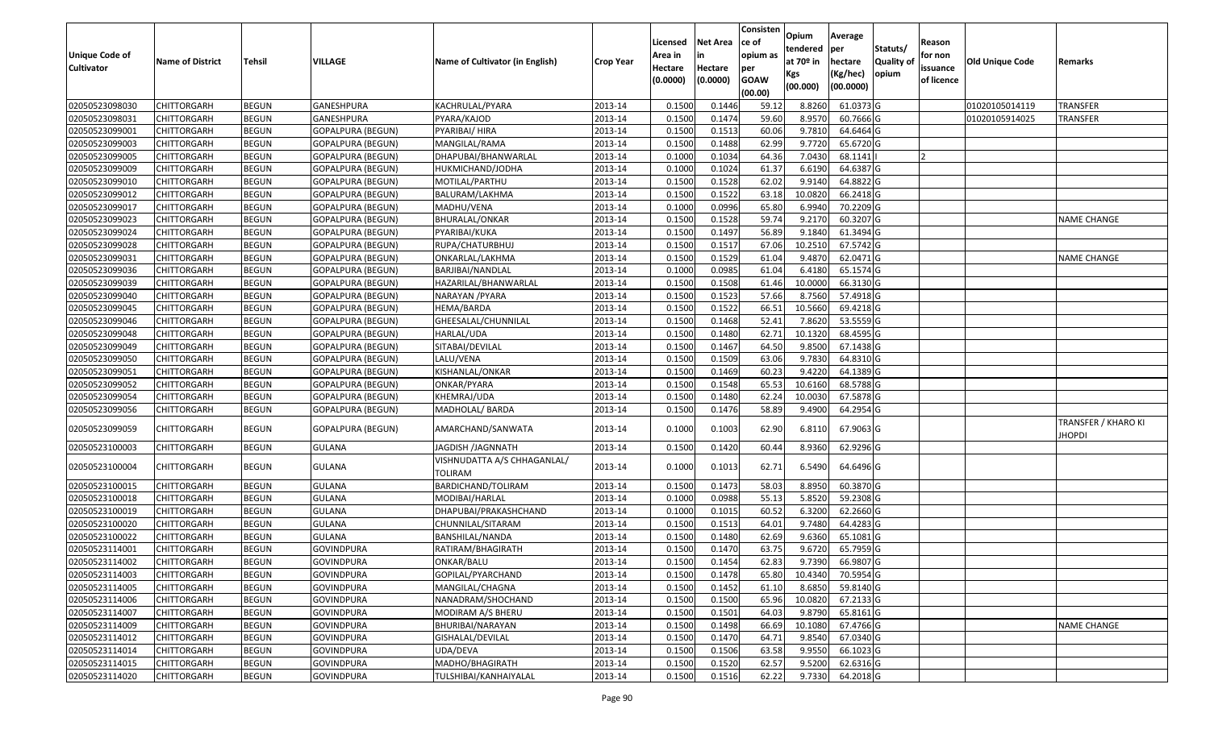| Unique Code of Cultivator | Name of District | Tehsil | VILLAGE | Name of Cultivator (in English) | Crop Year | Licensed Area in Hectare (0.0000) | Net Area in Hectare (0.0000) | Consistence of opium as per GOAW (00.00) | Opium tendered at 70º in Kgs (00.000) | Average per hectare (Kg/hec) (00.0000) | Statuts/ Quality of opium | Reason for non issuance of licence | Old Unique Code | Remarks |
|---|---|---|---|---|---|---|---|---|---|---|---|---|---|---|
| 02050523098030 | CHITTORGARH | BEGUN | GANESHPURA | KACHRULAL/PYARA | 2013-14 | 0.1500 | 0.1446 | 59.12 | 8.8260 | 61.0373 | G | | 01020105014119 | TRANSFER |
| 02050523098031 | CHITTORGARH | BEGUN | GANESHPURA | PYARA/KAJOD | 2013-14 | 0.1500 | 0.1474 | 59.60 | 8.9570 | 60.7666 | G | | 01020105914025 | TRANSFER |
| 02050523099001 | CHITTORGARH | BEGUN | GOPALPURA (BEGUN) | PYARIBAI/ HIRA | 2013-14 | 0.1500 | 0.1513 | 60.06 | 9.7810 | 64.6464 | G | | | |
| 02050523099003 | CHITTORGARH | BEGUN | GOPALPURA (BEGUN) | MANGILAL/RAMA | 2013-14 | 0.1500 | 0.1488 | 62.99 | 9.7720 | 65.6720 | G | | | |
| 02050523099005 | CHITTORGARH | BEGUN | GOPALPURA (BEGUN) | DHAPUBAI/BHANWARLAL | 2013-14 | 0.1000 | 0.1034 | 64.36 | 7.0430 | 68.1141 | I | 2 | | |
| 02050523099009 | CHITTORGARH | BEGUN | GOPALPURA (BEGUN) | HUKMICHAND/JODHA | 2013-14 | 0.1000 | 0.1024 | 61.37 | 6.6190 | 64.6387 | G | | | |
| 02050523099010 | CHITTORGARH | BEGUN | GOPALPURA (BEGUN) | MOTILAL/PARTHU | 2013-14 | 0.1500 | 0.1528 | 62.02 | 9.9140 | 64.8822 | G | | | |
| 02050523099012 | CHITTORGARH | BEGUN | GOPALPURA (BEGUN) | BALURAM/LAKHMA | 2013-14 | 0.1500 | 0.1522 | 63.18 | 10.0820 | 66.2418 | G | | | |
| 02050523099017 | CHITTORGARH | BEGUN | GOPALPURA (BEGUN) | MADHU/VENA | 2013-14 | 0.1000 | 0.0996 | 65.80 | 6.9940 | 70.2209 | G | | | |
| 02050523099023 | CHITTORGARH | BEGUN | GOPALPURA (BEGUN) | BHURALAL/ONKAR | 2013-14 | 0.1500 | 0.1528 | 59.74 | 9.2170 | 60.3207 | G | | | NAME CHANGE |
| 02050523099024 | CHITTORGARH | BEGUN | GOPALPURA (BEGUN) | PYARIBAI/KUKA | 2013-14 | 0.1500 | 0.1497 | 56.89 | 9.1840 | 61.3494 | G | | | |
| 02050523099028 | CHITTORGARH | BEGUN | GOPALPURA (BEGUN) | RUPA/CHATURBHUJ | 2013-14 | 0.1500 | 0.1517 | 67.06 | 10.2510 | 67.5742 | G | | | |
| 02050523099031 | CHITTORGARH | BEGUN | GOPALPURA (BEGUN) | ONKARLAL/LAKHMA | 2013-14 | 0.1500 | 0.1529 | 61.04 | 9.4870 | 62.0471 | G | | | NAME CHANGE |
| 02050523099036 | CHITTORGARH | BEGUN | GOPALPURA (BEGUN) | BARJIBAI/NANDLAL | 2013-14 | 0.1000 | 0.0985 | 61.04 | 6.4180 | 65.1574 | G | | | |
| 02050523099039 | CHITTORGARH | BEGUN | GOPALPURA (BEGUN) | HAZARILAL/BHANWARLAL | 2013-14 | 0.1500 | 0.1508 | 61.46 | 10.0000 | 66.3130 | G | | | |
| 02050523099040 | CHITTORGARH | BEGUN | GOPALPURA (BEGUN) | NARAYAN /PYARA | 2013-14 | 0.1500 | 0.1523 | 57.66 | 8.7560 | 57.4918 | G | | | |
| 02050523099045 | CHITTORGARH | BEGUN | GOPALPURA (BEGUN) | HEMA/BARDA | 2013-14 | 0.1500 | 0.1522 | 66.51 | 10.5660 | 69.4218 | G | | | |
| 02050523099046 | CHITTORGARH | BEGUN | GOPALPURA (BEGUN) | GHEESALAL/CHUNNILAL | 2013-14 | 0.1500 | 0.1468 | 52.41 | 7.8620 | 53.5559 | G | | | |
| 02050523099048 | CHITTORGARH | BEGUN | GOPALPURA (BEGUN) | HARLAL/UDA | 2013-14 | 0.1500 | 0.1480 | 62.71 | 10.1320 | 68.4595 | G | | | |
| 02050523099049 | CHITTORGARH | BEGUN | GOPALPURA (BEGUN) | SITABAI/DEVILAL | 2013-14 | 0.1500 | 0.1467 | 64.50 | 9.8500 | 67.1438 | G | | | |
| 02050523099050 | CHITTORGARH | BEGUN | GOPALPURA (BEGUN) | LALU/VENA | 2013-14 | 0.1500 | 0.1509 | 63.06 | 9.7830 | 64.8310 | G | | | |
| 02050523099051 | CHITTORGARH | BEGUN | GOPALPURA (BEGUN) | KISHANLAL/ONKAR | 2013-14 | 0.1500 | 0.1469 | 60.23 | 9.4220 | 64.1389 | G | | | |
| 02050523099052 | CHITTORGARH | BEGUN | GOPALPURA (BEGUN) | ONKAR/PYARA | 2013-14 | 0.1500 | 0.1548 | 65.53 | 10.6160 | 68.5788 | G | | | |
| 02050523099054 | CHITTORGARH | BEGUN | GOPALPURA (BEGUN) | KHEMRAJ/UDA | 2013-14 | 0.1500 | 0.1480 | 62.24 | 10.0030 | 67.5878 | G | | | |
| 02050523099056 | CHITTORGARH | BEGUN | GOPALPURA (BEGUN) | MADHOLAL/ BARDA | 2013-14 | 0.1500 | 0.1476 | 58.89 | 9.4900 | 64.2954 | G | | | |
| 02050523099059 | CHITTORGARH | BEGUN | GOPALPURA (BEGUN) | AMARCHAND/SANWATA | 2013-14 | 0.1000 | 0.1003 | 62.90 | 6.8110 | 67.9063 | G | | | TRANSFER / KHARO KI JHOPDI |
| 02050523100003 | CHITTORGARH | BEGUN | GULANA | JAGDISH /JAGNNATH | 2013-14 | 0.1500 | 0.1420 | 60.44 | 8.9360 | 62.9296 | G | | | |
| 02050523100004 | CHITTORGARH | BEGUN | GULANA | VISHNUDATTA A/S CHHAGANLAL/ TOLIRAM | 2013-14 | 0.1000 | 0.1013 | 62.71 | 6.5490 | 64.6496 | G | | | |
| 02050523100015 | CHITTORGARH | BEGUN | GULANA | BARDICHAND/TOLIRAM | 2013-14 | 0.1500 | 0.1473 | 58.03 | 8.8950 | 60.3870 | G | | | |
| 02050523100018 | CHITTORGARH | BEGUN | GULANA | MODIBAI/HARLAL | 2013-14 | 0.1000 | 0.0988 | 55.13 | 5.8520 | 59.2308 | G | | | |
| 02050523100019 | CHITTORGARH | BEGUN | GULANA | DHAPUBAI/PRAKASHCHAND | 2013-14 | 0.1000 | 0.1015 | 60.52 | 6.3200 | 62.2660 | G | | | |
| 02050523100020 | CHITTORGARH | BEGUN | GULANA | CHUNNILAL/SITARAM | 2013-14 | 0.1500 | 0.1513 | 64.01 | 9.7480 | 64.4283 | G | | | |
| 02050523100022 | CHITTORGARH | BEGUN | GULANA | BANSHILAL/NANDA | 2013-14 | 0.1500 | 0.1480 | 62.69 | 9.6360 | 65.1081 | G | | | |
| 02050523114001 | CHITTORGARH | BEGUN | GOVINDPURA | RATIRAM/BHAGIRATH | 2013-14 | 0.1500 | 0.1470 | 63.75 | 9.6720 | 65.7959 | G | | | |
| 02050523114002 | CHITTORGARH | BEGUN | GOVINDPURA | ONKAR/BALU | 2013-14 | 0.1500 | 0.1454 | 62.83 | 9.7390 | 66.9807 | G | | | |
| 02050523114003 | CHITTORGARH | BEGUN | GOVINDPURA | GOPILAL/PYARCHAND | 2013-14 | 0.1500 | 0.1478 | 65.80 | 10.4340 | 70.5954 | G | | | |
| 02050523114005 | CHITTORGARH | BEGUN | GOVINDPURA | MANGILAL/CHAGNA | 2013-14 | 0.1500 | 0.1452 | 61.10 | 8.6850 | 59.8140 | G | | | |
| 02050523114006 | CHITTORGARH | BEGUN | GOVINDPURA | NANADRAM/SHOCHAND | 2013-14 | 0.1500 | 0.1500 | 65.96 | 10.0820 | 67.2133 | G | | | |
| 02050523114007 | CHITTORGARH | BEGUN | GOVINDPURA | MODIRAM A/S BHERU | 2013-14 | 0.1500 | 0.1501 | 64.03 | 9.8790 | 65.8161 | G | | | |
| 02050523114009 | CHITTORGARH | BEGUN | GOVINDPURA | BHURIBAI/NARAYAN | 2013-14 | 0.1500 | 0.1498 | 66.69 | 10.1080 | 67.4766 | G | | | NAME CHANGE |
| 02050523114012 | CHITTORGARH | BEGUN | GOVINDPURA | GISHALAL/DEVILAL | 2013-14 | 0.1500 | 0.1470 | 64.71 | 9.8540 | 67.0340 | G | | | |
| 02050523114014 | CHITTORGARH | BEGUN | GOVINDPURA | UDA/DEVA | 2013-14 | 0.1500 | 0.1506 | 63.58 | 9.9550 | 66.1023 | G | | | |
| 02050523114015 | CHITTORGARH | BEGUN | GOVINDPURA | MADHO/BHAGIRATH | 2013-14 | 0.1500 | 0.1520 | 62.57 | 9.5200 | 62.6316 | G | | | |
| 02050523114020 | CHITTORGARH | BEGUN | GOVINDPURA | TULSHIBAI/KANHAIYALAL | 2013-14 | 0.1500 | 0.1516 | 62.22 | 9.7330 | 64.2018 | G | | | |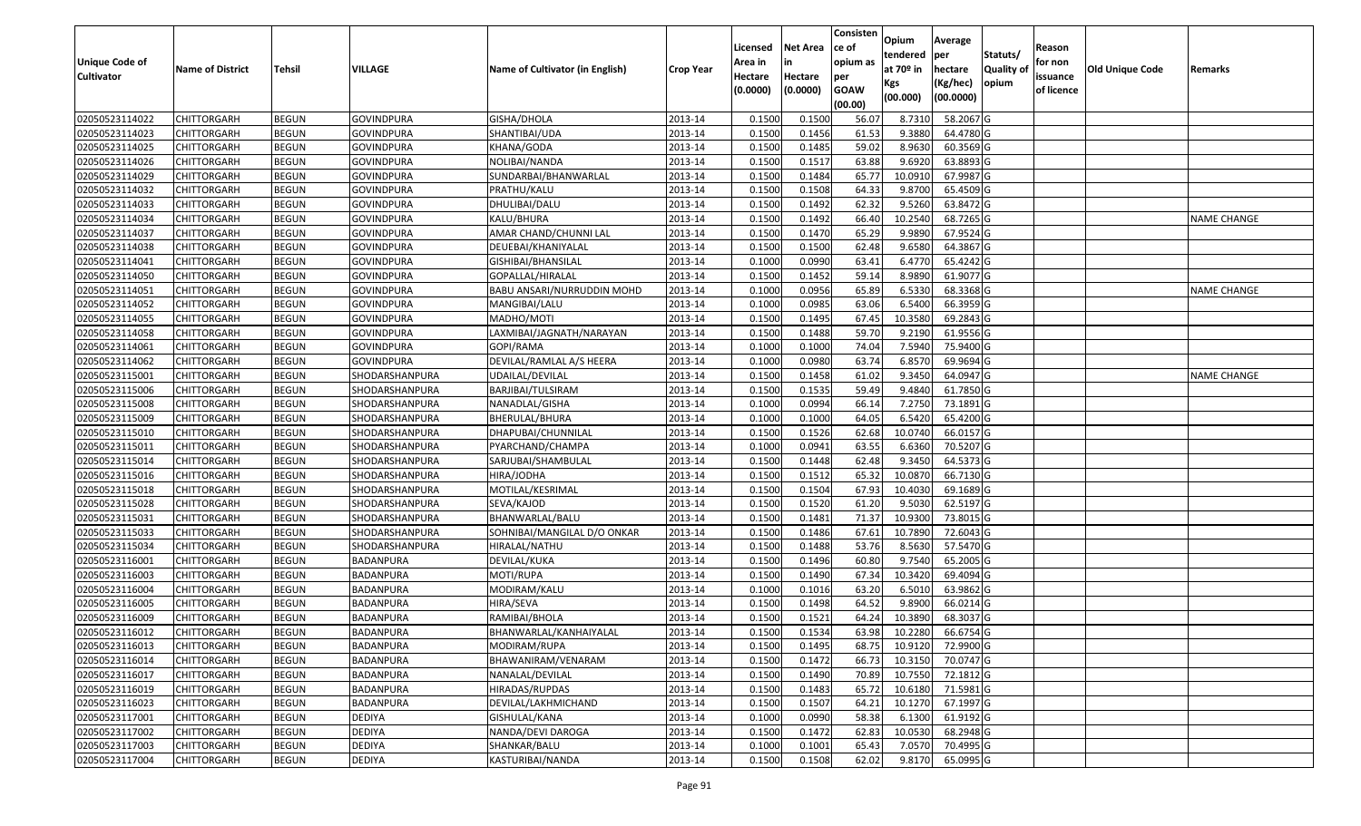| Unique Code of Cultivator | Name of District | Tehsil | VILLAGE | Name of Cultivator (in English) | Crop Year | Licensed Area in Hectare (0.0000) | Net Area in Hectare (0.0000) | Consistence of opium as per GOAW (00.00) | Opium tendered at 70º in Kgs (00.000) | Average per hectare (Kg/hec) (00.0000) | Statuts/ Quality of opium | Reason for non issuance of licence | Old Unique Code | Remarks |
|---|---|---|---|---|---|---|---|---|---|---|---|---|---|---|
| 02050523114022 | CHITTORGARH | BEGUN | GOVINDPURA | GISHA/DHOLA | 2013-14 | 0.1500 | 0.1500 | 56.07 | 8.7310 | 58.2067 | G | | | |
| 02050523114023 | CHITTORGARH | BEGUN | GOVINDPURA | SHANTIBAI/UDA | 2013-14 | 0.1500 | 0.1456 | 61.53 | 9.3880 | 64.4780 | G | | | |
| 02050523114025 | CHITTORGARH | BEGUN | GOVINDPURA | KHANA/GODA | 2013-14 | 0.1500 | 0.1485 | 59.02 | 8.9630 | 60.3569 | G | | | |
| 02050523114026 | CHITTORGARH | BEGUN | GOVINDPURA | NOLIBAI/NANDA | 2013-14 | 0.1500 | 0.1517 | 63.88 | 9.6920 | 63.8893 | G | | | |
| 02050523114029 | CHITTORGARH | BEGUN | GOVINDPURA | SUNDARBAI/BHANWARLAL | 2013-14 | 0.1500 | 0.1484 | 65.77 | 10.0910 | 67.9987 | G | | | |
| 02050523114032 | CHITTORGARH | BEGUN | GOVINDPURA | PRATHU/KALU | 2013-14 | 0.1500 | 0.1508 | 64.33 | 9.8700 | 65.4509 | G | | | |
| 02050523114033 | CHITTORGARH | BEGUN | GOVINDPURA | DHULIBAI/DALU | 2013-14 | 0.1500 | 0.1492 | 62.32 | 9.5260 | 63.8472 | G | | | |
| 02050523114034 | CHITTORGARH | BEGUN | GOVINDPURA | KALU/BHURA | 2013-14 | 0.1500 | 0.1492 | 66.40 | 10.2540 | 68.7265 | G | | | NAME CHANGE |
| 02050523114037 | CHITTORGARH | BEGUN | GOVINDPURA | AMAR CHAND/CHUNNI LAL | 2013-14 | 0.1500 | 0.1470 | 65.29 | 9.9890 | 67.9524 | G | | | |
| 02050523114038 | CHITTORGARH | BEGUN | GOVINDPURA | DEUEBAI/KHANIYALAL | 2013-14 | 0.1500 | 0.1500 | 62.48 | 9.6580 | 64.3867 | G | | | |
| 02050523114041 | CHITTORGARH | BEGUN | GOVINDPURA | GISHIBAI/BHANSILAL | 2013-14 | 0.1000 | 0.0990 | 63.41 | 6.4770 | 65.4242 | G | | | |
| 02050523114050 | CHITTORGARH | BEGUN | GOVINDPURA | GOPALLAL/HIRALAL | 2013-14 | 0.1500 | 0.1452 | 59.14 | 8.9890 | 61.9077 | G | | | |
| 02050523114051 | CHITTORGARH | BEGUN | GOVINDPURA | BABU ANSARI/NURRUDDIN MOHD | 2013-14 | 0.1000 | 0.0956 | 65.89 | 6.5330 | 68.3368 | G | | | NAME CHANGE |
| 02050523114052 | CHITTORGARH | BEGUN | GOVINDPURA | MANGIBAI/LALU | 2013-14 | 0.1000 | 0.0985 | 63.06 | 6.5400 | 66.3959 | G | | | |
| 02050523114055 | CHITTORGARH | BEGUN | GOVINDPURA | MADHO/MOTI | 2013-14 | 0.1500 | 0.1495 | 67.45 | 10.3580 | 69.2843 | G | | | |
| 02050523114058 | CHITTORGARH | BEGUN | GOVINDPURA | LAXMIBAI/JAGNATH/NARAYAN | 2013-14 | 0.1500 | 0.1488 | 59.70 | 9.2190 | 61.9556 | G | | | |
| 02050523114061 | CHITTORGARH | BEGUN | GOVINDPURA | GOPI/RAMA | 2013-14 | 0.1000 | 0.1000 | 74.04 | 7.5940 | 75.9400 | G | | | |
| 02050523114062 | CHITTORGARH | BEGUN | GOVINDPURA | DEVILAL/RAMLAL A/S HEERA | 2013-14 | 0.1000 | 0.0980 | 63.74 | 6.8570 | 69.9694 | G | | | |
| 02050523115001 | CHITTORGARH | BEGUN | SHODARSHANPURA | UDAILAL/DEVILAL | 2013-14 | 0.1500 | 0.1458 | 61.02 | 9.3450 | 64.0947 | G | | | NAME CHANGE |
| 02050523115006 | CHITTORGARH | BEGUN | SHODARSHANPURA | BARJIBAI/TULSIRAM | 2013-14 | 0.1500 | 0.1535 | 59.49 | 9.4840 | 61.7850 | G | | | |
| 02050523115008 | CHITTORGARH | BEGUN | SHODARSHANPURA | NANADLAL/GISHA | 2013-14 | 0.1000 | 0.0994 | 66.14 | 7.2750 | 73.1891 | G | | | |
| 02050523115009 | CHITTORGARH | BEGUN | SHODARSHANPURA | BHERULAL/BHURA | 2013-14 | 0.1000 | 0.1000 | 64.05 | 6.5420 | 65.4200 | G | | | |
| 02050523115010 | CHITTORGARH | BEGUN | SHODARSHANPURA | DHAPUBAI/CHUNNILAL | 2013-14 | 0.1500 | 0.1526 | 62.68 | 10.0740 | 66.0157 | G | | | |
| 02050523115011 | CHITTORGARH | BEGUN | SHODARSHANPURA | PYARCHAND/CHAMPA | 2013-14 | 0.1000 | 0.0941 | 63.55 | 6.6360 | 70.5207 | G | | | |
| 02050523115014 | CHITTORGARH | BEGUN | SHODARSHANPURA | SARJUBAI/SHAMBULAL | 2013-14 | 0.1500 | 0.1448 | 62.48 | 9.3450 | 64.5373 | G | | | |
| 02050523115016 | CHITTORGARH | BEGUN | SHODARSHANPURA | HIRA/JODHA | 2013-14 | 0.1500 | 0.1512 | 65.32 | 10.0870 | 66.7130 | G | | | |
| 02050523115018 | CHITTORGARH | BEGUN | SHODARSHANPURA | MOTILAL/KESRIMAL | 2013-14 | 0.1500 | 0.1504 | 67.93 | 10.4030 | 69.1689 | G | | | |
| 02050523115028 | CHITTORGARH | BEGUN | SHODARSHANPURA | SEVA/KAJOD | 2013-14 | 0.1500 | 0.1520 | 61.20 | 9.5030 | 62.5197 | G | | | |
| 02050523115031 | CHITTORGARH | BEGUN | SHODARSHANPURA | BHANWARLAL/BALU | 2013-14 | 0.1500 | 0.1481 | 71.37 | 10.9300 | 73.8015 | G | | | |
| 02050523115033 | CHITTORGARH | BEGUN | SHODARSHANPURA | SOHNIBAI/MANGILAL D/O ONKAR | 2013-14 | 0.1500 | 0.1486 | 67.61 | 10.7890 | 72.6043 | G | | | |
| 02050523115034 | CHITTORGARH | BEGUN | SHODARSHANPURA | HIRALAL/NATHU | 2013-14 | 0.1500 | 0.1488 | 53.76 | 8.5630 | 57.5470 | G | | | |
| 02050523116001 | CHITTORGARH | BEGUN | BADANPURA | DEVILAL/KUKA | 2013-14 | 0.1500 | 0.1496 | 60.80 | 9.7540 | 65.2005 | G | | | |
| 02050523116003 | CHITTORGARH | BEGUN | BADANPURA | MOTI/RUPA | 2013-14 | 0.1500 | 0.1490 | 67.34 | 10.3420 | 69.4094 | G | | | |
| 02050523116004 | CHITTORGARH | BEGUN | BADANPURA | MODIRAM/KALU | 2013-14 | 0.1000 | 0.1016 | 63.20 | 6.5010 | 63.9862 | G | | | |
| 02050523116005 | CHITTORGARH | BEGUN | BADANPURA | HIRA/SEVA | 2013-14 | 0.1500 | 0.1498 | 64.52 | 9.8900 | 66.0214 | G | | | |
| 02050523116009 | CHITTORGARH | BEGUN | BADANPURA | RAMIBAI/BHOLA | 2013-14 | 0.1500 | 0.1521 | 64.24 | 10.3890 | 68.3037 | G | | | |
| 02050523116012 | CHITTORGARH | BEGUN | BADANPURA | BHANWARLAL/KANHAIYALAL | 2013-14 | 0.1500 | 0.1534 | 63.98 | 10.2280 | 66.6754 | G | | | |
| 02050523116013 | CHITTORGARH | BEGUN | BADANPURA | MODIRAM/RUPA | 2013-14 | 0.1500 | 0.1495 | 68.75 | 10.9120 | 72.9900 | G | | | |
| 02050523116014 | CHITTORGARH | BEGUN | BADANPURA | BHAWANIRAM/VENARAM | 2013-14 | 0.1500 | 0.1472 | 66.73 | 10.3150 | 70.0747 | G | | | |
| 02050523116017 | CHITTORGARH | BEGUN | BADANPURA | NANALAL/DEVILAL | 2013-14 | 0.1500 | 0.1490 | 70.89 | 10.7550 | 72.1812 | G | | | |
| 02050523116019 | CHITTORGARH | BEGUN | BADANPURA | HIRADAS/RUPDAS | 2013-14 | 0.1500 | 0.1483 | 65.72 | 10.6180 | 71.5981 | G | | | |
| 02050523116023 | CHITTORGARH | BEGUN | BADANPURA | DEVILAL/LAKHMICHAND | 2013-14 | 0.1500 | 0.1507 | 64.21 | 10.1270 | 67.1997 | G | | | |
| 02050523117001 | CHITTORGARH | BEGUN | DEDIYA | GISHULAL/KANA | 2013-14 | 0.1000 | 0.0990 | 58.38 | 6.1300 | 61.9192 | G | | | |
| 02050523117002 | CHITTORGARH | BEGUN | DEDIYA | NANDA/DEVI DAROGA | 2013-14 | 0.1500 | 0.1472 | 62.83 | 10.0530 | 68.2948 | G | | | |
| 02050523117003 | CHITTORGARH | BEGUN | DEDIYA | SHANKAR/BALU | 2013-14 | 0.1000 | 0.1001 | 65.43 | 7.0570 | 70.4995 | G | | | |
| 02050523117004 | CHITTORGARH | BEGUN | DEDIYA | KASTURIBAI/NANDA | 2013-14 | 0.1500 | 0.1508 | 62.02 | 9.8170 | 65.0995 | G | | | |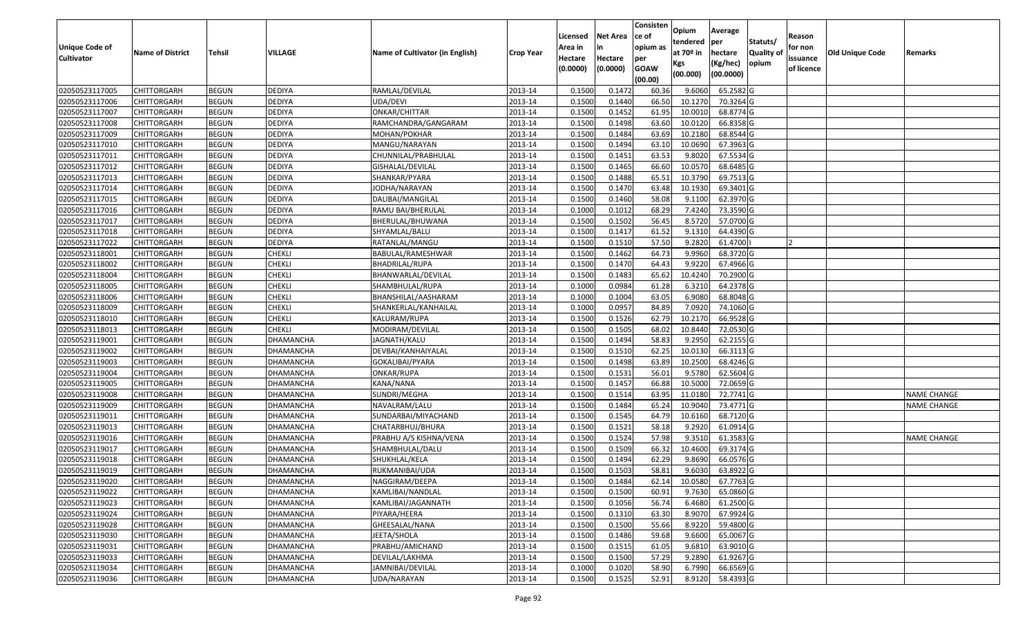| Unique Code of Cultivator | Name of District | Tehsil | VILLAGE | Name of Cultivator (in English) | Crop Year | Licensed Area in Hectare (0.0000) | Net Area in Hectare (0.0000) | Consistence of opium as per GOAW (00.00) | Opium tendered at 70º in Kgs (00.000) | Average per hectare (Kg/hec) (00.0000) | Statuts/ Quality of opium | Reason for non issuance of licence | Old Unique Code | Remarks |
|---|---|---|---|---|---|---|---|---|---|---|---|---|---|---|
| 02050523117005 | CHITTORGARH | BEGUN | DEDIYA | RAMLAL/DEVILAL | 2013-14 | 0.1500 | 0.1472 | 60.36 | 9.6060 | 65.2582 | G | | | |
| 02050523117006 | CHITTORGARH | BEGUN | DEDIYA | UDA/DEVI | 2013-14 | 0.1500 | 0.1440 | 66.50 | 10.1270 | 70.3264 | G | | | |
| 02050523117007 | CHITTORGARH | BEGUN | DEDIYA | ONKAR/CHITTAR | 2013-14 | 0.1500 | 0.1452 | 61.95 | 10.0010 | 68.8774 | G | | | |
| 02050523117008 | CHITTORGARH | BEGUN | DEDIYA | RAMCHANDRA/GANGARAM | 2013-14 | 0.1500 | 0.1498 | 63.60 | 10.0120 | 66.8358 | G | | | |
| 02050523117009 | CHITTORGARH | BEGUN | DEDIYA | MOHAN/POKHAR | 2013-14 | 0.1500 | 0.1484 | 63.69 | 10.2180 | 68.8544 | G | | | |
| 02050523117010 | CHITTORGARH | BEGUN | DEDIYA | MANGU/NARAYAN | 2013-14 | 0.1500 | 0.1494 | 63.10 | 10.0690 | 67.3963 | G | | | |
| 02050523117011 | CHITTORGARH | BEGUN | DEDIYA | CHUNNILAL/PRABHULAL | 2013-14 | 0.1500 | 0.1451 | 63.53 | 9.8020 | 67.5534 | G | | | |
| 02050523117012 | CHITTORGARH | BEGUN | DEDIYA | GISHALAL/DEVILAL | 2013-14 | 0.1500 | 0.1465 | 66.60 | 10.0570 | 68.6485 | G | | | |
| 02050523117013 | CHITTORGARH | BEGUN | DEDIYA | SHANKAR/PYARA | 2013-14 | 0.1500 | 0.1488 | 65.51 | 10.3790 | 69.7513 | G | | | |
| 02050523117014 | CHITTORGARH | BEGUN | DEDIYA | JODHA/NARAYAN | 2013-14 | 0.1500 | 0.1470 | 63.48 | 10.1930 | 69.3401 | G | | | |
| 02050523117015 | CHITTORGARH | BEGUN | DEDIYA | DALIBAI/MANGILAL | 2013-14 | 0.1500 | 0.1460 | 58.08 | 9.1100 | 62.3970 | G | | | |
| 02050523117016 | CHITTORGARH | BEGUN | DEDIYA | RAMU BAI/BHERULAL | 2013-14 | 0.1000 | 0.1012 | 68.29 | 7.4240 | 73.3590 | G | | | |
| 02050523117017 | CHITTORGARH | BEGUN | DEDIYA | BHERULAL/BHUWANA | 2013-14 | 0.1500 | 0.1502 | 56.45 | 8.5720 | 57.0700 | G | | | |
| 02050523117018 | CHITTORGARH | BEGUN | DEDIYA | SHYAMLAL/BALU | 2013-14 | 0.1500 | 0.1417 | 61.52 | 9.1310 | 64.4390 | G | | | |
| 02050523117022 | CHITTORGARH | BEGUN | DEDIYA | RATANLAL/MANGU | 2013-14 | 0.1500 | 0.1510 | 57.50 | 9.2820 | 61.4700 | I | 2 | | |
| 02050523118001 | CHITTORGARH | BEGUN | CHEKLI | BABULAL/RAMESHWAR | 2013-14 | 0.1500 | 0.1462 | 64.73 | 9.9960 | 68.3720 | G | | | |
| 02050523118002 | CHITTORGARH | BEGUN | CHEKLI | BHADRILAL/RUPA | 2013-14 | 0.1500 | 0.1470 | 64.43 | 9.9220 | 67.4966 | G | | | |
| 02050523118004 | CHITTORGARH | BEGUN | CHEKLI | BHANWARLAL/DEVILAL | 2013-14 | 0.1500 | 0.1483 | 65.62 | 10.4240 | 70.2900 | G | | | |
| 02050523118005 | CHITTORGARH | BEGUN | CHEKLI | SHAMBHULAL/RUPA | 2013-14 | 0.1000 | 0.0984 | 61.28 | 6.3210 | 64.2378 | G | | | |
| 02050523118006 | CHITTORGARH | BEGUN | CHEKLI | BHANSHILAL/AASHARAM | 2013-14 | 0.1000 | 0.1004 | 63.05 | 6.9080 | 68.8048 | G | | | |
| 02050523118009 | CHITTORGARH | BEGUN | CHEKLI | SHANKERLAL/KANHAILAL | 2013-14 | 0.1000 | 0.0957 | 84.89 | 7.0920 | 74.1060 | G | | | |
| 02050523118010 | CHITTORGARH | BEGUN | CHEKLI | KALURAM/RUPA | 2013-14 | 0.1500 | 0.1526 | 62.79 | 10.2170 | 66.9528 | G | | | |
| 02050523118013 | CHITTORGARH | BEGUN | CHEKLI | MODIRAM/DEVILAL | 2013-14 | 0.1500 | 0.1505 | 68.02 | 10.8440 | 72.0530 | G | | | |
| 02050523119001 | CHITTORGARH | BEGUN | DHAMANCHA | JAGNATH/KALU | 2013-14 | 0.1500 | 0.1494 | 58.83 | 9.2950 | 62.2155 | G | | | |
| 02050523119002 | CHITTORGARH | BEGUN | DHAMANCHA | DEVBAI/KANHAIYALAL | 2013-14 | 0.1500 | 0.1510 | 62.25 | 10.0130 | 66.3113 | G | | | |
| 02050523119003 | CHITTORGARH | BEGUN | DHAMANCHA | GOKALIBAI/PYARA | 2013-14 | 0.1500 | 0.1498 | 63.89 | 10.2500 | 68.4246 | G | | | |
| 02050523119004 | CHITTORGARH | BEGUN | DHAMANCHA | ONKAR/RUPA | 2013-14 | 0.1500 | 0.1531 | 56.01 | 9.5780 | 62.5604 | G | | | |
| 02050523119005 | CHITTORGARH | BEGUN | DHAMANCHA | KANA/NANA | 2013-14 | 0.1500 | 0.1457 | 66.88 | 10.5000 | 72.0659 | G | | | |
| 02050523119008 | CHITTORGARH | BEGUN | DHAMANCHA | SUNDRI/MEGHA | 2013-14 | 0.1500 | 0.1514 | 63.95 | 11.0180 | 72.7741 | G | | | NAME CHANGE |
| 02050523119009 | CHITTORGARH | BEGUN | DHAMANCHA | NAVALRAM/LALU | 2013-14 | 0.1500 | 0.1484 | 65.24 | 10.9040 | 73.4771 | G | | | NAME CHANGE |
| 02050523119011 | CHITTORGARH | BEGUN | DHAMANCHA | SUNDARBAI/MIYACHAND | 2013-14 | 0.1500 | 0.1545 | 64.79 | 10.6160 | 68.7120 | G | | | |
| 02050523119013 | CHITTORGARH | BEGUN | DHAMANCHA | CHATARBHUJ/BHURA | 2013-14 | 0.1500 | 0.1521 | 58.18 | 9.2920 | 61.0914 | G | | | |
| 02050523119016 | CHITTORGARH | BEGUN | DHAMANCHA | PRABHU A/S KISHNA/VENA | 2013-14 | 0.1500 | 0.1524 | 57.98 | 9.3510 | 61.3583 | G | | | NAME CHANGE |
| 02050523119017 | CHITTORGARH | BEGUN | DHAMANCHA | SHAMBHULAL/DALU | 2013-14 | 0.1500 | 0.1509 | 66.32 | 10.4600 | 69.3174 | G | | | |
| 02050523119018 | CHITTORGARH | BEGUN | DHAMANCHA | SHUKHLAL/KELA | 2013-14 | 0.1500 | 0.1494 | 62.29 | 9.8690 | 66.0576 | G | | | |
| 02050523119019 | CHITTORGARH | BEGUN | DHAMANCHA | RUKMANIBAI/UDA | 2013-14 | 0.1500 | 0.1503 | 58.81 | 9.6030 | 63.8922 | G | | | |
| 02050523119020 | CHITTORGARH | BEGUN | DHAMANCHA | NAGGIRAM/DEEPA | 2013-14 | 0.1500 | 0.1484 | 62.14 | 10.0580 | 67.7763 | G | | | |
| 02050523119022 | CHITTORGARH | BEGUN | DHAMANCHA | KAMLIBAI/NANDLAL | 2013-14 | 0.1500 | 0.1500 | 60.91 | 9.7630 | 65.0860 | G | | | |
| 02050523119023 | CHITTORGARH | BEGUN | DHAMANCHA | KAMLIBAI/JAGANNATH | 2013-14 | 0.1500 | 0.1056 | 56.74 | 6.4680 | 61.2500 | G | | | |
| 02050523119024 | CHITTORGARH | BEGUN | DHAMANCHA | PIYARA/HEERA | 2013-14 | 0.1500 | 0.1310 | 63.30 | 8.9070 | 67.9924 | G | | | |
| 02050523119028 | CHITTORGARH | BEGUN | DHAMANCHA | GHEESALAL/NANA | 2013-14 | 0.1500 | 0.1500 | 55.66 | 8.9220 | 59.4800 | G | | | |
| 02050523119030 | CHITTORGARH | BEGUN | DHAMANCHA | JEETA/SHOLA | 2013-14 | 0.1500 | 0.1486 | 59.68 | 9.6600 | 65.0067 | G | | | |
| 02050523119031 | CHITTORGARH | BEGUN | DHAMANCHA | PRABHU/AMICHAND | 2013-14 | 0.1500 | 0.1515 | 61.05 | 9.6810 | 63.9010 | G | | | |
| 02050523119033 | CHITTORGARH | BEGUN | DHAMANCHA | DEVILAL/LAKHMA | 2013-14 | 0.1500 | 0.1500 | 57.29 | 9.2890 | 61.9267 | G | | | |
| 02050523119034 | CHITTORGARH | BEGUN | DHAMANCHA | JAMNIBAI/DEVILAL | 2013-14 | 0.1000 | 0.1020 | 58.90 | 6.7990 | 66.6569 | G | | | |
| 02050523119036 | CHITTORGARH | BEGUN | DHAMANCHA | UDA/NARAYAN | 2013-14 | 0.1500 | 0.1525 | 52.91 | 8.9120 | 58.4393 | G | | | |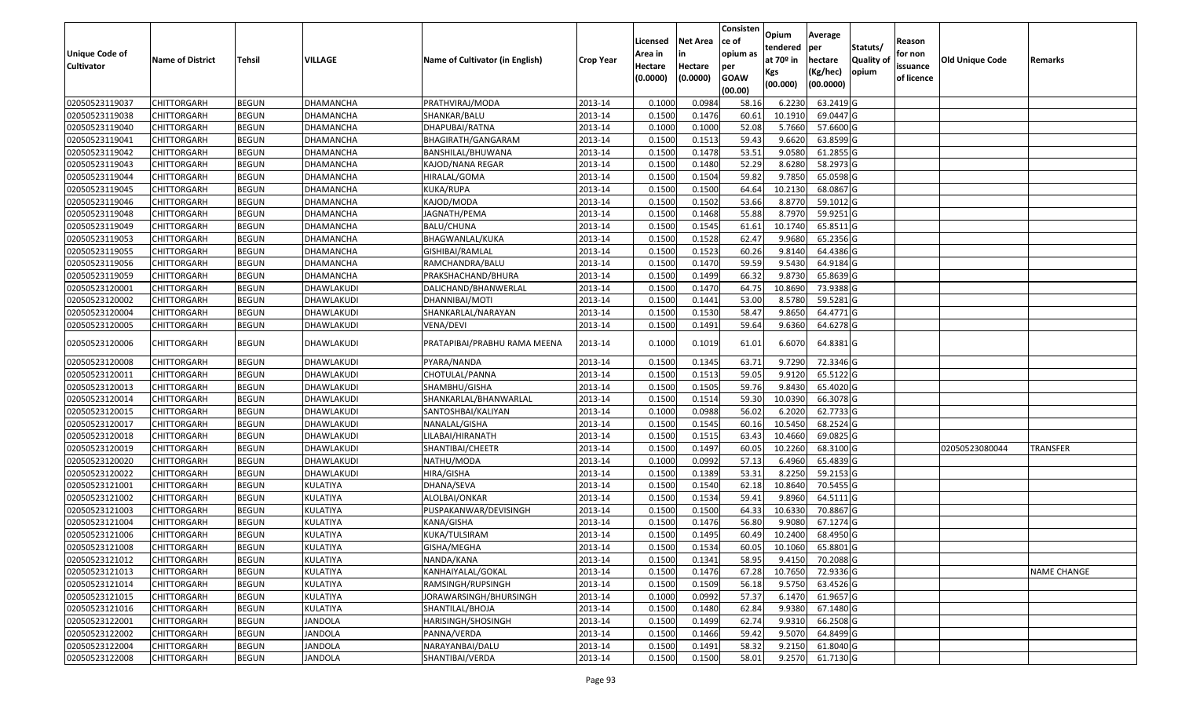| Unique Code of Cultivator | Name of District | Tehsil | VILLAGE | Name of Cultivator (in English) | Crop Year | Licensed Area in Hectare (0.0000) | Net Area in Hectare (0.0000) | Consistence of opium as per GOAW (00.00) | Opium tendered at 70º in Kgs (00.000) | Average per hectare (Kg/hec) (00.0000) | Statuts/ Quality of opium | Reason for non issuance of licence | Old Unique Code | Remarks |
|---|---|---|---|---|---|---|---|---|---|---|---|---|---|---|
| 02050523119037 | CHITTORGARH | BEGUN | DHAMANCHA | PRATHVIRAJ/MODA | 2013-14 | 0.1000 | 0.0984 | 58.16 | 6.2230 | 63.2419 | G | | | |
| 02050523119038 | CHITTORGARH | BEGUN | DHAMANCHA | SHANKAR/BALU | 2013-14 | 0.1500 | 0.1476 | 60.61 | 10.1910 | 69.0447 | G | | | |
| 02050523119040 | CHITTORGARH | BEGUN | DHAMANCHA | DHAPUBAI/RATNA | 2013-14 | 0.1000 | 0.1000 | 52.08 | 5.7660 | 57.6600 | G | | | |
| 02050523119041 | CHITTORGARH | BEGUN | DHAMANCHA | BHAGIRATH/GANGARAM | 2013-14 | 0.1500 | 0.1513 | 59.43 | 9.6620 | 63.8599 | G | | | |
| 02050523119042 | CHITTORGARH | BEGUN | DHAMANCHA | BANSHILAL/BHUWANA | 2013-14 | 0.1500 | 0.1478 | 53.51 | 9.0580 | 61.2855 | G | | | |
| 02050523119043 | CHITTORGARH | BEGUN | DHAMANCHA | KAJOD/NANA REGAR | 2013-14 | 0.1500 | 0.1480 | 52.29 | 8.6280 | 58.2973 | G | | | |
| 02050523119044 | CHITTORGARH | BEGUN | DHAMANCHA | HIRALAL/GOMA | 2013-14 | 0.1500 | 0.1504 | 59.82 | 9.7850 | 65.0598 | G | | | |
| 02050523119045 | CHITTORGARH | BEGUN | DHAMANCHA | KUKA/RUPA | 2013-14 | 0.1500 | 0.1500 | 64.64 | 10.2130 | 68.0867 | G | | | |
| 02050523119046 | CHITTORGARH | BEGUN | DHAMANCHA | KAJOD/MODA | 2013-14 | 0.1500 | 0.1502 | 53.66 | 8.8770 | 59.1012 | G | | | |
| 02050523119048 | CHITTORGARH | BEGUN | DHAMANCHA | JAGNATH/PEMA | 2013-14 | 0.1500 | 0.1468 | 55.88 | 8.7970 | 59.9251 | G | | | |
| 02050523119049 | CHITTORGARH | BEGUN | DHAMANCHA | BALU/CHUNA | 2013-14 | 0.1500 | 0.1545 | 61.61 | 10.1740 | 65.8511 | G | | | |
| 02050523119053 | CHITTORGARH | BEGUN | DHAMANCHA | BHAGWANLAL/KUKA | 2013-14 | 0.1500 | 0.1528 | 62.47 | 9.9680 | 65.2356 | G | | | |
| 02050523119055 | CHITTORGARH | BEGUN | DHAMANCHA | GISHIBAI/RAMLAL | 2013-14 | 0.1500 | 0.1523 | 60.26 | 9.8140 | 64.4386 | G | | | |
| 02050523119056 | CHITTORGARH | BEGUN | DHAMANCHA | RAMCHANDRA/BALU | 2013-14 | 0.1500 | 0.1470 | 59.59 | 9.5430 | 64.9184 | G | | | |
| 02050523119059 | CHITTORGARH | BEGUN | DHAMANCHA | PRAKSHACHAND/BHURA | 2013-14 | 0.1500 | 0.1499 | 66.32 | 9.8730 | 65.8639 | G | | | |
| 02050523120001 | CHITTORGARH | BEGUN | DHAWLAKUDI | DALICHAND/BHANWERLAL | 2013-14 | 0.1500 | 0.1470 | 64.75 | 10.8690 | 73.9388 | G | | | |
| 02050523120002 | CHITTORGARH | BEGUN | DHAWLAKUDI | DHANNIBAI/MOTI | 2013-14 | 0.1500 | 0.1441 | 53.00 | 8.5780 | 59.5281 | G | | | |
| 02050523120004 | CHITTORGARH | BEGUN | DHAWLAKUDI | SHANKARLAL/NARAYAN | 2013-14 | 0.1500 | 0.1530 | 58.47 | 9.8650 | 64.4771 | G | | | |
| 02050523120005 | CHITTORGARH | BEGUN | DHAWLAKUDI | VENA/DEVI | 2013-14 | 0.1500 | 0.1491 | 59.64 | 9.6360 | 64.6278 | G | | | |
| 02050523120006 | CHITTORGARH | BEGUN | DHAWLAKUDI | PRATAPIBAI/PRABHU RAMA MEENA | 2013-14 | 0.1000 | 0.1019 | 61.01 | 6.6070 | 64.8381 | G | | | |
| 02050523120008 | CHITTORGARH | BEGUN | DHAWLAKUDI | PYARA/NANDA | 2013-14 | 0.1500 | 0.1345 | 63.71 | 9.7290 | 72.3346 | G | | | |
| 02050523120011 | CHITTORGARH | BEGUN | DHAWLAKUDI | CHOTULAL/PANNA | 2013-14 | 0.1500 | 0.1513 | 59.05 | 9.9120 | 65.5122 | G | | | |
| 02050523120013 | CHITTORGARH | BEGUN | DHAWLAKUDI | SHAMBHU/GISHA | 2013-14 | 0.1500 | 0.1505 | 59.76 | 9.8430 | 65.4020 | G | | | |
| 02050523120014 | CHITTORGARH | BEGUN | DHAWLAKUDI | SHANKARLAL/BHANWARLAL | 2013-14 | 0.1500 | 0.1514 | 59.30 | 10.0390 | 66.3078 | G | | | |
| 02050523120015 | CHITTORGARH | BEGUN | DHAWLAKUDI | SANTOSHBAI/KALIYAN | 2013-14 | 0.1000 | 0.0988 | 56.02 | 6.2020 | 62.7733 | G | | | |
| 02050523120017 | CHITTORGARH | BEGUN | DHAWLAKUDI | NANALAL/GISHA | 2013-14 | 0.1500 | 0.1545 | 60.16 | 10.5450 | 68.2524 | G | | | |
| 02050523120018 | CHITTORGARH | BEGUN | DHAWLAKUDI | LILABAI/HIRANATH | 2013-14 | 0.1500 | 0.1515 | 63.43 | 10.4660 | 69.0825 | G | | | |
| 02050523120019 | CHITTORGARH | BEGUN | DHAWLAKUDI | SHANTIBAI/CHEETR | 2013-14 | 0.1500 | 0.1497 | 60.05 | 10.2260 | 68.3100 | G | | 02050523080044 | TRANSFER |
| 02050523120020 | CHITTORGARH | BEGUN | DHAWLAKUDI | NATHU/MODA | 2013-14 | 0.1000 | 0.0992 | 57.13 | 6.4960 | 65.4839 | G | | | |
| 02050523120022 | CHITTORGARH | BEGUN | DHAWLAKUDI | HIRA/GISHA | 2013-14 | 0.1500 | 0.1389 | 53.31 | 8.2250 | 59.2153 | G | | | |
| 02050523121001 | CHITTORGARH | BEGUN | KULATIYA | DHANA/SEVA | 2013-14 | 0.1500 | 0.1540 | 62.18 | 10.8640 | 70.5455 | G | | | |
| 02050523121002 | CHITTORGARH | BEGUN | KULATIYA | ALOLBAI/ONKAR | 2013-14 | 0.1500 | 0.1534 | 59.41 | 9.8960 | 64.5111 | G | | | |
| 02050523121003 | CHITTORGARH | BEGUN | KULATIYA | PUSPAKANWAR/DEVISINGH | 2013-14 | 0.1500 | 0.1500 | 64.33 | 10.6330 | 70.8867 | G | | | |
| 02050523121004 | CHITTORGARH | BEGUN | KULATIYA | KANA/GISHA | 2013-14 | 0.1500 | 0.1476 | 56.80 | 9.9080 | 67.1274 | G | | | |
| 02050523121006 | CHITTORGARH | BEGUN | KULATIYA | KUKA/TULSIRAM | 2013-14 | 0.1500 | 0.1495 | 60.49 | 10.2400 | 68.4950 | G | | | |
| 02050523121008 | CHITTORGARH | BEGUN | KULATIYA | GISHA/MEGHA | 2013-14 | 0.1500 | 0.1534 | 60.05 | 10.1060 | 65.8801 | G | | | |
| 02050523121012 | CHITTORGARH | BEGUN | KULATIYA | NANDA/KANA | 2013-14 | 0.1500 | 0.1341 | 58.95 | 9.4150 | 70.2088 | G | | | |
| 02050523121013 | CHITTORGARH | BEGUN | KULATIYA | KANHAIYALAL/GOKAL | 2013-14 | 0.1500 | 0.1476 | 67.28 | 10.7650 | 72.9336 | G | | | NAME CHANGE |
| 02050523121014 | CHITTORGARH | BEGUN | KULATIYA | RAMSINGH/RUPSINGH | 2013-14 | 0.1500 | 0.1509 | 56.18 | 9.5750 | 63.4526 | G | | | |
| 02050523121015 | CHITTORGARH | BEGUN | KULATIYA | JORAWARSINGH/BHURSINGH | 2013-14 | 0.1000 | 0.0992 | 57.37 | 6.1470 | 61.9657 | G | | | |
| 02050523121016 | CHITTORGARH | BEGUN | KULATIYA | SHANTILAL/BHOJA | 2013-14 | 0.1500 | 0.1480 | 62.84 | 9.9380 | 67.1480 | G | | | |
| 02050523122001 | CHITTORGARH | BEGUN | JANDOLA | HARISINGH/SHOSINGH | 2013-14 | 0.1500 | 0.1499 | 62.74 | 9.9310 | 66.2508 | G | | | |
| 02050523122002 | CHITTORGARH | BEGUN | JANDOLA | PANNA/VERDA | 2013-14 | 0.1500 | 0.1466 | 59.42 | 9.5070 | 64.8499 | G | | | |
| 02050523122004 | CHITTORGARH | BEGUN | JANDOLA | NARAYANBAI/DALU | 2013-14 | 0.1500 | 0.1491 | 58.32 | 9.2150 | 61.8040 | G | | | |
| 02050523122008 | CHITTORGARH | BEGUN | JANDOLA | SHANTIBAI/VERDA | 2013-14 | 0.1500 | 0.1500 | 58.01 | 9.2570 | 61.7130 | G | | | |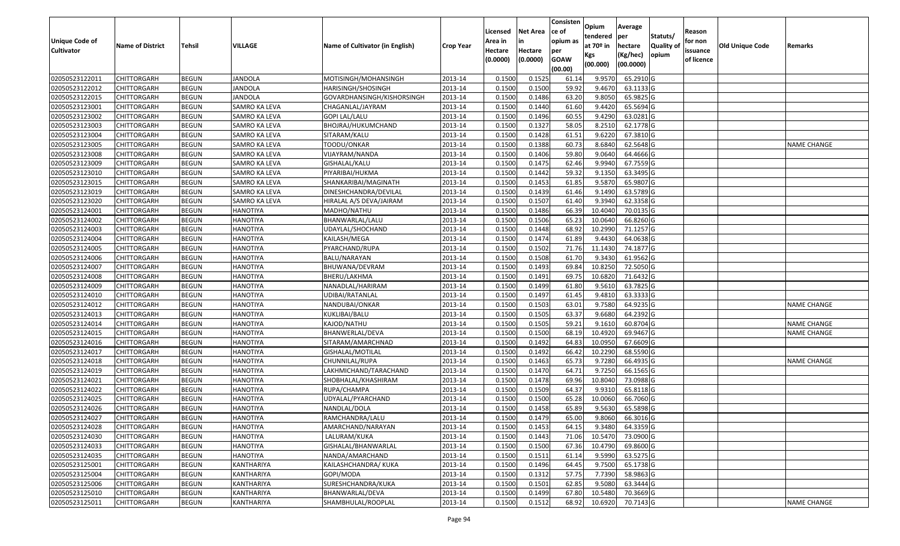| Unique Code of Cultivator | Name of District | Tehsil | VILLAGE | Name of Cultivator (in English) | Crop Year | Licensed Area in Hectare (0.0000) | Net Area in Hectare (0.0000) | Consistence of opium as per GOAW (00.00) | Opium tendered at 70º in Kgs (00.000) | Average per hectare (Kg/hec) (00.0000) | Statuts/ Quality of opium | Reason for non issuance of licence | Old Unique Code | Remarks |
|---|---|---|---|---|---|---|---|---|---|---|---|---|---|---|
| 02050523122011 | CHITTORGARH | BEGUN | JANDOLA | MOTISINGH/MOHANSINGH | 2013-14 | 0.1500 | 0.1525 | 61.14 | 9.9570 | 65.2910 | G | | | |
| 02050523122012 | CHITTORGARH | BEGUN | JANDOLA | HARISINGH/SHOSINGH | 2013-14 | 0.1500 | 0.1500 | 59.92 | 9.4670 | 63.1133 | G | | | |
| 02050523122015 | CHITTORGARH | BEGUN | JANDOLA | GOVARDHANSINGH/KISHORSINGH | 2013-14 | 0.1500 | 0.1486 | 63.20 | 9.8050 | 65.9825 | G | | | |
| 02050523123001 | CHITTORGARH | BEGUN | SAMRO KA LEVA | CHAGANLAL/JAYRAM | 2013-14 | 0.1500 | 0.1440 | 61.60 | 9.4420 | 65.5694 | G | | | |
| 02050523123002 | CHITTORGARH | BEGUN | SAMRO KA LEVA | GOPI LAL/LALU | 2013-14 | 0.1500 | 0.1496 | 60.55 | 9.4290 | 63.0281 | G | | | |
| 02050523123003 | CHITTORGARH | BEGUN | SAMRO KA LEVA | BHOJRAJ/HUKUMCHAND | 2013-14 | 0.1500 | 0.1327 | 58.05 | 8.2510 | 62.1778 | G | | | |
| 02050523123004 | CHITTORGARH | BEGUN | SAMRO KA LEVA | SITARAM/KALU | 2013-14 | 0.1500 | 0.1428 | 61.51 | 9.6220 | 67.3810 | G | | | |
| 02050523123005 | CHITTORGARH | BEGUN | SAMRO KA LEVA | TOODU/ONKAR | 2013-14 | 0.1500 | 0.1388 | 60.73 | 8.6840 | 62.5648 | G | | | NAME CHANGE |
| 02050523123008 | CHITTORGARH | BEGUN | SAMRO KA LEVA | VIJAYRAM/NANDA | 2013-14 | 0.1500 | 0.1406 | 59.80 | 9.0640 | 64.4666 | G | | | |
| 02050523123009 | CHITTORGARH | BEGUN | SAMRO KA LEVA | GISHALAL/KALU | 2013-14 | 0.1500 | 0.1475 | 62.46 | 9.9940 | 67.7559 | G | | | |
| 02050523123010 | CHITTORGARH | BEGUN | SAMRO KA LEVA | PIYARIBAI/HUKMA | 2013-14 | 0.1500 | 0.1442 | 59.32 | 9.1350 | 63.3495 | G | | | |
| 02050523123015 | CHITTORGARH | BEGUN | SAMRO KA LEVA | SHANKARIBAI/MAGINATH | 2013-14 | 0.1500 | 0.1453 | 61.85 | 9.5870 | 65.9807 | G | | | |
| 02050523123019 | CHITTORGARH | BEGUN | SAMRO KA LEVA | DINESHCHANDRA/DEVILAL | 2013-14 | 0.1500 | 0.1439 | 61.46 | 9.1490 | 63.5789 | G | | | |
| 02050523123020 | CHITTORGARH | BEGUN | SAMRO KA LEVA | HIRALAL A/S DEVA/JAIRAM | 2013-14 | 0.1500 | 0.1507 | 61.40 | 9.3940 | 62.3358 | G | | | |
| 02050523124001 | CHITTORGARH | BEGUN | HANOTIYA | MADHO/NATHU | 2013-14 | 0.1500 | 0.1486 | 66.39 | 10.4040 | 70.0135 | G | | | |
| 02050523124002 | CHITTORGARH | BEGUN | HANOTIYA | BHANWARLAL/LALU | 2013-14 | 0.1500 | 0.1506 | 65.23 | 10.0640 | 66.8260 | G | | | |
| 02050523124003 | CHITTORGARH | BEGUN | HANOTIYA | UDAYLAL/SHOCHAND | 2013-14 | 0.1500 | 0.1448 | 68.92 | 10.2990 | 71.1257 | G | | | |
| 02050523124004 | CHITTORGARH | BEGUN | HANOTIYA | KAILASH/MEGA | 2013-14 | 0.1500 | 0.1474 | 61.89 | 9.4430 | 64.0638 | G | | | |
| 02050523124005 | CHITTORGARH | BEGUN | HANOTIYA | PYARCHAND/RUPA | 2013-14 | 0.1500 | 0.1502 | 71.76 | 11.1430 | 74.1877 | G | | | |
| 02050523124006 | CHITTORGARH | BEGUN | HANOTIYA | BALU/NARAYAN | 2013-14 | 0.1500 | 0.1508 | 61.70 | 9.3430 | 61.9562 | G | | | |
| 02050523124007 | CHITTORGARH | BEGUN | HANOTIYA | BHUWANA/DEVRAM | 2013-14 | 0.1500 | 0.1493 | 69.84 | 10.8250 | 72.5050 | G | | | |
| 02050523124008 | CHITTORGARH | BEGUN | HANOTIYA | BHERU/LAKHMA | 2013-14 | 0.1500 | 0.1491 | 69.75 | 10.6820 | 71.6432 | G | | | |
| 02050523124009 | CHITTORGARH | BEGUN | HANOTIYA | NANADLAL/HARIRAM | 2013-14 | 0.1500 | 0.1499 | 61.80 | 9.5610 | 63.7825 | G | | | |
| 02050523124010 | CHITTORGARH | BEGUN | HANOTIYA | UDIBAI/RATANLAL | 2013-14 | 0.1500 | 0.1497 | 61.45 | 9.4810 | 63.3333 | G | | | |
| 02050523124012 | CHITTORGARH | BEGUN | HANOTIYA | NANDUBAI/ONKAR | 2013-14 | 0.1500 | 0.1503 | 63.01 | 9.7580 | 64.9235 | G | | | NAME CHANGE |
| 02050523124013 | CHITTORGARH | BEGUN | HANOTIYA | KUKLIBAI/BALU | 2013-14 | 0.1500 | 0.1505 | 63.37 | 9.6680 | 64.2392 | G | | | |
| 02050523124014 | CHITTORGARH | BEGUN | HANOTIYA | KAJOD/NATHU | 2013-14 | 0.1500 | 0.1505 | 59.21 | 9.1610 | 60.8704 | G | | | NAME CHANGE |
| 02050523124015 | CHITTORGARH | BEGUN | HANOTIYA | BHANWERLAL/DEVA | 2013-14 | 0.1500 | 0.1500 | 68.19 | 10.4920 | 69.9467 | G | | | NAME CHANGE |
| 02050523124016 | CHITTORGARH | BEGUN | HANOTIYA | SITARAM/AMARCHNAD | 2013-14 | 0.1500 | 0.1492 | 64.83 | 10.0950 | 67.6609 | G | | | |
| 02050523124017 | CHITTORGARH | BEGUN | HANOTIYA | GISHALAL/MOTILAL | 2013-14 | 0.1500 | 0.1492 | 66.42 | 10.2290 | 68.5590 | G | | | |
| 02050523124018 | CHITTORGARH | BEGUN | HANOTIYA | CHUNNILAL/RUPA | 2013-14 | 0.1500 | 0.1463 | 65.73 | 9.7280 | 66.4935 | G | | | NAME CHANGE |
| 02050523124019 | CHITTORGARH | BEGUN | HANOTIYA | LAKHMICHAND/TARACHAND | 2013-14 | 0.1500 | 0.1470 | 64.71 | 9.7250 | 66.1565 | G | | | |
| 02050523124021 | CHITTORGARH | BEGUN | HANOTIYA | SHOBHALAL/KHASHIRAM | 2013-14 | 0.1500 | 0.1478 | 69.96 | 10.8040 | 73.0988 | G | | | |
| 02050523124022 | CHITTORGARH | BEGUN | HANOTIYA | RUPA/CHAMPA | 2013-14 | 0.1500 | 0.1509 | 64.37 | 9.9310 | 65.8118 | G | | | |
| 02050523124025 | CHITTORGARH | BEGUN | HANOTIYA | UDYALAL/PYARCHAND | 2013-14 | 0.1500 | 0.1500 | 65.28 | 10.0060 | 66.7060 | G | | | |
| 02050523124026 | CHITTORGARH | BEGUN | HANOTIYA | NANDLAL/DOLA | 2013-14 | 0.1500 | 0.1458 | 65.89 | 9.5630 | 65.5898 | G | | | |
| 02050523124027 | CHITTORGARH | BEGUN | HANOTIYA | RAMCHANDRA/LALU | 2013-14 | 0.1500 | 0.1479 | 65.00 | 9.8060 | 66.3016 | G | | | |
| 02050523124028 | CHITTORGARH | BEGUN | HANOTIYA | AMARCHAND/NARAYAN | 2013-14 | 0.1500 | 0.1453 | 64.15 | 9.3480 | 64.3359 | G | | | |
| 02050523124030 | CHITTORGARH | BEGUN | HANOTIYA | LALURAM/KUKA | 2013-14 | 0.1500 | 0.1443 | 71.06 | 10.5470 | 73.0900 | G | | | |
| 02050523124033 | CHITTORGARH | BEGUN | HANOTIYA | GISHALAL/BHANWARLAL | 2013-14 | 0.1500 | 0.1500 | 67.36 | 10.4790 | 69.8600 | G | | | |
| 02050523124035 | CHITTORGARH | BEGUN | HANOTIYA | NANDA/AMARCHAND | 2013-14 | 0.1500 | 0.1511 | 61.14 | 9.5990 | 63.5275 | G | | | |
| 02050523125001 | CHITTORGARH | BEGUN | KANTHARIYA | KAILASHCHANDRA/ KUKA | 2013-14 | 0.1500 | 0.1496 | 64.45 | 9.7500 | 65.1738 | G | | | |
| 02050523125004 | CHITTORGARH | BEGUN | KANTHARIYA | GOPI/MODA | 2013-14 | 0.1500 | 0.1312 | 57.75 | 7.7390 | 58.9863 | G | | | |
| 02050523125006 | CHITTORGARH | BEGUN | KANTHARIYA | SURESHCHANDRA/KUKA | 2013-14 | 0.1500 | 0.1501 | 62.85 | 9.5080 | 63.3444 | G | | | |
| 02050523125010 | CHITTORGARH | BEGUN | KANTHARIYA | BHANWARLAL/DEVA | 2013-14 | 0.1500 | 0.1499 | 67.80 | 10.5480 | 70.3669 | G | | | |
| 02050523125011 | CHITTORGARH | BEGUN | KANTHARIYA | SHAMBHULAL/ROOPLAL | 2013-14 | 0.1500 | 0.1512 | 68.92 | 10.6920 | 70.7143 | G | | | NAME CHANGE |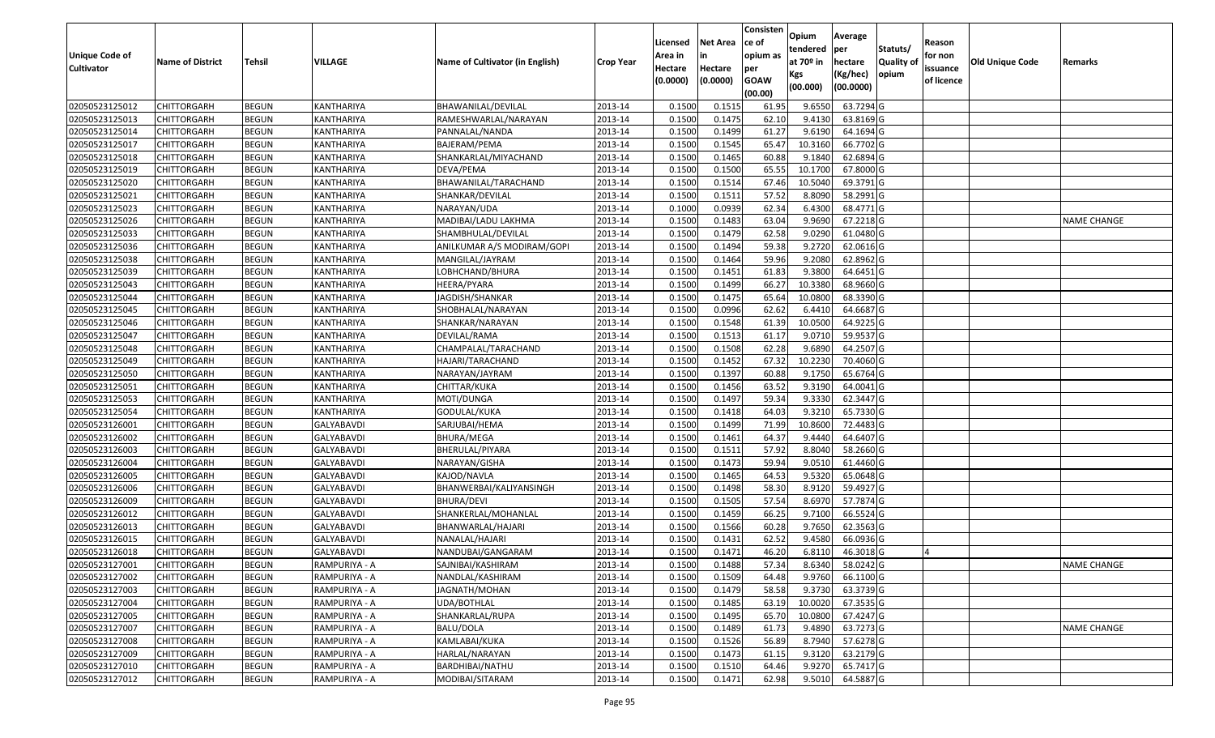| Unique Code of Cultivator | Name of District | Tehsil | VILLAGE | Name of Cultivator (in English) | Crop Year | Licensed Area in Hectare (0.0000) | Net Area in Hectare (0.0000) | Consistence of opium as per GOAW (00.00) | Opium tendered at 70º in Kgs (00.000) | Average per hectare (Kg/hec) (00.0000) | Statuts/ Quality of opium | Reason for non issuance of licence | Old Unique Code | Remarks |
|---|---|---|---|---|---|---|---|---|---|---|---|---|---|---|
| 02050523125012 | CHITTORGARH | BEGUN | KANTHARIYA | BHAWANILAL/DEVILAL | 2013-14 | 0.1500 | 0.1515 | 61.95 | 9.6550 | 63.7294 | G | | | |
| 02050523125013 | CHITTORGARH | BEGUN | KANTHARIYA | RAMESHWARLAL/NARAYAN | 2013-14 | 0.1500 | 0.1475 | 62.10 | 9.4130 | 63.8169 | G | | | |
| 02050523125014 | CHITTORGARH | BEGUN | KANTHARIYA | PANNALAL/NANDA | 2013-14 | 0.1500 | 0.1499 | 61.27 | 9.6190 | 64.1694 | G | | | |
| 02050523125017 | CHITTORGARH | BEGUN | KANTHARIYA | BAJERAM/PEMA | 2013-14 | 0.1500 | 0.1545 | 65.47 | 10.3160 | 66.7702 | G | | | |
| 02050523125018 | CHITTORGARH | BEGUN | KANTHARIYA | SHANKARLAL/MIYACHAND | 2013-14 | 0.1500 | 0.1465 | 60.88 | 9.1840 | 62.6894 | G | | | |
| 02050523125019 | CHITTORGARH | BEGUN | KANTHARIYA | DEVA/PEMA | 2013-14 | 0.1500 | 0.1500 | 65.55 | 10.1700 | 67.8000 | G | | | |
| 02050523125020 | CHITTORGARH | BEGUN | KANTHARIYA | BHAWANILAL/TARACHAND | 2013-14 | 0.1500 | 0.1514 | 67.46 | 10.5040 | 69.3791 | G | | | |
| 02050523125021 | CHITTORGARH | BEGUN | KANTHARIYA | SHANKAR/DEVILAL | 2013-14 | 0.1500 | 0.1511 | 57.52 | 8.8090 | 58.2991 | G | | | |
| 02050523125023 | CHITTORGARH | BEGUN | KANTHARIYA | NARAYAN/UDA | 2013-14 | 0.1000 | 0.0939 | 62.34 | 6.4300 | 68.4771 | G | | | |
| 02050523125026 | CHITTORGARH | BEGUN | KANTHARIYA | MADIBAI/LADU LAKHMA | 2013-14 | 0.1500 | 0.1483 | 63.04 | 9.9690 | 67.2218 | G | | | NAME CHANGE |
| 02050523125033 | CHITTORGARH | BEGUN | KANTHARIYA | SHAMBHULAL/DEVILAL | 2013-14 | 0.1500 | 0.1479 | 62.58 | 9.0290 | 61.0480 | G | | | |
| 02050523125036 | CHITTORGARH | BEGUN | KANTHARIYA | ANILKUMAR A/S MODIRAM/GOPI | 2013-14 | 0.1500 | 0.1494 | 59.38 | 9.2720 | 62.0616 | G | | | |
| 02050523125038 | CHITTORGARH | BEGUN | KANTHARIYA | MANGILAL/JAYRAM | 2013-14 | 0.1500 | 0.1464 | 59.96 | 9.2080 | 62.8962 | G | | | |
| 02050523125039 | CHITTORGARH | BEGUN | KANTHARIYA | LOBHCHAND/BHURA | 2013-14 | 0.1500 | 0.1451 | 61.83 | 9.3800 | 64.6451 | G | | | |
| 02050523125043 | CHITTORGARH | BEGUN | KANTHARIYA | HEERA/PYARA | 2013-14 | 0.1500 | 0.1499 | 66.27 | 10.3380 | 68.9660 | G | | | |
| 02050523125044 | CHITTORGARH | BEGUN | KANTHARIYA | JAGDISH/SHANKAR | 2013-14 | 0.1500 | 0.1475 | 65.64 | 10.0800 | 68.3390 | G | | | |
| 02050523125045 | CHITTORGARH | BEGUN | KANTHARIYA | SHOBHALAL/NARAYAN | 2013-14 | 0.1500 | 0.0996 | 62.62 | 6.4410 | 64.6687 | G | | | |
| 02050523125046 | CHITTORGARH | BEGUN | KANTHARIYA | SHANKAR/NARAYAN | 2013-14 | 0.1500 | 0.1548 | 61.39 | 10.0500 | 64.9225 | G | | | |
| 02050523125047 | CHITTORGARH | BEGUN | KANTHARIYA | DEVILAL/RAMA | 2013-14 | 0.1500 | 0.1513 | 61.17 | 9.0710 | 59.9537 | G | | | |
| 02050523125048 | CHITTORGARH | BEGUN | KANTHARIYA | CHAMPALAL/TARACHAND | 2013-14 | 0.1500 | 0.1508 | 62.28 | 9.6890 | 64.2507 | G | | | |
| 02050523125049 | CHITTORGARH | BEGUN | KANTHARIYA | HAJARI/TARACHAND | 2013-14 | 0.1500 | 0.1452 | 67.32 | 10.2230 | 70.4060 | G | | | |
| 02050523125050 | CHITTORGARH | BEGUN | KANTHARIYA | NARAYAN/JAYRAM | 2013-14 | 0.1500 | 0.1397 | 60.88 | 9.1750 | 65.6764 | G | | | |
| 02050523125051 | CHITTORGARH | BEGUN | KANTHARIYA | CHITTAR/KUKA | 2013-14 | 0.1500 | 0.1456 | 63.52 | 9.3190 | 64.0041 | G | | | |
| 02050523125053 | CHITTORGARH | BEGUN | KANTHARIYA | MOTI/DUNGA | 2013-14 | 0.1500 | 0.1497 | 59.34 | 9.3330 | 62.3447 | G | | | |
| 02050523125054 | CHITTORGARH | BEGUN | KANTHARIYA | GODULAL/KUKA | 2013-14 | 0.1500 | 0.1418 | 64.03 | 9.3210 | 65.7330 | G | | | |
| 02050523126001 | CHITTORGARH | BEGUN | GALYABAVDI | SARJUBAI/HEMA | 2013-14 | 0.1500 | 0.1499 | 71.99 | 10.8600 | 72.4483 | G | | | |
| 02050523126002 | CHITTORGARH | BEGUN | GALYABAVDI | BHURA/MEGA | 2013-14 | 0.1500 | 0.1461 | 64.37 | 9.4440 | 64.6407 | G | | | |
| 02050523126003 | CHITTORGARH | BEGUN | GALYABAVDI | BHERULAL/PIYARA | 2013-14 | 0.1500 | 0.1511 | 57.92 | 8.8040 | 58.2660 | G | | | |
| 02050523126004 | CHITTORGARH | BEGUN | GALYABAVDI | NARAYAN/GISHA | 2013-14 | 0.1500 | 0.1473 | 59.94 | 9.0510 | 61.4460 | G | | | |
| 02050523126005 | CHITTORGARH | BEGUN | GALYABAVDI | KAJOD/NAVLA | 2013-14 | 0.1500 | 0.1465 | 64.53 | 9.5320 | 65.0648 | G | | | |
| 02050523126006 | CHITTORGARH | BEGUN | GALYABAVDI | BHANWERBAI/KALIYANSINGH | 2013-14 | 0.1500 | 0.1498 | 58.30 | 8.9120 | 59.4927 | G | | | |
| 02050523126009 | CHITTORGARH | BEGUN | GALYABAVDI | BHURA/DEVI | 2013-14 | 0.1500 | 0.1505 | 57.54 | 8.6970 | 57.7874 | G | | | |
| 02050523126012 | CHITTORGARH | BEGUN | GALYABAVDI | SHANKERLAL/MOHANLAL | 2013-14 | 0.1500 | 0.1459 | 66.25 | 9.7100 | 66.5524 | G | | | |
| 02050523126013 | CHITTORGARH | BEGUN | GALYABAVDI | BHANWARLAL/HAJARI | 2013-14 | 0.1500 | 0.1566 | 60.28 | 9.7650 | 62.3563 | G | | | |
| 02050523126015 | CHITTORGARH | BEGUN | GALYABAVDI | NANALAL/HAJARI | 2013-14 | 0.1500 | 0.1431 | 62.52 | 9.4580 | 66.0936 | G | | | |
| 02050523126018 | CHITTORGARH | BEGUN | GALYABAVDI | NANDUBAI/GANGARAM | 2013-14 | 0.1500 | 0.1471 | 46.20 | 6.8110 | 46.3018 | G | 4 | | |
| 02050523127001 | CHITTORGARH | BEGUN | RAMPURIYA - A | SAJNIBAI/KASHIRAM | 2013-14 | 0.1500 | 0.1488 | 57.34 | 8.6340 | 58.0242 | G | | | NAME CHANGE |
| 02050523127002 | CHITTORGARH | BEGUN | RAMPURIYA - A | NANDLAL/KASHIRAM | 2013-14 | 0.1500 | 0.1509 | 64.48 | 9.9760 | 66.1100 | G | | | |
| 02050523127003 | CHITTORGARH | BEGUN | RAMPURIYA - A | JAGNATH/MOHAN | 2013-14 | 0.1500 | 0.1479 | 58.58 | 9.3730 | 63.3739 | G | | | |
| 02050523127004 | CHITTORGARH | BEGUN | RAMPURIYA - A | UDA/BOTHLAL | 2013-14 | 0.1500 | 0.1485 | 63.19 | 10.0020 | 67.3535 | G | | | |
| 02050523127005 | CHITTORGARH | BEGUN | RAMPURIYA - A | SHANKARLAL/RUPA | 2013-14 | 0.1500 | 0.1495 | 65.70 | 10.0800 | 67.4247 | G | | | |
| 02050523127007 | CHITTORGARH | BEGUN | RAMPURIYA - A | BALU/DOLA | 2013-14 | 0.1500 | 0.1489 | 61.73 | 9.4890 | 63.7273 | G | | | NAME CHANGE |
| 02050523127008 | CHITTORGARH | BEGUN | RAMPURIYA - A | KAMLABAI/KUKA | 2013-14 | 0.1500 | 0.1526 | 56.89 | 8.7940 | 57.6278 | G | | | |
| 02050523127009 | CHITTORGARH | BEGUN | RAMPURIYA - A | HARLAL/NARAYAN | 2013-14 | 0.1500 | 0.1473 | 61.15 | 9.3120 | 63.2179 | G | | | |
| 02050523127010 | CHITTORGARH | BEGUN | RAMPURIYA - A | BARDHIBAI/NATHU | 2013-14 | 0.1500 | 0.1510 | 64.46 | 9.9270 | 65.7417 | G | | | |
| 02050523127012 | CHITTORGARH | BEGUN | RAMPURIYA - A | MODIBAI/SITARAM | 2013-14 | 0.1500 | 0.1471 | 62.98 | 9.5010 | 64.5887 | G | | | |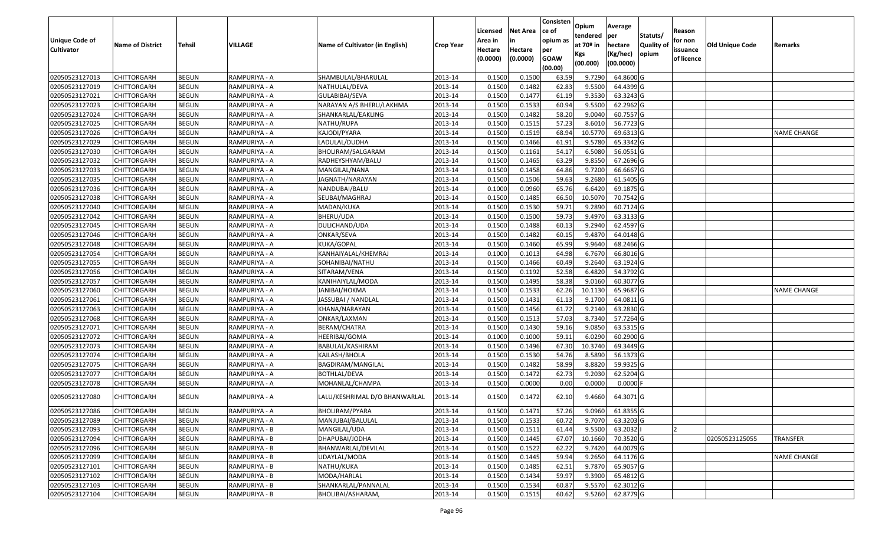| Unique Code of Cultivator | Name of District | Tehsil | VILLAGE | Name of Cultivator (in English) | Crop Year | Licensed Area in Hectare (0.0000) | Net Area in Hectare (0.0000) | Consistence of opium as per GOAW (00.00) | Opium tendered at 70º in Kgs (00.000) | Average per hectare (Kg/hec) (00.0000) | Statuts/ Quality of opium | Reason for non issuance of licence | Old Unique Code | Remarks |
|---|---|---|---|---|---|---|---|---|---|---|---|---|---|---|
| 02050523127013 | CHITTORGARH | BEGUN | RAMPURIYA - A | SHAMBULAL/BHARULAL | 2013-14 | 0.1500 | 0.1500 | 63.59 | 9.7290 | 64.8600 | G | | | |
| 02050523127019 | CHITTORGARH | BEGUN | RAMPURIYA - A | NATHULAL/DEVA | 2013-14 | 0.1500 | 0.1482 | 62.83 | 9.5500 | 64.4399 | G | | | |
| 02050523127021 | CHITTORGARH | BEGUN | RAMPURIYA - A | GULABIBAI/SEVA | 2013-14 | 0.1500 | 0.1477 | 61.19 | 9.3530 | 63.3243 | G | | | |
| 02050523127023 | CHITTORGARH | BEGUN | RAMPURIYA - A | NARAYAN A/S BHERU/LAKHMA | 2013-14 | 0.1500 | 0.1533 | 60.94 | 9.5500 | 62.2962 | G | | | |
| 02050523127024 | CHITTORGARH | BEGUN | RAMPURIYA - A | SHANKARLAL/EAKLING | 2013-14 | 0.1500 | 0.1482 | 58.20 | 9.0040 | 60.7557 | G | | | |
| 02050523127025 | CHITTORGARH | BEGUN | RAMPURIYA - A | NATHU/RUPA | 2013-14 | 0.1500 | 0.1515 | 57.23 | 8.6010 | 56.7723 | G | | | |
| 02050523127026 | CHITTORGARH | BEGUN | RAMPURIYA - A | KAJODI/PYARA | 2013-14 | 0.1500 | 0.1519 | 68.94 | 10.5770 | 69.6313 | G | | | NAME CHANGE |
| 02050523127029 | CHITTORGARH | BEGUN | RAMPURIYA - A | LADULAL/DUDHA | 2013-14 | 0.1500 | 0.1466 | 61.91 | 9.5780 | 65.3342 | G | | | |
| 02050523127030 | CHITTORGARH | BEGUN | RAMPURIYA - A | BHOLIRAM/SALGARAM | 2013-14 | 0.1500 | 0.1161 | 54.17 | 6.5080 | 56.0551 | G | | | |
| 02050523127032 | CHITTORGARH | BEGUN | RAMPURIYA - A | RADHEYSHYAM/BALU | 2013-14 | 0.1500 | 0.1465 | 63.29 | 9.8550 | 67.2696 | G | | | |
| 02050523127033 | CHITTORGARH | BEGUN | RAMPURIYA - A | MANGILAL/NANA | 2013-14 | 0.1500 | 0.1458 | 64.86 | 9.7200 | 66.6667 | G | | | |
| 02050523127035 | CHITTORGARH | BEGUN | RAMPURIYA - A | JAGNATH/NARAYAN | 2013-14 | 0.1500 | 0.1506 | 59.63 | 9.2680 | 61.5405 | G | | | |
| 02050523127036 | CHITTORGARH | BEGUN | RAMPURIYA - A | NANDUBAI/BALU | 2013-14 | 0.1000 | 0.0960 | 65.76 | 6.6420 | 69.1875 | G | | | |
| 02050523127038 | CHITTORGARH | BEGUN | RAMPURIYA - A | SEUBAI/MAGHRAJ | 2013-14 | 0.1500 | 0.1485 | 66.50 | 10.5070 | 70.7542 | G | | | |
| 02050523127040 | CHITTORGARH | BEGUN | RAMPURIYA - A | MADAN/KUKA | 2013-14 | 0.1500 | 0.1530 | 59.71 | 9.2890 | 60.7124 | G | | | |
| 02050523127042 | CHITTORGARH | BEGUN | RAMPURIYA - A | BHERU/UDA | 2013-14 | 0.1500 | 0.1500 | 59.73 | 9.4970 | 63.3133 | G | | | |
| 02050523127045 | CHITTORGARH | BEGUN | RAMPURIYA - A | DULICHAND/UDA | 2013-14 | 0.1500 | 0.1488 | 60.13 | 9.2940 | 62.4597 | G | | | |
| 02050523127046 | CHITTORGARH | BEGUN | RAMPURIYA - A | ONKAR/SEVA | 2013-14 | 0.1500 | 0.1482 | 60.15 | 9.4870 | 64.0148 | G | | | |
| 02050523127048 | CHITTORGARH | BEGUN | RAMPURIYA - A | KUKA/GOPAL | 2013-14 | 0.1500 | 0.1460 | 65.99 | 9.9640 | 68.2466 | G | | | |
| 02050523127054 | CHITTORGARH | BEGUN | RAMPURIYA - A | KANHAIYALAL/KHEMRAJ | 2013-14 | 0.1000 | 0.1013 | 64.98 | 6.7670 | 66.8016 | G | | | |
| 02050523127055 | CHITTORGARH | BEGUN | RAMPURIYA - A | SOHANIBAI/NATHU | 2013-14 | 0.1500 | 0.1466 | 60.49 | 9.2640 | 63.1924 | G | | | |
| 02050523127056 | CHITTORGARH | BEGUN | RAMPURIYA - A | SITARAM/VENA | 2013-14 | 0.1500 | 0.1192 | 52.58 | 6.4820 | 54.3792 | G | | | |
| 02050523127057 | CHITTORGARH | BEGUN | RAMPURIYA - A | KANIHAIYLAL/MODA | 2013-14 | 0.1500 | 0.1495 | 58.38 | 9.0160 | 60.3077 | G | | | |
| 02050523127060 | CHITTORGARH | BEGUN | RAMPURIYA - A | JANIBAI/HOKMA | 2013-14 | 0.1500 | 0.1533 | 62.26 | 10.1130 | 65.9687 | G | | | NAME CHANGE |
| 02050523127061 | CHITTORGARH | BEGUN | RAMPURIYA - A | JASSUBAI / NANDLAL | 2013-14 | 0.1500 | 0.1431 | 61.13 | 9.1700 | 64.0811 | G | | | |
| 02050523127063 | CHITTORGARH | BEGUN | RAMPURIYA - A | KHANA/NARAYAN | 2013-14 | 0.1500 | 0.1456 | 61.72 | 9.2140 | 63.2830 | G | | | |
| 02050523127068 | CHITTORGARH | BEGUN | RAMPURIYA - A | ONKAR/LAXMAN | 2013-14 | 0.1500 | 0.1513 | 57.03 | 8.7340 | 57.7264 | G | | | |
| 02050523127071 | CHITTORGARH | BEGUN | RAMPURIYA - A | BERAM/CHATRA | 2013-14 | 0.1500 | 0.1430 | 59.16 | 9.0850 | 63.5315 | G | | | |
| 02050523127072 | CHITTORGARH | BEGUN | RAMPURIYA - A | HEERIBAI/GOMA | 2013-14 | 0.1000 | 0.1000 | 59.11 | 6.0290 | 60.2900 | G | | | |
| 02050523127073 | CHITTORGARH | BEGUN | RAMPURIYA - A | BABULAL/KASHIRAM | 2013-14 | 0.1500 | 0.1496 | 67.30 | 10.3740 | 69.3449 | G | | | |
| 02050523127074 | CHITTORGARH | BEGUN | RAMPURIYA - A | KAILASH/BHOLA | 2013-14 | 0.1500 | 0.1530 | 54.76 | 8.5890 | 56.1373 | G | | | |
| 02050523127075 | CHITTORGARH | BEGUN | RAMPURIYA - A | BAGDIRAM/MANGILAL | 2013-14 | 0.1500 | 0.1482 | 58.99 | 8.8820 | 59.9325 | G | | | |
| 02050523127077 | CHITTORGARH | BEGUN | RAMPURIYA - A | BOTHLAL/DEVA | 2013-14 | 0.1500 | 0.1472 | 62.73 | 9.2030 | 62.5204 | G | | | |
| 02050523127078 | CHITTORGARH | BEGUN | RAMPURIYA - A | MOHANLAL/CHAMPA | 2013-14 | 0.1500 | 0.0000 | 0.00 | 0.0000 | 0.0000 | F | | | |
| 02050523127080 | CHITTORGARH | BEGUN | RAMPURIYA - A | LALU/KESHRIMAL D/O BHANWARLAL | 2013-14 | 0.1500 | 0.1472 | 62.10 | 9.4660 | 64.3071 | G | | | |
| 02050523127086 | CHITTORGARH | BEGUN | RAMPURIYA - A | BHOLIRAM/PYARA | 2013-14 | 0.1500 | 0.1471 | 57.26 | 9.0960 | 61.8355 | G | | | |
| 02050523127089 | CHITTORGARH | BEGUN | RAMPURIYA - A | MANJUBAI/BALULAL | 2013-14 | 0.1500 | 0.1533 | 60.72 | 9.7070 | 63.3203 | G | | | |
| 02050523127093 | CHITTORGARH | BEGUN | RAMPURIYA - B | MANGILAL/UDA | 2013-14 | 0.1500 | 0.1511 | 61.44 | 9.5500 | 63.2032 | I | 2 | | |
| 02050523127094 | CHITTORGARH | BEGUN | RAMPURIYA - B | DHAPUBAI/JODHA | 2013-14 | 0.1500 | 0.1445 | 67.07 | 10.1660 | 70.3520 | G | | 02050523125055 | TRANSFER |
| 02050523127096 | CHITTORGARH | BEGUN | RAMPURIYA - B | BHANWARLAL/DEVILAL | 2013-14 | 0.1500 | 0.1522 | 62.22 | 9.7420 | 64.0079 | G | | | |
| 02050523127099 | CHITTORGARH | BEGUN | RAMPURIYA - B | UDAYLAL/MODA | 2013-14 | 0.1500 | 0.1445 | 59.94 | 9.2650 | 64.1176 | G | | | NAME CHANGE |
| 02050523127101 | CHITTORGARH | BEGUN | RAMPURIYA - B | NATHU/KUKA | 2013-14 | 0.1500 | 0.1485 | 62.51 | 9.7870 | 65.9057 | G | | | |
| 02050523127102 | CHITTORGARH | BEGUN | RAMPURIYA - B | MODA/HARLAL | 2013-14 | 0.1500 | 0.1434 | 59.97 | 9.3900 | 65.4812 | G | | | |
| 02050523127103 | CHITTORGARH | BEGUN | RAMPURIYA - B | SHANKARLAL/PANNALAL | 2013-14 | 0.1500 | 0.1534 | 60.87 | 9.5570 | 62.3012 | G | | | |
| 02050523127104 | CHITTORGARH | BEGUN | RAMPURIYA - B | BHOLIBAI/ASHARAM, | 2013-14 | 0.1500 | 0.1515 | 60.62 | 9.5260 | 62.8779 | G | | | |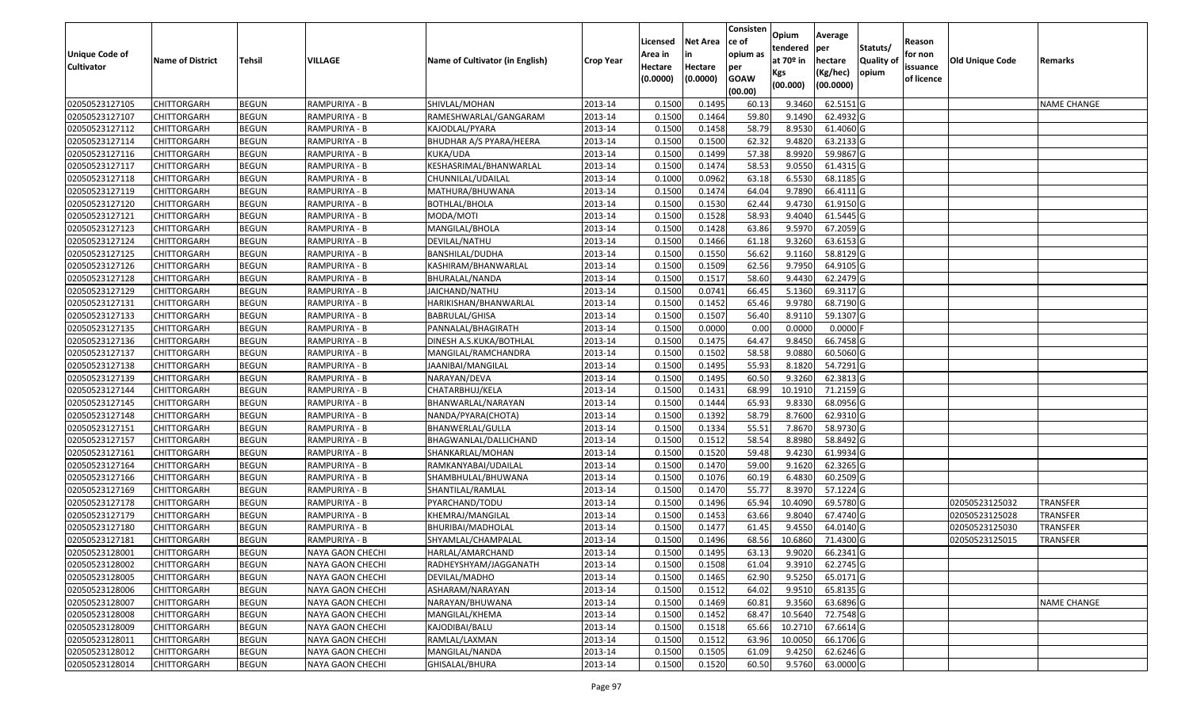| Unique Code of Cultivator | Name of District | Tehsil | VILLAGE | Name of Cultivator (in English) | Crop Year | Licensed Area in Hectare (0.0000) | Net Area in Hectare (0.0000) | Consistence of opium as per GOAW (00.00) | Opium tendered at 70º in Kgs (00.000) | Average per hectare (Kg/hec) (00.0000) | Statuts/ Quality of opium | Reason for non issuance of licence | Old Unique Code | Remarks |
|---|---|---|---|---|---|---|---|---|---|---|---|---|---|---|
| 02050523127105 | CHITTORGARH | BEGUN | RAMPURIYA - B | SHIVLAL/MOHAN | 2013-14 | 0.1500 | 0.1495 | 60.13 | 9.3460 | 62.5151 | G | | | NAME CHANGE |
| 02050523127107 | CHITTORGARH | BEGUN | RAMPURIYA - B | RAMESHWARLAL/GANGARAM | 2013-14 | 0.1500 | 0.1464 | 59.80 | 9.1490 | 62.4932 | G | | | |
| 02050523127112 | CHITTORGARH | BEGUN | RAMPURIYA - B | KAJODLAL/PYARA | 2013-14 | 0.1500 | 0.1458 | 58.79 | 8.9530 | 61.4060 | G | | | |
| 02050523127114 | CHITTORGARH | BEGUN | RAMPURIYA - B | BHUDHAR A/S PYARA/HEERA | 2013-14 | 0.1500 | 0.1500 | 62.32 | 9.4820 | 63.2133 | G | | | |
| 02050523127116 | CHITTORGARH | BEGUN | RAMPURIYA - B | KUKA/UDA | 2013-14 | 0.1500 | 0.1499 | 57.38 | 8.9920 | 59.9867 | G | | | |
| 02050523127117 | CHITTORGARH | BEGUN | RAMPURIYA - B | KESHASRIMAL/BHANWARLAL | 2013-14 | 0.1500 | 0.1474 | 58.53 | 9.0550 | 61.4315 | G | | | |
| 02050523127118 | CHITTORGARH | BEGUN | RAMPURIYA - B | CHUNNILAL/UDAILAL | 2013-14 | 0.1000 | 0.0962 | 63.18 | 6.5530 | 68.1185 | G | | | |
| 02050523127119 | CHITTORGARH | BEGUN | RAMPURIYA - B | MATHURA/BHUWANA | 2013-14 | 0.1500 | 0.1474 | 64.04 | 9.7890 | 66.4111 | G | | | |
| 02050523127120 | CHITTORGARH | BEGUN | RAMPURIYA - B | BOTHLAL/BHOLA | 2013-14 | 0.1500 | 0.1530 | 62.44 | 9.4730 | 61.9150 | G | | | |
| 02050523127121 | CHITTORGARH | BEGUN | RAMPURIYA - B | MODA/MOTI | 2013-14 | 0.1500 | 0.1528 | 58.93 | 9.4040 | 61.5445 | G | | | |
| 02050523127123 | CHITTORGARH | BEGUN | RAMPURIYA - B | MANGILAL/BHOLA | 2013-14 | 0.1500 | 0.1428 | 63.86 | 9.5970 | 67.2059 | G | | | |
| 02050523127124 | CHITTORGARH | BEGUN | RAMPURIYA - B | DEVILAL/NATHU | 2013-14 | 0.1500 | 0.1466 | 61.18 | 9.3260 | 63.6153 | G | | | |
| 02050523127125 | CHITTORGARH | BEGUN | RAMPURIYA - B | BANSHILAL/DUDHA | 2013-14 | 0.1500 | 0.1550 | 56.62 | 9.1160 | 58.8129 | G | | | |
| 02050523127126 | CHITTORGARH | BEGUN | RAMPURIYA - B | KASHIRAM/BHANWARLAL | 2013-14 | 0.1500 | 0.1509 | 62.56 | 9.7950 | 64.9105 | G | | | |
| 02050523127128 | CHITTORGARH | BEGUN | RAMPURIYA - B | BHURALAL/NANDA | 2013-14 | 0.1500 | 0.1517 | 58.60 | 9.4430 | 62.2479 | G | | | |
| 02050523127129 | CHITTORGARH | BEGUN | RAMPURIYA - B | JAICHAND/NATHU | 2013-14 | 0.1500 | 0.0741 | 66.45 | 5.1360 | 69.3117 | G | | | |
| 02050523127131 | CHITTORGARH | BEGUN | RAMPURIYA - B | HARIKISHAN/BHANWARLAL | 2013-14 | 0.1500 | 0.1452 | 65.46 | 9.9780 | 68.7190 | G | | | |
| 02050523127133 | CHITTORGARH | BEGUN | RAMPURIYA - B | BABRULAL/GHISA | 2013-14 | 0.1500 | 0.1507 | 56.40 | 8.9110 | 59.1307 | G | | | |
| 02050523127135 | CHITTORGARH | BEGUN | RAMPURIYA - B | PANNALAL/BHAGIRATH | 2013-14 | 0.1500 | 0.0000 | 0.00 | 0.0000 | 0.0000 | F | | | |
| 02050523127136 | CHITTORGARH | BEGUN | RAMPURIYA - B | DINESH A.S.KUKA/BOTHLAL | 2013-14 | 0.1500 | 0.1475 | 64.47 | 9.8450 | 66.7458 | G | | | |
| 02050523127137 | CHITTORGARH | BEGUN | RAMPURIYA - B | MANGILAL/RAMCHANDRA | 2013-14 | 0.1500 | 0.1502 | 58.58 | 9.0880 | 60.5060 | G | | | |
| 02050523127138 | CHITTORGARH | BEGUN | RAMPURIYA - B | JAANIBAI/MANGILAL | 2013-14 | 0.1500 | 0.1495 | 55.93 | 8.1820 | 54.7291 | G | | | |
| 02050523127139 | CHITTORGARH | BEGUN | RAMPURIYA - B | NARAYAN/DEVA | 2013-14 | 0.1500 | 0.1495 | 60.50 | 9.3260 | 62.3813 | G | | | |
| 02050523127144 | CHITTORGARH | BEGUN | RAMPURIYA - B | CHATARBHUJ/KELA | 2013-14 | 0.1500 | 0.1431 | 68.99 | 10.1910 | 71.2159 | G | | | |
| 02050523127145 | CHITTORGARH | BEGUN | RAMPURIYA - B | BHANWARLAL/NARAYAN | 2013-14 | 0.1500 | 0.1444 | 65.93 | 9.8330 | 68.0956 | G | | | |
| 02050523127148 | CHITTORGARH | BEGUN | RAMPURIYA - B | NANDA/PYARA(CHOTA) | 2013-14 | 0.1500 | 0.1392 | 58.79 | 8.7600 | 62.9310 | G | | | |
| 02050523127151 | CHITTORGARH | BEGUN | RAMPURIYA - B | BHANWERLAL/GULLA | 2013-14 | 0.1500 | 0.1334 | 55.51 | 7.8670 | 58.9730 | G | | | |
| 02050523127157 | CHITTORGARH | BEGUN | RAMPURIYA - B | BHAGWANLAL/DALLICHAND | 2013-14 | 0.1500 | 0.1512 | 58.54 | 8.8980 | 58.8492 | G | | | |
| 02050523127161 | CHITTORGARH | BEGUN | RAMPURIYA - B | SHANKARLAL/MOHAN | 2013-14 | 0.1500 | 0.1520 | 59.48 | 9.4230 | 61.9934 | G | | | |
| 02050523127164 | CHITTORGARH | BEGUN | RAMPURIYA - B | RAMKANYABAI/UDAILAL | 2013-14 | 0.1500 | 0.1470 | 59.00 | 9.1620 | 62.3265 | G | | | |
| 02050523127166 | CHITTORGARH | BEGUN | RAMPURIYA - B | SHAMBHULAL/BHUWANA | 2013-14 | 0.1500 | 0.1076 | 60.19 | 6.4830 | 60.2509 | G | | | |
| 02050523127169 | CHITTORGARH | BEGUN | RAMPURIYA - B | SHANTILAL/RAMLAL | 2013-14 | 0.1500 | 0.1470 | 55.77 | 8.3970 | 57.1224 | G | | | |
| 02050523127178 | CHITTORGARH | BEGUN | RAMPURIYA - B | PYARCHAND/TODU | 2013-14 | 0.1500 | 0.1496 | 65.94 | 10.4090 | 69.5780 | G | | 02050523125032 | TRANSFER |
| 02050523127179 | CHITTORGARH | BEGUN | RAMPURIYA - B | KHEMRAJ/MANGILAL | 2013-14 | 0.1500 | 0.1453 | 63.66 | 9.8040 | 67.4740 | G | | 02050523125028 | TRANSFER |
| 02050523127180 | CHITTORGARH | BEGUN | RAMPURIYA - B | BHURIBAI/MADHOLAL | 2013-14 | 0.1500 | 0.1477 | 61.45 | 9.4550 | 64.0140 | G | | 02050523125030 | TRANSFER |
| 02050523127181 | CHITTORGARH | BEGUN | RAMPURIYA - B | SHYAMLAL/CHAMPALAL | 2013-14 | 0.1500 | 0.1496 | 68.56 | 10.6860 | 71.4300 | G | | 02050523125015 | TRANSFER |
| 02050523128001 | CHITTORGARH | BEGUN | NAYA GAON CHECHI | HARLAL/AMARCHAND | 2013-14 | 0.1500 | 0.1495 | 63.13 | 9.9020 | 66.2341 | G | | | |
| 02050523128002 | CHITTORGARH | BEGUN | NAYA GAON CHECHI | RADHEYSHYAM/JAGGANATH | 2013-14 | 0.1500 | 0.1508 | 61.04 | 9.3910 | 62.2745 | G | | | |
| 02050523128005 | CHITTORGARH | BEGUN | NAYA GAON CHECHI | DEVILAL/MADHO | 2013-14 | 0.1500 | 0.1465 | 62.90 | 9.5250 | 65.0171 | G | | | |
| 02050523128006 | CHITTORGARH | BEGUN | NAYA GAON CHECHI | ASHARAM/NARAYAN | 2013-14 | 0.1500 | 0.1512 | 64.02 | 9.9510 | 65.8135 | G | | | |
| 02050523128007 | CHITTORGARH | BEGUN | NAYA GAON CHECHI | NARAYAN/BHUWANA | 2013-14 | 0.1500 | 0.1469 | 60.81 | 9.3560 | 63.6896 | G | | | NAME CHANGE |
| 02050523128008 | CHITTORGARH | BEGUN | NAYA GAON CHECHI | MANGILAL/KHEMA | 2013-14 | 0.1500 | 0.1452 | 68.47 | 10.5640 | 72.7548 | G | | | |
| 02050523128009 | CHITTORGARH | BEGUN | NAYA GAON CHECHI | KAJODIBAI/BALU | 2013-14 | 0.1500 | 0.1518 | 65.66 | 10.2710 | 67.6614 | G | | | |
| 02050523128011 | CHITTORGARH | BEGUN | NAYA GAON CHECHI | RAMLAL/LAXMAN | 2013-14 | 0.1500 | 0.1512 | 63.96 | 10.0050 | 66.1706 | G | | | |
| 02050523128012 | CHITTORGARH | BEGUN | NAYA GAON CHECHI | MANGILAL/NANDA | 2013-14 | 0.1500 | 0.1505 | 61.09 | 9.4250 | 62.6246 | G | | | |
| 02050523128014 | CHITTORGARH | BEGUN | NAYA GAON CHECHI | GHISALAL/BHURA | 2013-14 | 0.1500 | 0.1520 | 60.50 | 9.5760 | 63.0000 | G | | | |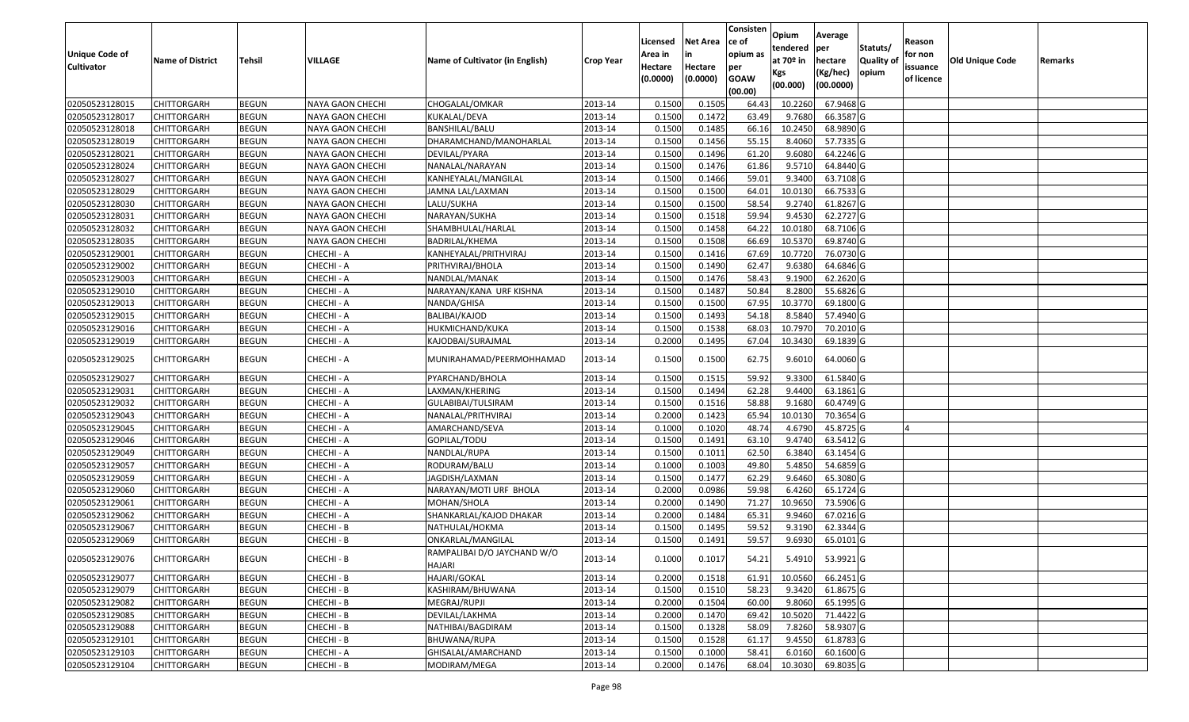| Unique Code of Cultivator | Name of District | Tehsil | VILLAGE | Name of Cultivator (in English) | Crop Year | Licensed Area in Hectare (0.0000) | Net Area in Hectare (0.0000) | Consisten ce of opium as per GOAW (00.00) | Opium tendered at 70º in Kgs (00.000) | Average per hectare (Kg/hec) (00.0000) | Statuts/ Quality of opium | Reason for non issuance of licence | Old Unique Code | Remarks |
|---|---|---|---|---|---|---|---|---|---|---|---|---|---|---|
| 02050523128015 | CHITTORGARH | BEGUN | NAYA GAON CHECHI | CHOGALAL/OMKAR | 2013-14 | 0.1500 | 0.1505 | 64.43 | 10.2260 | 67.9468 | G | | | |
| 02050523128017 | CHITTORGARH | BEGUN | NAYA GAON CHECHI | KUKALAL/DEVA | 2013-14 | 0.1500 | 0.1472 | 63.49 | 9.7680 | 66.3587 | G | | | |
| 02050523128018 | CHITTORGARH | BEGUN | NAYA GAON CHECHI | BANSHILAL/BALU | 2013-14 | 0.1500 | 0.1485 | 66.16 | 10.2450 | 68.9890 | G | | | |
| 02050523128019 | CHITTORGARH | BEGUN | NAYA GAON CHECHI | DHARAMCHAND/MANOHARLAL | 2013-14 | 0.1500 | 0.1456 | 55.15 | 8.4060 | 57.7335 | G | | | |
| 02050523128021 | CHITTORGARH | BEGUN | NAYA GAON CHECHI | DEVILAL/PYARA | 2013-14 | 0.1500 | 0.1496 | 61.20 | 9.6080 | 64.2246 | G | | | |
| 02050523128024 | CHITTORGARH | BEGUN | NAYA GAON CHECHI | NANALAL/NARAYAN | 2013-14 | 0.1500 | 0.1476 | 61.86 | 9.5710 | 64.8440 | G | | | |
| 02050523128027 | CHITTORGARH | BEGUN | NAYA GAON CHECHI | KANHEYALAL/MANGILAL | 2013-14 | 0.1500 | 0.1466 | 59.01 | 9.3400 | 63.7108 | G | | | |
| 02050523128029 | CHITTORGARH | BEGUN | NAYA GAON CHECHI | JAMNA LAL/LAXMAN | 2013-14 | 0.1500 | 0.1500 | 64.01 | 10.0130 | 66.7533 | G | | | |
| 02050523128030 | CHITTORGARH | BEGUN | NAYA GAON CHECHI | LALU/SUKHA | 2013-14 | 0.1500 | 0.1500 | 58.54 | 9.2740 | 61.8267 | G | | | |
| 02050523128031 | CHITTORGARH | BEGUN | NAYA GAON CHECHI | NARAYAN/SUKHA | 2013-14 | 0.1500 | 0.1518 | 59.94 | 9.4530 | 62.2727 | G | | | |
| 02050523128032 | CHITTORGARH | BEGUN | NAYA GAON CHECHI | SHAMBHULAL/HARLAL | 2013-14 | 0.1500 | 0.1458 | 64.22 | 10.0180 | 68.7106 | G | | | |
| 02050523128035 | CHITTORGARH | BEGUN | NAYA GAON CHECHI | BADRILAL/KHEMA | 2013-14 | 0.1500 | 0.1508 | 66.69 | 10.5370 | 69.8740 | G | | | |
| 02050523129001 | CHITTORGARH | BEGUN | CHECHI - A | KANHEYALAL/PRITHVIRAJ | 2013-14 | 0.1500 | 0.1416 | 67.69 | 10.7720 | 76.0730 | G | | | |
| 02050523129002 | CHITTORGARH | BEGUN | CHECHI - A | PRITHVIRAJ/BHOLA | 2013-14 | 0.1500 | 0.1490 | 62.47 | 9.6380 | 64.6846 | G | | | |
| 02050523129003 | CHITTORGARH | BEGUN | CHECHI - A | NANDLAL/MANAK | 2013-14 | 0.1500 | 0.1476 | 58.43 | 9.1900 | 62.2620 | G | | | |
| 02050523129010 | CHITTORGARH | BEGUN | CHECHI - A | NARAYAN/KANA URF KISHNA | 2013-14 | 0.1500 | 0.1487 | 50.84 | 8.2800 | 55.6826 | G | | | |
| 02050523129013 | CHITTORGARH | BEGUN | CHECHI - A | NANDA/GHISA | 2013-14 | 0.1500 | 0.1500 | 67.95 | 10.3770 | 69.1800 | G | | | |
| 02050523129015 | CHITTORGARH | BEGUN | CHECHI - A | BALIBAI/KAJOD | 2013-14 | 0.1500 | 0.1493 | 54.18 | 8.5840 | 57.4940 | G | | | |
| 02050523129016 | CHITTORGARH | BEGUN | CHECHI - A | HUKMICHAND/KUKA | 2013-14 | 0.1500 | 0.1538 | 68.03 | 10.7970 | 70.2010 | G | | | |
| 02050523129019 | CHITTORGARH | BEGUN | CHECHI - A | KAJODBAI/SURAJMAL | 2013-14 | 0.2000 | 0.1495 | 67.04 | 10.3430 | 69.1839 | G | | | |
| 02050523129025 | CHITTORGARH | BEGUN | CHECHI - A | MUNIRAHAMAD/PEERMOHHAMAD | 2013-14 | 0.1500 | 0.1500 | 62.75 | 9.6010 | 64.0060 | G | | | |
| 02050523129027 | CHITTORGARH | BEGUN | CHECHI - A | PYARCHAND/BHOLA | 2013-14 | 0.1500 | 0.1515 | 59.92 | 9.3300 | 61.5840 | G | | | |
| 02050523129031 | CHITTORGARH | BEGUN | CHECHI - A | LAXMAN/KHERING | 2013-14 | 0.1500 | 0.1494 | 62.28 | 9.4400 | 63.1861 | G | | | |
| 02050523129032 | CHITTORGARH | BEGUN | CHECHI - A | GULABIBAI/TULSIRAM | 2013-14 | 0.1500 | 0.1516 | 58.88 | 9.1680 | 60.4749 | G | | | |
| 02050523129043 | CHITTORGARH | BEGUN | CHECHI - A | NANALAL/PRITHVIRAJ | 2013-14 | 0.2000 | 0.1423 | 65.94 | 10.0130 | 70.3654 | G | | | |
| 02050523129045 | CHITTORGARH | BEGUN | CHECHI - A | AMARCHAND/SEVA | 2013-14 | 0.1000 | 0.1020 | 48.74 | 4.6790 | 45.8725 | G | 4 | | |
| 02050523129046 | CHITTORGARH | BEGUN | CHECHI - A | GOPILAL/TODU | 2013-14 | 0.1500 | 0.1491 | 63.10 | 9.4740 | 63.5412 | G | | | |
| 02050523129049 | CHITTORGARH | BEGUN | CHECHI - A | NANDLAL/RUPA | 2013-14 | 0.1500 | 0.1011 | 62.50 | 6.3840 | 63.1454 | G | | | |
| 02050523129057 | CHITTORGARH | BEGUN | CHECHI - A | RODURAM/BALU | 2013-14 | 0.1000 | 0.1003 | 49.80 | 5.4850 | 54.6859 | G | | | |
| 02050523129059 | CHITTORGARH | BEGUN | CHECHI - A | JAGDISH/LAXMAN | 2013-14 | 0.1500 | 0.1477 | 62.29 | 9.6460 | 65.3080 | G | | | |
| 02050523129060 | CHITTORGARH | BEGUN | CHECHI - A | NARAYAN/MOTI URF BHOLA | 2013-14 | 0.2000 | 0.0986 | 59.98 | 6.4260 | 65.1724 | G | | | |
| 02050523129061 | CHITTORGARH | BEGUN | CHECHI - A | MOHAN/SHOLA | 2013-14 | 0.2000 | 0.1490 | 71.27 | 10.9650 | 73.5906 | G | | | |
| 02050523129062 | CHITTORGARH | BEGUN | CHECHI - A | SHANKARLAL/KAJOD DHAKAR | 2013-14 | 0.2000 | 0.1484 | 65.31 | 9.9460 | 67.0216 | G | | | |
| 02050523129067 | CHITTORGARH | BEGUN | CHECHI - B | NATHULAL/HOKMA | 2013-14 | 0.1500 | 0.1495 | 59.52 | 9.3190 | 62.3344 | G | | | |
| 02050523129069 | CHITTORGARH | BEGUN | CHECHI - B | ONKARLAL/MANGILAL | 2013-14 | 0.1500 | 0.1491 | 59.57 | 9.6930 | 65.0101 | G | | | |
| 02050523129076 | CHITTORGARH | BEGUN | CHECHI - B | RAMPALIBAI D/O JAYCHAND W/O HAJARI | 2013-14 | 0.1000 | 0.1017 | 54.21 | 5.4910 | 53.9921 | G | | | |
| 02050523129077 | CHITTORGARH | BEGUN | CHECHI - B | HAJARI/GOKAL | 2013-14 | 0.2000 | 0.1518 | 61.91 | 10.0560 | 66.2451 | G | | | |
| 02050523129079 | CHITTORGARH | BEGUN | CHECHI - B | KASHIRAM/BHUWANA | 2013-14 | 0.1500 | 0.1510 | 58.23 | 9.3420 | 61.8675 | G | | | |
| 02050523129082 | CHITTORGARH | BEGUN | CHECHI - B | MEGRAJ/RUPJI | 2013-14 | 0.2000 | 0.1504 | 60.00 | 9.8060 | 65.1995 | G | | | |
| 02050523129085 | CHITTORGARH | BEGUN | CHECHI - B | DEVILAL/LAKHMA | 2013-14 | 0.2000 | 0.1470 | 69.42 | 10.5020 | 71.4422 | G | | | |
| 02050523129088 | CHITTORGARH | BEGUN | CHECHI - B | NATHIBAI/BAGDIRAM | 2013-14 | 0.1500 | 0.1328 | 58.09 | 7.8260 | 58.9307 | G | | | |
| 02050523129101 | CHITTORGARH | BEGUN | CHECHI - B | BHUWANA/RUPA | 2013-14 | 0.1500 | 0.1528 | 61.17 | 9.4550 | 61.8783 | G | | | |
| 02050523129103 | CHITTORGARH | BEGUN | CHECHI - A | GHISALAL/AMARCHAND | 2013-14 | 0.1500 | 0.1000 | 58.41 | 6.0160 | 60.1600 | G | | | |
| 02050523129104 | CHITTORGARH | BEGUN | CHECHI - B | MODIRAM/MEGA | 2013-14 | 0.2000 | 0.1476 | 68.04 | 10.3030 | 69.8035 | G | | | |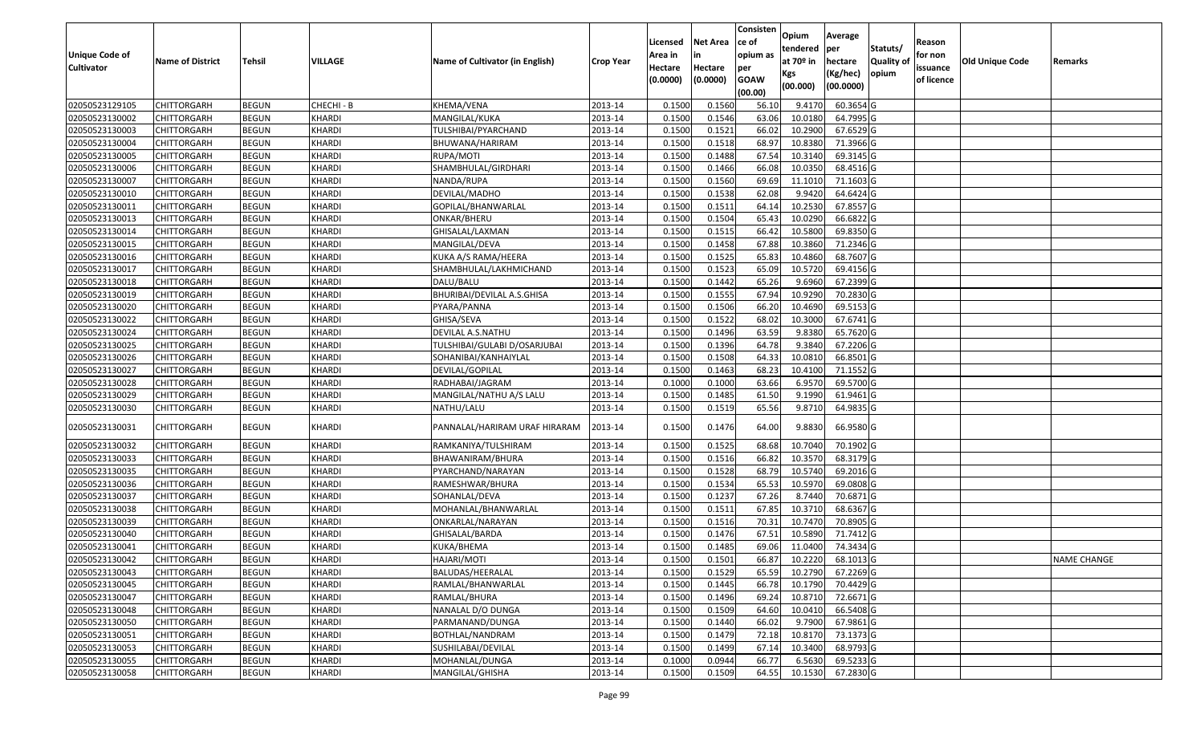| Unique Code of Cultivator | Name of District | Tehsil | VILLAGE | Name of Cultivator (in English) | Crop Year | Licensed Area in Hectare (0.0000) | Net Area in Hectare (0.0000) | Consistence of opium as per GOAW (00.00) | Opium tendered at 70º in Kgs (00.000) | Average per hectare (Kg/hec) (00.0000) | Statuts/ Quality of opium | Reason for non issuance of licence | Old Unique Code | Remarks |
|---|---|---|---|---|---|---|---|---|---|---|---|---|---|---|
| 02050523129105 | CHITTORGARH | BEGUN | CHECHI - B | KHEMA/VENA | 2013-14 | 0.1500 | 0.1560 | 56.10 | 9.4170 | 60.3654 | G | | | |
| 02050523130002 | CHITTORGARH | BEGUN | KHARDI | MANGILAL/KUKA | 2013-14 | 0.1500 | 0.1546 | 63.06 | 10.0180 | 64.7995 | G | | | |
| 02050523130003 | CHITTORGARH | BEGUN | KHARDI | TULSHIBAI/PYARCHAND | 2013-14 | 0.1500 | 0.1521 | 66.02 | 10.2900 | 67.6529 | G | | | |
| 02050523130004 | CHITTORGARH | BEGUN | KHARDI | BHUWANA/HARIRAM | 2013-14 | 0.1500 | 0.1518 | 68.97 | 10.8380 | 71.3966 | G | | | |
| 02050523130005 | CHITTORGARH | BEGUN | KHARDI | RUPA/MOTI | 2013-14 | 0.1500 | 0.1488 | 67.54 | 10.3140 | 69.3145 | G | | | |
| 02050523130006 | CHITTORGARH | BEGUN | KHARDI | SHAMBHULAL/GIRDHARI | 2013-14 | 0.1500 | 0.1466 | 66.08 | 10.0350 | 68.4516 | G | | | |
| 02050523130007 | CHITTORGARH | BEGUN | KHARDI | NANDA/RUPA | 2013-14 | 0.1500 | 0.1560 | 69.69 | 11.1010 | 71.1603 | G | | | |
| 02050523130010 | CHITTORGARH | BEGUN | KHARDI | DEVILAL/MADHO | 2013-14 | 0.1500 | 0.1538 | 62.08 | 9.9420 | 64.6424 | G | | | |
| 02050523130011 | CHITTORGARH | BEGUN | KHARDI | GOPILAL/BHANWARLAL | 2013-14 | 0.1500 | 0.1511 | 64.14 | 10.2530 | 67.8557 | G | | | |
| 02050523130013 | CHITTORGARH | BEGUN | KHARDI | ONKAR/BHERU | 2013-14 | 0.1500 | 0.1504 | 65.43 | 10.0290 | 66.6822 | G | | | |
| 02050523130014 | CHITTORGARH | BEGUN | KHARDI | GHISALAL/LAXMAN | 2013-14 | 0.1500 | 0.1515 | 66.42 | 10.5800 | 69.8350 | G | | | |
| 02050523130015 | CHITTORGARH | BEGUN | KHARDI | MANGILAL/DEVA | 2013-14 | 0.1500 | 0.1458 | 67.88 | 10.3860 | 71.2346 | G | | | |
| 02050523130016 | CHITTORGARH | BEGUN | KHARDI | KUKA A/S RAMA/HEERA | 2013-14 | 0.1500 | 0.1525 | 65.83 | 10.4860 | 68.7607 | G | | | |
| 02050523130017 | CHITTORGARH | BEGUN | KHARDI | SHAMBHULAL/LAKHMICHAND | 2013-14 | 0.1500 | 0.1523 | 65.09 | 10.5720 | 69.4156 | G | | | |
| 02050523130018 | CHITTORGARH | BEGUN | KHARDI | DALU/BALU | 2013-14 | 0.1500 | 0.1442 | 65.26 | 9.6960 | 67.2399 | G | | | |
| 02050523130019 | CHITTORGARH | BEGUN | KHARDI | BHURIBAI/DEVILAL A.S.GHISA | 2013-14 | 0.1500 | 0.1555 | 67.94 | 10.9290 | 70.2830 | G | | | |
| 02050523130020 | CHITTORGARH | BEGUN | KHARDI | PYARA/PANNA | 2013-14 | 0.1500 | 0.1506 | 66.20 | 10.4690 | 69.5153 | G | | | |
| 02050523130022 | CHITTORGARH | BEGUN | KHARDI | GHISA/SEVA | 2013-14 | 0.1500 | 0.1522 | 68.02 | 10.3000 | 67.6741 | G | | | |
| 02050523130024 | CHITTORGARH | BEGUN | KHARDI | DEVILAL A.S.NATHU | 2013-14 | 0.1500 | 0.1496 | 63.59 | 9.8380 | 65.7620 | G | | | |
| 02050523130025 | CHITTORGARH | BEGUN | KHARDI | TULSHIBAI/GULABI D/OSARJUBAI | 2013-14 | 0.1500 | 0.1396 | 64.78 | 9.3840 | 67.2206 | G | | | |
| 02050523130026 | CHITTORGARH | BEGUN | KHARDI | SOHANIBAI/KANHAIYLAL | 2013-14 | 0.1500 | 0.1508 | 64.33 | 10.0810 | 66.8501 | G | | | |
| 02050523130027 | CHITTORGARH | BEGUN | KHARDI | DEVILAL/GOPILAL | 2013-14 | 0.1500 | 0.1463 | 68.23 | 10.4100 | 71.1552 | G | | | |
| 02050523130028 | CHITTORGARH | BEGUN | KHARDI | RADHABAI/JAGRAM | 2013-14 | 0.1000 | 0.1000 | 63.66 | 6.9570 | 69.5700 | G | | | |
| 02050523130029 | CHITTORGARH | BEGUN | KHARDI | MANGILAL/NATHU A/S LALU | 2013-14 | 0.1500 | 0.1485 | 61.50 | 9.1990 | 61.9461 | G | | | |
| 02050523130030 | CHITTORGARH | BEGUN | KHARDI | NATHU/LALU | 2013-14 | 0.1500 | 0.1519 | 65.56 | 9.8710 | 64.9835 | G | | | |
| 02050523130031 | CHITTORGARH | BEGUN | KHARDI | PANNALAL/HARIRAM URAF HIRARAM | 2013-14 | 0.1500 | 0.1476 | 64.00 | 9.8830 | 66.9580 | G | | | |
| 02050523130032 | CHITTORGARH | BEGUN | KHARDI | RAMKANIYA/TULSHIRAM | 2013-14 | 0.1500 | 0.1525 | 68.68 | 10.7040 | 70.1902 | G | | | |
| 02050523130033 | CHITTORGARH | BEGUN | KHARDI | BHAWANIRAM/BHURA | 2013-14 | 0.1500 | 0.1516 | 66.82 | 10.3570 | 68.3179 | G | | | |
| 02050523130035 | CHITTORGARH | BEGUN | KHARDI | PYARCHAND/NARAYAN | 2013-14 | 0.1500 | 0.1528 | 68.79 | 10.5740 | 69.2016 | G | | | |
| 02050523130036 | CHITTORGARH | BEGUN | KHARDI | RAMESHWAR/BHURA | 2013-14 | 0.1500 | 0.1534 | 65.53 | 10.5970 | 69.0808 | G | | | |
| 02050523130037 | CHITTORGARH | BEGUN | KHARDI | SOHANLAL/DEVA | 2013-14 | 0.1500 | 0.1237 | 67.26 | 8.7440 | 70.6871 | G | | | |
| 02050523130038 | CHITTORGARH | BEGUN | KHARDI | MOHANLAL/BHANWARLAL | 2013-14 | 0.1500 | 0.1511 | 67.85 | 10.3710 | 68.6367 | G | | | |
| 02050523130039 | CHITTORGARH | BEGUN | KHARDI | ONKARLAL/NARAYAN | 2013-14 | 0.1500 | 0.1516 | 70.31 | 10.7470 | 70.8905 | G | | | |
| 02050523130040 | CHITTORGARH | BEGUN | KHARDI | GHISALAL/BARDA | 2013-14 | 0.1500 | 0.1476 | 67.51 | 10.5890 | 71.7412 | G | | | |
| 02050523130041 | CHITTORGARH | BEGUN | KHARDI | KUKA/BHEMA | 2013-14 | 0.1500 | 0.1485 | 69.06 | 11.0400 | 74.3434 | G | | | |
| 02050523130042 | CHITTORGARH | BEGUN | KHARDI | HAJARI/MOTI | 2013-14 | 0.1500 | 0.1501 | 66.87 | 10.2220 | 68.1013 | G | | | NAME CHANGE |
| 02050523130043 | CHITTORGARH | BEGUN | KHARDI | BALUDAS/HEERALAL | 2013-14 | 0.1500 | 0.1529 | 65.59 | 10.2790 | 67.2269 | G | | | |
| 02050523130045 | CHITTORGARH | BEGUN | KHARDI | RAMLAL/BHANWARLAL | 2013-14 | 0.1500 | 0.1445 | 66.78 | 10.1790 | 70.4429 | G | | | |
| 02050523130047 | CHITTORGARH | BEGUN | KHARDI | RAMLAL/BHURA | 2013-14 | 0.1500 | 0.1496 | 69.24 | 10.8710 | 72.6671 | G | | | |
| 02050523130048 | CHITTORGARH | BEGUN | KHARDI | NANALAL D/O DUNGA | 2013-14 | 0.1500 | 0.1509 | 64.60 | 10.0410 | 66.5408 | G | | | |
| 02050523130050 | CHITTORGARH | BEGUN | KHARDI | PARMANAND/DUNGA | 2013-14 | 0.1500 | 0.1440 | 66.02 | 9.7900 | 67.9861 | G | | | |
| 02050523130051 | CHITTORGARH | BEGUN | KHARDI | BOTHLAL/NANDRAM | 2013-14 | 0.1500 | 0.1479 | 72.18 | 10.8170 | 73.1373 | G | | | |
| 02050523130053 | CHITTORGARH | BEGUN | KHARDI | SUSHILABAI/DEVILAL | 2013-14 | 0.1500 | 0.1499 | 67.14 | 10.3400 | 68.9793 | G | | | |
| 02050523130055 | CHITTORGARH | BEGUN | KHARDI | MOHANLAL/DUNGA | 2013-14 | 0.1000 | 0.0944 | 66.77 | 6.5630 | 69.5233 | G | | | |
| 02050523130058 | CHITTORGARH | BEGUN | KHARDI | MANGILAL/GHISHA | 2013-14 | 0.1500 | 0.1509 | 64.55 | 10.1530 | 67.2830 | G | | | |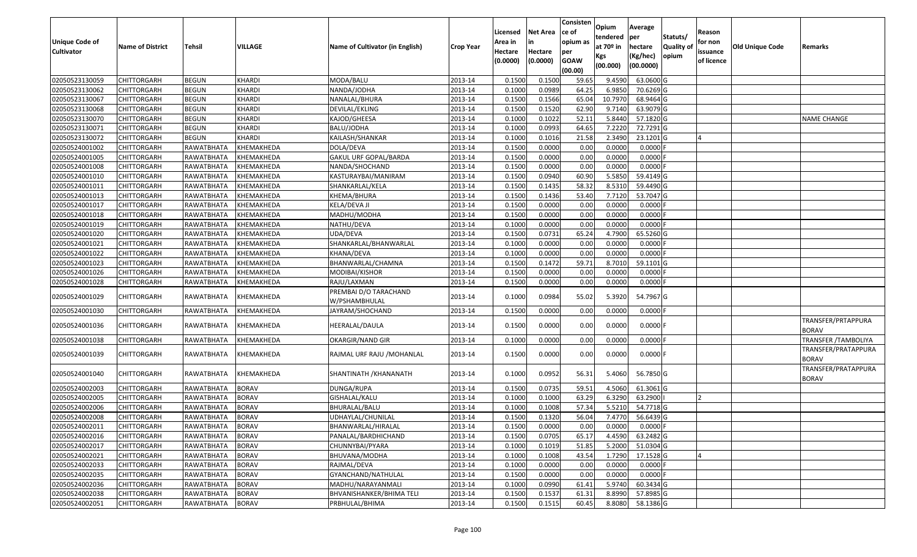| Unique Code of Cultivator | Name of District | Tehsil | VILLAGE | Name of Cultivator (in English) | Crop Year | Licensed Area in Hectare (0.0000) | Net Area in Hectare (0.0000) | Consistence of opium as per GOAW (00.00) | Opium tendered at 70º in Kgs (00.000) | Average per hectare (Kg/hec) (00.0000) | Statuts/ Quality of opium | Reason for non issuance of licence | Old Unique Code | Remarks |
|---|---|---|---|---|---|---|---|---|---|---|---|---|---|---|
| 02050523130059 | CHITTORGARH | BEGUN | KHARDI | MODA/BALU | 2013-14 | 0.1500 | 0.1500 | 59.65 | 9.4590 | 63.0600 | G | | | |
| 02050523130062 | CHITTORGARH | BEGUN | KHARDI | NANDA/JODHA | 2013-14 | 0.1000 | 0.0989 | 64.25 | 6.9850 | 70.6269 | G | | | |
| 02050523130067 | CHITTORGARH | BEGUN | KHARDI | NANALAL/BHURA | 2013-14 | 0.1500 | 0.1566 | 65.04 | 10.7970 | 68.9464 | G | | | |
| 02050523130068 | CHITTORGARH | BEGUN | KHARDI | DEVILAL/EKLING | 2013-14 | 0.1500 | 0.1520 | 62.90 | 9.7140 | 63.9079 | G | | | |
| 02050523130070 | CHITTORGARH | BEGUN | KHARDI | KAJOD/GHEESA | 2013-14 | 0.1000 | 0.1022 | 52.11 | 5.8440 | 57.1820 | G | | | NAME CHANGE |
| 02050523130071 | CHITTORGARH | BEGUN | KHARDI | BALU/JODHA | 2013-14 | 0.1000 | 0.0993 | 64.65 | 7.2220 | 72.7291 | G | | | |
| 02050523130072 | CHITTORGARH | BEGUN | KHARDI | KAILASH/SHANKAR | 2013-14 | 0.1000 | 0.1016 | 21.58 | 2.3490 | 23.1201 | G | 4 | | |
| 02050524001002 | CHITTORGARH | RAWATBHATA | KHEMAKHEDA | DOLA/DEVA | 2013-14 | 0.1500 | 0.0000 | 0.00 | 0.0000 | 0.0000 | F | | | |
| 02050524001005 | CHITTORGARH | RAWATBHATA | KHEMAKHEDA | GAKUL URF GOPAL/BARDA | 2013-14 | 0.1500 | 0.0000 | 0.00 | 0.0000 | 0.0000 | F | | | |
| 02050524001008 | CHITTORGARH | RAWATBHATA | KHEMAKHEDA | NANDA/SHOCHAND | 2013-14 | 0.1500 | 0.0000 | 0.00 | 0.0000 | 0.0000 | F | | | |
| 02050524001010 | CHITTORGARH | RAWATBHATA | KHEMAKHEDA | KASTURAYBAI/MANIRAM | 2013-14 | 0.1500 | 0.0940 | 60.90 | 5.5850 | 59.4149 | G | | | |
| 02050524001011 | CHITTORGARH | RAWATBHATA | KHEMAKHEDA | SHANKARLAL/KELA | 2013-14 | 0.1500 | 0.1435 | 58.32 | 8.5310 | 59.4490 | G | | | |
| 02050524001013 | CHITTORGARH | RAWATBHATA | KHEMAKHEDA | KHEMA/BHURA | 2013-14 | 0.1500 | 0.1436 | 53.40 | 7.7120 | 53.7047 | G | | | |
| 02050524001017 | CHITTORGARH | RAWATBHATA | KHEMAKHEDA | KELA/DEVA JI | 2013-14 | 0.1500 | 0.0000 | 0.00 | 0.0000 | 0.0000 | F | | | |
| 02050524001018 | CHITTORGARH | RAWATBHATA | KHEMAKHEDA | MADHU/MODHA | 2013-14 | 0.1500 | 0.0000 | 0.00 | 0.0000 | 0.0000 | F | | | |
| 02050524001019 | CHITTORGARH | RAWATBHATA | KHEMAKHEDA | NATHU/DEVA | 2013-14 | 0.1000 | 0.0000 | 0.00 | 0.0000 | 0.0000 | F | | | |
| 02050524001020 | CHITTORGARH | RAWATBHATA | KHEMAKHEDA | UDA/DEVA | 2013-14 | 0.1500 | 0.0731 | 65.24 | 4.7900 | 65.5260 | G | | | |
| 02050524001021 | CHITTORGARH | RAWATBHATA | KHEMAKHEDA | SHANKARLAL/BHANWARLAL | 2013-14 | 0.1000 | 0.0000 | 0.00 | 0.0000 | 0.0000 | F | | | |
| 02050524001022 | CHITTORGARH | RAWATBHATA | KHEMAKHEDA | KHANA/DEVA | 2013-14 | 0.1000 | 0.0000 | 0.00 | 0.0000 | 0.0000 | F | | | |
| 02050524001023 | CHITTORGARH | RAWATBHATA | KHEMAKHEDA | BHANWARLAL/CHAMNA | 2013-14 | 0.1500 | 0.1472 | 59.71 | 8.7010 | 59.1101 | G | | | |
| 02050524001026 | CHITTORGARH | RAWATBHATA | KHEMAKHEDA | MODIBAI/KISHOR | 2013-14 | 0.1500 | 0.0000 | 0.00 | 0.0000 | 0.0000 | F | | | |
| 02050524001028 | CHITTORGARH | RAWATBHATA | KHEMAKHEDA | RAJU/LAXMAN | 2013-14 | 0.1500 | 0.0000 | 0.00 | 0.0000 | 0.0000 | F | | | |
| 02050524001029 | CHITTORGARH | RAWATBHATA | KHEMAKHEDA | PREMBAI D/O TARACHAND W/PSHAMBHULAL | 2013-14 | 0.1000 | 0.0984 | 55.02 | 5.3920 | 54.7967 | G | | | |
| 02050524001030 | CHITTORGARH | RAWATBHATA | KHEMAKHEDA | JAYRAM/SHOCHAND | 2013-14 | 0.1500 | 0.0000 | 0.00 | 0.0000 | 0.0000 | F | | | |
| 02050524001036 | CHITTORGARH | RAWATBHATA | KHEMAKHEDA | HEERALAL/DAULA | 2013-14 | 0.1500 | 0.0000 | 0.00 | 0.0000 | 0.0000 | F | | | TRANSFER/PRTAPPURA BORAV |
| 02050524001038 | CHITTORGARH | RAWATBHATA | KHEMAKHEDA | OKARGIR/NAND GIR | 2013-14 | 0.1000 | 0.0000 | 0.00 | 0.0000 | 0.0000 | F | | | TRANSFER /TAMBOLIYA |
| 02050524001039 | CHITTORGARH | RAWATBHATA | KHEMAKHEDA | RAJMAL URF RAJU /MOHANLAL | 2013-14 | 0.1500 | 0.0000 | 0.00 | 0.0000 | 0.0000 | F | | | TRANSFER/PRATAPPURA BORAV |
| 02050524001040 | CHITTORGARH | RAWATBHATA | KHEMAKHEDA | SHANTINATH /KHANANATH | 2013-14 | 0.1000 | 0.0952 | 56.31 | 5.4060 | 56.7850 | G | | | TRANSFER/PRATAPPURA BORAV |
| 02050524002003 | CHITTORGARH | RAWATBHATA | BORAV | DUNGA/RUPA | 2013-14 | 0.1500 | 0.0735 | 59.51 | 4.5060 | 61.3061 | G | | | |
| 02050524002005 | CHITTORGARH | RAWATBHATA | BORAV | GISHALAL/KALU | 2013-14 | 0.1000 | 0.1000 | 63.29 | 6.3290 | 63.2900 | I | 2 | | |
| 02050524002006 | CHITTORGARH | RAWATBHATA | BORAV | BHURALAL/BALU | 2013-14 | 0.1000 | 0.1008 | 57.34 | 5.5210 | 54.7718 | G | | | |
| 02050524002008 | CHITTORGARH | RAWATBHATA | BORAV | UDHAYLAL/CHUNILAL | 2013-14 | 0.1500 | 0.1320 | 56.04 | 7.4770 | 56.6439 | G | | | |
| 02050524002011 | CHITTORGARH | RAWATBHATA | BORAV | BHANWARLAL/HIRALAL | 2013-14 | 0.1500 | 0.0000 | 0.00 | 0.0000 | 0.0000 | F | | | |
| 02050524002016 | CHITTORGARH | RAWATBHATA | BORAV | PANALAL/BARDHICHAND | 2013-14 | 0.1500 | 0.0705 | 65.17 | 4.4590 | 63.2482 | G | | | |
| 02050524002017 | CHITTORGARH | RAWATBHATA | BORAV | CHUNNYBAI/PYARA | 2013-14 | 0.1000 | 0.1019 | 51.85 | 5.2000 | 51.0304 | G | | | |
| 02050524002021 | CHITTORGARH | RAWATBHATA | BORAV | BHUVANA/MODHA | 2013-14 | 0.1000 | 0.1008 | 43.54 | 1.7290 | 17.1528 | G | 4 | | |
| 02050524002033 | CHITTORGARH | RAWATBHATA | BORAV | RAJMAL/DEVA | 2013-14 | 0.1000 | 0.0000 | 0.00 | 0.0000 | 0.0000 | F | | | |
| 02050524002035 | CHITTORGARH | RAWATBHATA | BORAV | GYANCHAND/NATHULAL | 2013-14 | 0.1500 | 0.0000 | 0.00 | 0.0000 | 0.0000 | F | | | |
| 02050524002036 | CHITTORGARH | RAWATBHATA | BORAV | MADHU/NARAYANMALI | 2013-14 | 0.1000 | 0.0990 | 61.41 | 5.9740 | 60.3434 | G | | | |
| 02050524002038 | CHITTORGARH | RAWATBHATA | BORAV | BHVANISHANKER/BHIMA TELI | 2013-14 | 0.1500 | 0.1537 | 61.31 | 8.8990 | 57.8985 | G | | | |
| 02050524002051 | CHITTORGARH | RAWATBHATA | BORAV | PRBHULAL/BHIMA | 2013-14 | 0.1500 | 0.1515 | 60.45 | 8.8080 | 58.1386 | G | | | |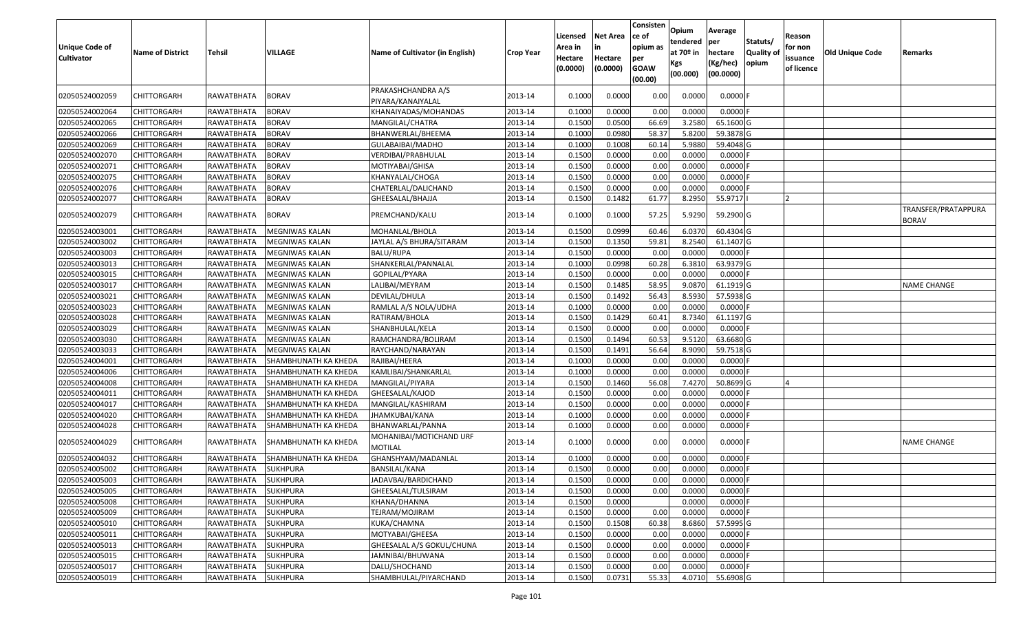| Unique Code of Cultivator | Name of District | Tehsil | VILLAGE | Name of Cultivator (in English) | Crop Year | Licensed Area in Hectare (0.0000) | Net Area in Hectare (0.0000) | Consistence of opium as per GOAW (00.00) | Opium tendered at 70º in Kgs (00.000) | Average per hectare (Kg/hec) (00.0000) | Statuts/ Quality of opium | Reason for non issuance of licence | Old Unique Code | Remarks |
|---|---|---|---|---|---|---|---|---|---|---|---|---|---|---|
| 02050524002059 | CHITTORGARH | RAWATBHATA | BORAV | PRAKASHCHANDRA A/S PIYARA/KANAIYALAL | 2013-14 | 0.1000 | 0.0000 | 0.00 | 0.0000 | 0.0000 | F | | | |
| 02050524002064 | CHITTORGARH | RAWATBHATA | BORAV | KHANAIYADAS/MOHANDAS | 2013-14 | 0.1000 | 0.0000 | 0.00 | 0.0000 | 0.0000 | F | | | |
| 02050524002065 | CHITTORGARH | RAWATBHATA | BORAV | MANGILAL/CHATRA | 2013-14 | 0.1500 | 0.0500 | 66.69 | 3.2580 | 65.1600 | G | | | |
| 02050524002066 | CHITTORGARH | RAWATBHATA | BORAV | BHANWERLAL/BHEEMA | 2013-14 | 0.1000 | 0.0980 | 58.37 | 5.8200 | 59.3878 | G | | | |
| 02050524002069 | CHITTORGARH | RAWATBHATA | BORAV | GULABAIBAI/MADHO | 2013-14 | 0.1000 | 0.1008 | 60.14 | 5.9880 | 59.4048 | G | | | |
| 02050524002070 | CHITTORGARH | RAWATBHATA | BORAV | VERDIBAI/PRABHULAL | 2013-14 | 0.1500 | 0.0000 | 0.00 | 0.0000 | 0.0000 | F | | | |
| 02050524002071 | CHITTORGARH | RAWATBHATA | BORAV | MOTIYABAI/GHISA | 2013-14 | 0.1500 | 0.0000 | 0.00 | 0.0000 | 0.0000 | F | | | |
| 02050524002075 | CHITTORGARH | RAWATBHATA | BORAV | KHANYALAL/CHOGA | 2013-14 | 0.1500 | 0.0000 | 0.00 | 0.0000 | 0.0000 | F | | | |
| 02050524002076 | CHITTORGARH | RAWATBHATA | BORAV | CHATERLAL/DALICHAND | 2013-14 | 0.1500 | 0.0000 | 0.00 | 0.0000 | 0.0000 | F | | | |
| 02050524002077 | CHITTORGARH | RAWATBHATA | BORAV | GHEESALAL/BHAJJA | 2013-14 | 0.1500 | 0.1482 | 61.77 | 8.2950 | 55.9717 | I | 2 | | |
| 02050524002079 | CHITTORGARH | RAWATBHATA | BORAV | PREMCHAND/KALU | 2013-14 | 0.1000 | 0.1000 | 57.25 | 5.9290 | 59.2900 | G | | | TRANSFER/PRATAPPURA BORAV |
| 02050524003001 | CHITTORGARH | RAWATBHATA | MEGNIWAS KALAN | MOHANLAL/BHOLA | 2013-14 | 0.1500 | 0.0999 | 60.46 | 6.0370 | 60.4304 | G | | | |
| 02050524003002 | CHITTORGARH | RAWATBHATA | MEGNIWAS KALAN | JAYLAL A/S BHURA/SITARAM | 2013-14 | 0.1500 | 0.1350 | 59.81 | 8.2540 | 61.1407 | G | | | |
| 02050524003003 | CHITTORGARH | RAWATBHATA | MEGNIWAS KALAN | BALU/RUPA | 2013-14 | 0.1500 | 0.0000 | 0.00 | 0.0000 | 0.0000 | F | | | |
| 02050524003013 | CHITTORGARH | RAWATBHATA | MEGNIWAS KALAN | SHANKERLAL/PANNALAL | 2013-14 | 0.1000 | 0.0998 | 60.28 | 6.3810 | 63.9379 | G | | | |
| 02050524003015 | CHITTORGARH | RAWATBHATA | MEGNIWAS KALAN | GOPILAL/PYARA | 2013-14 | 0.1500 | 0.0000 | 0.00 | 0.0000 | 0.0000 | F | | | |
| 02050524003017 | CHITTORGARH | RAWATBHATA | MEGNIWAS KALAN | LALIBAI/MEYRAM | 2013-14 | 0.1500 | 0.1485 | 58.95 | 9.0870 | 61.1919 | G | | | NAME CHANGE |
| 02050524003021 | CHITTORGARH | RAWATBHATA | MEGNIWAS KALAN | DEVILAL/DHULA | 2013-14 | 0.1500 | 0.1492 | 56.43 | 8.5930 | 57.5938 | G | | | |
| 02050524003023 | CHITTORGARH | RAWATBHATA | MEGNIWAS KALAN | RAMLAL A/S NOLA/UDHA | 2013-14 | 0.1000 | 0.0000 | 0.00 | 0.0000 | 0.0000 | F | | | |
| 02050524003028 | CHITTORGARH | RAWATBHATA | MEGNIWAS KALAN | RATIRAM/BHOLA | 2013-14 | 0.1500 | 0.1429 | 60.41 | 8.7340 | 61.1197 | G | | | |
| 02050524003029 | CHITTORGARH | RAWATBHATA | MEGNIWAS KALAN | SHANBHULAL/KELA | 2013-14 | 0.1500 | 0.0000 | 0.00 | 0.0000 | 0.0000 | F | | | |
| 02050524003030 | CHITTORGARH | RAWATBHATA | MEGNIWAS KALAN | RAMCHANDRA/BOLIRAM | 2013-14 | 0.1500 | 0.1494 | 60.53 | 9.5120 | 63.6680 | G | | | |
| 02050524003033 | CHITTORGARH | RAWATBHATA | MEGNIWAS KALAN | RAYCHAND/NARAYAN | 2013-14 | 0.1500 | 0.1491 | 56.64 | 8.9090 | 59.7518 | G | | | |
| 02050524004001 | CHITTORGARH | RAWATBHATA | SHAMBHUNATH KA KHEDA | RAJIBAI/HEERA | 2013-14 | 0.1000 | 0.0000 | 0.00 | 0.0000 | 0.0000 | F | | | |
| 02050524004006 | CHITTORGARH | RAWATBHATA | SHAMBHUNATH KA KHEDA | KAMLIBAI/SHANKARLAL | 2013-14 | 0.1000 | 0.0000 | 0.00 | 0.0000 | 0.0000 | F | | | |
| 02050524004008 | CHITTORGARH | RAWATBHATA | SHAMBHUNATH KA KHEDA | MANGILAL/PIYARA | 2013-14 | 0.1500 | 0.1460 | 56.08 | 7.4270 | 50.8699 | G | 4 | | |
| 02050524004011 | CHITTORGARH | RAWATBHATA | SHAMBHUNATH KA KHEDA | GHEESALAL/KAJOD | 2013-14 | 0.1500 | 0.0000 | 0.00 | 0.0000 | 0.0000 | F | | | |
| 02050524004017 | CHITTORGARH | RAWATBHATA | SHAMBHUNATH KA KHEDA | MANGILAL/KASHIRAM | 2013-14 | 0.1500 | 0.0000 | 0.00 | 0.0000 | 0.0000 | F | | | |
| 02050524004020 | CHITTORGARH | RAWATBHATA | SHAMBHUNATH KA KHEDA | JHAMKUBAI/KANA | 2013-14 | 0.1000 | 0.0000 | 0.00 | 0.0000 | 0.0000 | F | | | |
| 02050524004028 | CHITTORGARH | RAWATBHATA | SHAMBHUNATH KA KHEDA | BHANWARLAL/PANNA | 2013-14 | 0.1000 | 0.0000 | 0.00 | 0.0000 | 0.0000 | F | | | |
| 02050524004029 | CHITTORGARH | RAWATBHATA | SHAMBHUNATH KA KHEDA | MOHANIBAI/MOTICHAND URF MOTILAL | 2013-14 | 0.1000 | 0.0000 | 0.00 | 0.0000 | 0.0000 | F | | | NAME CHANGE |
| 02050524004032 | CHITTORGARH | RAWATBHATA | SHAMBHUNATH KA KHEDA | GHANSHYAM/MADANLAL | 2013-14 | 0.1000 | 0.0000 | 0.00 | 0.0000 | 0.0000 | F | | | |
| 02050524005002 | CHITTORGARH | RAWATBHATA | SUKHPURA | BANSILAL/KANA | 2013-14 | 0.1500 | 0.0000 | 0.00 | 0.0000 | 0.0000 | F | | | |
| 02050524005003 | CHITTORGARH | RAWATBHATA | SUKHPURA | JADAVBAI/BARDICHAND | 2013-14 | 0.1500 | 0.0000 | 0.00 | 0.0000 | 0.0000 | F | | | |
| 02050524005005 | CHITTORGARH | RAWATBHATA | SUKHPURA | GHEESALAL/TULSIRAM | 2013-14 | 0.1500 | 0.0000 | 0.00 | 0.0000 | 0.0000 | F | | | |
| 02050524005008 | CHITTORGARH | RAWATBHATA | SUKHPURA | KHANA/DHANNA | 2013-14 | 0.1500 | 0.0000 | | 0.0000 | 0.0000 | F | | | |
| 02050524005009 | CHITTORGARH | RAWATBHATA | SUKHPURA | TEJRAM/MOJIRAM | 2013-14 | 0.1500 | 0.0000 | 0.00 | 0.0000 | 0.0000 | F | | | |
| 02050524005010 | CHITTORGARH | RAWATBHATA | SUKHPURA | KUKA/CHAMNA | 2013-14 | 0.1500 | 0.1508 | 60.38 | 8.6860 | 57.5995 | G | | | |
| 02050524005011 | CHITTORGARH | RAWATBHATA | SUKHPURA | MOTYABAI/GHEESA | 2013-14 | 0.1500 | 0.0000 | 0.00 | 0.0000 | 0.0000 | F | | | |
| 02050524005013 | CHITTORGARH | RAWATBHATA | SUKHPURA | GHEESALAL A/S GOKUL/CHUNA | 2013-14 | 0.1500 | 0.0000 | 0.00 | 0.0000 | 0.0000 | F | | | |
| 02050524005015 | CHITTORGARH | RAWATBHATA | SUKHPURA | JAMNIBAI/BHUWANA | 2013-14 | 0.1500 | 0.0000 | 0.00 | 0.0000 | 0.0000 | F | | | |
| 02050524005017 | CHITTORGARH | RAWATBHATA | SUKHPURA | DALU/SHOCHAND | 2013-14 | 0.1500 | 0.0000 | 0.00 | 0.0000 | 0.0000 | F | | | |
| 02050524005019 | CHITTORGARH | RAWATBHATA | SUKHPURA | SHAMBHULAL/PIYARCHAND | 2013-14 | 0.1500 | 0.0731 | 55.33 | 4.0710 | 55.6908 | G | | | |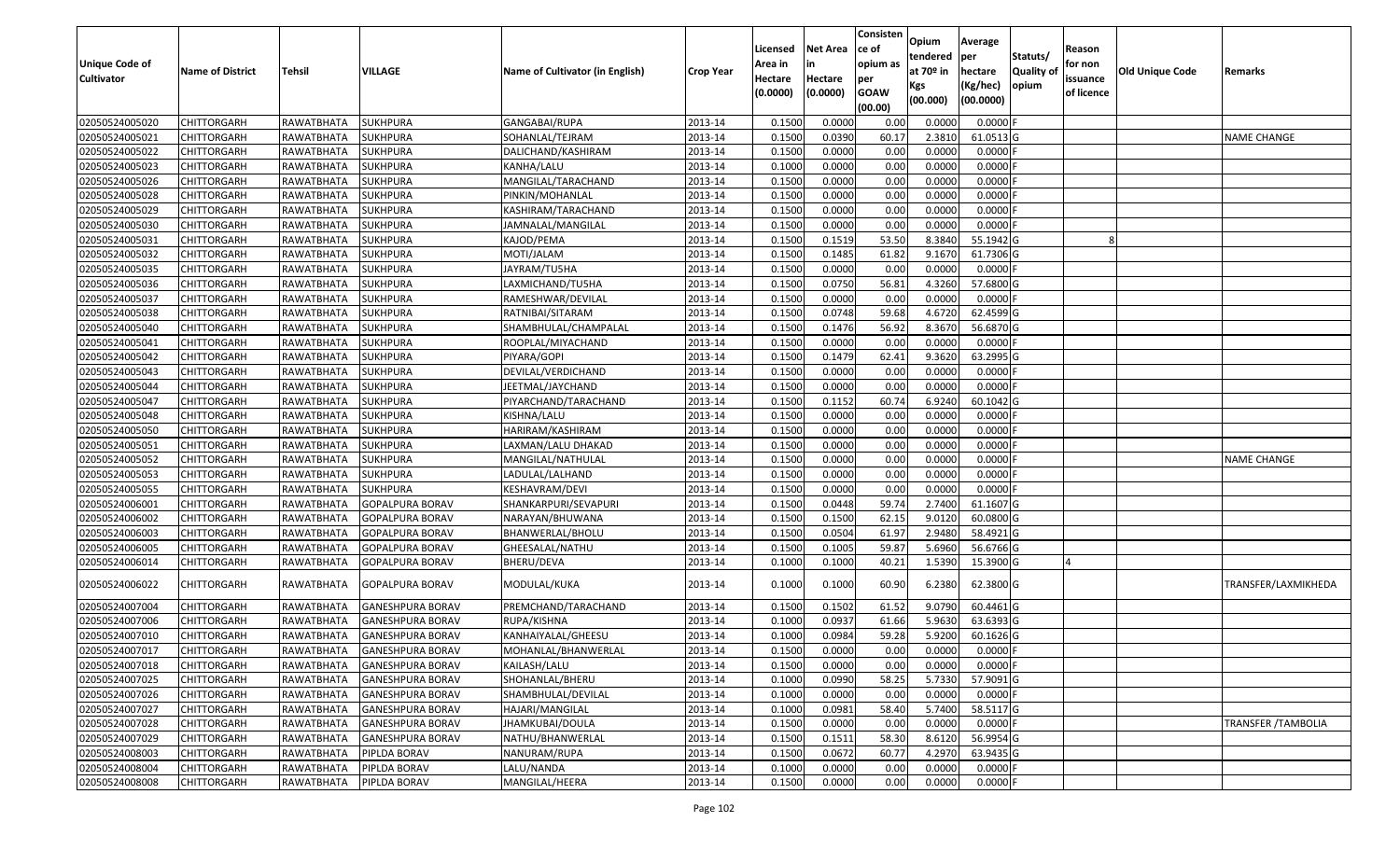| Unique Code of Cultivator | Name of District | Tehsil | VILLAGE | Name of Cultivator (in English) | Crop Year | Licensed Area in Hectare (0.0000) | Net Area in Hectare (0.0000) | Consisten ce of opium as per GOAW (00.00) | Opium tendered at 70º in Kgs (00.000) | Average per hectare (Kg/hec) (00.0000) | Statuts/ Quality of opium | Reason for non issuance of licence | Old Unique Code | Remarks |
|---|---|---|---|---|---|---|---|---|---|---|---|---|---|---|
| 02050524005020 | CHITTORGARH | RAWATBHATA | SUKHPURA | GANGABAI/RUPA | 2013-14 | 0.1500 | 0.0000 | 0.00 | 0.0000 | 0.0000 | F | | | |
| 02050524005021 | CHITTORGARH | RAWATBHATA | SUKHPURA | SOHANLAL/TEJRAM | 2013-14 | 0.1500 | 0.0390 | 60.17 | 2.3810 | 61.0513 | G | | | NAME CHANGE |
| 02050524005022 | CHITTORGARH | RAWATBHATA | SUKHPURA | DALICHAND/KASHIRAM | 2013-14 | 0.1500 | 0.0000 | 0.00 | 0.0000 | 0.0000 | F | | | |
| 02050524005023 | CHITTORGARH | RAWATBHATA | SUKHPURA | KANHA/LALU | 2013-14 | 0.1000 | 0.0000 | 0.00 | 0.0000 | 0.0000 | F | | | |
| 02050524005026 | CHITTORGARH | RAWATBHATA | SUKHPURA | MANGILAL/TARACHAND | 2013-14 | 0.1500 | 0.0000 | 0.00 | 0.0000 | 0.0000 | F | | | |
| 02050524005028 | CHITTORGARH | RAWATBHATA | SUKHPURA | PINKIN/MOHANLAL | 2013-14 | 0.1500 | 0.0000 | 0.00 | 0.0000 | 0.0000 | F | | | |
| 02050524005029 | CHITTORGARH | RAWATBHATA | SUKHPURA | KASHIRAM/TARACHAND | 2013-14 | 0.1500 | 0.0000 | 0.00 | 0.0000 | 0.0000 | F | | | |
| 02050524005030 | CHITTORGARH | RAWATBHATA | SUKHPURA | JAMNALAL/MANGILAL | 2013-14 | 0.1500 | 0.0000 | 0.00 | 0.0000 | 0.0000 | F | | | |
| 02050524005031 | CHITTORGARH | RAWATBHATA | SUKHPURA | KAJOD/PEMA | 2013-14 | 0.1500 | 0.1519 | 53.50 | 8.3840 | 55.1942 | G | 8 | | |
| 02050524005032 | CHITTORGARH | RAWATBHATA | SUKHPURA | MOTI/JALAM | 2013-14 | 0.1500 | 0.1485 | 61.82 | 9.1670 | 61.7306 | G | | | |
| 02050524005035 | CHITTORGARH | RAWATBHATA | SUKHPURA | JAYRAM/TUSHA | 2013-14 | 0.1500 | 0.0000 | 0.00 | 0.0000 | 0.0000 | F | | | |
| 02050524005036 | CHITTORGARH | RAWATBHATA | SUKHPURA | LAXMICHAND/TUSHA | 2013-14 | 0.1500 | 0.0750 | 56.81 | 4.3260 | 57.6800 | G | | | |
| 02050524005037 | CHITTORGARH | RAWATBHATA | SUKHPURA | RAMESHWAR/DEVILAL | 2013-14 | 0.1500 | 0.0000 | 0.00 | 0.0000 | 0.0000 | F | | | |
| 02050524005038 | CHITTORGARH | RAWATBHATA | SUKHPURA | RATNIBAI/SITARAM | 2013-14 | 0.1500 | 0.0748 | 59.68 | 4.6720 | 62.4599 | G | | | |
| 02050524005040 | CHITTORGARH | RAWATBHATA | SUKHPURA | SHAMBHULAL/CHAMPALAL | 2013-14 | 0.1500 | 0.1476 | 56.92 | 8.3670 | 56.6870 | G | | | |
| 02050524005041 | CHITTORGARH | RAWATBHATA | SUKHPURA | ROOPLAL/MIYACHAND | 2013-14 | 0.1500 | 0.0000 | 0.00 | 0.0000 | 0.0000 | F | | | |
| 02050524005042 | CHITTORGARH | RAWATBHATA | SUKHPURA | PIYARA/GOPI | 2013-14 | 0.1500 | 0.1479 | 62.41 | 9.3620 | 63.2995 | G | | | |
| 02050524005043 | CHITTORGARH | RAWATBHATA | SUKHPURA | DEVILAL/VERDICHAND | 2013-14 | 0.1500 | 0.0000 | 0.00 | 0.0000 | 0.0000 | F | | | |
| 02050524005044 | CHITTORGARH | RAWATBHATA | SUKHPURA | JEETMAL/JAYCHAND | 2013-14 | 0.1500 | 0.0000 | 0.00 | 0.0000 | 0.0000 | F | | | |
| 02050524005047 | CHITTORGARH | RAWATBHATA | SUKHPURA | PIYARCHAND/TARACHAND | 2013-14 | 0.1500 | 0.1152 | 60.74 | 6.9240 | 60.1042 | G | | | |
| 02050524005048 | CHITTORGARH | RAWATBHATA | SUKHPURA | KISHNA/LALU | 2013-14 | 0.1500 | 0.0000 | 0.00 | 0.0000 | 0.0000 | F | | | |
| 02050524005050 | CHITTORGARH | RAWATBHATA | SUKHPURA | HARIRAM/KASHIRAM | 2013-14 | 0.1500 | 0.0000 | 0.00 | 0.0000 | 0.0000 | F | | | |
| 02050524005051 | CHITTORGARH | RAWATBHATA | SUKHPURA | LAXMAN/LALU DHAKAD | 2013-14 | 0.1500 | 0.0000 | 0.00 | 0.0000 | 0.0000 | F | | | |
| 02050524005052 | CHITTORGARH | RAWATBHATA | SUKHPURA | MANGILAL/NATHULAL | 2013-14 | 0.1500 | 0.0000 | 0.00 | 0.0000 | 0.0000 | F | | | NAME CHANGE |
| 02050524005053 | CHITTORGARH | RAWATBHATA | SUKHPURA | LADULAL/LALHAND | 2013-14 | 0.1500 | 0.0000 | 0.00 | 0.0000 | 0.0000 | F | | | |
| 02050524005055 | CHITTORGARH | RAWATBHATA | SUKHPURA | KESHAVRAM/DEVI | 2013-14 | 0.1500 | 0.0000 | 0.00 | 0.0000 | 0.0000 | F | | | |
| 02050524006001 | CHITTORGARH | RAWATBHATA | GOPALPURA BORAV | SHANKARPURI/SEVAPURI | 2013-14 | 0.1500 | 0.0448 | 59.74 | 2.7400 | 61.1607 | G | | | |
| 02050524006002 | CHITTORGARH | RAWATBHATA | GOPALPURA BORAV | NARAYAN/BHUWANA | 2013-14 | 0.1500 | 0.1500 | 62.15 | 9.0120 | 60.0800 | G | | | |
| 02050524006003 | CHITTORGARH | RAWATBHATA | GOPALPURA BORAV | BHANWERLAL/BHOLU | 2013-14 | 0.1500 | 0.0504 | 61.97 | 2.9480 | 58.4921 | G | | | |
| 02050524006005 | CHITTORGARH | RAWATBHATA | GOPALPURA BORAV | GHEESALAL/NATHU | 2013-14 | 0.1500 | 0.1005 | 59.87 | 5.6960 | 56.6766 | G | | | |
| 02050524006014 | CHITTORGARH | RAWATBHATA | GOPALPURA BORAV | BHERU/DEVA | 2013-14 | 0.1000 | 0.1000 | 40.21 | 1.5390 | 15.3900 | G | 4 | | |
| 02050524006022 | CHITTORGARH | RAWATBHATA | GOPALPURA BORAV | MODULAL/KUKA | 2013-14 | 0.1000 | 0.1000 | 60.90 | 6.2380 | 62.3800 | G | | | TRANSFER/LAXMIKHEDA |
| 02050524007004 | CHITTORGARH | RAWATBHATA | GANESHPURA BORAV | PREMCHAND/TARACHAND | 2013-14 | 0.1500 | 0.1502 | 61.52 | 9.0790 | 60.4461 | G | | | |
| 02050524007006 | CHITTORGARH | RAWATBHATA | GANESHPURA BORAV | RUPA/KISHNA | 2013-14 | 0.1000 | 0.0937 | 61.66 | 5.9630 | 63.6393 | G | | | |
| 02050524007010 | CHITTORGARH | RAWATBHATA | GANESHPURA BORAV | KANHAIYALAL/GHEESU | 2013-14 | 0.1000 | 0.0984 | 59.28 | 5.9200 | 60.1626 | G | | | |
| 02050524007017 | CHITTORGARH | RAWATBHATA | GANESHPURA BORAV | MOHANLAL/BHANWERLAL | 2013-14 | 0.1500 | 0.0000 | 0.00 | 0.0000 | 0.0000 | F | | | |
| 02050524007018 | CHITTORGARH | RAWATBHATA | GANESHPURA BORAV | KAILASH/LALU | 2013-14 | 0.1500 | 0.0000 | 0.00 | 0.0000 | 0.0000 | F | | | |
| 02050524007025 | CHITTORGARH | RAWATBHATA | GANESHPURA BORAV | SHOHANLAL/BHERU | 2013-14 | 0.1000 | 0.0990 | 58.25 | 5.7330 | 57.9091 | G | | | |
| 02050524007026 | CHITTORGARH | RAWATBHATA | GANESHPURA BORAV | SHAMBHULAL/DEVILAL | 2013-14 | 0.1000 | 0.0000 | 0.00 | 0.0000 | 0.0000 | F | | | |
| 02050524007027 | CHITTORGARH | RAWATBHATA | GANESHPURA BORAV | HAJARI/MANGILAL | 2013-14 | 0.1000 | 0.0981 | 58.40 | 5.7400 | 58.5117 | G | | | |
| 02050524007028 | CHITTORGARH | RAWATBHATA | GANESHPURA BORAV | JHAMKUBAI/DOULA | 2013-14 | 0.1500 | 0.0000 | 0.00 | 0.0000 | 0.0000 | F | | | TRANSFER /TAMBOLIA |
| 02050524007029 | CHITTORGARH | RAWATBHATA | GANESHPURA BORAV | NATHU/BHANWERLAL | 2013-14 | 0.1500 | 0.1511 | 58.30 | 8.6120 | 56.9954 | G | | | |
| 02050524008003 | CHITTORGARH | RAWATBHATA | PIPLDA BORAV | NANURAM/RUPA | 2013-14 | 0.1500 | 0.0672 | 60.77 | 4.2970 | 63.9435 | G | | | |
| 02050524008004 | CHITTORGARH | RAWATBHATA | PIPLDA BORAV | LALU/NANDA | 2013-14 | 0.1000 | 0.0000 | 0.00 | 0.0000 | 0.0000 | F | | | |
| 02050524008008 | CHITTORGARH | RAWATBHATA | PIPLDA BORAV | MANGILAL/HEERA | 2013-14 | 0.1500 | 0.0000 | 0.00 | 0.0000 | 0.0000 | F | | | |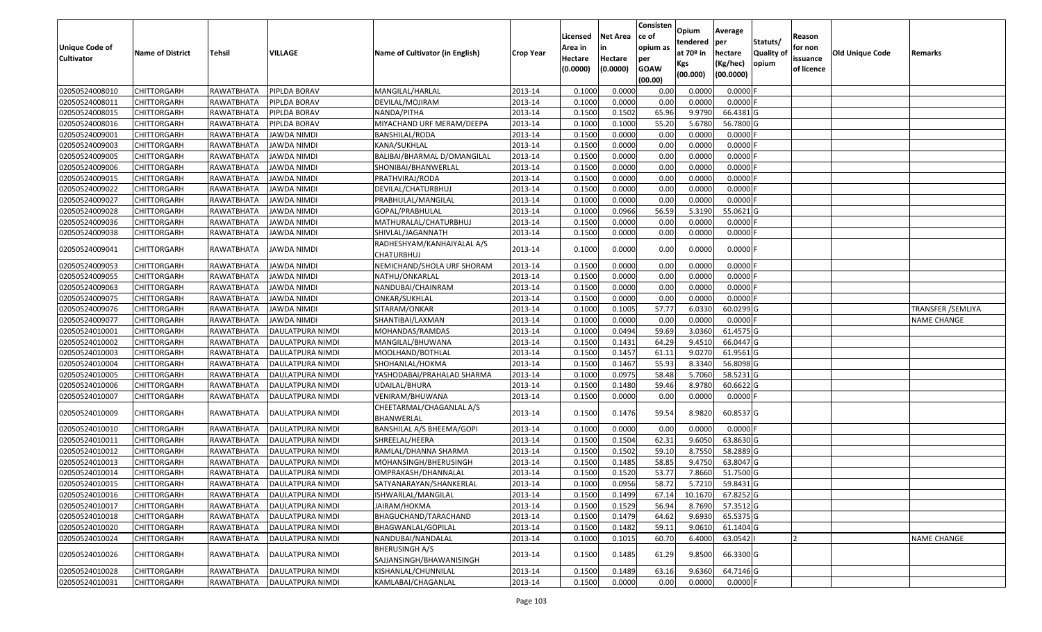| Unique Code of Cultivator | Name of District | Tehsil | VILLAGE | Name of Cultivator (in English) | Crop Year | Licensed Area in Hectare (0.0000) | Net Area in Hectare (0.0000) | Consistence of opium as per GOAW (00.00) | Opium tendered at 70º in Kgs (00.000) | Average per hectare (Kg/hec) (00.0000) | Statuts/ Quality of opium | Reason for non issuance of licence | Old Unique Code | Remarks |
|---|---|---|---|---|---|---|---|---|---|---|---|---|---|---|
| 02050524008010 | CHITTORGARH | RAWATBHATA | PIPLDA BORAV | MANGILAL/HARLAL | 2013-14 | 0.1000 | 0.0000 | 0.00 | 0.0000 | 0.0000 | F | | | |
| 02050524008011 | CHITTORGARH | RAWATBHATA | PIPLDA BORAV | DEVILAL/MOJIRAM | 2013-14 | 0.1000 | 0.0000 | 0.00 | 0.0000 | 0.0000 | F | | | |
| 02050524008015 | CHITTORGARH | RAWATBHATA | PIPLDA BORAV | NANDA/PITHA | 2013-14 | 0.1500 | 0.1502 | 65.96 | 9.9790 | 66.4381 | G | | | |
| 02050524008016 | CHITTORGARH | RAWATBHATA | PIPLDA BORAV | MIYACHAND URF MERAM/DEEPA | 2013-14 | 0.1000 | 0.1000 | 55.20 | 5.6780 | 56.7800 | G | | | |
| 02050524009001 | CHITTORGARH | RAWATBHATA | JAWDA NIMDI | BANSHILAL/RODA | 2013-14 | 0.1500 | 0.0000 | 0.00 | 0.0000 | 0.0000 | F | | | |
| 02050524009003 | CHITTORGARH | RAWATBHATA | JAWDA NIMDI | KANA/SUKHLAL | 2013-14 | 0.1500 | 0.0000 | 0.00 | 0.0000 | 0.0000 | F | | | |
| 02050524009005 | CHITTORGARH | RAWATBHATA | JAWDA NIMDI | BALIBAI/BHARMAL D/OMANGILAL | 2013-14 | 0.1500 | 0.0000 | 0.00 | 0.0000 | 0.0000 | F | | | |
| 02050524009006 | CHITTORGARH | RAWATBHATA | JAWDA NIMDI | SHONIBAI/BHANWERLAL | 2013-14 | 0.1500 | 0.0000 | 0.00 | 0.0000 | 0.0000 | F | | | |
| 02050524009015 | CHITTORGARH | RAWATBHATA | JAWDA NIMDI | PRATHVIRAJ/RODA | 2013-14 | 0.1500 | 0.0000 | 0.00 | 0.0000 | 0.0000 | F | | | |
| 02050524009022 | CHITTORGARH | RAWATBHATA | JAWDA NIMDI | DEVILAL/CHATURBHUJ | 2013-14 | 0.1500 | 0.0000 | 0.00 | 0.0000 | 0.0000 | F | | | |
| 02050524009027 | CHITTORGARH | RAWATBHATA | JAWDA NIMDI | PRABHULAL/MANGILAL | 2013-14 | 0.1000 | 0.0000 | 0.00 | 0.0000 | 0.0000 | F | | | |
| 02050524009028 | CHITTORGARH | RAWATBHATA | JAWDA NIMDI | GOPAL/PRABHULAL | 2013-14 | 0.1000 | 0.0966 | 56.59 | 5.3190 | 55.0621 | G | | | |
| 02050524009036 | CHITTORGARH | RAWATBHATA | JAWDA NIMDI | MATHURALAL/CHATURBHUJ | 2013-14 | 0.1500 | 0.0000 | 0.00 | 0.0000 | 0.0000 | F | | | |
| 02050524009038 | CHITTORGARH | RAWATBHATA | JAWDA NIMDI | SHIVLAL/JAGANNATH | 2013-14 | 0.1500 | 0.0000 | 0.00 | 0.0000 | 0.0000 | F | | | |
| 02050524009041 | CHITTORGARH | RAWATBHATA | JAWDA NIMDI | RADHESHYAM/KANHAIYALAL A/S CHATURBHUJ | 2013-14 | 0.1000 | 0.0000 | 0.00 | 0.0000 | 0.0000 | F | | | |
| 02050524009053 | CHITTORGARH | RAWATBHATA | JAWDA NIMDI | NEMICHAND/SHOLA URF SHORAM | 2013-14 | 0.1500 | 0.0000 | 0.00 | 0.0000 | 0.0000 | F | | | |
| 02050524009055 | CHITTORGARH | RAWATBHATA | JAWDA NIMDI | NATHU/ONKARLAL | 2013-14 | 0.1500 | 0.0000 | 0.00 | 0.0000 | 0.0000 | F | | | |
| 02050524009063 | CHITTORGARH | RAWATBHATA | JAWDA NIMDI | NANDUBAI/CHAINRAM | 2013-14 | 0.1500 | 0.0000 | 0.00 | 0.0000 | 0.0000 | F | | | |
| 02050524009075 | CHITTORGARH | RAWATBHATA | JAWDA NIMDI | ONKAR/SUKHLAL | 2013-14 | 0.1500 | 0.0000 | 0.00 | 0.0000 | 0.0000 | F | | | |
| 02050524009076 | CHITTORGARH | RAWATBHATA | JAWDA NIMDI | SITARAM/ONKAR | 2013-14 | 0.1000 | 0.1005 | 57.77 | 6.0330 | 60.0299 | G | | | TRANSFER /SEMLIYA |
| 02050524009077 | CHITTORGARH | RAWATBHATA | JAWDA NIMDI | SHANTIBAI/LAXMAN | 2013-14 | 0.1000 | 0.0000 | 0.00 | 0.0000 | 0.0000 | F | | | NAME CHANGE |
| 02050524010001 | CHITTORGARH | RAWATBHATA | DAULATPURA NIMDI | MOHANDAS/RAMDAS | 2013-14 | 0.1000 | 0.0494 | 59.69 | 3.0360 | 61.4575 | G | | | |
| 02050524010002 | CHITTORGARH | RAWATBHATA | DAULATPURA NIMDI | MANGILAL/BHUWANA | 2013-14 | 0.1500 | 0.1431 | 64.29 | 9.4510 | 66.0447 | G | | | |
| 02050524010003 | CHITTORGARH | RAWATBHATA | DAULATPURA NIMDI | MOOLHAND/BOTHLAL | 2013-14 | 0.1500 | 0.1457 | 61.11 | 9.0270 | 61.9561 | G | | | |
| 02050524010004 | CHITTORGARH | RAWATBHATA | DAULATPURA NIMDI | SHOHANLAL/HOKMA | 2013-14 | 0.1500 | 0.1467 | 55.93 | 8.3340 | 56.8098 | G | | | |
| 02050524010005 | CHITTORGARH | RAWATBHATA | DAULATPURA NIMDI | YASHODABAI/PRAHALAD SHARMA | 2013-14 | 0.1000 | 0.0975 | 58.48 | 5.7060 | 58.5231 | G | | | |
| 02050524010006 | CHITTORGARH | RAWATBHATA | DAULATPURA NIMDI | UDAILAL/BHURA | 2013-14 | 0.1500 | 0.1480 | 59.46 | 8.9780 | 60.6622 | G | | | |
| 02050524010007 | CHITTORGARH | RAWATBHATA | DAULATPURA NIMDI | VENIRAM/BHUWANA | 2013-14 | 0.1500 | 0.0000 | 0.00 | 0.0000 | 0.0000 | F | | | |
| 02050524010009 | CHITTORGARH | RAWATBHATA | DAULATPURA NIMDI | CHEETARMAL/CHAGANLAL A/S BHANWERLAL | 2013-14 | 0.1500 | 0.1476 | 59.54 | 8.9820 | 60.8537 | G | | | |
| 02050524010010 | CHITTORGARH | RAWATBHATA | DAULATPURA NIMDI | BANSHILAL A/S BHEEMA/GOPI | 2013-14 | 0.1000 | 0.0000 | 0.00 | 0.0000 | 0.0000 | F | | | |
| 02050524010011 | CHITTORGARH | RAWATBHATA | DAULATPURA NIMDI | SHREELAL/HEERA | 2013-14 | 0.1500 | 0.1504 | 62.31 | 9.6050 | 63.8630 | G | | | |
| 02050524010012 | CHITTORGARH | RAWATBHATA | DAULATPURA NIMDI | RAMLAL/DHANNA SHARMA | 2013-14 | 0.1500 | 0.1502 | 59.10 | 8.7550 | 58.2889 | G | | | |
| 02050524010013 | CHITTORGARH | RAWATBHATA | DAULATPURA NIMDI | MOHANSINGH/BHERUSINGH | 2013-14 | 0.1500 | 0.1485 | 58.85 | 9.4750 | 63.8047 | G | | | |
| 02050524010014 | CHITTORGARH | RAWATBHATA | DAULATPURA NIMDI | OMPRAKASH/DHANNALAL | 2013-14 | 0.1500 | 0.1520 | 53.77 | 7.8660 | 51.7500 | G | | | |
| 02050524010015 | CHITTORGARH | RAWATBHATA | DAULATPURA NIMDI | SATYANARAYAN/SHANKERLAL | 2013-14 | 0.1000 | 0.0956 | 58.72 | 5.7210 | 59.8431 | G | | | |
| 02050524010016 | CHITTORGARH | RAWATBHATA | DAULATPURA NIMDI | ISHWARLAL/MANGILAL | 2013-14 | 0.1500 | 0.1499 | 67.14 | 10.1670 | 67.8252 | G | | | |
| 02050524010017 | CHITTORGARH | RAWATBHATA | DAULATPURA NIMDI | JAIRAM/HOKMA | 2013-14 | 0.1500 | 0.1529 | 56.94 | 8.7690 | 57.3512 | G | | | |
| 02050524010018 | CHITTORGARH | RAWATBHATA | DAULATPURA NIMDI | BHAGUCHAND/TARACHAND | 2013-14 | 0.1500 | 0.1479 | 64.62 | 9.6930 | 65.5375 | G | | | |
| 02050524010020 | CHITTORGARH | RAWATBHATA | DAULATPURA NIMDI | BHAGWANLAL/GOPILAL | 2013-14 | 0.1500 | 0.1482 | 59.11 | 9.0610 | 61.1404 | G | | | |
| 02050524010024 | CHITTORGARH | RAWATBHATA | DAULATPURA NIMDI | NANDUBAI/NANDALAL | 2013-14 | 0.1000 | 0.1015 | 60.70 | 6.4000 | 63.0542 | I | 2 | | NAME CHANGE |
| 02050524010026 | CHITTORGARH | RAWATBHATA | DAULATPURA NIMDI | BHERUSINGH A/S SAJJANSINGH/BHAWANISINGH | 2013-14 | 0.1500 | 0.1485 | 61.29 | 9.8500 | 66.3300 | G | | | |
| 02050524010028 | CHITTORGARH | RAWATBHATA | DAULATPURA NIMDI | KISHANLAL/CHUNNILAL | 2013-14 | 0.1500 | 0.1489 | 63.16 | 9.6360 | 64.7146 | G | | | |
| 02050524010031 | CHITTORGARH | RAWATBHATA | DAULATPURA NIMDI | KAMLABAI/CHAGANLAL | 2013-14 | 0.1500 | 0.0000 | 0.00 | 0.0000 | 0.0000 | F | | | |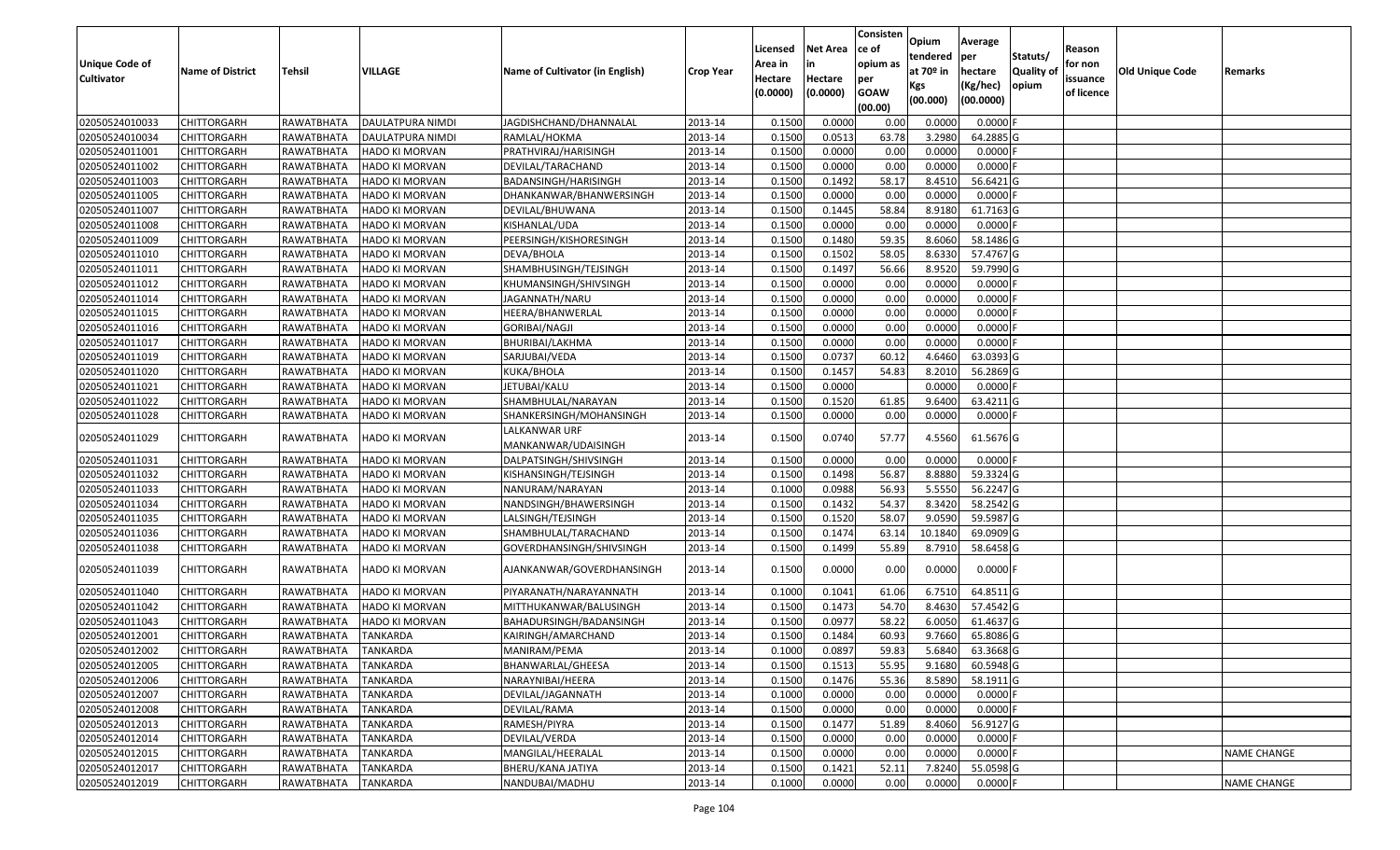| Unique Code of Cultivator | Name of District | Tehsil | VILLAGE | Name of Cultivator (in English) | Crop Year | Licensed Area in Hectare (0.0000) | Net Area in Hectare (0.0000) | Consistence of opium as per GOAW (00.00) | Opium tendered at 70º in Kgs (00.000) | Average per hectare (Kg/hec) (00.0000) | Statuts/ Quality of opium | Reason for non issuance of licence | Old Unique Code | Remarks |
|---|---|---|---|---|---|---|---|---|---|---|---|---|---|---|
| 02050524010033 | CHITTORGARH | RAWATBHATA | DAULATPURA NIMDI | JAGDISHCHAND/DHANNALAL | 2013-14 | 0.1500 | 0.0000 | 0.00 | 0.0000 | 0.0000 | F | | | |
| 02050524010034 | CHITTORGARH | RAWATBHATA | DAULATPURA NIMDI | RAMLAL/HOKMA | 2013-14 | 0.1500 | 0.0513 | 63.78 | 3.2980 | 64.2885 | G | | | |
| 02050524011001 | CHITTORGARH | RAWATBHATA | HADO KI MORVAN | PRATHVIRAJ/HARISINGH | 2013-14 | 0.1500 | 0.0000 | 0.00 | 0.0000 | 0.0000 | F | | | |
| 02050524011002 | CHITTORGARH | RAWATBHATA | HADO KI MORVAN | DEVILAL/TARACHAND | 2013-14 | 0.1500 | 0.0000 | 0.00 | 0.0000 | 0.0000 | F | | | |
| 02050524011003 | CHITTORGARH | RAWATBHATA | HADO KI MORVAN | BADANSINGH/HARISINGH | 2013-14 | 0.1500 | 0.1492 | 58.17 | 8.4510 | 56.6421 | G | | | |
| 02050524011005 | CHITTORGARH | RAWATBHATA | HADO KI MORVAN | DHANKANWAR/BHANWERSINGH | 2013-14 | 0.1500 | 0.0000 | 0.00 | 0.0000 | 0.0000 | F | | | |
| 02050524011007 | CHITTORGARH | RAWATBHATA | HADO KI MORVAN | DEVILAL/BHUWANA | 2013-14 | 0.1500 | 0.1445 | 58.84 | 8.9180 | 61.7163 | G | | | |
| 02050524011008 | CHITTORGARH | RAWATBHATA | HADO KI MORVAN | KISHANLAL/UDA | 2013-14 | 0.1500 | 0.0000 | 0.00 | 0.0000 | 0.0000 | F | | | |
| 02050524011009 | CHITTORGARH | RAWATBHATA | HADO KI MORVAN | PEERSINGH/KISHORESINGH | 2013-14 | 0.1500 | 0.1480 | 59.35 | 8.6060 | 58.1486 | G | | | |
| 02050524011010 | CHITTORGARH | RAWATBHATA | HADO KI MORVAN | DEVA/BHOLA | 2013-14 | 0.1500 | 0.1502 | 58.05 | 8.6330 | 57.4767 | G | | | |
| 02050524011011 | CHITTORGARH | RAWATBHATA | HADO KI MORVAN | SHAMBHUSINGH/TEJSINGH | 2013-14 | 0.1500 | 0.1497 | 56.66 | 8.9520 | 59.7990 | G | | | |
| 02050524011012 | CHITTORGARH | RAWATBHATA | HADO KI MORVAN | KHUMANSINGH/SHIVSINGH | 2013-14 | 0.1500 | 0.0000 | 0.00 | 0.0000 | 0.0000 | F | | | |
| 02050524011014 | CHITTORGARH | RAWATBHATA | HADO KI MORVAN | JAGANNATH/NARU | 2013-14 | 0.1500 | 0.0000 | 0.00 | 0.0000 | 0.0000 | F | | | |
| 02050524011015 | CHITTORGARH | RAWATBHATA | HADO KI MORVAN | HEERA/BHANWERLAL | 2013-14 | 0.1500 | 0.0000 | 0.00 | 0.0000 | 0.0000 | F | | | |
| 02050524011016 | CHITTORGARH | RAWATBHATA | HADO KI MORVAN | GORIBAI/NAGJI | 2013-14 | 0.1500 | 0.0000 | 0.00 | 0.0000 | 0.0000 | F | | | |
| 02050524011017 | CHITTORGARH | RAWATBHATA | HADO KI MORVAN | BHURIBAI/LAKHMA | 2013-14 | 0.1500 | 0.0000 | 0.00 | 0.0000 | 0.0000 | F | | | |
| 02050524011019 | CHITTORGARH | RAWATBHATA | HADO KI MORVAN | SARJUBAI/VEDA | 2013-14 | 0.1500 | 0.0737 | 60.12 | 4.6460 | 63.0393 | G | | | |
| 02050524011020 | CHITTORGARH | RAWATBHATA | HADO KI MORVAN | KUKA/BHOLA | 2013-14 | 0.1500 | 0.1457 | 54.83 | 8.2010 | 56.2869 | G | | | |
| 02050524011021 | CHITTORGARH | RAWATBHATA | HADO KI MORVAN | JETUBAI/KALU | 2013-14 | 0.1500 | 0.0000 | | 0.0000 | 0.0000 | F | | | |
| 02050524011022 | CHITTORGARH | RAWATBHATA | HADO KI MORVAN | SHAMBHULAL/NARAYAN | 2013-14 | 0.1500 | 0.1520 | 61.85 | 9.6400 | 63.4211 | G | | | |
| 02050524011028 | CHITTORGARH | RAWATBHATA | HADO KI MORVAN | SHANKERSINGH/MOHANSINGH | 2013-14 | 0.1500 | 0.0000 | 0.00 | 0.0000 | 0.0000 | F | | | |
| 02050524011029 | CHITTORGARH | RAWATBHATA | HADO KI MORVAN | LALKANWAR URF MANKANWAR/UDAISINGH | 2013-14 | 0.1500 | 0.0740 | 57.77 | 4.5560 | 61.5676 | G | | | |
| 02050524011031 | CHITTORGARH | RAWATBHATA | HADO KI MORVAN | DALPATSINGH/SHIVSINGH | 2013-14 | 0.1500 | 0.0000 | 0.00 | 0.0000 | 0.0000 | F | | | |
| 02050524011032 | CHITTORGARH | RAWATBHATA | HADO KI MORVAN | KISHANSINGH/TEJSINGH | 2013-14 | 0.1500 | 0.1498 | 56.87 | 8.8880 | 59.3324 | G | | | |
| 02050524011033 | CHITTORGARH | RAWATBHATA | HADO KI MORVAN | NANURAM/NARAYAN | 2013-14 | 0.1000 | 0.0988 | 56.93 | 5.5550 | 56.2247 | G | | | |
| 02050524011034 | CHITTORGARH | RAWATBHATA | HADO KI MORVAN | NANDSINGH/BHAWERSINGH | 2013-14 | 0.1500 | 0.1432 | 54.37 | 8.3420 | 58.2542 | G | | | |
| 02050524011035 | CHITTORGARH | RAWATBHATA | HADO KI MORVAN | LALSINGH/TEJSINGH | 2013-14 | 0.1500 | 0.1520 | 58.07 | 9.0590 | 59.5987 | G | | | |
| 02050524011036 | CHITTORGARH | RAWATBHATA | HADO KI MORVAN | SHAMBHULAL/TARACHAND | 2013-14 | 0.1500 | 0.1474 | 63.14 | 10.1840 | 69.0909 | G | | | |
| 02050524011038 | CHITTORGARH | RAWATBHATA | HADO KI MORVAN | GOVERDHANSINGH/SHIVSINGH | 2013-14 | 0.1500 | 0.1499 | 55.89 | 8.7910 | 58.6458 | G | | | |
| 02050524011039 | CHITTORGARH | RAWATBHATA | HADO KI MORVAN | AJANKANWAR/GOVERDHANSINGH | 2013-14 | 0.1500 | 0.0000 | 0.00 | 0.0000 | 0.0000 | F | | | |
| 02050524011040 | CHITTORGARH | RAWATBHATA | HADO KI MORVAN | PIYARANATH/NARAYANNATH | 2013-14 | 0.1000 | 0.1041 | 61.06 | 6.7510 | 64.8511 | G | | | |
| 02050524011042 | CHITTORGARH | RAWATBHATA | HADO KI MORVAN | MITTHUKANWAR/BALUSINGH | 2013-14 | 0.1500 | 0.1473 | 54.70 | 8.4630 | 57.4542 | G | | | |
| 02050524011043 | CHITTORGARH | RAWATBHATA | HADO KI MORVAN | BAHADURSINGH/BADANSINGH | 2013-14 | 0.1500 | 0.0977 | 58.22 | 6.0050 | 61.4637 | G | | | |
| 02050524012001 | CHITTORGARH | RAWATBHATA | TANKARDA | KAIRINGH/AMARCHAND | 2013-14 | 0.1500 | 0.1484 | 60.93 | 9.7660 | 65.8086 | G | | | |
| 02050524012002 | CHITTORGARH | RAWATBHATA | TANKARDA | MANIRAM/PEMA | 2013-14 | 0.1000 | 0.0897 | 59.83 | 5.6840 | 63.3668 | G | | | |
| 02050524012005 | CHITTORGARH | RAWATBHATA | TANKARDA | BHANWARLAL/GHEESA | 2013-14 | 0.1500 | 0.1513 | 55.95 | 9.1680 | 60.5948 | G | | | |
| 02050524012006 | CHITTORGARH | RAWATBHATA | TANKARDA | NARAYNIBAI/HEERA | 2013-14 | 0.1500 | 0.1476 | 55.36 | 8.5890 | 58.1911 | G | | | |
| 02050524012007 | CHITTORGARH | RAWATBHATA | TANKARDA | DEVILAL/JAGANNATH | 2013-14 | 0.1000 | 0.0000 | 0.00 | 0.0000 | 0.0000 | F | | | |
| 02050524012008 | CHITTORGARH | RAWATBHATA | TANKARDA | DEVILAL/RAMA | 2013-14 | 0.1500 | 0.0000 | 0.00 | 0.0000 | 0.0000 | F | | | |
| 02050524012013 | CHITTORGARH | RAWATBHATA | TANKARDA | RAMESH/PIYRA | 2013-14 | 0.1500 | 0.1477 | 51.89 | 8.4060 | 56.9127 | G | | | |
| 02050524012014 | CHITTORGARH | RAWATBHATA | TANKARDA | DEVILAL/VERDA | 2013-14 | 0.1500 | 0.0000 | 0.00 | 0.0000 | 0.0000 | F | | | |
| 02050524012015 | CHITTORGARH | RAWATBHATA | TANKARDA | MANGILAL/HEERALAL | 2013-14 | 0.1500 | 0.0000 | 0.00 | 0.0000 | 0.0000 | F | | | NAME CHANGE |
| 02050524012017 | CHITTORGARH | RAWATBHATA | TANKARDA | BHERU/KANA JATIYA | 2013-14 | 0.1500 | 0.1421 | 52.11 | 7.8240 | 55.0598 | G | | | |
| 02050524012019 | CHITTORGARH | RAWATBHATA | TANKARDA | NANDUBAI/MADHU | 2013-14 | 0.1000 | 0.0000 | 0.00 | 0.0000 | 0.0000 | F | | | NAME CHANGE |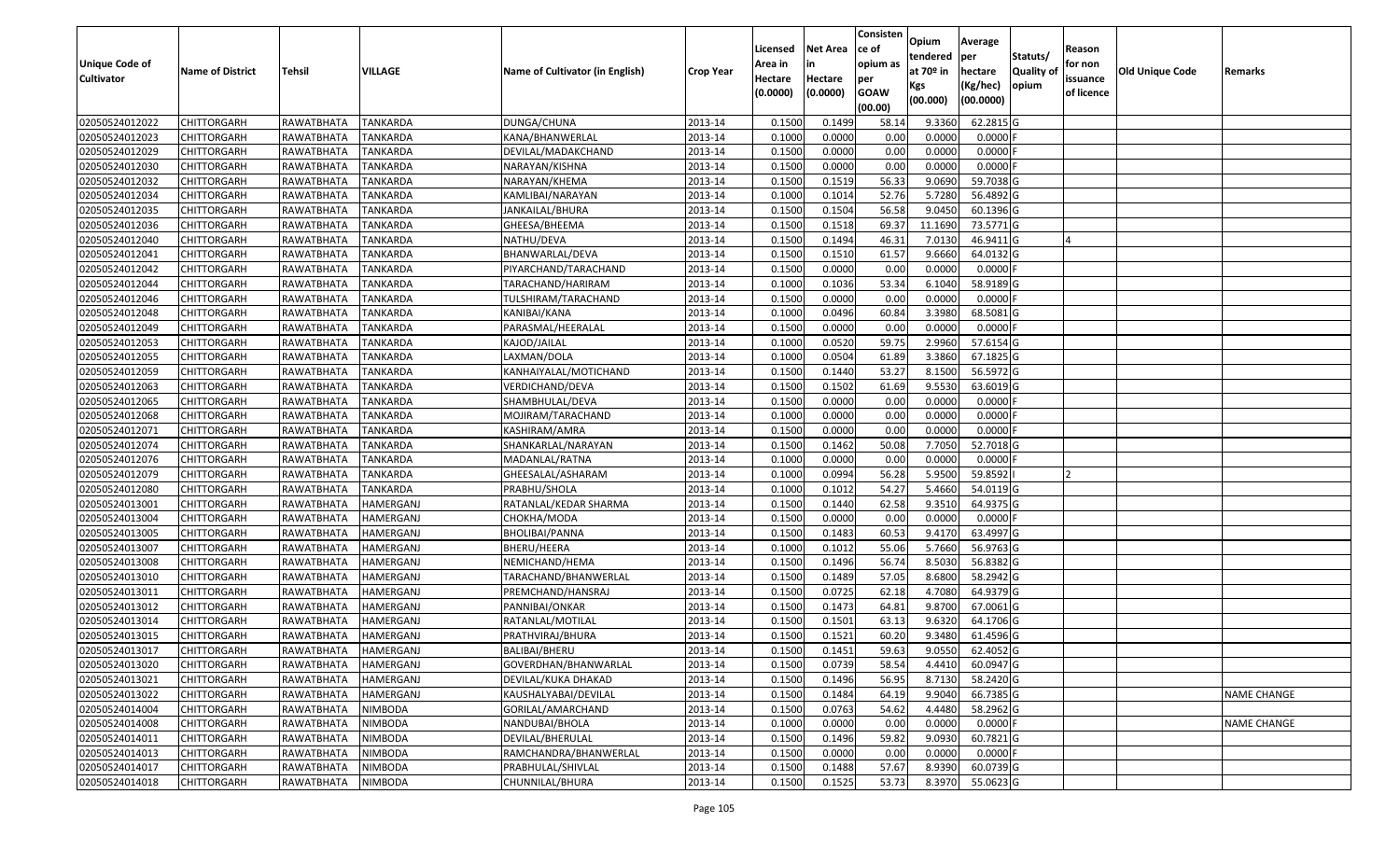| Unique Code of Cultivator | Name of District | Tehsil | VILLAGE | Name of Cultivator (in English) | Crop Year | Licensed Area in Hectare (0.0000) | Net Area in Hectare (0.0000) | Consistence of opium as per GOAW (00.00) | Opium tendered at 70º in Kgs (00.000) | Average per hectare (Kg/hec) (00.0000) | Statuts/ Quality of opium | Reason for non issuance of licence | Old Unique Code | Remarks |
|---|---|---|---|---|---|---|---|---|---|---|---|---|---|---|
| 02050524012022 | CHITTORGARH | RAWATBHATA | TANKARDA | DUNGA/CHUNA | 2013-14 | 0.1500 | 0.1499 | 58.14 | 9.3360 | 62.2815 | G | | | |
| 02050524012023 | CHITTORGARH | RAWATBHATA | TANKARDA | KANA/BHANWERLAL | 2013-14 | 0.1000 | 0.0000 | 0.00 | 0.0000 | 0.0000 | F | | | |
| 02050524012029 | CHITTORGARH | RAWATBHATA | TANKARDA | DEVILAL/MADAKCHAND | 2013-14 | 0.1500 | 0.0000 | 0.00 | 0.0000 | 0.0000 | F | | | |
| 02050524012030 | CHITTORGARH | RAWATBHATA | TANKARDA | NARAYAN/KISHNA | 2013-14 | 0.1500 | 0.0000 | 0.00 | 0.0000 | 0.0000 | F | | | |
| 02050524012032 | CHITTORGARH | RAWATBHATA | TANKARDA | NARAYAN/KHEMA | 2013-14 | 0.1500 | 0.1519 | 56.33 | 9.0690 | 59.7038 | G | | | |
| 02050524012034 | CHITTORGARH | RAWATBHATA | TANKARDA | KAMLIBAI/NARAYAN | 2013-14 | 0.1000 | 0.1014 | 52.76 | 5.7280 | 56.4892 | G | | | |
| 02050524012035 | CHITTORGARH | RAWATBHATA | TANKARDA | JANKAILAL/BHURA | 2013-14 | 0.1500 | 0.1504 | 56.58 | 9.0450 | 60.1396 | G | | | |
| 02050524012036 | CHITTORGARH | RAWATBHATA | TANKARDA | GHEESA/BHEEMA | 2013-14 | 0.1500 | 0.1518 | 69.37 | 11.1690 | 73.5771 | G | | | |
| 02050524012040 | CHITTORGARH | RAWATBHATA | TANKARDA | NATHU/DEVA | 2013-14 | 0.1500 | 0.1494 | 46.31 | 7.0130 | 46.9411 | G | 4 | | |
| 02050524012041 | CHITTORGARH | RAWATBHATA | TANKARDA | BHANWARLAL/DEVA | 2013-14 | 0.1500 | 0.1510 | 61.57 | 9.6660 | 64.0132 | G | | | |
| 02050524012042 | CHITTORGARH | RAWATBHATA | TANKARDA | PIYARCHAND/TARACHAND | 2013-14 | 0.1500 | 0.0000 | 0.00 | 0.0000 | 0.0000 | F | | | |
| 02050524012044 | CHITTORGARH | RAWATBHATA | TANKARDA | TARACHAND/HARIRAM | 2013-14 | 0.1000 | 0.1036 | 53.34 | 6.1040 | 58.9189 | G | | | |
| 02050524012046 | CHITTORGARH | RAWATBHATA | TANKARDA | TULSHIRAM/TARACHAND | 2013-14 | 0.1500 | 0.0000 | 0.00 | 0.0000 | 0.0000 | F | | | |
| 02050524012048 | CHITTORGARH | RAWATBHATA | TANKARDA | KANIBAI/KANA | 2013-14 | 0.1000 | 0.0496 | 60.84 | 3.3980 | 68.5081 | G | | | |
| 02050524012049 | CHITTORGARH | RAWATBHATA | TANKARDA | PARASMAL/HEERALAL | 2013-14 | 0.1500 | 0.0000 | 0.00 | 0.0000 | 0.0000 | F | | | |
| 02050524012053 | CHITTORGARH | RAWATBHATA | TANKARDA | KAJOD/JAILAL | 2013-14 | 0.1000 | 0.0520 | 59.75 | 2.9960 | 57.6154 | G | | | |
| 02050524012055 | CHITTORGARH | RAWATBHATA | TANKARDA | LAXMAN/DOLA | 2013-14 | 0.1000 | 0.0504 | 61.89 | 3.3860 | 67.1825 | G | | | |
| 02050524012059 | CHITTORGARH | RAWATBHATA | TANKARDA | KANHAIYALAL/MOTICHAND | 2013-14 | 0.1500 | 0.1440 | 53.27 | 8.1500 | 56.5972 | G | | | |
| 02050524012063 | CHITTORGARH | RAWATBHATA | TANKARDA | VERDICHAND/DEVA | 2013-14 | 0.1500 | 0.1502 | 61.69 | 9.5530 | 63.6019 | G | | | |
| 02050524012065 | CHITTORGARH | RAWATBHATA | TANKARDA | SHAMBHULAL/DEVA | 2013-14 | 0.1500 | 0.0000 | 0.00 | 0.0000 | 0.0000 | F | | | |
| 02050524012068 | CHITTORGARH | RAWATBHATA | TANKARDA | MOJIRAM/TARACHAND | 2013-14 | 0.1000 | 0.0000 | 0.00 | 0.0000 | 0.0000 | F | | | |
| 02050524012071 | CHITTORGARH | RAWATBHATA | TANKARDA | KASHIRAM/AMRA | 2013-14 | 0.1500 | 0.0000 | 0.00 | 0.0000 | 0.0000 | F | | | |
| 02050524012074 | CHITTORGARH | RAWATBHATA | TANKARDA | SHANKARLAL/NARAYAN | 2013-14 | 0.1500 | 0.1462 | 50.08 | 7.7050 | 52.7018 | G | | | |
| 02050524012076 | CHITTORGARH | RAWATBHATA | TANKARDA | MADANLAL/RATNA | 2013-14 | 0.1000 | 0.0000 | 0.00 | 0.0000 | 0.0000 | F | | | |
| 02050524012079 | CHITTORGARH | RAWATBHATA | TANKARDA | GHEESALAL/ASHARAM | 2013-14 | 0.1000 | 0.0994 | 56.28 | 5.9500 | 59.8592 | I | 2 | | |
| 02050524012080 | CHITTORGARH | RAWATBHATA | TANKARDA | PRABHU/SHOLA | 2013-14 | 0.1000 | 0.1012 | 54.27 | 5.4660 | 54.0119 | G | | | |
| 02050524013001 | CHITTORGARH | RAWATBHATA | HAMERGANJ | RATANLAL/KEDAR SHARMA | 2013-14 | 0.1500 | 0.1440 | 62.58 | 9.3510 | 64.9375 | G | | | |
| 02050524013004 | CHITTORGARH | RAWATBHATA | HAMERGANJ | CHOKHA/MODA | 2013-14 | 0.1500 | 0.0000 | 0.00 | 0.0000 | 0.0000 | F | | | |
| 02050524013005 | CHITTORGARH | RAWATBHATA | HAMERGANJ | BHOLIBAI/PANNA | 2013-14 | 0.1500 | 0.1483 | 60.53 | 9.4170 | 63.4997 | G | | | |
| 02050524013007 | CHITTORGARH | RAWATBHATA | HAMERGANJ | BHERU/HEERA | 2013-14 | 0.1000 | 0.1012 | 55.06 | 5.7660 | 56.9763 | G | | | |
| 02050524013008 | CHITTORGARH | RAWATBHATA | HAMERGANJ | NEMICHAND/HEMA | 2013-14 | 0.1500 | 0.1496 | 56.74 | 8.5030 | 56.8382 | G | | | |
| 02050524013010 | CHITTORGARH | RAWATBHATA | HAMERGANJ | TARACHAND/BHANWERLAL | 2013-14 | 0.1500 | 0.1489 | 57.05 | 8.6800 | 58.2942 | G | | | |
| 02050524013011 | CHITTORGARH | RAWATBHATA | HAMERGANJ | PREMCHAND/HANSRAJ | 2013-14 | 0.1500 | 0.0725 | 62.18 | 4.7080 | 64.9379 | G | | | |
| 02050524013012 | CHITTORGARH | RAWATBHATA | HAMERGANJ | PANNIBAI/ONKAR | 2013-14 | 0.1500 | 0.1473 | 64.81 | 9.8700 | 67.0061 | G | | | |
| 02050524013014 | CHITTORGARH | RAWATBHATA | HAMERGANJ | RATANLAL/MOTILAL | 2013-14 | 0.1500 | 0.1501 | 63.13 | 9.6320 | 64.1706 | G | | | |
| 02050524013015 | CHITTORGARH | RAWATBHATA | HAMERGANJ | PRATHVIRAJ/BHURA | 2013-14 | 0.1500 | 0.1521 | 60.20 | 9.3480 | 61.4596 | G | | | |
| 02050524013017 | CHITTORGARH | RAWATBHATA | HAMERGANJ | BALIBAI/BHERU | 2013-14 | 0.1500 | 0.1451 | 59.63 | 9.0550 | 62.4052 | G | | | |
| 02050524013020 | CHITTORGARH | RAWATBHATA | HAMERGANJ | GOVERDHAN/BHANWARLAL | 2013-14 | 0.1500 | 0.0739 | 58.54 | 4.4410 | 60.0947 | G | | | |
| 02050524013021 | CHITTORGARH | RAWATBHATA | HAMERGANJ | DEVILAL/KUKA DHAKAD | 2013-14 | 0.1500 | 0.1496 | 56.95 | 8.7130 | 58.2420 | G | | | |
| 02050524013022 | CHITTORGARH | RAWATBHATA | HAMERGANJ | KAUSHALYABAI/DEVILAL | 2013-14 | 0.1500 | 0.1484 | 64.19 | 9.9040 | 66.7385 | G | | | NAME CHANGE |
| 02050524014004 | CHITTORGARH | RAWATBHATA | NIMBODA | GORILAL/AMARCHAND | 2013-14 | 0.1500 | 0.0763 | 54.62 | 4.4480 | 58.2962 | G | | | |
| 02050524014008 | CHITTORGARH | RAWATBHATA | NIMBODA | NANDUBAI/BHOLA | 2013-14 | 0.1000 | 0.0000 | 0.00 | 0.0000 | 0.0000 | F | | | NAME CHANGE |
| 02050524014011 | CHITTORGARH | RAWATBHATA | NIMBODA | DEVILAL/BHERULAL | 2013-14 | 0.1500 | 0.1496 | 59.82 | 9.0930 | 60.7821 | G | | | |
| 02050524014013 | CHITTORGARH | RAWATBHATA | NIMBODA | RAMCHANDRA/BHANWERLAL | 2013-14 | 0.1500 | 0.0000 | 0.00 | 0.0000 | 0.0000 | F | | | |
| 02050524014017 | CHITTORGARH | RAWATBHATA | NIMBODA | PRABHULAL/SHIVLAL | 2013-14 | 0.1500 | 0.1488 | 57.67 | 8.9390 | 60.0739 | G | | | |
| 02050524014018 | CHITTORGARH | RAWATBHATA | NIMBODA | CHUNNILAL/BHURA | 2013-14 | 0.1500 | 0.1525 | 53.73 | 8.3970 | 55.0623 | G | | | |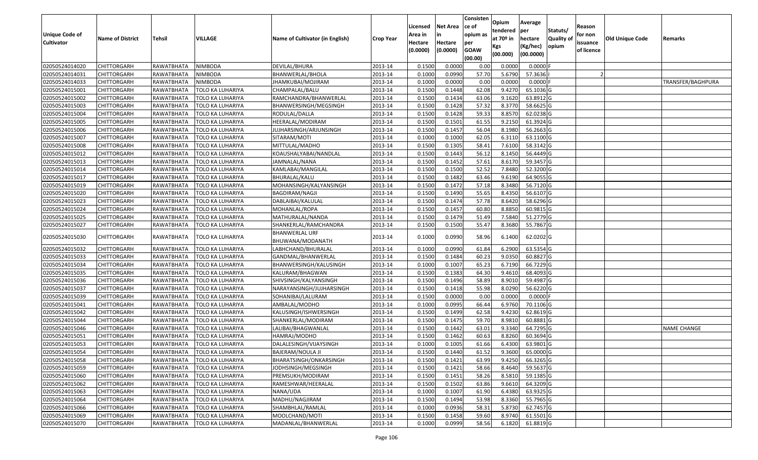| Unique Code of Cultivator | Name of District | Tehsil | VILLAGE | Name of Cultivator (in English) | Crop Year | Licensed Area in Hectare (0.0000) | Net Area in Hectare (0.0000) | Consistence of opium as per GOAW (00.00) | Opium tendered at 70º in Kgs (00.000) | Average per hectare (Kg/hec) (00.0000) | Statuts/ Quality of opium | Reason for non issuance of licence | Old Unique Code | Remarks |
|---|---|---|---|---|---|---|---|---|---|---|---|---|---|---|
| 02050524014020 | CHITTORGARH | RAWATBHATA | NIMBODA | DEVILAL/BHURA | 2013-14 | 0.1500 | 0.0000 | 0.00 | 0.0000 | 0.0000 | F | | | |
| 02050524014031 | CHITTORGARH | RAWATBHATA | NIMBODA | BHANWERLAL/BHOLA | 2013-14 | 0.1000 | 0.0990 | 57.70 | 5.6790 | 57.3636 | I | 2 | | |
| 02050524014033 | CHITTORGARH | RAWATBHATA | NIMBODA | JHAMKUBAI/MOJIRAM | 2013-14 | 0.1000 | 0.0000 | 0.00 | 0.0000 | 0.0000 | F | | | TRANSFER/BAGHPURA |
| 02050524015001 | CHITTORGARH | RAWATBHATA | TOLO KA LUHARIYA | CHAMPALAL/BALU | 2013-14 | 0.1500 | 0.1448 | 62.08 | 9.4270 | 65.1036 | G | | | |
| 02050524015002 | CHITTORGARH | RAWATBHATA | TOLO KA LUHARIYA | RAMCHANDRA/BHANWERLAL | 2013-14 | 0.1500 | 0.1434 | 63.06 | 9.1620 | 63.8912 | G | | | |
| 02050524015003 | CHITTORGARH | RAWATBHATA | TOLO KA LUHARIYA | BHANWERSINGH/MEGSINGH | 2013-14 | 0.1500 | 0.1428 | 57.32 | 8.3770 | 58.6625 | G | | | |
| 02050524015004 | CHITTORGARH | RAWATBHATA | TOLO KA LUHARIYA | RODULAL/DALLA | 2013-14 | 0.1500 | 0.1428 | 59.33 | 8.8570 | 62.0238 | G | | | |
| 02050524015005 | CHITTORGARH | RAWATBHATA | TOLO KA LUHARIYA | HEERALAL/MODIRAM | 2013-14 | 0.1500 | 0.1501 | 61.55 | 9.2150 | 61.3924 | G | | | |
| 02050524015006 | CHITTORGARH | RAWATBHATA | TOLO KA LUHARIYA | JUJHARSINGH/ARJUNSINGH | 2013-14 | 0.1500 | 0.1457 | 56.04 | 8.1980 | 56.2663 | G | | | |
| 02050524015007 | CHITTORGARH | RAWATBHATA | TOLO KA LUHARIYA | SITARAM/MOTI | 2013-14 | 0.1000 | 0.1000 | 62.05 | 6.3110 | 63.1100 | G | | | |
| 02050524015008 | CHITTORGARH | RAWATBHATA | TOLO KA LUHARIYA | MITTULAL/MADHO | 2013-14 | 0.1500 | 0.1305 | 58.41 | 7.6100 | 58.3142 | G | | | |
| 02050524015012 | CHITTORGARH | RAWATBHATA | TOLO KA LUHARIYA | KOAUSHALYABAI/NANDLAL | 2013-14 | 0.1500 | 0.1443 | 56.12 | 8.1450 | 56.4449 | G | | | |
| 02050524015013 | CHITTORGARH | RAWATBHATA | TOLO KA LUHARIYA | JAMNALAL/NANA | 2013-14 | 0.1500 | 0.1452 | 57.61 | 8.6170 | 59.3457 | G | | | |
| 02050524015014 | CHITTORGARH | RAWATBHATA | TOLO KA LUHARIYA | KAMLABAI/MANGILAL | 2013-14 | 0.1500 | 0.1500 | 52.52 | 7.8480 | 52.3200 | G | | | |
| 02050524015017 | CHITTORGARH | RAWATBHATA | TOLO KA LUHARIYA | BHURALAL/KALU | 2013-14 | 0.1500 | 0.1482 | 63.46 | 9.6190 | 64.9055 | G | | | |
| 02050524015019 | CHITTORGARH | RAWATBHATA | TOLO KA LUHARIYA | MOHANSINGH/KALYANSINGH | 2013-14 | 0.1500 | 0.1472 | 57.18 | 8.3480 | 56.7120 | G | | | |
| 02050524015020 | CHITTORGARH | RAWATBHATA | TOLO KA LUHARIYA | BAGDIRAM/NAGJI | 2013-14 | 0.1500 | 0.1490 | 55.65 | 8.4350 | 56.6107 | G | | | |
| 02050524015023 | CHITTORGARH | RAWATBHATA | TOLO KA LUHARIYA | DABLAIBAI/KALULAL | 2013-14 | 0.1500 | 0.1474 | 57.78 | 8.6420 | 58.6296 | G | | | |
| 02050524015024 | CHITTORGARH | RAWATBHATA | TOLO KA LUHARIYA | MOHANLAL/ROPA | 2013-14 | 0.1500 | 0.1457 | 60.80 | 8.8850 | 60.9815 | G | | | |
| 02050524015025 | CHITTORGARH | RAWATBHATA | TOLO KA LUHARIYA | MATHURALAL/NANDA | 2013-14 | 0.1500 | 0.1479 | 51.49 | 7.5840 | 51.2779 | G | | | |
| 02050524015027 | CHITTORGARH | RAWATBHATA | TOLO KA LUHARIYA | SHANKERLAL/RAMCHANDRA | 2013-14 | 0.1500 | 0.1500 | 55.47 | 8.3680 | 55.7867 | G | | | |
| 02050524015030 | CHITTORGARH | RAWATBHATA | TOLO KA LUHARIYA | BHANWERLAL URF BHUWANA/MODANATH | 2013-14 | 0.1000 | 0.0990 | 58.96 | 6.1400 | 62.0202 | G | | | |
| 02050524015032 | CHITTORGARH | RAWATBHATA | TOLO KA LUHARIYA | LABHCHAND/BHURALAL | 2013-14 | 0.1000 | 0.0990 | 61.84 | 6.2900 | 63.5354 | G | | | |
| 02050524015033 | CHITTORGARH | RAWATBHATA | TOLO KA LUHARIYA | GANDMAL/BHANWERLAL | 2013-14 | 0.1500 | 0.1484 | 60.23 | 9.0350 | 60.8827 | G | | | |
| 02050524015034 | CHITTORGARH | RAWATBHATA | TOLO KA LUHARIYA | BHANWERSINGH/KALUSINGH | 2013-14 | 0.1000 | 0.1007 | 65.23 | 6.7190 | 66.7229 | G | | | |
| 02050524015035 | CHITTORGARH | RAWATBHATA | TOLO KA LUHARIYA | KALURAM/BHAGWAN | 2013-14 | 0.1500 | 0.1383 | 64.30 | 9.4610 | 68.4093 | G | | | |
| 02050524015036 | CHITTORGARH | RAWATBHATA | TOLO KA LUHARIYA | SHIVSINGH/KALYANSINGH | 2013-14 | 0.1500 | 0.1496 | 58.89 | 8.9010 | 59.4987 | G | | | |
| 02050524015037 | CHITTORGARH | RAWATBHATA | TOLO KA LUHARIYA | NARAYANSINGH/JUJHARSINGH | 2013-14 | 0.1500 | 0.1418 | 55.98 | 8.0290 | 56.6220 | G | | | |
| 02050524015039 | CHITTORGARH | RAWATBHATA | TOLO KA LUHARIYA | SOHANIBAI/LALURAM | 2013-14 | 0.1500 | 0.0000 | 0.00 | 0.0000 | 0.0000 | F | | | |
| 02050524015041 | CHITTORGARH | RAWATBHATA | TOLO KA LUHARIYA | AMBALAL/MODHO | 2013-14 | 0.1000 | 0.0995 | 66.44 | 6.9760 | 70.1106 | G | | | |
| 02050524015042 | CHITTORGARH | RAWATBHATA | TOLO KA LUHARIYA | KALUSINGH/ISHWERSINGH | 2013-14 | 0.1500 | 0.1499 | 62.58 | 9.4230 | 62.8619 | G | | | |
| 02050524015044 | CHITTORGARH | RAWATBHATA | TOLO KA LUHARIYA | SHANKERLAL/MODIRAM | 2013-14 | 0.1500 | 0.1475 | 59.70 | 8.9810 | 60.8881 | G | | | |
| 02050524015046 | CHITTORGARH | RAWATBHATA | TOLO KA LUHARIYA | LALIBAI/BHAGWANLAL | 2013-14 | 0.1500 | 0.1442 | 63.01 | 9.3340 | 64.7295 | G | | | NAME CHANGE |
| 02050524015051 | CHITTORGARH | RAWATBHATA | TOLO KA LUHARIYA | HAMRAJ/MODHO | 2013-14 | 0.1500 | 0.1462 | 60.63 | 8.8260 | 60.3694 | G | | | |
| 02050524015053 | CHITTORGARH | RAWATBHATA | TOLO KA LUHARIYA | DALALESINGH/VIJAYSINGH | 2013-14 | 0.1000 | 0.1005 | 61.66 | 6.4300 | 63.9801 | G | | | |
| 02050524015054 | CHITTORGARH | RAWATBHATA | TOLO KA LUHARIYA | BAJERAM/NOULA JI | 2013-14 | 0.1500 | 0.1440 | 61.52 | 9.3600 | 65.0000 | G | | | |
| 02050524015058 | CHITTORGARH | RAWATBHATA | TOLO KA LUHARIYA | BHARATSINGH/ONKARSINGH | 2013-14 | 0.1500 | 0.1421 | 63.99 | 9.4250 | 66.3265 | G | | | |
| 02050524015059 | CHITTORGARH | RAWATBHATA | TOLO KA LUHARIYA | JODHSINGH/MEGSINGH | 2013-14 | 0.1500 | 0.1421 | 58.66 | 8.4640 | 59.5637 | G | | | |
| 02050524015060 | CHITTORGARH | RAWATBHATA | TOLO KA LUHARIYA | PREMSUKH/MODIRAM | 2013-14 | 0.1500 | 0.1451 | 58.26 | 8.5810 | 59.1385 | G | | | |
| 02050524015062 | CHITTORGARH | RAWATBHATA | TOLO KA LUHARIYA | RAMESHWAR/HEERALAL | 2013-14 | 0.1500 | 0.1502 | 63.86 | 9.6610 | 64.3209 | G | | | |
| 02050524015063 | CHITTORGARH | RAWATBHATA | TOLO KA LUHARIYA | NANA/UDA | 2013-14 | 0.1000 | 0.1007 | 61.90 | 6.4380 | 63.9325 | G | | | |
| 02050524015064 | CHITTORGARH | RAWATBHATA | TOLO KA LUHARIYA | MADHU/NAGJIRAM | 2013-14 | 0.1500 | 0.1494 | 53.98 | 8.3360 | 55.7965 | G | | | |
| 02050524015066 | CHITTORGARH | RAWATBHATA | TOLO KA LUHARIYA | SHAMBHLAL/RAMLAL | 2013-14 | 0.1000 | 0.0936 | 58.31 | 5.8730 | 62.7457 | G | | | |
| 02050524015069 | CHITTORGARH | RAWATBHATA | TOLO KA LUHARIYA | MOOLCHAND/MOTI | 2013-14 | 0.1500 | 0.1458 | 59.60 | 8.9740 | 61.5501 | G | | | |
| 02050524015070 | CHITTORGARH | RAWATBHATA | TOLO KA LUHARIYA | MADANLAL/BHANWERLAL | 2013-14 | 0.1000 | 0.0999 | 58.56 | 6.1820 | 61.8819 | G | | | |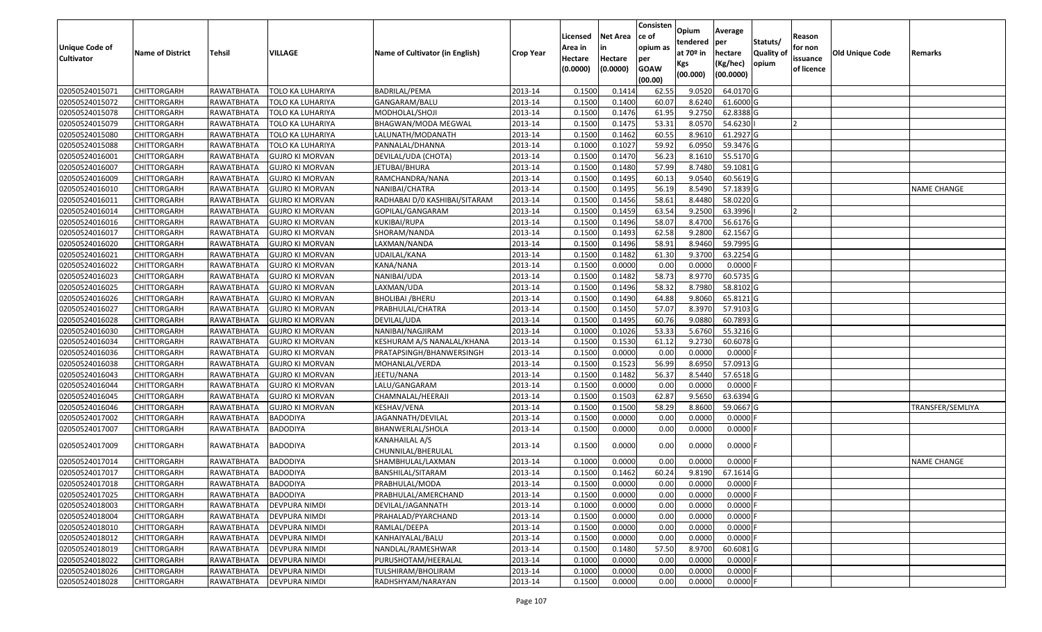| Unique Code of Cultivator | Name of District | Tehsil | VILLAGE | Name of Cultivator (in English) | Crop Year | Licensed Area in Hectare (0.0000) | Net Area in Hectare (0.0000) | Consistence of opium as per GOAW (00.00) | Opium tendered at 70º in Kgs (00.000) | Average per hectare (Kg/hec) (00.0000) | Statuts/ Quality of opium | Reason for non issuance of licence | Old Unique Code | Remarks |
|---|---|---|---|---|---|---|---|---|---|---|---|---|---|---|
| 02050524015071 | CHITTORGARH | RAWATBHATA | TOLO KA LUHARIYA | BADRILAL/PEMA | 2013-14 | 0.1500 | 0.1414 | 62.55 | 9.0520 | 64.0170 | G | | | |
| 02050524015072 | CHITTORGARH | RAWATBHATA | TOLO KA LUHARIYA | GANGARAM/BALU | 2013-14 | 0.1500 | 0.1400 | 60.07 | 8.6240 | 61.6000 | G | | | |
| 02050524015078 | CHITTORGARH | RAWATBHATA | TOLO KA LUHARIYA | MODHOLAL/SHOJI | 2013-14 | 0.1500 | 0.1476 | 61.95 | 9.2750 | 62.8388 | G | | | |
| 02050524015079 | CHITTORGARH | RAWATBHATA | TOLO KA LUHARIYA | BHAGWAN/MODA MEGWAL | 2013-14 | 0.1500 | 0.1475 | 53.31 | 8.0570 | 54.6230 | I | 2 | | |
| 02050524015080 | CHITTORGARH | RAWATBHATA | TOLO KA LUHARIYA | LALUNATH/MODANATH | 2013-14 | 0.1500 | 0.1462 | 60.55 | 8.9610 | 61.2927 | G | | | |
| 02050524015088 | CHITTORGARH | RAWATBHATA | TOLO KA LUHARIYA | PANNALAL/DHANNA | 2013-14 | 0.1000 | 0.1027 | 59.92 | 6.0950 | 59.3476 | G | | | |
| 02050524016001 | CHITTORGARH | RAWATBHATA | GUJRO KI MORVAN | DEVILAL/UDA (CHOTA) | 2013-14 | 0.1500 | 0.1470 | 56.23 | 8.1610 | 55.5170 | G | | | |
| 02050524016007 | CHITTORGARH | RAWATBHATA | GUJRO KI MORVAN | JETUBAI/BHURA | 2013-14 | 0.1500 | 0.1480 | 57.99 | 8.7480 | 59.1081 | G | | | |
| 02050524016009 | CHITTORGARH | RAWATBHATA | GUJRO KI MORVAN | RAMCHANDRA/NANA | 2013-14 | 0.1500 | 0.1495 | 60.13 | 9.0540 | 60.5619 | G | | | |
| 02050524016010 | CHITTORGARH | RAWATBHATA | GUJRO KI MORVAN | NANIBAI/CHATRA | 2013-14 | 0.1500 | 0.1495 | 56.19 | 8.5490 | 57.1839 | G | | | NAME CHANGE |
| 02050524016011 | CHITTORGARH | RAWATBHATA | GUJRO KI MORVAN | RADHABAI D/0 KASHIBAI/SITARAM | 2013-14 | 0.1500 | 0.1456 | 58.61 | 8.4480 | 58.0220 | G | | | |
| 02050524016014 | CHITTORGARH | RAWATBHATA | GUJRO KI MORVAN | GOPILAL/GANGARAM | 2013-14 | 0.1500 | 0.1459 | 63.54 | 9.2500 | 63.3996 | I | 2 | | |
| 02050524016016 | CHITTORGARH | RAWATBHATA | GUJRO KI MORVAN | KUKIBAI/RUPA | 2013-14 | 0.1500 | 0.1496 | 58.07 | 8.4700 | 56.6176 | G | | | |
| 02050524016017 | CHITTORGARH | RAWATBHATA | GUJRO KI MORVAN | SHORAM/NANDA | 2013-14 | 0.1500 | 0.1493 | 62.58 | 9.2800 | 62.1567 | G | | | |
| 02050524016020 | CHITTORGARH | RAWATBHATA | GUJRO KI MORVAN | LAXMAN/NANDA | 2013-14 | 0.1500 | 0.1496 | 58.91 | 8.9460 | 59.7995 | G | | | |
| 02050524016021 | CHITTORGARH | RAWATBHATA | GUJRO KI MORVAN | UDAILAL/KANA | 2013-14 | 0.1500 | 0.1482 | 61.30 | 9.3700 | 63.2254 | G | | | |
| 02050524016022 | CHITTORGARH | RAWATBHATA | GUJRO KI MORVAN | KANA/NANA | 2013-14 | 0.1500 | 0.0000 | 0.00 | 0.0000 | 0.0000 | F | | | |
| 02050524016023 | CHITTORGARH | RAWATBHATA | GUJRO KI MORVAN | NANIBAI/UDA | 2013-14 | 0.1500 | 0.1482 | 58.73 | 8.9770 | 60.5735 | G | | | |
| 02050524016025 | CHITTORGARH | RAWATBHATA | GUJRO KI MORVAN | LAXMAN/UDA | 2013-14 | 0.1500 | 0.1496 | 58.32 | 8.7980 | 58.8102 | G | | | |
| 02050524016026 | CHITTORGARH | RAWATBHATA | GUJRO KI MORVAN | BHOLIBAI /BHERU | 2013-14 | 0.1500 | 0.1490 | 64.88 | 9.8060 | 65.8121 | G | | | |
| 02050524016027 | CHITTORGARH | RAWATBHATA | GUJRO KI MORVAN | PRABHULAL/CHATRA | 2013-14 | 0.1500 | 0.1450 | 57.07 | 8.3970 | 57.9103 | G | | | |
| 02050524016028 | CHITTORGARH | RAWATBHATA | GUJRO KI MORVAN | DEVILAL/UDA | 2013-14 | 0.1500 | 0.1495 | 60.76 | 9.0880 | 60.7893 | G | | | |
| 02050524016030 | CHITTORGARH | RAWATBHATA | GUJRO KI MORVAN | NANIBAI/NAGJIRAM | 2013-14 | 0.1000 | 0.1026 | 53.33 | 5.6760 | 55.3216 | G | | | |
| 02050524016034 | CHITTORGARH | RAWATBHATA | GUJRO KI MORVAN | KESHURAM A/S NANALAL/KHANA | 2013-14 | 0.1500 | 0.1530 | 61.12 | 9.2730 | 60.6078 | G | | | |
| 02050524016036 | CHITTORGARH | RAWATBHATA | GUJRO KI MORVAN | PRATAPSINGH/BHANWERSINGH | 2013-14 | 0.1500 | 0.0000 | 0.00 | 0.0000 | 0.0000 | F | | | |
| 02050524016038 | CHITTORGARH | RAWATBHATA | GUJRO KI MORVAN | MOHANLAL/VERDA | 2013-14 | 0.1500 | 0.1523 | 56.99 | 8.6950 | 57.0913 | G | | | |
| 02050524016043 | CHITTORGARH | RAWATBHATA | GUJRO KI MORVAN | JEETU/NANA | 2013-14 | 0.1500 | 0.1482 | 56.37 | 8.5440 | 57.6518 | G | | | |
| 02050524016044 | CHITTORGARH | RAWATBHATA | GUJRO KI MORVAN | LALU/GANGARAM | 2013-14 | 0.1500 | 0.0000 | 0.00 | 0.0000 | 0.0000 | F | | | |
| 02050524016045 | CHITTORGARH | RAWATBHATA | GUJRO KI MORVAN | CHAMNALAL/HEERAJI | 2013-14 | 0.1500 | 0.1503 | 62.87 | 9.5650 | 63.6394 | G | | | |
| 02050524016046 | CHITTORGARH | RAWATBHATA | GUJRO KI MORVAN | KESHAV/VENA | 2013-14 | 0.1500 | 0.1500 | 58.29 | 8.8600 | 59.0667 | G | | | TRANSFER/SEMLIYA |
| 02050524017002 | CHITTORGARH | RAWATBHATA | BADODIYA | JAGANNATH/DEVILAL | 2013-14 | 0.1500 | 0.0000 | 0.00 | 0.0000 | 0.0000 | F | | | |
| 02050524017007 | CHITTORGARH | RAWATBHATA | BADODIYA | BHANWERLAL/SHOLA | 2013-14 | 0.1500 | 0.0000 | 0.00 | 0.0000 | 0.0000 | F | | | |
| 02050524017009 | CHITTORGARH | RAWATBHATA | BADODIYA | KANAHAILAL A/S CHUNNILAL/BHERULAL | 2013-14 | 0.1500 | 0.0000 | 0.00 | 0.0000 | 0.0000 | F | | | |
| 02050524017014 | CHITTORGARH | RAWATBHATA | BADODIYA | SHAMBHULAL/LAXMAN | 2013-14 | 0.1000 | 0.0000 | 0.00 | 0.0000 | 0.0000 | F | | | NAME CHANGE |
| 02050524017017 | CHITTORGARH | RAWATBHATA | BADODIYA | BANSHILAL/SITARAM | 2013-14 | 0.1500 | 0.1462 | 60.24 | 9.8190 | 67.1614 | G | | | |
| 02050524017018 | CHITTORGARH | RAWATBHATA | BADODIYA | PRABHULAL/MODA | 2013-14 | 0.1500 | 0.0000 | 0.00 | 0.0000 | 0.0000 | F | | | |
| 02050524017025 | CHITTORGARH | RAWATBHATA | BADODIYA | PRABHULAL/AMERCHAND | 2013-14 | 0.1500 | 0.0000 | 0.00 | 0.0000 | 0.0000 | F | | | |
| 02050524018003 | CHITTORGARH | RAWATBHATA | DEVPURA NIMDI | DEVILAL/JAGANNATH | 2013-14 | 0.1000 | 0.0000 | 0.00 | 0.0000 | 0.0000 | F | | | |
| 02050524018004 | CHITTORGARH | RAWATBHATA | DEVPURA NIMDI | PRAHALAD/PYARCHAND | 2013-14 | 0.1500 | 0.0000 | 0.00 | 0.0000 | 0.0000 | F | | | |
| 02050524018010 | CHITTORGARH | RAWATBHATA | DEVPURA NIMDI | RAMLAL/DEEPA | 2013-14 | 0.1500 | 0.0000 | 0.00 | 0.0000 | 0.0000 | F | | | |
| 02050524018012 | CHITTORGARH | RAWATBHATA | DEVPURA NIMDI | KANHAIYALAL/BALU | 2013-14 | 0.1500 | 0.0000 | 0.00 | 0.0000 | 0.0000 | F | | | |
| 02050524018019 | CHITTORGARH | RAWATBHATA | DEVPURA NIMDI | NANDLAL/RAMESHWAR | 2013-14 | 0.1500 | 0.1480 | 57.50 | 8.9700 | 60.6081 | G | | | |
| 02050524018022 | CHITTORGARH | RAWATBHATA | DEVPURA NIMDI | PURUSHOTAM/HEERALAL | 2013-14 | 0.1000 | 0.0000 | 0.00 | 0.0000 | 0.0000 | F | | | |
| 02050524018026 | CHITTORGARH | RAWATBHATA | DEVPURA NIMDI | TULSHIRAM/BHOLIRAM | 2013-14 | 0.1000 | 0.0000 | 0.00 | 0.0000 | 0.0000 | F | | | |
| 02050524018028 | CHITTORGARH | RAWATBHATA | DEVPURA NIMDI | RADHSHYAM/NARAYAN | 2013-14 | 0.1500 | 0.0000 | 0.00 | 0.0000 | 0.0000 | F | | | |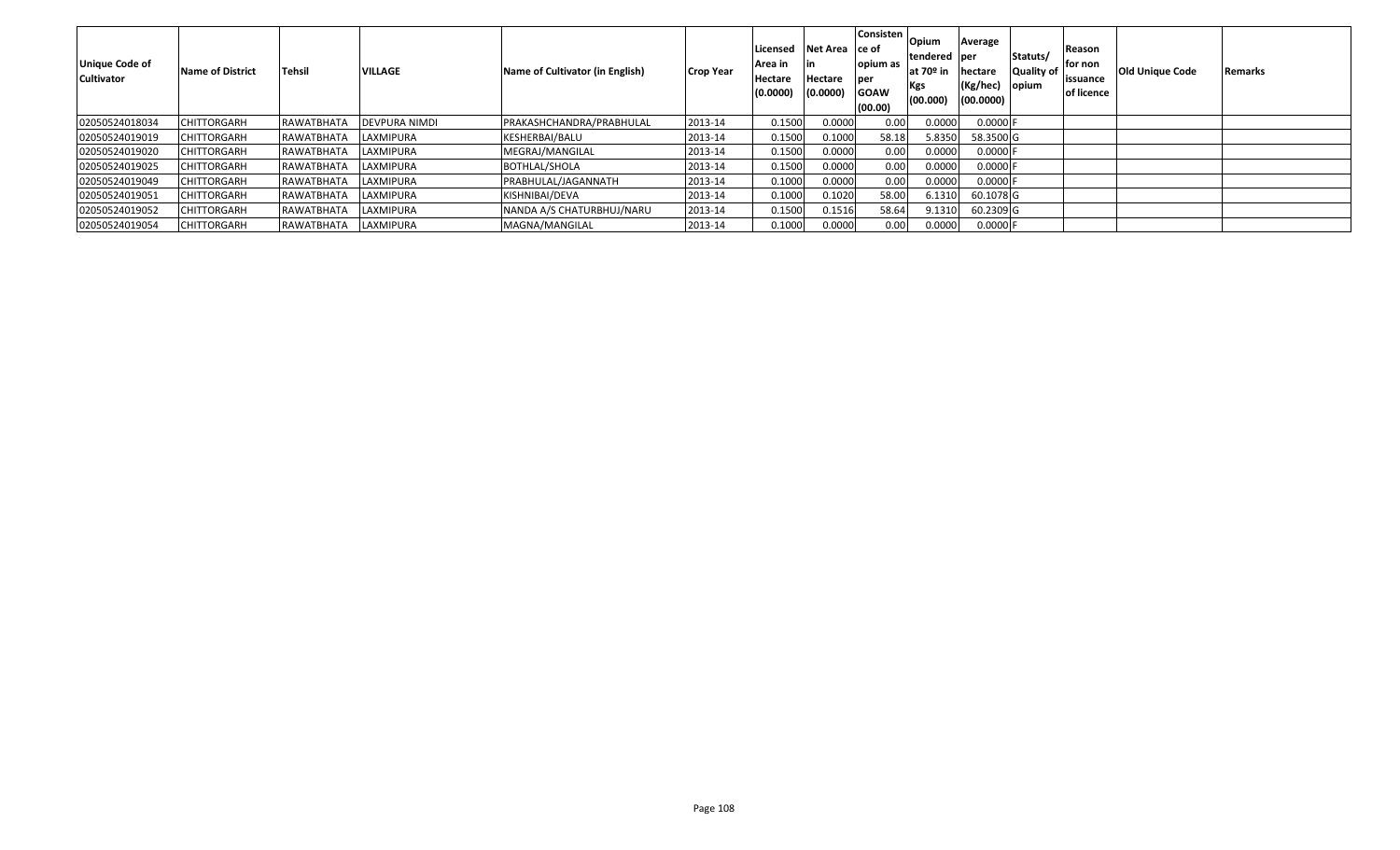| Unique Code of Cultivator | Name of District | Tehsil | VILLAGE | Name of Cultivator (in English) | Crop Year | Licensed Area in Hectare (0.0000) | Net Area in Hectare (0.0000) | Consistence of opium as per GOAW (00.00) | Opium tendered at 70º in Kgs (00.000) | Average per hectare (Kg/hec) (00.0000) | Statuts/ Quality of opium | Reason for non issuance of licence | Old Unique Code | Remarks |
|---|---|---|---|---|---|---|---|---|---|---|---|---|---|---|
| 02050524018034 | CHITTORGARH | RAWATBHATA | DEVPURA NIMDI | PRAKASHCHANDRA/PRABHULAL | 2013-14 | 0.1500 | 0.0000 | 0.00 | 0.0000 | 0.0000 | F | | | |
| 02050524019019 | CHITTORGARH | RAWATBHATA | LAXMIPURA | KESHERBAI/BALU | 2013-14 | 0.1500 | 0.1000 | 58.18 | 5.8350 | 58.3500 | G | | | |
| 02050524019020 | CHITTORGARH | RAWATBHATA | LAXMIPURA | MEGRAJ/MANGILAL | 2013-14 | 0.1500 | 0.0000 | 0.00 | 0.0000 | 0.0000 | F | | | |
| 02050524019025 | CHITTORGARH | RAWATBHATA | LAXMIPURA | BOTHLAL/SHOLA | 2013-14 | 0.1500 | 0.0000 | 0.00 | 0.0000 | 0.0000 | F | | | |
| 02050524019049 | CHITTORGARH | RAWATBHATA | LAXMIPURA | PRABHULAL/JAGANNATH | 2013-14 | 0.1000 | 0.0000 | 0.00 | 0.0000 | 0.0000 | F | | | |
| 02050524019051 | CHITTORGARH | RAWATBHATA | LAXMIPURA | KISHNIBAI/DEVA | 2013-14 | 0.1000 | 0.1020 | 58.00 | 6.1310 | 60.1078 | G | | | |
| 02050524019052 | CHITTORGARH | RAWATBHATA | LAXMIPURA | NANDA A/S CHATURBHUJ/NARU | 2013-14 | 0.1500 | 0.1516 | 58.64 | 9.1310 | 60.2309 | G | | | |
| 02050524019054 | CHITTORGARH | RAWATBHATA | LAXMIPURA | MAGNA/MANGILAL | 2013-14 | 0.1000 | 0.0000 | 0.00 | 0.0000 | 0.0000 | F | | | |